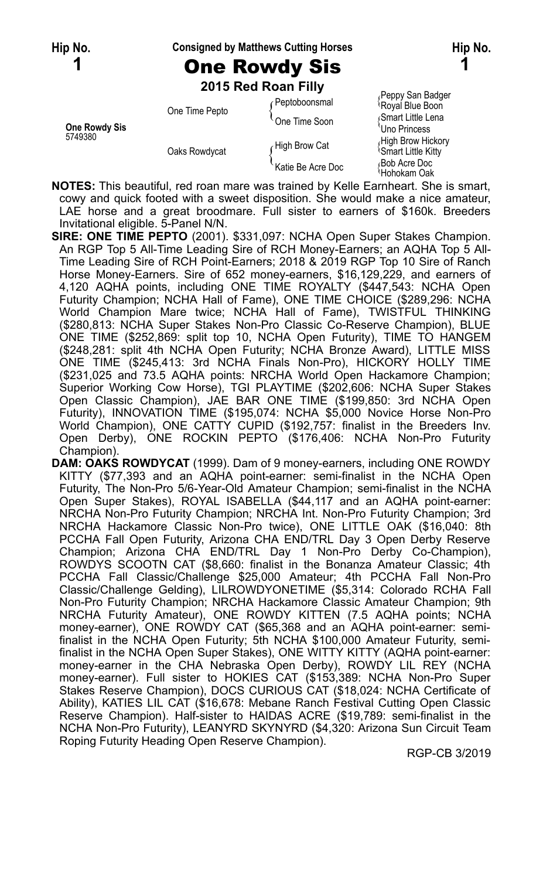**Hip No. 1** — Consigned by Matthews Cutting Horses — **Hip No. 1**

# One Rowdy Sis

### 2015 Red Roan Filly

| | | | |
|---|---|---|---|
| **One Rowdy Sis** 5749380 | One Time Pepto | Peptoboonsmal | Peppy San Badger |
| | | | Royal Blue Boon |
| | | One Time Soon | Smart Little Lena |
| | | | Uno Princess |
| | Oaks Rowdycat | High Brow Cat | High Brow Hickory |
| | | | Smart Little Kitty |
| | | Katie Be Acre Doc | Bob Acre Doc |
| | | | Hohokam Oak |

**NOTES:** This beautiful, red roan mare was trained by Kelle Earnheart. She is smart, cowy and quick footed with a sweet disposition. She would make a nice amateur, LAE horse and a great broodmare. Full sister to earners of $160k. Breeders Invitational eligible. 5-Panel N/N.

**SIRE: ONE TIME PEPTO** (2001). $331,097: NCHA Open Super Stakes Champion. An RGP Top 5 All-Time Leading Sire of RCH Money-Earners; an AQHA Top 5 All-Time Leading Sire of RCH Point-Earners; 2018 & 2019 RGP Top 10 Sire of Ranch Horse Money-Earners. Sire of 652 money-earners, $16,129,229, and earners of 4,120 AQHA points, including ONE TIME ROYALTY ($447,543: NCHA Open Futurity Champion; NCHA Hall of Fame), ONE TIME CHOICE ($289,296: NCHA World Champion Mare twice; NCHA Hall of Fame), TWISTFUL THINKING ($280,813: NCHA Super Stakes Non-Pro Classic Co-Reserve Champion), BLUE ONE TIME ($252,869: split top 10, NCHA Open Futurity), TIME TO HANGEM ($248,281: split 4th NCHA Open Futurity; NCHA Bronze Award), LITTLE MISS ONE TIME ($245,413: 3rd NCHA Finals Non-Pro), HICKORY HOLLY TIME ($231,025 and 73.5 AQHA points: NRCHA World Open Hackamore Champion; Superior Working Cow Horse), TGI PLAYTIME ($202,606: NCHA Super Stakes Open Classic Champion), JAE BAR ONE TIME ($199,850: 3rd NCHA Open Futurity), INNOVATION TIME ($195,074: NCHA $5,000 Novice Horse Non-Pro World Champion), ONE CATTY CUPID ($192,757: finalist in the Breeders Inv. Open Derby), ONE ROCKIN PEPTO ($176,406: NCHA Non-Pro Futurity Champion).

**DAM: OAKS ROWDYCAT** (1999). Dam of 9 money-earners, including ONE ROWDY KITTY ($77,393 and an AQHA point-earner: semi-finalist in the NCHA Open Futurity, The Non-Pro 5/6-Year-Old Amateur Champion; semi-finalist in the NCHA Open Super Stakes), ROYAL ISABELLA ($44,117 and an AQHA point-earner: NRCHA Non-Pro Futurity Champion; NRCHA Int. Non-Pro Futurity Champion; 3rd NRCHA Hackamore Classic Non-Pro twice), ONE LITTLE OAK ($16,040: 8th PCCHA Fall Open Futurity, Arizona CHA END/TRL Day 3 Open Derby Reserve Champion; Arizona CHA END/TRL Day 1 Non-Pro Derby Co-Champion), ROWDYS SCOOTN CAT ($8,660: finalist in the Bonanza Amateur Classic; 4th PCCHA Fall Classic/Challenge $25,000 Amateur; 4th PCCHA Fall Non-Pro Classic/Challenge Gelding), LILROWDYONETIME ($5,314: Colorado RCHA Fall Non-Pro Futurity Champion; NRCHA Hackamore Classic Amateur Champion; 9th NRCHA Futurity Amateur), ONE ROWDY KITTEN (7.5 AQHA points; NCHA money-earner), ONE ROWDY CAT ($65,368 and an AQHA point-earner: semi-finalist in the NCHA Open Futurity; 5th NCHA $100,000 Amateur Futurity, semi-finalist in the NCHA Open Super Stakes), ONE WITTY KITTY (AQHA point-earner: money-earner in the CHA Nebraska Open Derby), ROWDY LIL REY (NCHA money-earner). Full sister to HOKIES CAT ($153,389: NCHA Non-Pro Super Stakes Reserve Champion), DOCS CURIOUS CAT ($18,024: NCHA Certificate of Ability), KATIES LIL CAT ($16,678: Mebane Ranch Festival Cutting Open Classic Reserve Champion). Half-sister to HAIDAS ACRE ($19,789: semi-finalist in the NCHA Non-Pro Futurity), LEANYRD SKYNYRD ($4,320: Arizona Sun Circuit Team Roping Futurity Heading Open Reserve Champion).

RGP-CB 3/2019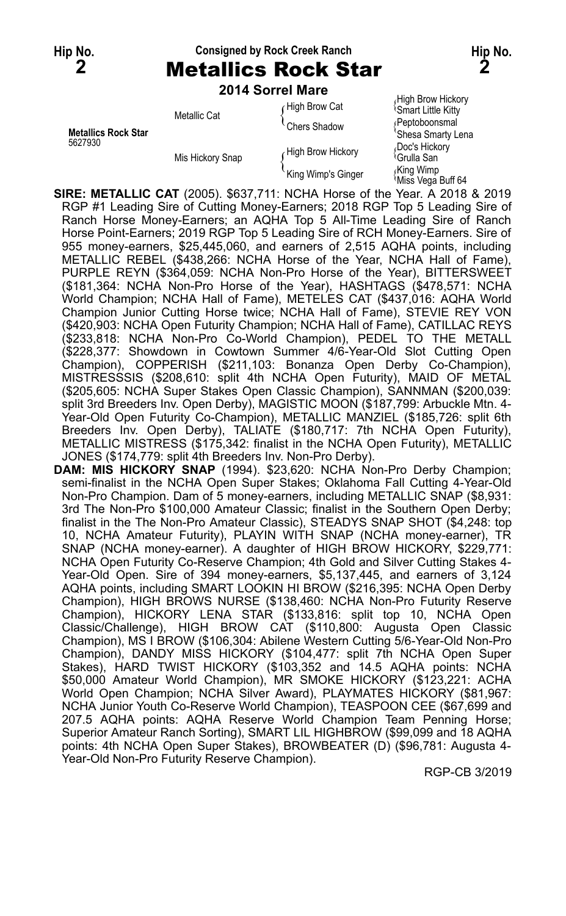**Hip No.**
**2**

**Consigned by Rock Creek Ranch**

# Metallics Rock Star

**Hip No.**
**2**

**2014 Sorrel Mare**

| | | | |
|---|---|---|---|
| **Metallics Rock Star** 5627930 | Metallic Cat | High Brow Cat | High Brow Hickory |
| | | | Smart Little Kitty |
| | | Chers Shadow | Peptoboonsmal |
| | | | Shesa Smarty Lena |
| | Mis Hickory Snap | High Brow Hickory | Doc's Hickory |
| | | | Grulla San |
| | | King Wimp's Ginger | King Wimp |
| | | | Miss Vega Buff 64 |

**SIRE: METALLIC CAT** (2005). $637,711: NCHA Horse of the Year. A 2018 & 2019 RGP #1 Leading Sire of Cutting Money-Earners; 2018 RGP Top 5 Leading Sire of Ranch Horse Money-Earners; an AQHA Top 5 All-Time Leading Sire of Ranch Horse Point-Earners; 2019 RGP Top 5 Leading Sire of RCH Money-Earners. Sire of 955 money-earners, $25,445,060, and earners of 2,515 AQHA points, including METALLIC REBEL ($438,266: NCHA Horse of the Year, NCHA Hall of Fame), PURPLE REYN ($364,059: NCHA Non-Pro Horse of the Year), BITTERSWEET ($181,364: NCHA Non-Pro Horse of the Year), HASHTAGS ($478,571: NCHA World Champion; NCHA Hall of Fame), METELES CAT ($437,016: AQHA World Champion Junior Cutting Horse twice; NCHA Hall of Fame), STEVIE REY VON ($420,903: NCHA Open Futurity Champion; NCHA Hall of Fame), CATILLAC REYS ($233,818: NCHA Non-Pro Co-World Champion), PEDEL TO THE METALL ($228,377: Showdown in Cowtown Summer 4/6-Year-Old Slot Cutting Open Champion), COPPERISH ($211,103: Bonanza Open Derby Co-Champion), MISTRESSSIS ($208,610: split 4th NCHA Open Futurity), MAID OF METAL ($205,605: NCHA Super Stakes Open Classic Champion), SANNMAN ($200,039: split 3rd Breeders Inv. Open Derby), MAGISTIC MOON ($187,799: Arbuckle Mtn. 4-Year-Old Open Futurity Co-Champion), METALLIC MANZIEL ($185,726: split 6th Breeders Inv. Open Derby), TALIATE ($180,717: 7th NCHA Open Futurity), METALLIC MISTRESS ($175,342: finalist in the NCHA Open Futurity), METALLIC JONES ($174,779: split 4th Breeders Inv. Non-Pro Derby).

**DAM: MIS HICKORY SNAP** (1994). $23,620: NCHA Non-Pro Derby Champion; semi-finalist in the NCHA Open Super Stakes; Oklahoma Fall Cutting 4-Year-Old Non-Pro Champion. Dam of 5 money-earners, including METALLIC SNAP ($8,931: 3rd The Non-Pro $100,000 Amateur Classic; finalist in the Southern Open Derby; finalist in the The Non-Pro Amateur Classic), STEADYS SNAP SHOT ($4,248: top 10, NCHA Amateur Futurity), PLAYIN WITH SNAP (NCHA money-earner), TR SNAP (NCHA money-earner). A daughter of HIGH BROW HICKORY, $229,771: NCHA Open Futurity Co-Reserve Champion; 4th Gold and Silver Cutting Stakes 4-Year-Old Open. Sire of 394 money-earners, $5,137,445, and earners of 3,124 AQHA points, including SMART LOOKIN HI BROW ($216,395: NCHA Open Derby Champion), HIGH BROWS NURSE ($138,460: NCHA Non-Pro Futurity Reserve Champion), HICKORY LENA STAR ($133,816: split top 10, NCHA Open Classic/Challenge), HIGH BROW CAT ($110,800: Augusta Open Classic Champion), MS I BROW ($106,304: Abilene Western Cutting 5/6-Year-Old Non-Pro Champion), DANDY MISS HICKORY ($104,477: split 7th NCHA Open Super Stakes), HARD TWIST HICKORY ($103,352 and 14.5 AQHA points: NCHA $50,000 Amateur World Champion), MR SMOKE HICKORY ($123,221: ACHA World Open Champion; NCHA Silver Award), PLAYMATES HICKORY ($81,967: NCHA Junior Youth Co-Reserve World Champion), TEASPOON CEE ($67,699 and 207.5 AQHA points: AQHA Reserve World Champion Team Penning Horse; Superior Amateur Ranch Sorting), SMART LIL HIGHBROW ($99,099 and 18 AQHA points: 4th NCHA Open Super Stakes), BROWBEATER (D) ($96,781: Augusta 4-Year-Old Non-Pro Futurity Reserve Champion).

RGP-CB 3/2019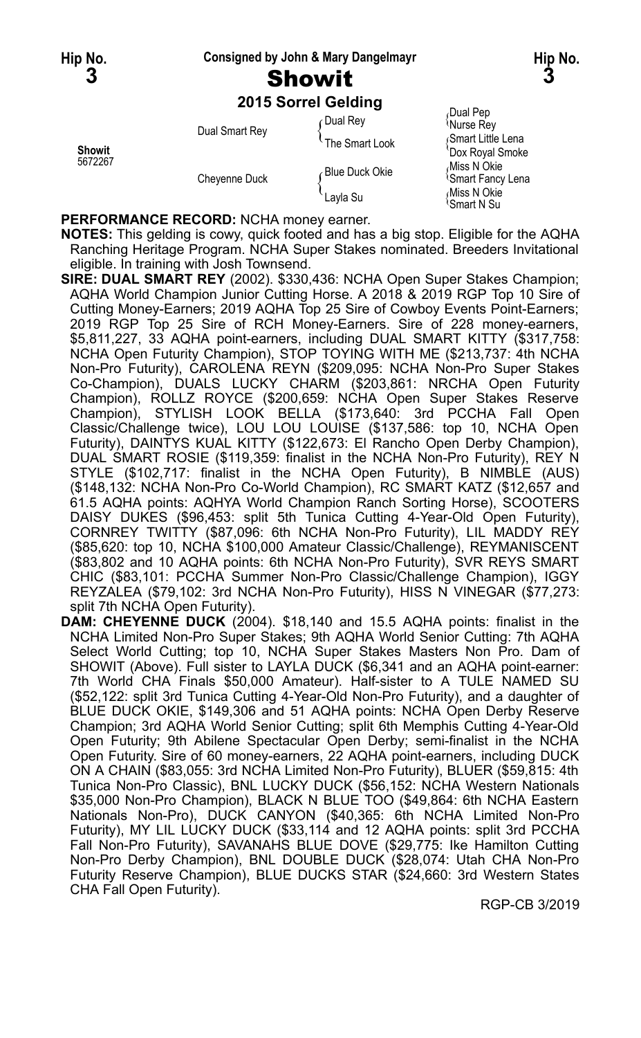**Hip No. 3** — Consigned by John & Mary Dangelmayr — **Hip No. 3**

# Showit

### 2015 Sorrel Gelding

| | | | |
|---|---|---|---|
| **Showit** 5672267 | Dual Smart Rey | Dual Rey | Dual Pep |
| | | | Nurse Rey |
| | | The Smart Look | Smart Little Lena |
| | | | Dox Royal Smoke |
| | Cheyenne Duck | Blue Duck Okie | Miss N Okie |
| | | | Smart Fancy Lena |
| | | Layla Su | Miss N Okie |
| | | | Smart N Su |

**PERFORMANCE RECORD:** NCHA money earner.

**NOTES:** This gelding is cowy, quick footed and has a big stop. Eligible for the AQHA Ranching Heritage Program. NCHA Super Stakes nominated. Breeders Invitational eligible. In training with Josh Townsend.

**SIRE: DUAL SMART REY** (2002). $330,436: NCHA Open Super Stakes Champion; AQHA World Champion Junior Cutting Horse. A 2018 & 2019 RGP Top 10 Sire of Cutting Money-Earners; 2019 AQHA Top 25 Sire of Cowboy Events Point-Earners; 2019 RGP Top 25 Sire of RCH Money-Earners. Sire of 228 money-earners, $5,811,227, 33 AQHA point-earners, including DUAL SMART KITTY ($317,758: NCHA Open Futurity Champion), STOP TOYING WITH ME ($213,737: 4th NCHA Non-Pro Futurity), CAROLENA REYN ($209,095: NCHA Non-Pro Super Stakes Co-Champion), DUALS LUCKY CHARM ($203,861: NRCHA Open Futurity Champion), ROLLZ ROYCE ($200,659: NCHA Open Super Stakes Reserve Champion), STYLISH LOOK BELLA ($173,640: 3rd PCCHA Fall Open Classic/Challenge twice), LOU LOU LOUISE ($137,586: top 10, NCHA Open Futurity), DAINTYS KUAL KITTY ($122,673: El Rancho Open Derby Champion), DUAL SMART ROSIE ($119,359: finalist in the NCHA Non-Pro Futurity), REY N STYLE ($102,717: finalist in the NCHA Open Futurity), B NIMBLE (AUS) ($148,132: NCHA Non-Pro Co-World Champion), RC SMART KATZ ($12,657 and 61.5 AQHA points: AQHYA World Champion Ranch Sorting Horse), SCOOTERS DAISY DUKES ($96,453: split 5th Tunica Cutting 4-Year-Old Open Futurity), CORNREY TWITTY ($87,096: 6th NCHA Non-Pro Futurity), LIL MADDY REY ($85,620: top 10, NCHA $100,000 Amateur Classic/Challenge), REYMANISCENT ($83,802 and 10 AQHA points: 6th NCHA Non-Pro Futurity), SVR REYS SMART CHIC ($83,101: PCCHA Summer Non-Pro Classic/Challenge Champion), IGGY REYZALEA ($79,102: 3rd NCHA Non-Pro Futurity), HISS N VINEGAR ($77,273: split 7th NCHA Open Futurity).

**DAM: CHEYENNE DUCK** (2004). $18,140 and 15.5 AQHA points: finalist in the NCHA Limited Non-Pro Super Stakes; 9th AQHA World Senior Cutting: 7th AQHA Select World Cutting; top 10, NCHA Super Stakes Masters Non Pro. Dam of SHOWIT (Above). Full sister to LAYLA DUCK ($6,341 and an AQHA point-earner: 7th World CHA Finals $50,000 Amateur). Half-sister to A TULE NAMED SU ($52,122: split 3rd Tunica Cutting 4-Year-Old Non-Pro Futurity), and a daughter of BLUE DUCK OKIE, $149,306 and 51 AQHA points: NCHA Open Derby Reserve Champion; 3rd AQHA World Senior Cutting; split 6th Memphis Cutting 4-Year-Old Open Futurity; 9th Abilene Spectacular Open Derby; semi-finalist in the NCHA Open Futurity. Sire of 60 money-earners, 22 AQHA point-earners, including DUCK ON A CHAIN ($83,055: 3rd NCHA Limited Non-Pro Futurity), BLUER ($59,815: 4th Tunica Non-Pro Classic), BNL LUCKY DUCK ($56,152: NCHA Western Nationals $35,000 Non-Pro Champion), BLACK N BLUE TOO ($49,864: 6th NCHA Eastern Nationals Non-Pro), DUCK CANYON ($40,365: 6th NCHA Limited Non-Pro Futurity), MY LIL LUCKY DUCK ($33,114 and 12 AQHA points: split 3rd PCCHA Fall Non-Pro Futurity), SAVANAHS BLUE DOVE ($29,775: Ike Hamilton Cutting Non-Pro Derby Champion), BNL DOUBLE DUCK ($28,074: Utah CHA Non-Pro Futurity Reserve Champion), BLUE DUCKS STAR ($24,660: 3rd Western States CHA Fall Open Futurity).

RGP-CB 3/2019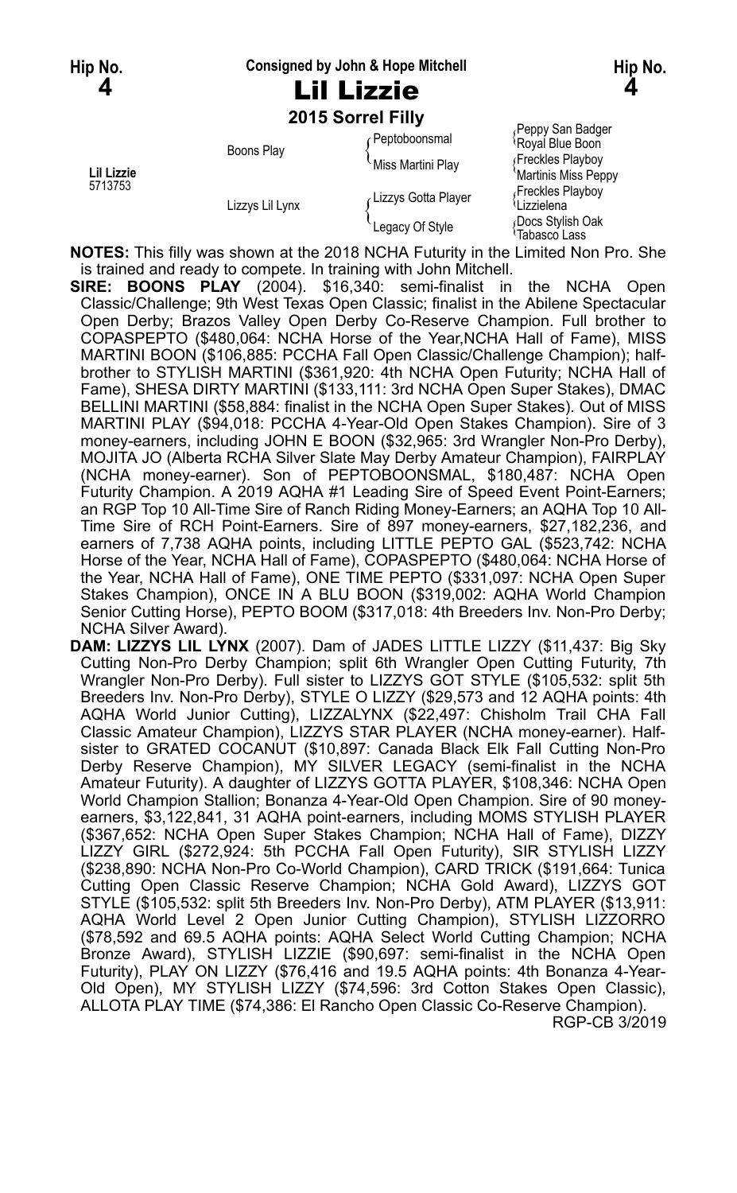**Hip No. 4** — Consigned by John & Hope Mitchell — **Hip No. 4**

# Lil Lizzie

**2015 Sorrel Filly**

| | | | |
|---|---|---|---|
| **Lil Lizzie** 5713753 | Boons Play | Peptoboonsmal | Peppy San Badger |
| | | | Royal Blue Boon |
| | | Miss Martini Play | Freckles Playboy |
| | | | Martinis Miss Peppy |
| | Lizzys Lil Lynx | Lizzys Gotta Player | Freckles Playboy |
| | | | Lizzielena |
| | | Legacy Of Style | Docs Stylish Oak |
| | | | Tabasco Lass |

**NOTES:** This filly was shown at the 2018 NCHA Futurity in the Limited Non Pro. She is trained and ready to compete. In training with John Mitchell.

**SIRE: BOONS PLAY** (2004). $16,340: semi-finalist in the NCHA Open Classic/Challenge; 9th West Texas Open Classic; finalist in the Abilene Spectacular Open Derby; Brazos Valley Open Derby Co-Reserve Champion. Full brother to COPASPEPTO ($480,064: NCHA Horse of the Year,NCHA Hall of Fame), MISS MARTINI BOON ($106,885: PCCHA Fall Open Classic/Challenge Champion); half-brother to STYLISH MARTINI ($361,920: 4th NCHA Open Futurity; NCHA Hall of Fame), SHESA DIRTY MARTINI ($133,111: 3rd NCHA Open Super Stakes), DMAC BELLINI MARTINI ($58,884: finalist in the NCHA Open Super Stakes). Out of MISS MARTINI PLAY ($94,018: PCCHA 4-Year-Old Open Stakes Champion). Sire of 3 money-earners, including JOHN E BOON ($32,965: 3rd Wrangler Non-Pro Derby), MOJITA JO (Alberta RCHA Silver Slate May Derby Amateur Champion), FAIRPLAY (NCHA money-earner). Son of PEPTOBOONSMAL, $180,487: NCHA Open Futurity Champion. A 2019 AQHA #1 Leading Sire of Speed Event Point-Earners; an RGP Top 10 All-Time Sire of Ranch Riding Money-Earners; an AQHA Top 10 All-Time Sire of RCH Point-Earners. Sire of 897 money-earners, $27,182,236, and earners of 7,738 AQHA points, including LITTLE PEPTO GAL ($523,742: NCHA Horse of the Year, NCHA Hall of Fame), COPASPEPTO ($480,064: NCHA Horse of the Year, NCHA Hall of Fame), ONE TIME PEPTO ($331,097: NCHA Open Super Stakes Champion), ONCE IN A BLU BOON ($319,002: AQHA World Champion Senior Cutting Horse), PEPTO BOOM ($317,018: 4th Breeders Inv. Non-Pro Derby; NCHA Silver Award).

**DAM: LIZZYS LIL LYNX** (2007). Dam of JADES LITTLE LIZZY ($11,437: Big Sky Cutting Non-Pro Derby Champion; split 6th Wrangler Open Cutting Futurity, 7th Wrangler Non-Pro Derby). Full sister to LIZZYS GOT STYLE ($105,532: split 5th Breeders Inv. Non-Pro Derby), STYLE O LIZZY ($29,573 and 12 AQHA points: 4th AQHA World Junior Cutting), LIZZALYNX ($22,497: Chisholm Trail CHA Fall Classic Amateur Champion), LIZZYS STAR PLAYER (NCHA money-earner). Half-sister to GRATED COCANUT ($10,897: Canada Black Elk Fall Cutting Non-Pro Derby Reserve Champion), MY SILVER LEGACY (semi-finalist in the NCHA Amateur Futurity). A daughter of LIZZYS GOTTA PLAYER, $108,346: NCHA Open World Champion Stallion; Bonanza 4-Year-Old Open Champion. Sire of 90 money-earners, $3,122,841, 31 AQHA point-earners, including MOMS STYLISH PLAYER ($367,652: NCHA Open Super Stakes Champion; NCHA Hall of Fame), DIZZY LIZZY GIRL ($272,924: 5th PCCHA Fall Open Futurity), SIR STYLISH LIZZY ($238,890: NCHA Non-Pro Co-World Champion), CARD TRICK ($191,664: Tunica Cutting Open Classic Reserve Champion; NCHA Gold Award), LIZZYS GOT STYLE ($105,532: split 5th Breeders Inv. Non-Pro Derby), ATM PLAYER ($13,911: AQHA World Level 2 Open Junior Cutting Champion), STYLISH LIZZORRO ($78,592 and 69.5 AQHA points: AQHA Select World Cutting Champion; NCHA Bronze Award), STYLISH LIZZIE ($90,697: semi-finalist in the NCHA Open Futurity), PLAY ON LIZZY ($76,416 and 19.5 AQHA points: 4th Bonanza 4-Year-Old Open), MY STYLISH LIZZY ($74,596: 3rd Cotton Stakes Open Classic), ALLOTA PLAY TIME ($74,386: El Rancho Open Classic Co-Reserve Champion).

RGP-CB 3/2019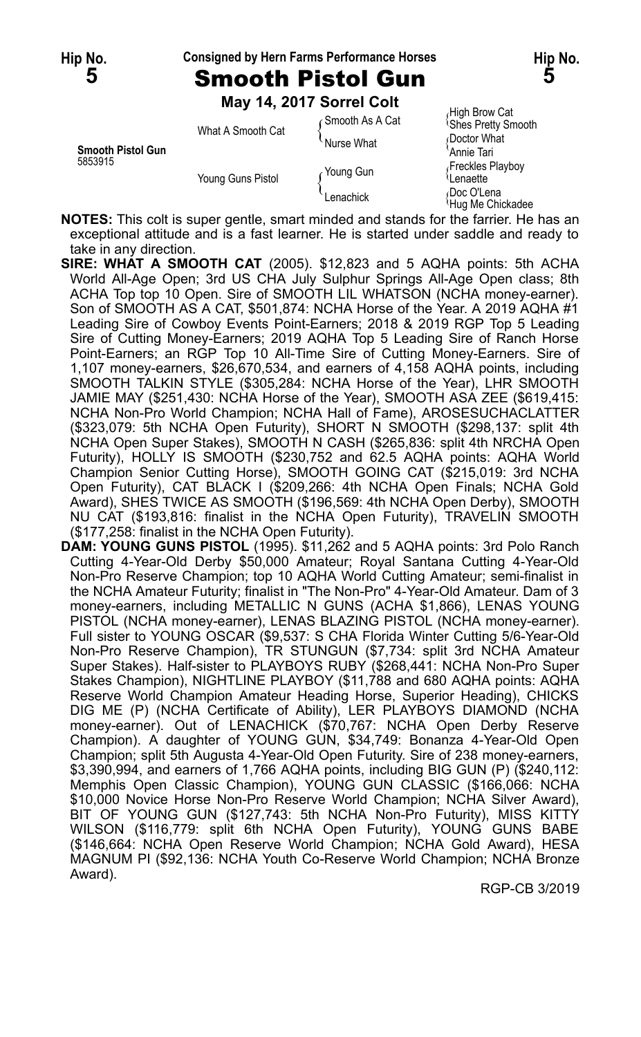**Hip No. 5** — Consigned by Hern Farms Performance Horses — **Hip No. 5**

# Smooth Pistol Gun

**May 14, 2017 Sorrel Colt**

| | | | |
|---|---|---|---|
| **Smooth Pistol Gun** 5853915 | What A Smooth Cat | Smooth As A Cat | High Brow Cat |
| | | | Shes Pretty Smooth |
| | | Nurse What | Doctor What |
| | | | Annie Tari |
| | Young Guns Pistol | Young Gun | Freckles Playboy |
| | | | Lenaette |
| | | Lenachick | Doc O'Lena |
| | | | Hug Me Chickadee |

**NOTES:** This colt is super gentle, smart minded and stands for the farrier. He has an exceptional attitude and is a fast learner. He is started under saddle and ready to take in any direction.

**SIRE: WHAT A SMOOTH CAT** (2005). $12,823 and 5 AQHA points: 5th ACHA World All-Age Open; 3rd US CHA July Sulphur Springs All-Age Open class; 8th ACHA Top top 10 Open. Sire of SMOOTH LIL WHATSON (NCHA money-earner). Son of SMOOTH AS A CAT, $501,874: NCHA Horse of the Year. A 2019 AQHA #1 Leading Sire of Cowboy Events Point-Earners; 2018 & 2019 RGP Top 5 Leading Sire of Cutting Money-Earners; 2019 AQHA Top 5 Leading Sire of Ranch Horse Point-Earners; an RGP Top 10 All-Time Sire of Cutting Money-Earners. Sire of 1,107 money-earners, $26,670,534, and earners of 4,158 AQHA points, including SMOOTH TALKIN STYLE ($305,284: NCHA Horse of the Year), LHR SMOOTH JAMIE MAY ($251,430: NCHA Horse of the Year), SMOOTH ASA ZEE ($619,415: NCHA Non-Pro World Champion; NCHA Hall of Fame), AROSESUCHACLATTER ($323,079: 5th NCHA Open Futurity), SHORT N SMOOTH ($298,137: split 4th NCHA Open Super Stakes), SMOOTH N CASH ($265,836: split 4th NRCHA Open Futurity), HOLLY IS SMOOTH ($230,752 and 62.5 AQHA points: AQHA World Champion Senior Cutting Horse), SMOOTH GOING CAT ($215,019: 3rd NCHA Open Futurity), CAT BLACK I ($209,266: 4th NCHA Open Finals; NCHA Gold Award), SHES TWICE AS SMOOTH ($196,569: 4th NCHA Open Derby), SMOOTH NU CAT ($193,816: finalist in the NCHA Open Futurity), TRAVELIN SMOOTH ($177,258: finalist in the NCHA Open Futurity).

**DAM: YOUNG GUNS PISTOL** (1995). $11,262 and 5 AQHA points: 3rd Polo Ranch Cutting 4-Year-Old Derby $50,000 Amateur; Royal Santana Cutting 4-Year-Old Non-Pro Reserve Champion; top 10 AQHA World Cutting Amateur; semi-finalist in the NCHA Amateur Futurity; finalist in "The Non-Pro" 4-Year-Old Amateur. Dam of 3 money-earners, including METALLIC N GUNS (ACHA $1,866), LENAS YOUNG PISTOL (NCHA money-earner), LENAS BLAZING PISTOL (NCHA money-earner). Full sister to YOUNG OSCAR ($9,537: S CHA Florida Winter Cutting 5/6-Year-Old Non-Pro Reserve Champion), TR STUNGUN ($7,734: split 3rd NCHA Amateur Super Stakes). Half-sister to PLAYBOYS RUBY ($268,441: NCHA Non-Pro Super Stakes Champion), NIGHTLINE PLAYBOY ($11,788 and 680 AQHA points: AQHA Reserve World Champion Amateur Heading Horse, Superior Heading), CHICKS DIG ME (P) (NCHA Certificate of Ability), LER PLAYBOYS DIAMOND (NCHA money-earner). Out of LENACHICK ($70,767: NCHA Open Derby Reserve Champion). A daughter of YOUNG GUN, $34,749: Bonanza 4-Year-Old Open Champion; split 5th Augusta 4-Year-Old Open Futurity. Sire of 238 money-earners, $3,390,994, and earners of 1,766 AQHA points, including BIG GUN (P) ($240,112: Memphis Open Classic Champion), YOUNG GUN CLASSIC ($166,066: NCHA $10,000 Novice Horse Non-Pro Reserve World Champion; NCHA Silver Award), BIT OF YOUNG GUN ($127,743: 5th NCHA Non-Pro Futurity), MISS KITTY WILSON ($116,779: split 6th NCHA Open Futurity), YOUNG GUNS BABE ($146,664: NCHA Open Reserve World Champion; NCHA Gold Award), HESA MAGNUM PI ($92,136: NCHA Youth Co-Reserve World Champion; NCHA Bronze Award).

RGP-CB 3/2019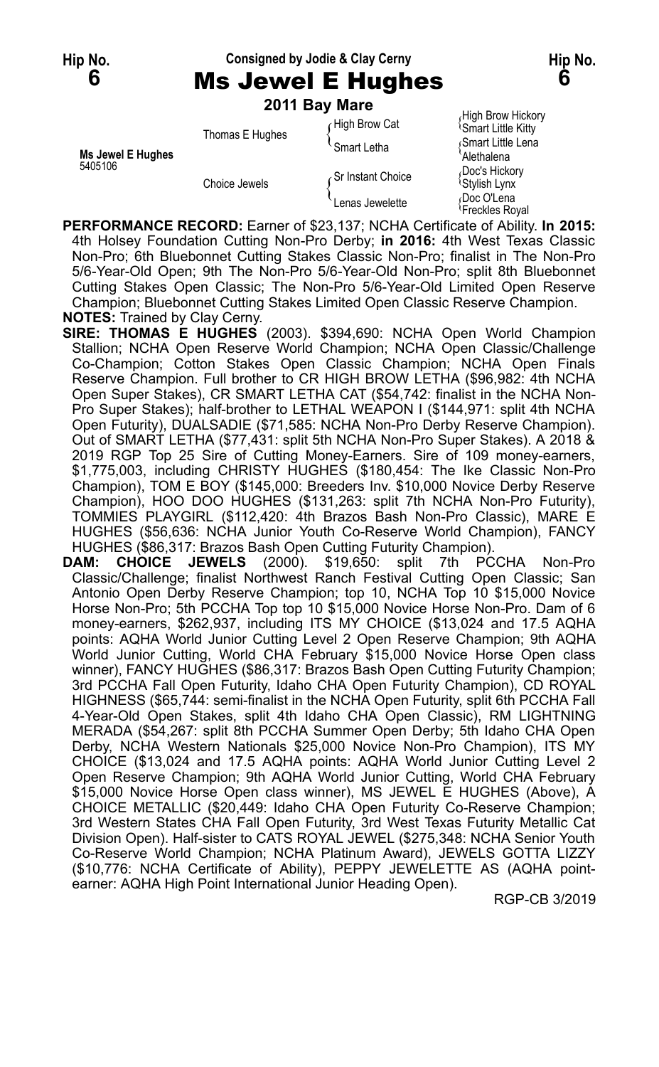**Hip No. 6** | Consigned by Jodie & Clay Cerny | **Hip No. 6**

# Ms Jewel E Hughes

**2011 Bay Mare**

| | | | |
|---|---|---|---|
| **Ms Jewel E Hughes** 5405106 | Thomas E Hughes | High Brow Cat | High Brow Hickory |
| | | | Smart Little Kitty |
| | | Smart Letha | Smart Little Lena |
| | | | Alethalena |
| | Choice Jewels | Sr Instant Choice | Doc's Hickory |
| | | | Stylish Lynx |
| | | Lenas Jewelette | Doc O'Lena |
| | | | Freckles Royal |

**PERFORMANCE RECORD:** Earner of $23,137; NCHA Certificate of Ability. **In 2015:** 4th Holsey Foundation Cutting Non-Pro Derby; **in 2016:** 4th West Texas Classic Non-Pro; 6th Bluebonnet Cutting Stakes Classic Non-Pro; finalist in The Non-Pro 5/6-Year-Old Open; 9th The Non-Pro 5/6-Year-Old Non-Pro; split 8th Bluebonnet Cutting Stakes Open Classic; The Non-Pro 5/6-Year-Old Limited Open Reserve Champion; Bluebonnet Cutting Stakes Limited Open Classic Reserve Champion.

**NOTES:** Trained by Clay Cerny.

**SIRE: THOMAS E HUGHES** (2003). $394,690: NCHA Open World Champion Stallion; NCHA Open Reserve World Champion; NCHA Open Classic/Challenge Co-Champion; Cotton Stakes Open Classic Champion; NCHA Open Finals Reserve Champion. Full brother to CR HIGH BROW LETHA ($96,982: 4th NCHA Open Super Stakes), CR SMART LETHA CAT ($54,742: finalist in the NCHA Non-Pro Super Stakes); half-brother to LETHAL WEAPON I ($144,971: split 4th NCHA Open Futurity), DUALSADIE ($71,585: NCHA Non-Pro Derby Reserve Champion). Out of SMART LETHA ($77,431: split 5th NCHA Non-Pro Super Stakes). A 2018 & 2019 RGP Top 25 Sire of Cutting Money-Earners. Sire of 109 money-earners, $1,775,003, including CHRISTY HUGHES ($180,454: The Ike Classic Non-Pro Champion), TOM E BOY ($145,000: Breeders Inv. $10,000 Novice Derby Reserve Champion), HOO DOO HUGHES ($131,263: split 7th NCHA Non-Pro Futurity), TOMMIES PLAYGIRL ($112,420: 4th Brazos Bash Non-Pro Classic), MARE E HUGHES ($56,636: NCHA Junior Youth Co-Reserve World Champion), FANCY HUGHES ($86,317: Brazos Bash Open Cutting Futurity Champion).

**DAM: CHOICE JEWELS** (2000). $19,650: split 7th PCCHA Non-Pro Classic/Challenge; finalist Northwest Ranch Festival Cutting Open Classic; San Antonio Open Derby Reserve Champion; top 10, NCHA Top 10 $15,000 Novice Horse Non-Pro; 5th PCCHA Top top 10 $15,000 Novice Horse Non-Pro. Dam of 6 money-earners, $262,937, including ITS MY CHOICE ($13,024 and 17.5 AQHA points: AQHA World Junior Cutting Level 2 Open Reserve Champion; 9th AQHA World Junior Cutting, World CHA February $15,000 Novice Horse Open class winner), FANCY HUGHES ($86,317: Brazos Bash Open Cutting Futurity Champion; 3rd PCCHA Fall Open Futurity, Idaho CHA Open Futurity Champion), CD ROYAL HIGHNESS ($65,744: semi-finalist in the NCHA Open Futurity, split 6th PCCHA Fall 4-Year-Old Open Stakes, split 4th Idaho CHA Open Classic), RM LIGHTNING MERADA ($54,267: split 8th PCCHA Summer Open Derby; 5th Idaho CHA Open Derby, NCHA Western Nationals $25,000 Novice Non-Pro Champion), ITS MY CHOICE ($13,024 and 17.5 AQHA points: AQHA World Junior Cutting Level 2 Open Reserve Champion; 9th AQHA World Junior Cutting, World CHA February $15,000 Novice Horse Open class winner), MS JEWEL E HUGHES (Above), A CHOICE METALLIC ($20,449: Idaho CHA Open Futurity Co-Reserve Champion; 3rd Western States CHA Fall Open Futurity, 3rd West Texas Futurity Metallic Cat Division Open). Half-sister to CATS ROYAL JEWEL ($275,348: NCHA Senior Youth Co-Reserve World Champion; NCHA Platinum Award), JEWELS GOTTA LIZZY ($10,776: NCHA Certificate of Ability), PEPPY JEWELETTE AS (AQHA point-earner: AQHA High Point International Junior Heading Open).

RGP-CB 3/2019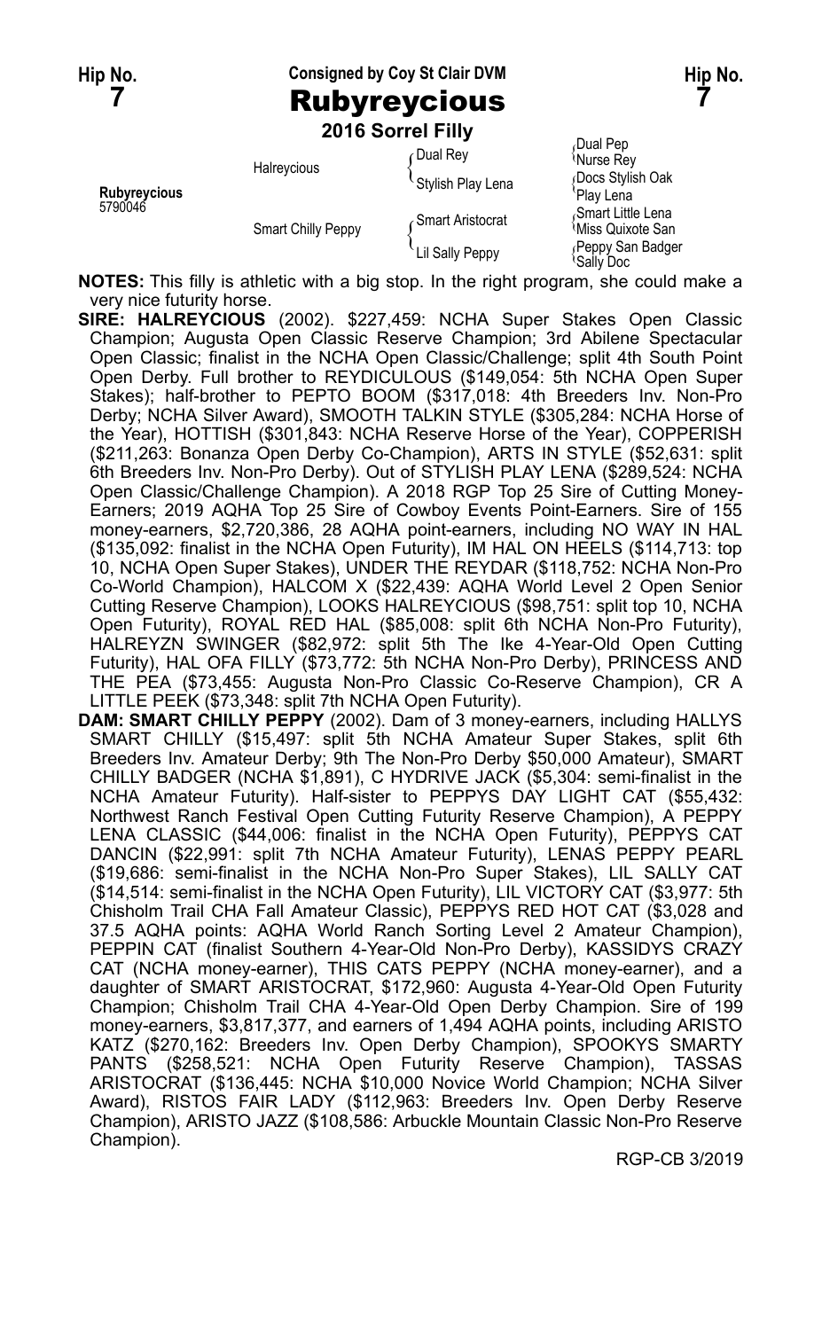Hip No. **7** — Consigned by Coy St Clair DVM — Hip No. **7**

# Rubyreycious

**2016 Sorrel Filly**

| | | | |
|---|---|---|---|
| **Rubyreycious** 5790046 | Halreycious | Dual Rey | Dual Pep |
| | | | Nurse Rey |
| | | Stylish Play Lena | Docs Stylish Oak |
| | | | Play Lena |
| | Smart Chilly Peppy | Smart Aristocrat | Smart Little Lena |
| | | | Miss Quixote San |
| | | Lil Sally Peppy | Peppy San Badger |
| | | | Sally Doc |

**NOTES:** This filly is athletic with a big stop. In the right program, she could make a very nice futurity horse.

**SIRE: HALREYCIOUS** (2002). $227,459: NCHA Super Stakes Open Classic Champion; Augusta Open Classic Reserve Champion; 3rd Abilene Spectacular Open Classic; finalist in the NCHA Open Classic/Challenge; split 4th South Point Open Derby. Full brother to REYDICULOUS ($149,054: 5th NCHA Open Super Stakes); half-brother to PEPTO BOOM ($317,018: 4th Breeders Inv. Non-Pro Derby; NCHA Silver Award), SMOOTH TALKIN STYLE ($305,284: NCHA Horse of the Year), HOTTISH ($301,843: NCHA Reserve Horse of the Year), COPPERISH ($211,263: Bonanza Open Derby Co-Champion), ARTS IN STYLE ($52,631: split 6th Breeders Inv. Non-Pro Derby). Out of STYLISH PLAY LENA ($289,524: NCHA Open Classic/Challenge Champion). A 2018 RGP Top 25 Sire of Cutting Money-Earners; 2019 AQHA Top 25 Sire of Cowboy Events Point-Earners. Sire of 155 money-earners, $2,720,386, 28 AQHA point-earners, including NO WAY IN HAL ($135,092: finalist in the NCHA Open Futurity), IM HAL ON HEELS ($114,713: top 10, NCHA Open Super Stakes), UNDER THE REYDAR ($118,752: NCHA Non-Pro Co-World Champion), HALCOM X ($22,439: AQHA World Level 2 Open Senior Cutting Reserve Champion), LOOKS HALREYCIOUS ($98,751: split top 10, NCHA Open Futurity), ROYAL RED HAL ($85,008: split 6th NCHA Non-Pro Futurity), HALREYZN SWINGER ($82,972: split 5th The Ike 4-Year-Old Open Cutting Futurity), HAL OFA FILLY ($73,772: 5th NCHA Non-Pro Derby), PRINCESS AND THE PEA ($73,455: Augusta Non-Pro Classic Co-Reserve Champion), CR A LITTLE PEEK ($73,348: split 7th NCHA Open Futurity).

**DAM: SMART CHILLY PEPPY** (2002). Dam of 3 money-earners, including HALLYS SMART CHILLY ($15,497: split 5th NCHA Amateur Super Stakes, split 6th Breeders Inv. Amateur Derby; 9th The Non-Pro Derby $50,000 Amateur), SMART CHILLY BADGER (NCHA $1,891), C HYDRIVE JACK ($5,304: semi-finalist in the NCHA Amateur Futurity). Half-sister to PEPPYS DAY LIGHT CAT ($55,432: Northwest Ranch Festival Open Cutting Futurity Reserve Champion), A PEPPY LENA CLASSIC ($44,006: finalist in the NCHA Open Futurity), PEPPYS CAT DANCIN ($22,991: split 7th NCHA Amateur Futurity), LENAS PEPPY PEARL ($19,686: semi-finalist in the NCHA Non-Pro Super Stakes), LIL SALLY CAT ($14,514: semi-finalist in the NCHA Open Futurity), LIL VICTORY CAT ($3,977: 5th Chisholm Trail CHA Fall Amateur Classic), PEPPYS RED HOT CAT ($3,028 and 37.5 AQHA points: AQHA World Ranch Sorting Level 2 Amateur Champion), PEPPIN CAT (finalist Southern 4-Year-Old Non-Pro Derby), KASSIDYS CRAZY CAT (NCHA money-earner), THIS CATS PEPPY (NCHA money-earner), and a daughter of SMART ARISTOCRAT, $172,960: Augusta 4-Year-Old Open Futurity Champion; Chisholm Trail CHA 4-Year-Old Open Derby Champion. Sire of 199 money-earners, $3,817,377, and earners of 1,494 AQHA points, including ARISTO KATZ ($270,162: Breeders Inv. Open Derby Champion), SPOOKYS SMARTY PANTS ($258,521: NCHA Open Futurity Reserve Champion), TASSAS ARISTOCRAT ($136,445: NCHA $10,000 Novice World Champion; NCHA Silver Award), RISTOS FAIR LADY ($112,963: Breeders Inv. Open Derby Reserve Champion), ARISTO JAZZ ($108,586: Arbuckle Mountain Classic Non-Pro Reserve Champion).

RGP-CB 3/2019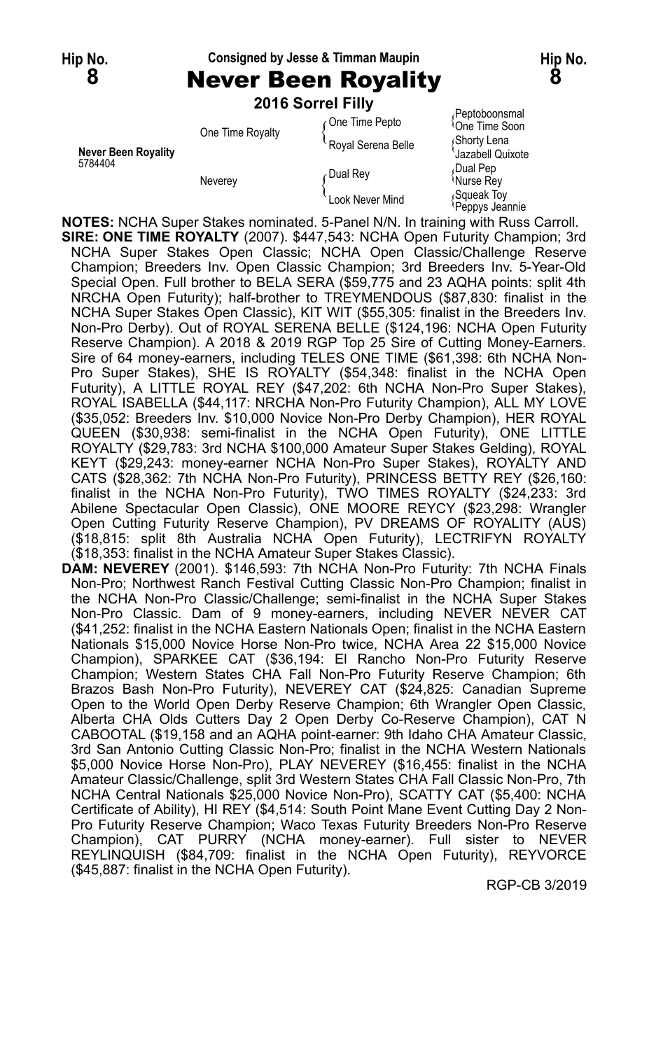Hip No. **8** — Consigned by Jesse & Timman Maupin — Hip No. **8**

# Never Been Royality

**2016 Sorrel Filly**

| | | | |
|---|---|---|---|
| **Never Been Royality** 5784404 | One Time Royalty | One Time Pepto | Peptoboonsmal |
| | | | One Time Soon |
| | | Royal Serena Belle | Shorty Lena |
| | | | Jazabell Quixote |
| | Neverey | Dual Rey | Dual Pep |
| | | | Nurse Rey |
| | | Look Never Mind | Squeak Toy |
| | | | Peppys Jeannie |

**NOTES:** NCHA Super Stakes nominated. 5-Panel N/N. In training with Russ Carroll.

**SIRE: ONE TIME ROYALTY** (2007). $447,543: NCHA Open Futurity Champion; 3rd NCHA Super Stakes Open Classic; NCHA Open Classic/Challenge Reserve Champion; Breeders Inv. Open Classic Champion; 3rd Breeders Inv. 5-Year-Old Special Open. Full brother to BELA SERA ($59,775 and 23 AQHA points: split 4th NRCHA Open Futurity); half-brother to TREYMENDOUS ($87,830: finalist in the NCHA Super Stakes Open Classic), KIT WIT ($55,305: finalist in the Breeders Inv. Non-Pro Derby). Out of ROYAL SERENA BELLE ($124,196: NCHA Open Futurity Reserve Champion). A 2018 & 2019 RGP Top 25 Sire of Cutting Money-Earners. Sire of 64 money-earners, including TELES ONE TIME ($61,398: 6th NCHA Non-Pro Super Stakes), SHE IS ROYALTY ($54,348: finalist in the NCHA Open Futurity), A LITTLE ROYAL REY ($47,202: 6th NCHA Non-Pro Super Stakes), ROYAL ISABELLA ($44,117: NRCHA Non-Pro Futurity Champion), ALL MY LOVE ($35,052: Breeders Inv. $10,000 Novice Non-Pro Derby Champion), HER ROYAL QUEEN ($30,938: semi-finalist in the NCHA Open Futurity), ONE LITTLE ROYALTY ($29,783: 3rd NCHA $100,000 Amateur Super Stakes Gelding), ROYAL KEYT ($29,243: money-earner NCHA Non-Pro Super Stakes), ROYALTY AND CATS ($28,362: 7th NCHA Non-Pro Futurity), PRINCESS BETTY REY ($26,160: finalist in the NCHA Non-Pro Futurity), TWO TIMES ROYALTY ($24,233: 3rd Abilene Spectacular Open Classic), ONE MOORE REYCY ($23,298: Wrangler Open Cutting Futurity Reserve Champion), PV DREAMS OF ROYALITY (AUS) ($18,815: split 8th Australia NCHA Open Futurity), LECTRIFYN ROYALTY ($18,353: finalist in the NCHA Amateur Super Stakes Classic).

**DAM: NEVEREY** (2001). $146,593: 7th NCHA Non-Pro Futurity: 7th NCHA Finals Non-Pro; Northwest Ranch Festival Cutting Classic Non-Pro Champion; finalist in the NCHA Non-Pro Classic/Challenge; semi-finalist in the NCHA Super Stakes Non-Pro Classic. Dam of 9 money-earners, including NEVER NEVER CAT ($41,252: finalist in the NCHA Eastern Nationals Open; finalist in the NCHA Eastern Nationals $15,000 Novice Horse Non-Pro twice, NCHA Area 22 $15,000 Novice Champion), SPARKEE CAT ($36,194: El Rancho Non-Pro Futurity Reserve Champion; Western States CHA Fall Non-Pro Futurity Reserve Champion; 6th Brazos Bash Non-Pro Futurity), NEVEREY CAT ($24,825: Canadian Supreme Open to the World Open Derby Reserve Champion; 6th Wrangler Open Classic, Alberta CHA Olds Cutters Day 2 Open Derby Co-Reserve Champion), CAT N CABOOTAL ($19,158 and an AQHA point-earner: 9th Idaho CHA Amateur Classic, 3rd San Antonio Cutting Classic Non-Pro; finalist in the NCHA Western Nationals $5,000 Novice Horse Non-Pro), PLAY NEVEREY ($16,455: finalist in the NCHA Amateur Classic/Challenge, split 3rd Western States CHA Fall Classic Non-Pro, 7th NCHA Central Nationals $25,000 Novice Non-Pro), SCATTY CAT ($5,400: NCHA Certificate of Ability), HI REY ($4,514: South Point Mane Event Cutting Day 2 Non-Pro Futurity Reserve Champion; Waco Texas Futurity Breeders Non-Pro Reserve Champion), CAT PURRY (NCHA money-earner). Full sister to NEVER REYLINQUISH ($84,709: finalist in the NCHA Open Futurity), REYVORCE ($45,887: finalist in the NCHA Open Futurity).

RGP-CB 3/2019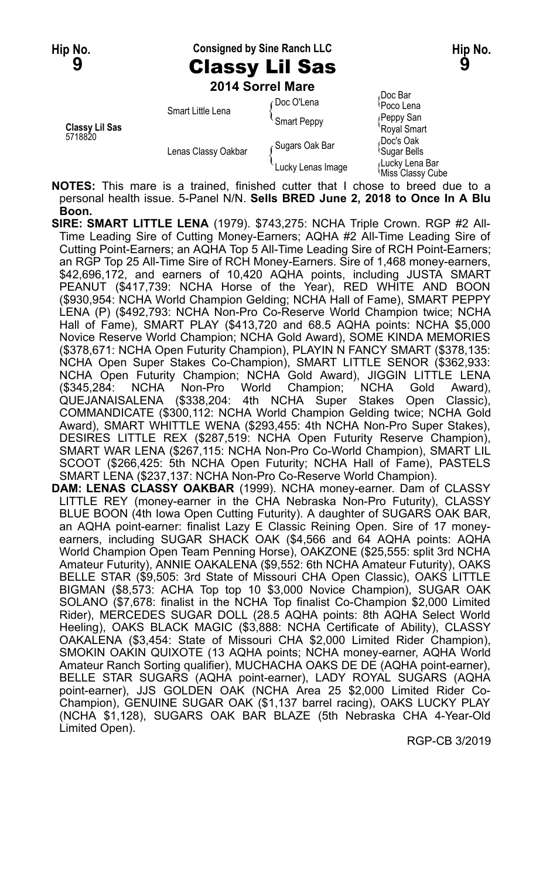Hip No. **9** — Consigned by Sine Ranch LLC — Hip No. **9**

# Classy Lil Sas

**2014 Sorrel Mare**

| | | | |
|---|---|---|---|
| **Classy Lil Sas** 5718820 | Smart Little Lena | Doc O'Lena | Doc Bar / Poco Lena |
| | | Smart Peppy | Peppy San / Royal Smart |
| | Lenas Classy Oakbar | Sugars Oak Bar | Doc's Oak / Sugar Bells |
| | | Lucky Lenas Image | Lucky Lena Bar / Miss Classy Cube |

**NOTES:** This mare is a trained, finished cutter that I chose to breed due to a personal health issue. 5-Panel N/N. **Sells BRED June 2, 2018 to Once In A Blu Boon.**

**SIRE: SMART LITTLE LENA** (1979). $743,275: NCHA Triple Crown. RGP #2 All-Time Leading Sire of Cutting Money-Earners; AQHA #2 All-Time Leading Sire of Cutting Point-Earners; an AQHA Top 5 All-Time Leading Sire of RCH Point-Earners; an RGP Top 25 All-Time Sire of RCH Money-Earners. Sire of 1,468 money-earners, $42,696,172, and earners of 10,420 AQHA points, including JUSTA SMART PEANUT ($417,739: NCHA Horse of the Year), RED WHITE AND BOON ($930,954: NCHA World Champion Gelding; NCHA Hall of Fame), SMART PEPPY LENA (P) ($492,793: NCHA Non-Pro Co-Reserve World Champion twice; NCHA Hall of Fame), SMART PLAY ($413,720 and 68.5 AQHA points: NCHA $5,000 Novice Reserve World Champion; NCHA Gold Award), SOME KINDA MEMORIES ($378,671: NCHA Open Futurity Champion), PLAYIN N FANCY SMART ($378,135: NCHA Open Super Stakes Co-Champion), SMART LITTLE SENOR ($362,933: NCHA Open Futurity Champion; NCHA Gold Award), JIGGIN LITTLE LENA ($345,284: NCHA Non-Pro World Champion; NCHA Gold Award), QUEJANAISALENA ($338,204: 4th NCHA Super Stakes Open Classic), COMMANDICATE ($300,112: NCHA World Champion Gelding twice; NCHA Gold Award), SMART WHITTLE WENA ($293,455: 4th NCHA Non-Pro Super Stakes), DESIRES LITTLE REX ($287,519: NCHA Open Futurity Reserve Champion), SMART WAR LENA ($267,115: NCHA Non-Pro Co-World Champion), SMART LIL SCOOT ($266,425: 5th NCHA Open Futurity; NCHA Hall of Fame), PASTELS SMART LENA ($237,137: NCHA Non-Pro Co-Reserve World Champion).

**DAM: LENAS CLASSY OAKBAR** (1999). NCHA money-earner. Dam of CLASSY LITTLE REY (money-earner in the CHA Nebraska Non-Pro Futurity), CLASSY BLUE BOON (4th Iowa Open Cutting Futurity). A daughter of SUGARS OAK BAR, an AQHA point-earner: finalist Lazy E Classic Reining Open. Sire of 17 money-earners, including SUGAR SHACK OAK ($4,566 and 64 AQHA points: AQHA World Champion Open Team Penning Horse), OAKZONE ($25,555: split 3rd NCHA Amateur Futurity), ANNIE OAKALENA ($9,552: 6th NCHA Amateur Futurity), OAKS BELLE STAR ($9,505: 3rd State of Missouri CHA Open Classic), OAKS LITTLE BIGMAN ($8,573: ACHA Top top 10 $3,000 Novice Champion), SUGAR OAK SOLANO ($7,678: finalist in the NCHA Top finalist Co-Champion $2,000 Limited Rider), MERCEDES SUGAR DOLL (28.5 AQHA points: 8th AQHA Select World Heeling), OAKS BLACK MAGIC ($3,888: NCHA Certificate of Ability), CLASSY OAKALENA ($3,454: State of Missouri CHA $2,000 Limited Rider Champion), SMOKIN OAKIN QUIXOTE (13 AQHA points; NCHA money-earner, AQHA World Amateur Ranch Sorting qualifier), MUCHACHA OAKS DE DE (AQHA point-earner), BELLE STAR SUGARS (AQHA point-earner), LADY ROYAL SUGARS (AQHA point-earner), JJS GOLDEN OAK (NCHA Area 25 $2,000 Limited Rider Co-Champion), GENUINE SUGAR OAK ($1,137 barrel racing), OAKS LUCKY PLAY (NCHA $1,128), SUGARS OAK BAR BLAZE (5th Nebraska CHA 4-Year-Old Limited Open).

RGP-CB 3/2019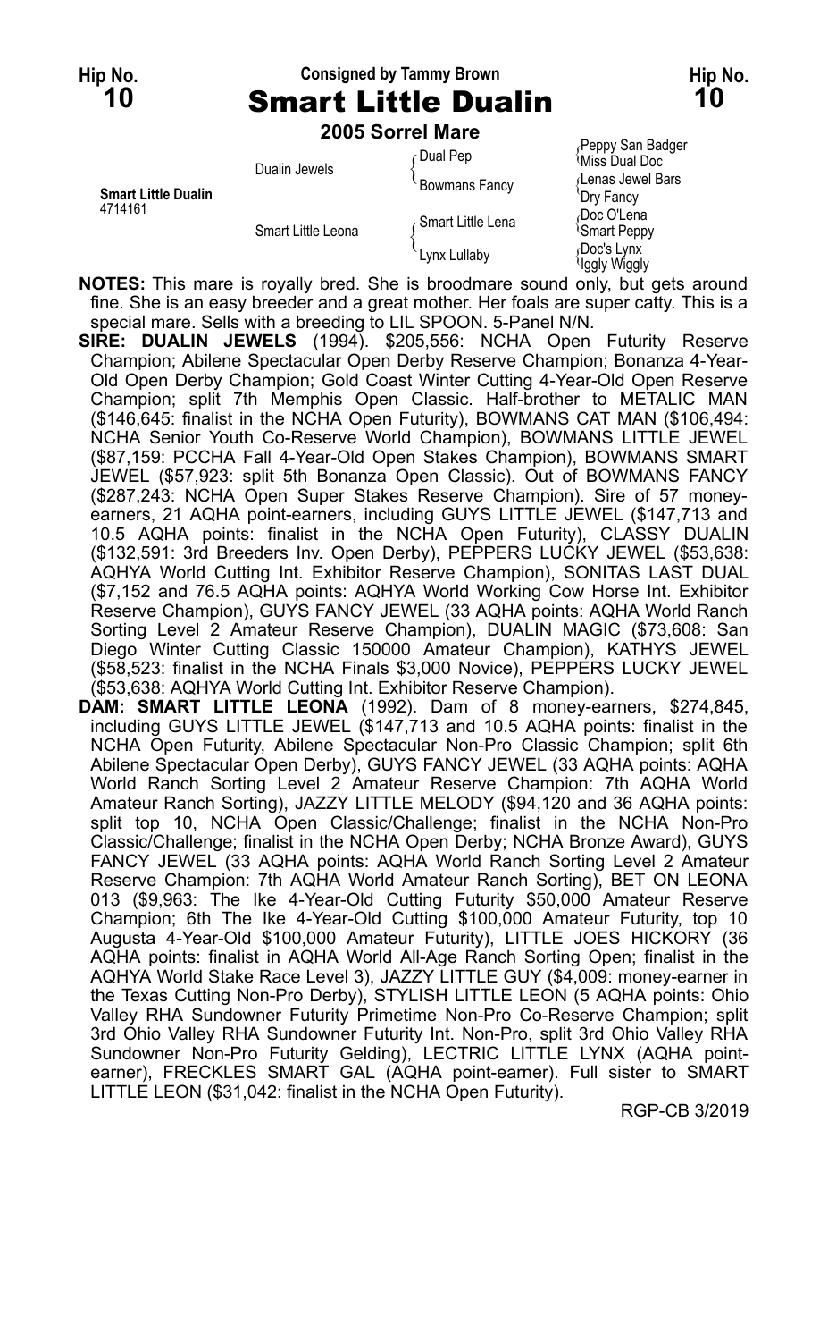Hip No. **10**

Consigned by Tammy Brown

# Smart Little Dualin

Hip No. **10**

**2005 Sorrel Mare**

| | | | |
|---|---|---|---|
| **Smart Little Dualin** 4714161 | Dualin Jewels | Dual Pep | Peppy San Badger / Miss Dual Doc |
| | | Bowmans Fancy | Lenas Jewel Bars / Dry Fancy |
| | Smart Little Leona | Smart Little Lena | Doc O'Lena / Smart Peppy |
| | | Lynx Lullaby | Doc's Lynx / Iggly Wiggly |

**NOTES:** This mare is royally bred. She is broodmare sound only, but gets around fine. She is an easy breeder and a great mother. Her foals are super catty. This is a special mare. Sells with a breeding to LIL SPOON. 5-Panel N/N.

**SIRE: DUALIN JEWELS** (1994). $205,556: NCHA Open Futurity Reserve Champion; Abilene Spectacular Open Derby Reserve Champion; Bonanza 4-Year-Old Open Derby Champion; Gold Coast Winter Cutting 4-Year-Old Open Reserve Champion; split 7th Memphis Open Classic. Half-brother to METALIC MAN ($146,645: finalist in the NCHA Open Futurity), BOWMANS CAT MAN ($106,494: NCHA Senior Youth Co-Reserve World Champion), BOWMANS LITTLE JEWEL ($87,159: PCCHA Fall 4-Year-Old Open Stakes Champion), BOWMANS SMART JEWEL ($57,923: split 5th Bonanza Open Classic). Out of BOWMANS FANCY ($287,243: NCHA Open Super Stakes Reserve Champion). Sire of 57 money-earners, 21 AQHA point-earners, including GUYS LITTLE JEWEL ($147,713 and 10.5 AQHA points: finalist in the NCHA Open Futurity), CLASSY DUALIN ($132,591: 3rd Breeders Inv. Open Derby), PEPPERS LUCKY JEWEL ($53,638: AQHYA World Cutting Int. Exhibitor Reserve Champion), SONITAS LAST DUAL ($7,152 and 76.5 AQHA points: AQHYA World Working Cow Horse Int. Exhibitor Reserve Champion), GUYS FANCY JEWEL (33 AQHA points: AQHA World Ranch Sorting Level 2 Amateur Reserve Champion), DUALIN MAGIC ($73,608: San Diego Winter Cutting Classic 150000 Amateur Champion), KATHYS JEWEL ($58,523: finalist in the NCHA Finals $3,000 Novice), PEPPERS LUCKY JEWEL ($53,638: AQHYA World Cutting Int. Exhibitor Reserve Champion).

**DAM: SMART LITTLE LEONA** (1992). Dam of 8 money-earners, $274,845, including GUYS LITTLE JEWEL ($147,713 and 10.5 AQHA points: finalist in the NCHA Open Futurity, Abilene Spectacular Non-Pro Classic Champion; split 6th Abilene Spectacular Open Derby), GUYS FANCY JEWEL (33 AQHA points: AQHA World Ranch Sorting Level 2 Amateur Reserve Champion: 7th AQHA World Amateur Ranch Sorting), JAZZY LITTLE MELODY ($94,120 and 36 AQHA points: split top 10, NCHA Open Classic/Challenge; finalist in the NCHA Non-Pro Classic/Challenge; finalist in the NCHA Open Derby; NCHA Bronze Award), GUYS FANCY JEWEL (33 AQHA points: AQHA World Ranch Sorting Level 2 Amateur Reserve Champion: 7th AQHA World Amateur Ranch Sorting), BET ON LEONA 013 ($9,963: The Ike 4-Year-Old Cutting Futurity $50,000 Amateur Reserve Champion; 6th The Ike 4-Year-Old Cutting $100,000 Amateur Futurity, top 10 Augusta 4-Year-Old $100,000 Amateur Futurity), LITTLE JOES HICKORY (36 AQHA points: finalist in AQHA World All-Age Ranch Sorting Open; finalist in the AQHYA World Stake Race Level 3), JAZZY LITTLE GUY ($4,009: money-earner in the Texas Cutting Non-Pro Derby), STYLISH LITTLE LEON (5 AQHA points: Ohio Valley RHA Sundowner Futurity Primetime Non-Pro Co-Reserve Champion; split 3rd Ohio Valley RHA Sundowner Futurity Int. Non-Pro, split 3rd Ohio Valley RHA Sundowner Non-Pro Futurity Gelding), LECTRIC LITTLE LYNX (AQHA point-earner), FRECKLES SMART GAL (AQHA point-earner). Full sister to SMART LITTLE LEON ($31,042: finalist in the NCHA Open Futurity).

RGP-CB 3/2019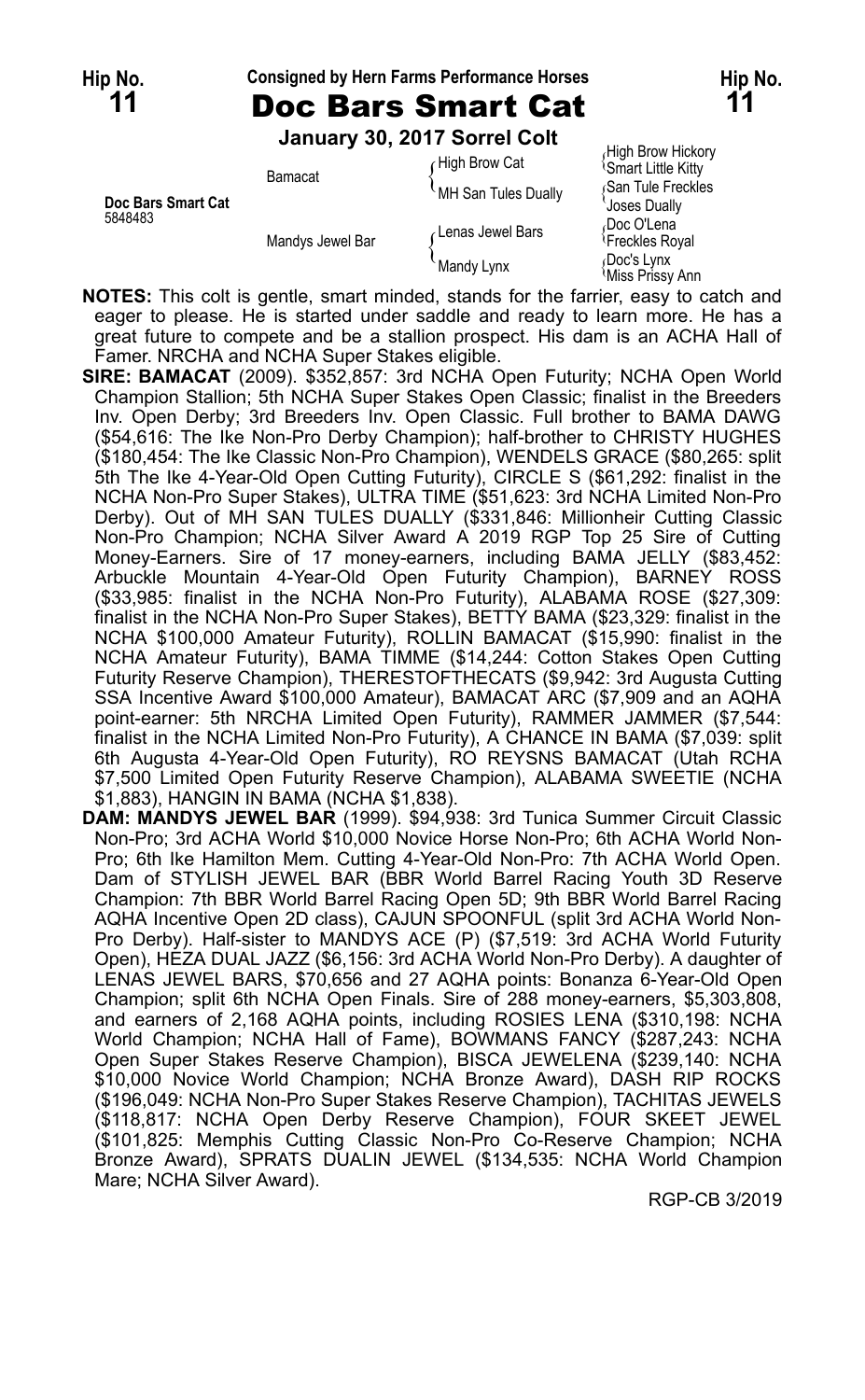**Hip No. 11** — Consigned by Hern Farms Performance Horses — **Hip No. 11**

# Doc Bars Smart Cat

**January 30, 2017 Sorrel Colt**

| | | | |
|---|---|---|---|
| **Doc Bars Smart Cat** 5848483 | Bamacat | High Brow Cat | High Brow Hickory |
| | | | Smart Little Kitty |
| | | MH San Tules Dually | San Tule Freckles |
| | | | Joses Dually |
| | Mandys Jewel Bar | Lenas Jewel Bars | Doc O'Lena |
| | | | Freckles Royal |
| | | Mandy Lynx | Doc's Lynx |
| | | | Miss Prissy Ann |

**NOTES:** This colt is gentle, smart minded, stands for the farrier, easy to catch and eager to please. He is started under saddle and ready to learn more. He has a great future to compete and be a stallion prospect. His dam is an ACHA Hall of Famer. NRCHA and NCHA Super Stakes eligible.

**SIRE: BAMACAT** (2009). $352,857: 3rd NCHA Open Futurity; NCHA Open World Champion Stallion; 5th NCHA Super Stakes Open Classic; finalist in the Breeders Inv. Open Derby; 3rd Breeders Inv. Open Classic. Full brother to BAMA DAWG ($54,616: The Ike Non-Pro Derby Champion); half-brother to CHRISTY HUGHES ($180,454: The Ike Classic Non-Pro Champion), WENDELS GRACE ($80,265: split 5th The Ike 4-Year-Old Open Cutting Futurity), CIRCLE S ($61,292: finalist in the NCHA Non-Pro Super Stakes), ULTRA TIME ($51,623: 3rd NCHA Limited Non-Pro Derby). Out of MH SAN TULES DUALLY ($331,846: Millionheir Cutting Classic Non-Pro Champion; NCHA Silver Award A 2019 RGP Top 25 Sire of Cutting Money-Earners. Sire of 17 money-earners, including BAMA JELLY ($83,452: Arbuckle Mountain 4-Year-Old Open Futurity Champion), BARNEY ROSS ($33,985: finalist in the NCHA Non-Pro Futurity), ALABAMA ROSE ($27,309: finalist in the NCHA Non-Pro Super Stakes), BETTY BAMA ($23,329: finalist in the NCHA $100,000 Amateur Futurity), ROLLIN BAMACAT ($15,990: finalist in the NCHA Amateur Futurity), BAMA TIMME ($14,244: Cotton Stakes Open Cutting Futurity Reserve Champion), THERESTOFTHECATS ($9,942: 3rd Augusta Cutting SSA Incentive Award $100,000 Amateur), BAMACAT ARC ($7,909 and an AQHA point-earner: 5th NRCHA Limited Open Futurity), RAMMER JAMMER ($7,544: finalist in the NCHA Limited Non-Pro Futurity), A CHANCE IN BAMA ($7,039: split 6th Augusta 4-Year-Old Open Futurity), RO REYSNS BAMACAT (Utah RCHA $7,500 Limited Open Futurity Reserve Champion), ALABAMA SWEETIE (NCHA $1,883), HANGIN IN BAMA (NCHA $1,838).

**DAM: MANDYS JEWEL BAR** (1999). $94,938: 3rd Tunica Summer Circuit Classic Non-Pro; 3rd ACHA World $10,000 Novice Horse Non-Pro; 6th ACHA World Non-Pro; 6th Ike Hamilton Mem. Cutting 4-Year-Old Non-Pro: 7th ACHA World Open. Dam of STYLISH JEWEL BAR (BBR World Barrel Racing Youth 3D Reserve Champion: 7th BBR World Barrel Racing Open 5D; 9th BBR World Barrel Racing AQHA Incentive Open 2D class), CAJUN SPOONFUL (split 3rd ACHA World Non-Pro Derby). Half-sister to MANDYS ACE (P) ($7,519: 3rd ACHA World Futurity Open), HEZA DUAL JAZZ ($6,156: 3rd ACHA World Non-Pro Derby). A daughter of LENAS JEWEL BARS, $70,656 and 27 AQHA points: Bonanza 6-Year-Old Open Champion; split 6th NCHA Open Finals. Sire of 288 money-earners, $5,303,808, and earners of 2,168 AQHA points, including ROSIES LENA ($310,198: NCHA World Champion; NCHA Hall of Fame), BOWMANS FANCY ($287,243: NCHA Open Super Stakes Reserve Champion), BISCA JEWELENA ($239,140: NCHA $10,000 Novice World Champion; NCHA Bronze Award), DASH RIP ROCKS ($196,049: NCHA Non-Pro Super Stakes Reserve Champion), TACHITAS JEWELS ($118,817: NCHA Open Derby Reserve Champion), FOUR SKEET JEWEL ($101,825: Memphis Cutting Classic Non-Pro Co-Reserve Champion; NCHA Bronze Award), SPRATS DUALIN JEWEL ($134,535: NCHA World Champion Mare; NCHA Silver Award).

RGP-CB 3/2019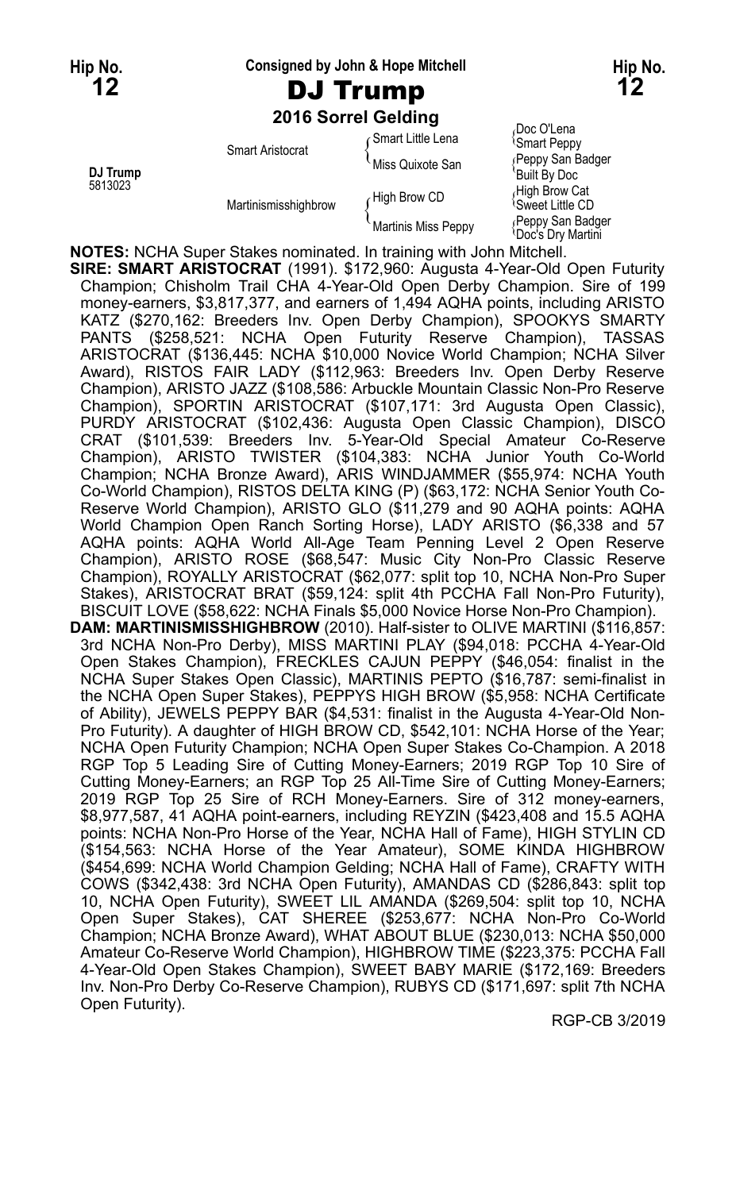**Hip No. 12** | Consigned by John & Hope Mitchell | **Hip No. 12**

# DJ Trump

### 2016 Sorrel Gelding

| | | | |
|---|---|---|---|
| **DJ Trump** 5813023 | Smart Aristocrat | Smart Little Lena | Doc O'Lena |
| | | | Smart Peppy |
| | | Miss Quixote San | Peppy San Badger |
| | | | Built By Doc |
| | Martinismisshighbrow | High Brow CD | High Brow Cat |
| | | | Sweet Little CD |
| | | Martinis Miss Peppy | Peppy San Badger |
| | | | Doc's Dry Martini |

**NOTES:** NCHA Super Stakes nominated. In training with John Mitchell.

**SIRE: SMART ARISTOCRAT** (1991). $172,960: Augusta 4-Year-Old Open Futurity Champion; Chisholm Trail CHA 4-Year-Old Open Derby Champion. Sire of 199 money-earners, $3,817,377, and earners of 1,494 AQHA points, including ARISTO KATZ ($270,162: Breeders Inv. Open Derby Champion), SPOOKYS SMARTY PANTS ($258,521: NCHA Open Futurity Reserve Champion), TASSAS ARISTOCRAT ($136,445: NCHA $10,000 Novice World Champion; NCHA Silver Award), RISTOS FAIR LADY ($112,963: Breeders Inv. Open Derby Reserve Champion), ARISTO JAZZ ($108,586: Arbuckle Mountain Classic Non-Pro Reserve Champion), SPORTIN ARISTOCRAT ($107,171: 3rd Augusta Open Classic), PURDY ARISTOCRAT ($102,436: Augusta Open Classic Champion), DISCO CRAT ($101,539: Breeders Inv. 5-Year-Old Special Amateur Co-Reserve Champion), ARISTO TWISTER ($104,383: NCHA Junior Youth Co-World Champion; NCHA Bronze Award), ARIS WINDJAMMER ($55,974: NCHA Youth Co-World Champion), RISTOS DELTA KING (P) ($63,172: NCHA Senior Youth Co-Reserve World Champion), ARISTO GLO ($11,279 and 90 AQHA points: AQHA World Champion Open Ranch Sorting Horse), LADY ARISTO ($6,338 and 57 AQHA points: AQHA World All-Age Team Penning Level 2 Open Reserve Champion), ARISTO ROSE ($68,547: Music City Non-Pro Classic Reserve Champion), ROYALLY ARISTOCRAT ($62,077: split top 10, NCHA Non-Pro Super Stakes), ARISTOCRAT BRAT ($59,124: split 4th PCCHA Fall Non-Pro Futurity), BISCUIT LOVE ($58,622: NCHA Finals $5,000 Novice Horse Non-Pro Champion).

**DAM: MARTINISMISSHIGHBROW** (2010). Half-sister to OLIVE MARTINI ($116,857: 3rd NCHA Non-Pro Derby), MISS MARTINI PLAY ($94,018: PCCHA 4-Year-Old Open Stakes Champion), FRECKLES CAJUN PEPPY ($46,054: finalist in the NCHA Super Stakes Open Classic), MARTINIS PEPTO ($16,787: semi-finalist in the NCHA Open Super Stakes), PEPPYS HIGH BROW ($5,958: NCHA Certificate of Ability), JEWELS PEPPY BAR ($4,531: finalist in the Augusta 4-Year-Old Non-Pro Futurity). A daughter of HIGH BROW CD, $542,101: NCHA Horse of the Year; NCHA Open Futurity Champion; NCHA Open Super Stakes Co-Champion. A 2018 RGP Top 5 Leading Sire of Cutting Money-Earners; 2019 RGP Top 10 Sire of Cutting Money-Earners; an RGP Top 25 All-Time Sire of Cutting Money-Earners; 2019 RGP Top 25 Sire of RCH Money-Earners. Sire of 312 money-earners, $8,977,587, 41 AQHA point-earners, including REYZIN ($423,408 and 15.5 AQHA points: NCHA Non-Pro Horse of the Year, NCHA Hall of Fame), HIGH STYLIN CD ($154,563: NCHA Horse of the Year Amateur), SOME KINDA HIGHBROW ($454,699: NCHA World Champion Gelding; NCHA Hall of Fame), CRAFTY WITH COWS ($342,438: 3rd NCHA Open Futurity), AMANDAS CD ($286,843: split top 10, NCHA Open Futurity), SWEET LIL AMANDA ($269,504: split top 10, NCHA Open Super Stakes), CAT SHEREE ($253,677: NCHA Non-Pro Co-World Champion; NCHA Bronze Award), WHAT ABOUT BLUE ($230,013: NCHA $50,000 Amateur Co-Reserve World Champion), HIGHBROW TIME ($223,375: PCCHA Fall 4-Year-Old Open Stakes Champion), SWEET BABY MARIE ($172,169: Breeders Inv. Non-Pro Derby Co-Reserve Champion), RUBYS CD ($171,697: split 7th NCHA Open Futurity).

RGP-CB 3/2019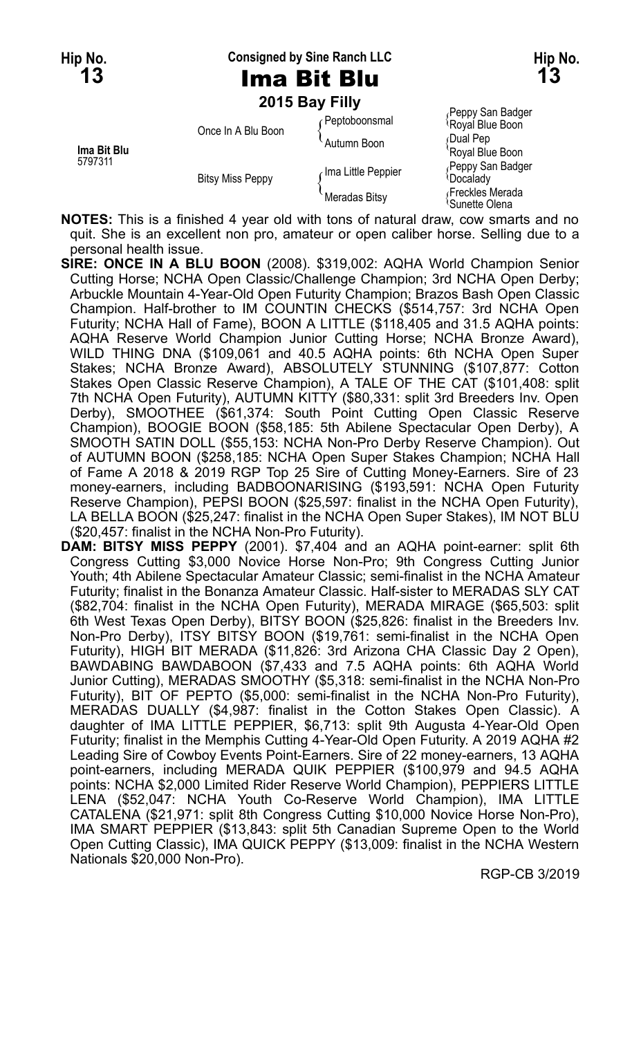**Hip No. 13** | **Consigned by Sine Ranch LLC** | **Hip No. 13**

# Ima Bit Blu

**2015 Bay Filly**

| | | | |
|---|---|---|---|
| **Ima Bit Blu** 5797311 | Once In A Blu Boon | Peptoboonsmal | Peppy San Badger / Royal Blue Boon |
| | | Autumn Boon | Dual Pep / Royal Blue Boon |
| | Bitsy Miss Peppy | Ima Little Peppier | Peppy San Badger / Docalady |
| | | Meradas Bitsy | Freckles Merada / Sunette Olena |

**NOTES:** This is a finished 4 year old with tons of natural draw, cow smarts and no quit. She is an excellent non pro, amateur or open caliber horse. Selling due to a personal health issue.

**SIRE: ONCE IN A BLU BOON** (2008). $319,002: AQHA World Champion Senior Cutting Horse; NCHA Open Classic/Challenge Champion; 3rd NCHA Open Derby; Arbuckle Mountain 4-Year-Old Open Futurity Champion; Brazos Bash Open Classic Champion. Half-brother to IM COUNTIN CHECKS ($514,757: 3rd NCHA Open Futurity; NCHA Hall of Fame), BOON A LITTLE ($118,405 and 31.5 AQHA points: AQHA Reserve World Champion Junior Cutting Horse; NCHA Bronze Award), WILD THING DNA ($109,061 and 40.5 AQHA points: 6th NCHA Open Super Stakes; NCHA Bronze Award), ABSOLUTELY STUNNING ($107,877: Cotton Stakes Open Classic Reserve Champion), A TALE OF THE CAT ($101,408: split 7th NCHA Open Futurity), AUTUMN KITTY ($80,331: split 3rd Breeders Inv. Open Derby), SMOOTHEE ($61,374: South Point Cutting Open Classic Reserve Champion), BOOGIE BOON ($58,185: 5th Abilene Spectacular Open Derby), A SMOOTH SATIN DOLL ($55,153: NCHA Non-Pro Derby Reserve Champion). Out of AUTUMN BOON ($258,185: NCHA Open Super Stakes Champion; NCHA Hall of Fame A 2018 & 2019 RGP Top 25 Sire of Cutting Money-Earners. Sire of 23 money-earners, including BADBOONARISING ($193,591: NCHA Open Futurity Reserve Champion), PEPSI BOON ($25,597: finalist in the NCHA Open Futurity), LA BELLA BOON ($25,247: finalist in the NCHA Open Super Stakes), IM NOT BLU ($20,457: finalist in the NCHA Non-Pro Futurity).

**DAM: BITSY MISS PEPPY** (2001). $7,404 and an AQHA point-earner: split 6th Congress Cutting $3,000 Novice Horse Non-Pro; 9th Congress Cutting Junior Youth; 4th Abilene Spectacular Amateur Classic; semi-finalist in the NCHA Amateur Futurity; finalist in the Bonanza Amateur Classic. Half-sister to MERADAS SLY CAT ($82,704: finalist in the NCHA Open Futurity), MERADA MIRAGE ($65,503: split 6th West Texas Open Derby), BITSY BOON ($25,826: finalist in the Breeders Inv. Non-Pro Derby), ITSY BITSY BOON ($19,761: semi-finalist in the NCHA Open Futurity), HIGH BIT MERADA ($11,826: 3rd Arizona CHA Classic Day 2 Open), BAWDABING BAWDABOON ($7,433 and 7.5 AQHA points: 6th AQHA World Junior Cutting), MERADAS SMOOTHY ($5,318: semi-finalist in the NCHA Non-Pro Futurity), BIT OF PEPTO ($5,000: semi-finalist in the NCHA Non-Pro Futurity), MERADAS DUALLY ($4,987: finalist in the Cotton Stakes Open Classic). A daughter of IMA LITTLE PEPPIER, $6,713: split 9th Augusta 4-Year-Old Open Futurity; finalist in the Memphis Cutting 4-Year-Old Open Futurity. A 2019 AQHA #2 Leading Sire of Cowboy Events Point-Earners. Sire of 22 money-earners, 13 AQHA point-earners, including MERADA QUIK PEPPIER ($100,979 and 94.5 AQHA points: NCHA $2,000 Limited Rider Reserve World Champion), PEPPIERS LITTLE LENA ($52,047: NCHA Youth Co-Reserve World Champion), IMA LITTLE CATALENA ($21,971: split 8th Congress Cutting $10,000 Novice Horse Non-Pro), IMA SMART PEPPIER ($13,843: split 5th Canadian Supreme Open to the World Open Cutting Classic), IMA QUICK PEPPY ($13,009: finalist in the NCHA Western Nationals $20,000 Non-Pro).

RGP-CB 3/2019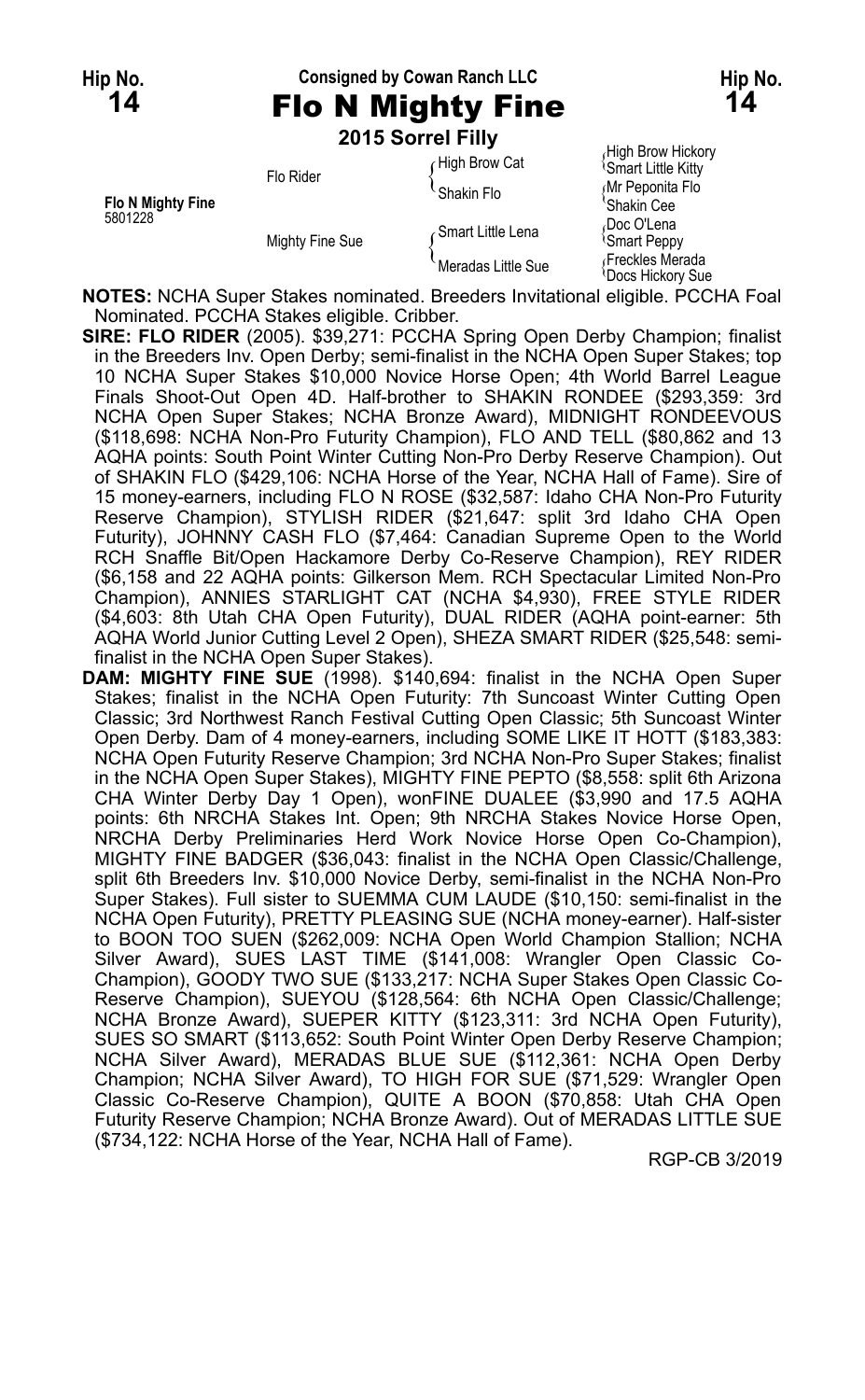Hip No. **14**

Consigned by Cowan Ranch LLC

# Flo N Mighty Fine

Hip No. **14**

**2015 Sorrel Filly**

| | | | |
|---|---|---|---|
| **Flo N Mighty Fine** 5801228 | Flo Rider | High Brow Cat | High Brow Hickory |
| | | | Smart Little Kitty |
| | | Shakin Flo | Mr Peponita Flo |
| | | | Shakin Cee |
| | Mighty Fine Sue | Smart Little Lena | Doc O'Lena |
| | | | Smart Peppy |
| | | Meradas Little Sue | Freckles Merada |
| | | | Docs Hickory Sue |

**NOTES:** NCHA Super Stakes nominated. Breeders Invitational eligible. PCCHA Foal Nominated. PCCHA Stakes eligible. Cribber.

**SIRE: FLO RIDER** (2005). $39,271: PCCHA Spring Open Derby Champion; finalist in the Breeders Inv. Open Derby; semi-finalist in the NCHA Open Super Stakes; top 10 NCHA Super Stakes $10,000 Novice Horse Open; 4th World Barrel League Finals Shoot-Out Open 4D. Half-brother to SHAKIN RONDEE ($293,359: 3rd NCHA Open Super Stakes; NCHA Bronze Award), MIDNIGHT RONDEEVOUS ($118,698: NCHA Non-Pro Futurity Champion), FLO AND TELL ($80,862 and 13 AQHA points: South Point Winter Cutting Non-Pro Derby Reserve Champion). Out of SHAKIN FLO ($429,106: NCHA Horse of the Year, NCHA Hall of Fame). Sire of 15 money-earners, including FLO N ROSE ($32,587: Idaho CHA Non-Pro Futurity Reserve Champion), STYLISH RIDER ($21,647: split 3rd Idaho CHA Open Futurity), JOHNNY CASH FLO ($7,464: Canadian Supreme Open to the World RCH Snaffle Bit/Open Hackamore Derby Co-Reserve Champion), REY RIDER ($6,158 and 22 AQHA points: Gilkerson Mem. RCH Spectacular Limited Non-Pro Champion), ANNIES STARLIGHT CAT (NCHA $4,930), FREE STYLE RIDER ($4,603: 8th Utah CHA Open Futurity), DUAL RIDER (AQHA point-earner: 5th AQHA World Junior Cutting Level 2 Open), SHEZA SMART RIDER ($25,548: semi-finalist in the NCHA Open Super Stakes).

**DAM: MIGHTY FINE SUE** (1998). $140,694: finalist in the NCHA Open Super Stakes; finalist in the NCHA Open Futurity: 7th Suncoast Winter Cutting Open Classic; 3rd Northwest Ranch Festival Cutting Open Classic; 5th Suncoast Winter Open Derby. Dam of 4 money-earners, including SOME LIKE IT HOTT ($183,383: NCHA Open Futurity Reserve Champion; 3rd NCHA Non-Pro Super Stakes; finalist in the NCHA Open Super Stakes), MIGHTY FINE PEPTO ($8,558: split 6th Arizona CHA Winter Derby Day 1 Open), wonFINE DUALEE ($3,990 and 17.5 AQHA points: 6th NRCHA Stakes Int. Open; 9th NRCHA Stakes Novice Horse Open, NRCHA Derby Preliminaries Herd Work Novice Horse Open Co-Champion), MIGHTY FINE BADGER ($36,043: finalist in the NCHA Open Classic/Challenge, split 6th Breeders Inv. $10,000 Novice Derby, semi-finalist in the NCHA Non-Pro Super Stakes). Full sister to SUEMMA CUM LAUDE ($10,150: semi-finalist in the NCHA Open Futurity), PRETTY PLEASING SUE (NCHA money-earner). Half-sister to BOON TOO SUEN ($262,009: NCHA Open World Champion Stallion; NCHA Silver Award), SUES LAST TIME ($141,008: Wrangler Open Classic Co-Champion), GOODY TWO SUE ($133,217: NCHA Super Stakes Open Classic Co-Reserve Champion), SUEYOU ($128,564: 6th NCHA Open Classic/Challenge; NCHA Bronze Award), SUEPER KITTY ($123,311: 3rd NCHA Open Futurity), SUES SO SMART ($113,652: South Point Winter Open Derby Reserve Champion; NCHA Silver Award), MERADAS BLUE SUE ($112,361: NCHA Open Derby Champion; NCHA Silver Award), TO HIGH FOR SUE ($71,529: Wrangler Open Classic Co-Reserve Champion), QUITE A BOON ($70,858: Utah CHA Open Futurity Reserve Champion; NCHA Bronze Award). Out of MERADAS LITTLE SUE ($734,122: NCHA Horse of the Year, NCHA Hall of Fame).

RGP-CB 3/2019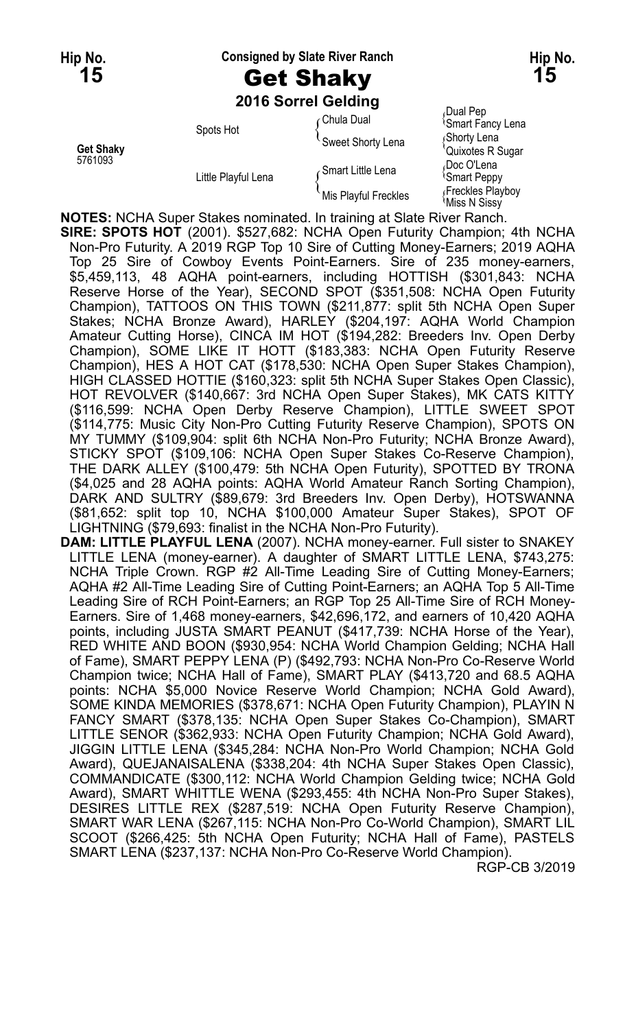**Hip No. 15** — Consigned by Slate River Ranch — **Hip No. 15**

# Get Shaky

**2016 Sorrel Gelding**

| | | | |
|---|---|---|---|
| Get Shaky 5761093 | Spots Hot | Chula Dual | Dual Pep |
| | | | Smart Fancy Lena |
| | | Sweet Shorty Lena | Shorty Lena |
| | | | Quixotes R Sugar |
| | Little Playful Lena | Smart Little Lena | Doc O'Lena |
| | | | Smart Peppy |
| | | Mis Playful Freckles | Freckles Playboy |
| | | | Miss N Sissy |

**NOTES:** NCHA Super Stakes nominated. In training at Slate River Ranch.

**SIRE: SPOTS HOT** (2001). $527,682: NCHA Open Futurity Champion; 4th NCHA Non-Pro Futurity. A 2019 RGP Top 10 Sire of Cutting Money-Earners; 2019 AQHA Top 25 Sire of Cowboy Events Point-Earners. Sire of 235 money-earners, $5,459,113, 48 AQHA point-earners, including HOTTISH ($301,843: NCHA Reserve Horse of the Year), SECOND SPOT ($351,508: NCHA Open Futurity Champion), TATTOOS ON THIS TOWN ($211,877: split 5th NCHA Open Super Stakes; NCHA Bronze Award), HARLEY ($204,197: AQHA World Champion Amateur Cutting Horse), CINCA IM HOT ($194,282: Breeders Inv. Open Derby Champion), SOME LIKE IT HOTT ($183,383: NCHA Open Futurity Reserve Champion), HES A HOT CAT ($178,530: NCHA Open Super Stakes Champion), HIGH CLASSED HOTTIE ($160,323: split 5th NCHA Super Stakes Open Classic), HOT REVOLVER ($140,667: 3rd NCHA Open Super Stakes), MK CATS KITTY ($116,599: NCHA Open Derby Reserve Champion), LITTLE SWEET SPOT ($114,775: Music City Non-Pro Cutting Futurity Reserve Champion), SPOTS ON MY TUMMY ($109,904: split 6th NCHA Non-Pro Futurity; NCHA Bronze Award), STICKY SPOT ($109,106: NCHA Open Super Stakes Co-Reserve Champion), THE DARK ALLEY ($100,479: 5th NCHA Open Futurity), SPOTTED BY TRONA ($4,025 and 28 AQHA points: AQHA World Amateur Ranch Sorting Champion), DARK AND SULTRY ($89,679: 3rd Breeders Inv. Open Derby), HOTSWANNA ($81,652: split top 10, NCHA $100,000 Amateur Super Stakes), SPOT OF LIGHTNING ($79,693: finalist in the NCHA Non-Pro Futurity).

**DAM: LITTLE PLAYFUL LENA** (2007). NCHA money-earner. Full sister to SNAKEY LITTLE LENA (money-earner). A daughter of SMART LITTLE LENA, $743,275: NCHA Triple Crown. RGP #2 All-Time Leading Sire of Cutting Money-Earners; AQHA #2 All-Time Leading Sire of Cutting Point-Earners; an AQHA Top 5 All-Time Leading Sire of RCH Point-Earners; an RGP Top 25 All-Time Sire of RCH Money-Earners. Sire of 1,468 money-earners, $42,696,172, and earners of 10,420 AQHA points, including JUSTA SMART PEANUT ($417,739: NCHA Horse of the Year), RED WHITE AND BOON ($930,954: NCHA World Champion Gelding; NCHA Hall of Fame), SMART PEPPY LENA (P) ($492,793: NCHA Non-Pro Co-Reserve World Champion twice; NCHA Hall of Fame), SMART PLAY ($413,720 and 68.5 AQHA points: NCHA $5,000 Novice Reserve World Champion; NCHA Gold Award), SOME KINDA MEMORIES ($378,671: NCHA Open Futurity Champion), PLAYIN N FANCY SMART ($378,135: NCHA Open Super Stakes Co-Champion), SMART LITTLE SENOR ($362,933: NCHA Open Futurity Champion; NCHA Gold Award), JIGGIN LITTLE LENA ($345,284: NCHA Non-Pro World Champion; NCHA Gold Award), QUEJANAISALENA ($338,204: 4th NCHA Super Stakes Open Classic), COMMANDICATE ($300,112: NCHA World Champion Gelding twice; NCHA Gold Award), SMART WHITTLE WENA ($293,455: 4th NCHA Non-Pro Super Stakes), DESIRES LITTLE REX ($287,519: NCHA Open Futurity Reserve Champion), SMART WAR LENA ($267,115: NCHA Non-Pro Co-World Champion), SMART LIL SCOOT ($266,425: 5th NCHA Open Futurity; NCHA Hall of Fame), PASTELS SMART LENA ($237,137: NCHA Non-Pro Co-Reserve World Champion).

RGP-CB 3/2019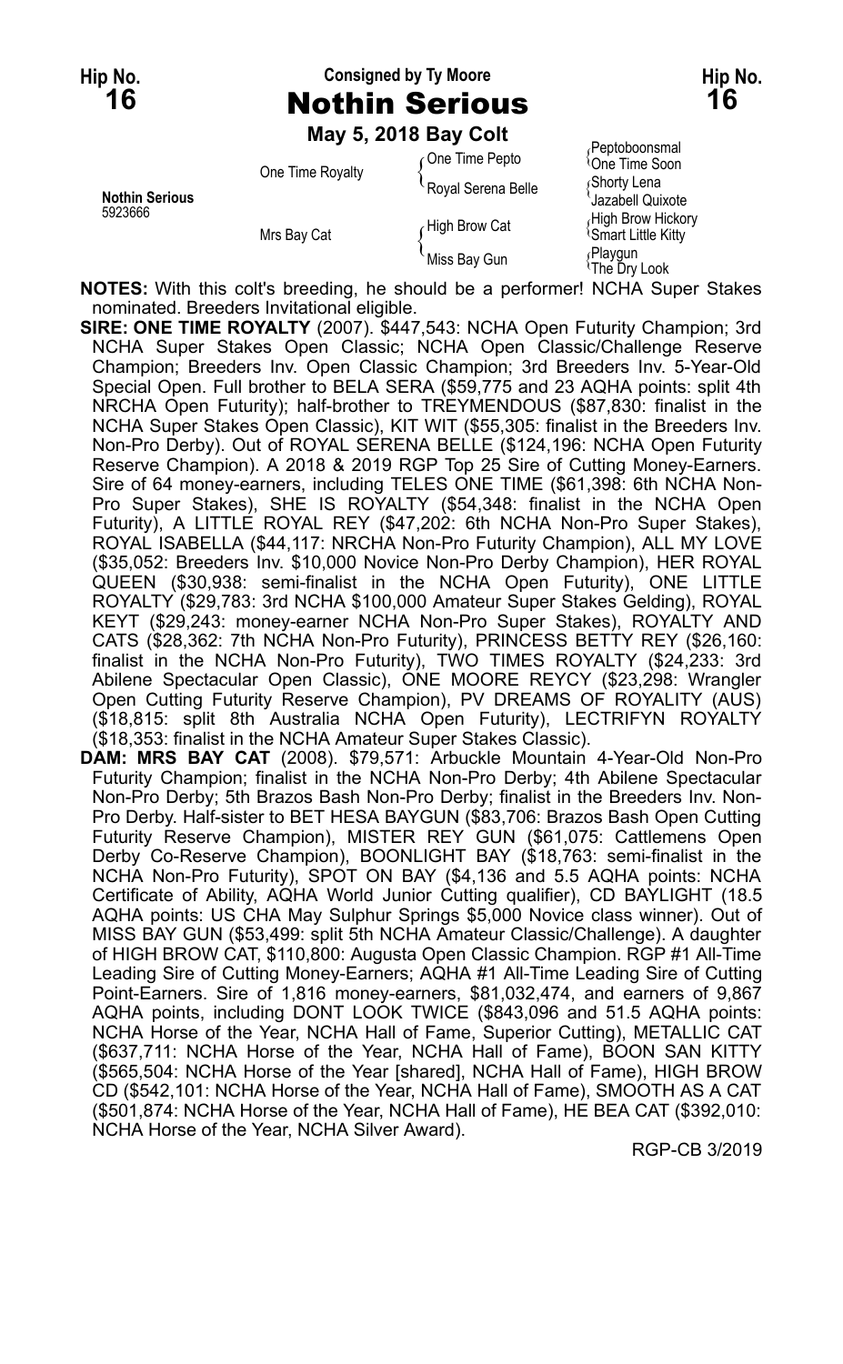Hip No. **16** — Consigned by Ty Moore — Hip No. **16**

# Nothin Serious

**May 5, 2018 Bay Colt**

| | | | |
|---|---|---|---|
| **Nothin Serious** 5923666 | One Time Royalty | One Time Pepto | Peptoboonsmal |
| | | | One Time Soon |
| | | Royal Serena Belle | Shorty Lena |
| | | | Jazabell Quixote |
| | Mrs Bay Cat | High Brow Cat | High Brow Hickory |
| | | | Smart Little Kitty |
| | | Miss Bay Gun | Playgun |
| | | | The Dry Look |

**NOTES:** With this colt's breeding, he should be a performer! NCHA Super Stakes nominated. Breeders Invitational eligible.

**SIRE: ONE TIME ROYALTY** (2007). $447,543: NCHA Open Futurity Champion; 3rd NCHA Super Stakes Open Classic; NCHA Open Classic/Challenge Reserve Champion; Breeders Inv. Open Classic Champion; 3rd Breeders Inv. 5-Year-Old Special Open. Full brother to BELA SERA ($59,775 and 23 AQHA points: split 4th NRCHA Open Futurity); half-brother to TREYMENDOUS ($87,830: finalist in the NCHA Super Stakes Open Classic), KIT WIT ($55,305: finalist in the Breeders Inv. Non-Pro Derby). Out of ROYAL SERENA BELLE ($124,196: NCHA Open Futurity Reserve Champion). A 2018 & 2019 RGP Top 25 Sire of Cutting Money-Earners. Sire of 64 money-earners, including TELES ONE TIME ($61,398: 6th NCHA Non-Pro Super Stakes), SHE IS ROYALTY ($54,348: finalist in the NCHA Open Futurity), A LITTLE ROYAL REY ($47,202: 6th NCHA Non-Pro Super Stakes), ROYAL ISABELLA ($44,117: NRCHA Non-Pro Futurity Champion), ALL MY LOVE ($35,052: Breeders Inv. $10,000 Novice Non-Pro Derby Champion), HER ROYAL QUEEN ($30,938: semi-finalist in the NCHA Open Futurity), ONE LITTLE ROYALTY ($29,783: 3rd NCHA $100,000 Amateur Super Stakes Gelding), ROYAL KEYT ($29,243: money-earner NCHA Non-Pro Super Stakes), ROYALTY AND CATS ($28,362: 7th NCHA Non-Pro Futurity), PRINCESS BETTY REY ($26,160: finalist in the NCHA Non-Pro Futurity), TWO TIMES ROYALTY ($24,233: 3rd Abilene Spectacular Open Classic), ONE MOORE REYCY ($23,298: Wrangler Open Cutting Futurity Reserve Champion), PV DREAMS OF ROYALITY (AUS) ($18,815: split 8th Australia NCHA Open Futurity), LECTRIFYN ROYALTY ($18,353: finalist in the NCHA Amateur Super Stakes Classic).

**DAM: MRS BAY CAT** (2008). $79,571: Arbuckle Mountain 4-Year-Old Non-Pro Futurity Champion; finalist in the NCHA Non-Pro Derby; 4th Abilene Spectacular Non-Pro Derby; 5th Brazos Bash Non-Pro Derby; finalist in the Breeders Inv. Non-Pro Derby. Half-sister to BET HESA BAYGUN ($83,706: Brazos Bash Open Cutting Futurity Reserve Champion), MISTER REY GUN ($61,075: Cattlemens Open Derby Co-Reserve Champion), BOONLIGHT BAY ($18,763: semi-finalist in the NCHA Non-Pro Futurity), SPOT ON BAY ($4,136 and 5.5 AQHA points: NCHA Certificate of Ability, AQHA World Junior Cutting qualifier), CD BAYLIGHT (18.5 AQHA points: US CHA May Sulphur Springs $5,000 Novice class winner). Out of MISS BAY GUN ($53,499: split 5th NCHA Amateur Classic/Challenge). A daughter of HIGH BROW CAT, $110,800: Augusta Open Classic Champion. RGP #1 All-Time Leading Sire of Cutting Money-Earners; AQHA #1 All-Time Leading Sire of Cutting Point-Earners. Sire of 1,816 money-earners, $81,032,474, and earners of 9,867 AQHA points, including DONT LOOK TWICE ($843,096 and 51.5 AQHA points: NCHA Horse of the Year, NCHA Hall of Fame, Superior Cutting), METALLIC CAT ($637,711: NCHA Horse of the Year, NCHA Hall of Fame), BOON SAN KITTY ($565,504: NCHA Horse of the Year [shared], NCHA Hall of Fame), HIGH BROW CD ($542,101: NCHA Horse of the Year, NCHA Hall of Fame), SMOOTH AS A CAT ($501,874: NCHA Horse of the Year, NCHA Hall of Fame), HE BEA CAT ($392,010: NCHA Horse of the Year, NCHA Silver Award).

RGP-CB 3/2019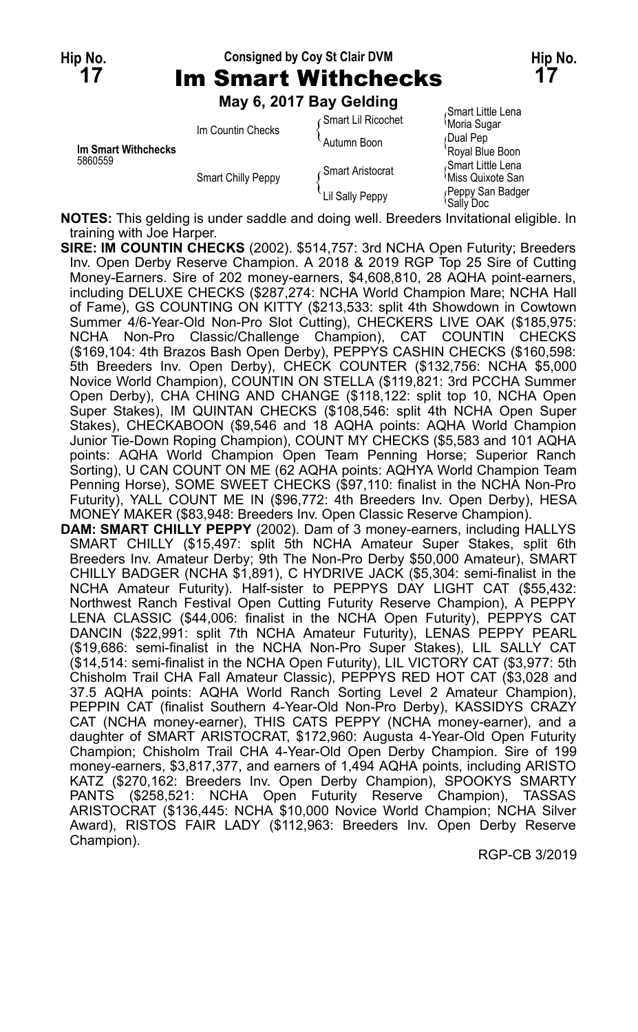Hip No. **17** — Consigned by Coy St Clair DVM — Hip No. **17**

# Im Smart Withchecks

**May 6, 2017 Bay Gelding**

| | | | |
|---|---|---|---|
| **Im Smart Withchecks** 5860559 | Im Countin Checks | Smart Lil Ricochet | Smart Little Lena |
| | | | Moria Sugar |
| | | Autumn Boon | Dual Pep |
| | | | Royal Blue Boon |
| | Smart Chilly Peppy | Smart Aristocrat | Smart Little Lena |
| | | | Miss Quixote San |
| | | Lil Sally Peppy | Peppy San Badger |
| | | | Sally Doc |

**NOTES:** This gelding is under saddle and doing well. Breeders Invitational eligible. In training with Joe Harper.

**SIRE: IM COUNTIN CHECKS** (2002). $514,757: 3rd NCHA Open Futurity; Breeders Inv. Open Derby Reserve Champion. A 2018 & 2019 RGP Top 25 Sire of Cutting Money-Earners. Sire of 202 money-earners, $4,608,810, 28 AQHA point-earners, including DELUXE CHECKS ($287,274: NCHA World Champion Mare; NCHA Hall of Fame), GS COUNTING ON KITTY ($213,533: split 4th Showdown in Cowtown Summer 4/6-Year-Old Non-Pro Slot Cutting), CHECKERS LIVE OAK ($185,975: NCHA Non-Pro Classic/Challenge Champion), CAT COUNTIN CHECKS ($169,104: 4th Brazos Bash Open Derby), PEPPYS CASHIN CHECKS ($160,598: 5th Breeders Inv. Open Derby), CHECK COUNTER ($132,756: NCHA $5,000 Novice World Champion), COUNTIN ON STELLA ($119,821: 3rd PCCHA Summer Open Derby), CHA CHING AND CHANGE ($118,122: split top 10, NCHA Open Super Stakes), IM QUINTAN CHECKS ($108,546: split 4th NCHA Open Super Stakes), CHECKABOON ($9,546 and 18 AQHA points: AQHA World Champion Junior Tie-Down Roping Champion), COUNT MY CHECKS ($5,583 and 101 AQHA points: AQHA World Champion Open Team Penning Horse; Superior Ranch Sorting), U CAN COUNT ON ME (62 AQHA points: AQHYA World Champion Team Penning Horse), SOME SWEET CHECKS ($97,110: finalist in the NCHA Non-Pro Futurity), YALL COUNT ME IN ($96,772: 4th Breeders Inv. Open Derby), HESA MONEY MAKER ($83,948: Breeders Inv. Open Classic Reserve Champion).

**DAM: SMART CHILLY PEPPY** (2002). Dam of 3 money-earners, including HALLYS SMART CHILLY ($15,497: split 5th NCHA Amateur Super Stakes, split 6th Breeders Inv. Amateur Derby; 9th The Non-Pro Derby $50,000 Amateur), SMART CHILLY BADGER (NCHA $1,891), C HYDRIVE JACK ($5,304: semi-finalist in the NCHA Amateur Futurity). Half-sister to PEPPYS DAY LIGHT CAT ($55,432: Northwest Ranch Festival Open Cutting Futurity Reserve Champion), A PEPPY LENA CLASSIC ($44,006: finalist in the NCHA Open Futurity), PEPPYS CAT DANCIN ($22,991: split 7th NCHA Amateur Futurity), LENAS PEPPY PEARL ($19,686: semi-finalist in the NCHA Non-Pro Super Stakes), LIL SALLY CAT ($14,514: semi-finalist in the NCHA Open Futurity), LIL VICTORY CAT ($3,977: 5th Chisholm Trail CHA Fall Amateur Classic), PEPPYS RED HOT CAT ($3,028 and 37.5 AQHA points: AQHA World Ranch Sorting Level 2 Amateur Champion), PEPPIN CAT (finalist Southern 4-Year-Old Non-Pro Derby), KASSIDYS CRAZY CAT (NCHA money-earner), THIS CATS PEPPY (NCHA money-earner), and a daughter of SMART ARISTOCRAT, $172,960: Augusta 4-Year-Old Open Futurity Champion; Chisholm Trail CHA 4-Year-Old Open Derby Champion. Sire of 199 money-earners, $3,817,377, and earners of 1,494 AQHA points, including ARISTO KATZ ($270,162: Breeders Inv. Open Derby Champion), SPOOKYS SMARTY PANTS ($258,521: NCHA Open Futurity Reserve Champion), TASSAS ARISTOCRAT ($136,445: NCHA $10,000 Novice World Champion; NCHA Silver Award), RISTOS FAIR LADY ($112,963: Breeders Inv. Open Derby Reserve Champion).

RGP-CB 3/2019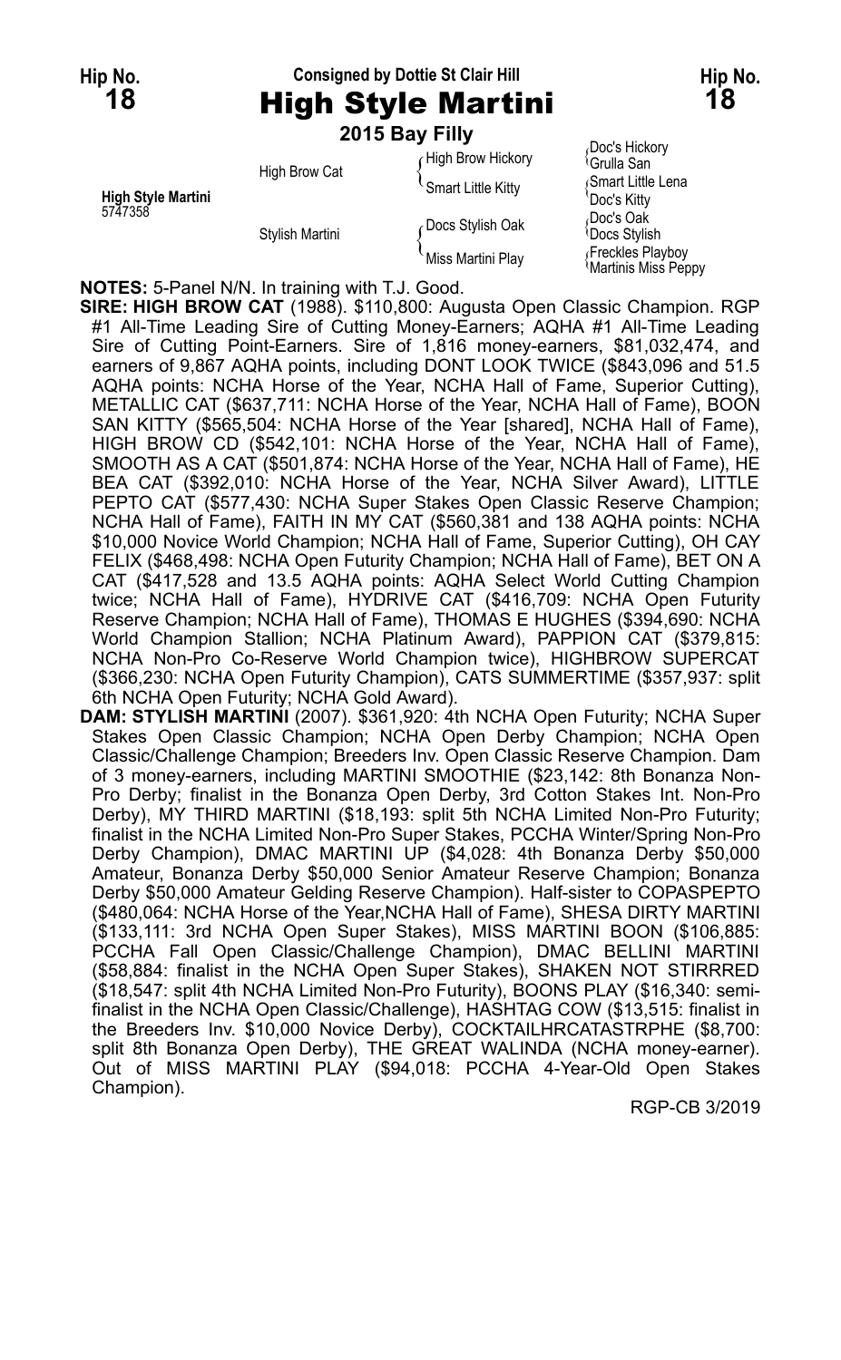**Hip No. 18** — Consigned by Dottie St Clair Hill — **Hip No. 18**

# High Style Martini

**2015 Bay Filly**

| | | | |
|---|---|---|---|
| **High Style Martini** 5747358 | High Brow Cat | High Brow Hickory | Doc's Hickory |
| | | | Grulla San |
| | | Smart Little Kitty | Smart Little Lena |
| | | | Doc's Kitty |
| | Stylish Martini | Docs Stylish Oak | Doc's Oak |
| | | | Docs Stylish |
| | | Miss Martini Play | Freckles Playboy |
| | | | Martinis Miss Peppy |

**NOTES:** 5-Panel N/N. In training with T.J. Good.

**SIRE: HIGH BROW CAT** (1988). $110,800: Augusta Open Classic Champion. RGP #1 All-Time Leading Sire of Cutting Money-Earners; AQHA #1 All-Time Leading Sire of Cutting Point-Earners. Sire of 1,816 money-earners, $81,032,474, and earners of 9,867 AQHA points, including DONT LOOK TWICE ($843,096 and 51.5 AQHA points: NCHA Horse of the Year, NCHA Hall of Fame, Superior Cutting), METALLIC CAT ($637,711: NCHA Horse of the Year, NCHA Hall of Fame), BOON SAN KITTY ($565,504: NCHA Horse of the Year [shared], NCHA Hall of Fame), HIGH BROW CD ($542,101: NCHA Horse of the Year, NCHA Hall of Fame), SMOOTH AS A CAT ($501,874: NCHA Horse of the Year, NCHA Hall of Fame), HE BEA CAT ($392,010: NCHA Horse of the Year, NCHA Silver Award), LITTLE PEPTO CAT ($577,430: NCHA Super Stakes Open Classic Reserve Champion; NCHA Hall of Fame), FAITH IN MY CAT ($560,381 and 138 AQHA points: NCHA $10,000 Novice World Champion; NCHA Hall of Fame, Superior Cutting), OH CAY FELIX ($468,498: NCHA Open Futurity Champion; NCHA Hall of Fame), BET ON A CAT ($417,528 and 13.5 AQHA points: AQHA Select World Cutting Champion twice; NCHA Hall of Fame), HYDRIVE CAT ($416,709: NCHA Open Futurity Reserve Champion; NCHA Hall of Fame), THOMAS E HUGHES ($394,690: NCHA World Champion Stallion; NCHA Platinum Award), PAPPION CAT ($379,815: NCHA Non-Pro Co-Reserve World Champion twice), HIGHBROW SUPERCAT ($366,230: NCHA Open Futurity Champion), CATS SUMMERTIME ($357,937: split 6th NCHA Open Futurity; NCHA Gold Award).

**DAM: STYLISH MARTINI** (2007). $361,920: 4th NCHA Open Futurity; NCHA Super Stakes Open Classic Champion; NCHA Open Derby Champion; NCHA Open Classic/Challenge Champion; Breeders Inv. Open Classic Reserve Champion. Dam of 3 money-earners, including MARTINI SMOOTHIE ($23,142: 8th Bonanza Non-Pro Derby; finalist in the Bonanza Open Derby, 3rd Cotton Stakes Int. Non-Pro Derby), MY THIRD MARTINI ($18,193: split 5th NCHA Limited Non-Pro Futurity; finalist in the NCHA Limited Non-Pro Super Stakes, PCCHA Winter/Spring Non-Pro Derby Champion), DMAC MARTINI UP ($4,028: 4th Bonanza Derby $50,000 Amateur, Bonanza Derby $50,000 Senior Amateur Reserve Champion; Bonanza Derby $50,000 Amateur Gelding Reserve Champion). Half-sister to COPASPEPTO ($480,064: NCHA Horse of the Year,NCHA Hall of Fame), SHESA DIRTY MARTINI ($133,111: 3rd NCHA Open Super Stakes), MISS MARTINI BOON ($106,885: PCCHA Fall Open Classic/Challenge Champion), DMAC BELLINI MARTINI ($58,884: finalist in the NCHA Open Super Stakes), SHAKEN NOT STIRRRED ($18,547: split 4th NCHA Limited Non-Pro Futurity), BOONS PLAY ($16,340: semi-finalist in the NCHA Open Classic/Challenge), HASHTAG COW ($13,515: finalist in the Breeders Inv. $10,000 Novice Derby), COCKTAILHRCATASTRPHE ($8,700: split 8th Bonanza Open Derby), THE GREAT WALINDA (NCHA money-earner). Out of MISS MARTINI PLAY ($94,018: PCCHA 4-Year-Old Open Stakes Champion).

RGP-CB 3/2019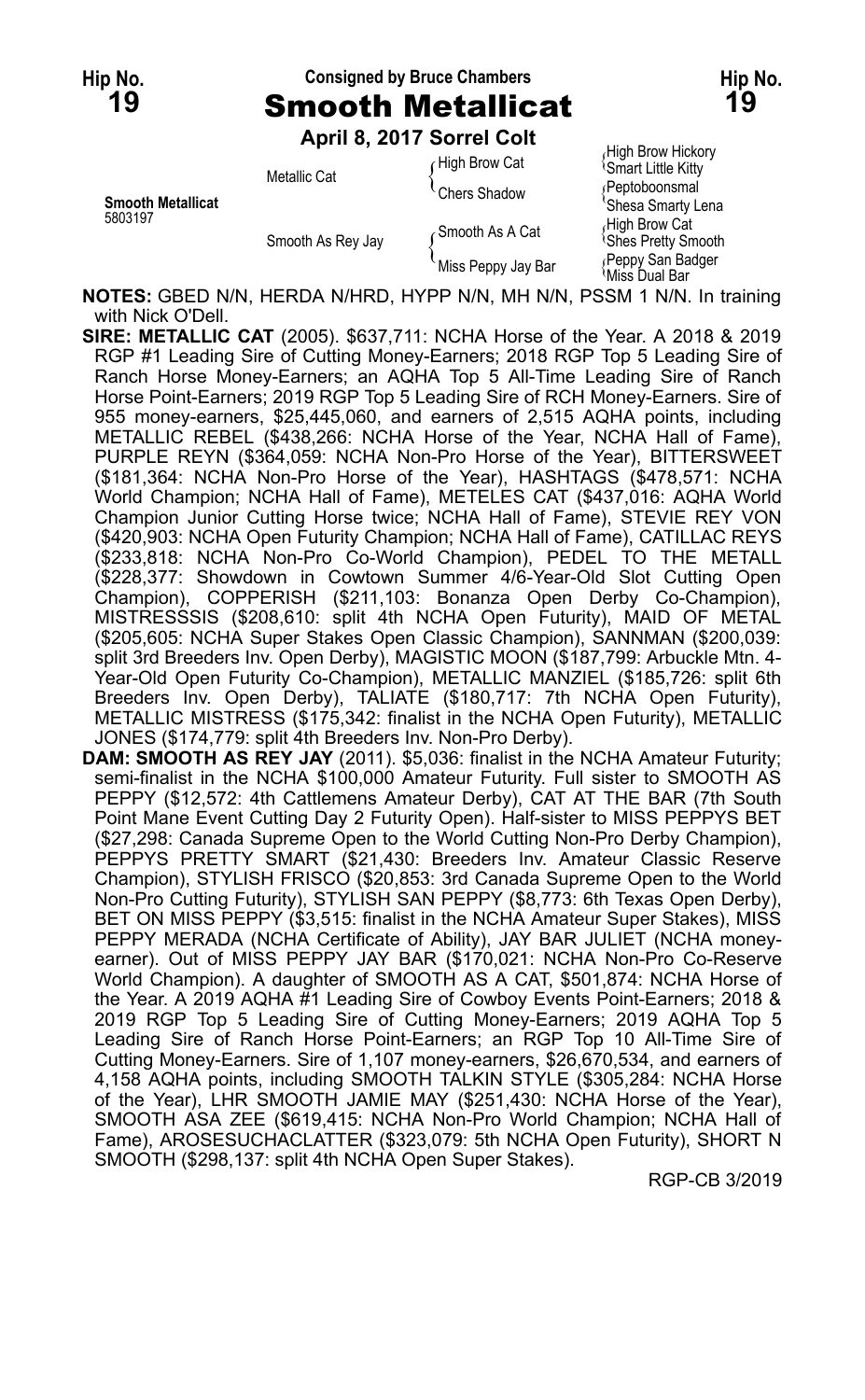**Hip No. 19** | Consigned by Bruce Chambers | **Hip No. 19**

# Smooth Metallicat

**April 8, 2017 Sorrel Colt**

| | | | |
|---|---|---|---|
| **Smooth Metallicat** 5803197 | Metallic Cat | High Brow Cat | High Brow Hickory |
| | | | Smart Little Kitty |
| | | Chers Shadow | Peptoboonsmal |
| | | | Shesa Smarty Lena |
| | Smooth As Rey Jay | Smooth As A Cat | High Brow Cat |
| | | | Shes Pretty Smooth |
| | | Miss Peppy Jay Bar | Peppy San Badger |
| | | | Miss Dual Bar |

**NOTES:** GBED N/N, HERDA N/HRD, HYPP N/N, MH N/N, PSSM 1 N/N. In training with Nick O'Dell.

**SIRE: METALLIC CAT** (2005). $637,711: NCHA Horse of the Year. A 2018 & 2019 RGP #1 Leading Sire of Cutting Money-Earners; 2018 RGP Top 5 Leading Sire of Ranch Horse Money-Earners; an AQHA Top 5 All-Time Leading Sire of Ranch Horse Point-Earners; 2019 RGP Top 5 Leading Sire of RCH Money-Earners. Sire of 955 money-earners, $25,445,060, and earners of 2,515 AQHA points, including METALLIC REBEL ($438,266: NCHA Horse of the Year, NCHA Hall of Fame), PURPLE REYN ($364,059: NCHA Non-Pro Horse of the Year), BITTERSWEET ($181,364: NCHA Non-Pro Horse of the Year), HASHTAGS ($478,571: NCHA World Champion; NCHA Hall of Fame), METELES CAT ($437,016: AQHA World Champion Junior Cutting Horse twice; NCHA Hall of Fame), STEVIE REY VON ($420,903: NCHA Open Futurity Champion; NCHA Hall of Fame), CATILLAC REYS ($233,818: NCHA Non-Pro Co-World Champion), PEDEL TO THE METALL ($228,377: Showdown in Cowtown Summer 4/6-Year-Old Slot Cutting Open Champion), COPPERISH ($211,103: Bonanza Open Derby Co-Champion), MISTRESSSIS ($208,610: split 4th NCHA Open Futurity), MAID OF METAL ($205,605: NCHA Super Stakes Open Classic Champion), SANNMAN ($200,039: split 3rd Breeders Inv. Open Derby), MAGISTIC MOON ($187,799: Arbuckle Mtn. 4-Year-Old Open Futurity Co-Champion), METALLIC MANZIEL ($185,726: split 6th Breeders Inv. Open Derby), TALIATE ($180,717: 7th NCHA Open Futurity), METALLIC MISTRESS ($175,342: finalist in the NCHA Open Futurity), METALLIC JONES ($174,779: split 4th Breeders Inv. Non-Pro Derby).

**DAM: SMOOTH AS REY JAY** (2011). $5,036: finalist in the NCHA Amateur Futurity; semi-finalist in the NCHA $100,000 Amateur Futurity. Full sister to SMOOTH AS PEPPY ($12,572: 4th Cattlemens Amateur Derby), CAT AT THE BAR (7th South Point Mane Event Cutting Day 2 Futurity Open). Half-sister to MISS PEPPYS BET ($27,298: Canada Supreme Open to the World Cutting Non-Pro Derby Champion), PEPPYS PRETTY SMART ($21,430: Breeders Inv. Amateur Classic Reserve Champion), STYLISH FRISCO ($20,853: 3rd Canada Supreme Open to the World Non-Pro Cutting Futurity), STYLISH SAN PEPPY ($8,773: 6th Texas Open Derby), BET ON MISS PEPPY ($3,515: finalist in the NCHA Amateur Super Stakes), MISS PEPPY MERADA (NCHA Certificate of Ability), JAY BAR JULIET (NCHA money-earner). Out of MISS PEPPY JAY BAR ($170,021: NCHA Non-Pro Co-Reserve World Champion). A daughter of SMOOTH AS A CAT, $501,874: NCHA Horse of the Year. A 2019 AQHA #1 Leading Sire of Cowboy Events Point-Earners; 2018 & 2019 RGP Top 5 Leading Sire of Cutting Money-Earners; 2019 AQHA Top 5 Leading Sire of Ranch Horse Point-Earners; an RGP Top 10 All-Time Sire of Cutting Money-Earners. Sire of 1,107 money-earners, $26,670,534, and earners of 4,158 AQHA points, including SMOOTH TALKIN STYLE ($305,284: NCHA Horse of the Year), LHR SMOOTH JAMIE MAY ($251,430: NCHA Horse of the Year), SMOOTH ASA ZEE ($619,415: NCHA Non-Pro World Champion; NCHA Hall of Fame), AROSESUCHACLATTER ($323,079: 5th NCHA Open Futurity), SHORT N SMOOTH ($298,137: split 4th NCHA Open Super Stakes).

RGP-CB 3/2019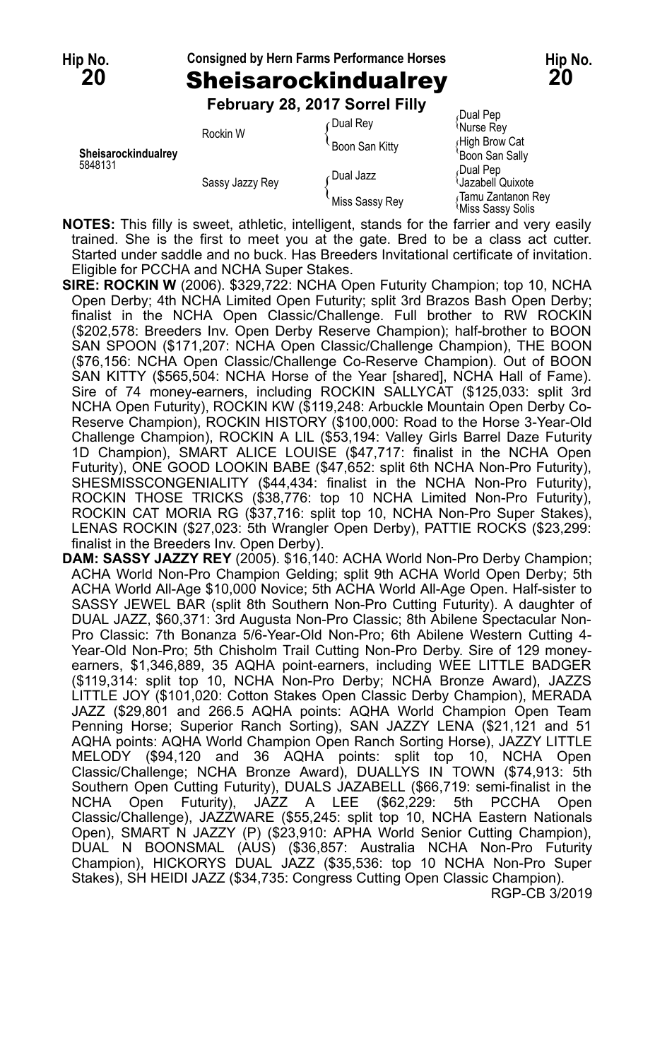Hip No. **20** — Consigned by Hern Farms Performance Horses — Hip No. **20**

# Sheisarockindualrey

**February 28, 2017 Sorrel Filly**

| | | | |
|---|---|---|---|
| **Sheisarockindualrey** 5848131 | Rockin W | Dual Rey | Dual Pep |
| | | | Nurse Rey |
| | | Boon San Kitty | High Brow Cat |
| | | | Boon San Sally |
| | Sassy Jazzy Rey | Dual Jazz | Dual Pep |
| | | | Jazabell Quixote |
| | | Miss Sassy Rey | Tamu Zantanon Rey |
| | | | Miss Sassy Solis |

**NOTES:** This filly is sweet, athletic, intelligent, stands for the farrier and very easily trained. She is the first to meet you at the gate. Bred to be a class act cutter. Started under saddle and no buck. Has Breeders Invitational certificate of invitation. Eligible for PCCHA and NCHA Super Stakes.

**SIRE: ROCKIN W** (2006). $329,722: NCHA Open Futurity Champion; top 10, NCHA Open Derby; 4th NCHA Limited Open Futurity; split 3rd Brazos Bash Open Derby; finalist in the NCHA Open Classic/Challenge. Full brother to RW ROCKIN ($202,578: Breeders Inv. Open Derby Reserve Champion); half-brother to BOON SAN SPOON ($171,207: NCHA Open Classic/Challenge Champion), THE BOON ($76,156: NCHA Open Classic/Challenge Co-Reserve Champion). Out of BOON SAN KITTY ($565,504: NCHA Horse of the Year [shared], NCHA Hall of Fame). Sire of 74 money-earners, including ROCKIN SALLYCAT ($125,033: split 3rd NCHA Open Futurity), ROCKIN KW ($119,248: Arbuckle Mountain Open Derby Co-Reserve Champion), ROCKIN HISTORY ($100,000: Road to the Horse 3-Year-Old Challenge Champion), ROCKIN A LIL ($53,194: Valley Girls Barrel Daze Futurity 1D Champion), SMART ALICE LOUISE ($47,717: finalist in the NCHA Open Futurity), ONE GOOD LOOKIN BABE ($47,652: split 6th NCHA Non-Pro Futurity), SHESMISSCONGENIALITY ($44,434: finalist in the NCHA Non-Pro Futurity), ROCKIN THOSE TRICKS ($38,776: top 10 NCHA Limited Non-Pro Futurity), ROCKIN CAT MORIA RG ($37,716: split top 10, NCHA Non-Pro Super Stakes), LENAS ROCKIN ($27,023: 5th Wrangler Open Derby), PATTIE ROCKS ($23,299: finalist in the Breeders Inv. Open Derby).

**DAM: SASSY JAZZY REY** (2005). $16,140: ACHA World Non-Pro Derby Champion; ACHA World Non-Pro Champion Gelding; split 9th ACHA World Open Derby; 5th ACHA World All-Age $10,000 Novice; 5th ACHA World All-Age Open. Half-sister to SASSY JEWEL BAR (split 8th Southern Non-Pro Cutting Futurity). A daughter of DUAL JAZZ, $60,371: 3rd Augusta Non-Pro Classic; 8th Abilene Spectacular Non-Pro Classic: 7th Bonanza 5/6-Year-Old Non-Pro; 6th Abilene Western Cutting 4-Year-Old Non-Pro; 5th Chisholm Trail Cutting Non-Pro Derby. Sire of 129 money-earners, $1,346,889, 35 AQHA point-earners, including WEE LITTLE BADGER ($119,314: split top 10, NCHA Non-Pro Derby; NCHA Bronze Award), JAZZS LITTLE JOY ($101,020: Cotton Stakes Open Classic Derby Champion), MERADA JAZZ ($29,801 and 266.5 AQHA points: AQHA World Champion Open Team Penning Horse; Superior Ranch Sorting), SAN JAZZY LENA ($21,121 and 51 AQHA points: AQHA World Champion Open Ranch Sorting Horse), JAZZY LITTLE MELODY ($94,120 and 36 AQHA points: split top 10, NCHA Open Classic/Challenge; NCHA Bronze Award), DUALLYS IN TOWN ($74,913: 5th Southern Open Cutting Futurity), DUALS JAZABELL ($66,719: semi-finalist in the NCHA Open Futurity), JAZZ A LEE ($62,229: 5th PCCHA Open Classic/Challenge), JAZZWARE ($55,245: split top 10, NCHA Eastern Nationals Open), SMART N JAZZY (P) ($23,910: APHA World Senior Cutting Champion), DUAL N BOONSMAL (AUS) ($36,857: Australia NCHA Non-Pro Futurity Champion), HICKORYS DUAL JAZZ ($35,536: top 10 NCHA Non-Pro Super Stakes), SH HEIDI JAZZ ($34,735: Congress Cutting Open Classic Champion).

RGP-CB 3/2019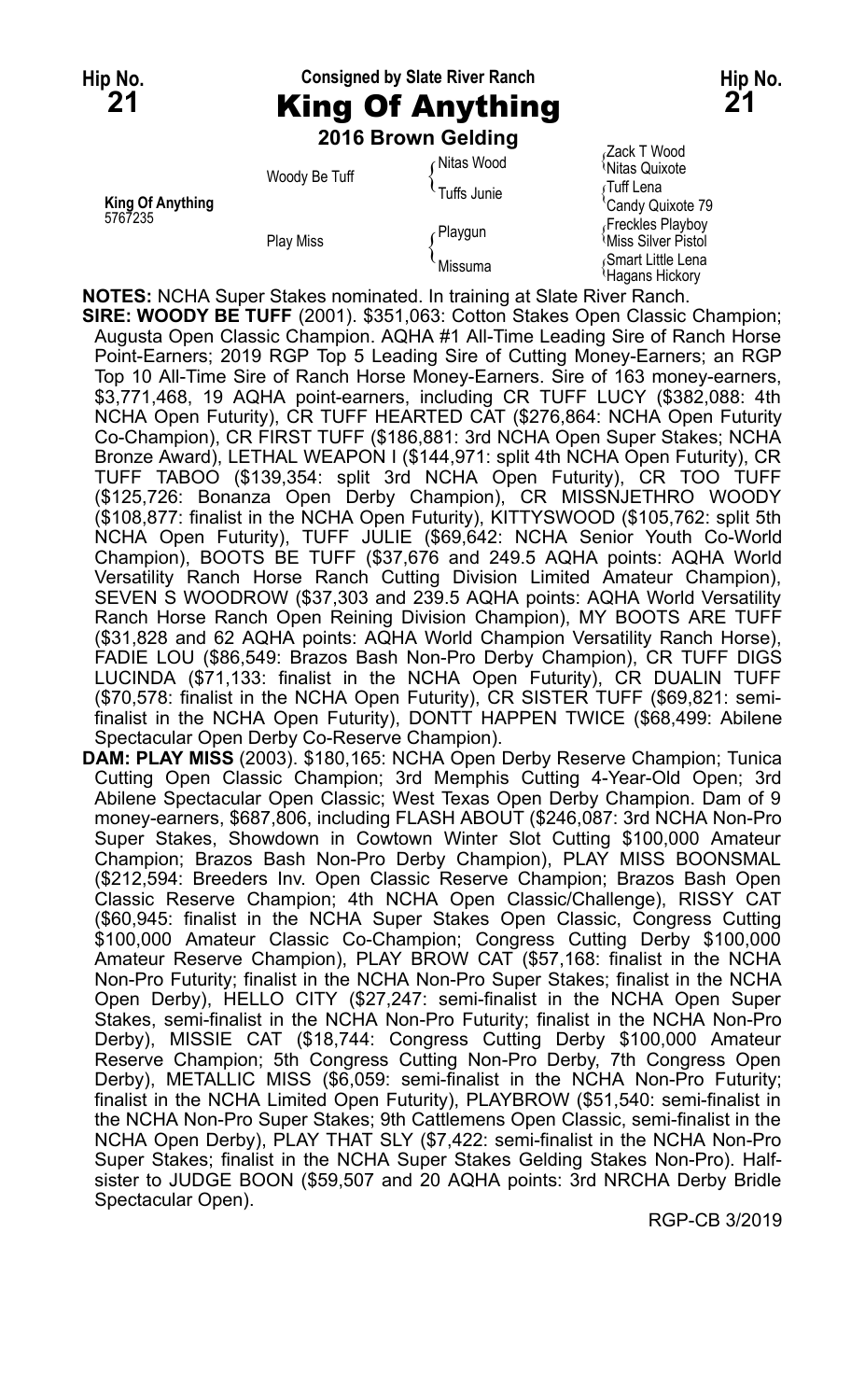Hip No. **21**

Consigned by Slate River Ranch

# King Of Anything

**2016 Brown Gelding**

| | | | |
|---|---|---|---|
| **King Of Anything** 5767235 | Woody Be Tuff | Nitas Wood | Zack T Wood |
| | | | Nitas Quixote |
| | | Tuffs Junie | Tuff Lena |
| | | | Candy Quixote 79 |
| | Play Miss | Playgun | Freckles Playboy |
| | | | Miss Silver Pistol |
| | | Missuma | Smart Little Lena |
| | | | Hagans Hickory |

**NOTES:** NCHA Super Stakes nominated. In training at Slate River Ranch.

**SIRE: WOODY BE TUFF** (2001). $351,063: Cotton Stakes Open Classic Champion; Augusta Open Classic Champion. AQHA #1 All-Time Leading Sire of Ranch Horse Point-Earners; 2019 RGP Top 5 Leading Sire of Cutting Money-Earners; an RGP Top 10 All-Time Sire of Ranch Horse Money-Earners. Sire of 163 money-earners, $3,771,468, 19 AQHA point-earners, including CR TUFF LUCY ($382,088: 4th NCHA Open Futurity), CR TUFF HEARTED CAT ($276,864: NCHA Open Futurity Co-Champion), CR FIRST TUFF ($186,881: 3rd NCHA Open Super Stakes; NCHA Bronze Award), LETHAL WEAPON I ($144,971: split 4th NCHA Open Futurity), CR TUFF TABOO ($139,354: split 3rd NCHA Open Futurity), CR TOO TUFF ($125,726: Bonanza Open Derby Champion), CR MISSNJETHRO WOODY ($108,877: finalist in the NCHA Open Futurity), KITTYSWOOD ($105,762: split 5th NCHA Open Futurity), TUFF JULIE ($69,642: NCHA Senior Youth Co-World Champion), BOOTS BE TUFF ($37,676 and 249.5 AQHA points: AQHA World Versatility Ranch Horse Ranch Cutting Division Limited Amateur Champion), SEVEN S WOODROW ($37,303 and 239.5 AQHA points: AQHA World Versatility Ranch Horse Ranch Open Reining Division Champion), MY BOOTS ARE TUFF ($31,828 and 62 AQHA points: AQHA World Champion Versatility Ranch Horse), FADIE LOU ($86,549: Brazos Bash Non-Pro Derby Champion), CR TUFF DIGS LUCINDA ($71,133: finalist in the NCHA Open Futurity), CR DUALIN TUFF ($70,578: finalist in the NCHA Open Futurity), CR SISTER TUFF ($69,821: semi-finalist in the NCHA Open Futurity), DONTT HAPPEN TWICE ($68,499: Abilene Spectacular Open Derby Co-Reserve Champion).

**DAM: PLAY MISS** (2003). $180,165: NCHA Open Derby Reserve Champion; Tunica Cutting Open Classic Champion; 3rd Memphis Cutting 4-Year-Old Open; 3rd Abilene Spectacular Open Classic; West Texas Open Derby Champion. Dam of 9 money-earners, $687,806, including FLASH ABOUT ($246,087: 3rd NCHA Non-Pro Super Stakes, Showdown in Cowtown Winter Slot Cutting $100,000 Amateur Champion; Brazos Bash Non-Pro Derby Champion), PLAY MISS BOONSMAL ($212,594: Breeders Inv. Open Classic Reserve Champion; Brazos Bash Open Classic Reserve Champion; 4th NCHA Open Classic/Challenge), RISSY CAT ($60,945: finalist in the NCHA Super Stakes Open Classic, Congress Cutting $100,000 Amateur Classic Co-Champion; Congress Cutting Derby $100,000 Amateur Reserve Champion), PLAY BROW CAT ($57,168: finalist in the NCHA Non-Pro Futurity; finalist in the NCHA Non-Pro Super Stakes; finalist in the NCHA Open Derby), HELLO CITY ($27,247: semi-finalist in the NCHA Open Super Stakes, semi-finalist in the NCHA Non-Pro Futurity; finalist in the NCHA Non-Pro Derby), MISSIE CAT ($18,744: Congress Cutting Derby $100,000 Amateur Reserve Champion; 5th Congress Cutting Non-Pro Derby, 7th Congress Open Derby), METALLIC MISS ($6,059: semi-finalist in the NCHA Non-Pro Futurity; finalist in the NCHA Limited Open Futurity), PLAYBROW ($51,540: semi-finalist in the NCHA Non-Pro Super Stakes; 9th Cattlemens Open Classic, semi-finalist in the NCHA Open Derby), PLAY THAT SLY ($7,422: semi-finalist in the NCHA Non-Pro Super Stakes; finalist in the NCHA Super Stakes Gelding Stakes Non-Pro). Half-sister to JUDGE BOON ($59,507 and 20 AQHA points: 3rd NRCHA Derby Bridle Spectacular Open).

RGP-CB 3/2019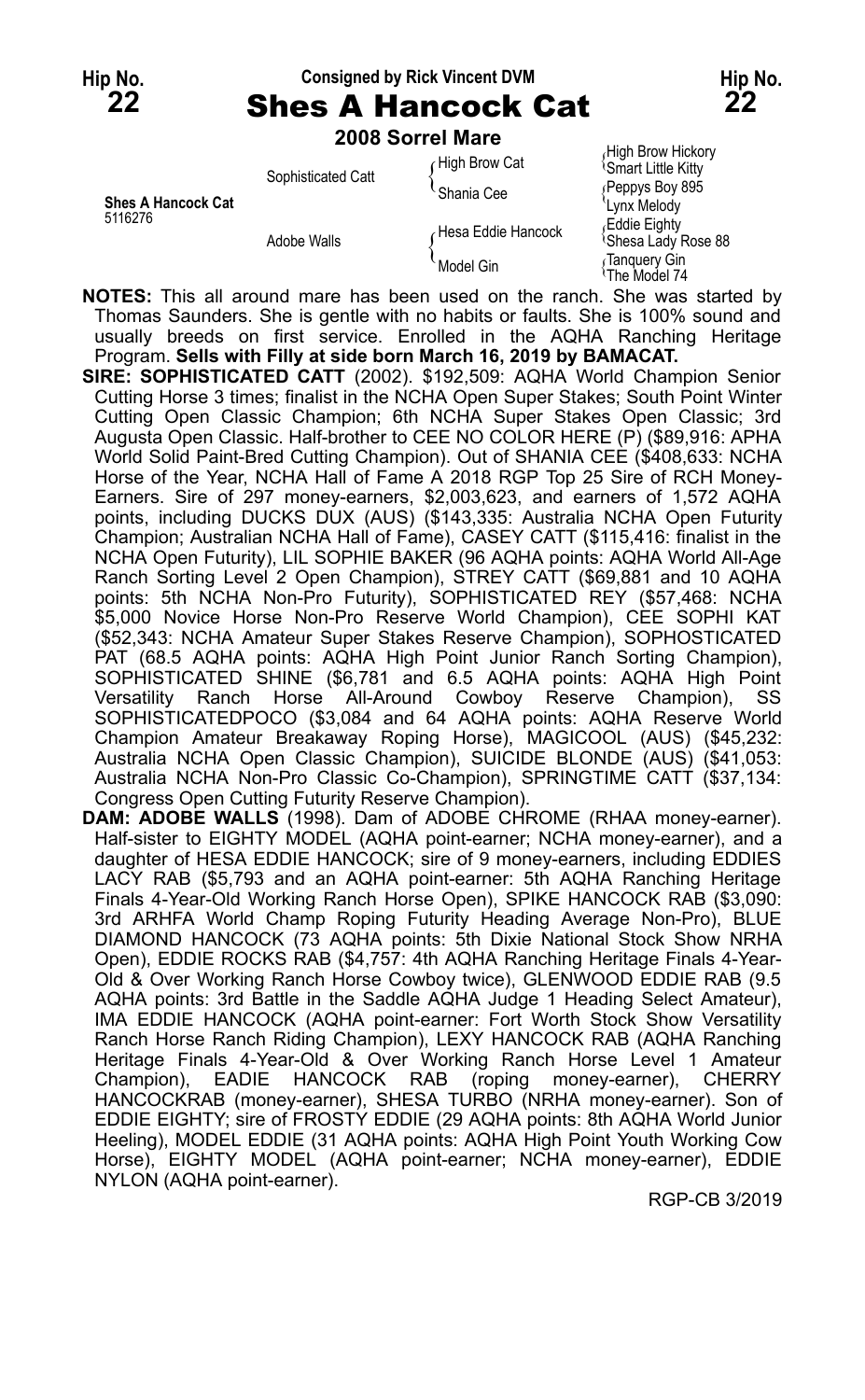Hip No. **22** — Consigned by Rick Vincent DVM — Hip No. **22**

# Shes A Hancock Cat

**2008 Sorrel Mare**

| | | | |
|---|---|---|---|
| | Sophisticated Catt | High Brow Cat | High Brow Hickory |
| | | | Smart Little Kitty |
| | | Shania Cee | Peppys Boy 895 |
| **Shes A Hancock Cat** 5116276 | | | Lynx Melody |
| | Adobe Walls | Hesa Eddie Hancock | Eddie Eighty |
| | | | Shesa Lady Rose 88 |
| | | Model Gin | Tanquery Gin |
| | | | The Model 74 |

**NOTES:** This all around mare has been used on the ranch. She was started by Thomas Saunders. She is gentle with no habits or faults. She is 100% sound and usually breeds on first service. Enrolled in the AQHA Ranching Heritage Program. **Sells with Filly at side born March 16, 2019 by BAMACAT.**

**SIRE: SOPHISTICATED CATT** (2002). $192,509: AQHA World Champion Senior Cutting Horse 3 times; finalist in the NCHA Open Super Stakes; South Point Winter Cutting Open Classic Champion; 6th NCHA Super Stakes Open Classic; 3rd Augusta Open Classic. Half-brother to CEE NO COLOR HERE (P) ($89,916: APHA World Solid Paint-Bred Cutting Champion). Out of SHANIA CEE ($408,633: NCHA Horse of the Year, NCHA Hall of Fame A 2018 RGP Top 25 Sire of RCH Money-Earners. Sire of 297 money-earners, $2,003,623, and earners of 1,572 AQHA points, including DUCKS DUX (AUS) ($143,335: Australia NCHA Open Futurity Champion; Australian NCHA Hall of Fame), CASEY CATT ($115,416: finalist in the NCHA Open Futurity), LIL SOPHIE BAKER (96 AQHA points: AQHA World All-Age Ranch Sorting Level 2 Open Champion), STREY CATT ($69,881 and 10 AQHA points: 5th NCHA Non-Pro Futurity), SOPHISTICATED REY ($57,468: NCHA $5,000 Novice Horse Non-Pro Reserve World Champion), CEE SOPHI KAT ($52,343: NCHA Amateur Super Stakes Reserve Champion), SOPHOSTICATED PAT (68.5 AQHA points: AQHA High Point Junior Ranch Sorting Champion), SOPHISTICATED SHINE ($6,781 and 6.5 AQHA points: AQHA High Point Versatility Ranch Horse All-Around Cowboy Reserve Champion), SS SOPHISTICATEDPOCO ($3,084 and 64 AQHA points: AQHA Reserve World Champion Amateur Breakaway Roping Horse), MAGICOOL (AUS) ($45,232: Australia NCHA Open Classic Champion), SUICIDE BLONDE (AUS) ($41,053: Australia NCHA Non-Pro Classic Co-Champion), SPRINGTIME CATT ($37,134: Congress Open Cutting Futurity Reserve Champion).

**DAM: ADOBE WALLS** (1998). Dam of ADOBE CHROME (RHAA money-earner). Half-sister to EIGHTY MODEL (AQHA point-earner; NCHA money-earner), and a daughter of HESA EDDIE HANCOCK; sire of 9 money-earners, including EDDIES LACY RAB ($5,793 and an AQHA point-earner: 5th AQHA Ranching Heritage Finals 4-Year-Old Working Ranch Horse Open), SPIKE HANCOCK RAB ($3,090: 3rd ARHFA World Champ Roping Futurity Heading Average Non-Pro), BLUE DIAMOND HANCOCK (73 AQHA points: 5th Dixie National Stock Show NRHA Open), EDDIE ROCKS RAB ($4,757: 4th AQHA Ranching Heritage Finals 4-Year-Old & Over Working Ranch Horse Cowboy twice), GLENWOOD EDDIE RAB (9.5 AQHA points: 3rd Battle in the Saddle AQHA Judge 1 Heading Select Amateur), IMA EDDIE HANCOCK (AQHA point-earner: Fort Worth Stock Show Versatility Ranch Horse Ranch Riding Champion), LEXY HANCOCK RAB (AQHA Ranching Heritage Finals 4-Year-Old & Over Working Ranch Horse Level 1 Amateur Champion), EADIE HANCOCK RAB (roping money-earner), CHERRY HANCOCKRAB (money-earner), SHESA TURBO (NRHA money-earner). Son of EDDIE EIGHTY; sire of FROSTY EDDIE (29 AQHA points: 8th AQHA World Junior Heeling), MODEL EDDIE (31 AQHA points: AQHA High Point Youth Working Cow Horse), EIGHTY MODEL (AQHA point-earner; NCHA money-earner), EDDIE NYLON (AQHA point-earner).

RGP-CB 3/2019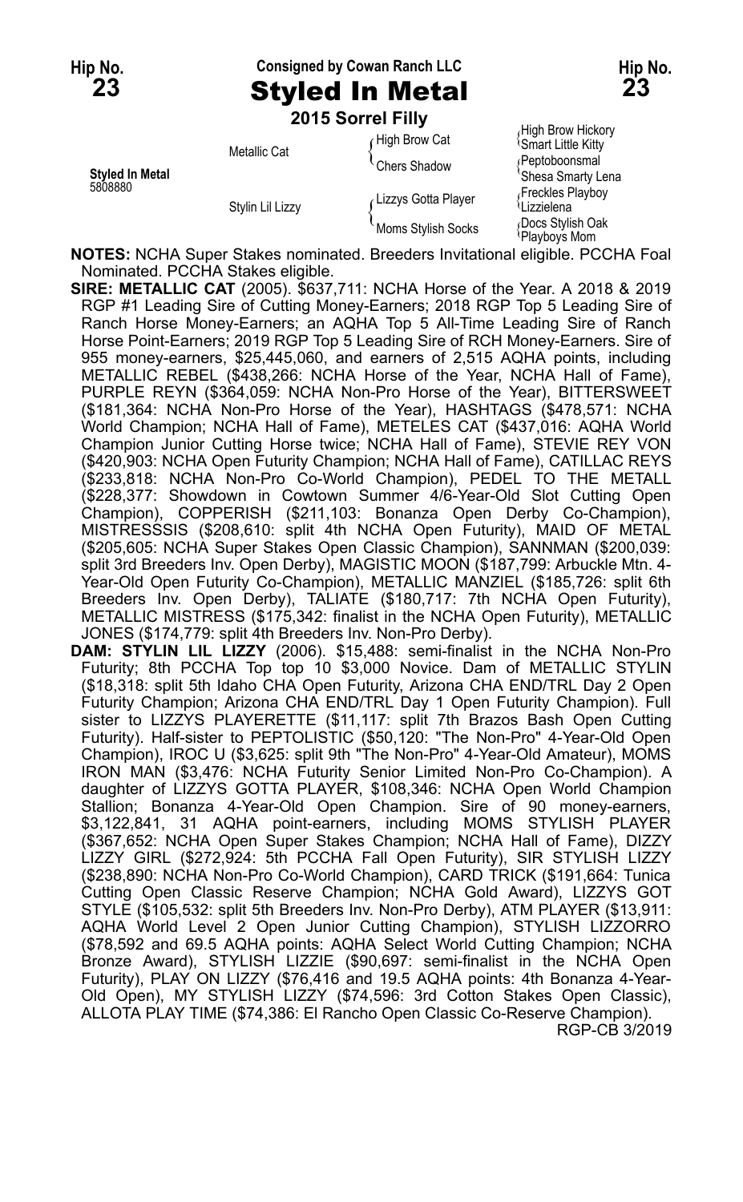**Hip No. 23** — Consigned by Cowan Ranch LLC — **Hip No. 23**

# Styled In Metal

**2015 Sorrel Filly**

| | | | |
|---|---|---|---|
| **Styled In Metal** 5808880 | Metallic Cat | High Brow Cat | High Brow Hickory |
| | | | Smart Little Kitty |
| | | Chers Shadow | Peptoboonsmal |
| | | | Shesa Smarty Lena |
| | Stylin Lil Lizzy | Lizzys Gotta Player | Freckles Playboy |
| | | | Lizzielena |
| | | Moms Stylish Socks | Docs Stylish Oak |
| | | | Playboys Mom |

**NOTES:** NCHA Super Stakes nominated. Breeders Invitational eligible. PCCHA Foal Nominated. PCCHA Stakes eligible.

**SIRE: METALLIC CAT** (2005). $637,711: NCHA Horse of the Year. A 2018 & 2019 RGP #1 Leading Sire of Cutting Money-Earners; 2018 RGP Top 5 Leading Sire of Ranch Horse Money-Earners; an AQHA Top 5 All-Time Leading Sire of Ranch Horse Point-Earners; 2019 RGP Top 5 Leading Sire of RCH Money-Earners. Sire of 955 money-earners, $25,445,060, and earners of 2,515 AQHA points, including METALLIC REBEL ($438,266: NCHA Horse of the Year, NCHA Hall of Fame), PURPLE REYN ($364,059: NCHA Non-Pro Horse of the Year), BITTERSWEET ($181,364: NCHA Non-Pro Horse of the Year), HASHTAGS ($478,571: NCHA World Champion; NCHA Hall of Fame), METELES CAT ($437,016: AQHA World Champion Junior Cutting Horse twice; NCHA Hall of Fame), STEVIE REY VON ($420,903: NCHA Open Futurity Champion; NCHA Hall of Fame), CATILLAC REYS ($233,818: NCHA Non-Pro Co-World Champion), PEDEL TO THE METALL ($228,377: Showdown in Cowtown Summer 4/6-Year-Old Slot Cutting Open Champion), COPPERISH ($211,103: Bonanza Open Derby Co-Champion), MISTRESSSIS ($208,610: split 4th NCHA Open Futurity), MAID OF METAL ($205,605: NCHA Super Stakes Open Classic Champion), SANNMAN ($200,039: split 3rd Breeders Inv. Open Derby), MAGISTIC MOON ($187,799: Arbuckle Mtn. 4-Year-Old Open Futurity Co-Champion), METALLIC MANZIEL ($185,726: split 6th Breeders Inv. Open Derby), TALIATE ($180,717: 7th NCHA Open Futurity), METALLIC MISTRESS ($175,342: finalist in the NCHA Open Futurity), METALLIC JONES ($174,779: split 4th Breeders Inv. Non-Pro Derby).

**DAM: STYLIN LIL LIZZY** (2006). $15,488: semi-finalist in the NCHA Non-Pro Futurity; 8th PCCHA Top top 10 $3,000 Novice. Dam of METALLIC STYLIN ($18,318: split 5th Idaho CHA Open Futurity, Arizona CHA END/TRL Day 2 Open Futurity Champion; Arizona CHA END/TRL Day 1 Open Futurity Champion). Full sister to LIZZYS PLAYERETTE ($11,117: split 7th Brazos Bash Open Cutting Futurity). Half-sister to PEPTOLISTIC ($50,120: "The Non-Pro" 4-Year-Old Open Champion), IROC U ($3,625: split 9th "The Non-Pro" 4-Year-Old Amateur), MOMS IRON MAN ($3,476: NCHA Futurity Senior Limited Non-Pro Co-Champion). A daughter of LIZZYS GOTTA PLAYER, $108,346: NCHA Open World Champion Stallion; Bonanza 4-Year-Old Open Champion. Sire of 90 money-earners, $3,122,841, 31 AQHA point-earners, including MOMS STYLISH PLAYER ($367,652: NCHA Open Super Stakes Champion; NCHA Hall of Fame), DIZZY LIZZY GIRL ($272,924: 5th PCCHA Fall Open Futurity), SIR STYLISH LIZZY ($238,890: NCHA Non-Pro Co-World Champion), CARD TRICK ($191,664: Tunica Cutting Open Classic Reserve Champion; NCHA Gold Award), LIZZYS GOT STYLE ($105,532: split 5th Breeders Inv. Non-Pro Derby), ATM PLAYER ($13,911: AQHA World Level 2 Open Junior Cutting Champion), STYLISH LIZZORRO ($78,592 and 69.5 AQHA points: AQHA Select World Cutting Champion; NCHA Bronze Award), STYLISH LIZZIE ($90,697: semi-finalist in the NCHA Open Futurity), PLAY ON LIZZY ($76,416 and 19.5 AQHA points: 4th Bonanza 4-Year-Old Open), MY STYLISH LIZZY ($74,596: 3rd Cotton Stakes Open Classic), ALLOTA PLAY TIME ($74,386: El Rancho Open Classic Co-Reserve Champion).

RGP-CB 3/2019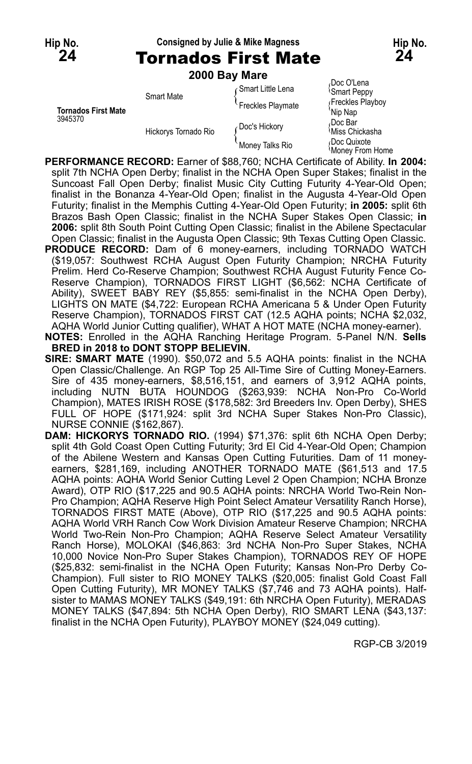**Hip No. 24** — Consigned by Julie & Mike Magness — **Hip No. 24**

# Tornados First Mate

**2000 Bay Mare**

| | | | |
|---|---|---|---|
| **Tornados First Mate** 3945370 | Smart Mate | Smart Little Lena | Doc O'Lena |
| | | | Smart Peppy |
| | | Freckles Playmate | Freckles Playboy |
| | | | Nip Nap |
| | Hickorys Tornado Rio | Doc's Hickory | Doc Bar |
| | | | Miss Chickasha |
| | | Money Talks Rio | Doc Quixote |
| | | | Money From Home |

**PERFORMANCE RECORD:** Earner of $88,760; NCHA Certificate of Ability. **In 2004:** split 7th NCHA Open Derby; finalist in the NCHA Open Super Stakes; finalist in the Suncoast Fall Open Derby; finalist Music City Cutting Futurity 4-Year-Old Open; finalist in the Bonanza 4-Year-Old Open; finalist in the Augusta 4-Year-Old Open Futurity; finalist in the Memphis Cutting 4-Year-Old Open Futurity; **in 2005:** split 6th Brazos Bash Open Classic; finalist in the NCHA Super Stakes Open Classic; **in 2006:** split 8th South Point Cutting Open Classic; finalist in the Abilene Spectacular Open Classic; finalist in the Augusta Open Classic; 9th Texas Cutting Open Classic.

**PRODUCE RECORD:** Dam of 6 money-earners, including TORNADO WATCH ($19,057: Southwest RCHA August Open Futurity Champion; NRCHA Futurity Prelim. Herd Co-Reserve Champion; Southwest RCHA August Futurity Fence Co-Reserve Champion), TORNADOS FIRST LIGHT ($6,562: NCHA Certificate of Ability), SWEET BABY REY ($5,855: semi-finalist in the NCHA Open Derby), LIGHTS ON MATE ($4,722: European RCHA Americana 5 & Under Open Futurity Reserve Champion), TORNADOS FIRST CAT (12.5 AQHA points; NCHA $2,032, AQHA World Junior Cutting qualifier), WHAT A HOT MATE (NCHA money-earner).

**NOTES:** Enrolled in the AQHA Ranching Heritage Program. 5-Panel N/N. **Sells BRED in 2018 to DONT STOPP BELIEVIN.**

**SIRE: SMART MATE** (1990). $50,072 and 5.5 AQHA points: finalist in the NCHA Open Classic/Challenge. An RGP Top 25 All-Time Sire of Cutting Money-Earners. Sire of 435 money-earners, $8,516,151, and earners of 3,912 AQHA points, including NUTN BUTA HOUNDOG ($263,939: NCHA Non-Pro Co-World Champion), MATES IRISH ROSE ($178,582: 3rd Breeders Inv. Open Derby), SHES FULL OF HOPE ($171,924: split 3rd NCHA Super Stakes Non-Pro Classic), NURSE CONNIE ($162,867).

**DAM: HICKORYS TORNADO RIO.** (1994) $71,376: split 6th NCHA Open Derby; split 4th Gold Coast Open Cutting Futurity; 3rd El Cid 4-Year-Old Open; Champion of the Abilene Western and Kansas Open Cutting Futurities. Dam of 11 money-earners, $281,169, including ANOTHER TORNADO MATE ($61,513 and 17.5 AQHA points: AQHA World Senior Cutting Level 2 Open Champion; NCHA Bronze Award), OTP RIO ($17,225 and 90.5 AQHA points: NRCHA World Two-Rein Non-Pro Champion; AQHA Reserve High Point Select Amateur Versatility Ranch Horse), TORNADOS FIRST MATE (Above), OTP RIO ($17,225 and 90.5 AQHA points: AQHA World VRH Ranch Cow Work Division Amateur Reserve Champion; NRCHA World Two-Rein Non-Pro Champion; AQHA Reserve Select Amateur Versatility Ranch Horse), MOLOKAI ($46,863: 3rd NCHA Non-Pro Super Stakes, NCHA 10,000 Novice Non-Pro Super Stakes Champion), TORNADOS REY OF HOPE ($25,832: semi-finalist in the NCHA Open Futurity; Kansas Non-Pro Derby Co-Champion). Full sister to RIO MONEY TALKS ($20,005: finalist Gold Coast Fall Open Cutting Futurity), MR MONEY TALKS ($7,746 and 73 AQHA points). Half-sister to MAMAS MONEY TALKS ($49,191: 6th NRCHA Open Futurity), MERADAS MONEY TALKS ($47,894: 5th NCHA Open Derby), RIO SMART LENA ($43,137: finalist in the NCHA Open Futurity), PLAYBOY MONEY ($24,049 cutting).

RGP-CB 3/2019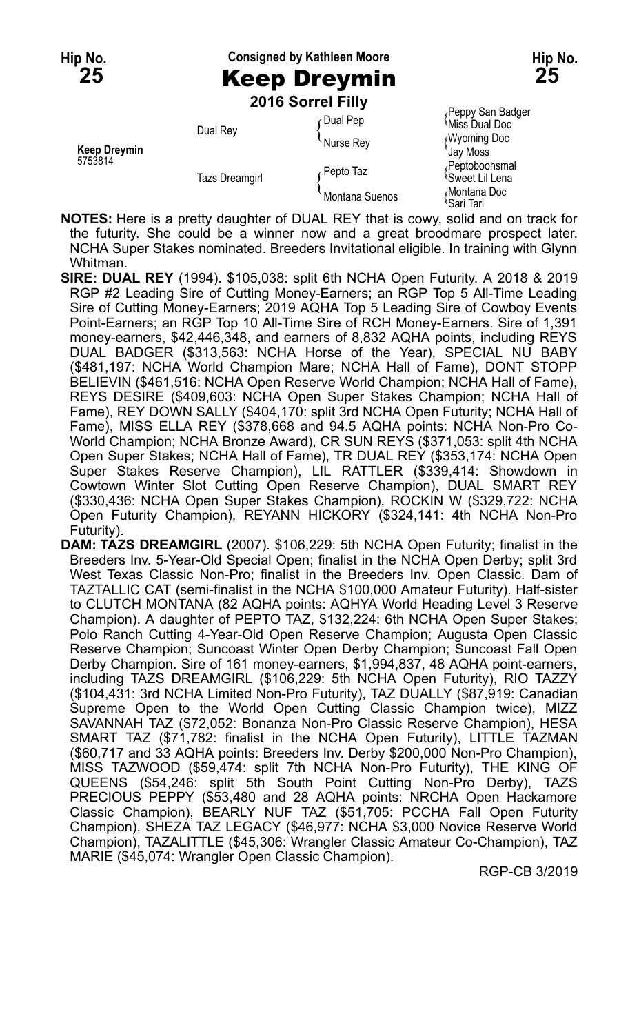Hip No. **25**

Consigned by Kathleen Moore

# Keep Dreymin

**2016 Sorrel Filly**

Hip No. **25**

| | | | |
|---|---|---|---|
| **Keep Dreymin** 5753814 | Dual Rey | Dual Pep | Peppy San Badger |
| | | | Miss Dual Doc |
| | | Nurse Rey | Wyoming Doc |
| | | | Jay Moss |
| | Tazs Dreamgirl | Pepto Taz | Peptoboonsmal |
| | | | Sweet Lil Lena |
| | | Montana Suenos | Montana Doc |
| | | | Sari Tari |

**NOTES:** Here is a pretty daughter of DUAL REY that is cowy, solid and on track for the futurity. She could be a winner now and a great broodmare prospect later. NCHA Super Stakes nominated. Breeders Invitational eligible. In training with Glynn Whitman.

**SIRE: DUAL REY** (1994). $105,038: split 6th NCHA Open Futurity. A 2018 & 2019 RGP #2 Leading Sire of Cutting Money-Earners; an RGP Top 5 All-Time Leading Sire of Cutting Money-Earners; 2019 AQHA Top 5 Leading Sire of Cowboy Events Point-Earners; an RGP Top 10 All-Time Sire of RCH Money-Earners. Sire of 1,391 money-earners, $42,446,348, and earners of 8,832 AQHA points, including REYS DUAL BADGER ($313,563: NCHA Horse of the Year), SPECIAL NU BABY ($481,197: NCHA World Champion Mare; NCHA Hall of Fame), DONT STOPP BELIEVIN ($461,516: NCHA Open Reserve World Champion; NCHA Hall of Fame), REYS DESIRE ($409,603: NCHA Open Super Stakes Champion; NCHA Hall of Fame), REY DOWN SALLY ($404,170: split 3rd NCHA Open Futurity; NCHA Hall of Fame), MISS ELLA REY ($378,668 and 94.5 AQHA points: NCHA Non-Pro Co-World Champion; NCHA Bronze Award), CR SUN REYS ($371,053: split 4th NCHA Open Super Stakes; NCHA Hall of Fame), TR DUAL REY ($353,174: NCHA Open Super Stakes Reserve Champion), LIL RATTLER ($339,414: Showdown in Cowtown Winter Slot Cutting Open Reserve Champion), DUAL SMART REY ($330,436: NCHA Open Super Stakes Champion), ROCKIN W ($329,722: NCHA Open Futurity Champion), REYANN HICKORY ($324,141: 4th NCHA Non-Pro Futurity).

**DAM: TAZS DREAMGIRL** (2007). $106,229: 5th NCHA Open Futurity; finalist in the Breeders Inv. 5-Year-Old Special Open; finalist in the NCHA Open Derby; split 3rd West Texas Classic Non-Pro; finalist in the Breeders Inv. Open Classic. Dam of TAZTALLIC CAT (semi-finalist in the NCHA $100,000 Amateur Futurity). Half-sister to CLUTCH MONTANA (82 AQHA points: AQHYA World Heading Level 3 Reserve Champion). A daughter of PEPTO TAZ, $132,224: 6th NCHA Open Super Stakes; Polo Ranch Cutting 4-Year-Old Open Reserve Champion; Augusta Open Classic Reserve Champion; Suncoast Winter Open Derby Champion; Suncoast Fall Open Derby Champion. Sire of 161 money-earners, $1,994,837, 48 AQHA point-earners, including TAZS DREAMGIRL ($106,229: 5th NCHA Open Futurity), RIO TAZZY ($104,431: 3rd NCHA Limited Non-Pro Futurity), TAZ DUALLY ($87,919: Canadian Supreme Open to the World Open Cutting Classic Champion twice), MIZZ SAVANNAH TAZ ($72,052: Bonanza Non-Pro Classic Reserve Champion), HESA SMART TAZ ($71,782: finalist in the NCHA Open Futurity), LITTLE TAZMAN ($60,717 and 33 AQHA points: Breeders Inv. Derby $200,000 Non-Pro Champion), MISS TAZWOOD ($59,474: split 7th NCHA Non-Pro Futurity), THE KING OF QUEENS ($54,246: split 5th South Point Cutting Non-Pro Derby), TAZS PRECIOUS PEPPY ($53,480 and 28 AQHA points: NRCHA Open Hackamore Classic Champion), BEARLY NUF TAZ ($51,705: PCCHA Fall Open Futurity Champion), SHEZA TAZ LEGACY ($46,977: NCHA $3,000 Novice Reserve World Champion), TAZALITTLE ($45,306: Wrangler Classic Amateur Co-Champion), TAZ MARIE ($45,074: Wrangler Open Classic Champion).

RGP-CB 3/2019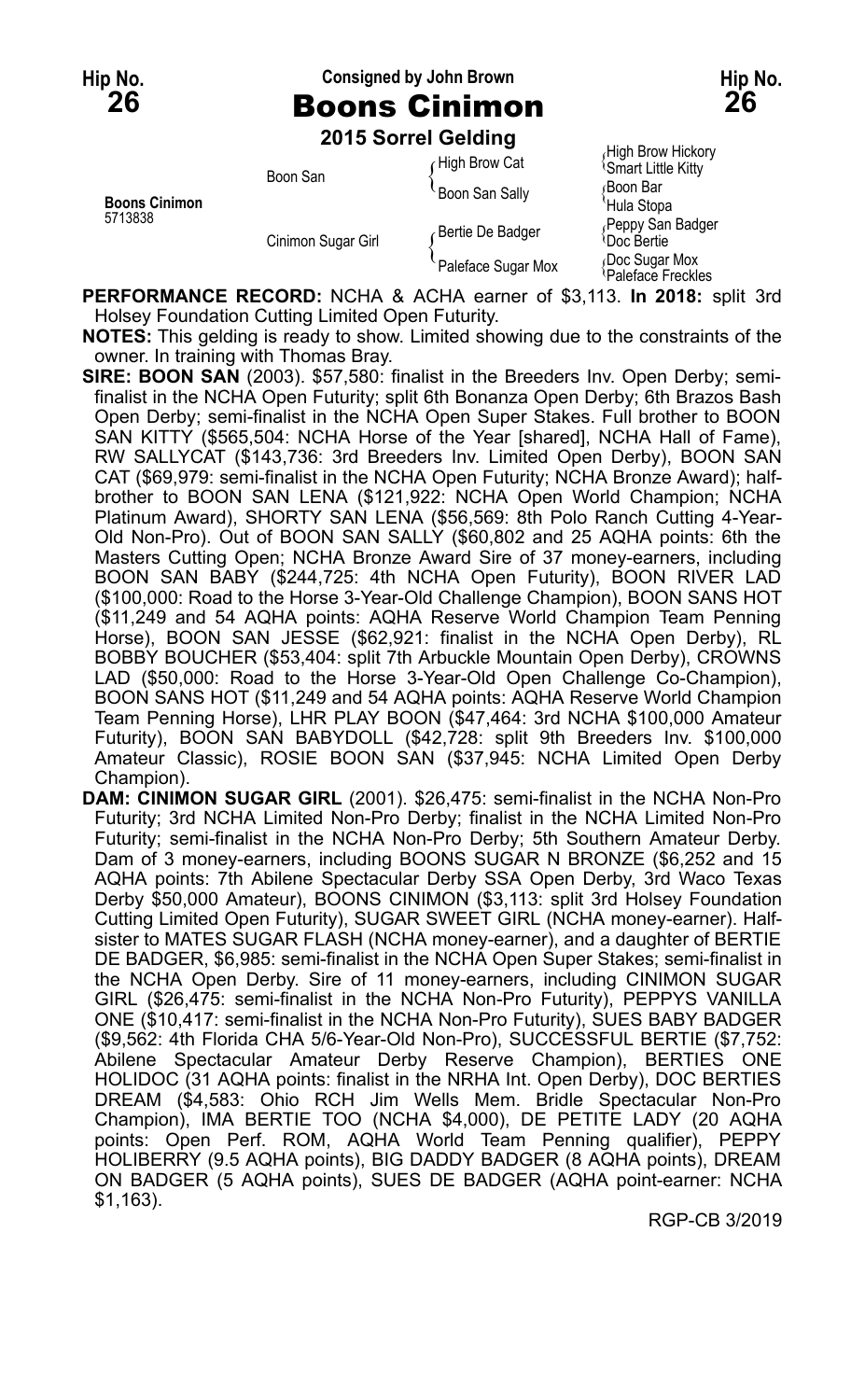**Hip No. 26** — Consigned by John Brown — **Hip No. 26**

# Boons Cinimon

**2015 Sorrel Gelding**

| | | | |
|---|---|---|---|
| **Boons Cinimon** 5713838 | Boon San | High Brow Cat | High Brow Hickory / Smart Little Kitty |
| | | Boon San Sally | Boon Bar / Hula Stopa |
| | Cinimon Sugar Girl | Bertie De Badger | Peppy San Badger / Doc Bertie |
| | | Paleface Sugar Mox | Doc Sugar Mox / Paleface Freckles |

**PERFORMANCE RECORD:** NCHA & ACHA earner of $3,113. **In 2018:** split 3rd Holsey Foundation Cutting Limited Open Futurity.

**NOTES:** This gelding is ready to show. Limited showing due to the constraints of the owner. In training with Thomas Bray.

**SIRE: BOON SAN** (2003). $57,580: finalist in the Breeders Inv. Open Derby; semi-finalist in the NCHA Open Futurity; split 6th Bonanza Open Derby; split 6th Brazos Bash Open Derby; semi-finalist in the NCHA Open Super Stakes. Full brother to BOON SAN KITTY ($565,504: NCHA Horse of the Year [shared], NCHA Hall of Fame), RW SALLYCAT ($143,736: 3rd Breeders Inv. Limited Open Derby), BOON SAN CAT ($69,979: semi-finalist in the NCHA Open Futurity; NCHA Bronze Award); half-brother to BOON SAN LENA ($121,922: NCHA Open World Champion; NCHA Platinum Award), SHORTY SAN LENA ($56,569: 8th Polo Ranch Cutting 4-Year-Old Non-Pro). Out of BOON SAN SALLY ($60,802 and 25 AQHA points: 6th the Masters Cutting Open; NCHA Bronze Award Sire of 37 money-earners, including BOON SAN BABY ($244,725: 4th NCHA Open Futurity), BOON RIVER LAD ($100,000: Road to the Horse 3-Year-Old Challenge Champion), BOON SANS HOT ($11,249 and 54 AQHA points: AQHA Reserve World Champion Team Penning Horse), BOON SAN JESSE ($62,921: finalist in the NCHA Open Derby), RL BOBBY BOUCHER ($53,404: split 7th Arbuckle Mountain Open Derby), CROWNS LAD ($50,000: Road to the Horse 3-Year-Old Open Challenge Co-Champion), BOON SANS HOT ($11,249 and 54 AQHA points: AQHA Reserve World Champion Team Penning Horse), LHR PLAY BOON ($47,464: 3rd NCHA $100,000 Amateur Futurity), BOON SAN BABYDOLL ($42,728: split 9th Breeders Inv. $100,000 Amateur Classic), ROSIE BOON SAN ($37,945: NCHA Limited Open Derby Champion).

**DAM: CINIMON SUGAR GIRL** (2001). $26,475: semi-finalist in the NCHA Non-Pro Futurity; 3rd NCHA Limited Non-Pro Derby; finalist in the NCHA Limited Non-Pro Futurity; semi-finalist in the NCHA Non-Pro Derby; 5th Southern Amateur Derby. Dam of 3 money-earners, including BOONS SUGAR N BRONZE ($6,252 and 15 AQHA points: 7th Abilene Spectacular Derby SSA Open Derby, 3rd Waco Texas Derby $50,000 Amateur), BOONS CINIMON ($3,113: split 3rd Holsey Foundation Cutting Limited Open Futurity), SUGAR SWEET GIRL (NCHA money-earner). Half-sister to MATES SUGAR FLASH (NCHA money-earner), and a daughter of BERTIE DE BADGER, $6,985: semi-finalist in the NCHA Open Super Stakes; semi-finalist in the NCHA Open Derby. Sire of 11 money-earners, including CINIMON SUGAR GIRL ($26,475: semi-finalist in the NCHA Non-Pro Futurity), PEPPYS VANILLA ONE ($10,417: semi-finalist in the NCHA Non-Pro Futurity), SUES BABY BADGER ($9,562: 4th Florida CHA 5/6-Year-Old Non-Pro), SUCCESSFUL BERTIE ($7,752: Abilene Spectacular Amateur Derby Reserve Champion), BERTIES ONE HOLIDOC (31 AQHA points: finalist in the NRHA Int. Open Derby), DOC BERTIES DREAM ($4,583: Ohio RCH Jim Wells Mem. Bridle Spectacular Non-Pro Champion), IMA BERTIE TOO (NCHA $4,000), DE PETITE LADY (20 AQHA points: Open Perf. ROM, AQHA World Team Penning qualifier), PEPPY HOLIBERRY (9.5 AQHA points), BIG DADDY BADGER (8 AQHA points), DREAM ON BADGER (5 AQHA points), SUES DE BADGER (AQHA point-earner: NCHA $1,163).

RGP-CB 3/2019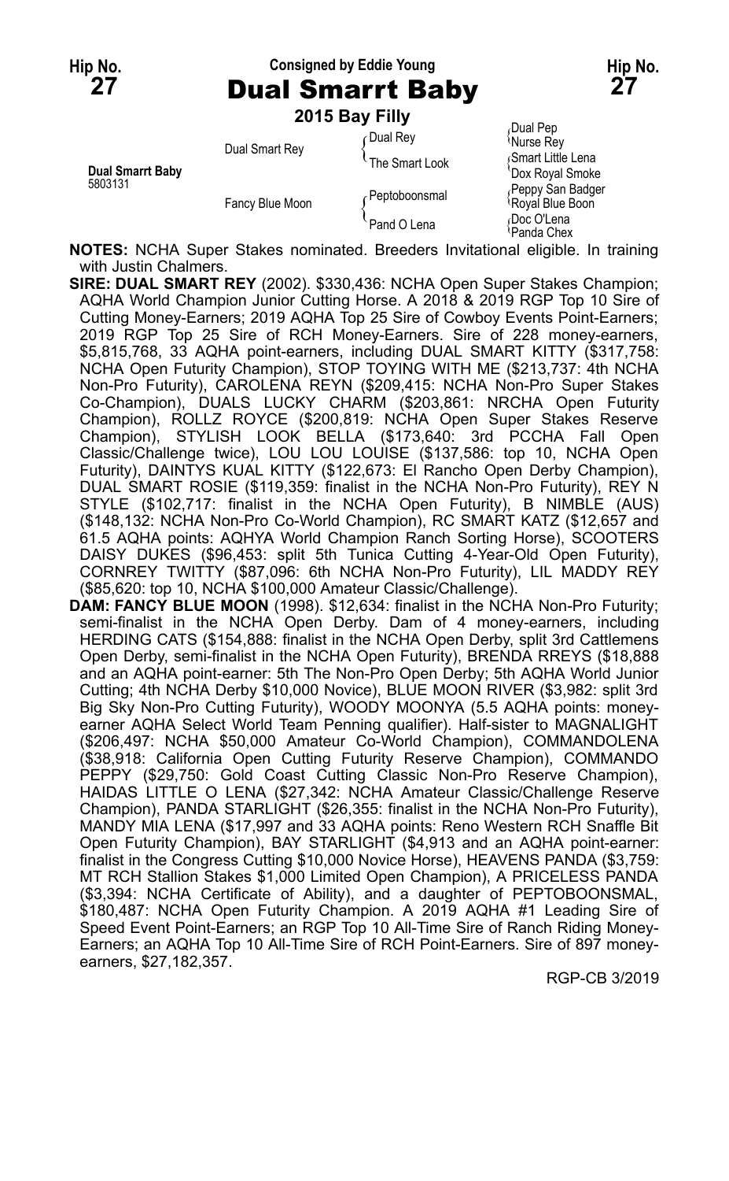Hip No. **27** — Consigned by Eddie Young — Hip No. **27**

# Dual Smarrt Baby

**2015 Bay Filly**

| | | | |
|---|---|---|---|
| **Dual Smarrt Baby** 5803131 | Dual Smart Rey | Dual Rey | Dual Pep |
| | | | Nurse Rey |
| | | The Smart Look | Smart Little Lena |
| | | | Dox Royal Smoke |
| | Fancy Blue Moon | Peptoboonsmal | Peppy San Badger |
| | | | Royal Blue Boon |
| | | Pand O Lena | Doc O'Lena |
| | | | Panda Chex |

**NOTES:** NCHA Super Stakes nominated. Breeders Invitational eligible. In training with Justin Chalmers.

**SIRE: DUAL SMART REY** (2002). $330,436: NCHA Open Super Stakes Champion; AQHA World Champion Junior Cutting Horse. A 2018 & 2019 RGP Top 10 Sire of Cutting Money-Earners; 2019 AQHA Top 25 Sire of Cowboy Events Point-Earners; 2019 RGP Top 25 Sire of RCH Money-Earners. Sire of 228 money-earners, $5,815,768, 33 AQHA point-earners, including DUAL SMART KITTY ($317,758: NCHA Open Futurity Champion), STOP TOYING WITH ME ($213,737: 4th NCHA Non-Pro Futurity), CAROLENA REYN ($209,415: NCHA Non-Pro Super Stakes Co-Champion), DUALS LUCKY CHARM ($203,861: NRCHA Open Futurity Champion), ROLLZ ROYCE ($200,819: NCHA Open Super Stakes Reserve Champion), STYLISH LOOK BELLA ($173,640: 3rd PCCHA Fall Open Classic/Challenge twice), LOU LOU LOUISE ($137,586: top 10, NCHA Open Futurity), DAINTYS KUAL KITTY ($122,673: El Rancho Open Derby Champion), DUAL SMART ROSIE ($119,359: finalist in the NCHA Non-Pro Futurity), REY N STYLE ($102,717: finalist in the NCHA Open Futurity), B NIMBLE (AUS) ($148,132: NCHA Non-Pro Co-World Champion), RC SMART KATZ ($12,657 and 61.5 AQHA points: AQHYA World Champion Ranch Sorting Horse), SCOOTERS DAISY DUKES ($96,453: split 5th Tunica Cutting 4-Year-Old Open Futurity), CORNREY TWITTY ($87,096: 6th NCHA Non-Pro Futurity), LIL MADDY REY ($85,620: top 10, NCHA $100,000 Amateur Classic/Challenge).

**DAM: FANCY BLUE MOON** (1998). $12,634: finalist in the NCHA Non-Pro Futurity; semi-finalist in the NCHA Open Derby. Dam of 4 money-earners, including HERDING CATS ($154,888: finalist in the NCHA Open Derby, split 3rd Cattlemens Open Derby, semi-finalist in the NCHA Open Futurity), BRENDA RREYS ($18,888 and an AQHA point-earner: 5th The Non-Pro Open Derby; 5th AQHA World Junior Cutting; 4th NCHA Derby $10,000 Novice), BLUE MOON RIVER ($3,982: split 3rd Big Sky Non-Pro Cutting Futurity), WOODY MOONYA (5.5 AQHA points: money-earner AQHA Select World Team Penning qualifier). Half-sister to MAGNALIGHT ($206,497: NCHA $50,000 Amateur Co-World Champion), COMMANDOLENA ($38,918: California Open Cutting Futurity Reserve Champion), COMMANDO PEPPY ($29,750: Gold Coast Cutting Classic Non-Pro Reserve Champion), HAIDAS LITTLE O LENA ($27,342: NCHA Amateur Classic/Challenge Reserve Champion), PANDA STARLIGHT ($26,355: finalist in the NCHA Non-Pro Futurity), MANDY MIA LENA ($17,997 and 33 AQHA points: Reno Western RCH Snaffle Bit Open Futurity Champion), BAY STARLIGHT ($4,913 and an AQHA point-earner: finalist in the Congress Cutting $10,000 Novice Horse), HEAVENS PANDA ($3,759: MT RCH Stallion Stakes $1,000 Limited Open Champion), A PRICELESS PANDA ($3,394: NCHA Certificate of Ability), and a daughter of PEPTOBOONSMAL, $180,487: NCHA Open Futurity Champion. A 2019 AQHA #1 Leading Sire of Speed Event Point-Earners; an RGP Top 10 All-Time Sire of Ranch Riding Money-Earners; an AQHA Top 10 All-Time Sire of RCH Point-Earners. Sire of 897 money-earners, $27,182,357.

RGP-CB 3/2019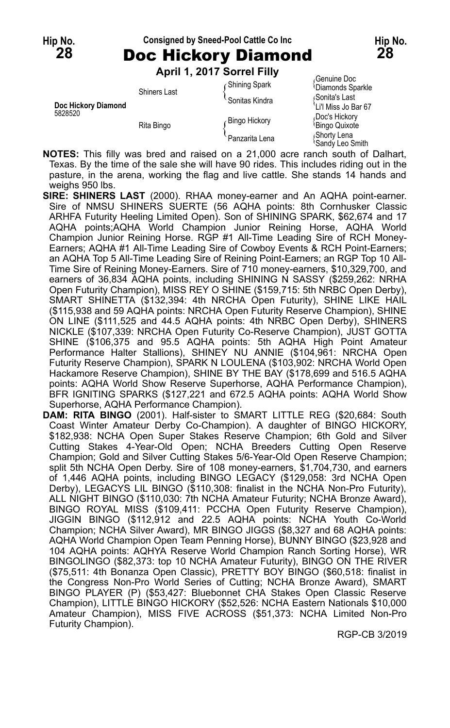**Hip No. 28** — Consigned by Sneed-Pool Cattle Co Inc — **Hip No. 28**

# Doc Hickory Diamond

**April 1, 2017 Sorrel Filly**

| | | | |
|---|---|---|---|
| **Doc Hickory Diamond** 5828520 | Shiners Last | Shining Spark | Genuine Doc |
| | | | Diamonds Sparkle |
| | | Sonitas Kindra | Sonita's Last |
| | | | Li'l Miss Jo Bar 67 |
| | Rita Bingo | Bingo Hickory | Doc's Hickory |
| | | | Bingo Quixote |
| | | Panzarita Lena | Shorty Lena |
| | | | Sandy Leo Smith |

**NOTES:** This filly was bred and raised on a 21,000 acre ranch south of Dalhart, Texas. By the time of the sale she will have 90 rides. This includes riding out in the pasture, in the arena, working the flag and live cattle. She stands 14 hands and weighs 950 lbs.

**SIRE: SHINERS LAST** (2000). RHAA money-earner and An AQHA point-earner. Sire of NMSU SHINERS SUERTE (56 AQHA points: 8th Cornhusker Classic ARHFA Futurity Heeling Limited Open). Son of SHINING SPARK, $62,674 and 17 AQHA points;AQHA World Champion Junior Reining Horse, AQHA World Champion Junior Reining Horse. RGP #1 All-Time Leading Sire of RCH Money-Earners; AQHA #1 All-Time Leading Sire of Cowboy Events & RCH Point-Earners; an AQHA Top 5 All-Time Leading Sire of Reining Point-Earners; an RGP Top 10 All-Time Sire of Reining Money-Earners. Sire of 710 money-earners, $10,329,700, and earners of 36,834 AQHA points, including SHINING N SASSY ($259,262: NRHA Open Futurity Champion), MISS REY O SHINE ($159,715: 5th NRBC Open Derby), SMART SHINETTA ($132,394: 4th NRCHA Open Futurity), SHINE LIKE HAIL ($115,938 and 59 AQHA points: NRCHA Open Futurity Reserve Champion), SHINE ON LINE ($111,525 and 44.5 AQHA points: 4th NRBC Open Derby), SHINERS NICKLE ($107,339: NRCHA Open Futurity Co-Reserve Champion), JUST GOTTA SHINE ($106,375 and 95.5 AQHA points: 5th AQHA High Point Amateur Performance Halter Stallions), SHINEY NU ANNIE ($104,961: NRCHA Open Futurity Reserve Champion), SPARK N LOULENA ($103,902: NRCHA World Open Hackamore Reserve Champion), SHINE BY THE BAY ($178,699 and 516.5 AQHA points: AQHA World Show Reserve Superhorse, AQHA Performance Champion), BFR IGNITING SPARKS ($127,221 and 672.5 AQHA points: AQHA World Show Superhorse, AQHA Performance Champion).

**DAM: RITA BINGO** (2001). Half-sister to SMART LITTLE REG ($20,684: South Coast Winter Amateur Derby Co-Champion). A daughter of BINGO HICKORY, $182,938: NCHA Open Super Stakes Reserve Champion; 6th Gold and Silver Cutting Stakes 4-Year-Old Open; NCHA Breeders Cutting Open Reserve Champion; Gold and Silver Cutting Stakes 5/6-Year-Old Open Reserve Champion; split 5th NCHA Open Derby. Sire of 108 money-earners, $1,704,730, and earners of 1,446 AQHA points, including BINGO LEGACY ($129,058: 3rd NCHA Open Derby), LEGACYS LIL BINGO ($110,308: finalist in the NCHA Non-Pro Futurity), ALL NIGHT BINGO ($110,030: 7th NCHA Amateur Futurity; NCHA Bronze Award), BINGO ROYAL MISS ($109,411: PCCHA Open Futurity Reserve Champion), JIGGIN BINGO ($112,912 and 22.5 AQHA points: NCHA Youth Co-World Champion; NCHA Silver Award), MR BINGO JIGGS ($8,327 and 68 AQHA points: AQHA World Champion Open Team Penning Horse), BUNNY BINGO ($23,928 and 104 AQHA points: AQHYA Reserve World Champion Ranch Sorting Horse), WR BINGOLINGO ($82,373: top 10 NCHA Amateur Futurity), BINGO ON THE RIVER ($75,511: 4th Bonanza Open Classic), PRETTY BOY BINGO ($60,518: finalist in the Congress Non-Pro World Series of Cutting; NCHA Bronze Award), SMART BINGO PLAYER (P) ($53,427: Bluebonnet CHA Stakes Open Classic Reserve Champion), LITTLE BINGO HICKORY ($52,526: NCHA Eastern Nationals $10,000 Amateur Champion), MISS FIVE ACROSS ($51,373: NCHA Limited Non-Pro Futurity Champion).

RGP-CB 3/2019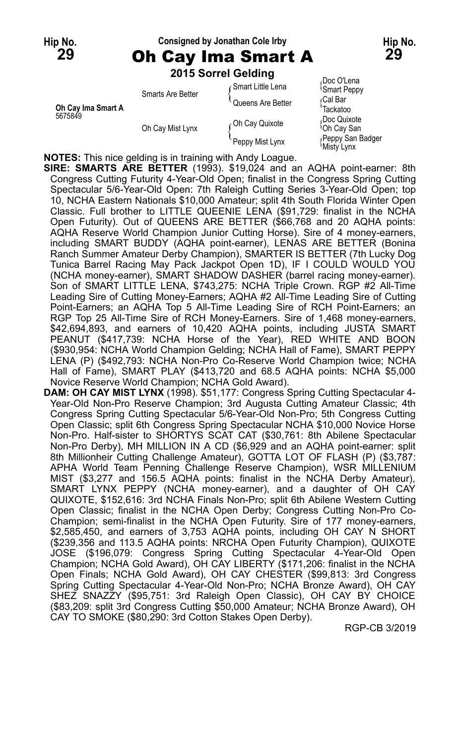Hip No. **29**

Consigned by Jonathan Cole Irby

# Oh Cay Ima Smart A

Hip No. **29**

**2015 Sorrel Gelding**

| | | | |
|---|---|---|---|
| **Oh Cay Ima Smart A** 5675849 | Smarts Are Better | Smart Little Lena | Doc O'Lena |
| | | | Smart Peppy |
| | | Queens Are Better | Cal Bar |
| | | | Tackatoo |
| | Oh Cay Mist Lynx | Oh Cay Quixote | Doc Quixote |
| | | | Oh Cay San |
| | | Peppy Mist Lynx | Peppy San Badger |
| | | | Misty Lynx |

**NOTES:** This nice gelding is in training with Andy Loague.

**SIRE: SMARTS ARE BETTER** (1993). $19,024 and an AQHA point-earner: 8th Congress Cutting Futurity 4-Year-Old Open; finalist in the Congress Spring Cutting Spectacular 5/6-Year-Old Open: 7th Raleigh Cutting Series 3-Year-Old Open; top 10, NCHA Eastern Nationals $10,000 Amateur; split 4th South Florida Winter Open Classic. Full brother to LITTLE QUEENIE LENA ($91,729: finalist in the NCHA Open Futurity). Out of QUEENS ARE BETTER ($66,768 and 20 AQHA points: AQHA Reserve World Champion Junior Cutting Horse). Sire of 4 money-earners, including SMART BUDDY (AQHA point-earner), LENAS ARE BETTER (Bonina Ranch Summer Amateur Derby Champion), SMARTER IS BETTER (7th Lucky Dog Tunica Barrel Racing May Pack Jackpot Open 1D), IF I COULD WOULD YOU (NCHA money-earner), SMART SHADOW DASHER (barrel racing money-earner). Son of SMART LITTLE LENA, $743,275: NCHA Triple Crown. RGP #2 All-Time Leading Sire of Cutting Money-Earners; AQHA #2 All-Time Leading Sire of Cutting Point-Earners; an AQHA Top 5 All-Time Leading Sire of RCH Point-Earners; an RGP Top 25 All-Time Sire of RCH Money-Earners. Sire of 1,468 money-earners, $42,694,893, and earners of 10,420 AQHA points, including JUSTA SMART PEANUT ($417,739: NCHA Horse of the Year), RED WHITE AND BOON ($930,954: NCHA World Champion Gelding; NCHA Hall of Fame), SMART PEPPY LENA (P) ($492,793: NCHA Non-Pro Co-Reserve World Champion twice; NCHA Hall of Fame), SMART PLAY ($413,720 and 68.5 AQHA points: NCHA $5,000 Novice Reserve World Champion; NCHA Gold Award).

**DAM: OH CAY MIST LYNX** (1998). $51,177: Congress Spring Cutting Spectacular 4-Year-Old Non-Pro Reserve Champion; 3rd Augusta Cutting Amateur Classic; 4th Congress Spring Cutting Spectacular 5/6-Year-Old Non-Pro; 5th Congress Cutting Open Classic; split 6th Congress Spring Spectacular NCHA $10,000 Novice Horse Non-Pro. Half-sister to SHORTYS SCAT CAT ($30,761: 8th Abilene Spectacular Non-Pro Derby), MH MILLION IN A CD ($6,929 and an AQHA point-earner: split 8th Millionheir Cutting Challenge Amateur), GOTTA LOT OF FLASH (P) ($3,787: APHA World Team Penning Challenge Reserve Champion), WSR MILLENIUM MIST ($3,277 and 156.5 AQHA points: finalist in the NCHA Derby Amateur), SMART LYNX PEPPY (NCHA money-earner), and a daughter of OH CAY QUIXOTE, $152,616: 3rd NCHA Finals Non-Pro; split 6th Abilene Western Cutting Open Classic; finalist in the NCHA Open Derby; Congress Cutting Non-Pro Co-Champion; semi-finalist in the NCHA Open Futurity. Sire of 177 money-earners, $2,585,450, and earners of 3,753 AQHA points, including OH CAY N SHORT ($239,356 and 113.5 AQHA points: NRCHA Open Futurity Champion), QUIXOTE JOSE ($196,079: Congress Spring Cutting Spectacular 4-Year-Old Open Champion; NCHA Gold Award), OH CAY LIBERTY ($171,206: finalist in the NCHA Open Finals; NCHA Gold Award), OH CAY CHESTER ($99,813: 3rd Congress Spring Cutting Spectacular 4-Year-Old Non-Pro; NCHA Bronze Award), OH CAY SHEZ SNAZZY ($95,751: 3rd Raleigh Open Classic), OH CAY BY CHOICE ($83,209: split 3rd Congress Cutting $50,000 Amateur; NCHA Bronze Award), OH CAY TO SMOKE ($80,290: 3rd Cotton Stakes Open Derby).

RGP-CB 3/2019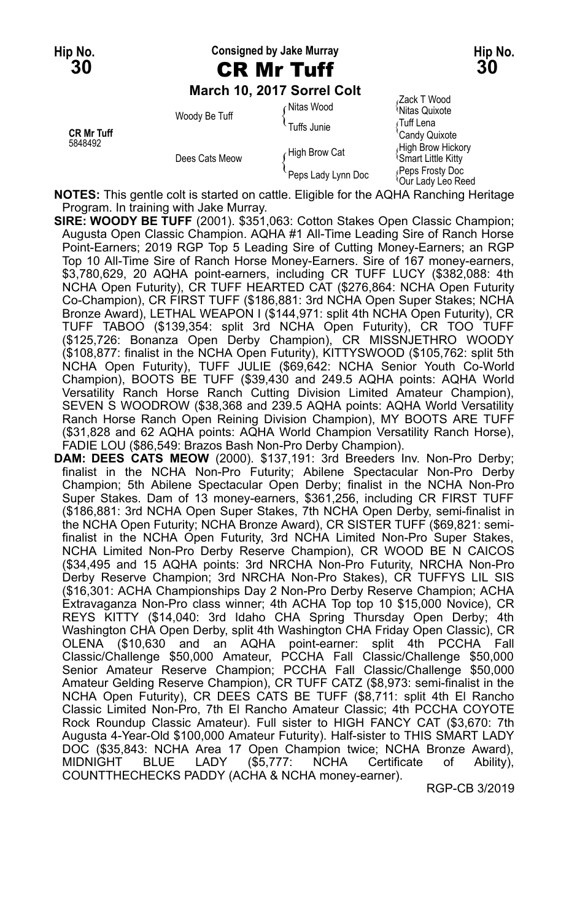**Hip No. 30** — Consigned by Jake Murray — **Hip No. 30**

# CR Mr Tuff

**March 10, 2017 Sorrel Colt**

| | | | |
|---|---|---|---|
| **CR Mr Tuff** 5848492 | Woody Be Tuff | Nitas Wood | Zack T Wood |
| | | | Nitas Quixote |
| | | Tuffs Junie | Tuff Lena |
| | | | Candy Quixote |
| | Dees Cats Meow | High Brow Cat | High Brow Hickory |
| | | | Smart Little Kitty |
| | | Peps Lady Lynn Doc | Peps Frosty Doc |
| | | | Our Lady Leo Reed |

**NOTES:** This gentle colt is started on cattle. Eligible for the AQHA Ranching Heritage Program. In training with Jake Murray.

**SIRE: WOODY BE TUFF** (2001). $351,063: Cotton Stakes Open Classic Champion; Augusta Open Classic Champion. AQHA #1 All-Time Leading Sire of Ranch Horse Point-Earners; 2019 RGP Top 5 Leading Sire of Cutting Money-Earners; an RGP Top 10 All-Time Sire of Ranch Horse Money-Earners. Sire of 167 money-earners, $3,780,629, 20 AQHA point-earners, including CR TUFF LUCY ($382,088: 4th NCHA Open Futurity), CR TUFF HEARTED CAT ($276,864: NCHA Open Futurity Co-Champion), CR FIRST TUFF ($186,881: 3rd NCHA Open Super Stakes; NCHA Bronze Award), LETHAL WEAPON I ($144,971: split 4th NCHA Open Futurity), CR TUFF TABOO ($139,354: split 3rd NCHA Open Futurity), CR TOO TUFF ($125,726: Bonanza Open Derby Champion), CR MISSNJETHRO WOODY ($108,877: finalist in the NCHA Open Futurity), KITTYSWOOD ($105,762: split 5th NCHA Open Futurity), TUFF JULIE ($69,642: NCHA Senior Youth Co-World Champion), BOOTS BE TUFF ($39,430 and 249.5 AQHA points: AQHA World Versatility Ranch Horse Ranch Cutting Division Limited Amateur Champion), SEVEN S WOODROW ($38,368 and 239.5 AQHA points: AQHA World Versatility Ranch Horse Ranch Open Reining Division Champion), MY BOOTS ARE TUFF ($31,828 and 62 AQHA points: AQHA World Champion Versatility Ranch Horse), FADIE LOU ($86,549: Brazos Bash Non-Pro Derby Champion).

**DAM: DEES CATS MEOW** (2000). $137,191: 3rd Breeders Inv. Non-Pro Derby; finalist in the NCHA Non-Pro Futurity; Abilene Spectacular Non-Pro Derby Champion; 5th Abilene Spectacular Open Derby; finalist in the NCHA Non-Pro Super Stakes. Dam of 13 money-earners, $361,256, including CR FIRST TUFF ($186,881: 3rd NCHA Open Super Stakes, 7th NCHA Open Derby, semi-finalist in the NCHA Open Futurity; NCHA Bronze Award), CR SISTER TUFF ($69,821: semi-finalist in the NCHA Open Futurity, 3rd NCHA Limited Non-Pro Super Stakes, NCHA Limited Non-Pro Derby Reserve Champion), CR WOOD BE N CAICOS ($34,495 and 15 AQHA points: 3rd NRCHA Non-Pro Futurity, NRCHA Non-Pro Derby Reserve Champion; 3rd NRCHA Non-Pro Stakes), CR TUFFYS LIL SIS ($16,301: ACHA Championships Day 2 Non-Pro Derby Reserve Champion; ACHA Extravaganza Non-Pro class winner; 4th ACHA Top top 10 $15,000 Novice), CR REYS KITTY ($14,040: 3rd Idaho CHA Spring Thursday Open Derby; 4th Washington CHA Open Derby, split 4th Washington CHA Friday Open Classic), CR OLENA ($10,630 and an AQHA point-earner: split 4th PCCHA Fall Classic/Challenge $50,000 Amateur, PCCHA Fall Classic/Challenge $50,000 Senior Amateur Reserve Champion; PCCHA Fall Classic/Challenge $50,000 Amateur Gelding Reserve Champion), CR TUFF CATZ ($8,973: semi-finalist in the NCHA Open Futurity), CR DEES CATS BE TUFF ($8,711: split 4th El Rancho Classic Limited Non-Pro, 7th El Rancho Amateur Classic; 4th PCCHA COYOTE Rock Roundup Classic Amateur). Full sister to HIGH FANCY CAT ($3,670: 7th Augusta 4-Year-Old $100,000 Amateur Futurity). Half-sister to THIS SMART LADY DOC ($35,843: NCHA Area 17 Open Champion twice; NCHA Bronze Award), MIDNIGHT BLUE LADY ($5,777: NCHA Certificate of Ability), COUNTTHECHECKS PADDY (ACHA & NCHA money-earner).

RGP-CB 3/2019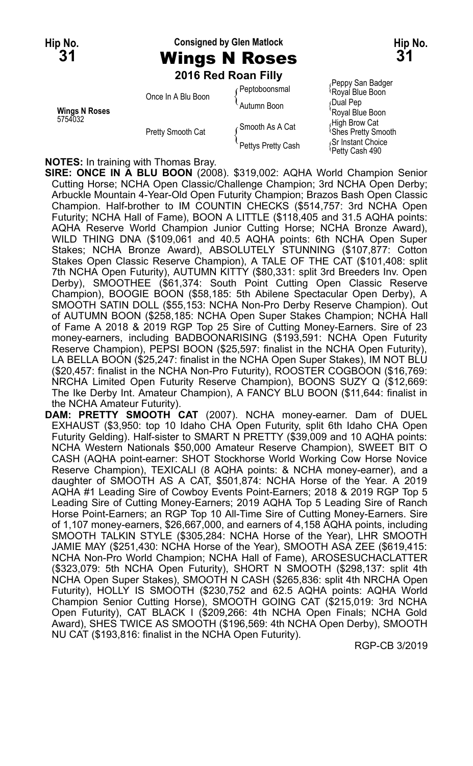**Hip No. 31** — Consigned by Glen Matlock — **Hip No. 31**

# Wings N Roses

**2016 Red Roan Filly**

| | | | |
|---|---|---|---|
| **Wings N Roses** 5754032 | Once In A Blu Boon | Peptoboonsmal | Peppy San Badger |
| | | | Royal Blue Boon |
| | | Autumn Boon | Dual Pep |
| | | | Royal Blue Boon |
| | Pretty Smooth Cat | Smooth As A Cat | High Brow Cat |
| | | | Shes Pretty Smooth |
| | | Pettys Pretty Cash | Sr Instant Choice |
| | | | Petty Cash 490 |

**NOTES:** In training with Thomas Bray.

**SIRE: ONCE IN A BLU BOON** (2008). $319,002: AQHA World Champion Senior Cutting Horse; NCHA Open Classic/Challenge Champion; 3rd NCHA Open Derby; Arbuckle Mountain 4-Year-Old Open Futurity Champion; Brazos Bash Open Classic Champion. Half-brother to IM COUNTIN CHECKS ($514,757: 3rd NCHA Open Futurity; NCHA Hall of Fame), BOON A LITTLE ($118,405 and 31.5 AQHA points: AQHA Reserve World Champion Junior Cutting Horse; NCHA Bronze Award), WILD THING DNA ($109,061 and 40.5 AQHA points: 6th NCHA Open Super Stakes; NCHA Bronze Award), ABSOLUTELY STUNNING ($107,877: Cotton Stakes Open Classic Reserve Champion), A TALE OF THE CAT ($101,408: split 7th NCHA Open Futurity), AUTUMN KITTY ($80,331: split 3rd Breeders Inv. Open Derby), SMOOTHEE ($61,374: South Point Cutting Open Classic Reserve Champion), BOOGIE BOON ($58,185: 5th Abilene Spectacular Open Derby), A SMOOTH SATIN DOLL ($55,153: NCHA Non-Pro Derby Reserve Champion). Out of AUTUMN BOON ($258,185: NCHA Open Super Stakes Champion; NCHA Hall of Fame A 2018 & 2019 RGP Top 25 Sire of Cutting Money-Earners. Sire of 23 money-earners, including BADBOONARISING ($193,591: NCHA Open Futurity Reserve Champion), PEPSI BOON ($25,597: finalist in the NCHA Open Futurity), LA BELLA BOON ($25,247: finalist in the NCHA Open Super Stakes), IM NOT BLU ($20,457: finalist in the NCHA Non-Pro Futurity), ROOSTER COGBOON ($16,769: NRCHA Limited Open Futurity Reserve Champion), BOONS SUZY Q ($12,669: The Ike Derby Int. Amateur Champion), A FANCY BLU BOON ($11,644: finalist in the NCHA Amateur Futurity).

**DAM: PRETTY SMOOTH CAT** (2007). NCHA money-earner. Dam of DUEL EXHAUST ($3,950: top 10 Idaho CHA Open Futurity, split 6th Idaho CHA Open Futurity Gelding). Half-sister to SMART N PRETTY ($39,009 and 10 AQHA points: NCHA Western Nationals $50,000 Amateur Reserve Champion), SWEET BIT O CASH (AQHA point-earner: SHOT Stockhorse World Working Cow Horse Novice Reserve Champion), TEXICALI (8 AQHA points: & NCHA money-earner), and a daughter of SMOOTH AS A CAT, $501,874: NCHA Horse of the Year. A 2019 AQHA #1 Leading Sire of Cowboy Events Point-Earners; 2018 & 2019 RGP Top 5 Leading Sire of Cutting Money-Earners; 2019 AQHA Top 5 Leading Sire of Ranch Horse Point-Earners; an RGP Top 10 All-Time Sire of Cutting Money-Earners. Sire of 1,107 money-earners, $26,667,000, and earners of 4,158 AQHA points, including SMOOTH TALKIN STYLE ($305,284: NCHA Horse of the Year), LHR SMOOTH JAMIE MAY ($251,430: NCHA Horse of the Year), SMOOTH ASA ZEE ($619,415: NCHA Non-Pro World Champion; NCHA Hall of Fame), AROSESUCHACLATTER ($323,079: 5th NCHA Open Futurity), SHORT N SMOOTH ($298,137: split 4th NCHA Open Super Stakes), SMOOTH N CASH ($265,836: split 4th NRCHA Open Futurity), HOLLY IS SMOOTH ($230,752 and 62.5 AQHA points: AQHA World Champion Senior Cutting Horse), SMOOTH GOING CAT ($215,019: 3rd NCHA Open Futurity), CAT BLACK I ($209,266: 4th NCHA Open Finals; NCHA Gold Award), SHES TWICE AS SMOOTH ($196,569: 4th NCHA Open Derby), SMOOTH NU CAT ($193,816: finalist in the NCHA Open Futurity).

RGP-CB 3/2019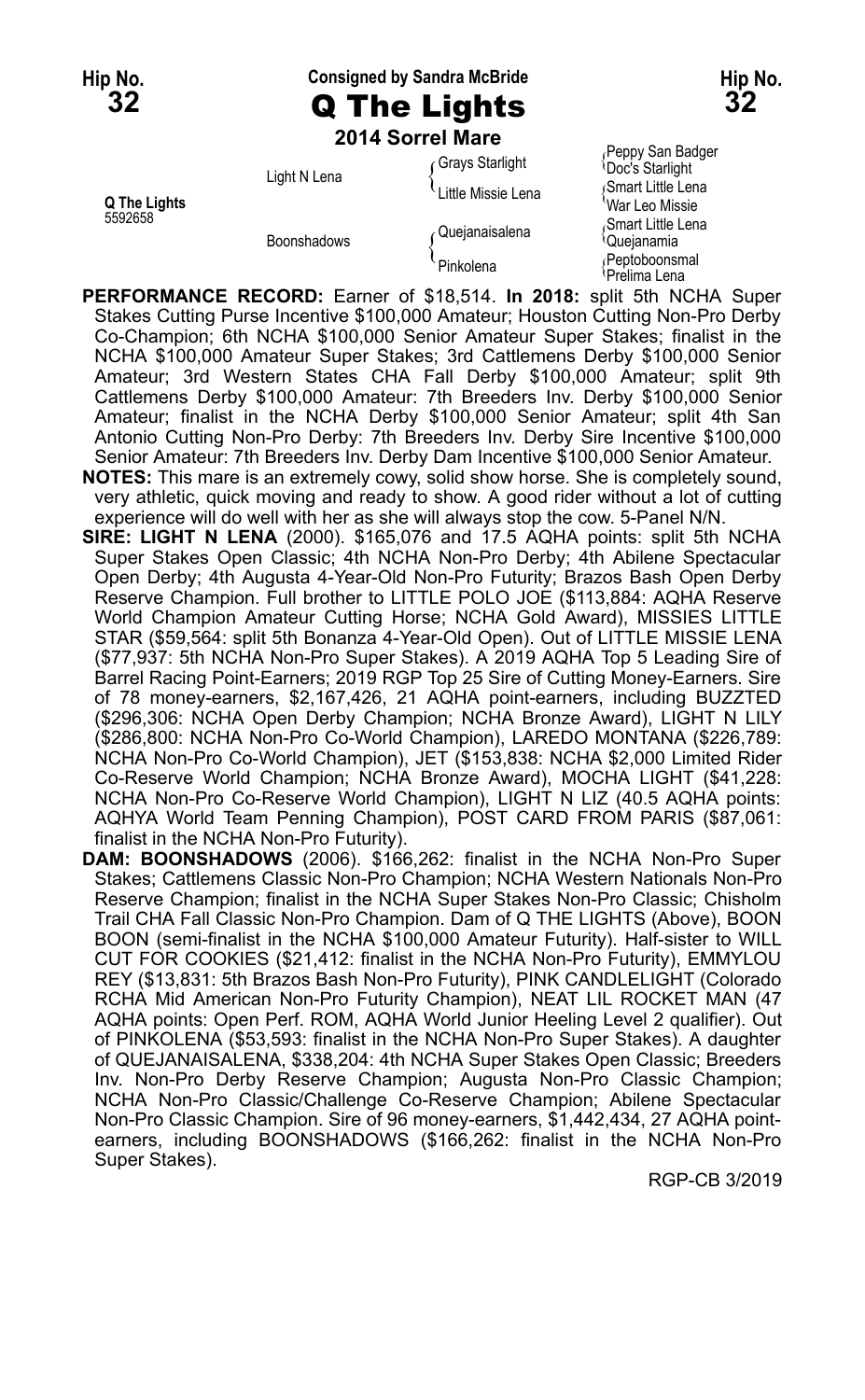**Hip No. 32** — Consigned by Sandra McBride — **Hip No. 32**

# Q The Lights

**2014 Sorrel Mare**

| | | | |
|---|---|---|---|
| **Q The Lights** 5592658 | Light N Lena | Grays Starlight | Peppy San Badger |
| | | | Doc's Starlight |
| | | Little Missie Lena | Smart Little Lena |
| | | | War Leo Missie |
| | Boonshadows | Quejanaisalena | Smart Little Lena |
| | | | Quejanamia |
| | | Pinkolena | Peptoboonsmal |
| | | | Prelima Lena |

**PERFORMANCE RECORD:** Earner of $18,514. **In 2018:** split 5th NCHA Super Stakes Cutting Purse Incentive $100,000 Amateur; Houston Cutting Non-Pro Derby Co-Champion; 6th NCHA $100,000 Senior Amateur Super Stakes; finalist in the NCHA $100,000 Amateur Super Stakes; 3rd Cattlemens Derby $100,000 Senior Amateur; 3rd Western States CHA Fall Derby $100,000 Amateur; split 9th Cattlemens Derby $100,000 Amateur; 7th Breeders Inv. Derby $100,000 Senior Amateur; finalist in the NCHA Derby $100,000 Senior Amateur; split 4th San Antonio Cutting Non-Pro Derby: 7th Breeders Inv. Derby Sire Incentive $100,000 Senior Amateur: 7th Breeders Inv. Derby Dam Incentive $100,000 Senior Amateur.

**NOTES:** This mare is an extremely cowy, solid show horse. She is completely sound, very athletic, quick moving and ready to show. A good rider without a lot of cutting experience will do well with her as she will always stop the cow. 5-Panel N/N.

**SIRE: LIGHT N LENA** (2000). $165,076 and 17.5 AQHA points: split 5th NCHA Super Stakes Open Classic; 4th NCHA Non-Pro Derby; 4th Abilene Spectacular Open Derby; 4th Augusta 4-Year-Old Non-Pro Futurity; Brazos Bash Open Derby Reserve Champion. Full brother to LITTLE POLO JOE ($113,884: AQHA Reserve World Champion Amateur Cutting Horse; NCHA Gold Award), MISSIES LITTLE STAR ($59,564: split 5th Bonanza 4-Year-Old Open). Out of LITTLE MISSIE LENA ($77,937: 5th NCHA Non-Pro Super Stakes). A 2019 AQHA Top 5 Leading Sire of Barrel Racing Point-Earners; 2019 RGP Top 25 Sire of Cutting Money-Earners. Sire of 78 money-earners, $2,167,426, 21 AQHA point-earners, including BUZZTED ($296,306: NCHA Open Derby Champion; NCHA Bronze Award), LIGHT N LILY ($286,800: NCHA Non-Pro Co-World Champion), LAREDO MONTANA ($226,789: NCHA Non-Pro Co-World Champion), JET ($153,838: NCHA $2,000 Limited Rider Co-Reserve World Champion; NCHA Bronze Award), MOCHA LIGHT ($41,228: NCHA Non-Pro Co-Reserve World Champion), LIGHT N LIZ (40.5 AQHA points: AQHYA World Team Penning Champion), POST CARD FROM PARIS ($87,061: finalist in the NCHA Non-Pro Futurity).

**DAM: BOONSHADOWS** (2006). $166,262: finalist in the NCHA Non-Pro Super Stakes; Cattlemens Classic Non-Pro Champion; NCHA Western Nationals Non-Pro Reserve Champion; finalist in the NCHA Super Stakes Non-Pro Classic; Chisholm Trail CHA Fall Classic Non-Pro Champion. Dam of Q THE LIGHTS (Above), BOON BOON (semi-finalist in the NCHA $100,000 Amateur Futurity). Half-sister to WILL CUT FOR COOKIES ($21,412: finalist in the NCHA Non-Pro Futurity), EMMYLOU REY ($13,831: 5th Brazos Bash Non-Pro Futurity), PINK CANDLELIGHT (Colorado RCHA Mid American Non-Pro Futurity Champion), NEAT LIL ROCKET MAN (47 AQHA points: Open Perf. ROM, AQHA World Junior Heeling Level 2 qualifier). Out of PINKOLENA ($53,593: finalist in the NCHA Non-Pro Super Stakes). A daughter of QUEJANAISALENA, $338,204: 4th NCHA Super Stakes Open Classic; Breeders Inv. Non-Pro Derby Reserve Champion; Augusta Non-Pro Classic Champion; NCHA Non-Pro Classic/Challenge Co-Reserve Champion; Abilene Spectacular Non-Pro Classic Champion. Sire of 96 money-earners, $1,442,434, 27 AQHA point-earners, including BOONSHADOWS ($166,262: finalist in the NCHA Non-Pro Super Stakes).

RGP-CB 3/2019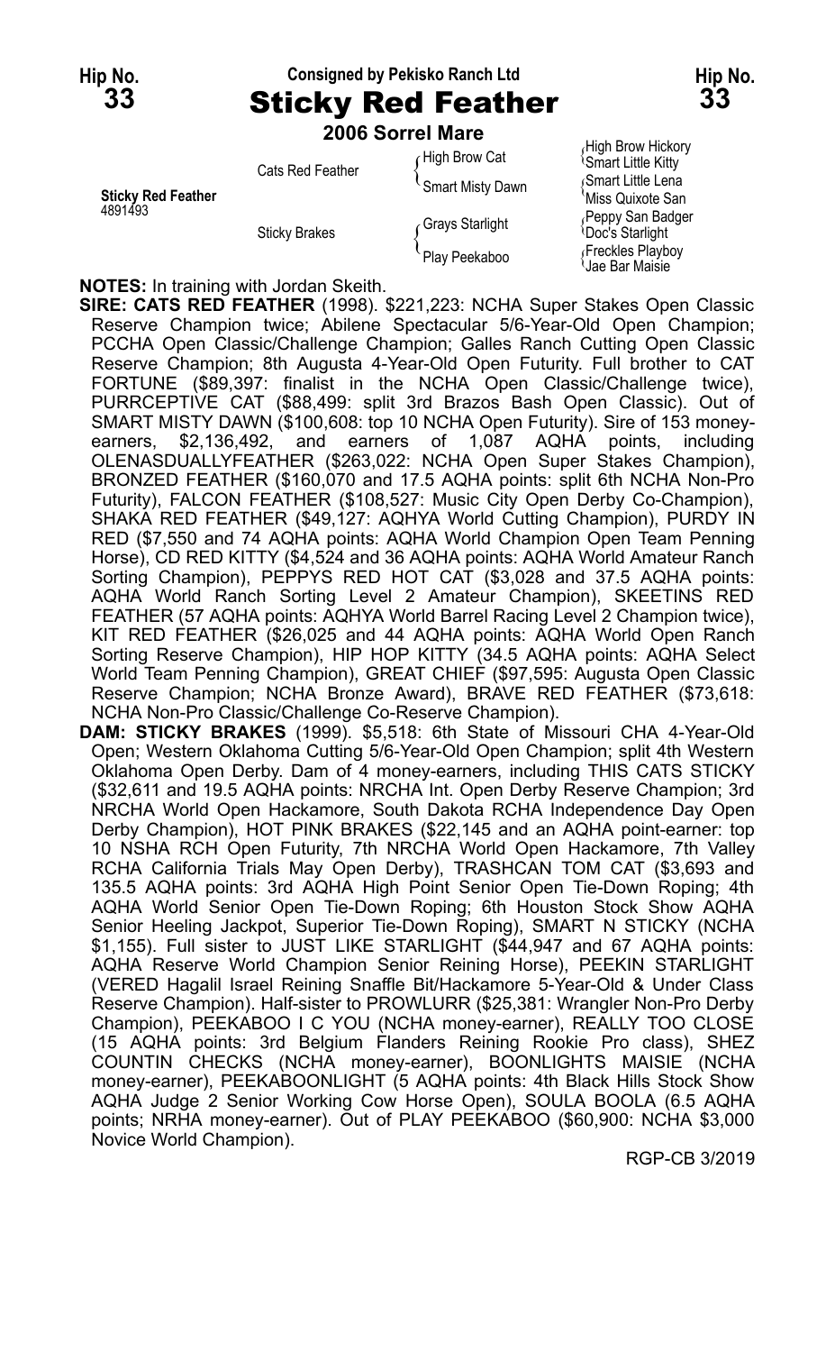Hip No. **33**

Consigned by Pekisko Ranch Ltd

# Sticky Red Feather

Hip No. **33**

**2006 Sorrel Mare**

| | | | |
|---|---|---|---|
| **Sticky Red Feather** 4891493 | Cats Red Feather | High Brow Cat | High Brow Hickory |
| | | | Smart Little Kitty |
| | | Smart Misty Dawn | Smart Little Lena |
| | | | Miss Quixote San |
| | Sticky Brakes | Grays Starlight | Peppy San Badger |
| | | | Doc's Starlight |
| | | Play Peekaboo | Freckles Playboy |
| | | | Jae Bar Maisie |

**NOTES:** In training with Jordan Skeith.

**SIRE: CATS RED FEATHER** (1998). $221,223: NCHA Super Stakes Open Classic Reserve Champion twice; Abilene Spectacular 5/6-Year-Old Open Champion; PCCHA Open Classic/Challenge Champion; Galles Ranch Cutting Open Classic Reserve Champion; 8th Augusta 4-Year-Old Open Futurity. Full brother to CAT FORTUNE ($89,397: finalist in the NCHA Open Classic/Challenge twice), PURRCEPTIVE CAT ($88,499: split 3rd Brazos Bash Open Classic). Out of SMART MISTY DAWN ($100,608: top 10 NCHA Open Futurity). Sire of 153 money-earners, $2,136,492, and earners of 1,087 AQHA points, including OLENASDUALLYFEATHER ($263,022: NCHA Open Super Stakes Champion), BRONZED FEATHER ($160,070 and 17.5 AQHA points: split 6th NCHA Non-Pro Futurity), FALCON FEATHER ($108,527: Music City Open Derby Co-Champion), SHAKA RED FEATHER ($49,127: AQHYA World Cutting Champion), PURDY IN RED ($7,550 and 74 AQHA points: AQHA World Champion Open Team Penning Horse), CD RED KITTY ($4,524 and 36 AQHA points: AQHA World Amateur Ranch Sorting Champion), PEPPYS RED HOT CAT ($3,028 and 37.5 AQHA points: AQHA World Ranch Sorting Level 2 Amateur Champion), SKEETINS RED FEATHER (57 AQHA points: AQHYA World Barrel Racing Level 2 Champion twice), KIT RED FEATHER ($26,025 and 44 AQHA points: AQHA World Open Ranch Sorting Reserve Champion), HIP HOP KITTY (34.5 AQHA points: AQHA Select World Team Penning Champion), GREAT CHIEF ($97,595: Augusta Open Classic Reserve Champion; NCHA Bronze Award), BRAVE RED FEATHER ($73,618: NCHA Non-Pro Classic/Challenge Co-Reserve Champion).

**DAM: STICKY BRAKES** (1999). $5,518: 6th State of Missouri CHA 4-Year-Old Open; Western Oklahoma Cutting 5/6-Year-Old Open Champion; split 4th Western Oklahoma Open Derby. Dam of 4 money-earners, including THIS CATS STICKY ($32,611 and 19.5 AQHA points: NRCHA Int. Open Derby Reserve Champion; 3rd NRCHA World Open Hackamore, South Dakota RCHA Independence Day Open Derby Champion), HOT PINK BRAKES ($22,145 and an AQHA point-earner: top 10 NSHA RCH Open Futurity, 7th NRCHA World Open Hackamore, 7th Valley RCHA California Trials May Open Derby), TRASHCAN TOM CAT ($3,693 and 135.5 AQHA points: 3rd AQHA High Point Senior Open Tie-Down Roping; 4th AQHA World Senior Open Tie-Down Roping; 6th Houston Stock Show AQHA Senior Heeling Jackpot, Superior Tie-Down Roping), SMART N STICKY (NCHA $1,155). Full sister to JUST LIKE STARLIGHT ($44,947 and 67 AQHA points: AQHA Reserve World Champion Senior Reining Horse), PEEKIN STARLIGHT (VERED Hagalil Israel Reining Snaffle Bit/Hackamore 5-Year-Old & Under Class Reserve Champion). Half-sister to PROWLURR ($25,381: Wrangler Non-Pro Derby Champion), PEEKABOO I C YOU (NCHA money-earner), REALLY TOO CLOSE (15 AQHA points: 3rd Belgium Flanders Reining Rookie Pro class), SHEZ COUNTIN CHECKS (NCHA money-earner), BOONLIGHTS MAISIE (NCHA money-earner), PEEKABOONLIGHT (5 AQHA points: 4th Black Hills Stock Show AQHA Judge 2 Senior Working Cow Horse Open), SOULA BOOLA (6.5 AQHA points; NRHA money-earner). Out of PLAY PEEKABOO ($60,900: NCHA $3,000 Novice World Champion).

RGP-CB 3/2019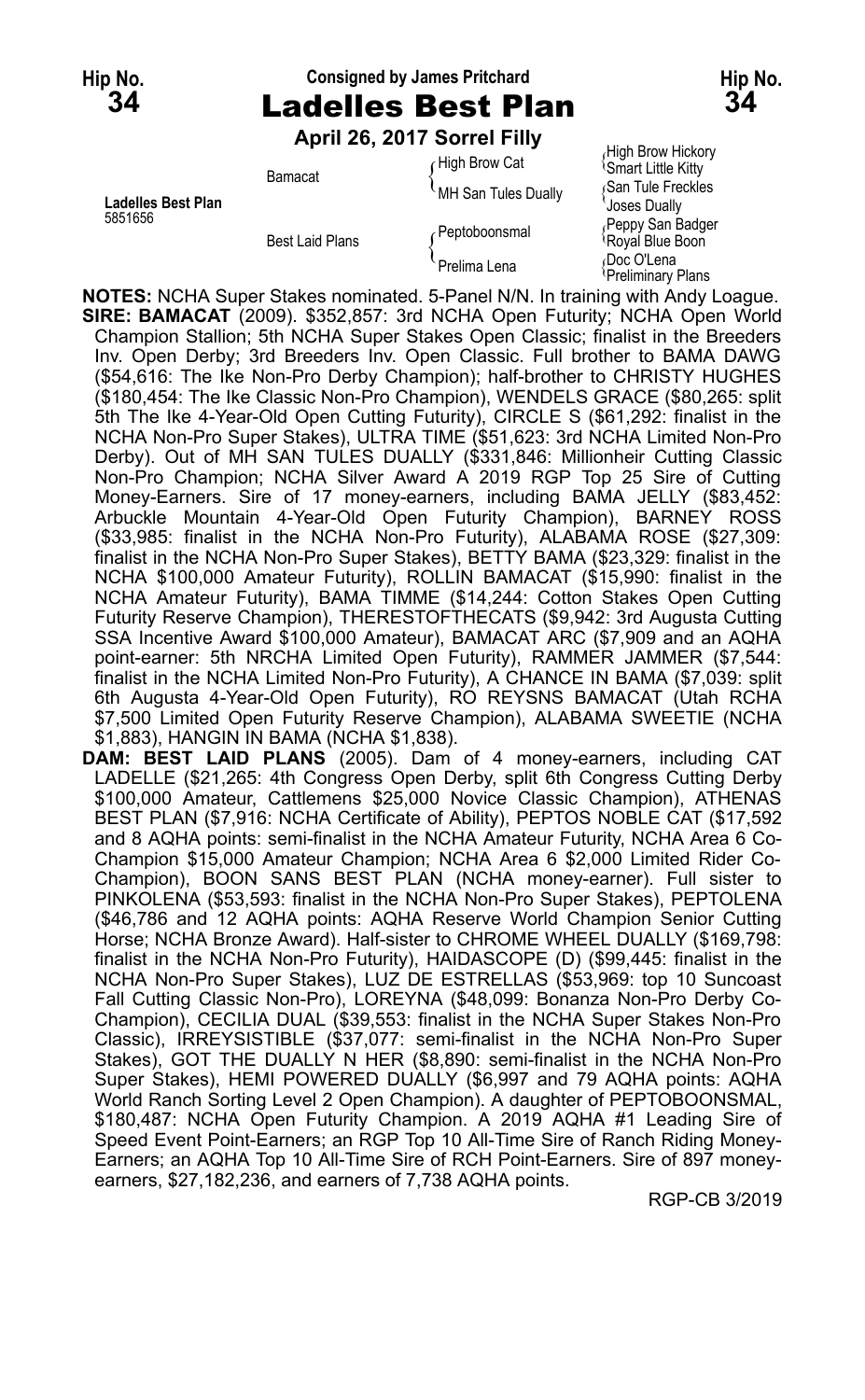Hip No. **34** Consigned by James Pritchard Hip No. **34**

# Ladelles Best Plan

**April 26, 2017 Sorrel Filly**

| | | | |
|---|---|---|---|
| **Ladelles Best Plan** 5851656 | Bamacat | High Brow Cat | High Brow Hickory |
| | | | Smart Little Kitty |
| | | MH San Tules Dually | San Tule Freckles |
| | | | Joses Dually |
| | Best Laid Plans | Peptoboonsmal | Peppy San Badger |
| | | | Royal Blue Boon |
| | | Prelima Lena | Doc O'Lena |
| | | | Preliminary Plans |

**NOTES:** NCHA Super Stakes nominated. 5-Panel N/N. In training with Andy Loague.

**SIRE: BAMACAT** (2009). $352,857: 3rd NCHA Open Futurity; NCHA Open World Champion Stallion; 5th NCHA Super Stakes Open Classic; finalist in the Breeders Inv. Open Derby; 3rd Breeders Inv. Open Classic. Full brother to BAMA DAWG ($54,616: The Ike Non-Pro Derby Champion); half-brother to CHRISTY HUGHES ($180,454: The Ike Classic Non-Pro Champion), WENDELS GRACE ($80,265: split 5th The Ike 4-Year-Old Open Cutting Futurity), CIRCLE S ($61,292: finalist in the NCHA Non-Pro Super Stakes), ULTRA TIME ($51,623: 3rd NCHA Limited Non-Pro Derby). Out of MH SAN TULES DUALLY ($331,846: Millionheir Cutting Classic Non-Pro Champion; NCHA Silver Award A 2019 RGP Top 25 Sire of Cutting Money-Earners. Sire of 17 money-earners, including BAMA JELLY ($83,452: Arbuckle Mountain 4-Year-Old Open Futurity Champion), BARNEY ROSS ($33,985: finalist in the NCHA Non-Pro Futurity), ALABAMA ROSE ($27,309: finalist in the NCHA Non-Pro Super Stakes), BETTY BAMA ($23,329: finalist in the NCHA $100,000 Amateur Futurity), ROLLIN BAMACAT ($15,990: finalist in the NCHA Amateur Futurity), BAMA TIMME ($14,244: Cotton Stakes Open Cutting Futurity Reserve Champion), THERESTOFTHECATS ($9,942: 3rd Augusta Cutting SSA Incentive Award $100,000 Amateur), BAMACAT ARC ($7,909 and an AQHA point-earner: 5th NRCHA Limited Open Futurity), RAMMER JAMMER ($7,544: finalist in the NCHA Limited Non-Pro Futurity), A CHANCE IN BAMA ($7,039: split 6th Augusta 4-Year-Old Open Futurity), RO REYSNS BAMACAT (Utah RCHA $7,500 Limited Open Futurity Reserve Champion), ALABAMA SWEETIE (NCHA $1,883), HANGIN IN BAMA (NCHA $1,838).

**DAM: BEST LAID PLANS** (2005). Dam of 4 money-earners, including CAT LADELLE ($21,265: 4th Congress Open Derby, split 6th Congress Cutting Derby $100,000 Amateur, Cattlemens $25,000 Novice Classic Champion), ATHENAS BEST PLAN ($7,916: NCHA Certificate of Ability), PEPTOS NOBLE CAT ($17,592 and 8 AQHA points: semi-finalist in the NCHA Amateur Futurity, NCHA Area 6 Co-Champion $15,000 Amateur Champion; NCHA Area 6 $2,000 Limited Rider Co-Champion), BOON SANS BEST PLAN (NCHA money-earner). Full sister to PINKOLENA ($53,593: finalist in the NCHA Non-Pro Super Stakes), PEPTOLENA ($46,786 and 12 AQHA points: AQHA Reserve World Champion Senior Cutting Horse; NCHA Bronze Award). Half-sister to CHROME WHEEL DUALLY ($169,798: finalist in the NCHA Non-Pro Futurity), HAIDASCOPE (D) ($99,445: finalist in the NCHA Non-Pro Super Stakes), LUZ DE ESTRELLAS ($53,969: top 10 Suncoast Fall Cutting Classic Non-Pro), LOREYNA ($48,099: Bonanza Non-Pro Derby Co-Champion), CECILIA DUAL ($39,553: finalist in the NCHA Super Stakes Non-Pro Classic), IRREYSISTIBLE ($37,077: semi-finalist in the NCHA Non-Pro Super Stakes), GOT THE DUALLY N HER ($8,890: semi-finalist in the NCHA Non-Pro Super Stakes), HEMI POWERED DUALLY ($6,997 and 79 AQHA points: AQHA World Ranch Sorting Level 2 Open Champion). A daughter of PEPTOBOONSMAL, $180,487: NCHA Open Futurity Champion. A 2019 AQHA #1 Leading Sire of Speed Event Point-Earners; an RGP Top 10 All-Time Sire of Ranch Riding Money-Earners; an AQHA Top 10 All-Time Sire of RCH Point-Earners. Sire of 897 money-earners, $27,182,236, and earners of 7,738 AQHA points.

RGP-CB 3/2019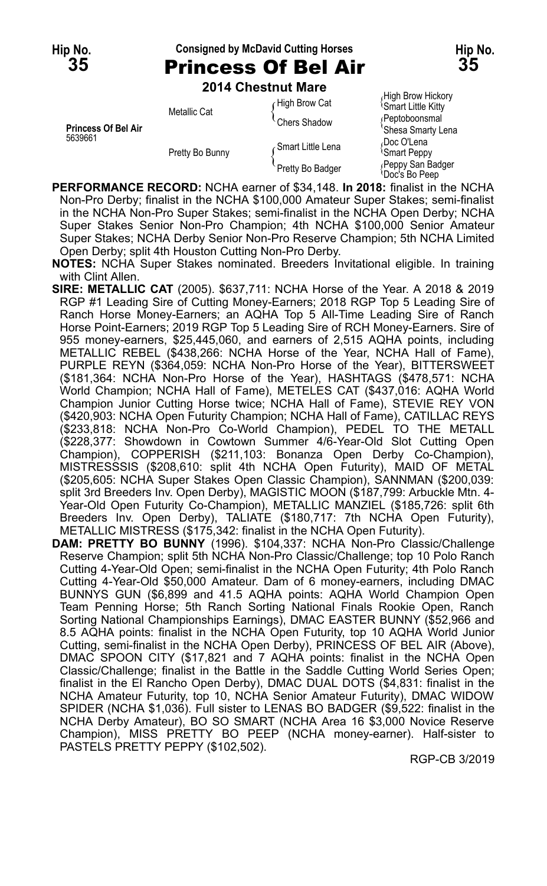**Hip No. 35** — Consigned by McDavid Cutting Horses — **Hip No. 35**

# Princess Of Bel Air

**2014 Chestnut Mare**

| | | | |
|---|---|---|---|
| **Princess Of Bel Air** 5639661 | Metallic Cat | High Brow Cat | High Brow Hickory |
| | | | Smart Little Kitty |
| | | Chers Shadow | Peptoboonsmal |
| | | | Shesa Smarty Lena |
| | Pretty Bo Bunny | Smart Little Lena | Doc O'Lena |
| | | | Smart Peppy |
| | | Pretty Bo Badger | Peppy San Badger |
| | | | Doc's Bo Peep |

**PERFORMANCE RECORD:** NCHA earner of $34,148. **In 2018:** finalist in the NCHA Non-Pro Derby; finalist in the NCHA $100,000 Amateur Super Stakes; semi-finalist in the NCHA Non-Pro Super Stakes; semi-finalist in the NCHA Open Derby; NCHA Super Stakes Senior Non-Pro Champion; 4th NCHA $100,000 Senior Amateur Super Stakes; NCHA Derby Senior Non-Pro Reserve Champion; 5th NCHA Limited Open Derby; split 4th Houston Cutting Non-Pro Derby.

**NOTES:** NCHA Super Stakes nominated. Breeders Invitational eligible. In training with Clint Allen.

**SIRE: METALLIC CAT** (2005). $637,711: NCHA Horse of the Year. A 2018 & 2019 RGP #1 Leading Sire of Cutting Money-Earners; 2018 RGP Top 5 Leading Sire of Ranch Horse Money-Earners; an AQHA Top 5 All-Time Leading Sire of Ranch Horse Point-Earners; 2019 RGP Top 5 Leading Sire of RCH Money-Earners. Sire of 955 money-earners, $25,445,060, and earners of 2,515 AQHA points, including METALLIC REBEL ($438,266: NCHA Horse of the Year, NCHA Hall of Fame), PURPLE REYN ($364,059: NCHA Non-Pro Horse of the Year), BITTERSWEET ($181,364: NCHA Non-Pro Horse of the Year), HASHTAGS ($478,571: NCHA World Champion; NCHA Hall of Fame), METELES CAT ($437,016: AQHA World Champion Junior Cutting Horse twice; NCHA Hall of Fame), STEVIE REY VON ($420,903: NCHA Open Futurity Champion; NCHA Hall of Fame), CATILLAC REYS ($233,818: NCHA Non-Pro Co-World Champion), PEDEL TO THE METALL ($228,377: Showdown in Cowtown Summer 4/6-Year-Old Slot Cutting Open Champion), COPPERISH ($211,103: Bonanza Open Derby Co-Champion), MISTRESSSIS ($208,610: split 4th NCHA Open Futurity), MAID OF METAL ($205,605: NCHA Super Stakes Open Classic Champion), SANNMAN ($200,039: split 3rd Breeders Inv. Open Derby), MAGISTIC MOON ($187,799: Arbuckle Mtn. 4-Year-Old Open Futurity Co-Champion), METALLIC MANZIEL ($185,726: split 6th Breeders Inv. Open Derby), TALIATE ($180,717: 7th NCHA Open Futurity), METALLIC MISTRESS ($175,342: finalist in the NCHA Open Futurity).

**DAM: PRETTY BO BUNNY** (1996). $104,337: NCHA Non-Pro Classic/Challenge Reserve Champion; split 5th NCHA Non-Pro Classic/Challenge; top 10 Polo Ranch Cutting 4-Year-Old Open; semi-finalist in the NCHA Open Futurity; 4th Polo Ranch Cutting 4-Year-Old $50,000 Amateur. Dam of 6 money-earners, including DMAC BUNNYS GUN ($6,899 and 41.5 AQHA points: AQHA World Champion Open Team Penning Horse; 5th Ranch Sorting National Finals Rookie Open, Ranch Sorting National Championships Earnings), DMAC EASTER BUNNY ($52,966 and 8.5 AQHA points: finalist in the NCHA Open Futurity, top 10 AQHA World Junior Cutting, semi-finalist in the NCHA Open Derby), PRINCESS OF BEL AIR (Above), DMAC SPOON CITY ($17,821 and 7 AQHA points: finalist in the NCHA Open Classic/Challenge; finalist in the Battle in the Saddle Cutting World Series Open; finalist in the El Rancho Open Derby), DMAC DUAL DOTS ($4,831: finalist in the NCHA Amateur Futurity, top 10, NCHA Senior Amateur Futurity), DMAC WIDOW SPIDER (NCHA $1,036). Full sister to LENAS BO BADGER ($9,522: finalist in the NCHA Derby Amateur), BO SO SMART (NCHA Area 16 $3,000 Novice Reserve Champion), MISS PRETTY BO PEEP (NCHA money-earner). Half-sister to PASTELS PRETTY PEPPY ($102,502).

RGP-CB 3/2019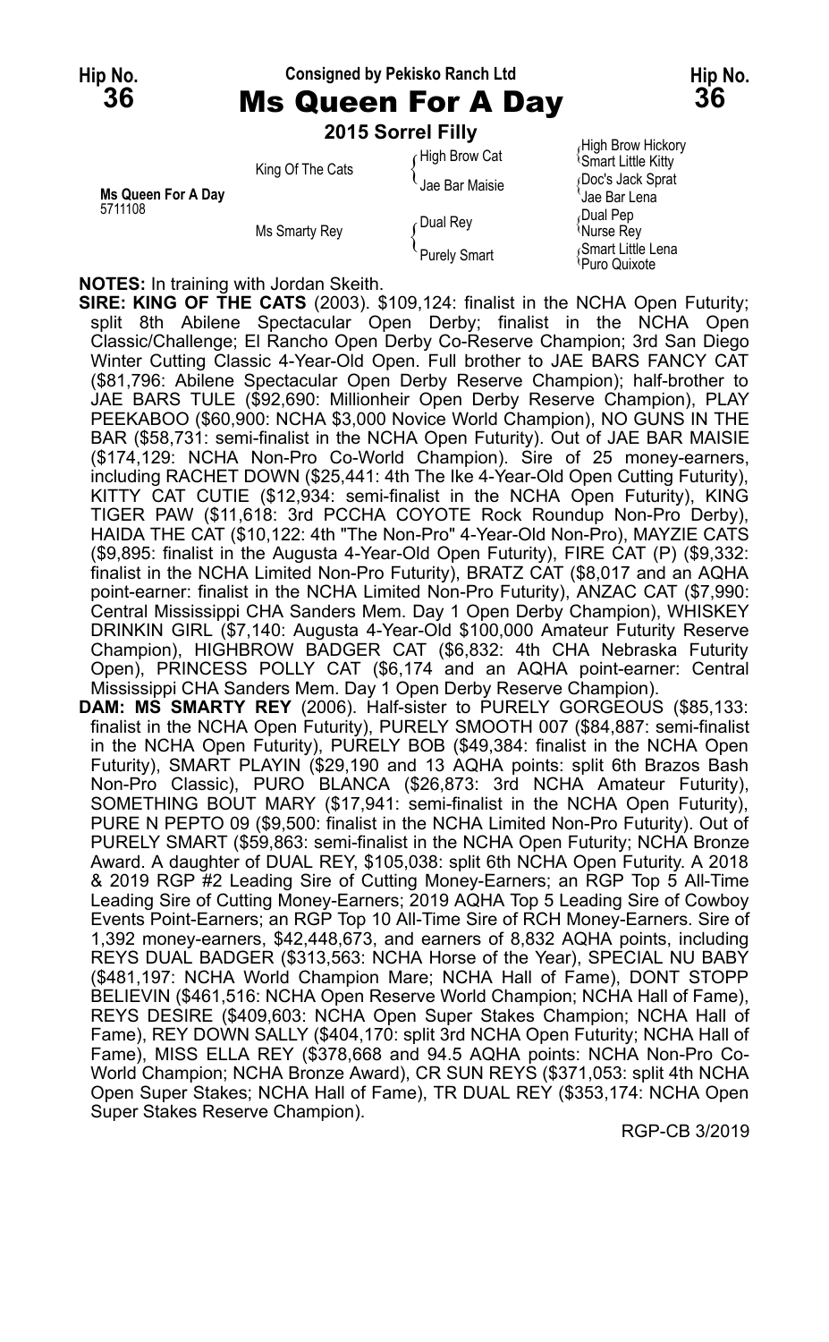Hip No. **36** — Consigned by Pekisko Ranch Ltd — Hip No. **36**

# Ms Queen For A Day

**2015 Sorrel Filly**

| | | | |
|---|---|---|---|
| **Ms Queen For A Day** 5711108 | King Of The Cats | High Brow Cat | High Brow Hickory |
| | | | Smart Little Kitty |
| | | Jae Bar Maisie | Doc's Jack Sprat |
| | | | Jae Bar Lena |
| | Ms Smarty Rey | Dual Rey | Dual Pep |
| | | | Nurse Rey |
| | | Purely Smart | Smart Little Lena |
| | | | Puro Quixote |

**NOTES:** In training with Jordan Skeith.

**SIRE: KING OF THE CATS** (2003). $109,124: finalist in the NCHA Open Futurity; split 8th Abilene Spectacular Open Derby; finalist in the NCHA Open Classic/Challenge; El Rancho Open Derby Co-Reserve Champion; 3rd San Diego Winter Cutting Classic 4-Year-Old Open. Full brother to JAE BARS FANCY CAT ($81,796: Abilene Spectacular Open Derby Reserve Champion); half-brother to JAE BARS TULE ($92,690: Millionheir Open Derby Reserve Champion), PLAY PEEKABOO ($60,900: NCHA $3,000 Novice World Champion), NO GUNS IN THE BAR ($58,731: semi-finalist in the NCHA Open Futurity). Out of JAE BAR MAISIE ($174,129: NCHA Non-Pro Co-World Champion). Sire of 25 money-earners, including RACHET DOWN ($25,441: 4th The Ike 4-Year-Old Open Cutting Futurity), KITTY CAT CUTIE ($12,934: semi-finalist in the NCHA Open Futurity), KING TIGER PAW ($11,618: 3rd PCCHA COYOTE Rock Roundup Non-Pro Derby), HAIDA THE CAT ($10,122: 4th "The Non-Pro" 4-Year-Old Non-Pro), MAYZIE CATS ($9,895: finalist in the Augusta 4-Year-Old Open Futurity), FIRE CAT (P) ($9,332: finalist in the NCHA Limited Non-Pro Futurity), BRATZ CAT ($8,017 and an AQHA point-earner: finalist in the NCHA Limited Non-Pro Futurity), ANZAC CAT ($7,990: Central Mississippi CHA Sanders Mem. Day 1 Open Derby Champion), WHISKEY DRINKIN GIRL ($7,140: Augusta 4-Year-Old $100,000 Amateur Futurity Reserve Champion), HIGHBROW BADGER CAT ($6,832: 4th CHA Nebraska Futurity Open), PRINCESS POLLY CAT ($6,174 and an AQHA point-earner: Central Mississippi CHA Sanders Mem. Day 1 Open Derby Reserve Champion).

**DAM: MS SMARTY REY** (2006). Half-sister to PURELY GORGEOUS ($85,133: finalist in the NCHA Open Futurity), PURELY SMOOTH 007 ($84,887: semi-finalist in the NCHA Open Futurity), PURELY BOB ($49,384: finalist in the NCHA Open Futurity), SMART PLAYIN ($29,190 and 13 AQHA points: split 6th Brazos Bash Non-Pro Classic), PURO BLANCA ($26,873: 3rd NCHA Amateur Futurity), SOMETHING BOUT MARY ($17,941: semi-finalist in the NCHA Open Futurity), PURE N PEPTO 09 ($9,500: finalist in the NCHA Limited Non-Pro Futurity). Out of PURELY SMART ($59,863: semi-finalist in the NCHA Open Futurity; NCHA Bronze Award. A daughter of DUAL REY, $105,038: split 6th NCHA Open Futurity. A 2018 & 2019 RGP #2 Leading Sire of Cutting Money-Earners; an RGP Top 5 All-Time Leading Sire of Cutting Money-Earners; 2019 AQHA Top 5 Leading Sire of Cowboy Events Point-Earners; an RGP Top 10 All-Time Sire of RCH Money-Earners. Sire of 1,392 money-earners, $42,448,673, and earners of 8,832 AQHA points, including REYS DUAL BADGER ($313,563: NCHA Horse of the Year), SPECIAL NU BABY ($481,197: NCHA World Champion Mare; NCHA Hall of Fame), DONT STOPP BELIEVIN ($461,516: NCHA Open Reserve World Champion; NCHA Hall of Fame), REYS DESIRE ($409,603: NCHA Open Super Stakes Champion; NCHA Hall of Fame), REY DOWN SALLY ($404,170: split 3rd NCHA Open Futurity; NCHA Hall of Fame), MISS ELLA REY ($378,668 and 94.5 AQHA points: NCHA Non-Pro Co-World Champion; NCHA Bronze Award), CR SUN REYS ($371,053: split 4th NCHA Open Super Stakes; NCHA Hall of Fame), TR DUAL REY ($353,174: NCHA Open Super Stakes Reserve Champion).

RGP-CB 3/2019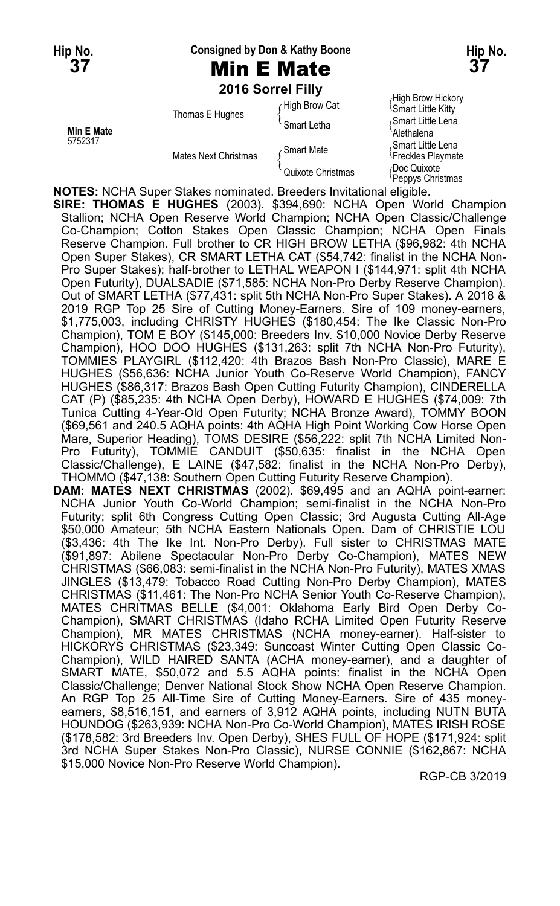Hip No. **37**

**Consigned by Don & Kathy Boone**

# Min E Mate

Hip No. **37**

**2016 Sorrel Filly**

| | | | |
|---|---|---|---|
| **Min E Mate** 5752317 | Thomas E Hughes | High Brow Cat | High Brow Hickory |
| | | | Smart Little Kitty |
| | | Smart Letha | Smart Little Lena |
| | | | Alethalena |
| | Mates Next Christmas | Smart Mate | Smart Little Lena |
| | | | Freckles Playmate |
| | | Quixote Christmas | Doc Quixote |
| | | | Peppys Christmas |

**NOTES:** NCHA Super Stakes nominated. Breeders Invitational eligible.

**SIRE: THOMAS E HUGHES** (2003). $394,690: NCHA Open World Champion Stallion; NCHA Open Reserve World Champion; NCHA Open Classic/Challenge Co-Champion; Cotton Stakes Open Classic Champion; NCHA Open Finals Reserve Champion. Full brother to CR HIGH BROW LETHA ($96,982: 4th NCHA Open Super Stakes), CR SMART LETHA CAT ($54,742: finalist in the NCHA Non-Pro Super Stakes); half-brother to LETHAL WEAPON I ($144,971: split 4th NCHA Open Futurity), DUALSADIE ($71,585: NCHA Non-Pro Derby Reserve Champion). Out of SMART LETHA ($77,431: split 5th NCHA Non-Pro Super Stakes). A 2018 & 2019 RGP Top 25 Sire of Cutting Money-Earners. Sire of 109 money-earners, $1,775,003, including CHRISTY HUGHES ($180,454: The Ike Classic Non-Pro Champion), TOM E BOY ($145,000: Breeders Inv. $10,000 Novice Derby Reserve Champion), HOO DOO HUGHES ($131,263: split 7th NCHA Non-Pro Futurity), TOMMIES PLAYGIRL ($112,420: 4th Brazos Bash Non-Pro Classic), MARE E HUGHES ($56,636: NCHA Junior Youth Co-Reserve World Champion), FANCY HUGHES ($86,317: Brazos Bash Open Cutting Futurity Champion), CINDERELLA CAT (P) ($85,235: 4th NCHA Open Derby), HOWARD E HUGHES ($74,009: 7th Tunica Cutting 4-Year-Old Open Futurity; NCHA Bronze Award), TOMMY BOON ($69,561 and 240.5 AQHA points: 4th AQHA High Point Working Cow Horse Open Mare, Superior Heading), TOMS DESIRE ($56,222: split 7th NCHA Limited Non-Pro Futurity), TOMMIE CANDUIT ($50,635: finalist in the NCHA Open Classic/Challenge), E LAINE ($47,582: finalist in the NCHA Non-Pro Derby), THOMMO ($47,138: Southern Open Cutting Futurity Reserve Champion).

**DAM: MATES NEXT CHRISTMAS** (2002). $69,495 and an AQHA point-earner: NCHA Junior Youth Co-World Champion; semi-finalist in the NCHA Non-Pro Futurity; split 6th Congress Cutting Open Classic; 3rd Augusta Cutting All-Age $50,000 Amateur; 5th NCHA Eastern Nationals Open. Dam of CHRISTIE LOU ($3,436: 4th The Ike Int. Non-Pro Derby). Full sister to CHRISTMAS MATE ($91,897: Abilene Spectacular Non-Pro Derby Co-Champion), MATES NEW CHRISTMAS ($66,083: semi-finalist in the NCHA Non-Pro Futurity), MATES XMAS JINGLES ($13,479: Tobacco Road Cutting Non-Pro Derby Champion), MATES CHRISTMAS ($11,461: The Non-Pro NCHA Senior Youth Co-Reserve Champion), MATES CHRITMAS BELLE ($4,001: Oklahoma Early Bird Open Derby Co-Champion), SMART CHRISTMAS (Idaho RCHA Limited Open Futurity Reserve Champion), MR MATES CHRISTMAS (NCHA money-earner). Half-sister to HICKORYS CHRISTMAS ($23,349: Suncoast Winter Cutting Open Classic Co-Champion), WILD HAIRED SANTA (ACHA money-earner), and a daughter of SMART MATE, $50,072 and 5.5 AQHA points: finalist in the NCHA Open Classic/Challenge; Denver National Stock Show NCHA Open Reserve Champion. An RGP Top 25 All-Time Sire of Cutting Money-Earners. Sire of 435 money-earners, $8,516,151, and earners of 3,912 AQHA points, including NUTN BUTA HOUNDOG ($263,939: NCHA Non-Pro Co-World Champion), MATES IRISH ROSE ($178,582: 3rd Breeders Inv. Open Derby), SHES FULL OF HOPE ($171,924: split 3rd NCHA Super Stakes Non-Pro Classic), NURSE CONNIE ($162,867: NCHA $15,000 Novice Non-Pro Reserve World Champion).

RGP-CB 3/2019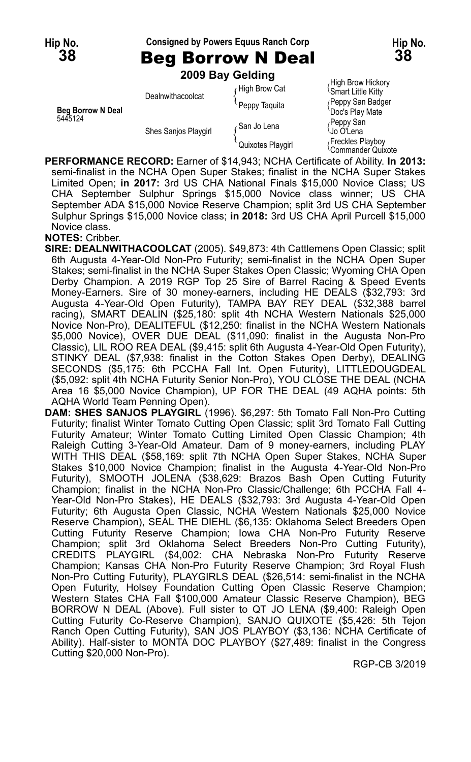**Hip No. 38** — Consigned by Powers Equus Ranch Corp — **Hip No. 38**

# Beg Borrow N Deal

**2009 Bay Gelding**

| | | | |
|---|---|---|---|
| **Beg Borrow N Deal** 5445124 | Dealnwithacoolcat | High Brow Cat | High Brow Hickory |
| | | | Smart Little Kitty |
| | | Peppy Taquita | Peppy San Badger |
| | | | Doc's Play Mate |
| | Shes Sanjos Playgirl | San Jo Lena | Peppy San |
| | | | Jo O'Lena |
| | | Quixotes Playgirl | Freckles Playboy |
| | | | Commander Quixote |

**PERFORMANCE RECORD:** Earner of $14,943; NCHA Certificate of Ability. **In 2013:** semi-finalist in the NCHA Open Super Stakes; finalist in the NCHA Super Stakes Limited Open; **in 2017:** 3rd US CHA National Finals $15,000 Novice Class; US CHA September Sulphur Springs $15,000 Novice class winner; US CHA September ADA $15,000 Novice Reserve Champion; split 3rd US CHA September Sulphur Springs $15,000 Novice class; **in 2018:** 3rd US CHA April Purcell $15,000 Novice class.

**NOTES:** Cribber.

**SIRE: DEALNWITHACOOLCAT** (2005). $49,873: 4th Cattlemens Open Classic; split 6th Augusta 4-Year-Old Non-Pro Futurity; semi-finalist in the NCHA Open Super Stakes; semi-finalist in the NCHA Super Stakes Open Classic; Wyoming CHA Open Derby Champion. A 2019 RGP Top 25 Sire of Barrel Racing & Speed Events Money-Earners. Sire of 30 money-earners, including HE DEALS ($32,793: 3rd Augusta 4-Year-Old Open Futurity), TAMPA BAY REY DEAL ($32,388 barrel racing), SMART DEALIN ($25,180: split 4th NCHA Western Nationals $25,000 Novice Non-Pro), DEALITEFUL ($12,250: finalist in the NCHA Western Nationals $5,000 Novice), OVER DUE DEAL ($11,090: finalist in the Augusta Non-Pro Classic), LIL ROO REA DEAL ($9,415: split 6th Augusta 4-Year-Old Open Futurity), STINKY DEAL ($7,938: finalist in the Cotton Stakes Open Derby), DEALING SECONDS ($5,175: 6th PCCHA Fall Int. Open Futurity), LITTLEDOUGDEAL ($5,092: split 4th NCHA Futurity Senior Non-Pro), YOU CLOSE THE DEAL (NCHA Area 16 $5,000 Novice Champion), UP FOR THE DEAL (49 AQHA points: 5th AQHA World Team Penning Open).

**DAM: SHES SANJOS PLAYGIRL** (1996). $6,297: 5th Tomato Fall Non-Pro Cutting Futurity; finalist Winter Tomato Cutting Open Classic; split 3rd Tomato Fall Cutting Futurity Amateur; Winter Tomato Cutting Limited Open Classic Champion; 4th Raleigh Cutting 3-Year-Old Amateur. Dam of 9 money-earners, including PLAY WITH THIS DEAL ($58,169: split 7th NCHA Open Super Stakes, NCHA Super Stakes $10,000 Novice Champion; finalist in the Augusta 4-Year-Old Non-Pro Futurity), SMOOTH JOLENA ($38,629: Brazos Bash Open Cutting Futurity Champion; finalist in the NCHA Non-Pro Classic/Challenge; 6th PCCHA Fall 4-Year-Old Non-Pro Stakes), HE DEALS ($32,793: 3rd Augusta 4-Year-Old Open Futurity; 6th Augusta Open Classic, NCHA Western Nationals $25,000 Novice Reserve Champion), SEAL THE DIEHL ($6,135: Oklahoma Select Breeders Open Cutting Futurity Reserve Champion; Iowa CHA Non-Pro Futurity Reserve Champion; split 3rd Oklahoma Select Breeders Non-Pro Cutting Futurity), CREDITS PLAYGIRL ($4,002: CHA Nebraska Non-Pro Futurity Reserve Champion; Kansas CHA Non-Pro Futurity Reserve Champion; 3rd Royal Flush Non-Pro Cutting Futurity), PLAYGIRLS DEAL ($26,514: semi-finalist in the NCHA Open Futurity, Holsey Foundation Cutting Open Classic Reserve Champion; Western States CHA Fall $100,000 Amateur Classic Reserve Champion), BEG BORROW N DEAL (Above). Full sister to QT JO LENA ($9,400: Raleigh Open Cutting Futurity Co-Reserve Champion), SANJO QUIXOTE ($5,426: 5th Tejon Ranch Open Cutting Futurity), SAN JOS PLAYBOY ($3,136: NCHA Certificate of Ability). Half-sister to MONTA DOC PLAYBOY ($27,489: finalist in the Congress Cutting $20,000 Non-Pro).

RGP-CB 3/2019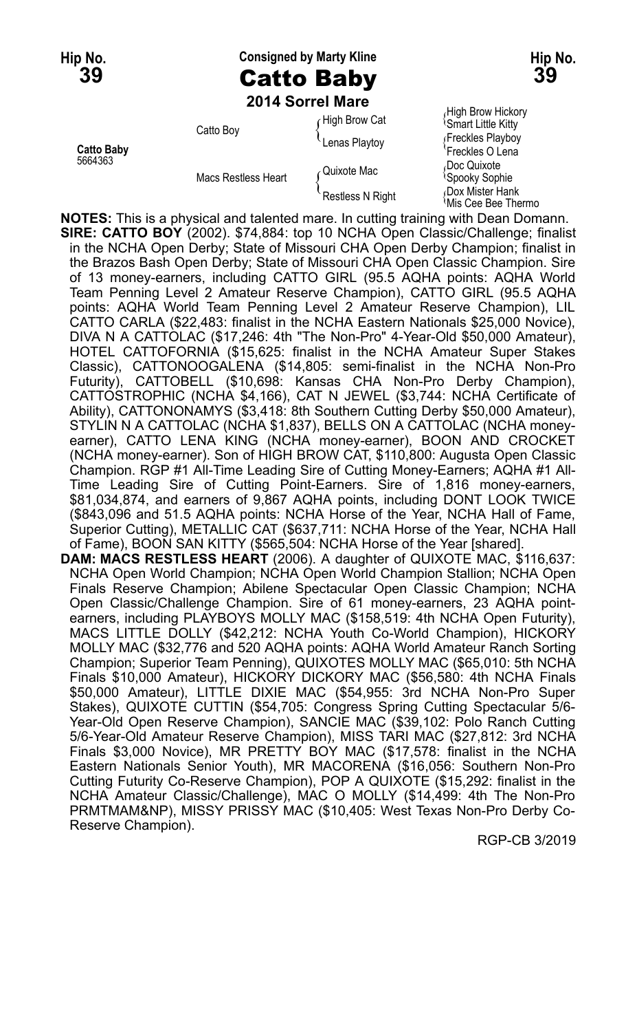Hip No. **39**

Consigned by Marty Kline

# Catto Baby

**2014 Sorrel Mare**

| | | | |
|---|---|---|---|
| **Catto Baby** 5664363 | Catto Boy | High Brow Cat | High Brow Hickory |
| | | | Smart Little Kitty |
| | | Lenas Playtoy | Freckles Playboy |
| | | | Freckles O Lena |
| | Macs Restless Heart | Quixote Mac | Doc Quixote |
| | | | Spooky Sophie |
| | | Restless N Right | Dox Mister Hank |
| | | | Mis Cee Bee Thermo |

**NOTES:** This is a physical and talented mare. In cutting training with Dean Domann.

**SIRE: CATTO BOY** (2002). $74,884: top 10 NCHA Open Classic/Challenge; finalist in the NCHA Open Derby; State of Missouri CHA Open Derby Champion; finalist in the Brazos Bash Open Derby; State of Missouri CHA Open Classic Champion. Sire of 13 money-earners, including CATTO GIRL (95.5 AQHA points: AQHA World Team Penning Level 2 Amateur Reserve Champion), CATTO GIRL (95.5 AQHA points: AQHA World Team Penning Level 2 Amateur Reserve Champion), LIL CATTO CARLA ($22,483: finalist in the NCHA Eastern Nationals $25,000 Novice), DIVA N A CATTOLAC ($17,246: 4th "The Non-Pro" 4-Year-Old $50,000 Amateur), HOTEL CATTOFORNIA ($15,625: finalist in the NCHA Amateur Super Stakes Classic), CATTONOOGALENA ($14,805: semi-finalist in the NCHA Non-Pro Futurity), CATTOBELL ($10,698: Kansas CHA Non-Pro Derby Champion), CATTOSTROPHIC (NCHA $4,166), CAT N JEWEL ($3,744: NCHA Certificate of Ability), CATTONONAMYS ($3,418: 8th Southern Cutting Derby $50,000 Amateur), STYLIN N A CATTOLAC (NCHA $1,837), BELLS ON A CATTOLAC (NCHA money-earner), CATTO LENA KING (NCHA money-earner), BOON AND CROCKET (NCHA money-earner). Son of HIGH BROW CAT, $110,800: Augusta Open Classic Champion. RGP #1 All-Time Leading Sire of Cutting Money-Earners; AQHA #1 All-Time Leading Sire of Cutting Point-Earners. Sire of 1,816 money-earners, $81,034,874, and earners of 9,867 AQHA points, including DONT LOOK TWICE ($843,096 and 51.5 AQHA points: NCHA Horse of the Year, NCHA Hall of Fame, Superior Cutting), METALLIC CAT ($637,711: NCHA Horse of the Year, NCHA Hall of Fame), BOON SAN KITTY ($565,504: NCHA Horse of the Year [shared].

**DAM: MACS RESTLESS HEART** (2006). A daughter of QUIXOTE MAC, $116,637: NCHA Open World Champion; NCHA Open World Champion Stallion; NCHA Open Finals Reserve Champion; Abilene Spectacular Open Classic Champion; NCHA Open Classic/Challenge Champion. Sire of 61 money-earners, 23 AQHA point-earners, including PLAYBOYS MOLLY MAC ($158,519: 4th NCHA Open Futurity), MACS LITTLE DOLLY ($42,212: NCHA Youth Co-World Champion), HICKORY MOLLY MAC ($32,776 and 520 AQHA points: AQHA World Amateur Ranch Sorting Champion; Superior Team Penning), QUIXOTES MOLLY MAC ($65,010: 5th NCHA Finals $10,000 Amateur), HICKORY DICKORY MAC ($56,580: 4th NCHA Finals $50,000 Amateur), LITTLE DIXIE MAC ($54,955: 3rd NCHA Non-Pro Super Stakes), QUIXOTE CUTTIN ($54,705: Congress Spring Cutting Spectacular 5/6-Year-Old Open Reserve Champion), SANCIE MAC ($39,102: Polo Ranch Cutting 5/6-Year-Old Amateur Reserve Champion), MISS TARI MAC ($27,812: 3rd NCHA Finals $3,000 Novice), MR PRETTY BOY MAC ($17,578: finalist in the NCHA Eastern Nationals Senior Youth), MR MACORENA ($16,056: Southern Non-Pro Cutting Futurity Co-Reserve Champion), POP A QUIXOTE ($15,292: finalist in the NCHA Amateur Classic/Challenge), MAC O MOLLY ($14,499: 4th The Non-Pro PRMTMAM&NP), MISSY PRISSY MAC ($10,405: West Texas Non-Pro Derby Co-Reserve Champion).

RGP-CB 3/2019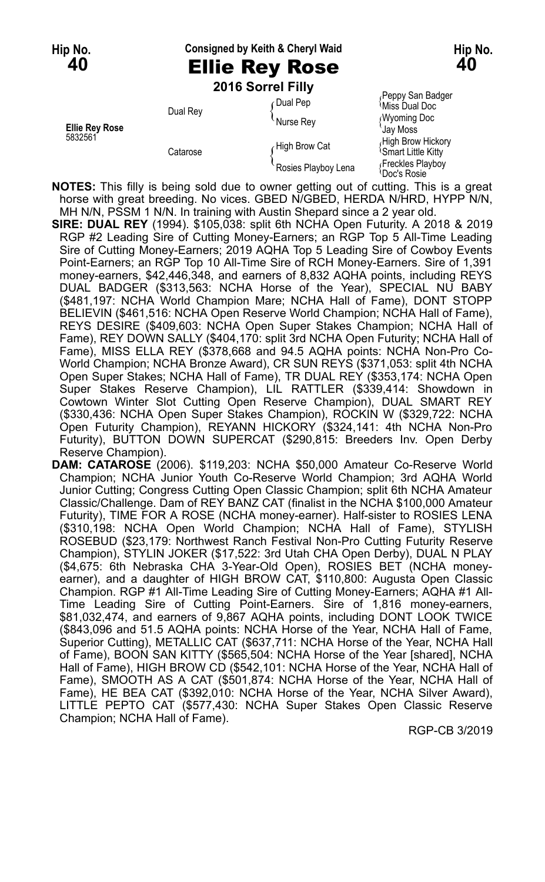**Hip No. 40** — Consigned by Keith & Cheryl Waid — **Hip No. 40**

# Ellie Rey Rose

**2016 Sorrel Filly**

| | | | |
|---|---|---|---|
| **Ellie Rey Rose** 5832561 | Dual Rey | Dual Pep | Peppy San Badger |
| | | | Miss Dual Doc |
| | | Nurse Rey | Wyoming Doc |
| | | | Jay Moss |
| | Catarose | High Brow Cat | High Brow Hickory |
| | | | Smart Little Kitty |
| | | Rosies Playboy Lena | Freckles Playboy |
| | | | Doc's Rosie |

**NOTES:** This filly is being sold due to owner getting out of cutting. This is a great horse with great breeding. No vices. GBED N/GBED, HERDA N/HRD, HYPP N/N, MH N/N, PSSM 1 N/N. In training with Austin Shepard since a 2 year old.

**SIRE: DUAL REY** (1994). $105,038: split 6th NCHA Open Futurity. A 2018 & 2019 RGP #2 Leading Sire of Cutting Money-Earners; an RGP Top 5 All-Time Leading Sire of Cutting Money-Earners; 2019 AQHA Top 5 Leading Sire of Cowboy Events Point-Earners; an RGP Top 10 All-Time Sire of RCH Money-Earners. Sire of 1,391 money-earners, $42,446,348, and earners of 8,832 AQHA points, including REYS DUAL BADGER ($313,563: NCHA Horse of the Year), SPECIAL NU BABY ($481,197: NCHA World Champion Mare; NCHA Hall of Fame), DONT STOPP BELIEVIN ($461,516: NCHA Open Reserve World Champion; NCHA Hall of Fame), REYS DESIRE ($409,603: NCHA Open Super Stakes Champion; NCHA Hall of Fame), REY DOWN SALLY ($404,170: split 3rd NCHA Open Futurity; NCHA Hall of Fame), MISS ELLA REY ($378,668 and 94.5 AQHA points: NCHA Non-Pro Co-World Champion; NCHA Bronze Award), CR SUN REYS ($371,053: split 4th NCHA Open Super Stakes; NCHA Hall of Fame), TR DUAL REY ($353,174: NCHA Open Super Stakes Reserve Champion), LIL RATTLER ($339,414: Showdown in Cowtown Winter Slot Cutting Open Reserve Champion), DUAL SMART REY ($330,436: NCHA Open Super Stakes Champion), ROCKIN W ($329,722: NCHA Open Futurity Champion), REYANN HICKORY ($324,141: 4th NCHA Non-Pro Futurity), BUTTON DOWN SUPERCAT ($290,815: Breeders Inv. Open Derby Reserve Champion).

**DAM: CATAROSE** (2006). $119,203: NCHA $50,000 Amateur Co-Reserve World Champion; NCHA Junior Youth Co-Reserve World Champion; 3rd AQHA World Junior Cutting; Congress Cutting Open Classic Champion; split 6th NCHA Amateur Classic/Challenge. Dam of REY BANZ CAT (finalist in the NCHA $100,000 Amateur Futurity), TIME FOR A ROSE (NCHA money-earner). Half-sister to ROSIES LENA ($310,198: NCHA Open World Champion; NCHA Hall of Fame), STYLISH ROSEBUD ($23,179: Northwest Ranch Festival Non-Pro Cutting Futurity Reserve Champion), STYLIN JOKER ($17,522: 3rd Utah CHA Open Derby), DUAL N PLAY ($4,675: 6th Nebraska CHA 3-Year-Old Open), ROSIES BET (NCHA money-earner), and a daughter of HIGH BROW CAT, $110,800: Augusta Open Classic Champion. RGP #1 All-Time Leading Sire of Cutting Money-Earners; AQHA #1 All-Time Leading Sire of Cutting Point-Earners. Sire of 1,816 money-earners, $81,032,474, and earners of 9,867 AQHA points, including DONT LOOK TWICE ($843,096 and 51.5 AQHA points: NCHA Horse of the Year, NCHA Hall of Fame, Superior Cutting), METALLIC CAT ($637,711: NCHA Horse of the Year, NCHA Hall of Fame), BOON SAN KITTY ($565,504: NCHA Horse of the Year [shared], NCHA Hall of Fame), HIGH BROW CD ($542,101: NCHA Horse of the Year, NCHA Hall of Fame), SMOOTH AS A CAT ($501,874: NCHA Horse of the Year, NCHA Hall of Fame), HE BEA CAT ($392,010: NCHA Horse of the Year, NCHA Silver Award), LITTLE PEPTO CAT ($577,430: NCHA Super Stakes Open Classic Reserve Champion; NCHA Hall of Fame).

RGP-CB 3/2019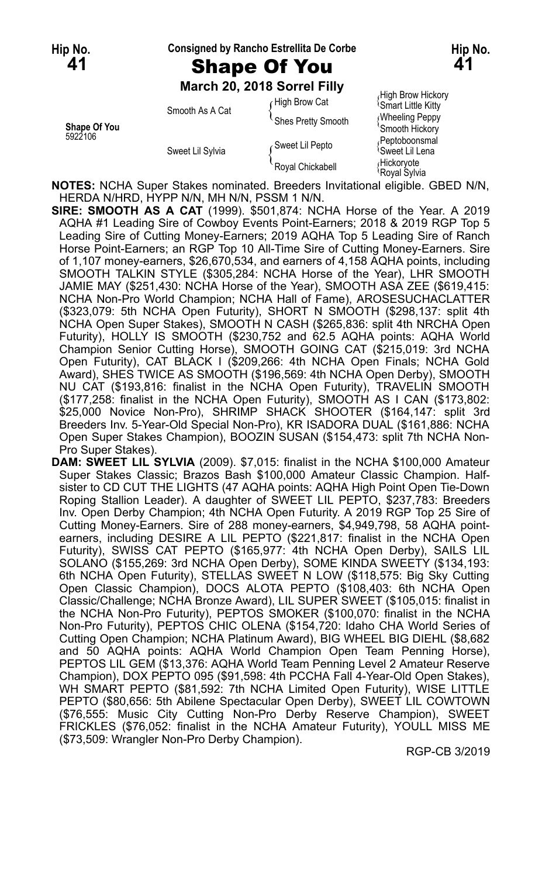**Hip No. 41** — Consigned by Rancho Estrellita De Corbe — **Hip No. 41**

# Shape Of You

**March 20, 2018 Sorrel Filly**

| | | | |
|---|---|---|---|
| **Shape Of You** 5922106 | Smooth As A Cat | High Brow Cat | High Brow Hickory |
| | | | Smart Little Kitty |
| | | Shes Pretty Smooth | Wheeling Peppy |
| | | | Smooth Hickory |
| | Sweet Lil Sylvia | Sweet Lil Pepto | Peptoboonsmal |
| | | | Sweet Lil Lena |
| | | Royal Chickabell | Hickoryote |
| | | | Royal Sylvia |

**NOTES:** NCHA Super Stakes nominated. Breeders Invitational eligible. GBED N/N, HERDA N/HRD, HYPP N/N, MH N/N, PSSM 1 N/N.

**SIRE: SMOOTH AS A CAT** (1999). $501,874: NCHA Horse of the Year. A 2019 AQHA #1 Leading Sire of Cowboy Events Point-Earners; 2018 & 2019 RGP Top 5 Leading Sire of Cutting Money-Earners; 2019 AQHA Top 5 Leading Sire of Ranch Horse Point-Earners; an RGP Top 10 All-Time Sire of Cutting Money-Earners. Sire of 1,107 money-earners, $26,670,534, and earners of 4,158 AQHA points, including SMOOTH TALKIN STYLE ($305,284: NCHA Horse of the Year), LHR SMOOTH JAMIE MAY ($251,430: NCHA Horse of the Year), SMOOTH ASA ZEE ($619,415: NCHA Non-Pro World Champion; NCHA Hall of Fame), AROSESUCHACLATTER ($323,079: 5th NCHA Open Futurity), SHORT N SMOOTH ($298,137: split 4th NCHA Open Super Stakes), SMOOTH N CASH ($265,836: split 4th NRCHA Open Futurity), HOLLY IS SMOOTH ($230,752 and 62.5 AQHA points: AQHA World Champion Senior Cutting Horse), SMOOTH GOING CAT ($215,019: 3rd NCHA Open Futurity), CAT BLACK I ($209,266: 4th NCHA Open Finals; NCHA Gold Award), SHES TWICE AS SMOOTH ($196,569: 4th NCHA Open Derby), SMOOTH NU CAT ($193,816: finalist in the NCHA Open Futurity), TRAVELIN SMOOTH ($177,258: finalist in the NCHA Open Futurity), SMOOTH AS I CAN ($173,802: $25,000 Novice Non-Pro), SHRIMP SHACK SHOOTER ($164,147: split 3rd Breeders Inv. 5-Year-Old Special Non-Pro), KR ISADORA DUAL ($161,886: NCHA Open Super Stakes Champion), BOOZIN SUSAN ($154,473: split 7th NCHA Non-Pro Super Stakes).

**DAM: SWEET LIL SYLVIA** (2009). $7,015: finalist in the NCHA $100,000 Amateur Super Stakes Classic; Brazos Bash $100,000 Amateur Classic Champion. Half-sister to CD CUT THE LIGHTS (47 AQHA points: AQHA High Point Open Tie-Down Roping Stallion Leader). A daughter of SWEET LIL PEPTO, $237,783: Breeders Inv. Open Derby Champion; 4th NCHA Open Futurity. A 2019 RGP Top 25 Sire of Cutting Money-Earners. Sire of 288 money-earners, $4,949,798, 58 AQHA point-earners, including DESIRE A LIL PEPTO ($221,817: finalist in the NCHA Open Futurity), SWISS CAT PEPTO ($165,977: 4th NCHA Open Derby), SAILS LIL SOLANO ($155,269: 3rd NCHA Open Derby), SOME KINDA SWEETY ($134,193: 6th NCHA Open Futurity), STELLAS SWEET N LOW ($118,575: Big Sky Cutting Open Classic Champion), DOCS ALOTA PEPTO ($108,403: 6th NCHA Open Classic/Challenge; NCHA Bronze Award), LIL SUPER SWEET ($105,015: finalist in the NCHA Non-Pro Futurity), PEPTOS SMOKER ($100,070: finalist in the NCHA Non-Pro Futurity), PEPTOS CHIC OLENA ($154,720: Idaho CHA World Series of Cutting Open Champion; NCHA Platinum Award), BIG WHEEL BIG DIEHL ($8,682 and 50 AQHA points: AQHA World Champion Open Team Penning Horse), PEPTOS LIL GEM ($13,376: AQHA World Team Penning Level 2 Amateur Reserve Champion), DOX PEPTO 095 ($91,598: 4th PCCHA Fall 4-Year-Old Open Stakes), WH SMART PEPTO ($81,592: 7th NCHA Limited Open Futurity), WISE LITTLE PEPTO ($80,656: 5th Abilene Spectacular Open Derby), SWEET LIL COWTOWN ($76,555: Music City Cutting Non-Pro Derby Reserve Champion), SWEET FRICKLES ($76,052: finalist in the NCHA Amateur Futurity), YOULL MISS ME ($73,509: Wrangler Non-Pro Derby Champion).

RGP-CB 3/2019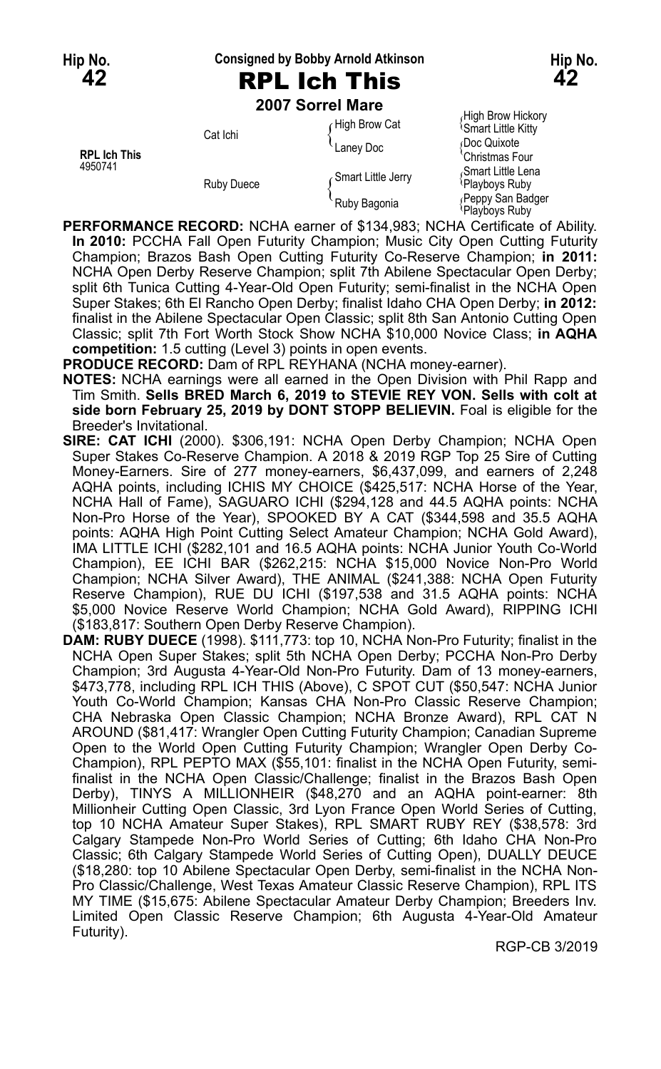Hip No. **42** — Consigned by Bobby Arnold Atkinson — Hip No. **42**

# RPL Ich This

**2007 Sorrel Mare**

| | | | |
|---|---|---|---|
| | | High Brow Cat | High Brow Hickory |
| | Cat Ichi | | Smart Little Kitty |
| | | Laney Doc | Doc Quixote |
| **RPL Ich This** | | | Christmas Four |
| 4950741 | | Smart Little Jerry | Smart Little Lena |
| | Ruby Duece | | Playboys Ruby |
| | | Ruby Bagonia | Peppy San Badger |
| | | | Playboys Ruby |

**PERFORMANCE RECORD:** NCHA earner of $134,983; NCHA Certificate of Ability. **In 2010:** PCCHA Fall Open Futurity Champion; Music City Open Cutting Futurity Champion; Brazos Bash Open Cutting Futurity Co-Reserve Champion; **in 2011:** NCHA Open Derby Reserve Champion; split 7th Abilene Spectacular Open Derby; split 6th Tunica Cutting 4-Year-Old Open Futurity; semi-finalist in the NCHA Open Super Stakes; 6th El Rancho Open Derby; finalist Idaho CHA Open Derby; **in 2012:** finalist in the Abilene Spectacular Open Classic; split 8th San Antonio Cutting Open Classic; split 7th Fort Worth Stock Show NCHA $10,000 Novice Class; **in AQHA competition:** 1.5 cutting (Level 3) points in open events.

**PRODUCE RECORD:** Dam of RPL REYHANA (NCHA money-earner).

**NOTES:** NCHA earnings were all earned in the Open Division with Phil Rapp and Tim Smith. **Sells BRED March 6, 2019 to STEVIE REY VON. Sells with colt at side born February 25, 2019 by DONT STOPP BELIEVIN.** Foal is eligible for the Breeder's Invitational.

**SIRE: CAT ICHI** (2000). $306,191: NCHA Open Derby Champion; NCHA Open Super Stakes Co-Reserve Champion. A 2018 & 2019 RGP Top 25 Sire of Cutting Money-Earners. Sire of 277 money-earners, $6,437,099, and earners of 2,248 AQHA points, including ICHIS MY CHOICE ($425,517: NCHA Horse of the Year, NCHA Hall of Fame), SAGUARO ICHI ($294,128 and 44.5 AQHA points: NCHA Non-Pro Horse of the Year), SPOOKED BY A CAT ($344,598 and 35.5 AQHA points: AQHA High Point Cutting Select Amateur Champion; NCHA Gold Award), IMA LITTLE ICHI ($282,101 and 16.5 AQHA points: NCHA Junior Youth Co-World Champion), EE ICHI BAR ($262,215: NCHA $15,000 Novice Non-Pro World Champion; NCHA Silver Award), THE ANIMAL ($241,388: NCHA Open Futurity Reserve Champion), RUE DU ICHI ($197,538 and 31.5 AQHA points: NCHA $5,000 Novice Reserve World Champion; NCHA Gold Award), RIPPING ICHI ($183,817: Southern Open Derby Reserve Champion).

**DAM: RUBY DUECE** (1998). $111,773: top 10, NCHA Non-Pro Futurity; finalist in the NCHA Open Super Stakes; split 5th NCHA Open Derby; PCCHA Non-Pro Derby Champion; 3rd Augusta 4-Year-Old Non-Pro Futurity. Dam of 13 money-earners, $473,778, including RPL ICH THIS (Above), C SPOT CUT ($50,547: NCHA Junior Youth Co-World Champion; Kansas CHA Non-Pro Classic Reserve Champion; CHA Nebraska Open Classic Champion; NCHA Bronze Award), RPL CAT N AROUND ($81,417: Wrangler Open Cutting Futurity Champion; Canadian Supreme Open to the World Open Cutting Futurity Champion; Wrangler Open Derby Co-Champion), RPL PEPTO MAX ($55,101: finalist in the NCHA Open Futurity, semi-finalist in the NCHA Open Classic/Challenge; finalist in the Brazos Bash Open Derby), TINYS A MILLIONHEIR ($48,270 and an AQHA point-earner: 8th Millionheir Cutting Open Classic, 3rd Lyon France Open World Series of Cutting, top 10 NCHA Amateur Super Stakes), RPL SMART RUBY REY ($38,578: 3rd Calgary Stampede Non-Pro World Series of Cutting; 6th Idaho CHA Non-Pro Classic; 6th Calgary Stampede World Series of Cutting Open), DUALLY DEUCE ($18,280: top 10 Abilene Spectacular Open Derby, semi-finalist in the NCHA Non-Pro Classic/Challenge, West Texas Amateur Classic Reserve Champion), RPL ITS MY TIME ($15,675: Abilene Spectacular Amateur Derby Champion; Breeders Inv. Limited Open Classic Reserve Champion; 6th Augusta 4-Year-Old Amateur Futurity).

RGP-CB 3/2019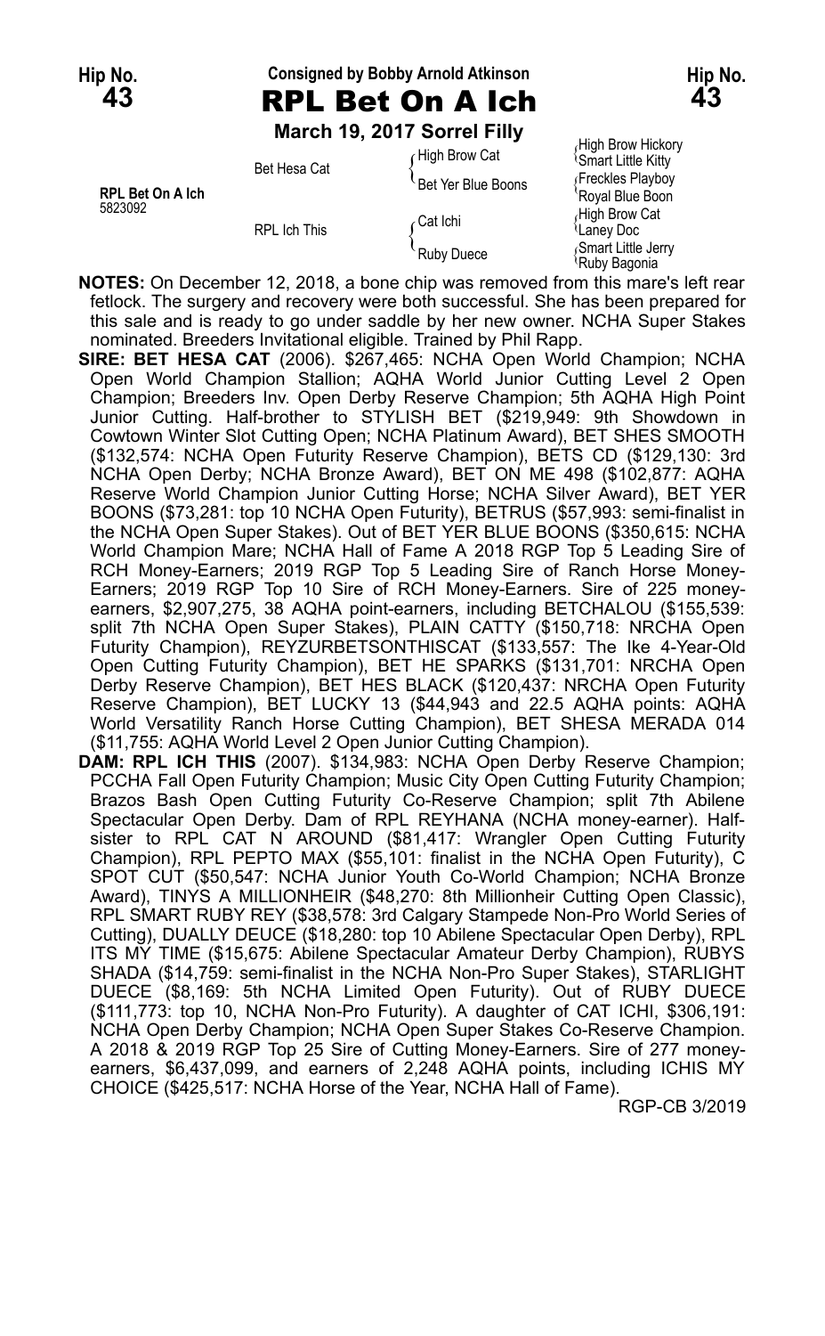**Hip No. 43**

Consigned by Bobby Arnold Atkinson

# RPL Bet On A Ich

**March 19, 2017 Sorrel Filly**

| | | | |
|---|---|---|---|
| RPL Bet On A Ich 5823092 | Bet Hesa Cat | High Brow Cat | High Brow Hickory |
| | | | Smart Little Kitty |
| | | Bet Yer Blue Boons | Freckles Playboy |
| | | | Royal Blue Boon |
| | RPL Ich This | Cat Ichi | High Brow Cat |
| | | | Laney Doc |
| | | Ruby Duece | Smart Little Jerry |
| | | | Ruby Bagonia |

**NOTES:** On December 12, 2018, a bone chip was removed from this mare's left rear fetlock. The surgery and recovery were both successful. She has been prepared for this sale and is ready to go under saddle by her new owner. NCHA Super Stakes nominated. Breeders Invitational eligible. Trained by Phil Rapp.

**SIRE: BET HESA CAT** (2006). $267,465: NCHA Open World Champion; NCHA Open World Champion Stallion; AQHA World Junior Cutting Level 2 Open Champion; Breeders Inv. Open Derby Reserve Champion; 5th AQHA High Point Junior Cutting. Half-brother to STYLISH BET ($219,949: 9th Showdown in Cowtown Winter Slot Cutting Open; NCHA Platinum Award), BET SHES SMOOTH ($132,574: NCHA Open Futurity Reserve Champion), BETS CD ($129,130: 3rd NCHA Open Derby; NCHA Bronze Award), BET ON ME 498 ($102,877: AQHA Reserve World Champion Junior Cutting Horse; NCHA Silver Award), BET YER BOONS ($73,281: top 10 NCHA Open Futurity), BETRUS ($57,993: semi-finalist in the NCHA Open Super Stakes). Out of BET YER BLUE BOONS ($350,615: NCHA World Champion Mare; NCHA Hall of Fame A 2018 RGP Top 5 Leading Sire of RCH Money-Earners; 2019 RGP Top 5 Leading Sire of Ranch Horse Money-Earners; 2019 RGP Top 10 Sire of RCH Money-Earners. Sire of 225 money-earners, $2,907,275, 38 AQHA point-earners, including BETCHALOU ($155,539: split 7th NCHA Open Super Stakes), PLAIN CATTY ($150,718: NRCHA Open Futurity Champion), REYZURBETSONTHISCAT ($133,557: The Ike 4-Year-Old Open Cutting Futurity Champion), BET HE SPARKS ($131,701: NRCHA Open Derby Reserve Champion), BET HES BLACK ($120,437: NRCHA Open Futurity Reserve Champion), BET LUCKY 13 ($44,943 and 22.5 AQHA points: AQHA World Versatility Ranch Horse Cutting Champion), BET SHESA MERADA 014 ($11,755: AQHA World Level 2 Open Junior Cutting Champion).

**DAM: RPL ICH THIS** (2007). $134,983: NCHA Open Derby Reserve Champion; PCCHA Fall Open Futurity Champion; Music City Open Cutting Futurity Champion; Brazos Bash Open Cutting Futurity Co-Reserve Champion; split 7th Abilene Spectacular Open Derby. Dam of RPL REYHANA (NCHA money-earner). Half-sister to RPL CAT N AROUND ($81,417: Wrangler Open Cutting Futurity Champion), RPL PEPTO MAX ($55,101: finalist in the NCHA Open Futurity), C SPOT CUT ($50,547: NCHA Junior Youth Co-World Champion; NCHA Bronze Award), TINYS A MILLIONHEIR ($48,270: 8th Millionheir Cutting Open Classic), RPL SMART RUBY REY ($38,578: 3rd Calgary Stampede Non-Pro World Series of Cutting), DUALLY DEUCE ($18,280: top 10 Abilene Spectacular Open Derby), RPL ITS MY TIME ($15,675: Abilene Spectacular Amateur Derby Champion), RUBYS SHADA ($14,759: semi-finalist in the NCHA Non-Pro Super Stakes), STARLIGHT DUECE ($8,169: 5th NCHA Limited Open Futurity). Out of RUBY DUECE ($111,773: top 10, NCHA Non-Pro Futurity). A daughter of CAT ICHI, $306,191: NCHA Open Derby Champion; NCHA Open Super Stakes Co-Reserve Champion. A 2018 & 2019 RGP Top 25 Sire of Cutting Money-Earners. Sire of 277 money-earners, $6,437,099, and earners of 2,248 AQHA points, including ICHIS MY CHOICE ($425,517: NCHA Horse of the Year, NCHA Hall of Fame).

RGP-CB 3/2019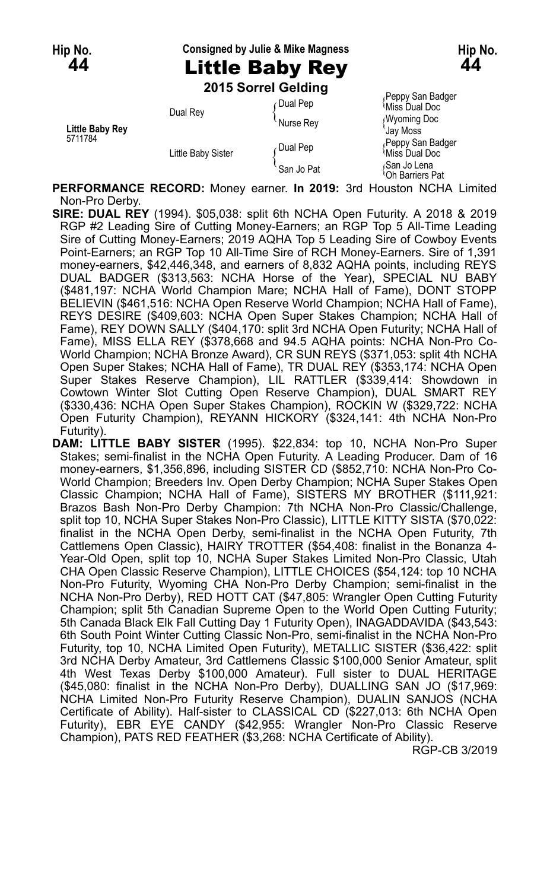Hip No. **44**

Consigned by Julie & Mike Magness

# Little Baby Rey

Hip No. **44**

**2015 Sorrel Gelding**

| | | | |
|---|---|---|---|
| Little Baby Rey 5711784 | Dual Rey | Dual Pep | Peppy San Badger |
| | | | Miss Dual Doc |
| | | Nurse Rey | Wyoming Doc |
| | | | Jay Moss |
| | Little Baby Sister | Dual Pep | Peppy San Badger |
| | | | Miss Dual Doc |
| | | San Jo Pat | San Jo Lena |
| | | | Oh Barriers Pat |

**PERFORMANCE RECORD:** Money earner. **In 2019:** 3rd Houston NCHA Limited Non-Pro Derby.

**SIRE: DUAL REY** (1994). $05,038: split 6th NCHA Open Futurity. A 2018 & 2019 RGP #2 Leading Sire of Cutting Money-Earners; an RGP Top 5 All-Time Leading Sire of Cutting Money-Earners; 2019 AQHA Top 5 Leading Sire of Cowboy Events Point-Earners; an RGP Top 10 All-Time Sire of RCH Money-Earners. Sire of 1,391 money-earners, $42,446,348, and earners of 8,832 AQHA points, including REYS DUAL BADGER ($313,563: NCHA Horse of the Year), SPECIAL NU BABY ($481,197: NCHA World Champion Mare; NCHA Hall of Fame), DONT STOPP BELIEVIN ($461,516: NCHA Open Reserve World Champion; NCHA Hall of Fame), REYS DESIRE ($409,603: NCHA Open Super Stakes Champion; NCHA Hall of Fame), REY DOWN SALLY ($404,170: split 3rd NCHA Open Futurity; NCHA Hall of Fame), MISS ELLA REY ($378,668 and 94.5 AQHA points: NCHA Non-Pro Co-World Champion; NCHA Bronze Award), CR SUN REYS ($371,053: split 4th NCHA Open Super Stakes; NCHA Hall of Fame), TR DUAL REY ($353,174: NCHA Open Super Stakes Reserve Champion), LIL RATTLER ($339,414: Showdown in Cowtown Winter Slot Cutting Open Reserve Champion), DUAL SMART REY ($330,436: NCHA Open Super Stakes Champion), ROCKIN W ($329,722: NCHA Open Futurity Champion), REYANN HICKORY ($324,141: 4th NCHA Non-Pro Futurity).

**DAM: LITTLE BABY SISTER** (1995). $22,834: top 10, NCHA Non-Pro Super Stakes; semi-finalist in the NCHA Open Futurity. A Leading Producer. Dam of 16 money-earners, $1,356,896, including SISTER CD ($852,710: NCHA Non-Pro Co-World Champion; Breeders Inv. Open Derby Champion; NCHA Super Stakes Open Classic Champion; NCHA Hall of Fame), SISTERS MY BROTHER ($111,921: Brazos Bash Non-Pro Derby Champion: 7th NCHA Non-Pro Classic/Challenge, split top 10, NCHA Super Stakes Non-Pro Classic), LITTLE KITTY SISTA ($70,022: finalist in the NCHA Open Derby, semi-finalist in the NCHA Open Futurity, 7th Cattlemens Open Classic), HAIRY TROTTER ($54,408: finalist in the Bonanza 4-Year-Old Open, split top 10, NCHA Super Stakes Limited Non-Pro Classic, Utah CHA Open Classic Reserve Champion), LITTLE CHOICES ($54,124: top 10 NCHA Non-Pro Futurity, Wyoming CHA Non-Pro Derby Champion; semi-finalist in the NCHA Non-Pro Derby), RED HOTT CAT ($47,805: Wrangler Open Cutting Futurity Champion; split 5th Canadian Supreme Open to the World Open Cutting Futurity; 5th Canada Black Elk Fall Cutting Day 1 Futurity Open), INAGADDAVIDA ($43,543: 6th South Point Winter Cutting Classic Non-Pro, semi-finalist in the NCHA Non-Pro Futurity, top 10, NCHA Limited Open Futurity), METALLIC SISTER ($36,422: split 3rd NCHA Derby Amateur, 3rd Cattlemens Classic $100,000 Senior Amateur, split 4th West Texas Derby $100,000 Amateur). Full sister to DUAL HERITAGE ($45,080: finalist in the NCHA Non-Pro Derby), DUALLING SAN JO ($17,969: NCHA Limited Non-Pro Futurity Reserve Champion), DUALIN SANJOS (NCHA Certificate of Ability). Half-sister to CLASSICAL CD ($227,013: 6th NCHA Open Futurity), EBR EYE CANDY ($42,955: Wrangler Non-Pro Classic Reserve Champion), PATS RED FEATHER ($3,268: NCHA Certificate of Ability).

RGP-CB 3/2019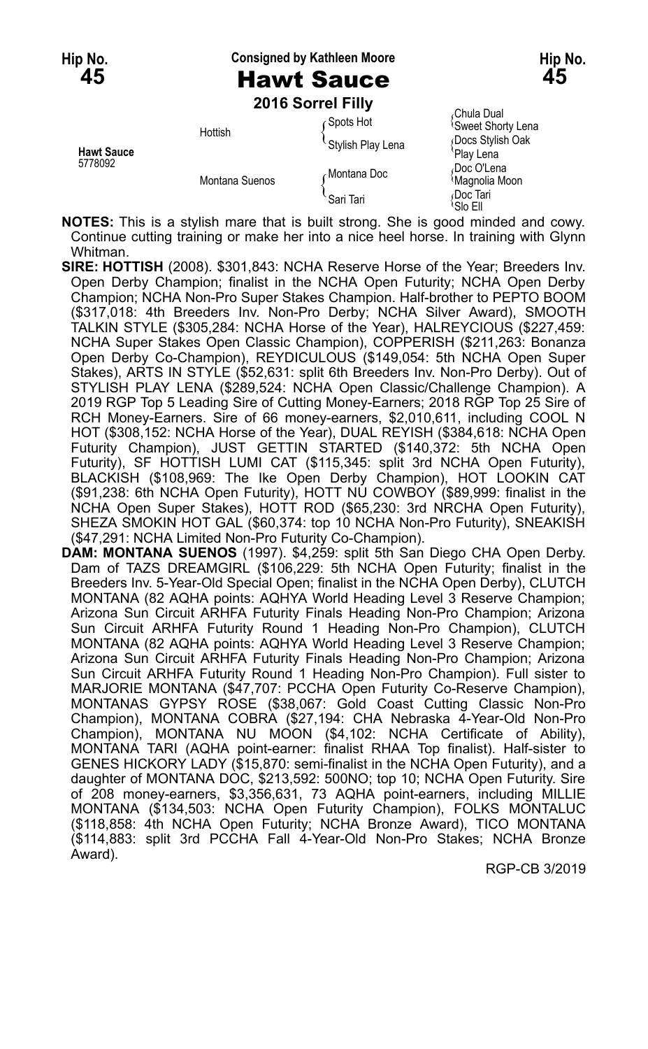**Hip No. 45** | **Consigned by Kathleen Moore** | **Hip No. 45**

# Hawt Sauce

**2016 Sorrel Filly**

| | | | |
|---|---|---|---|
| **Hawt Sauce** 5778092 | Hottish | Spots Hot | Chula Dual |
| | | | Sweet Shorty Lena |
| | | Stylish Play Lena | Docs Stylish Oak |
| | | | Play Lena |
| | Montana Suenos | Montana Doc | Doc O'Lena |
| | | | Magnolia Moon |
| | | Sari Tari | Doc Tari |
| | | | Slo Ell |

**NOTES:** This is a stylish mare that is built strong. She is good minded and cowy. Continue cutting training or make her into a nice heel horse. In training with Glynn Whitman.

**SIRE: HOTTISH** (2008). $301,843: NCHA Reserve Horse of the Year; Breeders Inv. Open Derby Champion; finalist in the NCHA Open Futurity; NCHA Open Derby Champion; NCHA Non-Pro Super Stakes Champion. Half-brother to PEPTO BOOM ($317,018: 4th Breeders Inv. Non-Pro Derby; NCHA Silver Award), SMOOTH TALKIN STYLE ($305,284: NCHA Horse of the Year), HALREYCIOUS ($227,459: NCHA Super Stakes Open Classic Champion), COPPERISH ($211,263: Bonanza Open Derby Co-Champion), REYDICULOUS ($149,054: 5th NCHA Open Super Stakes), ARTS IN STYLE ($52,631: split 6th Breeders Inv. Non-Pro Derby). Out of STYLISH PLAY LENA ($289,524: NCHA Open Classic/Challenge Champion). A 2019 RGP Top 5 Leading Sire of Cutting Money-Earners; 2018 RGP Top 25 Sire of RCH Money-Earners. Sire of 66 money-earners, $2,010,611, including COOL N HOT ($308,152: NCHA Horse of the Year), DUAL REYISH ($384,618: NCHA Open Futurity Champion), JUST GETTIN STARTED ($140,372: 5th NCHA Open Futurity), SF HOTTISH LUMI CAT ($115,345: split 3rd NCHA Open Futurity), BLACKISH ($108,969: The Ike Open Derby Champion), HOT LOOKIN CAT ($91,238: 6th NCHA Open Futurity), HOTT NU COWBOY ($89,999: finalist in the NCHA Open Super Stakes), HOTT ROD ($65,230: 3rd NRCHA Open Futurity), SHEZA SMOKIN HOT GAL ($60,374: top 10 NCHA Non-Pro Futurity), SNEAKISH ($47,291: NCHA Limited Non-Pro Futurity Co-Champion).

**DAM: MONTANA SUENOS** (1997). $4,259: split 5th San Diego CHA Open Derby. Dam of TAZS DREAMGIRL ($106,229: 5th NCHA Open Futurity; finalist in the Breeders Inv. 5-Year-Old Special Open; finalist in the NCHA Open Derby), CLUTCH MONTANA (82 AQHA points: AQHYA World Heading Level 3 Reserve Champion; Arizona Sun Circuit ARHFA Futurity Finals Heading Non-Pro Champion; Arizona Sun Circuit ARHFA Futurity Round 1 Heading Non-Pro Champion), CLUTCH MONTANA (82 AQHA points: AQHYA World Heading Level 3 Reserve Champion; Arizona Sun Circuit ARHFA Futurity Finals Heading Non-Pro Champion; Arizona Sun Circuit ARHFA Futurity Round 1 Heading Non-Pro Champion). Full sister to MARJORIE MONTANA ($47,707: PCCHA Open Futurity Co-Reserve Champion), MONTANAS GYPSY ROSE ($38,067: Gold Coast Cutting Classic Non-Pro Champion), MONTANA COBRA ($27,194: CHA Nebraska 4-Year-Old Non-Pro Champion), MONTANA NU MOON ($4,102: NCHA Certificate of Ability), MONTANA TARI (AQHA point-earner: finalist RHAA Top finalist). Half-sister to GENES HICKORY LADY ($15,870: semi-finalist in the NCHA Open Futurity), and a daughter of MONTANA DOC, $213,592: 500NO; top 10; NCHA Open Futurity. Sire of 208 money-earners, $3,356,631, 73 AQHA point-earners, including MILLIE MONTANA ($134,503: NCHA Open Futurity Champion), FOLKS MONTALUC ($118,858: 4th NCHA Open Futurity; NCHA Bronze Award), TICO MONTANA ($114,883: split 3rd PCCHA Fall 4-Year-Old Non-Pro Stakes; NCHA Bronze Award).

RGP-CB 3/2019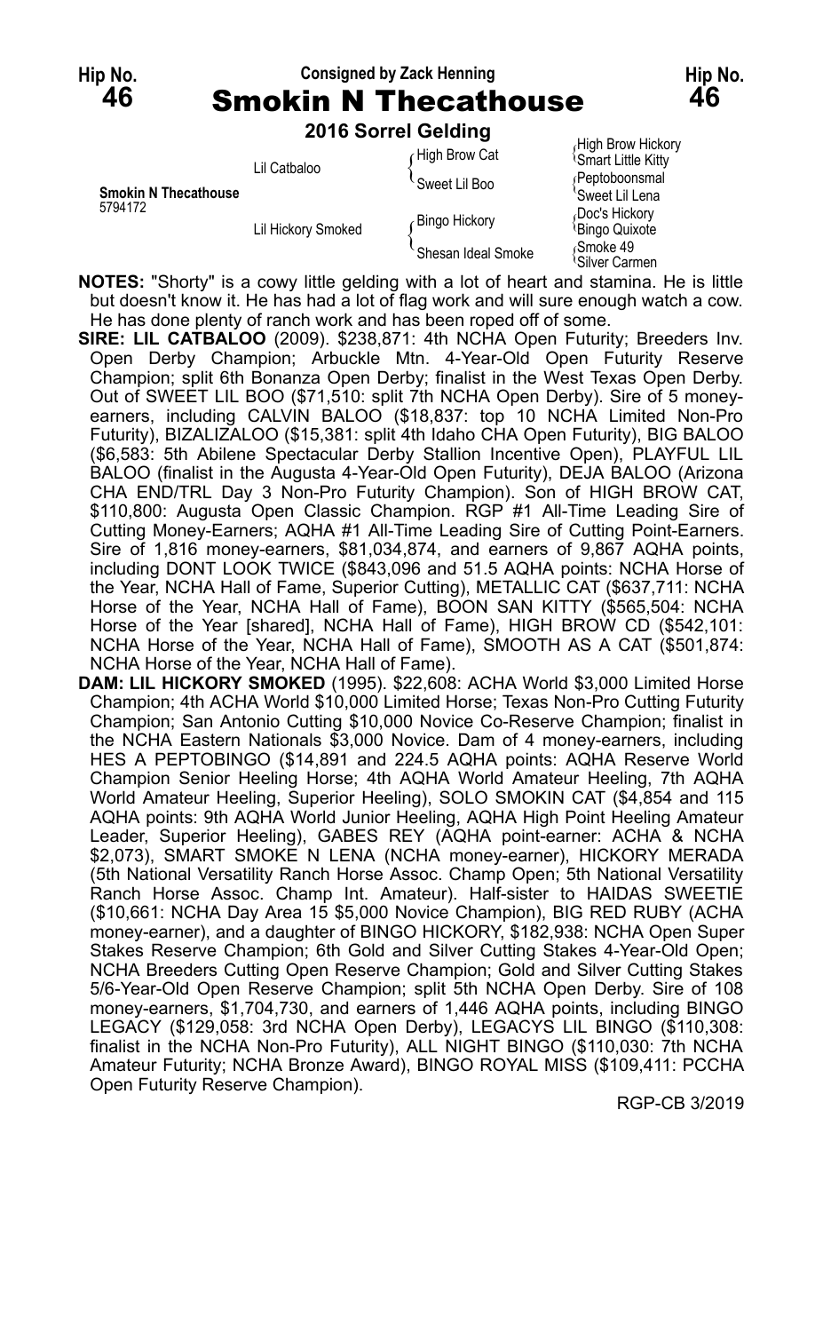Hip No. **46** — Consigned by Zack Henning — Hip No. **46**

# Smokin N Thecathouse

**2016 Sorrel Gelding**

| | | | |
|---|---|---|---|
| **Smokin N Thecathouse** 5794172 | Lil Catbaloo | High Brow Cat | High Brow Hickory |
| | | | Smart Little Kitty |
| | | Sweet Lil Boo | Peptoboonsmal |
| | | | Sweet Lil Lena |
| | Lil Hickory Smoked | Bingo Hickory | Doc's Hickory |
| | | | Bingo Quixote |
| | | Shesan Ideal Smoke | Smoke 49 |
| | | | Silver Carmen |

**NOTES:** "Shorty" is a cowy little gelding with a lot of heart and stamina. He is little but doesn't know it. He has had a lot of flag work and will sure enough watch a cow. He has done plenty of ranch work and has been roped off of some.

**SIRE: LIL CATBALOO** (2009). $238,871: 4th NCHA Open Futurity; Breeders Inv. Open Derby Champion; Arbuckle Mtn. 4-Year-Old Open Futurity Reserve Champion; split 6th Bonanza Open Derby; finalist in the West Texas Open Derby. Out of SWEET LIL BOO ($71,510: split 7th NCHA Open Derby). Sire of 5 money-earners, including CALVIN BALOO ($18,837: top 10 NCHA Limited Non-Pro Futurity), BIZALIZALOO ($15,381: split 4th Idaho CHA Open Futurity), BIG BALOO ($6,583: 5th Abilene Spectacular Derby Stallion Incentive Open), PLAYFUL LIL BALOO (finalist in the Augusta 4-Year-Old Open Futurity), DEJA BALOO (Arizona CHA END/TRL Day 3 Non-Pro Futurity Champion). Son of HIGH BROW CAT, $110,800: Augusta Open Classic Champion. RGP #1 All-Time Leading Sire of Cutting Money-Earners; AQHA #1 All-Time Leading Sire of Cutting Point-Earners. Sire of 1,816 money-earners, $81,034,874, and earners of 9,867 AQHA points, including DONT LOOK TWICE ($843,096 and 51.5 AQHA points: NCHA Horse of the Year, NCHA Hall of Fame, Superior Cutting), METALLIC CAT ($637,711: NCHA Horse of the Year, NCHA Hall of Fame), BOON SAN KITTY ($565,504: NCHA Horse of the Year [shared], NCHA Hall of Fame), HIGH BROW CD ($542,101: NCHA Horse of the Year, NCHA Hall of Fame), SMOOTH AS A CAT ($501,874: NCHA Horse of the Year, NCHA Hall of Fame).

**DAM: LIL HICKORY SMOKED** (1995). $22,608: ACHA World $3,000 Limited Horse Champion; 4th ACHA World $10,000 Limited Horse; Texas Non-Pro Cutting Futurity Champion; San Antonio Cutting $10,000 Novice Co-Reserve Champion; finalist in the NCHA Eastern Nationals $3,000 Novice. Dam of 4 money-earners, including HES A PEPTOBINGO ($14,891 and 224.5 AQHA points: AQHA Reserve World Champion Senior Heeling Horse; 4th AQHA World Amateur Heeling, 7th AQHA World Amateur Heeling, Superior Heeling), SOLO SMOKIN CAT ($4,854 and 115 AQHA points: 9th AQHA World Junior Heeling, AQHA High Point Heeling Amateur Leader, Superior Heeling), GABES REY (AQHA point-earner: ACHA & NCHA $2,073), SMART SMOKE N LENA (NCHA money-earner), HICKORY MERADA (5th National Versatility Ranch Horse Assoc. Champ Open; 5th National Versatility Ranch Horse Assoc. Champ Int. Amateur). Half-sister to HAIDAS SWEETIE ($10,661: NCHA Day Area 15 $5,000 Novice Champion), BIG RED RUBY (ACHA money-earner), and a daughter of BINGO HICKORY, $182,938: NCHA Open Super Stakes Reserve Champion; 6th Gold and Silver Cutting Stakes 4-Year-Old Open; NCHA Breeders Cutting Open Reserve Champion; Gold and Silver Cutting Stakes 5/6-Year-Old Open Reserve Champion; split 5th NCHA Open Derby. Sire of 108 money-earners, $1,704,730, and earners of 1,446 AQHA points, including BINGO LEGACY ($129,058: 3rd NCHA Open Derby), LEGACYS LIL BINGO ($110,308: finalist in the NCHA Non-Pro Futurity), ALL NIGHT BINGO ($110,030: 7th NCHA Amateur Futurity; NCHA Bronze Award), BINGO ROYAL MISS ($109,411: PCCHA Open Futurity Reserve Champion).

RGP-CB 3/2019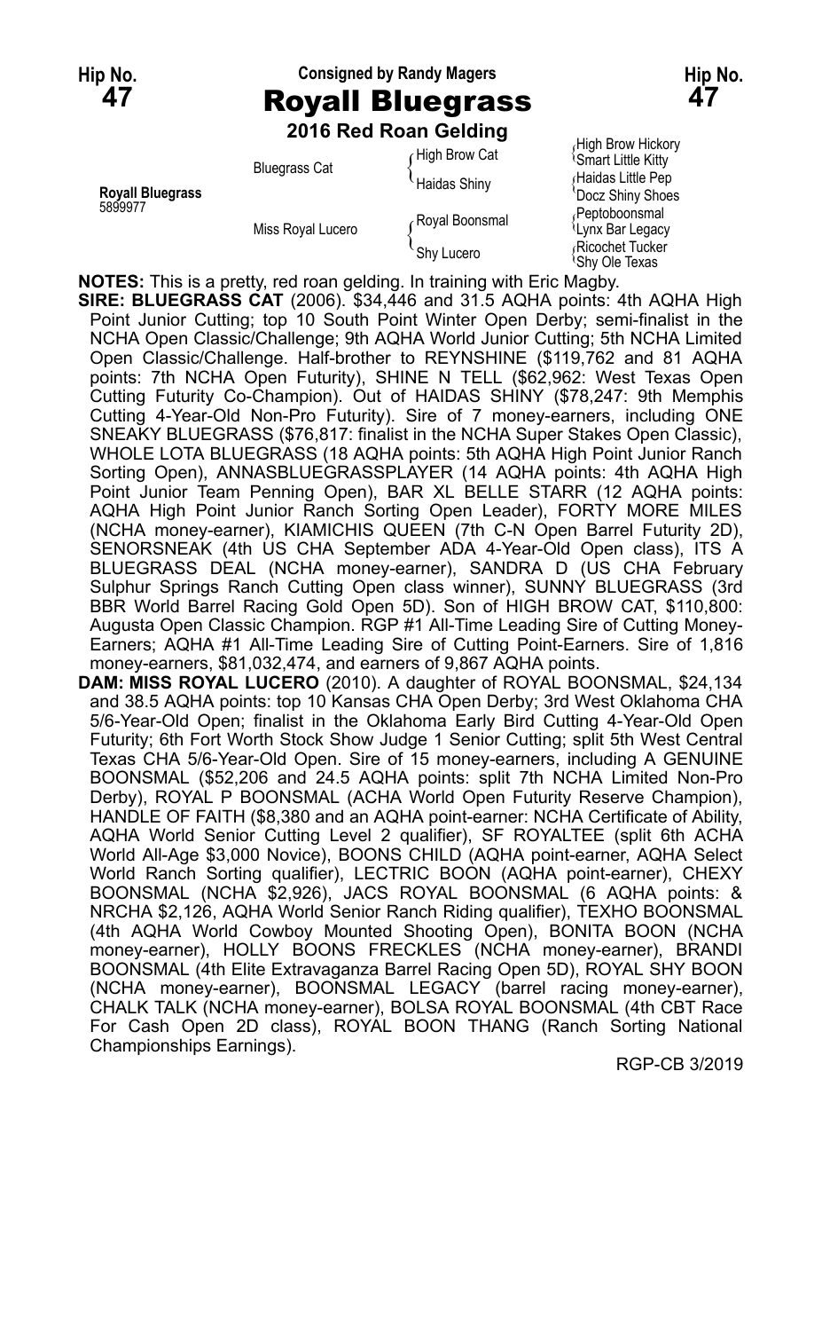**Hip No. 47** — Consigned by Randy Magers — **Hip No. 47**

# Royall Bluegrass

**2016 Red Roan Gelding**

| | | | |
|---|---|---|---|
| **Royall Bluegrass** 5899977 | Bluegrass Cat | High Brow Cat | High Brow Hickory |
| | | | Smart Little Kitty |
| | | Haidas Shiny | Haidas Little Pep |
| | | | Docz Shiny Shoes |
| | Miss Royal Lucero | Royal Boonsmal | Peptoboonsmal |
| | | | Lynx Bar Legacy |
| | | Shy Lucero | Ricochet Tucker |
| | | | Shy Ole Texas |

**NOTES:** This is a pretty, red roan gelding. In training with Eric Magby.

**SIRE: BLUEGRASS CAT** (2006). $34,446 and 31.5 AQHA points: 4th AQHA High Point Junior Cutting; top 10 South Point Winter Open Derby; semi-finalist in the NCHA Open Classic/Challenge; 9th AQHA World Junior Cutting; 5th NCHA Limited Open Classic/Challenge. Half-brother to REYNSHINE ($119,762 and 81 AQHA points: 7th NCHA Open Futurity), SHINE N TELL ($62,962: West Texas Open Cutting Futurity Co-Champion). Out of HAIDAS SHINY ($78,247: 9th Memphis Cutting 4-Year-Old Non-Pro Futurity). Sire of 7 money-earners, including ONE SNEAKY BLUEGRASS ($76,817: finalist in the NCHA Super Stakes Open Classic), WHOLE LOTA BLUEGRASS (18 AQHA points: 5th AQHA High Point Junior Ranch Sorting Open), ANNASBLUEGRASSPLAYER (14 AQHA points: 4th AQHA High Point Junior Team Penning Open), BAR XL BELLE STARR (12 AQHA points: AQHA High Point Junior Ranch Sorting Open Leader), FORTY MORE MILES (NCHA money-earner), KIAMICHIS QUEEN (7th C-N Open Barrel Futurity 2D), SENORSNEAK (4th US CHA September ADA 4-Year-Old Open class), ITS A BLUEGRASS DEAL (NCHA money-earner), SANDRA D (US CHA February Sulphur Springs Ranch Cutting Open class winner), SUNNY BLUEGRASS (3rd BBR World Barrel Racing Gold Open 5D). Son of HIGH BROW CAT, $110,800: Augusta Open Classic Champion. RGP #1 All-Time Leading Sire of Cutting Money-Earners; AQHA #1 All-Time Leading Sire of Cutting Point-Earners. Sire of 1,816 money-earners, $81,032,474, and earners of 9,867 AQHA points.

**DAM: MISS ROYAL LUCERO** (2010). A daughter of ROYAL BOONSMAL, $24,134 and 38.5 AQHA points: top 10 Kansas CHA Open Derby; 3rd West Oklahoma CHA 5/6-Year-Old Open; finalist in the Oklahoma Early Bird Cutting 4-Year-Old Open Futurity; 6th Fort Worth Stock Show Judge 1 Senior Cutting; split 5th West Central Texas CHA 5/6-Year-Old Open. Sire of 15 money-earners, including A GENUINE BOONSMAL ($52,206 and 24.5 AQHA points: split 7th NCHA Limited Non-Pro Derby), ROYAL P BOONSMAL (ACHA World Open Futurity Reserve Champion), HANDLE OF FAITH ($8,380 and an AQHA point-earner: NCHA Certificate of Ability, AQHA World Senior Cutting Level 2 qualifier), SF ROYALTEE (split 6th ACHA World All-Age $3,000 Novice), BOONS CHILD (AQHA point-earner, AQHA Select World Ranch Sorting qualifier), LECTRIC BOON (AQHA point-earner), CHEXY BOONSMAL (NCHA $2,926), JACS ROYAL BOONSMAL (6 AQHA points: & NRCHA $2,126, AQHA World Senior Ranch Riding qualifier), TEXHO BOONSMAL (4th AQHA World Cowboy Mounted Shooting Open), BONITA BOON (NCHA money-earner), HOLLY BOONS FRECKLES (NCHA money-earner), BRANDI BOONSMAL (4th Elite Extravaganza Barrel Racing Open 5D), ROYAL SHY BOON (NCHA money-earner), BOONSMAL LEGACY (barrel racing money-earner), CHALK TALK (NCHA money-earner), BOLSA ROYAL BOONSMAL (4th CBT Race For Cash Open 2D class), ROYAL BOON THANG (Ranch Sorting National Championships Earnings).

RGP-CB 3/2019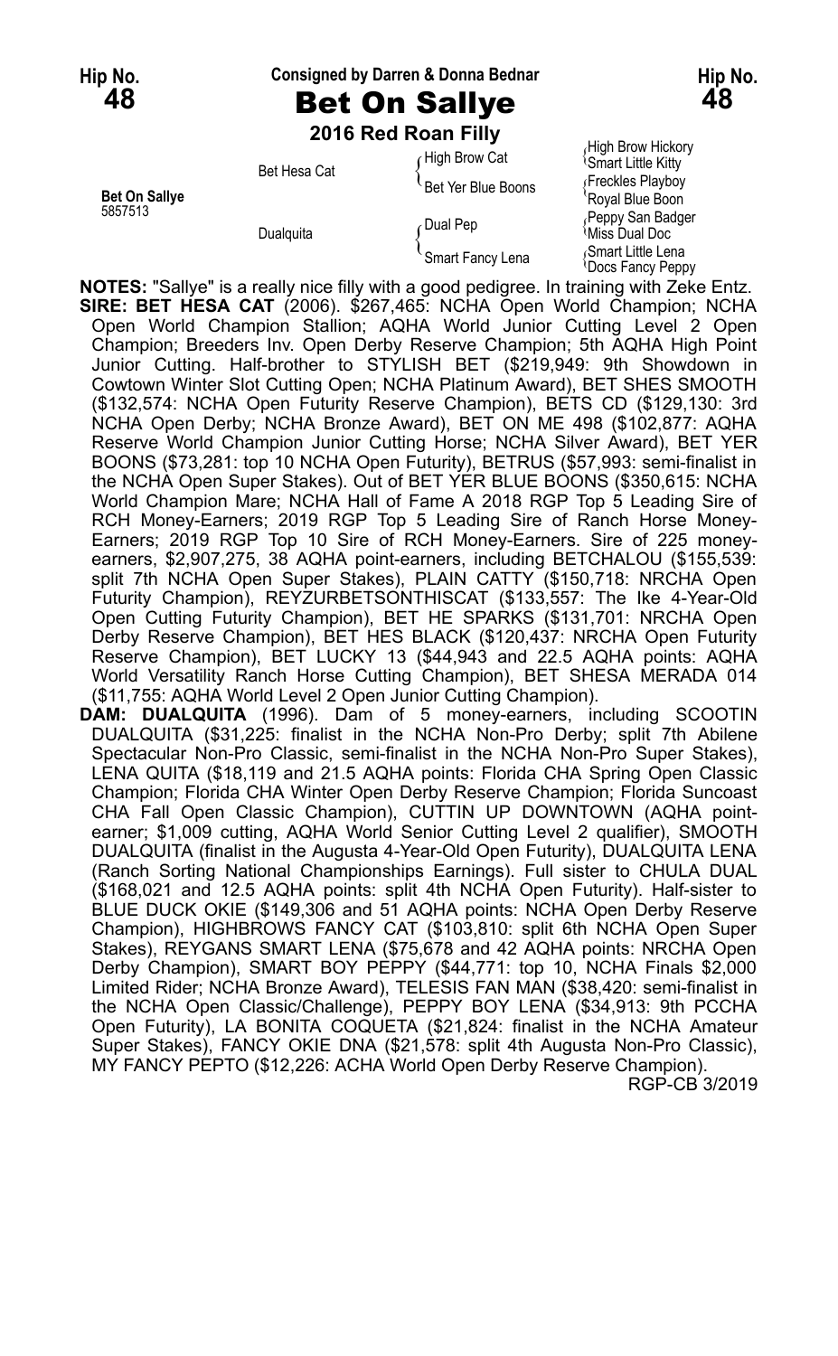**Hip No. 48** — Consigned by Darren & Donna Bednar — **Hip No. 48**

# Bet On Sallye

**2016 Red Roan Filly**

| | | | |
|---|---|---|---|
| **Bet On Sallye** 5857513 | Bet Hesa Cat | High Brow Cat | High Brow Hickory |
| | | | Smart Little Kitty |
| | | Bet Yer Blue Boons | Freckles Playboy |
| | | | Royal Blue Boon |
| | Dualquita | Dual Pep | Peppy San Badger |
| | | | Miss Dual Doc |
| | | Smart Fancy Lena | Smart Little Lena |
| | | | Docs Fancy Peppy |

**NOTES:** "Sallye" is a really nice filly with a good pedigree. In training with Zeke Entz.

**SIRE: BET HESA CAT** (2006). $267,465: NCHA Open World Champion; NCHA Open World Champion Stallion; AQHA World Junior Cutting Level 2 Open Champion; Breeders Inv. Open Derby Reserve Champion; 5th AQHA High Point Junior Cutting. Half-brother to STYLISH BET ($219,949: 9th Showdown in Cowtown Winter Slot Cutting Open; NCHA Platinum Award), BET SHES SMOOTH ($132,574: NCHA Open Futurity Reserve Champion), BETS CD ($129,130: 3rd NCHA Open Derby; NCHA Bronze Award), BET ON ME 498 ($102,877: AQHA Reserve World Champion Junior Cutting Horse; NCHA Silver Award), BET YER BOONS ($73,281: top 10 NCHA Open Futurity), BETRUS ($57,993: semi-finalist in the NCHA Open Super Stakes). Out of BET YER BLUE BOONS ($350,615: NCHA World Champion Mare; NCHA Hall of Fame A 2018 RGP Top 5 Leading Sire of RCH Money-Earners; 2019 RGP Top 5 Leading Sire of Ranch Horse Money-Earners; 2019 RGP Top 10 Sire of RCH Money-Earners. Sire of 225 money-earners, $2,907,275, 38 AQHA point-earners, including BETCHALOU ($155,539: split 7th NCHA Open Super Stakes), PLAIN CATTY ($150,718: NRCHA Open Futurity Champion), REYZURBETSONTHISCAT ($133,557: The Ike 4-Year-Old Open Cutting Futurity Champion), BET HE SPARKS ($131,701: NRCHA Open Derby Reserve Champion), BET HES BLACK ($120,437: NRCHA Open Futurity Reserve Champion), BET LUCKY 13 ($44,943 and 22.5 AQHA points: AQHA World Versatility Ranch Horse Cutting Champion), BET SHESA MERADA 014 ($11,755: AQHA World Level 2 Open Junior Cutting Champion).

**DAM: DUALQUITA** (1996). Dam of 5 money-earners, including SCOOTIN DUALQUITA ($31,225: finalist in the NCHA Non-Pro Derby; split 7th Abilene Spectacular Non-Pro Classic, semi-finalist in the NCHA Non-Pro Super Stakes), LENA QUITA ($18,119 and 21.5 AQHA points: Florida CHA Spring Open Classic Champion; Florida CHA Winter Open Derby Reserve Champion; Florida Suncoast CHA Fall Open Classic Champion), CUTTIN UP DOWNTOWN (AQHA point-earner; $1,009 cutting, AQHA World Senior Cutting Level 2 qualifier), SMOOTH DUALQUITA (finalist in the Augusta 4-Year-Old Open Futurity), DUALQUITA LENA (Ranch Sorting National Championships Earnings). Full sister to CHULA DUAL ($168,021 and 12.5 AQHA points: split 4th NCHA Open Futurity). Half-sister to BLUE DUCK OKIE ($149,306 and 51 AQHA points: NCHA Open Derby Reserve Champion), HIGHBROWS FANCY CAT ($103,810: split 6th NCHA Open Super Stakes), REYGANS SMART LENA ($75,678 and 42 AQHA points: NRCHA Open Derby Champion), SMART BOY PEPPY ($44,771: top 10, NCHA Finals $2,000 Limited Rider; NCHA Bronze Award), TELESIS FAN MAN ($38,420: semi-finalist in the NCHA Open Classic/Challenge), PEPPY BOY LENA ($34,913: 9th PCCHA Open Futurity), LA BONITA COQUETA ($21,824: finalist in the NCHA Amateur Super Stakes), FANCY OKIE DNA ($21,578: split 4th Augusta Non-Pro Classic), MY FANCY PEPTO ($12,226: ACHA World Open Derby Reserve Champion).

RGP-CB 3/2019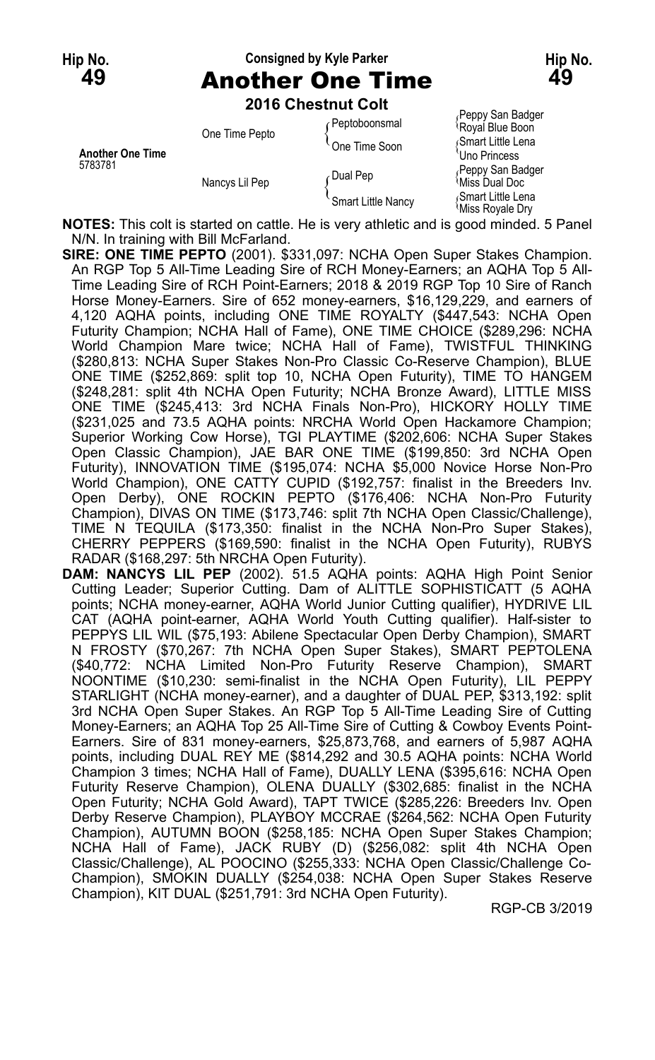Hip No. **49**

Consigned by Kyle Parker

# Another One Time

Hip No. **49**

**2016 Chestnut Colt**

| | | | |
|---|---|---|---|
| **Another One Time** 5783781 | One Time Pepto | Peptoboonsmal | Peppy San Badger / Royal Blue Boon |
| | | One Time Soon | Smart Little Lena / Uno Princess |
| | Nancys Lil Pep | Dual Pep | Peppy San Badger / Miss Dual Doc |
| | | Smart Little Nancy | Smart Little Lena / Miss Royale Dry |

**NOTES:** This colt is started on cattle. He is very athletic and is good minded. 5 Panel N/N. In training with Bill McFarland.

**SIRE: ONE TIME PEPTO** (2001). $331,097: NCHA Open Super Stakes Champion. An RGP Top 5 All-Time Leading Sire of RCH Money-Earners; an AQHA Top 5 All-Time Leading Sire of RCH Point-Earners; 2018 & 2019 RGP Top 10 Sire of Ranch Horse Money-Earners. Sire of 652 money-earners, $16,129,229, and earners of 4,120 AQHA points, including ONE TIME ROYALTY ($447,543: NCHA Open Futurity Champion; NCHA Hall of Fame), ONE TIME CHOICE ($289,296: NCHA World Champion Mare twice; NCHA Hall of Fame), TWISTFUL THINKING ($280,813: NCHA Super Stakes Non-Pro Classic Co-Reserve Champion), BLUE ONE TIME ($252,869: split top 10, NCHA Open Futurity), TIME TO HANGEM ($248,281: split 4th NCHA Open Futurity; NCHA Bronze Award), LITTLE MISS ONE TIME ($245,413: 3rd NCHA Finals Non-Pro), HICKORY HOLLY TIME ($231,025 and 73.5 AQHA points: NRCHA World Open Hackamore Champion; Superior Working Cow Horse), TGI PLAYTIME ($202,606: NCHA Super Stakes Open Classic Champion), JAE BAR ONE TIME ($199,850: 3rd NCHA Open Futurity), INNOVATION TIME ($195,074: NCHA $5,000 Novice Horse Non-Pro World Champion), ONE CATTY CUPID ($192,757: finalist in the Breeders Inv. Open Derby), ONE ROCKIN PEPTO ($176,406: NCHA Non-Pro Futurity Champion), DIVAS ON TIME ($173,746: split 7th NCHA Open Classic/Challenge), TIME N TEQUILA ($173,350: finalist in the NCHA Non-Pro Super Stakes), CHERRY PEPPERS ($169,590: finalist in the NCHA Open Futurity), RUBYS RADAR ($168,297: 5th NRCHA Open Futurity).

**DAM: NANCYS LIL PEP** (2002). 51.5 AQHA points: AQHA High Point Senior Cutting Leader; Superior Cutting. Dam of ALITTLE SOPHISTICATT (5 AQHA points; NCHA money-earner, AQHA World Junior Cutting qualifier), HYDRIVE LIL CAT (AQHA point-earner, AQHA World Youth Cutting qualifier). Half-sister to PEPPYS LIL WIL ($75,193: Abilene Spectacular Open Derby Champion), SMART N FROSTY ($70,267: 7th NCHA Open Super Stakes), SMART PEPTOLENA ($40,772: NCHA Limited Non-Pro Futurity Reserve Champion), SMART NOONTIME ($10,230: semi-finalist in the NCHA Open Futurity), LIL PEPPY STARLIGHT (NCHA money-earner), and a daughter of DUAL PEP, $313,192: split 3rd NCHA Open Super Stakes. An RGP Top 5 All-Time Leading Sire of Cutting Money-Earners; an AQHA Top 25 All-Time Sire of Cutting & Cowboy Events Point-Earners. Sire of 831 money-earners, $25,873,768, and earners of 5,987 AQHA points, including DUAL REY ME ($814,292 and 30.5 AQHA points: NCHA World Champion 3 times; NCHA Hall of Fame), DUALLY LENA ($395,616: NCHA Open Futurity Reserve Champion), OLENA DUALLY ($302,685: finalist in the NCHA Open Futurity; NCHA Gold Award), TAPT TWICE ($285,226: Breeders Inv. Open Derby Reserve Champion), PLAYBOY MCCRAE ($264,562: NCHA Open Futurity Champion), AUTUMN BOON ($258,185: NCHA Open Super Stakes Champion; NCHA Hall of Fame), JACK RUBY (D) ($256,082: split 4th NCHA Open Classic/Challenge), AL POOCINO ($255,333: NCHA Open Classic/Challenge Co-Champion), SMOKIN DUALLY ($254,038: NCHA Open Super Stakes Reserve Champion), KIT DUAL ($251,791: 3rd NCHA Open Futurity).

RGP-CB 3/2019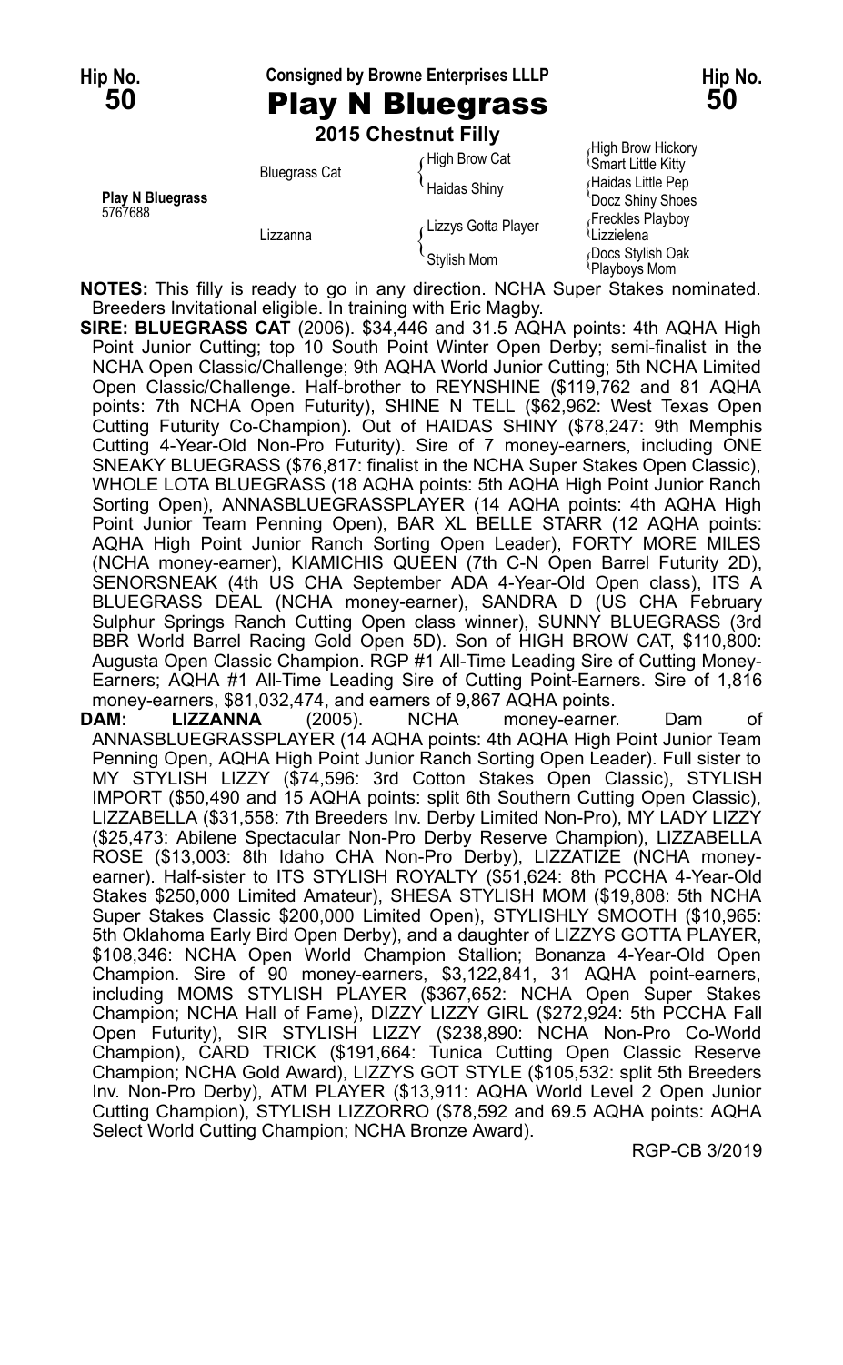**Hip No. 50** | **Consigned by Browne Enterprises LLLP** | **Hip No. 50**

# Play N Bluegrass

**2015 Chestnut Filly**

| | | | |
|---|---|---|---|
| **Play N Bluegrass** 5767688 | Bluegrass Cat | High Brow Cat | High Brow Hickory |
| | | | Smart Little Kitty |
| | | Haidas Shiny | Haidas Little Pep |
| | | | Docz Shiny Shoes |
| | Lizzanna | Lizzys Gotta Player | Freckles Playboy |
| | | | Lizzielena |
| | | Stylish Mom | Docs Stylish Oak |
| | | | Playboys Mom |

**NOTES:** This filly is ready to go in any direction. NCHA Super Stakes nominated. Breeders Invitational eligible. In training with Eric Magby.

**SIRE: BLUEGRASS CAT** (2006). $34,446 and 31.5 AQHA points: 4th AQHA High Point Junior Cutting; top 10 South Point Winter Open Derby; semi-finalist in the NCHA Open Classic/Challenge; 9th AQHA World Junior Cutting; 5th NCHA Limited Open Classic/Challenge. Half-brother to REYNSHINE ($119,762 and 81 AQHA points: 7th NCHA Open Futurity), SHINE N TELL ($62,962: West Texas Open Cutting Futurity Co-Champion). Out of HAIDAS SHINY ($78,247: 9th Memphis Cutting 4-Year-Old Non-Pro Futurity). Sire of 7 money-earners, including ONE SNEAKY BLUEGRASS ($76,817: finalist in the NCHA Super Stakes Open Classic), WHOLE LOTA BLUEGRASS (18 AQHA points: 5th AQHA High Point Junior Ranch Sorting Open), ANNASBLUEGRASSPLAYER (14 AQHA points: 4th AQHA High Point Junior Team Penning Open), BAR XL BELLE STARR (12 AQHA points: AQHA High Point Junior Ranch Sorting Open Leader), FORTY MORE MILES (NCHA money-earner), KIAMICHIS QUEEN (7th C-N Open Barrel Futurity 2D), SENORSNEAK (4th US CHA September ADA 4-Year-Old Open class), ITS A BLUEGRASS DEAL (NCHA money-earner), SANDRA D (US CHA February Sulphur Springs Ranch Cutting Open class winner), SUNNY BLUEGRASS (3rd BBR World Barrel Racing Gold Open 5D). Son of HIGH BROW CAT, $110,800: Augusta Open Classic Champion. RGP #1 All-Time Leading Sire of Cutting Money-Earners; AQHA #1 All-Time Leading Sire of Cutting Point-Earners. Sire of 1,816 money-earners, $81,032,474, and earners of 9,867 AQHA points.

**DAM: LIZZANNA** (2005). NCHA money-earner. Dam of ANNASBLUEGRASSPLAYER (14 AQHA points: 4th AQHA High Point Junior Team Penning Open, AQHA High Point Junior Ranch Sorting Open Leader). Full sister to MY STYLISH LIZZY ($74,596: 3rd Cotton Stakes Open Classic), STYLISH IMPORT ($50,490 and 15 AQHA points: split 6th Southern Cutting Open Classic), LIZZABELLA ($31,558: 7th Breeders Inv. Derby Limited Non-Pro), MY LADY LIZZY ($25,473: Abilene Spectacular Non-Pro Derby Reserve Champion), LIZZABELLA ROSE ($13,003: 8th Idaho CHA Non-Pro Derby), LIZZATIZE (NCHA money-earner). Half-sister to ITS STYLISH ROYALTY ($51,624: 8th PCCHA 4-Year-Old Stakes $250,000 Limited Amateur), SHESA STYLISH MOM ($19,808: 5th NCHA Super Stakes Classic $200,000 Limited Open), STYLISHLY SMOOTH ($10,965: 5th Oklahoma Early Bird Open Derby), and a daughter of LIZZYS GOTTA PLAYER, $108,346: NCHA Open World Champion Stallion; Bonanza 4-Year-Old Open Champion. Sire of 90 money-earners, $3,122,841, 31 AQHA point-earners, including MOMS STYLISH PLAYER ($367,652: NCHA Open Super Stakes Champion; NCHA Hall of Fame), DIZZY LIZZY GIRL ($272,924: 5th PCCHA Fall Open Futurity), SIR STYLISH LIZZY ($238,890: NCHA Non-Pro Co-World Champion), CARD TRICK ($191,664: Tunica Cutting Open Classic Reserve Champion; NCHA Gold Award), LIZZYS GOT STYLE ($105,532: split 5th Breeders Inv. Non-Pro Derby), ATM PLAYER ($13,911: AQHA World Level 2 Open Junior Cutting Champion), STYLISH LIZZORRO ($78,592 and 69.5 AQHA points: AQHA Select World Cutting Champion; NCHA Bronze Award).

RGP-CB 3/2019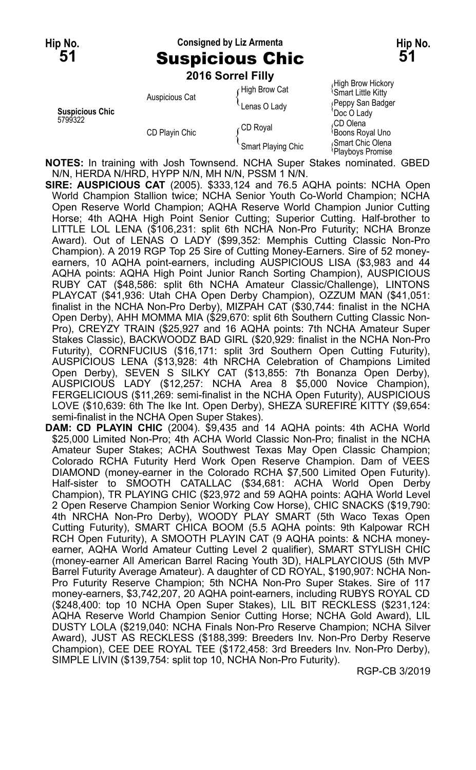**Hip No. 51** — Consigned by Liz Armenta — **Hip No. 51**

# Suspicious Chic

**2016 Sorrel Filly**

| | | | |
|---|---|---|---|
| **Suspicious Chic** 5799322 | Auspicious Cat | High Brow Cat | High Brow Hickory |
| | | | Smart Little Kitty |
| | | Lenas O Lady | Peppy San Badger |
| | | | Doc O Lady |
| | CD Playin Chic | CD Royal | CD Olena |
| | | | Boons Royal Uno |
| | | Smart Playing Chic | Smart Chic Olena |
| | | | Playboys Promise |

**NOTES:** In training with Josh Townsend. NCHA Super Stakes nominated. GBED N/N, HERDA N/HRD, HYPP N/N, MH N/N, PSSM 1 N/N.

**SIRE: AUSPICIOUS CAT** (2005). $333,124 and 76.5 AQHA points: NCHA Open World Champion Stallion twice; NCHA Senior Youth Co-World Champion; NCHA Open Reserve World Champion; AQHA Reserve World Champion Junior Cutting Horse; 4th AQHA High Point Senior Cutting; Superior Cutting. Half-brother to LITTLE LOL LENA ($106,231: split 6th NCHA Non-Pro Futurity; NCHA Bronze Award). Out of LENAS O LADY ($99,352: Memphis Cutting Classic Non-Pro Champion). A 2019 RGP Top 25 Sire of Cutting Money-Earners. Sire of 52 money-earners, 10 AQHA point-earners, including AUSPICIOUS LISA ($3,983 and 44 AQHA points: AQHA High Point Junior Ranch Sorting Champion), AUSPICIOUS RUBY CAT ($48,586: split 6th NCHA Amateur Classic/Challenge), LINTONS PLAYCAT ($41,936: Utah CHA Open Derby Champion), OZZUM MAN ($41,051: finalist in the NCHA Non-Pro Derby), MIZPAH CAT ($30,744: finalist in the NCHA Open Derby), AHH MOMMA MIA ($29,670: split 6th Southern Cutting Classic Non-Pro), CREYZY TRAIN ($25,927 and 16 AQHA points: 7th NCHA Amateur Super Stakes Classic), BACKWOODZ BAD GIRL ($20,929: finalist in the NCHA Non-Pro Futurity), CORNFUCIUS ($16,171: split 3rd Southern Open Cutting Futurity), AUSPICIOUS LENA ($13,928: 4th NRCHA Celebration of Champions Limited Open Derby), SEVEN S SILKY CAT ($13,855: 7th Bonanza Open Derby), AUSPICIOUS LADY ($12,257: NCHA Area 8 $5,000 Novice Champion), FERGELICIOUS ($11,269: semi-finalist in the NCHA Open Futurity), AUSPICIOUS LOVE ($10,639: 6th The Ike Int. Open Derby), SHEZA SUREFIRE KITTY ($9,654: semi-finalist in the NCHA Open Super Stakes).

**DAM: CD PLAYIN CHIC** (2004). $9,435 and 14 AQHA points: 4th ACHA World $25,000 Limited Non-Pro; 4th ACHA World Classic Non-Pro; finalist in the NCHA Amateur Super Stakes; ACHA Southwest Texas May Open Classic Champion; Colorado RCHA Futurity Herd Work Open Reserve Champion. Dam of VEES DIAMOND (money-earner in the Colorado RCHA $7,500 Limited Open Futurity). Half-sister to SMOOTH CATALLAC ($34,681: ACHA World Open Derby Champion), TR PLAYING CHIC ($23,972 and 59 AQHA points: AQHA World Level 2 Open Reserve Champion Senior Working Cow Horse), CHIC SNACKS ($19,790: 4th NRCHA Non-Pro Derby), WOODY PLAY SMART (5th Waco Texas Open Cutting Futurity), SMART CHICA BOOM (5.5 AQHA points: 9th Kalpowar RCH RCH Open Futurity), A SMOOTH PLAYIN CAT (9 AQHA points: & NCHA money-earner, AQHA World Amateur Cutting Level 2 qualifier), SMART STYLISH CHIC (money-earner All American Barrel Racing Youth 3D), HALPLAYCIOUS (5th MVP Barrel Futurity Average Amateur). A daughter of CD ROYAL, $190,907: NCHA Non-Pro Futurity Reserve Champion; 5th NCHA Non-Pro Super Stakes. Sire of 117 money-earners, $3,742,207, 20 AQHA point-earners, including RUBYS ROYAL CD ($248,400: top 10 NCHA Open Super Stakes), LIL BIT RECKLESS ($231,124: AQHA Reserve World Champion Senior Cutting Horse; NCHA Gold Award), LIL DUSTY LOLA ($219,040: NCHA Finals Non-Pro Reserve Champion; NCHA Silver Award), JUST AS RECKLESS ($188,399: Breeders Inv. Non-Pro Derby Reserve Champion), CEE DEE ROYAL TEE ($172,458: 3rd Breeders Inv. Non-Pro Derby), SIMPLE LIVIN ($139,754: split top 10, NCHA Non-Pro Futurity).

RGP-CB 3/2019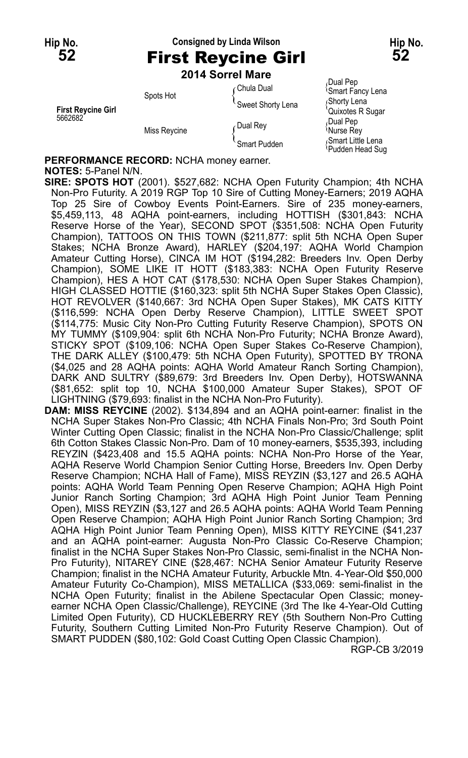**Hip No. 52**

Consigned by Linda Wilson

# First Reycine Girl

**2014 Sorrel Mare**

| | | | |
|---|---|---|---|
| **First Reycine Girl** 5662682 | Spots Hot | Chula Dual | Dual Pep |
| | | | Smart Fancy Lena |
| | | Sweet Shorty Lena | Shorty Lena |
| | | | Quixotes R Sugar |
| | Miss Reycine | Dual Rey | Dual Pep |
| | | | Nurse Rey |
| | | Smart Pudden | Smart Little Lena |
| | | | Pudden Head Sug |

**PERFORMANCE RECORD:** NCHA money earner.

**NOTES:** 5-Panel N/N.

**SIRE: SPOTS HOT** (2001). $527,682: NCHA Open Futurity Champion; 4th NCHA Non-Pro Futurity. A 2019 RGP Top 10 Sire of Cutting Money-Earners; 2019 AQHA Top 25 Sire of Cowboy Events Point-Earners. Sire of 235 money-earners, $5,459,113, 48 AQHA point-earners, including HOTTISH ($301,843: NCHA Reserve Horse of the Year), SECOND SPOT ($351,508: NCHA Open Futurity Champion), TATTOOS ON THIS TOWN ($211,877: split 5th NCHA Open Super Stakes; NCHA Bronze Award), HARLEY ($204,197: AQHA World Champion Amateur Cutting Horse), CINCA IM HOT ($194,282: Breeders Inv. Open Derby Champion), SOME LIKE IT HOTT ($183,383: NCHA Open Futurity Reserve Champion), HES A HOT CAT ($178,530: NCHA Open Super Stakes Champion), HIGH CLASSED HOTTIE ($160,323: split 5th NCHA Super Stakes Open Classic), HOT REVOLVER ($140,667: 3rd NCHA Open Super Stakes), MK CATS KITTY ($116,599: NCHA Open Derby Reserve Champion), LITTLE SWEET SPOT ($114,775: Music City Non-Pro Cutting Futurity Reserve Champion), SPOTS ON MY TUMMY ($109,904: split 6th NCHA Non-Pro Futurity; NCHA Bronze Award), STICKY SPOT ($109,106: NCHA Open Super Stakes Co-Reserve Champion), THE DARK ALLEY ($100,479: 5th NCHA Open Futurity), SPOTTED BY TRONA ($4,025 and 28 AQHA points: AQHA World Amateur Ranch Sorting Champion), DARK AND SULTRY ($89,679: 3rd Breeders Inv. Open Derby), HOTSWANNA ($81,652: split top 10, NCHA $100,000 Amateur Super Stakes), SPOT OF LIGHTNING ($79,693: finalist in the NCHA Non-Pro Futurity).

**DAM: MISS REYCINE** (2002). $134,894 and an AQHA point-earner: finalist in the NCHA Super Stakes Non-Pro Classic; 4th NCHA Finals Non-Pro; 3rd South Point Winter Cutting Open Classic; finalist in the NCHA Non-Pro Classic/Challenge; split 6th Cotton Stakes Classic Non-Pro. Dam of 10 money-earners, $535,393, including REYZIN ($423,408 and 15.5 AQHA points: NCHA Non-Pro Horse of the Year, AQHA Reserve World Champion Senior Cutting Horse, Breeders Inv. Open Derby Reserve Champion; NCHA Hall of Fame), MISS REYZIN ($3,127 and 26.5 AQHA points: AQHA World Team Penning Open Reserve Champion; AQHA High Point Junior Ranch Sorting Champion; 3rd AQHA High Point Junior Team Penning Open), MISS REYZIN ($3,127 and 26.5 AQHA points: AQHA World Team Penning Open Reserve Champion; AQHA High Point Junior Ranch Sorting Champion; 3rd AQHA High Point Junior Team Penning Open), MISS KITTY REYCINE ($41,237 and an AQHA point-earner: Augusta Non-Pro Classic Co-Reserve Champion; finalist in the NCHA Super Stakes Non-Pro Classic, semi-finalist in the NCHA Non-Pro Futurity), NITAREY CINE ($28,467: NCHA Senior Amateur Futurity Reserve Champion; finalist in the NCHA Amateur Futurity, Arbuckle Mtn. 4-Year-Old $50,000 Amateur Futurity Co-Champion), MISS METALLICA ($33,069: semi-finalist in the NCHA Open Futurity; finalist in the Abilene Spectacular Open Classic; money-earner NCHA Open Classic/Challenge), REYCINE (3rd The Ike 4-Year-Old Cutting Limited Open Futurity), CD HUCKLEBERRY REY (5th Southern Non-Pro Cutting Futurity, Southern Cutting Limited Non-Pro Futurity Reserve Champion). Out of SMART PUDDEN ($80,102: Gold Coast Cutting Open Classic Champion).

RGP-CB 3/2019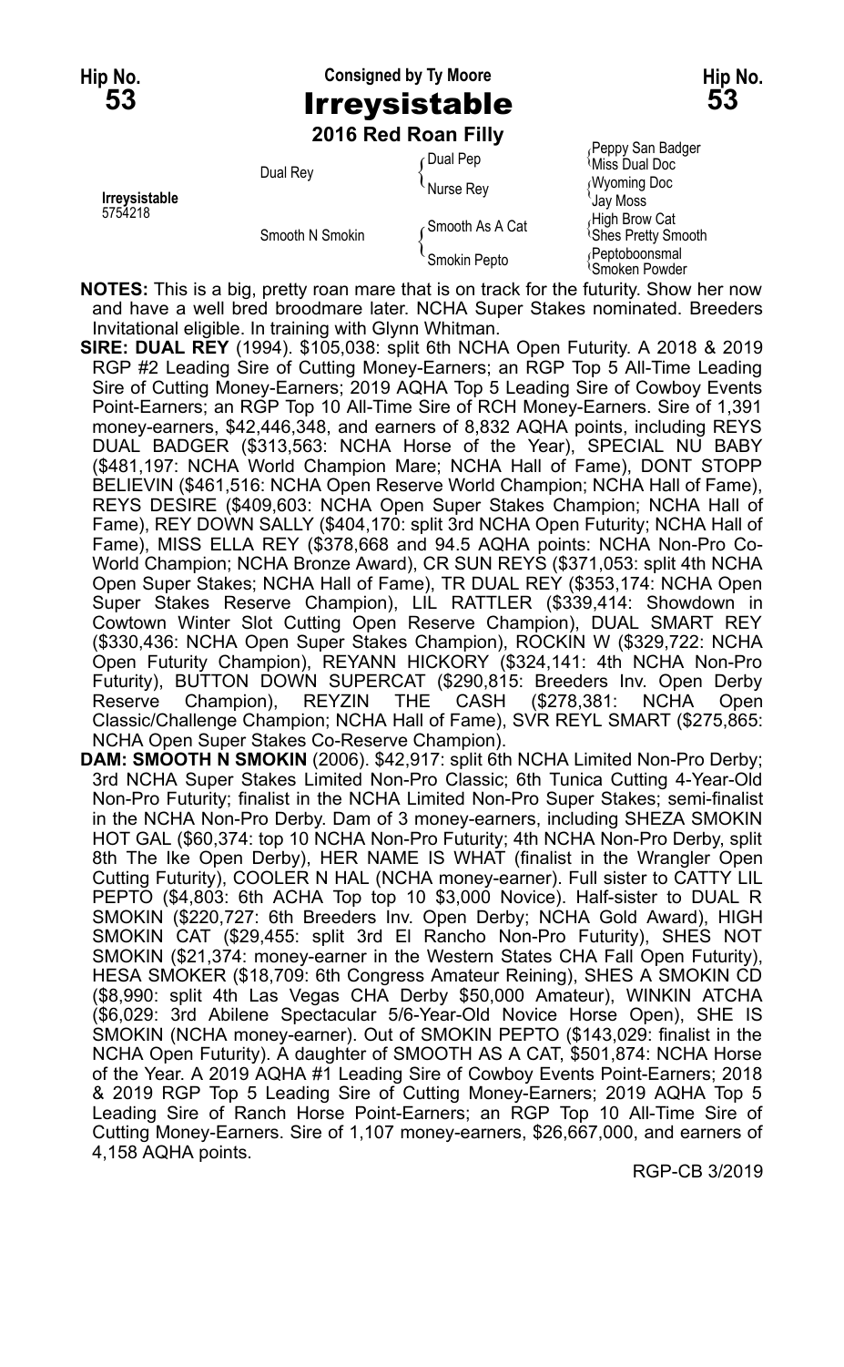**Hip No. 53** | Consigned by Ty Moore | **Hip No. 53**

# Irreysistable

**2016 Red Roan Filly**

| | | | |
|---|---|---|---|
| Irreysistable 5754218 | Dual Rey | Dual Pep | Peppy San Badger |
| | | | Miss Dual Doc |
| | | Nurse Rey | Wyoming Doc |
| | | | Jay Moss |
| | Smooth N Smokin | Smooth As A Cat | High Brow Cat |
| | | | Shes Pretty Smooth |
| | | Smokin Pepto | Peptoboonsmal |
| | | | Smoken Powder |

**NOTES:** This is a big, pretty roan mare that is on track for the futurity. Show her now and have a well bred broodmare later. NCHA Super Stakes nominated. Breeders Invitational eligible. In training with Glynn Whitman.

**SIRE: DUAL REY** (1994). $105,038: split 6th NCHA Open Futurity. A 2018 & 2019 RGP #2 Leading Sire of Cutting Money-Earners; an RGP Top 5 All-Time Leading Sire of Cutting Money-Earners; 2019 AQHA Top 5 Leading Sire of Cowboy Events Point-Earners; an RGP Top 10 All-Time Sire of RCH Money-Earners. Sire of 1,391 money-earners, $42,446,348, and earners of 8,832 AQHA points, including REYS DUAL BADGER ($313,563: NCHA Horse of the Year), SPECIAL NU BABY ($481,197: NCHA World Champion Mare; NCHA Hall of Fame), DONT STOPP BELIEVIN ($461,516: NCHA Open Reserve World Champion; NCHA Hall of Fame), REYS DESIRE ($409,603: NCHA Open Super Stakes Champion; NCHA Hall of Fame), REY DOWN SALLY ($404,170: split 3rd NCHA Open Futurity; NCHA Hall of Fame), MISS ELLA REY ($378,668 and 94.5 AQHA points: NCHA Non-Pro Co-World Champion; NCHA Bronze Award), CR SUN REYS ($371,053: split 4th NCHA Open Super Stakes; NCHA Hall of Fame), TR DUAL REY ($353,174: NCHA Open Super Stakes Reserve Champion), LIL RATTLER ($339,414: Showdown in Cowtown Winter Slot Cutting Open Reserve Champion), DUAL SMART REY ($330,436: NCHA Open Super Stakes Champion), ROCKIN W ($329,722: NCHA Open Futurity Champion), REYANN HICKORY ($324,141: 4th NCHA Non-Pro Futurity), BUTTON DOWN SUPERCAT ($290,815: Breeders Inv. Open Derby Reserve Champion), REYZIN THE CASH ($278,381: NCHA Open Classic/Challenge Champion; NCHA Hall of Fame), SVR REYL SMART ($275,865: NCHA Open Super Stakes Co-Reserve Champion).

**DAM: SMOOTH N SMOKIN** (2006). $42,917: split 6th NCHA Limited Non-Pro Derby; 3rd NCHA Super Stakes Limited Non-Pro Classic; 6th Tunica Cutting 4-Year-Old Non-Pro Futurity; finalist in the NCHA Limited Non-Pro Super Stakes; semi-finalist in the NCHA Non-Pro Derby. Dam of 3 money-earners, including SHEZA SMOKIN HOT GAL ($60,374: top 10 NCHA Non-Pro Futurity; 4th NCHA Non-Pro Derby, split 8th The Ike Open Derby), HER NAME IS WHAT (finalist in the Wrangler Open Cutting Futurity), COOLER N HAL (NCHA money-earner). Full sister to CATTY LIL PEPTO ($4,803: 6th ACHA Top top 10 $3,000 Novice). Half-sister to DUAL R SMOKIN ($220,727: 6th Breeders Inv. Open Derby; NCHA Gold Award), HIGH SMOKIN CAT ($29,455: split 3rd El Rancho Non-Pro Futurity), SHES NOT SMOKIN ($21,374: money-earner in the Western States CHA Fall Open Futurity), HESA SMOKER ($18,709: 6th Congress Amateur Reining), SHES A SMOKIN CD ($8,990: split 4th Las Vegas CHA Derby $50,000 Amateur), WINKIN ATCHA ($6,029: 3rd Abilene Spectacular 5/6-Year-Old Novice Horse Open), SHE IS SMOKIN (NCHA money-earner). Out of SMOKIN PEPTO ($143,029: finalist in the NCHA Open Futurity). A daughter of SMOOTH AS A CAT, $501,874: NCHA Horse of the Year. A 2019 AQHA #1 Leading Sire of Cowboy Events Point-Earners; 2018 & 2019 RGP Top 5 Leading Sire of Cutting Money-Earners; 2019 AQHA Top 5 Leading Sire of Ranch Horse Point-Earners; an RGP Top 10 All-Time Sire of Cutting Money-Earners. Sire of 1,107 money-earners, $26,667,000, and earners of 4,158 AQHA points.

RGP-CB 3/2019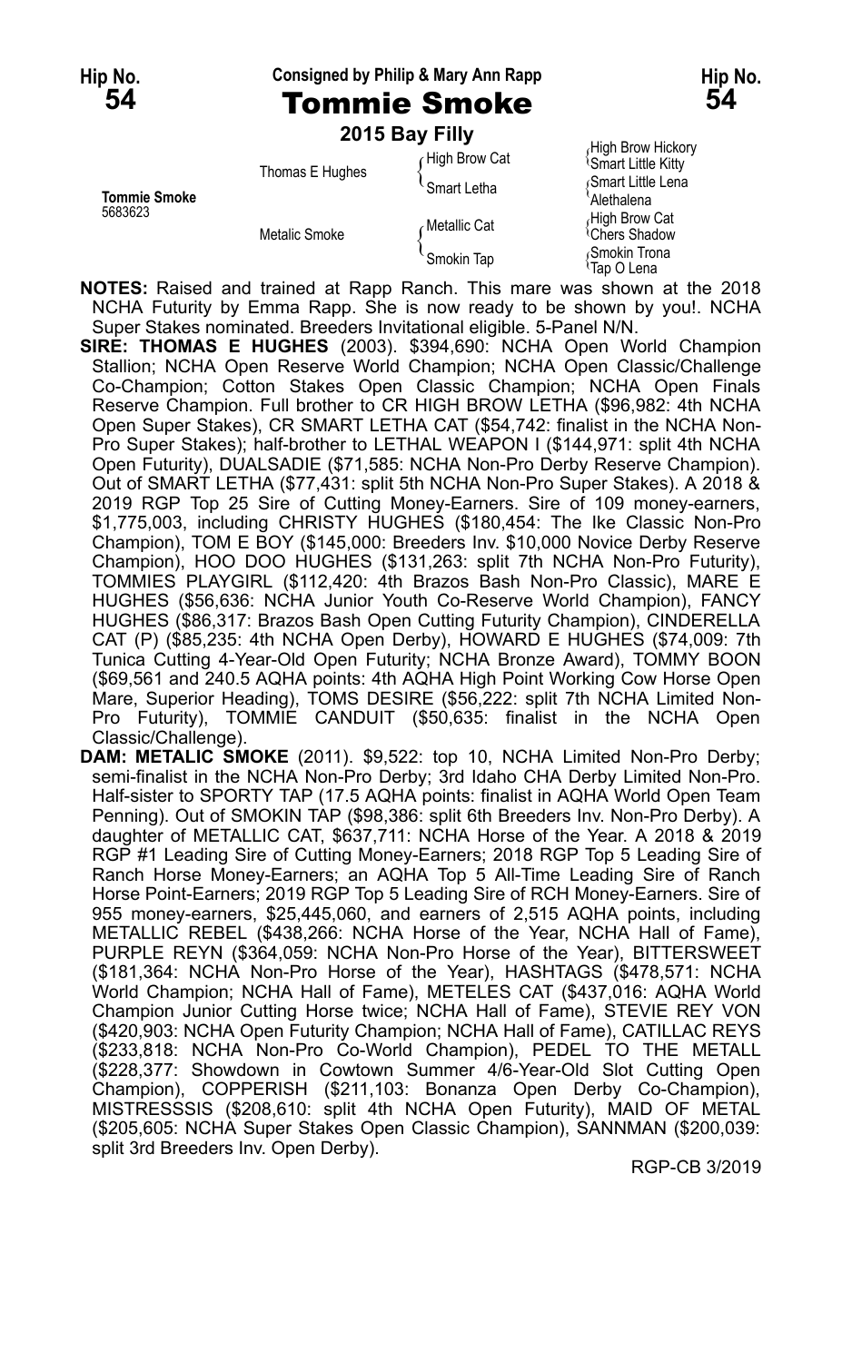**Hip No. 54** — Consigned by Philip & Mary Ann Rapp — **Hip No. 54**

# Tommie Smoke

**2015 Bay Filly**

| | | | |
|---|---|---|---|
| **Tommie Smoke** 5683623 | Thomas E Hughes | High Brow Cat | High Brow Hickory |
| | | | Smart Little Kitty |
| | | Smart Letha | Smart Little Lena |
| | | | Alethalena |
| | Metalic Smoke | Metallic Cat | High Brow Cat |
| | | | Chers Shadow |
| | | Smokin Tap | Smokin Trona |
| | | | Tap O Lena |

**NOTES:** Raised and trained at Rapp Ranch. This mare was shown at the 2018 NCHA Futurity by Emma Rapp. She is now ready to be shown by you!. NCHA Super Stakes nominated. Breeders Invitational eligible. 5-Panel N/N.

**SIRE: THOMAS E HUGHES** (2003). $394,690: NCHA Open World Champion Stallion; NCHA Open Reserve World Champion; NCHA Open Classic/Challenge Co-Champion; Cotton Stakes Open Classic Champion; NCHA Open Finals Reserve Champion. Full brother to CR HIGH BROW LETHA ($96,982: 4th NCHA Open Super Stakes), CR SMART LETHA CAT ($54,742: finalist in the NCHA Non-Pro Super Stakes); half-brother to LETHAL WEAPON I ($144,971: split 4th NCHA Open Futurity), DUALSADIE ($71,585: NCHA Non-Pro Derby Reserve Champion). Out of SMART LETHA ($77,431: split 5th NCHA Non-Pro Super Stakes). A 2018 & 2019 RGP Top 25 Sire of Cutting Money-Earners. Sire of 109 money-earners, $1,775,003, including CHRISTY HUGHES ($180,454: The Ike Classic Non-Pro Champion), TOM E BOY ($145,000: Breeders Inv. $10,000 Novice Derby Reserve Champion), HOO DOO HUGHES ($131,263: split 7th NCHA Non-Pro Futurity), TOMMIES PLAYGIRL ($112,420: 4th Brazos Bash Non-Pro Classic), MARE E HUGHES ($56,636: NCHA Junior Youth Co-Reserve World Champion), FANCY HUGHES ($86,317: Brazos Bash Open Cutting Futurity Champion), CINDERELLA CAT (P) ($85,235: 4th NCHA Open Derby), HOWARD E HUGHES ($74,009: 7th Tunica Cutting 4-Year-Old Open Futurity; NCHA Bronze Award), TOMMY BOON ($69,561 and 240.5 AQHA points: 4th AQHA High Point Working Cow Horse Open Mare, Superior Heading), TOMS DESIRE ($56,222: split 7th NCHA Limited Non-Pro Futurity), TOMMIE CANDUIT ($50,635: finalist in the NCHA Open Classic/Challenge).

**DAM: METALIC SMOKE** (2011). $9,522: top 10, NCHA Limited Non-Pro Derby; semi-finalist in the NCHA Non-Pro Derby; 3rd Idaho CHA Derby Limited Non-Pro. Half-sister to SPORTY TAP (17.5 AQHA points: finalist in AQHA World Open Team Penning). Out of SMOKIN TAP ($98,386: split 6th Breeders Inv. Non-Pro Derby). A daughter of METALLIC CAT, $637,711: NCHA Horse of the Year. A 2018 & 2019 RGP #1 Leading Sire of Cutting Money-Earners; 2018 RGP Top 5 Leading Sire of Ranch Horse Money-Earners; an AQHA Top 5 All-Time Leading Sire of Ranch Horse Point-Earners; 2019 RGP Top 5 Leading Sire of RCH Money-Earners. Sire of 955 money-earners, $25,445,060, and earners of 2,515 AQHA points, including METALLIC REBEL ($438,266: NCHA Horse of the Year, NCHA Hall of Fame), PURPLE REYN ($364,059: NCHA Non-Pro Horse of the Year), BITTERSWEET ($181,364: NCHA Non-Pro Horse of the Year), HASHTAGS ($478,571: NCHA World Champion; NCHA Hall of Fame), METELES CAT ($437,016: AQHA World Champion Junior Cutting Horse twice; NCHA Hall of Fame), STEVIE REY VON ($420,903: NCHA Open Futurity Champion; NCHA Hall of Fame), CATILLAC REYS ($233,818: NCHA Non-Pro Co-World Champion), PEDEL TO THE METALL ($228,377: Showdown in Cowtown Summer 4/6-Year-Old Slot Cutting Open Champion), COPPERISH ($211,103: Bonanza Open Derby Co-Champion), MISTRESSSIS ($208,610: split 4th NCHA Open Futurity), MAID OF METAL ($205,605: NCHA Super Stakes Open Classic Champion), SANNMAN ($200,039: split 3rd Breeders Inv. Open Derby).

RGP-CB 3/2019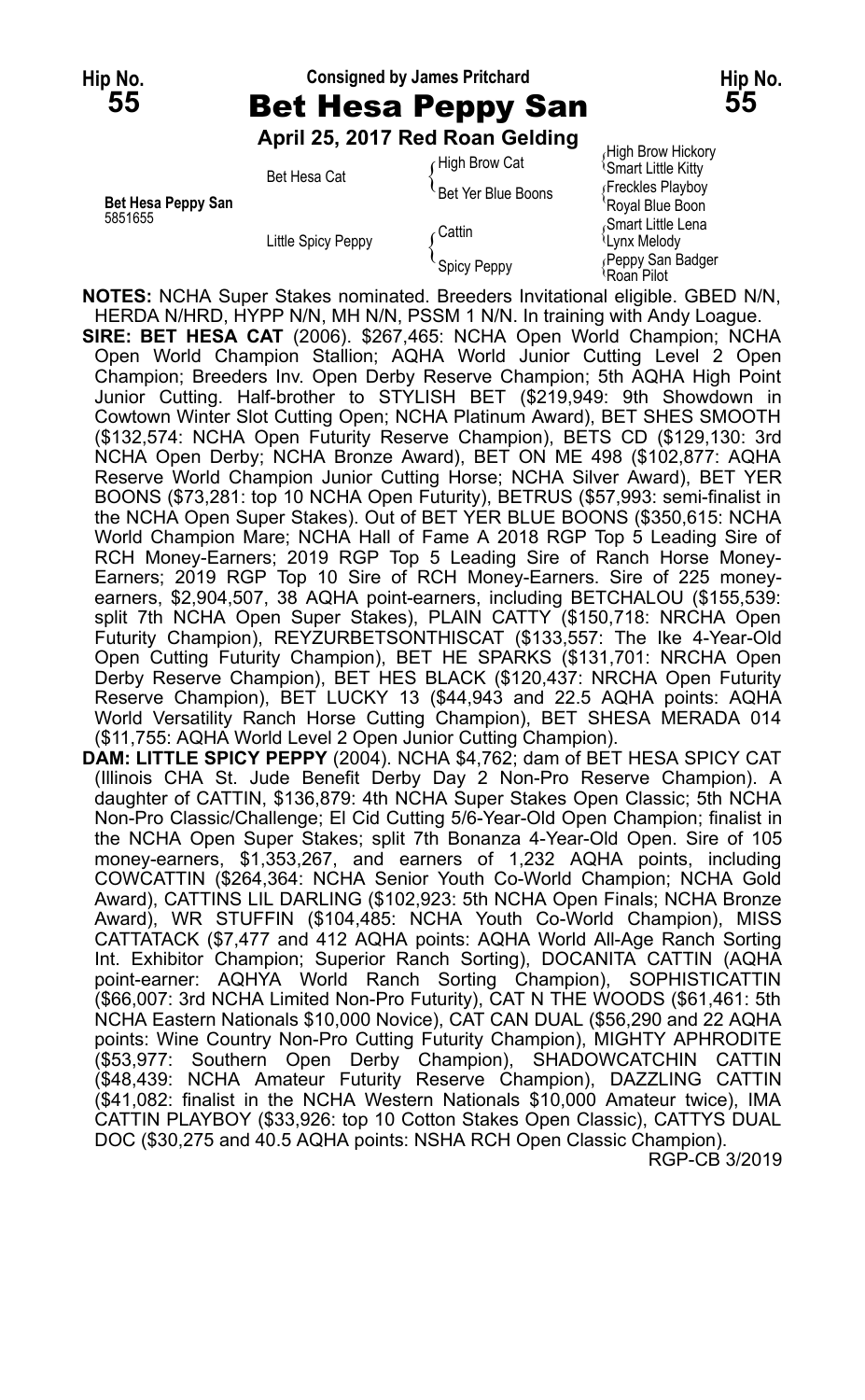**Hip No. 55** — Consigned by James Pritchard — **Hip No. 55**

# Bet Hesa Peppy San

**April 25, 2017 Red Roan Gelding**

| | | | |
|---|---|---|---|
| **Bet Hesa Peppy San** 5851655 | Bet Hesa Cat | High Brow Cat | High Brow Hickory |
| | | | Smart Little Kitty |
| | | Bet Yer Blue Boons | Freckles Playboy |
| | | | Royal Blue Boon |
| | Little Spicy Peppy | Cattin | Smart Little Lena |
| | | | Lynx Melody |
| | | Spicy Peppy | Peppy San Badger |
| | | | Roan Pilot |

**NOTES:** NCHA Super Stakes nominated. Breeders Invitational eligible. GBED N/N, HERDA N/HRD, HYPP N/N, MH N/N, PSSM 1 N/N. In training with Andy Loague.

**SIRE: BET HESA CAT** (2006). $267,465: NCHA Open World Champion; NCHA Open World Champion Stallion; AQHA World Junior Cutting Level 2 Open Champion; Breeders Inv. Open Derby Reserve Champion; 5th AQHA High Point Junior Cutting. Half-brother to STYLISH BET ($219,949: 9th Showdown in Cowtown Winter Slot Cutting Open; NCHA Platinum Award), BET SHES SMOOTH ($132,574: NCHA Open Futurity Reserve Champion), BETS CD ($129,130: 3rd NCHA Open Derby; NCHA Bronze Award), BET ON ME 498 ($102,877: AQHA Reserve World Champion Junior Cutting Horse; NCHA Silver Award), BET YER BOONS ($73,281: top 10 NCHA Open Futurity), BETRUS ($57,993: semi-finalist in the NCHA Open Super Stakes). Out of BET YER BLUE BOONS ($350,615: NCHA World Champion Mare; NCHA Hall of Fame A 2018 RGP Top 5 Leading Sire of RCH Money-Earners; 2019 RGP Top 5 Leading Sire of Ranch Horse Money-Earners; 2019 RGP Top 10 Sire of RCH Money-Earners. Sire of 225 money-earners, $2,904,507, 38 AQHA point-earners, including BETCHALOU ($155,539: split 7th NCHA Open Super Stakes), PLAIN CATTY ($150,718: NRCHA Open Futurity Champion), REYZURBETSONTHISCAT ($133,557: The Ike 4-Year-Old Open Cutting Futurity Champion), BET HE SPARKS ($131,701: NRCHA Open Derby Reserve Champion), BET HES BLACK ($120,437: NRCHA Open Futurity Reserve Champion), BET LUCKY 13 ($44,943 and 22.5 AQHA points: AQHA World Versatility Ranch Horse Cutting Champion), BET SHESA MERADA 014 ($11,755: AQHA World Level 2 Open Junior Cutting Champion).

**DAM: LITTLE SPICY PEPPY** (2004). NCHA $4,762; dam of BET HESA SPICY CAT (Illinois CHA St. Jude Benefit Derby Day 2 Non-Pro Reserve Champion). A daughter of CATTIN, $136,879: 4th NCHA Super Stakes Open Classic; 5th NCHA Non-Pro Classic/Challenge; El Cid Cutting 5/6-Year-Old Open Champion; finalist in the NCHA Open Super Stakes; split 7th Bonanza 4-Year-Old Open. Sire of 105 money-earners, $1,353,267, and earners of 1,232 AQHA points, including COWCATTIN ($264,364: NCHA Senior Youth Co-World Champion; NCHA Gold Award), CATTINS LIL DARLING ($102,923: 5th NCHA Open Finals; NCHA Bronze Award), WR STUFFIN ($104,485: NCHA Youth Co-World Champion), MISS CATTATACK ($7,477 and 412 AQHA points: AQHA World All-Age Ranch Sorting Int. Exhibitor Champion; Superior Ranch Sorting), DOCANITA CATTIN (AQHA point-earner: AQHYA World Ranch Sorting Champion), SOPHISTICATTIN ($66,007: 3rd NCHA Limited Non-Pro Futurity), CAT N THE WOODS ($61,461: 5th NCHA Eastern Nationals $10,000 Novice), CAT CAN DUAL ($56,290 and 22 AQHA points: Wine Country Non-Pro Cutting Futurity Champion), MIGHTY APHRODITE ($53,977: Southern Open Derby Champion), SHADOWCATCHIN CATTIN ($48,439: NCHA Amateur Futurity Reserve Champion), DAZZLING CATTIN ($41,082: finalist in the NCHA Western Nationals $10,000 Amateur twice), IMA CATTIN PLAYBOY ($33,926: top 10 Cotton Stakes Open Classic), CATTYS DUAL DOC ($30,275 and 40.5 AQHA points: NSHA RCH Open Classic Champion).

RGP-CB 3/2019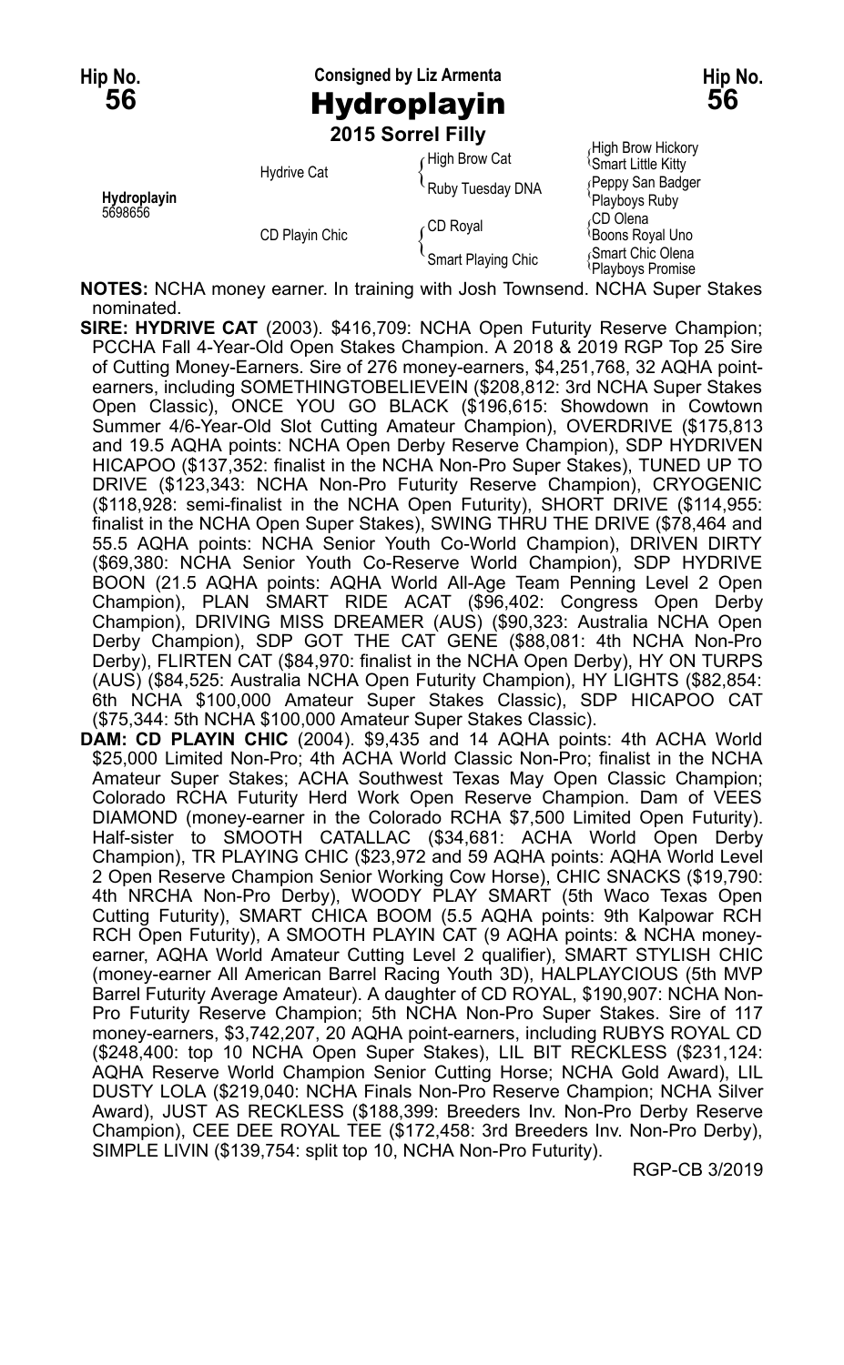Hip No. **56**

Consigned by Liz Armenta

# Hydroplayin

**2015 Sorrel Filly**

| | | | |
|---|---|---|---|
| **Hydroplayin** 5698656 | Hydrive Cat | High Brow Cat | High Brow Hickory |
| | | | Smart Little Kitty |
| | | Ruby Tuesday DNA | Peppy San Badger |
| | | | Playboys Ruby |
| | CD Playin Chic | CD Royal | CD Olena |
| | | | Boons Royal Uno |
| | | Smart Playing Chic | Smart Chic Olena |
| | | | Playboys Promise |

**NOTES:** NCHA money earner. In training with Josh Townsend. NCHA Super Stakes nominated.

**SIRE: HYDRIVE CAT** (2003). $416,709: NCHA Open Futurity Reserve Champion; PCCHA Fall 4-Year-Old Open Stakes Champion. A 2018 & 2019 RGP Top 25 Sire of Cutting Money-Earners. Sire of 276 money-earners, $4,251,768, 32 AQHA point-earners, including SOMETHINGTOBELIEVEIN ($208,812: 3rd NCHA Super Stakes Open Classic), ONCE YOU GO BLACK ($196,615: Showdown in Cowtown Summer 4/6-Year-Old Slot Cutting Amateur Champion), OVERDRIVE ($175,813 and 19.5 AQHA points: NCHA Open Derby Reserve Champion), SDP HYDRIVEN HICAPOO ($137,352: finalist in the NCHA Non-Pro Super Stakes), TUNED UP TO DRIVE ($123,343: NCHA Non-Pro Futurity Reserve Champion), CRYOGENIC ($118,928: semi-finalist in the NCHA Open Futurity), SHORT DRIVE ($114,955: finalist in the NCHA Open Super Stakes), SWING THRU THE DRIVE ($78,464 and 55.5 AQHA points: NCHA Senior Youth Co-World Champion), DRIVEN DIRTY ($69,380: NCHA Senior Youth Co-Reserve World Champion), SDP HYDRIVE BOON (21.5 AQHA points: AQHA World All-Age Team Penning Level 2 Open Champion), PLAN SMART RIDE ACAT ($96,402: Congress Open Derby Champion), DRIVING MISS DREAMER (AUS) ($90,323: Australia NCHA Open Derby Champion), SDP GOT THE CAT GENE ($88,081: 4th NCHA Non-Pro Derby), FLIRTEN CAT ($84,970: finalist in the NCHA Open Derby), HY ON TURPS (AUS) ($84,525: Australia NCHA Open Futurity Champion), HY LIGHTS ($82,854: 6th NCHA $100,000 Amateur Super Stakes Classic), SDP HICAPOO CAT ($75,344: 5th NCHA $100,000 Amateur Super Stakes Classic).

**DAM: CD PLAYIN CHIC** (2004). $9,435 and 14 AQHA points: 4th ACHA World $25,000 Limited Non-Pro; 4th ACHA World Classic Non-Pro; finalist in the NCHA Amateur Super Stakes; ACHA Southwest Texas May Open Classic Champion; Colorado RCHA Futurity Herd Work Open Reserve Champion. Dam of VEES DIAMOND (money-earner in the Colorado RCHA $7,500 Limited Open Futurity). Half-sister to SMOOTH CATALLAC ($34,681: ACHA World Open Derby Champion), TR PLAYING CHIC ($23,972 and 59 AQHA points: AQHA World Level 2 Open Reserve Champion Senior Working Cow Horse), CHIC SNACKS ($19,790: 4th NRCHA Non-Pro Derby), WOODY PLAY SMART (5th Waco Texas Open Cutting Futurity), SMART CHICA BOOM (5.5 AQHA points: 9th Kalpowar RCH RCH Open Futurity), A SMOOTH PLAYIN CAT (9 AQHA points: & NCHA money-earner, AQHA World Amateur Cutting Level 2 qualifier), SMART STYLISH CHIC (money-earner All American Barrel Racing Youth 3D), HALPLAYCIOUS (5th MVP Barrel Futurity Average Amateur). A daughter of CD ROYAL, $190,907: NCHA Non-Pro Futurity Reserve Champion; 5th NCHA Non-Pro Super Stakes. Sire of 117 money-earners, $3,742,207, 20 AQHA point-earners, including RUBYS ROYAL CD ($248,400: top 10 NCHA Open Super Stakes), LIL BIT RECKLESS ($231,124: AQHA Reserve World Champion Senior Cutting Horse; NCHA Gold Award), LIL DUSTY LOLA ($219,040: NCHA Finals Non-Pro Reserve Champion; NCHA Silver Award), JUST AS RECKLESS ($188,399: Breeders Inv. Non-Pro Derby Reserve Champion), CEE DEE ROYAL TEE ($172,458: 3rd Breeders Inv. Non-Pro Derby), SIMPLE LIVIN ($139,754: split top 10, NCHA Non-Pro Futurity).

RGP-CB 3/2019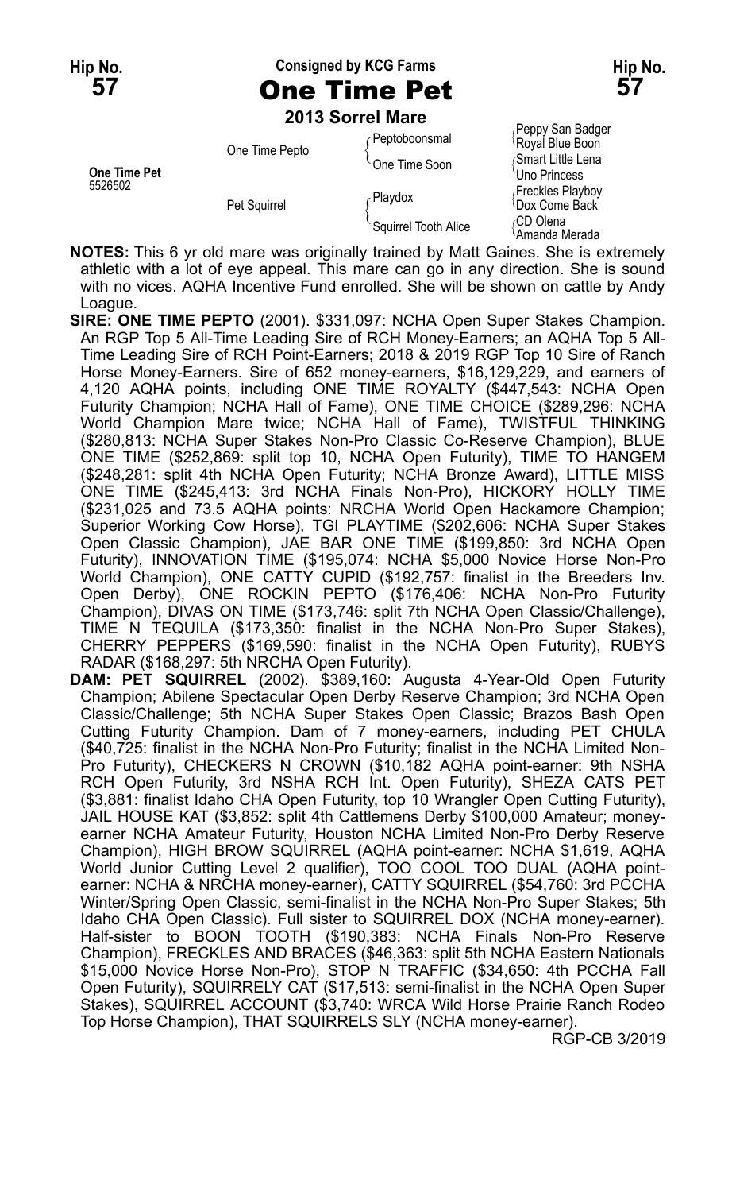**Hip No. 57** — Consigned by KCG Farms — **Hip No. 57**

# One Time Pet

**2013 Sorrel Mare**

| | | | |
|---|---|---|---|
| **One Time Pet** 5526502 | One Time Pepto | Peptoboonsmal | Peppy San Badger |
| | | | Royal Blue Boon |
| | | One Time Soon | Smart Little Lena |
| | | | Uno Princess |
| | Pet Squirrel | Playdox | Freckles Playboy |
| | | | Dox Come Back |
| | | Squirrel Tooth Alice | CD Olena |
| | | | Amanda Merada |

**NOTES:** This 6 yr old mare was originally trained by Matt Gaines. She is extremely athletic with a lot of eye appeal. This mare can go in any direction. She is sound with no vices. AQHA Incentive Fund enrolled. She will be shown on cattle by Andy Loague.

**SIRE: ONE TIME PEPTO** (2001). $331,097: NCHA Open Super Stakes Champion. An RGP Top 5 All-Time Leading Sire of RCH Money-Earners; an AQHA Top 5 All-Time Leading Sire of RCH Point-Earners; 2018 & 2019 RGP Top 10 Sire of Ranch Horse Money-Earners. Sire of 652 money-earners, $16,129,229, and earners of 4,120 AQHA points, including ONE TIME ROYALTY ($447,543: NCHA Open Futurity Champion; NCHA Hall of Fame), ONE TIME CHOICE ($289,296: NCHA World Champion Mare twice; NCHA Hall of Fame), TWISTFUL THINKING ($280,813: NCHA Super Stakes Non-Pro Classic Co-Reserve Champion), BLUE ONE TIME ($252,869: split top 10, NCHA Open Futurity), TIME TO HANGEM ($248,281: split 4th NCHA Open Futurity; NCHA Bronze Award), LITTLE MISS ONE TIME ($245,413: 3rd NCHA Finals Non-Pro), HICKORY HOLLY TIME ($231,025 and 73.5 AQHA points: NRCHA World Open Hackamore Champion; Superior Working Cow Horse), TGI PLAYTIME ($202,606: NCHA Super Stakes Open Classic Champion), JAE BAR ONE TIME ($199,850: 3rd NCHA Open Futurity), INNOVATION TIME ($195,074: NCHA $5,000 Novice Horse Non-Pro World Champion), ONE CATTY CUPID ($192,757: finalist in the Breeders Inv. Open Derby), ONE ROCKIN PEPTO ($176,406: NCHA Non-Pro Futurity Champion), DIVAS ON TIME ($173,746: split 7th NCHA Open Classic/Challenge), TIME N TEQUILA ($173,350: finalist in the NCHA Non-Pro Super Stakes), CHERRY PEPPERS ($169,590: finalist in the NCHA Open Futurity), RUBYS RADAR ($168,297: 5th NRCHA Open Futurity).

**DAM: PET SQUIRREL** (2002). $389,160: Augusta 4-Year-Old Open Futurity Champion; Abilene Spectacular Open Derby Reserve Champion; 3rd NCHA Open Classic/Challenge; 5th NCHA Super Stakes Open Classic; Brazos Bash Open Cutting Futurity Champion. Dam of 7 money-earners, including PET CHULA ($40,725: finalist in the NCHA Non-Pro Futurity; finalist in the NCHA Limited Non-Pro Futurity), CHECKERS N CROWN ($10,182 AQHA point-earner: 9th NSHA RCH Open Futurity, 3rd NSHA RCH Int. Open Futurity), SHEZA CATS PET ($3,881: finalist Idaho CHA Open Futurity, top 10 Wrangler Open Cutting Futurity), JAIL HOUSE KAT ($3,852: split 4th Cattlemens Derby $100,000 Amateur; money-earner NCHA Amateur Futurity, Houston NCHA Limited Non-Pro Derby Reserve Champion), HIGH BROW SQUIRREL (AQHA point-earner: NCHA $1,619, AQHA World Junior Cutting Level 2 qualifier), TOO COOL TOO DUAL (AQHA point-earner: NCHA & NRCHA money-earner), CATTY SQUIRREL ($54,760: 3rd PCCHA Winter/Spring Open Classic, semi-finalist in the NCHA Non-Pro Super Stakes; 5th Idaho CHA Open Classic). Full sister to SQUIRREL DOX (NCHA money-earner). Half-sister to BOON TOOTH ($190,383: NCHA Finals Non-Pro Reserve Champion), FRECKLES AND BRACES ($46,363: split 5th NCHA Eastern Nationals $15,000 Novice Horse Non-Pro), STOP N TRAFFIC ($34,650: 4th PCCHA Fall Open Futurity), SQUIRRELY CAT ($17,513: semi-finalist in the NCHA Open Super Stakes), SQUIRREL ACCOUNT ($3,740: WRCA Wild Horse Prairie Ranch Rodeo Top Horse Champion), THAT SQUIRRELS SLY (NCHA money-earner).

RGP-CB 3/2019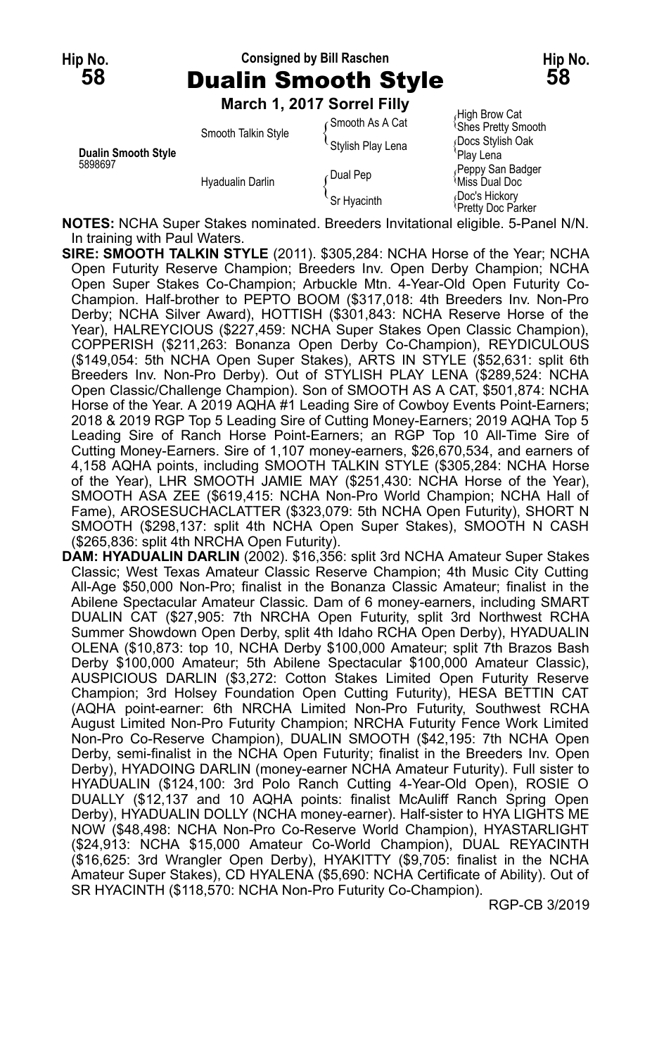Hip No. **58** — Consigned by Bill Raschen — Hip No. **58**

# Dualin Smooth Style

**March 1, 2017 Sorrel Filly**

| | | | |
|---|---|---|---|
| **Dualin Smooth Style** 5898697 | Smooth Talkin Style | Smooth As A Cat | High Brow Cat |
| | | | Shes Pretty Smooth |
| | | Stylish Play Lena | Docs Stylish Oak |
| | | | Play Lena |
| | Hyadualin Darlin | Dual Pep | Peppy San Badger |
| | | | Miss Dual Doc |
| | | Sr Hyacinth | Doc's Hickory |
| | | | Pretty Doc Parker |

**NOTES:** NCHA Super Stakes nominated. Breeders Invitational eligible. 5-Panel N/N. In training with Paul Waters.

**SIRE: SMOOTH TALKIN STYLE** (2011). $305,284: NCHA Horse of the Year; NCHA Open Futurity Reserve Champion; Breeders Inv. Open Derby Champion; NCHA Open Super Stakes Co-Champion; Arbuckle Mtn. 4-Year-Old Open Futurity Co-Champion. Half-brother to PEPTO BOOM ($317,018: 4th Breeders Inv. Non-Pro Derby; NCHA Silver Award), HOTTISH ($301,843: NCHA Reserve Horse of the Year), HALREYCIOUS ($227,459: NCHA Super Stakes Open Classic Champion), COPPERISH ($211,263: Bonanza Open Derby Co-Champion), REYDICULOUS ($149,054: 5th NCHA Open Super Stakes), ARTS IN STYLE ($52,631: split 6th Breeders Inv. Non-Pro Derby). Out of STYLISH PLAY LENA ($289,524: NCHA Open Classic/Challenge Champion). Son of SMOOTH AS A CAT, $501,874: NCHA Horse of the Year. A 2019 AQHA #1 Leading Sire of Cowboy Events Point-Earners; 2018 & 2019 RGP Top 5 Leading Sire of Cutting Money-Earners; 2019 AQHA Top 5 Leading Sire of Ranch Horse Point-Earners; an RGP Top 10 All-Time Sire of Cutting Money-Earners. Sire of 1,107 money-earners, $26,670,534, and earners of 4,158 AQHA points, including SMOOTH TALKIN STYLE ($305,284: NCHA Horse of the Year), LHR SMOOTH JAMIE MAY ($251,430: NCHA Horse of the Year), SMOOTH ASA ZEE ($619,415: NCHA Non-Pro World Champion; NCHA Hall of Fame), AROSESUCHACLATTER ($323,079: 5th NCHA Open Futurity), SHORT N SMOOTH ($298,137: split 4th NCHA Open Super Stakes), SMOOTH N CASH ($265,836: split 4th NRCHA Open Futurity).

**DAM: HYADUALIN DARLIN** (2002). $16,356: split 3rd NCHA Amateur Super Stakes Classic; West Texas Amateur Classic Reserve Champion; 4th Music City Cutting All-Age $50,000 Non-Pro; finalist in the Bonanza Classic Amateur; finalist in the Abilene Spectacular Amateur Classic. Dam of 6 money-earners, including SMART DUALIN CAT ($27,905: 7th NRCHA Open Futurity, split 3rd Northwest RCHA Summer Showdown Open Derby, split 4th Idaho RCHA Open Derby), HYADUALIN OLENA ($10,873: top 10, NCHA Derby $100,000 Amateur; split 7th Brazos Bash Derby $100,000 Amateur; 5th Abilene Spectacular $100,000 Amateur Classic), AUSPICIOUS DARLIN ($3,272: Cotton Stakes Limited Open Futurity Reserve Champion; 3rd Holsey Foundation Open Cutting Futurity), HESA BETTIN CAT (AQHA point-earner: 6th NRCHA Limited Non-Pro Futurity, Southwest RCHA August Limited Non-Pro Futurity Champion; NRCHA Futurity Fence Work Limited Non-Pro Co-Reserve Champion), DUALIN SMOOTH ($42,195: 7th NCHA Open Derby, semi-finalist in the NCHA Open Futurity; finalist in the Breeders Inv. Open Derby), HYADOING DARLIN (money-earner NCHA Amateur Futurity). Full sister to HYADUALIN ($124,100: 3rd Polo Ranch Cutting 4-Year-Old Open), ROSIE O DUALLY ($12,137 and 10 AQHA points: finalist McAuliff Ranch Spring Open Derby), HYADUALIN DOLLY (NCHA money-earner). Half-sister to HYA LIGHTS ME NOW ($48,498: NCHA Non-Pro Co-Reserve World Champion), HYASTARLIGHT ($24,913: NCHA $15,000 Amateur Co-World Champion), DUAL REYACINTH ($16,625: 3rd Wrangler Open Derby), HYAKITTY ($9,705: finalist in the NCHA Amateur Super Stakes), CD HYALENA ($5,690: NCHA Certificate of Ability). Out of SR HYACINTH ($118,570: NCHA Non-Pro Futurity Co-Champion).

RGP-CB 3/2019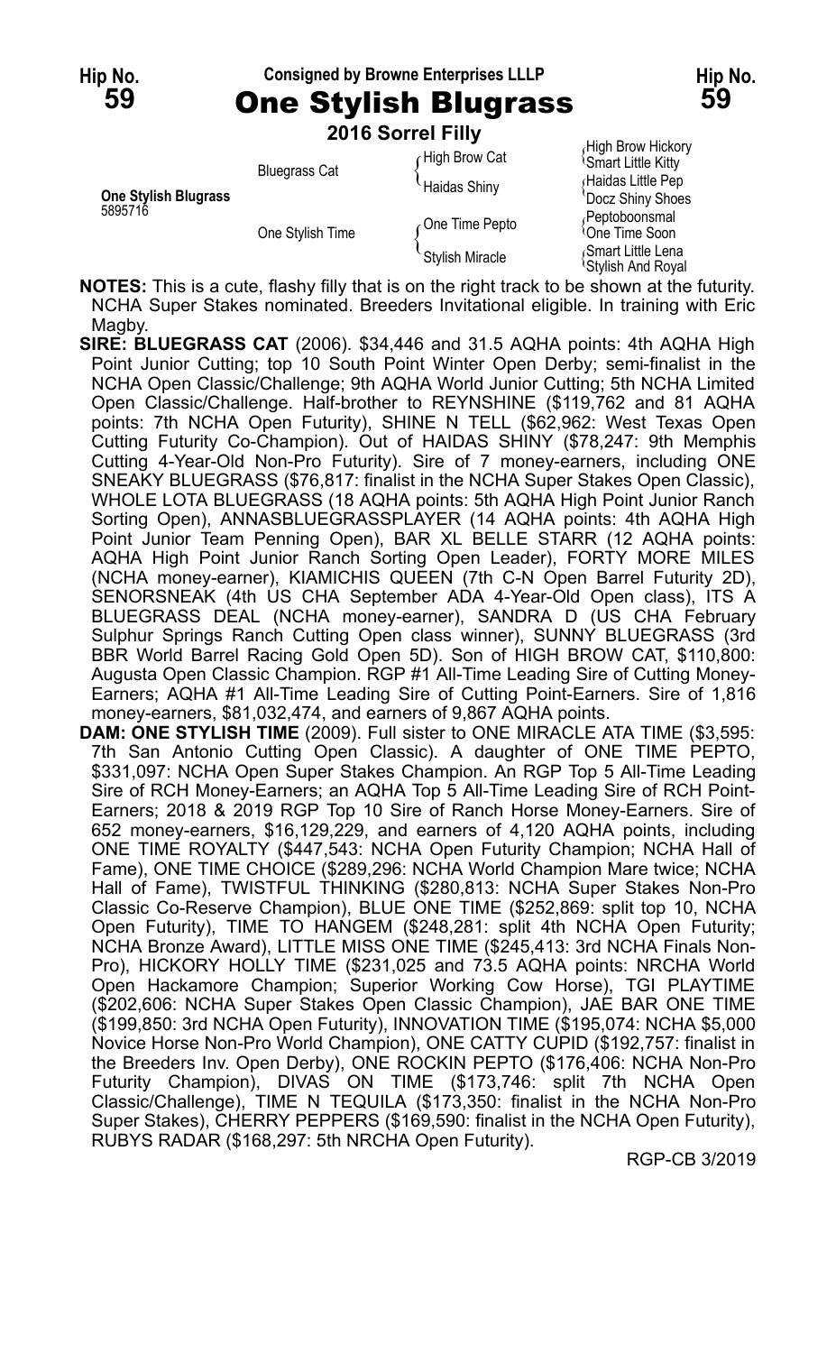**Hip No. 59** — Consigned by Browne Enterprises LLLP — **Hip No. 59**

# One Stylish Blugrass

**2016 Sorrel Filly**

| | | | |
|---|---|---|---|
| **One Stylish Blugrass** 5895716 | Bluegrass Cat | High Brow Cat | High Brow Hickory |
| | | | Smart Little Kitty |
| | | Haidas Shiny | Haidas Little Pep |
| | | | Docz Shiny Shoes |
| | One Stylish Time | One Time Pepto | Peptoboonsmal |
| | | | One Time Soon |
| | | Stylish Miracle | Smart Little Lena |
| | | | Stylish And Royal |

**NOTES:** This is a cute, flashy filly that is on the right track to be shown at the futurity. NCHA Super Stakes nominated. Breeders Invitational eligible. In training with Eric Magby.

**SIRE: BLUEGRASS CAT** (2006). $34,446 and 31.5 AQHA points: 4th AQHA High Point Junior Cutting; top 10 South Point Winter Open Derby; semi-finalist in the NCHA Open Classic/Challenge; 9th AQHA World Junior Cutting; 5th NCHA Limited Open Classic/Challenge. Half-brother to REYNSHINE ($119,762 and 81 AQHA points: 7th NCHA Open Futurity), SHINE N TELL ($62,962: West Texas Open Cutting Futurity Co-Champion). Out of HAIDAS SHINY ($78,247: 9th Memphis Cutting 4-Year-Old Non-Pro Futurity). Sire of 7 money-earners, including ONE SNEAKY BLUEGRASS ($76,817: finalist in the NCHA Super Stakes Open Classic), WHOLE LOTA BLUEGRASS (18 AQHA points: 5th AQHA High Point Junior Ranch Sorting Open), ANNASBLUEGRASSPLAYER (14 AQHA points: 4th AQHA High Point Junior Team Penning Open), BAR XL BELLE STARR (12 AQHA points: AQHA High Point Junior Ranch Sorting Open Leader), FORTY MORE MILES (NCHA money-earner), KIAMICHIS QUEEN (7th C-N Open Barrel Futurity 2D), SENORSNEAK (4th US CHA September ADA 4-Year-Old Open class), ITS A BLUEGRASS DEAL (NCHA money-earner), SANDRA D (US CHA February Sulphur Springs Ranch Cutting Open class winner), SUNNY BLUEGRASS (3rd BBR World Barrel Racing Gold Open 5D). Son of HIGH BROW CAT, $110,800: Augusta Open Classic Champion. RGP #1 All-Time Leading Sire of Cutting Money-Earners; AQHA #1 All-Time Leading Sire of Cutting Point-Earners. Sire of 1,816 money-earners, $81,032,474, and earners of 9,867 AQHA points.

**DAM: ONE STYLISH TIME** (2009). Full sister to ONE MIRACLE ATA TIME ($3,595: 7th San Antonio Cutting Open Classic). A daughter of ONE TIME PEPTO, $331,097: NCHA Open Super Stakes Champion. An RGP Top 5 All-Time Leading Sire of RCH Money-Earners; an AQHA Top 5 All-Time Leading Sire of RCH Point-Earners; 2018 & 2019 RGP Top 10 Sire of Ranch Horse Money-Earners. Sire of 652 money-earners, $16,129,229, and earners of 4,120 AQHA points, including ONE TIME ROYALTY ($447,543: NCHA Open Futurity Champion; NCHA Hall of Fame), ONE TIME CHOICE ($289,296: NCHA World Champion Mare twice; NCHA Hall of Fame), TWISTFUL THINKING ($280,813: NCHA Super Stakes Non-Pro Classic Co-Reserve Champion), BLUE ONE TIME ($252,869: split top 10, NCHA Open Futurity), TIME TO HANGEM ($248,281: split 4th NCHA Open Futurity; NCHA Bronze Award), LITTLE MISS ONE TIME ($245,413: 3rd NCHA Finals Non-Pro), HICKORY HOLLY TIME ($231,025 and 73.5 AQHA points: NRCHA World Open Hackamore Champion; Superior Working Cow Horse), TGI PLAYTIME ($202,606: NCHA Super Stakes Open Classic Champion), JAE BAR ONE TIME ($199,850: 3rd NCHA Open Futurity), INNOVATION TIME ($195,074: NCHA $5,000 Novice Horse Non-Pro World Champion), ONE CATTY CUPID ($192,757: finalist in the Breeders Inv. Open Derby), ONE ROCKIN PEPTO ($176,406: NCHA Non-Pro Futurity Champion), DIVAS ON TIME ($173,746: split 7th NCHA Open Classic/Challenge), TIME N TEQUILA ($173,350: finalist in the NCHA Non-Pro Super Stakes), CHERRY PEPPERS ($169,590: finalist in the NCHA Open Futurity), RUBYS RADAR ($168,297: 5th NRCHA Open Futurity).

RGP-CB 3/2019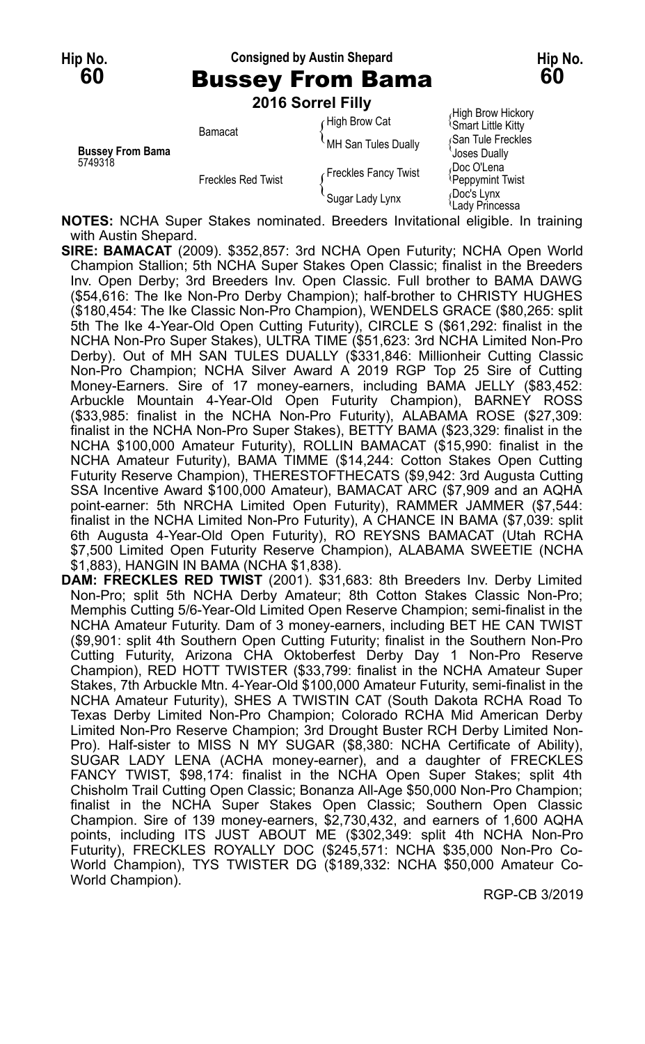Hip No. **60**

**Consigned by Austin Shepard**

# Bussey From Bama

Hip No. **60**

**2016 Sorrel Filly**

| | | | |
|---|---|---|---|
| **Bussey From Bama** 5749318 | Bamacat | High Brow Cat | High Brow Hickory |
| | | | Smart Little Kitty |
| | | MH San Tules Dually | San Tule Freckles |
| | | | Joses Dually |
| | Freckles Red Twist | Freckles Fancy Twist | Doc O'Lena |
| | | | Peppymint Twist |
| | | Sugar Lady Lynx | Doc's Lynx |
| | | | Lady Princessa |

**NOTES:** NCHA Super Stakes nominated. Breeders Invitational eligible. In training with Austin Shepard.

**SIRE: BAMACAT** (2009). $352,857: 3rd NCHA Open Futurity; NCHA Open World Champion Stallion; 5th NCHA Super Stakes Open Classic; finalist in the Breeders Inv. Open Derby; 3rd Breeders Inv. Open Classic. Full brother to BAMA DAWG ($54,616: The Ike Non-Pro Derby Champion); half-brother to CHRISTY HUGHES ($180,454: The Ike Classic Non-Pro Champion), WENDELS GRACE ($80,265: split 5th The Ike 4-Year-Old Open Cutting Futurity), CIRCLE S ($61,292: finalist in the NCHA Non-Pro Super Stakes), ULTRA TIME ($51,623: 3rd NCHA Limited Non-Pro Derby). Out of MH SAN TULES DUALLY ($331,846: Millionheir Cutting Classic Non-Pro Champion; NCHA Silver Award A 2019 RGP Top 25 Sire of Cutting Money-Earners. Sire of 17 money-earners, including BAMA JELLY ($83,452: Arbuckle Mountain 4-Year-Old Open Futurity Champion), BARNEY ROSS ($33,985: finalist in the NCHA Non-Pro Futurity), ALABAMA ROSE ($27,309: finalist in the NCHA Non-Pro Super Stakes), BETTY BAMA ($23,329: finalist in the NCHA $100,000 Amateur Futurity), ROLLIN BAMACAT ($15,990: finalist in the NCHA Amateur Futurity), BAMA TIMME ($14,244: Cotton Stakes Open Cutting Futurity Reserve Champion), THERESTOFTHECATS ($9,942: 3rd Augusta Cutting SSA Incentive Award $100,000 Amateur), BAMACAT ARC ($7,909 and an AQHA point-earner: 5th NRCHA Limited Open Futurity), RAMMER JAMMER ($7,544: finalist in the NCHA Limited Non-Pro Futurity), A CHANCE IN BAMA ($7,039: split 6th Augusta 4-Year-Old Open Futurity), RO REYSNS BAMACAT (Utah RCHA $7,500 Limited Open Futurity Reserve Champion), ALABAMA SWEETIE (NCHA $1,883), HANGIN IN BAMA (NCHA $1,838).

**DAM: FRECKLES RED TWIST** (2001). $31,683: 8th Breeders Inv. Derby Limited Non-Pro; split 5th NCHA Derby Amateur; 8th Cotton Stakes Classic Non-Pro; Memphis Cutting 5/6-Year-Old Limited Open Reserve Champion; semi-finalist in the NCHA Amateur Futurity. Dam of 3 money-earners, including BET HE CAN TWIST ($9,901: split 4th Southern Open Cutting Futurity; finalist in the Southern Non-Pro Cutting Futurity, Arizona CHA Oktoberfest Derby Day 1 Non-Pro Reserve Champion), RED HOTT TWISTER ($33,799: finalist in the NCHA Amateur Super Stakes, 7th Arbuckle Mtn. 4-Year-Old $100,000 Amateur Futurity, semi-finalist in the NCHA Amateur Futurity), SHES A TWISTIN CAT (South Dakota RCHA Road To Texas Derby Limited Non-Pro Champion; Colorado RCHA Mid American Derby Limited Non-Pro Reserve Champion; 3rd Drought Buster RCH Derby Limited Non-Pro). Half-sister to MISS N MY SUGAR ($8,380: NCHA Certificate of Ability), SUGAR LADY LENA (ACHA money-earner), and a daughter of FRECKLES FANCY TWIST, $98,174: finalist in the NCHA Open Super Stakes; split 4th Chisholm Trail Cutting Open Classic; Bonanza All-Age $50,000 Non-Pro Champion; finalist in the NCHA Super Stakes Open Classic; Southern Open Classic Champion. Sire of 139 money-earners, $2,730,432, and earners of 1,600 AQHA points, including ITS JUST ABOUT ME ($302,349: split 4th NCHA Non-Pro Futurity), FRECKLES ROYALLY DOC ($245,571: NCHA $35,000 Non-Pro Co-World Champion), TYS TWISTER DG ($189,332: NCHA $50,000 Amateur Co-World Champion).

RGP-CB 3/2019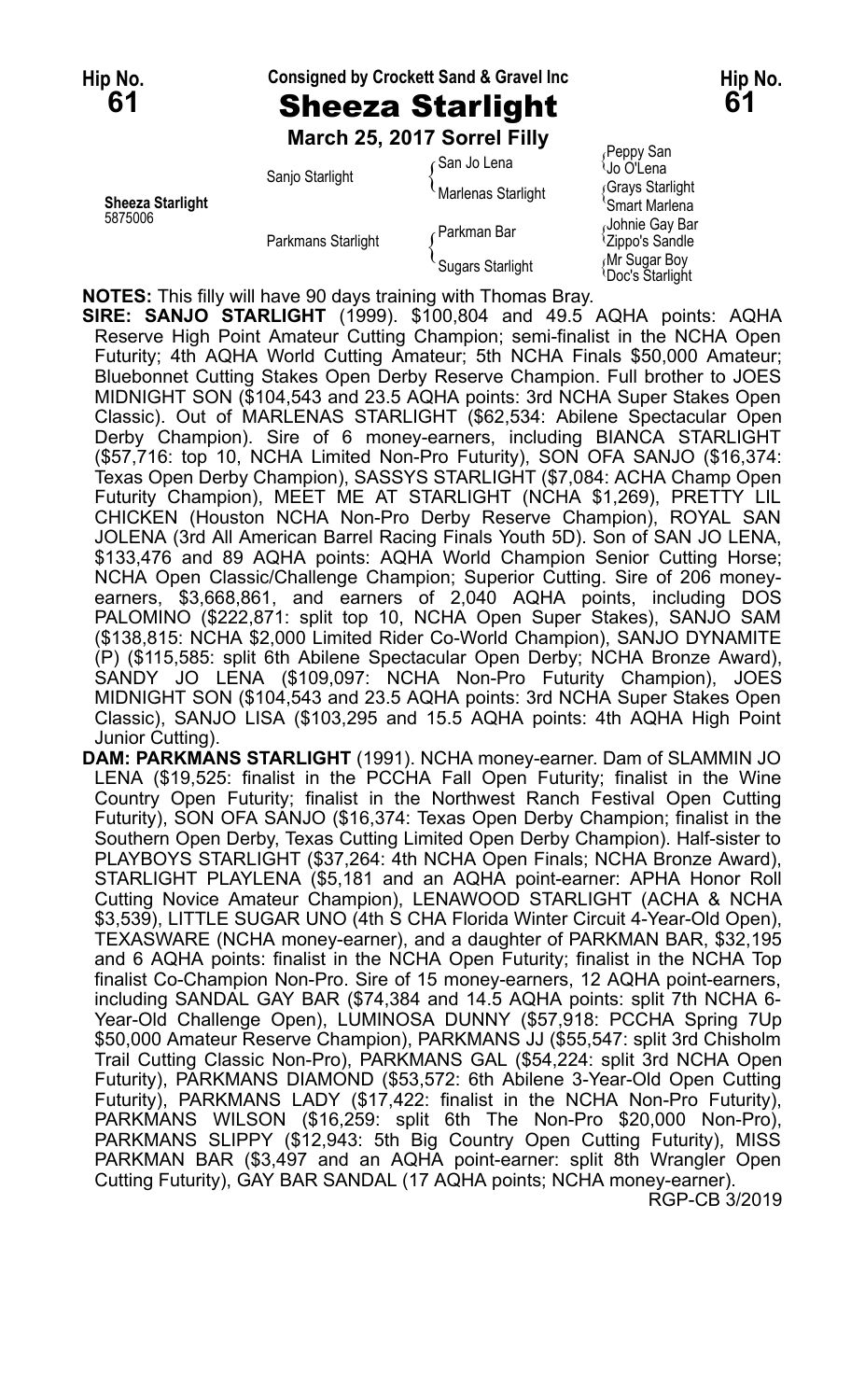Hip No. **61** — Consigned by Crockett Sand & Gravel Inc — Hip No. **61**

# Sheeza Starlight

**March 25, 2017 Sorrel Filly**

| | | | |
|---|---|---|---|
| **Sheeza Starlight** 5875006 | Sanjo Starlight | San Jo Lena | Peppy San |
| | | | Jo O'Lena |
| | | Marlenas Starlight | Grays Starlight |
| | | | Smart Marlena |
| | Parkmans Starlight | Parkman Bar | Johnie Gay Bar |
| | | | Zippo's Sandle |
| | | Sugars Starlight | Mr Sugar Boy |
| | | | Doc's Starlight |

**NOTES:** This filly will have 90 days training with Thomas Bray.

**SIRE: SANJO STARLIGHT** (1999). $100,804 and 49.5 AQHA points: AQHA Reserve High Point Amateur Cutting Champion; semi-finalist in the NCHA Open Futurity; 4th AQHA World Cutting Amateur; 5th NCHA Finals $50,000 Amateur; Bluebonnet Cutting Stakes Open Derby Reserve Champion. Full brother to JOES MIDNIGHT SON ($104,543 and 23.5 AQHA points: 3rd NCHA Super Stakes Open Classic). Out of MARLENAS STARLIGHT ($62,534: Abilene Spectacular Open Derby Champion). Sire of 6 money-earners, including BIANCA STARLIGHT ($57,716: top 10, NCHA Limited Non-Pro Futurity), SON OFA SANJO ($16,374: Texas Open Derby Champion), SASSYS STARLIGHT ($7,084: ACHA Champ Open Futurity Champion), MEET ME AT STARLIGHT (NCHA $1,269), PRETTY LIL CHICKEN (Houston NCHA Non-Pro Derby Reserve Champion), ROYAL SAN JOLENA (3rd All American Barrel Racing Finals Youth 5D). Son of SAN JO LENA, $133,476 and 89 AQHA points: AQHA World Champion Senior Cutting Horse; NCHA Open Classic/Challenge Champion; Superior Cutting. Sire of 206 money-earners, $3,668,861, and earners of 2,040 AQHA points, including DOS PALOMINO ($222,871: split top 10, NCHA Open Super Stakes), SANJO SAM ($138,815: NCHA $2,000 Limited Rider Co-World Champion), SANJO DYNAMITE (P) ($115,585: split 6th Abilene Spectacular Open Derby; NCHA Bronze Award), SANDY JO LENA ($109,097: NCHA Non-Pro Futurity Champion), JOES MIDNIGHT SON ($104,543 and 23.5 AQHA points: 3rd NCHA Super Stakes Open Classic), SANJO LISA ($103,295 and 15.5 AQHA points: 4th AQHA High Point Junior Cutting).

**DAM: PARKMANS STARLIGHT** (1991). NCHA money-earner. Dam of SLAMMIN JO LENA ($19,525: finalist in the PCCHA Fall Open Futurity; finalist in the Wine Country Open Futurity; finalist in the Northwest Ranch Festival Open Cutting Futurity), SON OFA SANJO ($16,374: Texas Open Derby Champion; finalist in the Southern Open Derby, Texas Cutting Limited Open Derby Champion). Half-sister to PLAYBOYS STARLIGHT ($37,264: 4th NCHA Open Finals; NCHA Bronze Award), STARLIGHT PLAYLENA ($5,181 and an AQHA point-earner: APHA Honor Roll Cutting Novice Amateur Champion), LENAWOOD STARLIGHT (ACHA & NCHA $3,539), LITTLE SUGAR UNO (4th S CHA Florida Winter Circuit 4-Year-Old Open), TEXASWARE (NCHA money-earner), and a daughter of PARKMAN BAR, $32,195 and 6 AQHA points: finalist in the NCHA Open Futurity; finalist in the NCHA Top finalist Co-Champion Non-Pro. Sire of 15 money-earners, 12 AQHA point-earners, including SANDAL GAY BAR ($74,384 and 14.5 AQHA points: split 7th NCHA 6-Year-Old Challenge Open), LUMINOSA DUNNY ($57,918: PCCHA Spring 7Up $50,000 Amateur Reserve Champion), PARKMANS JJ ($55,547: split 3rd Chisholm Trail Cutting Classic Non-Pro), PARKMANS GAL ($54,224: split 3rd NCHA Open Futurity), PARKMANS DIAMOND ($53,572: 6th Abilene 3-Year-Old Open Cutting Futurity), PARKMANS LADY ($17,422: finalist in the NCHA Non-Pro Futurity), PARKMANS WILSON ($16,259: split 6th The Non-Pro $20,000 Non-Pro), PARKMANS SLIPPY ($12,943: 5th Big Country Open Cutting Futurity), MISS PARKMAN BAR ($3,497 and an AQHA point-earner: split 8th Wrangler Open Cutting Futurity), GAY BAR SANDAL (17 AQHA points; NCHA money-earner).

RGP-CB 3/2019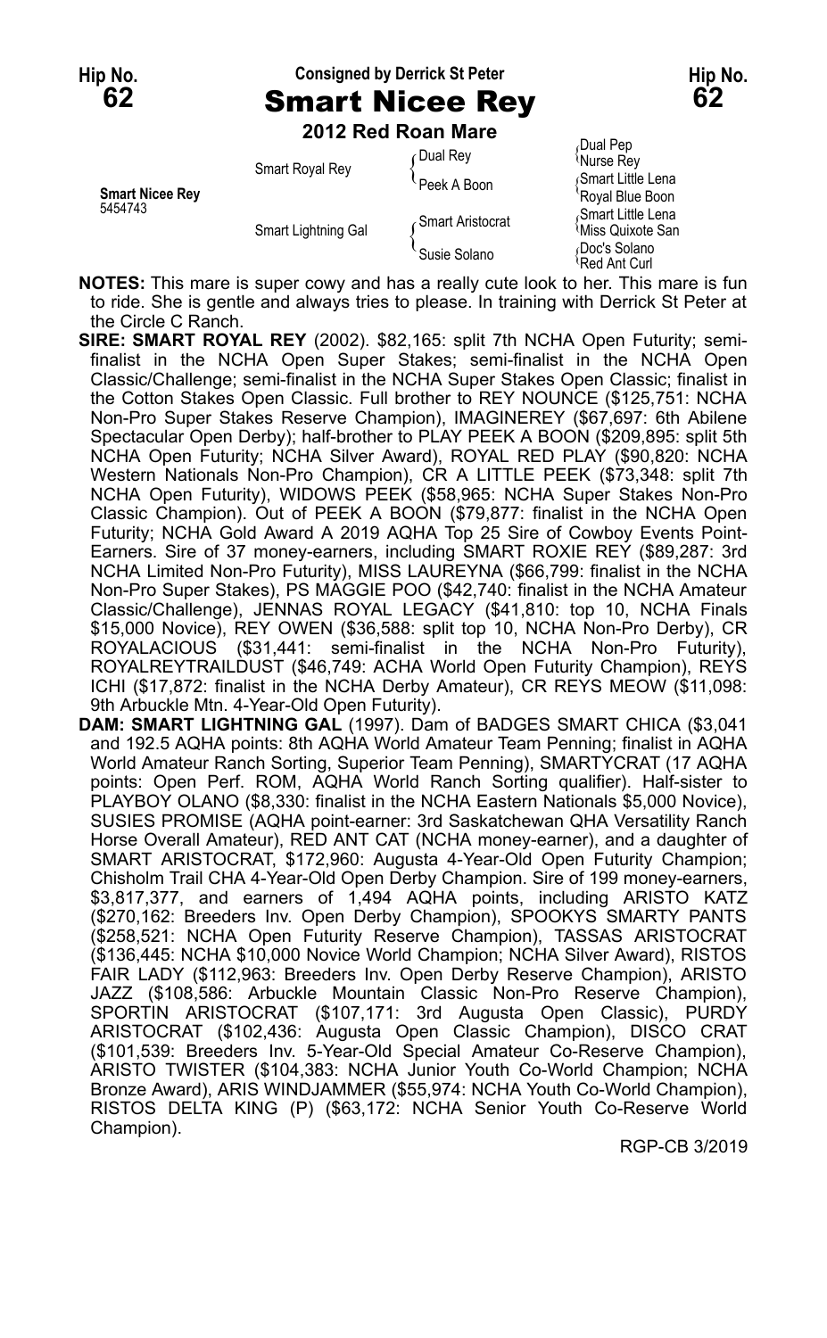**Hip No. 62** — Consigned by Derrick St Peter — **Hip No. 62**

# Smart Nicee Rey

**2012 Red Roan Mare**

| | | | |
|---|---|---|---|
| **Smart Nicee Rey** 5454743 | Smart Royal Rey | Dual Rey | Dual Pep |
| | | | Nurse Rey |
| | | Peek A Boon | Smart Little Lena |
| | | | Royal Blue Boon |
| | Smart Lightning Gal | Smart Aristocrat | Smart Little Lena |
| | | | Miss Quixote San |
| | | Susie Solano | Doc's Solano |
| | | | Red Ant Curl |

**NOTES:** This mare is super cowy and has a really cute look to her. This mare is fun to ride. She is gentle and always tries to please. In training with Derrick St Peter at the Circle C Ranch.

**SIRE: SMART ROYAL REY** (2002). $82,165: split 7th NCHA Open Futurity; semi-finalist in the NCHA Open Super Stakes; semi-finalist in the NCHA Open Classic/Challenge; semi-finalist in the NCHA Super Stakes Open Classic; finalist in the Cotton Stakes Open Classic. Full brother to REY NOUNCE ($125,751: NCHA Non-Pro Super Stakes Reserve Champion), IMAGINEREY ($67,697: 6th Abilene Spectacular Open Derby); half-brother to PLAY PEEK A BOON ($209,895: split 5th NCHA Open Futurity; NCHA Silver Award), ROYAL RED PLAY ($90,820: NCHA Western Nationals Non-Pro Champion), CR A LITTLE PEEK ($73,348: split 7th NCHA Open Futurity), WIDOWS PEEK ($58,965: NCHA Super Stakes Non-Pro Classic Champion). Out of PEEK A BOON ($79,877: finalist in the NCHA Open Futurity; NCHA Gold Award A 2019 AQHA Top 25 Sire of Cowboy Events Point-Earners. Sire of 37 money-earners, including SMART ROXIE REY ($89,287: 3rd NCHA Limited Non-Pro Futurity), MISS LAUREYNA ($66,799: finalist in the NCHA Non-Pro Super Stakes), PS MAGGIE POO ($42,740: finalist in the NCHA Amateur Classic/Challenge), JENNAS ROYAL LEGACY ($41,810: top 10, NCHA Finals $15,000 Novice), REY OWEN ($36,588: split top 10, NCHA Non-Pro Derby), CR ROYALACIOUS ($31,441: semi-finalist in the NCHA Non-Pro Futurity), ROYALREYTRAILDUST ($46,749: ACHA World Open Futurity Champion), REYS ICHI ($17,872: finalist in the NCHA Derby Amateur), CR REYS MEOW ($11,098: 9th Arbuckle Mtn. 4-Year-Old Open Futurity).

**DAM: SMART LIGHTNING GAL** (1997). Dam of BADGES SMART CHICA ($3,041 and 192.5 AQHA points: 8th AQHA World Amateur Team Penning; finalist in AQHA World Amateur Ranch Sorting, Superior Team Penning), SMARTYCRAT (17 AQHA points: Open Perf. ROM, AQHA World Ranch Sorting qualifier). Half-sister to PLAYBOY OLANO ($8,330: finalist in the NCHA Eastern Nationals $5,000 Novice), SUSIES PROMISE (AQHA point-earner: 3rd Saskatchewan QHA Versatility Ranch Horse Overall Amateur), RED ANT CAT (NCHA money-earner), and a daughter of SMART ARISTOCRAT, $172,960: Augusta 4-Year-Old Open Futurity Champion; Chisholm Trail CHA 4-Year-Old Open Derby Champion. Sire of 199 money-earners, $3,817,377, and earners of 1,494 AQHA points, including ARISTO KATZ ($270,162: Breeders Inv. Open Derby Champion), SPOOKYS SMARTY PANTS ($258,521: NCHA Open Futurity Reserve Champion), TASSAS ARISTOCRAT ($136,445: NCHA $10,000 Novice World Champion; NCHA Silver Award), RISTOS FAIR LADY ($112,963: Breeders Inv. Open Derby Reserve Champion), ARISTO JAZZ ($108,586: Arbuckle Mountain Classic Non-Pro Reserve Champion), SPORTIN ARISTOCRAT ($107,171: 3rd Augusta Open Classic), PURDY ARISTOCRAT ($102,436: Augusta Open Classic Champion), DISCO CRAT ($101,539: Breeders Inv. 5-Year-Old Special Amateur Co-Reserve Champion), ARISTO TWISTER ($104,383: NCHA Junior Youth Co-World Champion; NCHA Bronze Award), ARIS WINDJAMMER ($55,974: NCHA Youth Co-World Champion), RISTOS DELTA KING (P) ($63,172: NCHA Senior Youth Co-Reserve World Champion).

RGP-CB 3/2019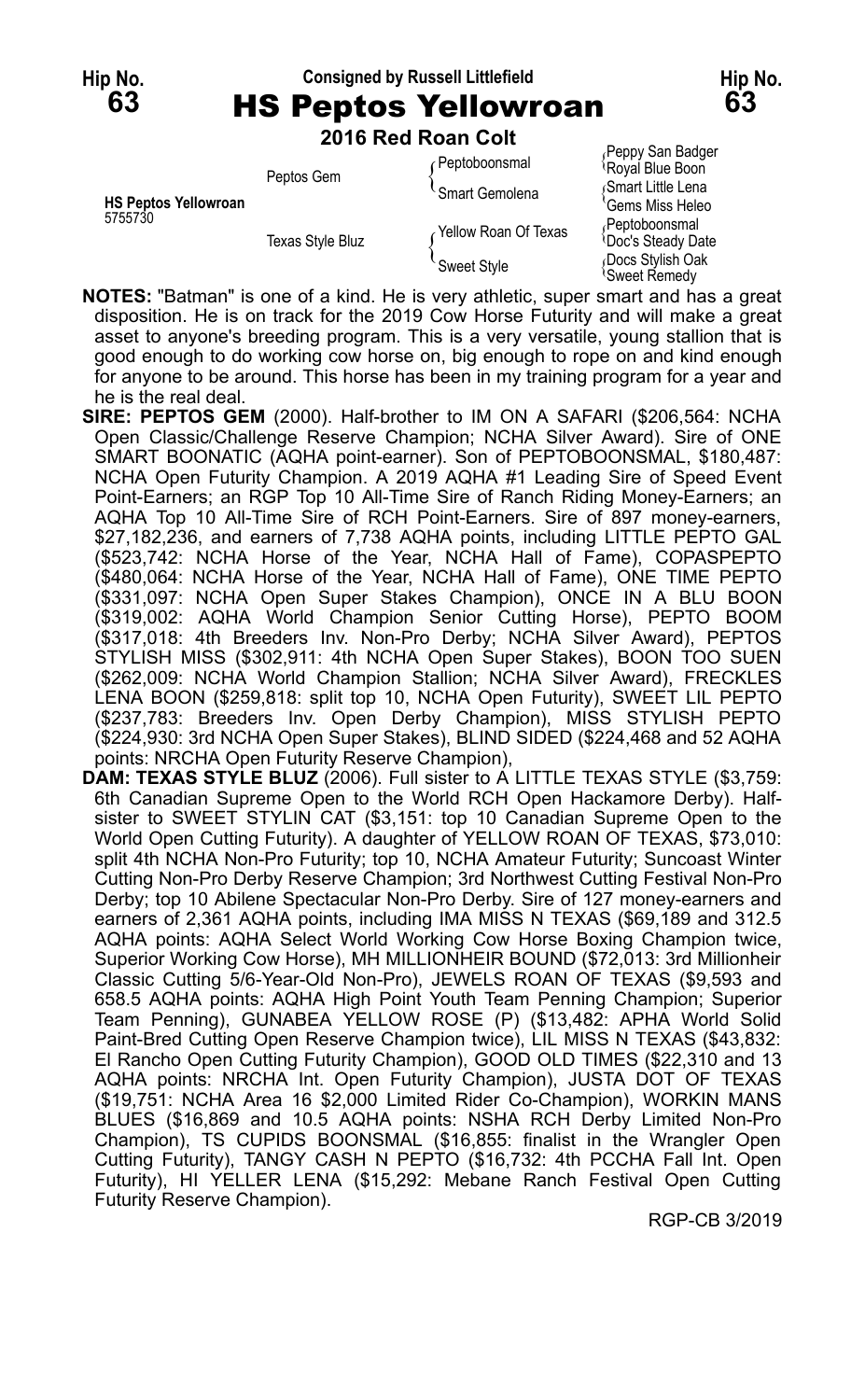Hip No. **63**

Consigned by Russell Littlefield

# HS Peptos Yellowroan

Hip No. **63**

**2016 Red Roan Colt**

| | | | |
|---|---|---|---|
| **HS Peptos Yellowroan** 5755730 | Peptos Gem | Peptoboonsmal | Peppy San Badger / Royal Blue Boon |
| | | Smart Gemolena | Smart Little Lena / Gems Miss Heleo |
| | Texas Style Bluz | Yellow Roan Of Texas | Peptoboonsmal / Doc's Steady Date |
| | | Sweet Style | Docs Stylish Oak / Sweet Remedy |

**NOTES:** "Batman" is one of a kind. He is very athletic, super smart and has a great disposition. He is on track for the 2019 Cow Horse Futurity and will make a great asset to anyone's breeding program. This is a very versatile, young stallion that is good enough to do working cow horse on, big enough to rope on and kind enough for anyone to be around. This horse has been in my training program for a year and he is the real deal.

**SIRE: PEPTOS GEM** (2000). Half-brother to IM ON A SAFARI ($206,564: NCHA Open Classic/Challenge Reserve Champion; NCHA Silver Award). Sire of ONE SMART BOONATIC (AQHA point-earner). Son of PEPTOBOONSMAL, $180,487: NCHA Open Futurity Champion. A 2019 AQHA #1 Leading Sire of Speed Event Point-Earners; an RGP Top 10 All-Time Sire of Ranch Riding Money-Earners; an AQHA Top 10 All-Time Sire of RCH Point-Earners. Sire of 897 money-earners, $27,182,236, and earners of 7,738 AQHA points, including LITTLE PEPTO GAL ($523,742: NCHA Horse of the Year, NCHA Hall of Fame), COPASPEPTO ($480,064: NCHA Horse of the Year, NCHA Hall of Fame), ONE TIME PEPTO ($331,097: NCHA Open Super Stakes Champion), ONCE IN A BLU BOON ($319,002: AQHA World Champion Senior Cutting Horse), PEPTO BOOM ($317,018: 4th Breeders Inv. Non-Pro Derby; NCHA Silver Award), PEPTOS STYLISH MISS ($302,911: 4th NCHA Open Super Stakes), BOON TOO SUEN ($262,009: NCHA World Champion Stallion; NCHA Silver Award), FRECKLES LENA BOON ($259,818: split top 10, NCHA Open Futurity), SWEET LIL PEPTO ($237,783: Breeders Inv. Open Derby Champion), MISS STYLISH PEPTO ($224,930: 3rd NCHA Open Super Stakes), BLIND SIDED ($224,468 and 52 AQHA points: NRCHA Open Futurity Reserve Champion),

**DAM: TEXAS STYLE BLUZ** (2006). Full sister to A LITTLE TEXAS STYLE ($3,759: 6th Canadian Supreme Open to the World RCH Open Hackamore Derby). Half-sister to SWEET STYLIN CAT ($3,151: top 10 Canadian Supreme Open to the World Open Cutting Futurity). A daughter of YELLOW ROAN OF TEXAS, $73,010: split 4th NCHA Non-Pro Futurity; top 10, NCHA Amateur Futurity; Suncoast Winter Cutting Non-Pro Derby Reserve Champion; 3rd Northwest Cutting Festival Non-Pro Derby; top 10 Abilene Spectacular Non-Pro Derby. Sire of 127 money-earners and earners of 2,361 AQHA points, including IMA MISS N TEXAS ($69,189 and 312.5 AQHA points: AQHA Select World Working Cow Horse Boxing Champion twice, Superior Working Cow Horse), MH MILLIONHEIR BOUND ($72,013: 3rd Millionheir Classic Cutting 5/6-Year-Old Non-Pro), JEWELS ROAN OF TEXAS ($9,593 and 658.5 AQHA points: AQHA High Point Youth Team Penning Champion; Superior Team Penning), GUNABEA YELLOW ROSE (P) ($13,482: APHA World Solid Paint-Bred Cutting Open Reserve Champion twice), LIL MISS N TEXAS ($43,832: El Rancho Open Cutting Futurity Champion), GOOD OLD TIMES ($22,310 and 13 AQHA points: NRCHA Int. Open Futurity Champion), JUSTA DOT OF TEXAS ($19,751: NCHA Area 16 $2,000 Limited Rider Co-Champion), WORKIN MANS BLUES ($16,869 and 10.5 AQHA points: NSHA RCH Derby Limited Non-Pro Champion), TS CUPIDS BOONSMAL ($16,855: finalist in the Wrangler Open Cutting Futurity), TANGY CASH N PEPTO ($16,732: 4th PCCHA Fall Int. Open Futurity), HI YELLER LENA ($15,292: Mebane Ranch Festival Open Cutting Futurity Reserve Champion).

RGP-CB 3/2019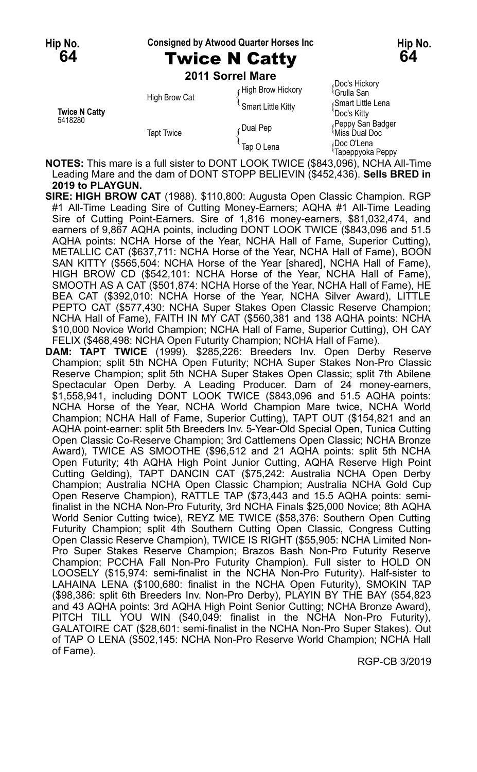Hip No. **64** — Consigned by Atwood Quarter Horses Inc — Hip No. **64**

# Twice N Catty

**2011 Sorrel Mare**

| | | | |
|---|---|---|---|
| **Twice N Catty** 5418280 | High Brow Cat | High Brow Hickory | Doc's Hickory |
| | | | Grulla San |
| | | Smart Little Kitty | Smart Little Lena |
| | | | Doc's Kitty |
| | Tapt Twice | Dual Pep | Peppy San Badger |
| | | | Miss Dual Doc |
| | | Tap O Lena | Doc O'Lena |
| | | | Tapeppyoka Peppy |

**NOTES:** This mare is a full sister to DONT LOOK TWICE ($843,096), NCHA All-Time Leading Mare and the dam of DONT STOPP BELIEVIN ($452,436). **Sells BRED in 2019 to PLAYGUN.**

**SIRE: HIGH BROW CAT** (1988). $110,800: Augusta Open Classic Champion. RGP #1 All-Time Leading Sire of Cutting Money-Earners; AQHA #1 All-Time Leading Sire of Cutting Point-Earners. Sire of 1,816 money-earners, $81,032,474, and earners of 9,867 AQHA points, including DONT LOOK TWICE ($843,096 and 51.5 AQHA points: NCHA Horse of the Year, NCHA Hall of Fame, Superior Cutting), METALLIC CAT ($637,711: NCHA Horse of the Year, NCHA Hall of Fame), BOON SAN KITTY ($565,504: NCHA Horse of the Year [shared], NCHA Hall of Fame), HIGH BROW CD ($542,101: NCHA Horse of the Year, NCHA Hall of Fame), SMOOTH AS A CAT ($501,874: NCHA Horse of the Year, NCHA Hall of Fame), HE BEA CAT ($392,010: NCHA Horse of the Year, NCHA Silver Award), LITTLE PEPTO CAT ($577,430: NCHA Super Stakes Open Classic Reserve Champion; NCHA Hall of Fame), FAITH IN MY CAT ($560,381 and 138 AQHA points: NCHA $10,000 Novice World Champion; NCHA Hall of Fame, Superior Cutting), OH CAY FELIX ($468,498: NCHA Open Futurity Champion; NCHA Hall of Fame).

**DAM: TAPT TWICE** (1999). $285,226: Breeders Inv. Open Derby Reserve Champion; split 5th NCHA Open Futurity; NCHA Super Stakes Non-Pro Classic Reserve Champion; split 5th NCHA Super Stakes Open Classic; split 7th Abilene Spectacular Open Derby. A Leading Producer. Dam of 24 money-earners, $1,558,941, including DONT LOOK TWICE ($843,096 and 51.5 AQHA points: NCHA Horse of the Year, NCHA World Champion Mare twice, NCHA World Champion; NCHA Hall of Fame, Superior Cutting), TAPT OUT ($154,821 and an AQHA point-earner: split 5th Breeders Inv. 5-Year-Old Special Open, Tunica Cutting Open Classic Co-Reserve Champion; 3rd Cattlemens Open Classic; NCHA Bronze Award), TWICE AS SMOOTHE ($96,512 and 21 AQHA points: split 5th NCHA Open Futurity; 4th AQHA High Point Junior Cutting, AQHA Reserve High Point Cutting Gelding), TAPT DANCIN CAT ($75,242: Australia NCHA Open Derby Champion; Australia NCHA Open Classic Champion; Australia NCHA Gold Cup Open Reserve Champion), RATTLE TAP ($73,443 and 15.5 AQHA points: semi-finalist in the NCHA Non-Pro Futurity, 3rd NCHA Finals $25,000 Novice; 8th AQHA World Senior Cutting twice), REYZ ME TWICE ($58,376: Southern Open Cutting Futurity Champion; split 4th Southern Cutting Open Classic, Congress Cutting Open Classic Reserve Champion), TWICE IS RIGHT ($55,905: NCHA Limited Non-Pro Super Stakes Reserve Champion; Brazos Bash Non-Pro Futurity Reserve Champion; PCCHA Fall Non-Pro Futurity Champion). Full sister to HOLD ON LOOSELY ($15,974: semi-finalist in the NCHA Non-Pro Futurity). Half-sister to LAHAINA LENA ($100,680: finalist in the NCHA Open Futurity), SMOKIN TAP ($98,386: split 6th Breeders Inv. Non-Pro Derby), PLAYIN BY THE BAY ($54,823 and 43 AQHA points: 3rd AQHA High Point Senior Cutting; NCHA Bronze Award), PITCH TILL YOU WIN ($40,049: finalist in the NCHA Non-Pro Futurity), GALATOIRE CAT ($28,601: semi-finalist in the NCHA Non-Pro Super Stakes). Out of TAP O LENA ($502,145: NCHA Non-Pro Reserve World Champion; NCHA Hall of Fame).

RGP-CB 3/2019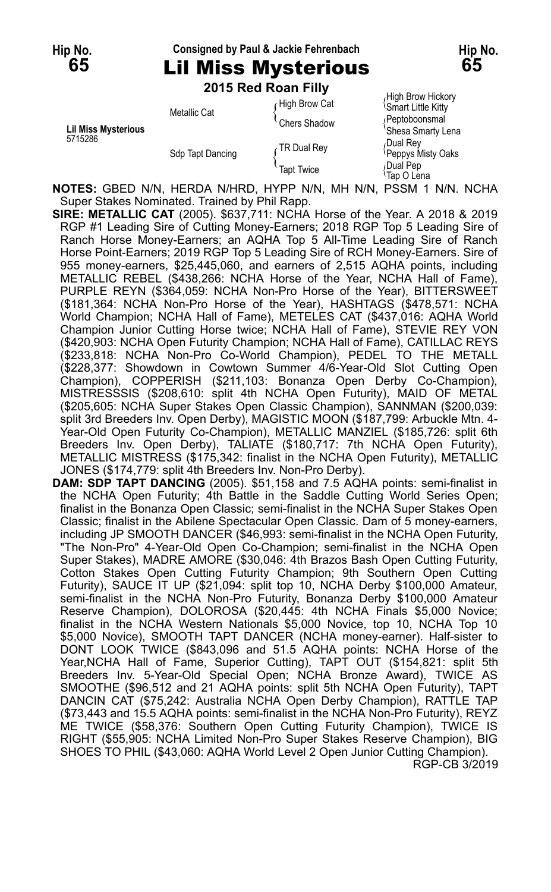**Hip No. 65** — Consigned by Paul & Jackie Fehrenbach — **Hip No. 65**

# Lil Miss Mysterious

**2015 Red Roan Filly**

| | | | |
|---|---|---|---|
| Lil Miss Mysterious 5715286 | Metallic Cat | High Brow Cat | High Brow Hickory |
| | | | Smart Little Kitty |
| | | Chers Shadow | Peptoboonsmal |
| | | | Shesa Smarty Lena |
| | Sdp Tapt Dancing | TR Dual Rey | Dual Rey |
| | | | Peppys Misty Oaks |
| | | Tapt Twice | Dual Pep |
| | | | Tap O Lena |

**NOTES:** GBED N/N, HERDA N/HRD, HYPP N/N, MH N/N, PSSM 1 N/N. NCHA Super Stakes Nominated. Trained by Phil Rapp.

**SIRE: METALLIC CAT** (2005). $637,711: NCHA Horse of the Year. A 2018 & 2019 RGP #1 Leading Sire of Cutting Money-Earners; 2018 RGP Top 5 Leading Sire of Ranch Horse Money-Earners; an AQHA Top 5 All-Time Leading Sire of Ranch Horse Point-Earners; 2019 RGP Top 5 Leading Sire of RCH Money-Earners. Sire of 955 money-earners, $25,445,060, and earners of 2,515 AQHA points, including METALLIC REBEL ($438,266: NCHA Horse of the Year, NCHA Hall of Fame), PURPLE REYN ($364,059: NCHA Non-Pro Horse of the Year), BITTERSWEET ($181,364: NCHA Non-Pro Horse of the Year), HASHTAGS ($478,571: NCHA World Champion; NCHA Hall of Fame), METELES CAT ($437,016: AQHA World Champion Junior Cutting Horse twice; NCHA Hall of Fame), STEVIE REY VON ($420,903: NCHA Open Futurity Champion; NCHA Hall of Fame), CATILLAC REYS ($233,818: NCHA Non-Pro Co-World Champion), PEDEL TO THE METALL ($228,377: Showdown in Cowtown Summer 4/6-Year-Old Slot Cutting Open Champion), COPPERISH ($211,103: Bonanza Open Derby Co-Champion), MISTRESSSIS ($208,610: split 4th NCHA Open Futurity), MAID OF METAL ($205,605: NCHA Super Stakes Open Classic Champion), SANNMAN ($200,039: split 3rd Breeders Inv. Open Derby), MAGISTIC MOON ($187,799: Arbuckle Mtn. 4-Year-Old Open Futurity Co-Champion), METALLIC MANZIEL ($185,726: split 6th Breeders Inv. Open Derby), TALIATE ($180,717: 7th NCHA Open Futurity), METALLIC MISTRESS ($175,342: finalist in the NCHA Open Futurity), METALLIC JONES ($174,779: split 4th Breeders Inv. Non-Pro Derby).

**DAM: SDP TAPT DANCING** (2005). $51,158 and 7.5 AQHA points: semi-finalist in the NCHA Open Futurity; 4th Battle in the Saddle Cutting World Series Open; finalist in the Bonanza Open Classic; semi-finalist in the NCHA Super Stakes Open Classic; finalist in the Abilene Spectacular Open Classic. Dam of 5 money-earners, including JP SMOOTH DANCER ($46,993: semi-finalist in the NCHA Open Futurity, "The Non-Pro" 4-Year-Old Open Co-Champion; semi-finalist in the NCHA Open Super Stakes), MADRE AMORE ($30,046: 4th Brazos Bash Open Cutting Futurity, Cotton Stakes Open Cutting Futurity Champion; 9th Southern Open Cutting Futurity), SAUCE IT UP ($21,094: split top 10, NCHA Derby $100,000 Amateur, semi-finalist in the NCHA Non-Pro Futurity, Bonanza Derby $100,000 Amateur Reserve Champion), DOLOROSA ($20,445: 4th NCHA Finals $5,000 Novice; finalist in the NCHA Western Nationals $5,000 Novice, top 10, NCHA Top 10 $5,000 Novice), SMOOTH TAPT DANCER (NCHA money-earner). Half-sister to DONT LOOK TWICE ($843,096 and 51.5 AQHA points: NCHA Horse of the Year,NCHA Hall of Fame, Superior Cutting), TAPT OUT ($154,821: split 5th Breeders Inv. 5-Year-Old Special Open; NCHA Bronze Award), TWICE AS SMOOTHE ($96,512 and 21 AQHA points: split 5th NCHA Open Futurity), TAPT DANCIN CAT ($75,242: Australia NCHA Open Derby Champion), RATTLE TAP ($73,443 and 15.5 AQHA points: semi-finalist in the NCHA Non-Pro Futurity), REYZ ME TWICE ($58,376: Southern Open Cutting Futurity Champion), TWICE IS RIGHT ($55,905: NCHA Limited Non-Pro Super Stakes Reserve Champion), BIG SHOES TO PHIL ($43,060: AQHA World Level 2 Open Junior Cutting Champion).

RGP-CB 3/2019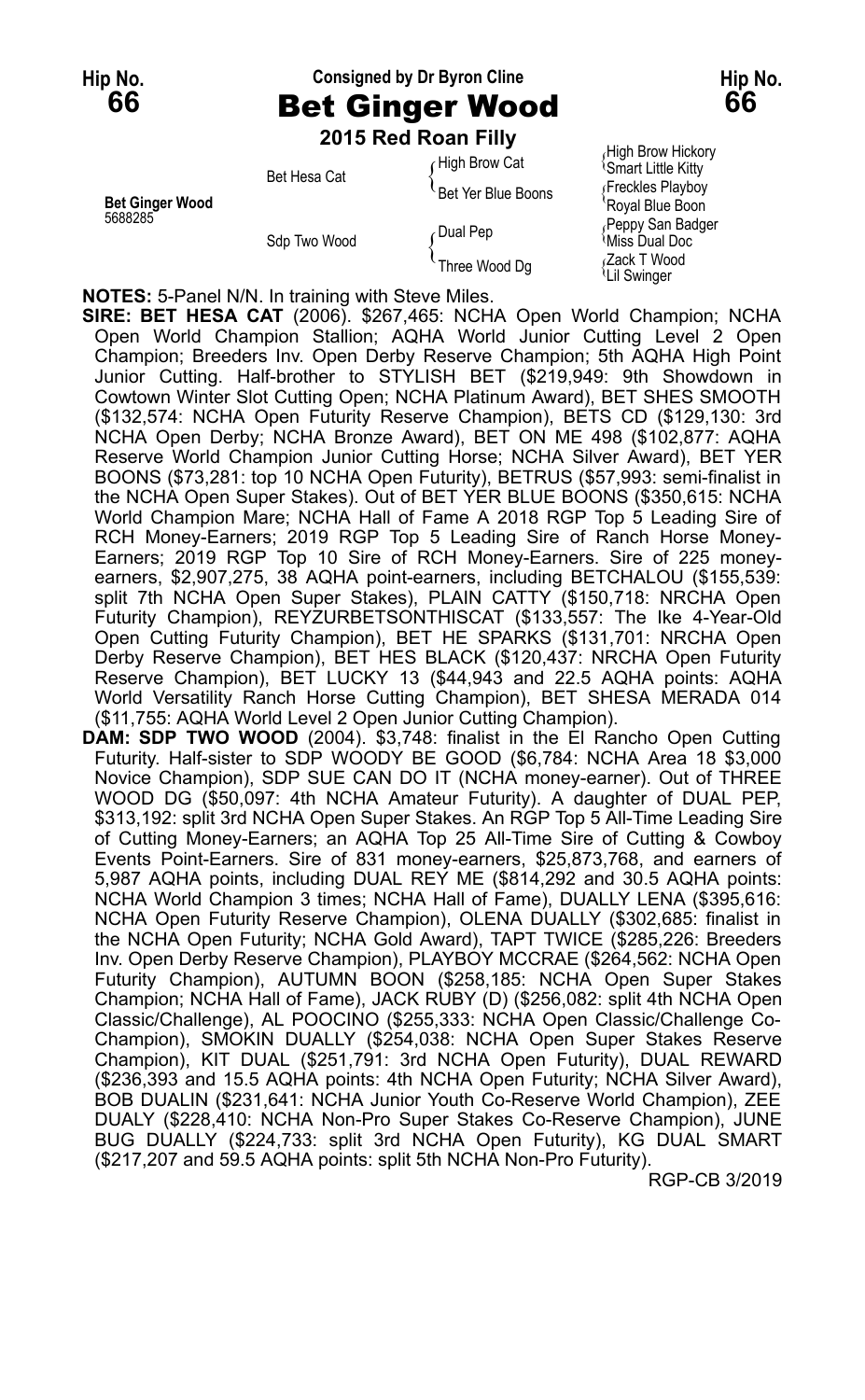Hip No. **66** — Consigned by Dr Byron Cline — Hip No. **66**

# Bet Ginger Wood

**2015 Red Roan Filly**

| | | | |
|---|---|---|---|
| **Bet Ginger Wood** 5688285 | Bet Hesa Cat | High Brow Cat | High Brow Hickory |
| | | | Smart Little Kitty |
| | | Bet Yer Blue Boons | Freckles Playboy |
| | | | Royal Blue Boon |
| | Sdp Two Wood | Dual Pep | Peppy San Badger |
| | | | Miss Dual Doc |
| | | Three Wood Dg | Zack T Wood |
| | | | Lil Swinger |

**NOTES:** 5-Panel N/N. In training with Steve Miles.

**SIRE: BET HESA CAT** (2006). $267,465: NCHA Open World Champion; NCHA Open World Champion Stallion; AQHA World Junior Cutting Level 2 Open Champion; Breeders Inv. Open Derby Reserve Champion; 5th AQHA High Point Junior Cutting. Half-brother to STYLISH BET ($219,949: 9th Showdown in Cowtown Winter Slot Cutting Open; NCHA Platinum Award), BET SHES SMOOTH ($132,574: NCHA Open Futurity Reserve Champion), BETS CD ($129,130: 3rd NCHA Open Derby; NCHA Bronze Award), BET ON ME 498 ($102,877: AQHA Reserve World Champion Junior Cutting Horse; NCHA Silver Award), BET YER BOONS ($73,281: top 10 NCHA Open Futurity), BETRUS ($57,993: semi-finalist in the NCHA Open Super Stakes). Out of BET YER BLUE BOONS ($350,615: NCHA World Champion Mare; NCHA Hall of Fame A 2018 RGP Top 5 Leading Sire of RCH Money-Earners; 2019 RGP Top 5 Leading Sire of Ranch Horse Money-Earners; 2019 RGP Top 10 Sire of RCH Money-Earners. Sire of 225 money-earners, $2,907,275, 38 AQHA point-earners, including BETCHALOU ($155,539: split 7th NCHA Open Super Stakes), PLAIN CATTY ($150,718: NRCHA Open Futurity Champion), REYZURBETSONTHISCAT ($133,557: The Ike 4-Year-Old Open Cutting Futurity Champion), BET HE SPARKS ($131,701: NRCHA Open Derby Reserve Champion), BET HES BLACK ($120,437: NRCHA Open Futurity Reserve Champion), BET LUCKY 13 ($44,943 and 22.5 AQHA points: AQHA World Versatility Ranch Horse Cutting Champion), BET SHESA MERADA 014 ($11,755: AQHA World Level 2 Open Junior Cutting Champion).

**DAM: SDP TWO WOOD** (2004). $3,748: finalist in the El Rancho Open Cutting Futurity. Half-sister to SDP WOODY BE GOOD ($6,784: NCHA Area 18 $3,000 Novice Champion), SDP SUE CAN DO IT (NCHA money-earner). Out of THREE WOOD DG ($50,097: 4th NCHA Amateur Futurity). A daughter of DUAL PEP, $313,192: split 3rd NCHA Open Super Stakes. An RGP Top 5 All-Time Leading Sire of Cutting Money-Earners; an AQHA Top 25 All-Time Sire of Cutting & Cowboy Events Point-Earners. Sire of 831 money-earners, $25,873,768, and earners of 5,987 AQHA points, including DUAL REY ME ($814,292 and 30.5 AQHA points: NCHA World Champion 3 times; NCHA Hall of Fame), DUALLY LENA ($395,616: NCHA Open Futurity Reserve Champion), OLENA DUALLY ($302,685: finalist in the NCHA Open Futurity; NCHA Gold Award), TAPT TWICE ($285,226: Breeders Inv. Open Derby Reserve Champion), PLAYBOY MCCRAE ($264,562: NCHA Open Futurity Champion), AUTUMN BOON ($258,185: NCHA Open Super Stakes Champion; NCHA Hall of Fame), JACK RUBY (D) ($256,082: split 4th NCHA Open Classic/Challenge), AL POOCINO ($255,333: NCHA Open Classic/Challenge Co-Champion), SMOKIN DUALLY ($254,038: NCHA Open Super Stakes Reserve Champion), KIT DUAL ($251,791: 3rd NCHA Open Futurity), DUAL REWARD ($236,393 and 15.5 AQHA points: 4th NCHA Open Futurity; NCHA Silver Award), BOB DUALIN ($231,641: NCHA Junior Youth Co-Reserve World Champion), ZEE DUALY ($228,410: NCHA Non-Pro Super Stakes Co-Reserve Champion), JUNE BUG DUALLY ($224,733: split 3rd NCHA Open Futurity), KG DUAL SMART ($217,207 and 59.5 AQHA points: split 5th NCHA Non-Pro Futurity).

RGP-CB 3/2019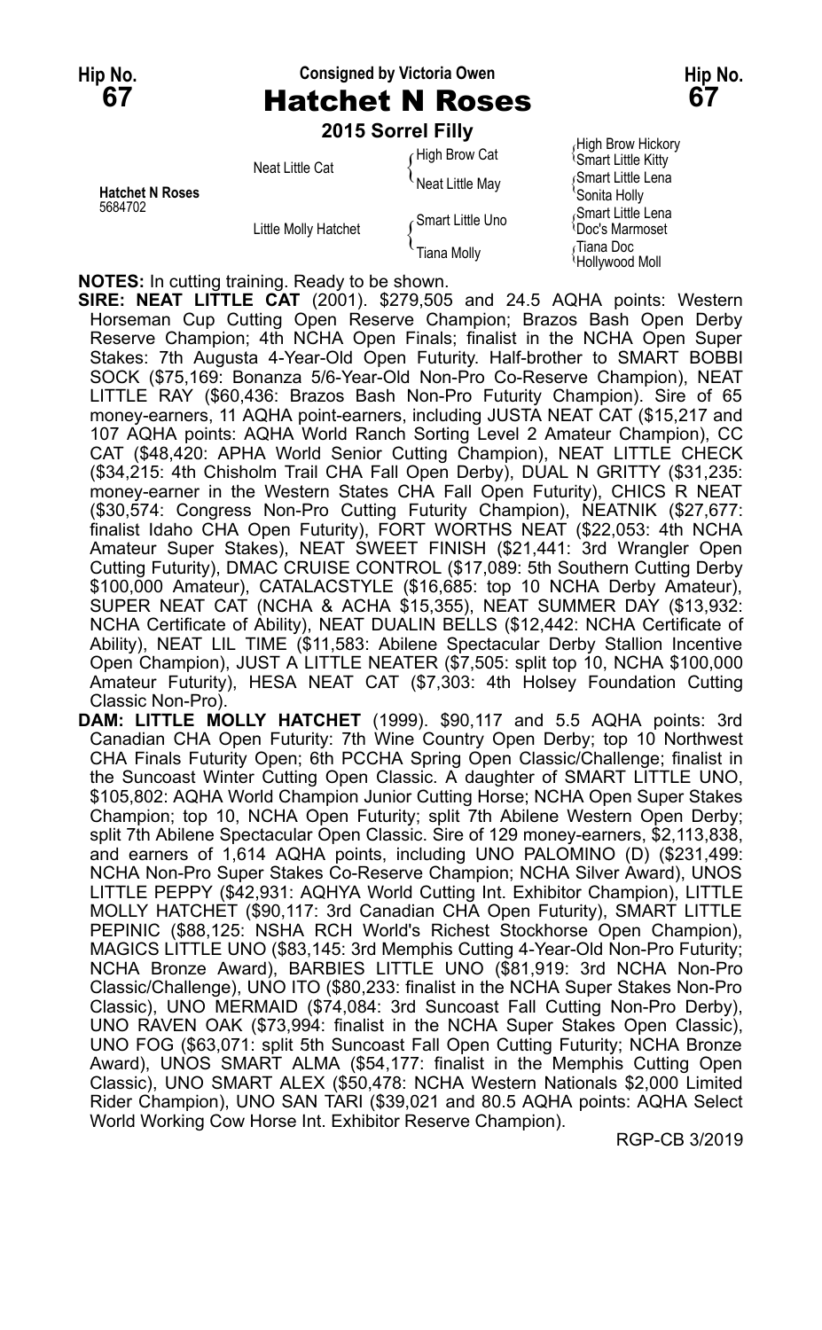Hip No. **67** — Consigned by Victoria Owen — Hip No. **67**

# Hatchet N Roses

**2015 Sorrel Filly**

| | | | |
|---|---|---|---|
| **Hatchet N Roses** 5684702 | Neat Little Cat | High Brow Cat | High Brow Hickory / Smart Little Kitty |
| | | Neat Little May | Smart Little Lena / Sonita Holly |
| | Little Molly Hatchet | Smart Little Uno | Smart Little Lena / Doc's Marmoset |
| | | Tiana Molly | Tiana Doc / Hollywood Moll |

**NOTES:** In cutting training. Ready to be shown.

**SIRE: NEAT LITTLE CAT** (2001). $279,505 and 24.5 AQHA points: Western Horseman Cup Cutting Open Reserve Champion; Brazos Bash Open Derby Reserve Champion; 4th NCHA Open Finals; finalist in the NCHA Open Super Stakes: 7th Augusta 4-Year-Old Open Futurity. Half-brother to SMART BOBBI SOCK ($75,169: Bonanza 5/6-Year-Old Non-Pro Co-Reserve Champion), NEAT LITTLE RAY ($60,436: Brazos Bash Non-Pro Futurity Champion). Sire of 65 money-earners, 11 AQHA point-earners, including JUSTA NEAT CAT ($15,217 and 107 AQHA points: AQHA World Ranch Sorting Level 2 Amateur Champion), CC CAT ($48,420: APHA World Senior Cutting Champion), NEAT LITTLE CHECK ($34,215: 4th Chisholm Trail CHA Fall Open Derby), DUAL N GRITTY ($31,235: money-earner in the Western States CHA Fall Open Futurity), CHICS R NEAT ($30,574: Congress Non-Pro Cutting Futurity Champion), NEATNIK ($27,677: finalist Idaho CHA Open Futurity), FORT WORTHS NEAT ($22,053: 4th NCHA Amateur Super Stakes), NEAT SWEET FINISH ($21,441: 3rd Wrangler Open Cutting Futurity), DMAC CRUISE CONTROL ($17,089: 5th Southern Cutting Derby $100,000 Amateur), CATALACSTYLE ($16,685: top 10 NCHA Derby Amateur), SUPER NEAT CAT (NCHA & ACHA $15,355), NEAT SUMMER DAY ($13,932: NCHA Certificate of Ability), NEAT DUALIN BELLS ($12,442: NCHA Certificate of Ability), NEAT LIL TIME ($11,583: Abilene Spectacular Derby Stallion Incentive Open Champion), JUST A LITTLE NEATER ($7,505: split top 10, NCHA $100,000 Amateur Futurity), HESA NEAT CAT ($7,303: 4th Holsey Foundation Cutting Classic Non-Pro).

**DAM: LITTLE MOLLY HATCHET** (1999). $90,117 and 5.5 AQHA points: 3rd Canadian CHA Open Futurity: 7th Wine Country Open Derby; top 10 Northwest CHA Finals Futurity Open; 6th PCCHA Spring Open Classic/Challenge; finalist in the Suncoast Winter Cutting Open Classic. A daughter of SMART LITTLE UNO, $105,802: AQHA World Champion Junior Cutting Horse; NCHA Open Super Stakes Champion; top 10, NCHA Open Futurity; split 7th Abilene Western Open Derby; split 7th Abilene Spectacular Open Classic. Sire of 129 money-earners, $2,113,838, and earners of 1,614 AQHA points, including UNO PALOMINO (D) ($231,499: NCHA Non-Pro Super Stakes Co-Reserve Champion; NCHA Silver Award), UNOS LITTLE PEPPY ($42,931: AQHYA World Cutting Int. Exhibitor Champion), LITTLE MOLLY HATCHET ($90,117: 3rd Canadian CHA Open Futurity), SMART LITTLE PEPINIC ($88,125: NSHA RCH World's Richest Stockhorse Open Champion), MAGICS LITTLE UNO ($83,145: 3rd Memphis Cutting 4-Year-Old Non-Pro Futurity; NCHA Bronze Award), BARBIES LITTLE UNO ($81,919: 3rd NCHA Non-Pro Classic/Challenge), UNO ITO ($80,233: finalist in the NCHA Super Stakes Non-Pro Classic), UNO MERMAID ($74,084: 3rd Suncoast Fall Cutting Non-Pro Derby), UNO RAVEN OAK ($73,994: finalist in the NCHA Super Stakes Open Classic), UNO FOG ($63,071: split 5th Suncoast Fall Open Cutting Futurity; NCHA Bronze Award), UNOS SMART ALMA ($54,177: finalist in the Memphis Cutting Open Classic), UNO SMART ALEX ($50,478: NCHA Western Nationals $2,000 Limited Rider Champion), UNO SAN TARI ($39,021 and 80.5 AQHA points: AQHA Select World Working Cow Horse Int. Exhibitor Reserve Champion).

RGP-CB 3/2019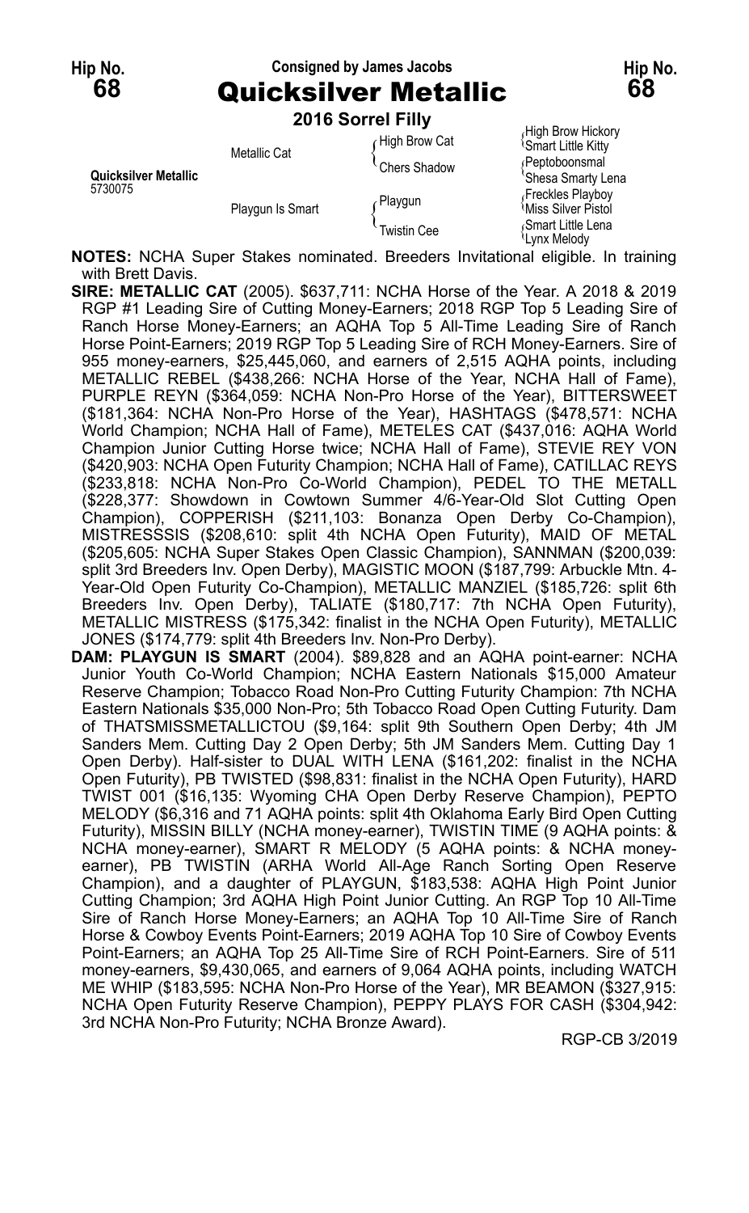**Hip No. 68** — Consigned by James Jacobs — **Hip No. 68**

# Quicksilver Metallic

**2016 Sorrel Filly**

| | | | |
|---|---|---|---|
| **Quicksilver Metallic** 5730075 | Metallic Cat | High Brow Cat | High Brow Hickory |
| | | | Smart Little Kitty |
| | | Chers Shadow | Peptoboonsmal |
| | | | Shesa Smarty Lena |
| | Playgun Is Smart | Playgun | Freckles Playboy |
| | | | Miss Silver Pistol |
| | | Twistin Cee | Smart Little Lena |
| | | | Lynx Melody |

**NOTES:** NCHA Super Stakes nominated. Breeders Invitational eligible. In training with Brett Davis.

**SIRE: METALLIC CAT** (2005). $637,711: NCHA Horse of the Year. A 2018 & 2019 RGP #1 Leading Sire of Cutting Money-Earners; 2018 RGP Top 5 Leading Sire of Ranch Horse Money-Earners; an AQHA Top 5 All-Time Leading Sire of Ranch Horse Point-Earners; 2019 RGP Top 5 Leading Sire of RCH Money-Earners. Sire of 955 money-earners, $25,445,060, and earners of 2,515 AQHA points, including METALLIC REBEL ($438,266: NCHA Horse of the Year, NCHA Hall of Fame), PURPLE REYN ($364,059: NCHA Non-Pro Horse of the Year), BITTERSWEET ($181,364: NCHA Non-Pro Horse of the Year), HASHTAGS ($478,571: NCHA World Champion; NCHA Hall of Fame), METELES CAT ($437,016: AQHA World Champion Junior Cutting Horse twice; NCHA Hall of Fame), STEVIE REY VON ($420,903: NCHA Open Futurity Champion; NCHA Hall of Fame), CATILLAC REYS ($233,818: NCHA Non-Pro Co-World Champion), PEDEL TO THE METALL ($228,377: Showdown in Cowtown Summer 4/6-Year-Old Slot Cutting Open Champion), COPPERISH ($211,103: Bonanza Open Derby Co-Champion), MISTRESSSIS ($208,610: split 4th NCHA Open Futurity), MAID OF METAL ($205,605: NCHA Super Stakes Open Classic Champion), SANNMAN ($200,039: split 3rd Breeders Inv. Open Derby), MAGISTIC MOON ($187,799: Arbuckle Mtn. 4-Year-Old Open Futurity Co-Champion), METALLIC MANZIEL ($185,726: split 6th Breeders Inv. Open Derby), TALIATE ($180,717: 7th NCHA Open Futurity), METALLIC MISTRESS ($175,342: finalist in the NCHA Open Futurity), METALLIC JONES ($174,779: split 4th Breeders Inv. Non-Pro Derby).

**DAM: PLAYGUN IS SMART** (2004). $89,828 and an AQHA point-earner: NCHA Junior Youth Co-World Champion; NCHA Eastern Nationals $15,000 Amateur Reserve Champion; Tobacco Road Non-Pro Cutting Futurity Champion: 7th NCHA Eastern Nationals $35,000 Non-Pro; 5th Tobacco Road Open Cutting Futurity. Dam of THATSMISSMETALLICTOU ($9,164: split 9th Southern Open Derby; 4th JM Sanders Mem. Cutting Day 2 Open Derby; 5th JM Sanders Mem. Cutting Day 1 Open Derby). Half-sister to DUAL WITH LENA ($161,202: finalist in the NCHA Open Futurity), PB TWISTED ($98,831: finalist in the NCHA Open Futurity), HARD TWIST 001 ($16,135: Wyoming CHA Open Derby Reserve Champion), PEPTO MELODY ($6,316 and 71 AQHA points: split 4th Oklahoma Early Bird Open Cutting Futurity), MISSIN BILLY (NCHA money-earner), TWISTIN TIME (9 AQHA points: & NCHA money-earner), SMART R MELODY (5 AQHA points: & NCHA money-earner), PB TWISTIN (ARHA World All-Age Ranch Sorting Open Reserve Champion), and a daughter of PLAYGUN, $183,538: AQHA High Point Junior Cutting Champion; 3rd AQHA High Point Junior Cutting. An RGP Top 10 All-Time Sire of Ranch Horse Money-Earners; an AQHA Top 10 All-Time Sire of Ranch Horse & Cowboy Events Point-Earners; 2019 AQHA Top 10 Sire of Cowboy Events Point-Earners; an AQHA Top 25 All-Time Sire of RCH Point-Earners. Sire of 511 money-earners, $9,430,065, and earners of 9,064 AQHA points, including WATCH ME WHIP ($183,595: NCHA Non-Pro Horse of the Year), MR BEAMON ($327,915: NCHA Open Futurity Reserve Champion), PEPPY PLAYS FOR CASH ($304,942: 3rd NCHA Non-Pro Futurity; NCHA Bronze Award).

RGP-CB 3/2019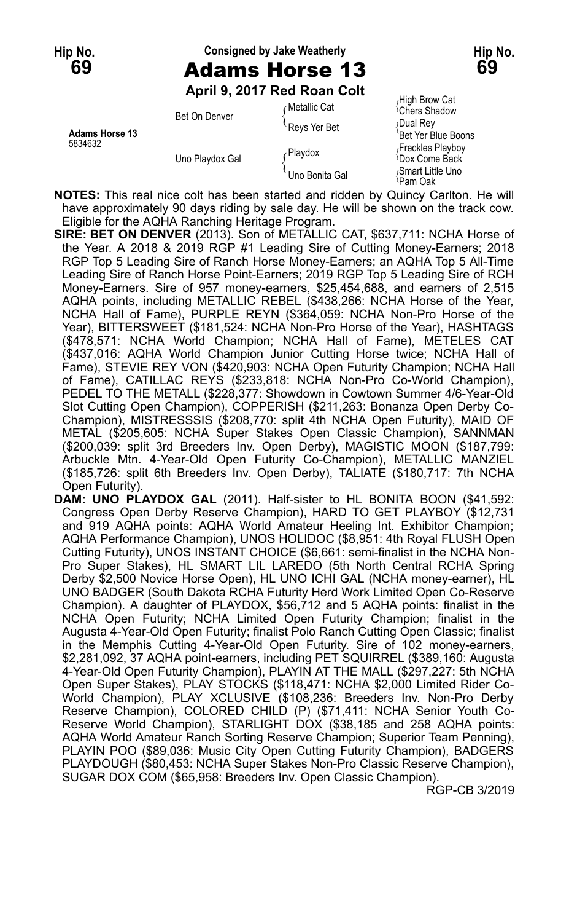**Hip No. 69** — Consigned by Jake Weatherly — **Hip No. 69**

# Adams Horse 13

**April 9, 2017 Red Roan Colt**

| | | | |
|---|---|---|---|
| **Adams Horse 13** 5834632 | Bet On Denver | Metallic Cat | High Brow Cat |
| | | | Chers Shadow |
| | | Reys Yer Bet | Dual Rey |
| | | | Bet Yer Blue Boons |
| | Uno Playdox Gal | Playdox | Freckles Playboy |
| | | | Dox Come Back |
| | | Uno Bonita Gal | Smart Little Uno |
| | | | Pam Oak |

**NOTES:** This real nice colt has been started and ridden by Quincy Carlton. He will have approximately 90 days riding by sale day. He will be shown on the track cow. Eligible for the AQHA Ranching Heritage Program.

**SIRE: BET ON DENVER** (2013). Son of METALLIC CAT, $637,711: NCHA Horse of the Year. A 2018 & 2019 RGP #1 Leading Sire of Cutting Money-Earners; 2018 RGP Top 5 Leading Sire of Ranch Horse Money-Earners; an AQHA Top 5 All-Time Leading Sire of Ranch Horse Point-Earners; 2019 RGP Top 5 Leading Sire of RCH Money-Earners. Sire of 957 money-earners, $25,454,688, and earners of 2,515 AQHA points, including METALLIC REBEL ($438,266: NCHA Horse of the Year, NCHA Hall of Fame), PURPLE REYN ($364,059: NCHA Non-Pro Horse of the Year), BITTERSWEET ($181,524: NCHA Non-Pro Horse of the Year), HASHTAGS ($478,571: NCHA World Champion; NCHA Hall of Fame), METELES CAT ($437,016: AQHA World Champion Junior Cutting Horse twice; NCHA Hall of Fame), STEVIE REY VON ($420,903: NCHA Open Futurity Champion; NCHA Hall of Fame), CATILLAC REYS ($233,818: NCHA Non-Pro Co-World Champion), PEDEL TO THE METALL ($228,377: Showdown in Cowtown Summer 4/6-Year-Old Slot Cutting Open Champion), COPPERISH ($211,263: Bonanza Open Derby Co-Champion), MISTRESSSIS ($208,770: split 4th NCHA Open Futurity), MAID OF METAL ($205,605: NCHA Super Stakes Open Classic Champion), SANNMAN ($200,039: split 3rd Breeders Inv. Open Derby), MAGISTIC MOON ($187,799: Arbuckle Mtn. 4-Year-Old Open Futurity Co-Champion), METALLIC MANZIEL ($185,726: split 6th Breeders Inv. Open Derby), TALIATE ($180,717: 7th NCHA Open Futurity).

**DAM: UNO PLAYDOX GAL** (2011). Half-sister to HL BONITA BOON ($41,592: Congress Open Derby Reserve Champion), HARD TO GET PLAYBOY ($12,731 and 919 AQHA points: AQHA World Amateur Heeling Int. Exhibitor Champion; AQHA Performance Champion), UNOS HOLIDOC ($8,951: 4th Royal FLUSH Open Cutting Futurity), UNOS INSTANT CHOICE ($6,661: semi-finalist in the NCHA Non-Pro Super Stakes), HL SMART LIL LAREDO (5th North Central RCHA Spring Derby $2,500 Novice Horse Open), HL UNO ICHI GAL (NCHA money-earner), HL UNO BADGER (South Dakota RCHA Futurity Herd Work Limited Open Co-Reserve Champion). A daughter of PLAYDOX, $56,712 and 5 AQHA points: finalist in the NCHA Open Futurity; NCHA Limited Open Futurity Champion; finalist in the Augusta 4-Year-Old Open Futurity; finalist Polo Ranch Cutting Open Classic; finalist in the Memphis Cutting 4-Year-Old Open Futurity. Sire of 102 money-earners, $2,281,092, 37 AQHA point-earners, including PET SQUIRREL ($389,160: Augusta 4-Year-Old Open Futurity Champion), PLAYIN AT THE MALL ($297,227: 5th NCHA Open Super Stakes), PLAY STOCKS ($118,471: NCHA $2,000 Limited Rider Co-World Champion), PLAY XCLUSIVE ($108,236: Breeders Inv. Non-Pro Derby Reserve Champion), COLORED CHILD (P) ($71,411: NCHA Senior Youth Co-Reserve World Champion), STARLIGHT DOX ($38,185 and 258 AQHA points: AQHA World Amateur Ranch Sorting Reserve Champion; Superior Team Penning), PLAYIN POO ($89,036: Music City Open Cutting Futurity Champion), BADGERS PLAYDOUGH ($80,453: NCHA Super Stakes Non-Pro Classic Reserve Champion), SUGAR DOX COM ($65,958: Breeders Inv. Open Classic Champion).

RGP-CB 3/2019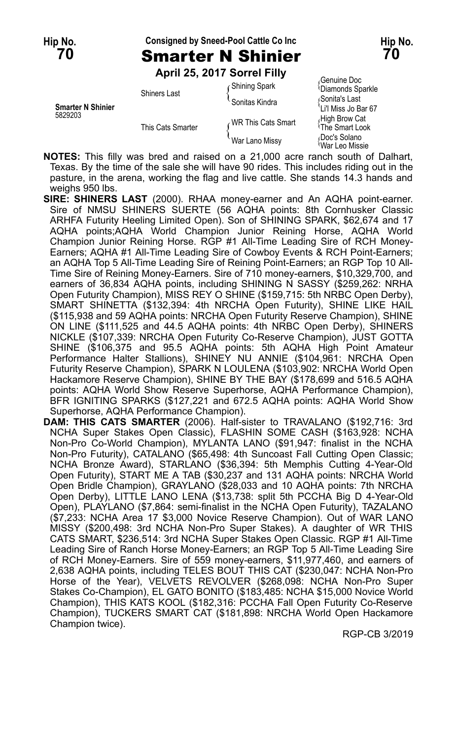Hip No. **70**

Consigned by Sneed-Pool Cattle Co Inc

# Smarter N Shinier

Hip No. **70**

**April 25, 2017 Sorrel Filly**

| | | | |
|---|---|---|---|
| **Smarter N Shinier** 5829203 | Shiners Last | Shining Spark | Genuine Doc |
| | | | Diamonds Sparkle |
| | | Sonitas Kindra | Sonita's Last |
| | | | Li'l Miss Jo Bar 67 |
| | This Cats Smarter | WR This Cats Smart | High Brow Cat |
| | | | The Smart Look |
| | | War Lano Missy | Doc's Solano |
| | | | War Leo Missie |

**NOTES:** This filly was bred and raised on a 21,000 acre ranch south of Dalhart, Texas. By the time of the sale she will have 90 rides. This includes riding out in the pasture, in the arena, working the flag and live cattle. She stands 14.3 hands and weighs 950 lbs.

**SIRE: SHINERS LAST** (2000). RHAA money-earner and An AQHA point-earner. Sire of NMSU SHINERS SUERTE (56 AQHA points: 8th Cornhusker Classic ARHFA Futurity Heeling Limited Open). Son of SHINING SPARK, $62,674 and 17 AQHA points;AQHA World Champion Junior Reining Horse, AQHA World Champion Junior Reining Horse. RGP #1 All-Time Leading Sire of RCH Money-Earners; AQHA #1 All-Time Leading Sire of Cowboy Events & RCH Point-Earners; an AQHA Top 5 All-Time Leading Sire of Reining Point-Earners; an RGP Top 10 All-Time Sire of Reining Money-Earners. Sire of 710 money-earners, $10,329,700, and earners of 36,834 AQHA points, including SHINING N SASSY ($259,262: NRHA Open Futurity Champion), MISS REY O SHINE ($159,715: 5th NRBC Open Derby), SMART SHINETTA ($132,394: 4th NRCHA Open Futurity), SHINE LIKE HAIL ($115,938 and 59 AQHA points: NRCHA Open Futurity Reserve Champion), SHINE ON LINE ($111,525 and 44.5 AQHA points: 4th NRBC Open Derby), SHINERS NICKLE ($107,339: NRCHA Open Futurity Co-Reserve Champion), JUST GOTTA SHINE ($106,375 and 95.5 AQHA points: 5th AQHA High Point Amateur Performance Halter Stallions), SHINEY NU ANNIE ($104,961: NRCHA Open Futurity Reserve Champion), SPARK N LOULENA ($103,902: NRCHA World Open Hackamore Reserve Champion), SHINE BY THE BAY ($178,699 and 516.5 AQHA points: AQHA World Show Reserve Superhorse, AQHA Performance Champion), BFR IGNITING SPARKS ($127,221 and 672.5 AQHA points: AQHA World Show Superhorse, AQHA Performance Champion).

**DAM: THIS CATS SMARTER** (2006). Half-sister to TRAVALANO ($192,716: 3rd NCHA Super Stakes Open Classic), FLASHIN SOME CASH ($163,928: NCHA Non-Pro Co-World Champion), MYLANTA LANO ($91,947: finalist in the NCHA Non-Pro Futurity), CATALANO ($65,498: 4th Suncoast Fall Cutting Open Classic; NCHA Bronze Award), STARLANO ($36,394: 5th Memphis Cutting 4-Year-Old Open Futurity), START ME A TAB ($30,237 and 131 AQHA points: NRCHA World Open Bridle Champion), GRAYLANO ($28,033 and 10 AQHA points: 7th NRCHA Open Derby), LITTLE LANO LENA ($13,738: split 5th PCCHA Big D 4-Year-Old Open), PLAYLANO ($7,864: semi-finalist in the NCHA Open Futurity), TAZALANO ($7,233: NCHA Area 17 $3,000 Novice Reserve Champion). Out of WAR LANO MISSY ($200,498: 3rd NCHA Non-Pro Super Stakes). A daughter of WR THIS CATS SMART, $236,514: 3rd NCHA Super Stakes Open Classic. RGP #1 All-Time Leading Sire of Ranch Horse Money-Earners; an RGP Top 5 All-Time Leading Sire of RCH Money-Earners. Sire of 559 money-earners, $11,977,460, and earners of 2,638 AQHA points, including TELES BOUT THIS CAT ($230,047: NCHA Non-Pro Horse of the Year), VELVETS REVOLVER ($268,098: NCHA Non-Pro Super Stakes Co-Champion), EL GATO BONITO ($183,485: NCHA $15,000 Novice World Champion), THIS KATS KOOL ($182,316: PCCHA Fall Open Futurity Co-Reserve Champion), TUCKERS SMART CAT ($181,898: NRCHA World Open Hackamore Champion twice).

RGP-CB 3/2019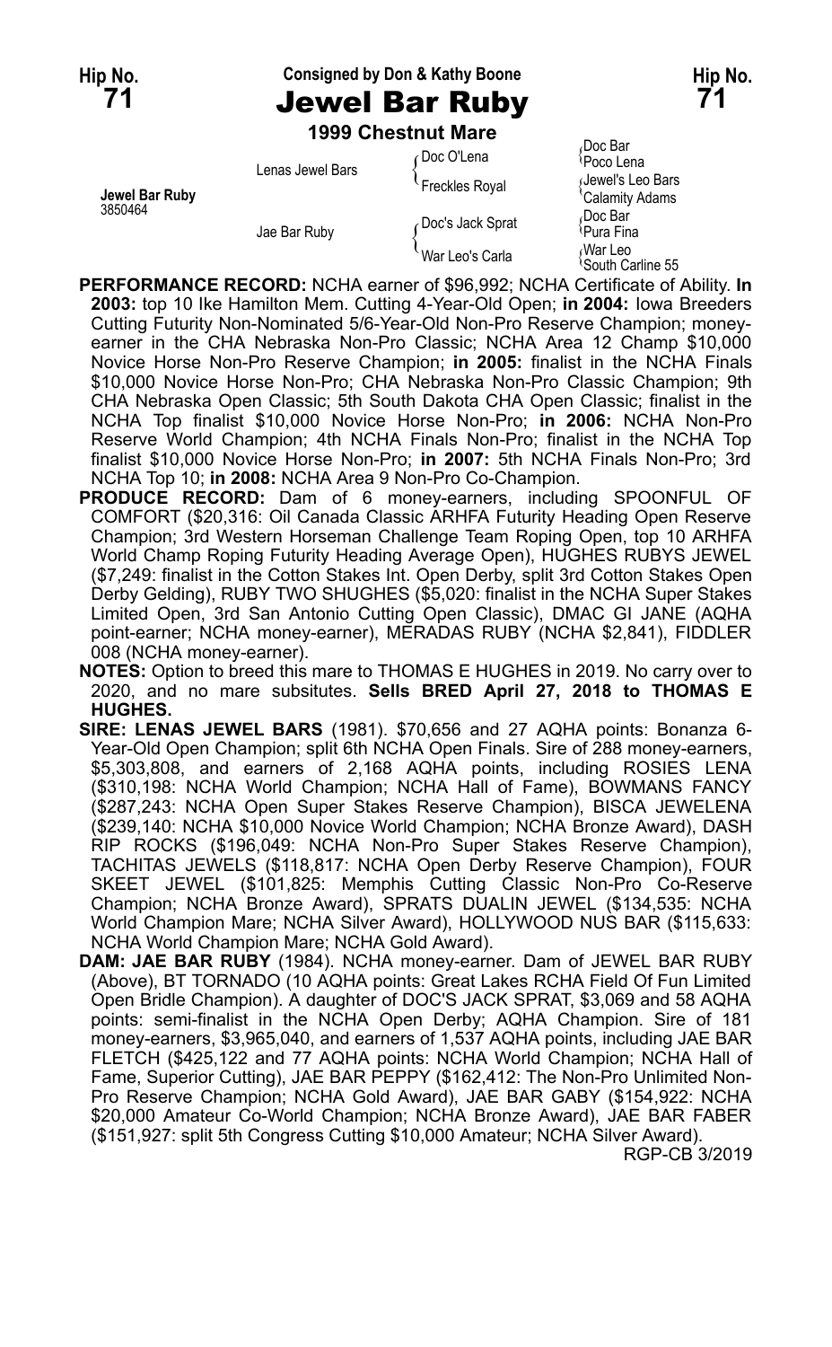Hip No. **71** — Consigned by Don & Kathy Boone — Hip No. **71**

# Jewel Bar Ruby

**1999 Chestnut Mare**

| | | | |
|---|---|---|---|
| **Jewel Bar Ruby** 3850464 | Lenas Jewel Bars | Doc O'Lena | Doc Bar |
| | | | Poco Lena |
| | | Freckles Royal | Jewel's Leo Bars |
| | | | Calamity Adams |
| | Jae Bar Ruby | Doc's Jack Sprat | Doc Bar |
| | | | Pura Fina |
| | | War Leo's Carla | War Leo |
| | | | South Carline 55 |

**PERFORMANCE RECORD:** NCHA earner of $96,992; NCHA Certificate of Ability. **In 2003:** top 10 Ike Hamilton Mem. Cutting 4-Year-Old Open; **in 2004:** Iowa Breeders Cutting Futurity Non-Nominated 5/6-Year-Old Non-Pro Reserve Champion; money-earner in the CHA Nebraska Non-Pro Classic; NCHA Area 12 Champ $10,000 Novice Horse Non-Pro Reserve Champion; **in 2005:** finalist in the NCHA Finals $10,000 Novice Horse Non-Pro; CHA Nebraska Non-Pro Classic Champion; 9th CHA Nebraska Open Classic; 5th South Dakota CHA Open Classic; finalist in the NCHA Top finalist $10,000 Novice Horse Non-Pro; **in 2006:** NCHA Non-Pro Reserve World Champion; 4th NCHA Finals Non-Pro; finalist in the NCHA Top finalist $10,000 Novice Horse Non-Pro; **in 2007:** 5th NCHA Finals Non-Pro; 3rd NCHA Top 10; **in 2008:** NCHA Area 9 Non-Pro Co-Champion.

**PRODUCE RECORD:** Dam of 6 money-earners, including SPOONFUL OF COMFORT ($20,316: Oil Canada Classic ARHFA Futurity Heading Open Reserve Champion; 3rd Western Horseman Challenge Team Roping Open, top 10 ARHFA World Champ Roping Futurity Heading Average Open), HUGHES RUBYS JEWEL ($7,249: finalist in the Cotton Stakes Int. Open Derby, split 3rd Cotton Stakes Open Derby Gelding), RUBY TWO SHUGHES ($5,020: finalist in the NCHA Super Stakes Limited Open, 3rd San Antonio Cutting Open Classic), DMAC GI JANE (AQHA point-earner; NCHA money-earner), MERADAS RUBY (NCHA $2,841), FIDDLER 008 (NCHA money-earner).

**NOTES:** Option to breed this mare to THOMAS E HUGHES in 2019. No carry over to 2020, and no mare subsitutes. **Sells BRED April 27, 2018 to THOMAS E HUGHES.**

**SIRE: LENAS JEWEL BARS** (1981). $70,656 and 27 AQHA points: Bonanza 6-Year-Old Open Champion; split 6th NCHA Open Finals. Sire of 288 money-earners, $5,303,808, and earners of 2,168 AQHA points, including ROSIES LENA ($310,198: NCHA World Champion; NCHA Hall of Fame), BOWMANS FANCY ($287,243: NCHA Open Super Stakes Reserve Champion), BISCA JEWELENA ($239,140: NCHA $10,000 Novice World Champion; NCHA Bronze Award), DASH RIP ROCKS ($196,049: NCHA Non-Pro Super Stakes Reserve Champion), TACHITAS JEWELS ($118,817: NCHA Open Derby Reserve Champion), FOUR SKEET JEWEL ($101,825: Memphis Cutting Classic Non-Pro Co-Reserve Champion; NCHA Bronze Award), SPRATS DUALIN JEWEL ($134,535: NCHA World Champion Mare; NCHA Silver Award), HOLLYWOOD NUS BAR ($115,633: NCHA World Champion Mare; NCHA Gold Award).

**DAM: JAE BAR RUBY** (1984). NCHA money-earner. Dam of JEWEL BAR RUBY (Above), BT TORNADO (10 AQHA points: Great Lakes RCHA Field Of Fun Limited Open Bridle Champion). A daughter of DOC'S JACK SPRAT, $3,069 and 58 AQHA points: semi-finalist in the NCHA Open Derby; AQHA Champion. Sire of 181 money-earners, $3,965,040, and earners of 1,537 AQHA points, including JAE BAR FLETCH ($425,122 and 77 AQHA points: NCHA World Champion; NCHA Hall of Fame, Superior Cutting), JAE BAR PEPPY ($162,412: The Non-Pro Unlimited Non-Pro Reserve Champion; NCHA Gold Award), JAE BAR GABY ($154,922: NCHA $20,000 Amateur Co-World Champion; NCHA Bronze Award), JAE BAR FABER ($151,927: split 5th Congress Cutting $10,000 Amateur; NCHA Silver Award).

RGP-CB 3/2019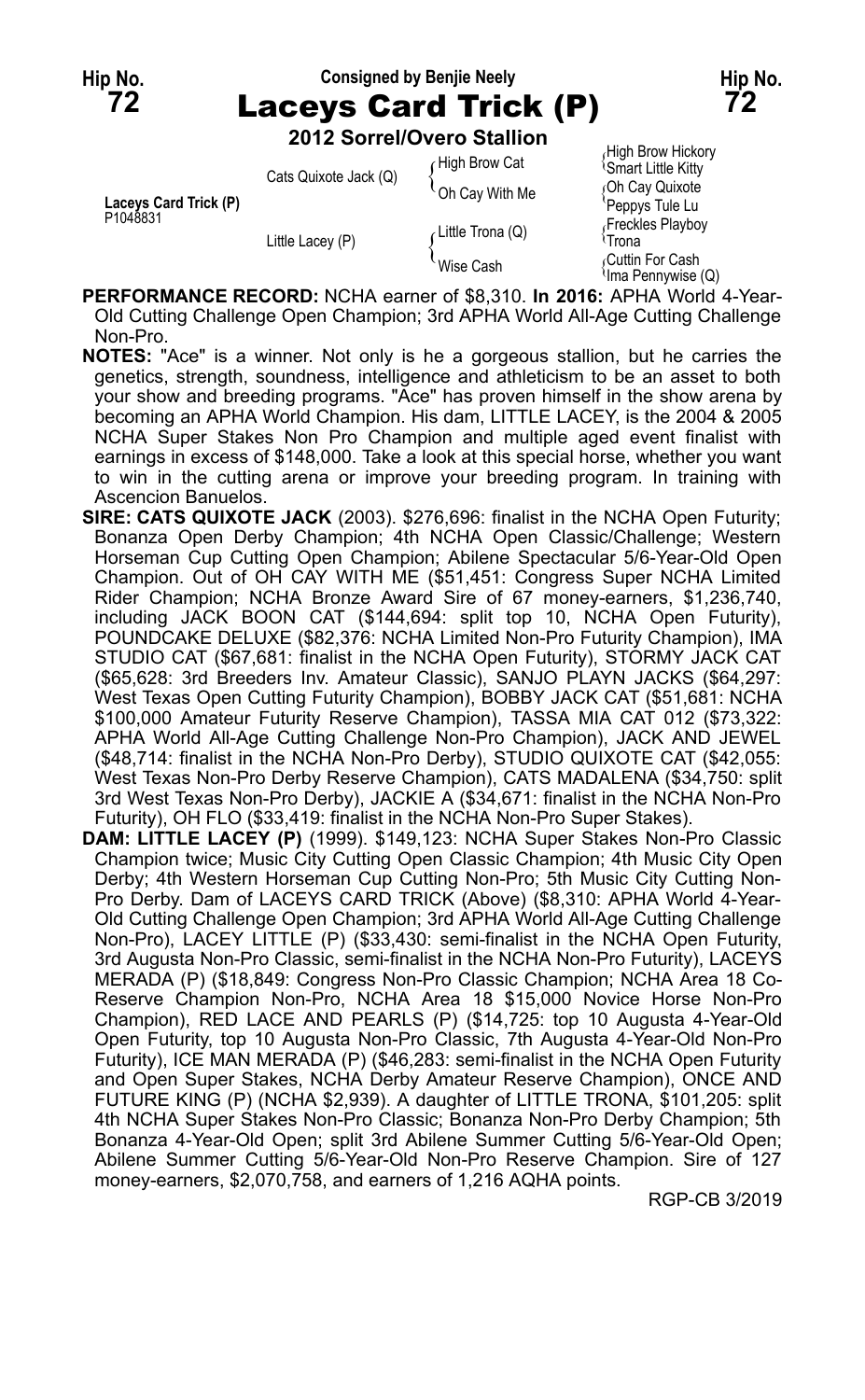**Hip No. 72** — Consigned by Benjie Neely — **Hip No. 72**

# Laceys Card Trick (P)

**2012 Sorrel/Overo Stallion**

| | | | |
|---|---|---|---|
| Laceys Card Trick (P) P1048831 | Cats Quixote Jack (Q) | High Brow Cat | High Brow Hickory |
| | | | Smart Little Kitty |
| | | Oh Cay With Me | Oh Cay Quixote |
| | | | Peppys Tule Lu |
| | Little Lacey (P) | Little Trona (Q) | Freckles Playboy |
| | | | Trona |
| | | Wise Cash | Cuttin For Cash |
| | | | Ima Pennywise (Q) |

**PERFORMANCE RECORD:** NCHA earner of $8,310. **In 2016:** APHA World 4-Year-Old Cutting Challenge Open Champion; 3rd APHA World All-Age Cutting Challenge Non-Pro.

**NOTES:** "Ace" is a winner. Not only is he a gorgeous stallion, but he carries the genetics, strength, soundness, intelligence and athleticism to be an asset to both your show and breeding programs. "Ace" has proven himself in the show arena by becoming an APHA World Champion. His dam, LITTLE LACEY, is the 2004 & 2005 NCHA Super Stakes Non Pro Champion and multiple aged event finalist with earnings in excess of $148,000. Take a look at this special horse, whether you want to win in the cutting arena or improve your breeding program. In training with Ascencion Banuelos.

**SIRE: CATS QUIXOTE JACK** (2003). $276,696: finalist in the NCHA Open Futurity; Bonanza Open Derby Champion; 4th NCHA Open Classic/Challenge; Western Horseman Cup Cutting Open Champion; Abilene Spectacular 5/6-Year-Old Open Champion. Out of OH CAY WITH ME ($51,451: Congress Super NCHA Limited Rider Champion; NCHA Bronze Award Sire of 67 money-earners, $1,236,740, including JACK BOON CAT ($144,694: split top 10, NCHA Open Futurity), POUNDCAKE DELUXE ($82,376: NCHA Limited Non-Pro Futurity Champion), IMA STUDIO CAT ($67,681: finalist in the NCHA Open Futurity), STORMY JACK CAT ($65,628: 3rd Breeders Inv. Amateur Classic), SANJO PLAYN JACKS ($64,297: West Texas Open Cutting Futurity Champion), BOBBY JACK CAT ($51,681: NCHA $100,000 Amateur Futurity Reserve Champion), TASSA MIA CAT 012 ($73,322: APHA World All-Age Cutting Challenge Non-Pro Champion), JACK AND JEWEL ($48,714: finalist in the NCHA Non-Pro Derby), STUDIO QUIXOTE CAT ($42,055: West Texas Non-Pro Derby Reserve Champion), CATS MADALENA ($34,750: split 3rd West Texas Non-Pro Derby), JACKIE A ($34,671: finalist in the NCHA Non-Pro Futurity), OH FLO ($33,419: finalist in the NCHA Non-Pro Super Stakes).

**DAM: LITTLE LACEY (P)** (1999). $149,123: NCHA Super Stakes Non-Pro Classic Champion twice; Music City Cutting Open Classic Champion; 4th Music City Open Derby; 4th Western Horseman Cup Cutting Non-Pro; 5th Music City Cutting Non-Pro Derby. Dam of LACEYS CARD TRICK (Above) ($8,310: APHA World 4-Year-Old Cutting Challenge Open Champion; 3rd APHA World All-Age Cutting Challenge Non-Pro), LACEY LITTLE (P) ($33,430: semi-finalist in the NCHA Open Futurity, 3rd Augusta Non-Pro Classic, semi-finalist in the NCHA Non-Pro Futurity), LACEYS MERADA (P) ($18,849: Congress Non-Pro Classic Champion; NCHA Area 18 Co-Reserve Champion Non-Pro, NCHA Area 18 $15,000 Novice Horse Non-Pro Champion), RED LACE AND PEARLS (P) ($14,725: top 10 Augusta 4-Year-Old Open Futurity, top 10 Augusta Non-Pro Classic, 7th Augusta 4-Year-Old Non-Pro Futurity), ICE MAN MERADA (P) ($46,283: semi-finalist in the NCHA Open Futurity and Open Super Stakes, NCHA Derby Amateur Reserve Champion), ONCE AND FUTURE KING (P) (NCHA $2,939). A daughter of LITTLE TRONA, $101,205: split 4th NCHA Super Stakes Non-Pro Classic; Bonanza Non-Pro Derby Champion; 5th Bonanza 4-Year-Old Open; split 3rd Abilene Summer Cutting 5/6-Year-Old Open; Abilene Summer Cutting 5/6-Year-Old Non-Pro Reserve Champion. Sire of 127 money-earners, $2,070,758, and earners of 1,216 AQHA points.

RGP-CB 3/2019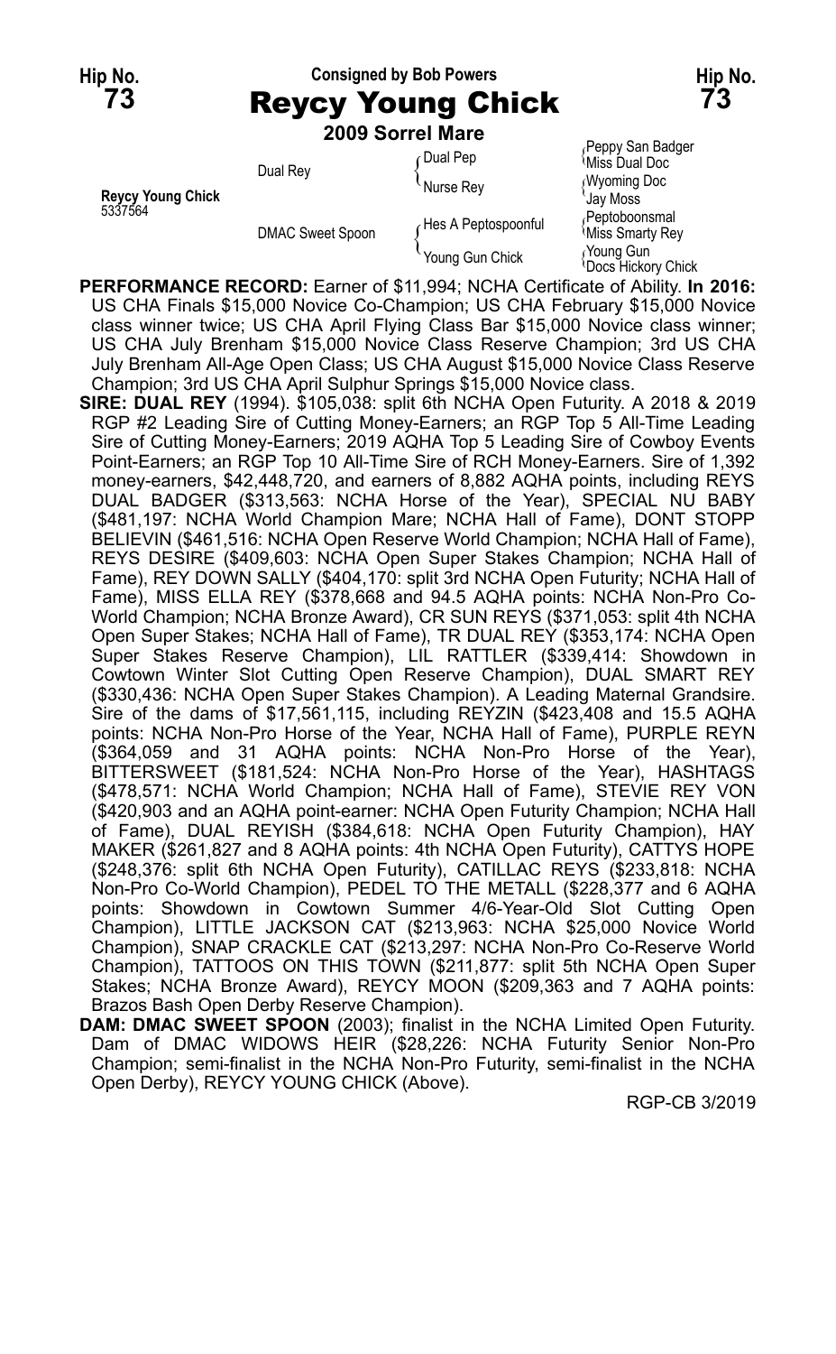Hip No. **73**

Consigned by Bob Powers

# Reycy Young Chick

Hip No. **73**

**2009 Sorrel Mare**

| | | | |
|---|---|---|---|
| **Reycy Young Chick** 5337564 | Dual Rey | Dual Pep | Peppy San Badger |
| | | | Miss Dual Doc |
| | | Nurse Rey | Wyoming Doc |
| | | | Jay Moss |
| | DMAC Sweet Spoon | Hes A Peptospoonful | Peptoboonsmal |
| | | | Miss Smarty Rey |
| | | Young Gun Chick | Young Gun |
| | | | Docs Hickory Chick |

**PERFORMANCE RECORD:** Earner of $11,994; NCHA Certificate of Ability. **In 2016:** US CHA Finals $15,000 Novice Co-Champion; US CHA February $15,000 Novice class winner twice; US CHA April Flying Class Bar $15,000 Novice class winner; US CHA July Brenham $15,000 Novice Class Reserve Champion; 3rd US CHA July Brenham All-Age Open Class; US CHA August $15,000 Novice Class Reserve Champion; 3rd US CHA April Sulphur Springs $15,000 Novice class.

**SIRE: DUAL REY** (1994). $105,038: split 6th NCHA Open Futurity. A 2018 & 2019 RGP #2 Leading Sire of Cutting Money-Earners; an RGP Top 5 All-Time Leading Sire of Cutting Money-Earners; 2019 AQHA Top 5 Leading Sire of Cowboy Events Point-Earners; an RGP Top 10 All-Time Sire of RCH Money-Earners. Sire of 1,392 money-earners, $42,448,720, and earners of 8,882 AQHA points, including REYS DUAL BADGER ($313,563: NCHA Horse of the Year), SPECIAL NU BABY ($481,197: NCHA World Champion Mare; NCHA Hall of Fame), DONT STOPP BELIEVIN ($461,516: NCHA Open Reserve World Champion; NCHA Hall of Fame), REYS DESIRE ($409,603: NCHA Open Super Stakes Champion; NCHA Hall of Fame), REY DOWN SALLY ($404,170: split 3rd NCHA Open Futurity; NCHA Hall of Fame), MISS ELLA REY ($378,668 and 94.5 AQHA points: NCHA Non-Pro Co-World Champion; NCHA Bronze Award), CR SUN REYS ($371,053: split 4th NCHA Open Super Stakes; NCHA Hall of Fame), TR DUAL REY ($353,174: NCHA Open Super Stakes Reserve Champion), LIL RATTLER ($339,414: Showdown in Cowtown Winter Slot Cutting Open Reserve Champion), DUAL SMART REY ($330,436: NCHA Open Super Stakes Champion). A Leading Maternal Grandsire. Sire of the dams of $17,561,115, including REYZIN ($423,408 and 15.5 AQHA points: NCHA Non-Pro Horse of the Year, NCHA Hall of Fame), PURPLE REYN ($364,059 and 31 AQHA points: NCHA Non-Pro Horse of the Year), BITTERSWEET ($181,524: NCHA Non-Pro Horse of the Year), HASHTAGS ($478,571: NCHA World Champion; NCHA Hall of Fame), STEVIE REY VON ($420,903 and an AQHA point-earner: NCHA Open Futurity Champion; NCHA Hall of Fame), DUAL REYISH ($384,618: NCHA Open Futurity Champion), HAY MAKER ($261,827 and 8 AQHA points: 4th NCHA Open Futurity), CATTYS HOPE ($248,376: split 6th NCHA Open Futurity), CATILLAC REYS ($233,818: NCHA Non-Pro Co-World Champion), PEDEL TO THE METALL ($228,377 and 6 AQHA points: Showdown in Cowtown Summer 4/6-Year-Old Slot Cutting Open Champion), LITTLE JACKSON CAT ($213,963: NCHA $25,000 Novice World Champion), SNAP CRACKLE CAT ($213,297: NCHA Non-Pro Co-Reserve World Champion), TATTOOS ON THIS TOWN ($211,877: split 5th NCHA Open Super Stakes; NCHA Bronze Award), REYCY MOON ($209,363 and 7 AQHA points: Brazos Bash Open Derby Reserve Champion).

**DAM: DMAC SWEET SPOON** (2003); finalist in the NCHA Limited Open Futurity. Dam of DMAC WIDOWS HEIR ($28,226: NCHA Futurity Senior Non-Pro Champion; semi-finalist in the NCHA Non-Pro Futurity, semi-finalist in the NCHA Open Derby), REYCY YOUNG CHICK (Above).

RGP-CB 3/2019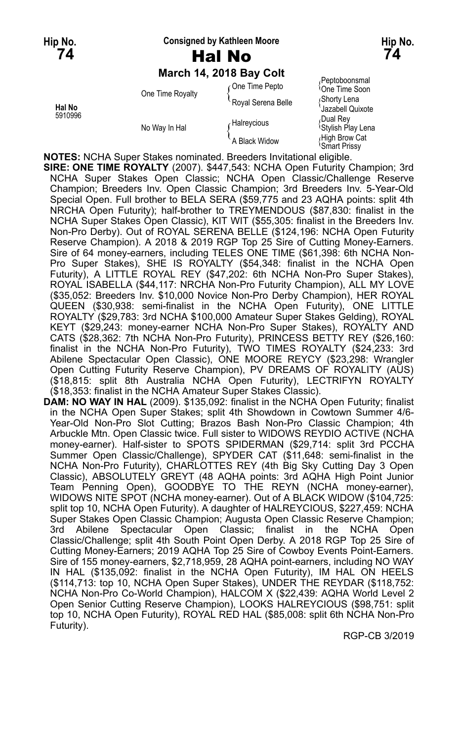**Hip No. 74** — Consigned by Kathleen Moore — **Hip No. 74**

# Hal No

**March 14, 2018 Bay Colt**

| | | | |
|---|---|---|---|
| **Hal No** 5910996 | One Time Royalty | One Time Pepto | Peptoboonsmal |
| | | | One Time Soon |
| | | Royal Serena Belle | Shorty Lena |
| | | | Jazabell Quixote |
| | No Way In Hal | Halreycious | Dual Rey |
| | | | Stylish Play Lena |
| | | A Black Widow | High Brow Cat |
| | | | Smart Prissy |

**NOTES:** NCHA Super Stakes nominated. Breeders Invitational eligible.

**SIRE: ONE TIME ROYALTY** (2007). $447,543: NCHA Open Futurity Champion; 3rd NCHA Super Stakes Open Classic; NCHA Open Classic/Challenge Reserve Champion; Breeders Inv. Open Classic Champion; 3rd Breeders Inv. 5-Year-Old Special Open. Full brother to BELA SERA ($59,775 and 23 AQHA points: split 4th NRCHA Open Futurity); half-brother to TREYMENDOUS ($87,830: finalist in the NCHA Super Stakes Open Classic), KIT WIT ($55,305: finalist in the Breeders Inv. Non-Pro Derby). Out of ROYAL SERENA BELLE ($124,196: NCHA Open Futurity Reserve Champion). A 2018 & 2019 RGP Top 25 Sire of Cutting Money-Earners. Sire of 64 money-earners, including TELES ONE TIME ($61,398: 6th NCHA Non-Pro Super Stakes), SHE IS ROYALTY ($54,348: finalist in the NCHA Open Futurity), A LITTLE ROYAL REY ($47,202: 6th NCHA Non-Pro Super Stakes), ROYAL ISABELLA ($44,117: NRCHA Non-Pro Futurity Champion), ALL MY LOVE ($35,052: Breeders Inv. $10,000 Novice Non-Pro Derby Champion), HER ROYAL QUEEN ($30,938: semi-finalist in the NCHA Open Futurity), ONE LITTLE ROYALTY ($29,783: 3rd NCHA $100,000 Amateur Super Stakes Gelding), ROYAL KEYT ($29,243: money-earner NCHA Non-Pro Super Stakes), ROYALTY AND CATS ($28,362: 7th NCHA Non-Pro Futurity), PRINCESS BETTY REY ($26,160: finalist in the NCHA Non-Pro Futurity), TWO TIMES ROYALTY ($24,233: 3rd Abilene Spectacular Open Classic), ONE MOORE REYCY ($23,298: Wrangler Open Cutting Futurity Reserve Champion), PV DREAMS OF ROYALITY (AUS) ($18,815: split 8th Australia NCHA Open Futurity), LECTRIFYN ROYALTY ($18,353: finalist in the NCHA Amateur Super Stakes Classic).

**DAM: NO WAY IN HAL** (2009). $135,092: finalist in the NCHA Open Futurity; finalist in the NCHA Open Super Stakes; split 4th Showdown in Cowtown Summer 4/6-Year-Old Non-Pro Slot Cutting; Brazos Bash Non-Pro Classic Champion; 4th Arbuckle Mtn. Open Classic twice. Full sister to WIDOWS REYDIO ACTIVE (NCHA money-earner). Half-sister to SPOTS SPIDERMAN ($29,714: split 3rd PCCHA Summer Open Classic/Challenge), SPYDER CAT ($11,648: semi-finalist in the NCHA Non-Pro Futurity), CHARLOTTES REY (4th Big Sky Cutting Day 3 Open Classic), ABSOLUTELY GREYT (48 AQHA points: 3rd AQHA High Point Junior Team Penning Open), GOODBYE TO THE REYN (NCHA money-earner), WIDOWS NITE SPOT (NCHA money-earner). Out of A BLACK WIDOW ($104,725: split top 10, NCHA Open Futurity). A daughter of HALREYCIOUS, $227,459: NCHA Super Stakes Open Classic Champion; Augusta Open Classic Reserve Champion; 3rd Abilene Spectacular Open Classic; finalist in the NCHA Open Classic/Challenge; split 4th South Point Open Derby. A 2018 RGP Top 25 Sire of Cutting Money-Earners; 2019 AQHA Top 25 Sire of Cowboy Events Point-Earners. Sire of 155 money-earners, $2,718,959, 28 AQHA point-earners, including NO WAY IN HAL ($135,092: finalist in the NCHA Open Futurity), IM HAL ON HEELS ($114,713: top 10, NCHA Open Super Stakes), UNDER THE REYDAR ($118,752: NCHA Non-Pro Co-World Champion), HALCOM X ($22,439: AQHA World Level 2 Open Senior Cutting Reserve Champion), LOOKS HALREYCIOUS ($98,751: split top 10, NCHA Open Futurity), ROYAL RED HAL ($85,008: split 6th NCHA Non-Pro Futurity).

RGP-CB 3/2019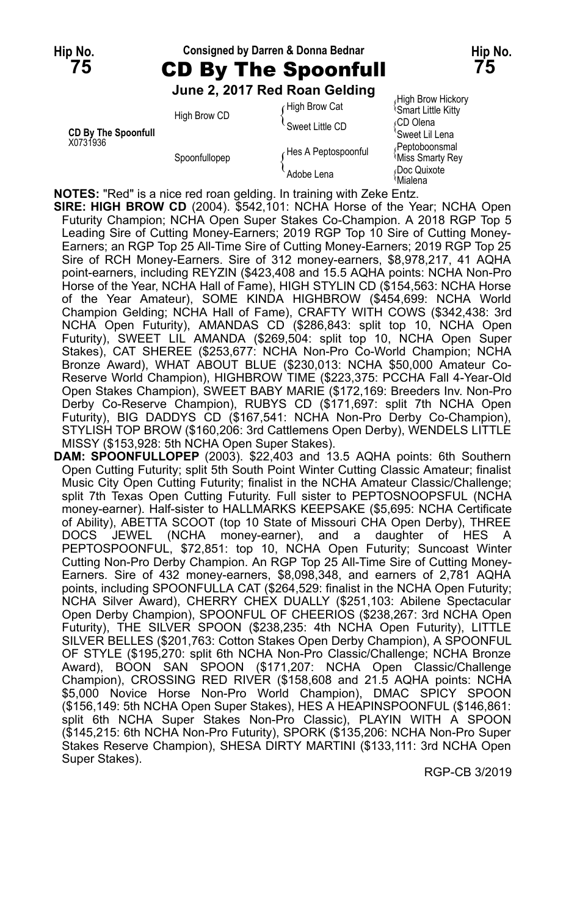**Hip No. 75** — Consigned by Darren & Donna Bednar — **Hip No. 75**

# CD By The Spoonfull

**June 2, 2017 Red Roan Gelding**

| | | | |
|---|---|---|---|
| **CD By The Spoonfull** X0731936 | High Brow CD | High Brow Cat | High Brow Hickory |
| | | | Smart Little Kitty |
| | | Sweet Little CD | CD Olena |
| | | | Sweet Lil Lena |
| | Spoonfullopep | Hes A Peptospoonful | Peptoboonsmal |
| | | | Miss Smarty Rey |
| | | Adobe Lena | Doc Quixote |
| | | | Mialena |

**NOTES:** "Red" is a nice red roan gelding. In training with Zeke Entz.

**SIRE: HIGH BROW CD** (2004). $542,101: NCHA Horse of the Year; NCHA Open Futurity Champion; NCHA Open Super Stakes Co-Champion. A 2018 RGP Top 5 Leading Sire of Cutting Money-Earners; 2019 RGP Top 10 Sire of Cutting Money-Earners; an RGP Top 25 All-Time Sire of Cutting Money-Earners; 2019 RGP Top 25 Sire of RCH Money-Earners. Sire of 312 money-earners, $8,978,217, 41 AQHA point-earners, including REYZIN ($423,408 and 15.5 AQHA points: NCHA Non-Pro Horse of the Year, NCHA Hall of Fame), HIGH STYLIN CD ($154,563: NCHA Horse of the Year Amateur), SOME KINDA HIGHBROW ($454,699: NCHA World Champion Gelding; NCHA Hall of Fame), CRAFTY WITH COWS ($342,438: 3rd NCHA Open Futurity), AMANDAS CD ($286,843: split top 10, NCHA Open Futurity), SWEET LIL AMANDA ($269,504: split top 10, NCHA Open Super Stakes), CAT SHEREE ($253,677: NCHA Non-Pro Co-World Champion; NCHA Bronze Award), WHAT ABOUT BLUE ($230,013: NCHA $50,000 Amateur Co-Reserve World Champion), HIGHBROW TIME ($223,375: PCCHA Fall 4-Year-Old Open Stakes Champion), SWEET BABY MARIE ($172,169: Breeders Inv. Non-Pro Derby Co-Reserve Champion), RUBYS CD ($171,697: split 7th NCHA Open Futurity), BIG DADDYS CD ($167,541: NCHA Non-Pro Derby Co-Champion), STYLISH TOP BROW ($160,206: 3rd Cattlemens Open Derby), WENDELS LITTLE MISSY ($153,928: 5th NCHA Open Super Stakes).

**DAM: SPOONFULLOPEP** (2003). $22,403 and 13.5 AQHA points: 6th Southern Open Cutting Futurity; split 5th South Point Winter Cutting Classic Amateur; finalist Music City Open Cutting Futurity; finalist in the NCHA Amateur Classic/Challenge; split 7th Texas Open Cutting Futurity. Full sister to PEPTOSNOOPSFUL (NCHA money-earner). Half-sister to HALLMARKS KEEPSAKE ($5,695: NCHA Certificate of Ability), ABETTA SCOOT (top 10 State of Missouri CHA Open Derby), THREE DOCS JEWEL (NCHA money-earner), and a daughter of HES A PEPTOSPOONFUL, $72,851: top 10, NCHA Open Futurity; Suncoast Winter Cutting Non-Pro Derby Champion. An RGP Top 25 All-Time Sire of Cutting Money-Earners. Sire of 432 money-earners, $8,098,348, and earners of 2,781 AQHA points, including SPOONFULLA CAT ($264,529: finalist in the NCHA Open Futurity; NCHA Silver Award), CHERRY CHEX DUALLY ($251,103: Abilene Spectacular Open Derby Champion), SPOONFUL OF CHEERIOS ($238,267: 3rd NCHA Open Futurity), THE SILVER SPOON ($238,235: 4th NCHA Open Futurity), LITTLE SILVER BELLES ($201,763: Cotton Stakes Open Derby Champion), A SPOONFUL OF STYLE ($195,270: split 6th NCHA Non-Pro Classic/Challenge; NCHA Bronze Award), BOON SAN SPOON ($171,207: NCHA Open Classic/Challenge Champion), CROSSING RED RIVER ($158,608 and 21.5 AQHA points: NCHA $5,000 Novice Horse Non-Pro World Champion), DMAC SPICY SPOON ($156,149: 5th NCHA Open Super Stakes), HES A HEAPINSPOONFUL ($146,861: split 6th NCHA Super Stakes Non-Pro Classic), PLAYIN WITH A SPOON ($145,215: 6th NCHA Non-Pro Futurity), SPORK ($135,206: NCHA Non-Pro Super Stakes Reserve Champion), SHESA DIRTY MARTINI ($133,111: 3rd NCHA Open Super Stakes).

RGP-CB 3/2019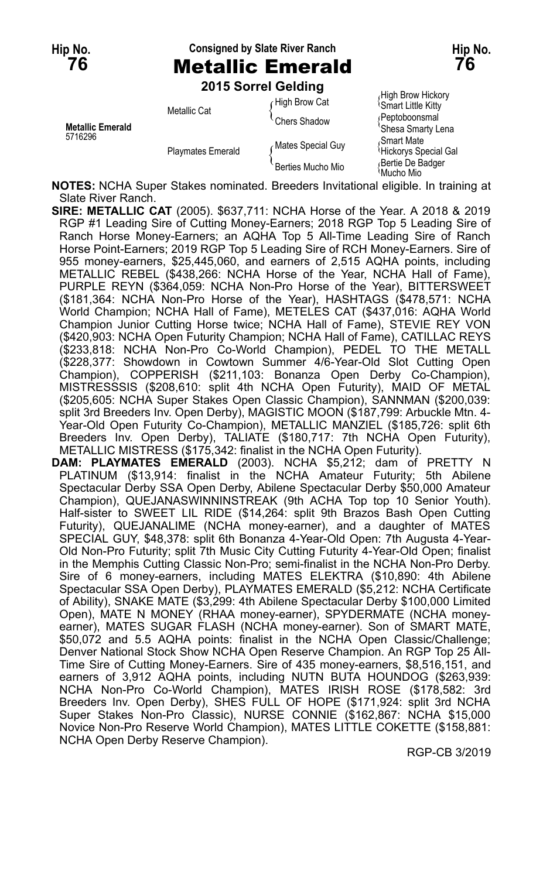Hip No. **76** — Consigned by Slate River Ranch — Hip No. **76**

# Metallic Emerald

**2015 Sorrel Gelding**

| | | | |
|---|---|---|---|
| **Metallic Emerald** 5716296 | Metallic Cat | High Brow Cat | High Brow Hickory |
| | | | Smart Little Kitty |
| | | Chers Shadow | Peptoboonsmal |
| | | | Shesa Smarty Lena |
| | Playmates Emerald | Mates Special Guy | Smart Mate |
| | | | Hickorys Special Gal |
| | | Berties Mucho Mio | Bertie De Badger |
| | | | Mucho Mio |

**NOTES:** NCHA Super Stakes nominated. Breeders Invitational eligible. In training at Slate River Ranch.

**SIRE: METALLIC CAT** (2005). $637,711: NCHA Horse of the Year. A 2018 & 2019 RGP #1 Leading Sire of Cutting Money-Earners; 2018 RGP Top 5 Leading Sire of Ranch Horse Money-Earners; an AQHA Top 5 All-Time Leading Sire of Ranch Horse Point-Earners; 2019 RGP Top 5 Leading Sire of RCH Money-Earners. Sire of 955 money-earners, $25,445,060, and earners of 2,515 AQHA points, including METALLIC REBEL ($438,266: NCHA Horse of the Year, NCHA Hall of Fame), PURPLE REYN ($364,059: NCHA Non-Pro Horse of the Year), BITTERSWEET ($181,364: NCHA Non-Pro Horse of the Year), HASHTAGS ($478,571: NCHA World Champion; NCHA Hall of Fame), METELES CAT ($437,016: AQHA World Champion Junior Cutting Horse twice; NCHA Hall of Fame), STEVIE REY VON ($420,903: NCHA Open Futurity Champion; NCHA Hall of Fame), CATILLAC REYS ($233,818: NCHA Non-Pro Co-World Champion), PEDEL TO THE METALL ($228,377: Showdown in Cowtown Summer 4/6-Year-Old Slot Cutting Open Champion), COPPERISH ($211,103: Bonanza Open Derby Co-Champion), MISTRESSSIS ($208,610: split 4th NCHA Open Futurity), MAID OF METAL ($205,605: NCHA Super Stakes Open Classic Champion), SANNMAN ($200,039: split 3rd Breeders Inv. Open Derby), MAGISTIC MOON ($187,799: Arbuckle Mtn. 4-Year-Old Open Futurity Co-Champion), METALLIC MANZIEL ($185,726: split 6th Breeders Inv. Open Derby), TALIATE ($180,717: 7th NCHA Open Futurity), METALLIC MISTRESS ($175,342: finalist in the NCHA Open Futurity).

**DAM: PLAYMATES EMERALD** (2003). NCHA $5,212; dam of PRETTY N PLATINUM ($13,914: finalist in the NCHA Amateur Futurity; 5th Abilene Spectacular Derby SSA Open Derby, Abilene Spectacular Derby $50,000 Amateur Champion), QUEJANASWINNINSTREAK (9th ACHA Top top 10 Senior Youth). Half-sister to SWEET LIL RIDE ($14,264: split 9th Brazos Bash Open Cutting Futurity), QUEJANALIME (NCHA money-earner), and a daughter of MATES SPECIAL GUY, $48,378: split 6th Bonanza 4-Year-Old Open: 7th Augusta 4-Year-Old Non-Pro Futurity; split 7th Music City Cutting Futurity 4-Year-Old Open; finalist in the Memphis Cutting Classic Non-Pro; semi-finalist in the NCHA Non-Pro Derby. Sire of 6 money-earners, including MATES ELEKTRA ($10,890: 4th Abilene Spectacular SSA Open Derby), PLAYMATES EMERALD ($5,212: NCHA Certificate of Ability), SNAKE MATE ($3,299: 4th Abilene Spectacular Derby $100,000 Limited Open), MATE N MONEY (RHAA money-earner), SPYDERMATE (NCHA money-earner), MATES SUGAR FLASH (NCHA money-earner). Son of SMART MATE, $50,072 and 5.5 AQHA points: finalist in the NCHA Open Classic/Challenge; Denver National Stock Show NCHA Open Reserve Champion. An RGP Top 25 All-Time Sire of Cutting Money-Earners. Sire of 435 money-earners, $8,516,151, and earners of 3,912 AQHA points, including NUTN BUTA HOUNDOG ($263,939: NCHA Non-Pro Co-World Champion), MATES IRISH ROSE ($178,582: 3rd Breeders Inv. Open Derby), SHES FULL OF HOPE ($171,924: split 3rd NCHA Super Stakes Non-Pro Classic), NURSE CONNIE ($162,867: NCHA $15,000 Novice Non-Pro Reserve World Champion), MATES LITTLE COKETTE ($158,881: NCHA Open Derby Reserve Champion).

RGP-CB 3/2019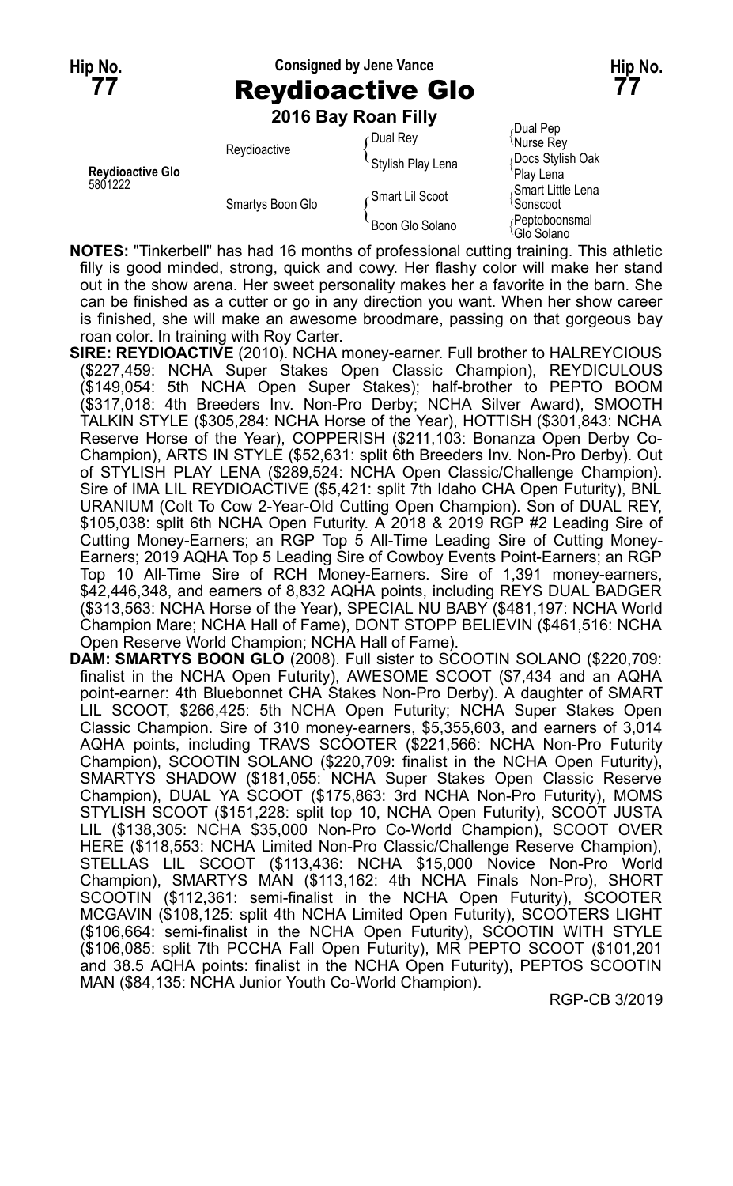Hip No. **77**

Consigned by Jene Vance

# Reydioactive Glo

Hip No. **77**

**2016 Bay Roan Filly**

| | | | |
|---|---|---|---|
| **Reydioactive Glo** 5801222 | Reydioactive | Dual Rey | Dual Pep |
| | | | Nurse Rey |
| | | Stylish Play Lena | Docs Stylish Oak |
| | | | Play Lena |
| | Smartys Boon Glo | Smart Lil Scoot | Smart Little Lena |
| | | | Sonscoot |
| | | Boon Glo Solano | Peptoboonsmal |
| | | | Glo Solano |

**NOTES:** "Tinkerbell" has had 16 months of professional cutting training. This athletic filly is good minded, strong, quick and cowy. Her flashy color will make her stand out in the show arena. Her sweet personality makes her a favorite in the barn. She can be finished as a cutter or go in any direction you want. When her show career is finished, she will make an awesome broodmare, passing on that gorgeous bay roan color. In training with Roy Carter.

**SIRE: REYDIOACTIVE** (2010). NCHA money-earner. Full brother to HALREYCIOUS ($227,459: NCHA Super Stakes Open Classic Champion), REYDICULOUS ($149,054: 5th NCHA Open Super Stakes); half-brother to PEPTO BOOM ($317,018: 4th Breeders Inv. Non-Pro Derby; NCHA Silver Award), SMOOTH TALKIN STYLE ($305,284: NCHA Horse of the Year), HOTTISH ($301,843: NCHA Reserve Horse of the Year), COPPERISH ($211,103: Bonanza Open Derby Co-Champion), ARTS IN STYLE ($52,631: split 6th Breeders Inv. Non-Pro Derby). Out of STYLISH PLAY LENA ($289,524: NCHA Open Classic/Challenge Champion). Sire of IMA LIL REYDIOACTIVE ($5,421: split 7th Idaho CHA Open Futurity), BNL URANIUM (Colt To Cow 2-Year-Old Cutting Open Champion). Son of DUAL REY, $105,038: split 6th NCHA Open Futurity. A 2018 & 2019 RGP #2 Leading Sire of Cutting Money-Earners; an RGP Top 5 All-Time Leading Sire of Cutting Money-Earners; 2019 AQHA Top 5 Leading Sire of Cowboy Events Point-Earners; an RGP Top 10 All-Time Sire of RCH Money-Earners. Sire of 1,391 money-earners, $42,446,348, and earners of 8,832 AQHA points, including REYS DUAL BADGER ($313,563: NCHA Horse of the Year), SPECIAL NU BABY ($481,197: NCHA World Champion Mare; NCHA Hall of Fame), DONT STOPP BELIEVIN ($461,516: NCHA Open Reserve World Champion; NCHA Hall of Fame).

**DAM: SMARTYS BOON GLO** (2008). Full sister to SCOOTIN SOLANO ($220,709: finalist in the NCHA Open Futurity), AWESOME SCOOT ($7,434 and an AQHA point-earner: 4th Bluebonnet CHA Stakes Non-Pro Derby). A daughter of SMART LIL SCOOT, $266,425: 5th NCHA Open Futurity; NCHA Super Stakes Open Classic Champion. Sire of 310 money-earners, $5,355,603, and earners of 3,014 AQHA points, including TRAVS SCOOTER ($221,566: NCHA Non-Pro Futurity Champion), SCOOTIN SOLANO ($220,709: finalist in the NCHA Open Futurity), SMARTYS SHADOW ($181,055: NCHA Super Stakes Open Classic Reserve Champion), DUAL YA SCOOT ($175,863: 3rd NCHA Non-Pro Futurity), MOMS STYLISH SCOOT ($151,228: split top 10, NCHA Open Futurity), SCOOT JUSTA LIL ($138,305: NCHA $35,000 Non-Pro Co-World Champion), SCOOT OVER HERE ($118,553: NCHA Limited Non-Pro Classic/Challenge Reserve Champion), STELLAS LIL SCOOT ($113,436: NCHA $15,000 Novice Non-Pro World Champion), SMARTYS MAN ($113,162: 4th NCHA Finals Non-Pro), SHORT SCOOTIN ($112,361: semi-finalist in the NCHA Open Futurity), SCOOTER MCGAVIN ($108,125: split 4th NCHA Limited Open Futurity), SCOOTERS LIGHT ($106,664: semi-finalist in the NCHA Open Futurity), SCOOTIN WITH STYLE ($106,085: split 7th PCCHA Fall Open Futurity), MR PEPTO SCOOT ($101,201 and 38.5 AQHA points: finalist in the NCHA Open Futurity), PEPTOS SCOOTIN MAN ($84,135: NCHA Junior Youth Co-World Champion).

RGP-CB 3/2019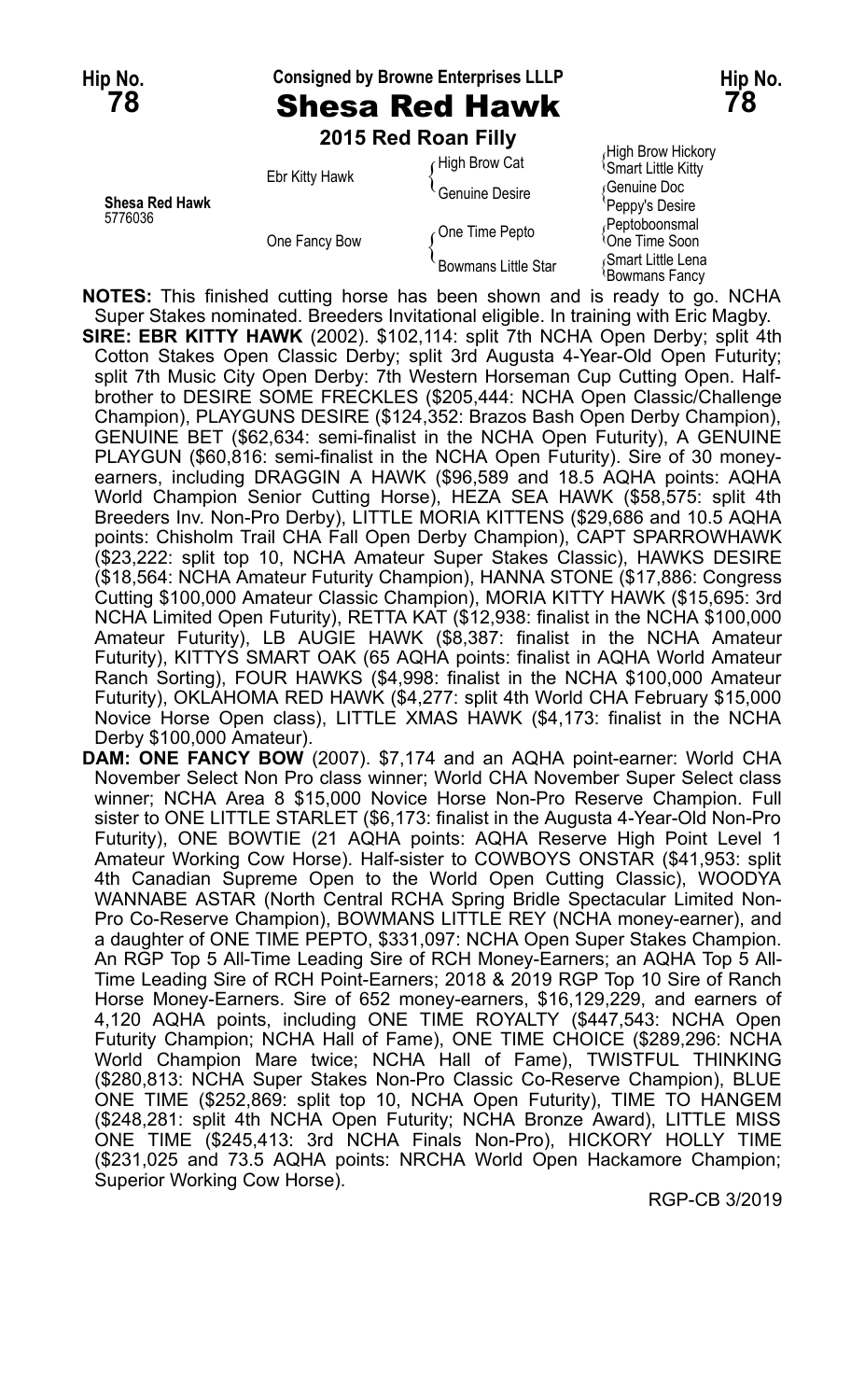**Hip No. 78** — Consigned by Browne Enterprises LLLP — **Hip No. 78**

# Shesa Red Hawk

**2015 Red Roan Filly**

| | | | |
|---|---|---|---|
| Shesa Red Hawk 5776036 | Ebr Kitty Hawk | High Brow Cat | High Brow Hickory |
| | | | Smart Little Kitty |
| | | Genuine Desire | Genuine Doc |
| | | | Peppy's Desire |
| | One Fancy Bow | One Time Pepto | Peptoboonsmal |
| | | | One Time Soon |
| | | Bowmans Little Star | Smart Little Lena |
| | | | Bowmans Fancy |

**NOTES:** This finished cutting horse has been shown and is ready to go. NCHA Super Stakes nominated. Breeders Invitational eligible. In training with Eric Magby.

**SIRE: EBR KITTY HAWK** (2002). $102,114: split 7th NCHA Open Derby; split 4th Cotton Stakes Open Classic Derby; split 3rd Augusta 4-Year-Old Open Futurity; split 7th Music City Open Derby: 7th Western Horseman Cup Cutting Open. Half-brother to DESIRE SOME FRECKLES ($205,444: NCHA Open Classic/Challenge Champion), PLAYGUNS DESIRE ($124,352: Brazos Bash Open Derby Champion), GENUINE BET ($62,634: semi-finalist in the NCHA Open Futurity), A GENUINE PLAYGUN ($60,816: semi-finalist in the NCHA Open Futurity). Sire of 30 money-earners, including DRAGGIN A HAWK ($96,589 and 18.5 AQHA points: AQHA World Champion Senior Cutting Horse), HEZA SEA HAWK ($58,575: split 4th Breeders Inv. Non-Pro Derby), LITTLE MORIA KITTENS ($29,686 and 10.5 AQHA points: Chisholm Trail CHA Fall Open Derby Champion), CAPT SPARROWHAWK ($23,222: split top 10, NCHA Amateur Super Stakes Classic), HAWKS DESIRE ($18,564: NCHA Amateur Futurity Champion), HANNA STONE ($17,886: Congress Cutting $100,000 Amateur Classic Champion), MORIA KITTY HAWK ($15,695: 3rd NCHA Limited Open Futurity), RETTA KAT ($12,938: finalist in the NCHA $100,000 Amateur Futurity), LB AUGIE HAWK ($8,387: finalist in the NCHA Amateur Futurity), KITTYS SMART OAK (65 AQHA points: finalist in AQHA World Amateur Ranch Sorting), FOUR HAWKS ($4,998: finalist in the NCHA $100,000 Amateur Futurity), OKLAHOMA RED HAWK ($4,277: split 4th World CHA February $15,000 Novice Horse Open class), LITTLE XMAS HAWK ($4,173: finalist in the NCHA Derby $100,000 Amateur).

**DAM: ONE FANCY BOW** (2007). $7,174 and an AQHA point-earner: World CHA November Select Non Pro class winner; World CHA November Super Select class winner; NCHA Area 8 $15,000 Novice Horse Non-Pro Reserve Champion. Full sister to ONE LITTLE STARLET ($6,173: finalist in the Augusta 4-Year-Old Non-Pro Futurity), ONE BOWTIE (21 AQHA points: AQHA Reserve High Point Level 1 Amateur Working Cow Horse). Half-sister to COWBOYS ONSTAR ($41,953: split 4th Canadian Supreme Open to the World Open Cutting Classic), WOODYA WANNABE ASTAR (North Central RCHA Spring Bridle Spectacular Limited Non-Pro Co-Reserve Champion), BOWMANS LITTLE REY (NCHA money-earner), and a daughter of ONE TIME PEPTO, $331,097: NCHA Open Super Stakes Champion. An RGP Top 5 All-Time Leading Sire of RCH Money-Earners; an AQHA Top 5 All-Time Leading Sire of RCH Point-Earners; 2018 & 2019 RGP Top 10 Sire of Ranch Horse Money-Earners. Sire of 652 money-earners, $16,129,229, and earners of 4,120 AQHA points, including ONE TIME ROYALTY ($447,543: NCHA Open Futurity Champion; NCHA Hall of Fame), ONE TIME CHOICE ($289,296: NCHA World Champion Mare twice; NCHA Hall of Fame), TWISTFUL THINKING ($280,813: NCHA Super Stakes Non-Pro Classic Co-Reserve Champion), BLUE ONE TIME ($252,869: split top 10, NCHA Open Futurity), TIME TO HANGEM ($248,281: split 4th NCHA Open Futurity; NCHA Bronze Award), LITTLE MISS ONE TIME ($245,413: 3rd NCHA Finals Non-Pro), HICKORY HOLLY TIME ($231,025 and 73.5 AQHA points: NRCHA World Open Hackamore Champion; Superior Working Cow Horse).

RGP-CB 3/2019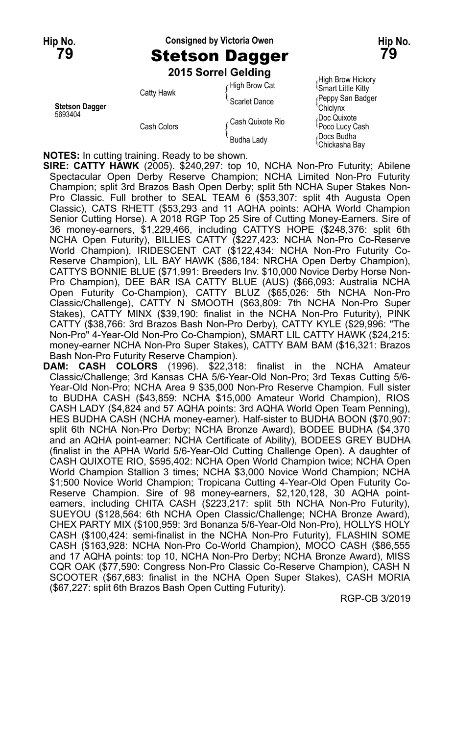**Hip No. 79** — Consigned by Victoria Owen — **Hip No. 79**

# Stetson Dagger

**2015 Sorrel Gelding**

| | | | |
|---|---|---|---|
| **Stetson Dagger** 5693404 | Catty Hawk | High Brow Cat | High Brow Hickory |
| | | | Smart Little Kitty |
| | | Scarlet Dance | Peppy San Badger |
| | | | Chiclynx |
| | Cash Colors | Cash Quixote Rio | Doc Quixote |
| | | | Poco Lucy Cash |
| | | Budha Lady | Docs Budha |
| | | | Chickasha Bay |

**NOTES:** In cutting training. Ready to be shown.

**SIRE: CATTY HAWK** (2005). $240,297: top 10, NCHA Non-Pro Futurity; Abilene Spectacular Open Derby Reserve Champion; NCHA Limited Non-Pro Futurity Champion; split 3rd Brazos Bash Open Derby; split 5th NCHA Super Stakes Non-Pro Classic. Full brother to SEAL TEAM 6 ($53,307: split 4th Augusta Open Classic), CATS RHETT ($53,293 and 11 AQHA points: AQHA World Champion Senior Cutting Horse). A 2018 RGP Top 25 Sire of Cutting Money-Earners. Sire of 36 money-earners, $1,229,466, including CATTYS HOPE ($248,376: split 6th NCHA Open Futurity), BILLIES CATTY ($227,423: NCHA Non-Pro Co-Reserve World Champion), IRIDESCENT CAT ($122,434: NCHA Non-Pro Futurity Co-Reserve Champion), LIL BAY HAWK ($86,184: NRCHA Open Derby Champion), CATTYS BONNIE BLUE ($71,991: Breeders Inv. $10,000 Novice Derby Horse Non-Pro Champion), DEE BAR ISA CATTY BLUE (AUS) ($66,093: Australia NCHA Open Futurity Co-Champion), CATTY BLUZ ($65,026: 5th NCHA Non-Pro Classic/Challenge), CATTY N SMOOTH ($63,809: 7th NCHA Non-Pro Super Stakes), CATTY MINX ($39,190: finalist in the NCHA Non-Pro Futurity), PINK CATTY ($38,766: 3rd Brazos Bash Non-Pro Derby), CATTY KYLE ($29,996: "The Non-Pro" 4-Year-Old Non-Pro Co-Champion), SMART LIL CATTY HAWK ($24,215: money-earner NCHA Non-Pro Super Stakes), CATTY BAM BAM ($16,321: Brazos Bash Non-Pro Futurity Reserve Champion).

**DAM: CASH COLORS** (1996). $22,318: finalist in the NCHA Amateur Classic/Challenge; 3rd Kansas CHA 5/6-Year-Old Non-Pro; 3rd Texas Cutting 5/6-Year-Old Non-Pro; NCHA Area 9 $35,000 Non-Pro Reserve Champion. Full sister to BUDHA CASH ($43,859: NCHA $15,000 Amateur World Champion), RIOS CASH LADY ($4,824 and 57 AQHA points: 3rd AQHA World Open Team Penning), HES BUDHA CASH (NCHA money-earner). Half-sister to BUDHA BOON ($70,907: split 6th NCHA Non-Pro Derby; NCHA Bronze Award), BODEE BUDHA ($4,370 and an AQHA point-earner: NCHA Certificate of Ability), BODEES GREY BUDHA (finalist in the APHA World 5/6-Year-Old Cutting Challenge Open). A daughter of CASH QUIXOTE RIO, $595,402: NCHA Open World Champion twice; NCHA Open World Champion Stallion 3 times; NCHA $3,000 Novice World Champion; NCHA $1,500 Novice World Champion; Tropicana Cutting 4-Year-Old Open Futurity Co-Reserve Champion. Sire of 98 money-earners, $2,120,128, 30 AQHA point-earners, including CHITA CASH ($223,217: split 5th NCHA Non-Pro Futurity), SUEYOU ($128,564: 6th NCHA Open Classic/Challenge; NCHA Bronze Award), CHEX PARTY MIX ($100,959: 3rd Bonanza 5/6-Year-Old Non-Pro), HOLLYS HOLY CASH ($100,424: semi-finalist in the NCHA Non-Pro Futurity), FLASHIN SOME CASH ($163,928: NCHA Non-Pro Co-World Champion), MOCO CASH ($86,555 and 17 AQHA points: top 10, NCHA Non-Pro Derby; NCHA Bronze Award), MISS CQR OAK ($77,590: Congress Non-Pro Classic Co-Reserve Champion), CASH N SCOOTER ($67,683: finalist in the NCHA Open Super Stakes), CASH MORIA ($67,227: split 6th Brazos Bash Open Cutting Futurity).

RGP-CB 3/2019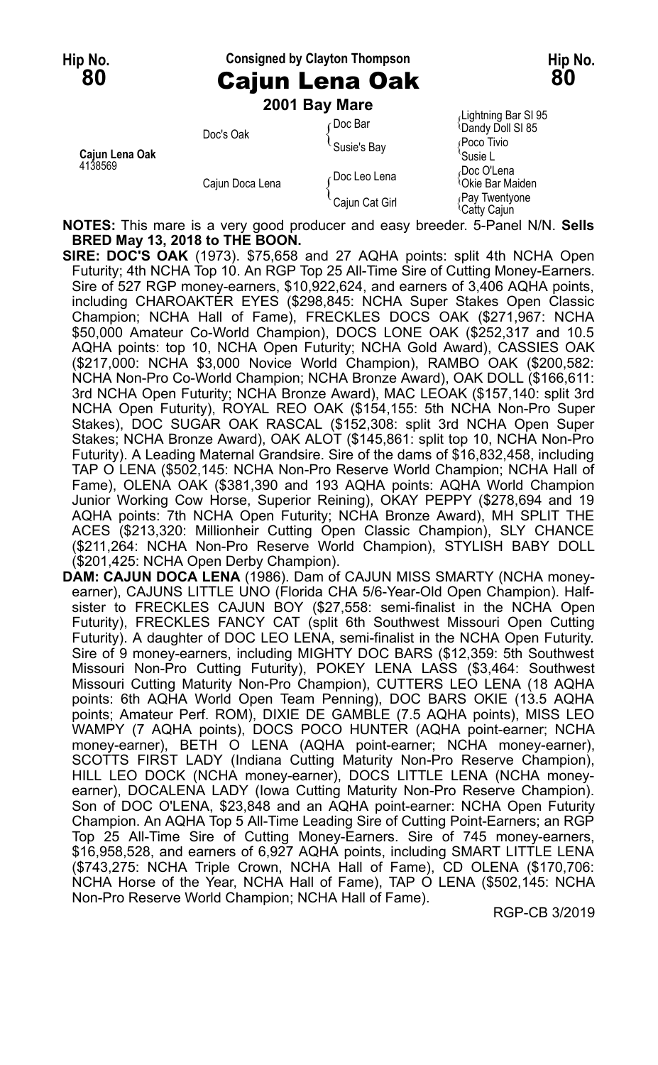Hip No. **80**

Consigned by Clayton Thompson

# Cajun Lena Oak

Hip No. **80**

**2001 Bay Mare**

| | | | |
|---|---|---|---|
| | Doc's Oak | Doc Bar | Lightning Bar Sl 95 |
| | | | Dandy Doll Sl 85 |
| | | Susie's Bay | Poco Tivio |
| **Cajun Lena Oak** 4138569 | | | Susie L |
| | Cajun Doca Lena | Doc Leo Lena | Doc O'Lena |
| | | | Okie Bar Maiden |
| | | Cajun Cat Girl | Pay Twentyone |
| | | | Catty Cajun |

**NOTES:** This mare is a very good producer and easy breeder. 5-Panel N/N. **Sells BRED May 13, 2018 to THE BOON.**

**SIRE: DOC'S OAK** (1973). $75,658 and 27 AQHA points: split 4th NCHA Open Futurity; 4th NCHA Top 10. An RGP Top 25 All-Time Sire of Cutting Money-Earners. Sire of 527 RGP money-earners, $10,922,624, and earners of 3,406 AQHA points, including CHAROAKTER EYES ($298,845: NCHA Super Stakes Open Classic Champion; NCHA Hall of Fame), FRECKLES DOCS OAK ($271,967: NCHA $50,000 Amateur Co-World Champion), DOCS LONE OAK ($252,317 and 10.5 AQHA points: top 10, NCHA Open Futurity; NCHA Gold Award), CASSIES OAK ($217,000: NCHA $3,000 Novice World Champion), RAMBO OAK ($200,582: NCHA Non-Pro Co-World Champion; NCHA Bronze Award), OAK DOLL ($166,611: 3rd NCHA Open Futurity; NCHA Bronze Award), MAC LEOAK ($157,140: split 3rd NCHA Open Futurity), ROYAL REO OAK ($154,155: 5th NCHA Non-Pro Super Stakes), DOC SUGAR OAK RASCAL ($152,308: split 3rd NCHA Open Super Stakes; NCHA Bronze Award), OAK ALOT ($145,861: split top 10, NCHA Non-Pro Futurity). A Leading Maternal Grandsire. Sire of the dams of $16,832,458, including TAP O LENA ($502,145: NCHA Non-Pro Reserve World Champion; NCHA Hall of Fame), OLENA OAK ($381,390 and 193 AQHA points: AQHA World Champion Junior Working Cow Horse, Superior Reining), OKAY PEPPY ($278,694 and 19 AQHA points: 7th NCHA Open Futurity; NCHA Bronze Award), MH SPLIT THE ACES ($213,320: Millionheir Cutting Open Classic Champion), SLY CHANCE ($211,264: NCHA Non-Pro Reserve World Champion), STYLISH BABY DOLL ($201,425: NCHA Open Derby Champion).

**DAM: CAJUN DOCA LENA** (1986). Dam of CAJUN MISS SMARTY (NCHA money-earner), CAJUNS LITTLE UNO (Florida CHA 5/6-Year-Old Open Champion). Half-sister to FRECKLES CAJUN BOY ($27,558: semi-finalist in the NCHA Open Futurity), FRECKLES FANCY CAT (split 6th Southwest Missouri Open Cutting Futurity). A daughter of DOC LEO LENA, semi-finalist in the NCHA Open Futurity. Sire of 9 money-earners, including MIGHTY DOC BARS ($12,359: 5th Southwest Missouri Non-Pro Cutting Futurity), POKEY LENA LASS ($3,464: Southwest Missouri Cutting Maturity Non-Pro Champion), CUTTERS LEO LENA (18 AQHA points: 6th AQHA World Open Team Penning), DOC BARS OKIE (13.5 AQHA points; Amateur Perf. ROM), DIXIE DE GAMBLE (7.5 AQHA points), MISS LEO WAMPY (7 AQHA points), DOCS POCO HUNTER (AQHA point-earner; NCHA money-earner), BETH O LENA (AQHA point-earner; NCHA money-earner), SCOTTS FIRST LADY (Indiana Cutting Maturity Non-Pro Reserve Champion), HILL LEO DOCK (NCHA money-earner), DOCS LITTLE LENA (NCHA money-earner), DOCALENA LADY (Iowa Cutting Maturity Non-Pro Reserve Champion). Son of DOC O'LENA, $23,848 and an AQHA point-earner: NCHA Open Futurity Champion. An AQHA Top 5 All-Time Leading Sire of Cutting Point-Earners; an RGP Top 25 All-Time Sire of Cutting Money-Earners. Sire of 745 money-earners, $16,958,528, and earners of 6,927 AQHA points, including SMART LITTLE LENA ($743,275: NCHA Triple Crown, NCHA Hall of Fame), CD OLENA ($170,706: NCHA Horse of the Year, NCHA Hall of Fame), TAP O LENA ($502,145: NCHA Non-Pro Reserve World Champion; NCHA Hall of Fame).

RGP-CB 3/2019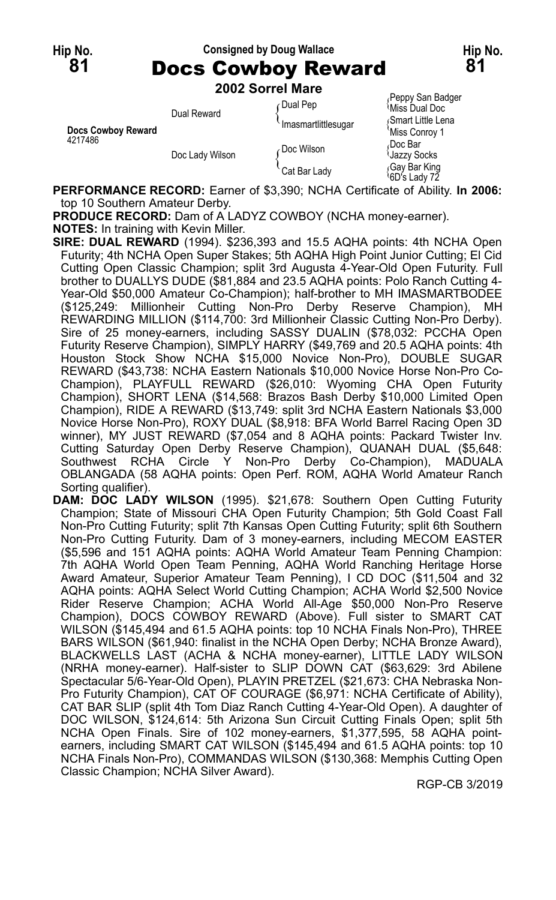**Hip No. 81** — Consigned by Doug Wallace — **Hip No. 81**

# Docs Cowboy Reward

**2002 Sorrel Mare**

| | | | |
|---|---|---|---|
| **Docs Cowboy Reward** 4217486 | Dual Reward | Dual Pep | Peppy San Badger |
| | | | Miss Dual Doc |
| | | Imasmartlittlesugar | Smart Little Lena |
| | | | Miss Conroy 1 |
| | Doc Lady Wilson | Doc Wilson | Doc Bar |
| | | | Jazzy Socks |
| | | Cat Bar Lady | Gay Bar King |
| | | | 6D's Lady 72 |

**PERFORMANCE RECORD:** Earner of $3,390; NCHA Certificate of Ability. **In 2006:** top 10 Southern Amateur Derby.

**PRODUCE RECORD:** Dam of A LADYZ COWBOY (NCHA money-earner).

**NOTES:** In training with Kevin Miller.

**SIRE: DUAL REWARD** (1994). $236,393 and 15.5 AQHA points: 4th NCHA Open Futurity; 4th NCHA Open Super Stakes; 5th AQHA High Point Junior Cutting; El Cid Cutting Open Classic Champion; split 3rd Augusta 4-Year-Old Open Futurity. Full brother to DUALLYS DUDE ($81,884 and 23.5 AQHA points: Polo Ranch Cutting 4-Year-Old $50,000 Amateur Co-Champion); half-brother to MH IMASMARTBODEE ($125,249: Millionheir Cutting Non-Pro Derby Reserve Champion), MH REWARDING MILLION ($114,700: 3rd Millionheir Classic Cutting Non-Pro Derby). Sire of 25 money-earners, including SASSY DUALIN ($78,032: PCCHA Open Futurity Reserve Champion), SIMPLY HARRY ($49,769 and 20.5 AQHA points: 4th Houston Stock Show NCHA $15,000 Novice Non-Pro), DOUBLE SUGAR REWARD ($43,738: NCHA Eastern Nationals $10,000 Novice Horse Non-Pro Co-Champion), PLAYFULL REWARD ($26,010: Wyoming CHA Open Futurity Champion), SHORT LENA ($14,568: Brazos Bash Derby $10,000 Limited Open Champion), RIDE A REWARD ($13,749: split 3rd NCHA Eastern Nationals $3,000 Novice Horse Non-Pro), ROXY DUAL ($8,918: BFA World Barrel Racing Open 3D winner), MY JUST REWARD ($7,054 and 8 AQHA points: Packard Twister Inv. Cutting Saturday Open Derby Reserve Champion), QUANAH DUAL ($5,648: Southwest RCHA Circle Y Non-Pro Derby Co-Champion), MADUALA OBLANGADA (58 AQHA points: Open Perf. ROM, AQHA World Amateur Ranch Sorting qualifier).

**DAM: DOC LADY WILSON** (1995). $21,678: Southern Open Cutting Futurity Champion; State of Missouri CHA Open Futurity Champion; 5th Gold Coast Fall Non-Pro Cutting Futurity; split 7th Kansas Open Cutting Futurity; split 6th Southern Non-Pro Cutting Futurity. Dam of 3 money-earners, including MECOM EASTER ($5,596 and 151 AQHA points: AQHA World Amateur Team Penning Champion: 7th AQHA World Open Team Penning, AQHA World Ranching Heritage Horse Award Amateur, Superior Amateur Team Penning), I CD DOC ($11,504 and 32 AQHA points: AQHA Select World Cutting Champion; ACHA World $2,500 Novice Rider Reserve Champion; ACHA World All-Age $50,000 Non-Pro Reserve Champion), DOCS COWBOY REWARD (Above). Full sister to SMART CAT WILSON ($145,494 and 61.5 AQHA points: top 10 NCHA Finals Non-Pro), THREE BARS WILSON ($61,940: finalist in the NCHA Open Derby; NCHA Bronze Award), BLACKWELLS LAST (ACHA & NCHA money-earner), LITTLE LADY WILSON (NRHA money-earner). Half-sister to SLIP DOWN CAT ($63,629: 3rd Abilene Spectacular 5/6-Year-Old Open), PLAYIN PRETZEL ($21,673: CHA Nebraska Non-Pro Futurity Champion), CAT OF COURAGE ($6,971: NCHA Certificate of Ability), CAT BAR SLIP (split 4th Tom Diaz Ranch Cutting 4-Year-Old Open). A daughter of DOC WILSON, $124,614: 5th Arizona Sun Circuit Cutting Finals Open; split 5th NCHA Open Finals. Sire of 102 money-earners, $1,377,595, 58 AQHA point-earners, including SMART CAT WILSON ($145,494 and 61.5 AQHA points: top 10 NCHA Finals Non-Pro), COMMANDAS WILSON ($130,368: Memphis Cutting Open Classic Champion; NCHA Silver Award).

RGP-CB 3/2019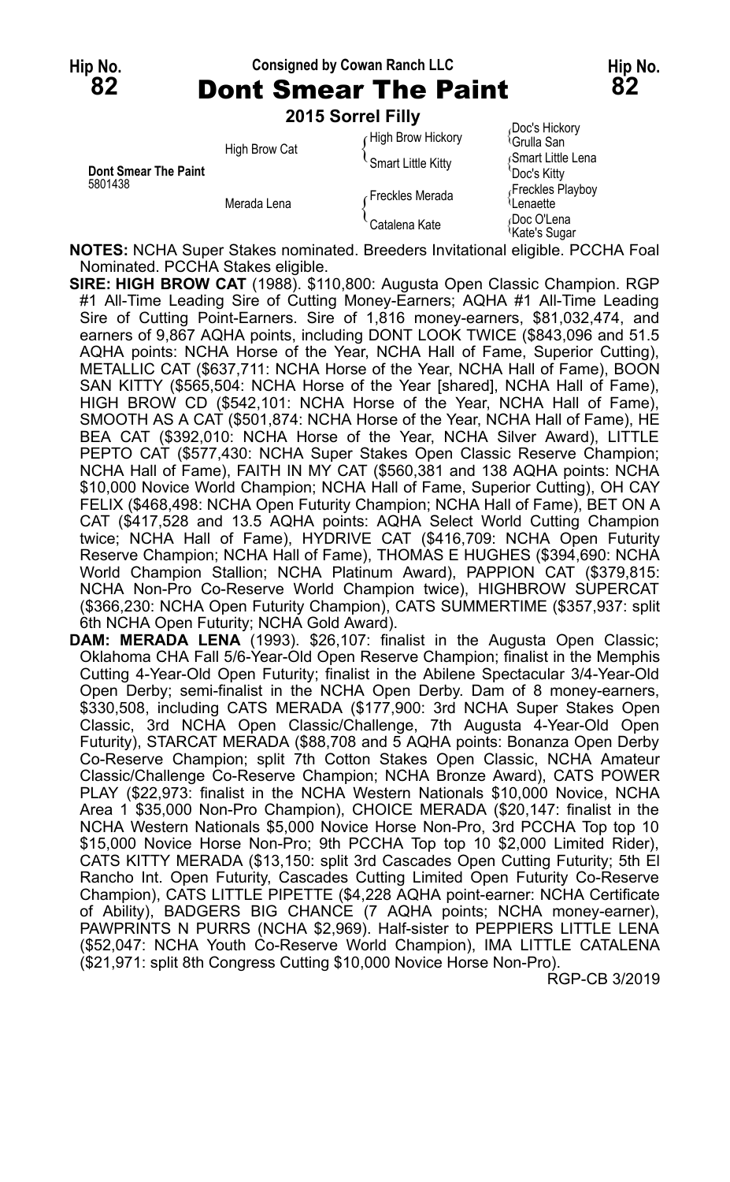Hip No. **82** — Consigned by Cowan Ranch LLC — Hip No. **82**

# Dont Smear The Paint

**2015 Sorrel Filly**

| | | | |
|---|---|---|---|
| **Dont Smear The Paint** 5801438 | High Brow Cat | High Brow Hickory | Doc's Hickory |
| | | | Grulla San |
| | | Smart Little Kitty | Smart Little Lena |
| | | | Doc's Kitty |
| | Merada Lena | Freckles Merada | Freckles Playboy |
| | | | Lenaette |
| | | Catalena Kate | Doc O'Lena |
| | | | Kate's Sugar |

**NOTES:** NCHA Super Stakes nominated. Breeders Invitational eligible. PCCHA Foal Nominated. PCCHA Stakes eligible.

**SIRE: HIGH BROW CAT** (1988). $110,800: Augusta Open Classic Champion. RGP #1 All-Time Leading Sire of Cutting Money-Earners; AQHA #1 All-Time Leading Sire of Cutting Point-Earners. Sire of 1,816 money-earners, $81,032,474, and earners of 9,867 AQHA points, including DONT LOOK TWICE ($843,096 and 51.5 AQHA points: NCHA Horse of the Year, NCHA Hall of Fame, Superior Cutting), METALLIC CAT ($637,711: NCHA Horse of the Year, NCHA Hall of Fame), BOON SAN KITTY ($565,504: NCHA Horse of the Year [shared], NCHA Hall of Fame), HIGH BROW CD ($542,101: NCHA Horse of the Year, NCHA Hall of Fame), SMOOTH AS A CAT ($501,874: NCHA Horse of the Year, NCHA Hall of Fame), HE BEA CAT ($392,010: NCHA Horse of the Year, NCHA Silver Award), LITTLE PEPTO CAT ($577,430: NCHA Super Stakes Open Classic Reserve Champion; NCHA Hall of Fame), FAITH IN MY CAT ($560,381 and 138 AQHA points: NCHA $10,000 Novice World Champion; NCHA Hall of Fame, Superior Cutting), OH CAY FELIX ($468,498: NCHA Open Futurity Champion; NCHA Hall of Fame), BET ON A CAT ($417,528 and 13.5 AQHA points: AQHA Select World Cutting Champion twice; NCHA Hall of Fame), HYDRIVE CAT ($416,709: NCHA Open Futurity Reserve Champion; NCHA Hall of Fame), THOMAS E HUGHES ($394,690: NCHA World Champion Stallion; NCHA Platinum Award), PAPPION CAT ($379,815: NCHA Non-Pro Co-Reserve World Champion twice), HIGHBROW SUPERCAT ($366,230: NCHA Open Futurity Champion), CATS SUMMERTIME ($357,937: split 6th NCHA Open Futurity; NCHA Gold Award).

**DAM: MERADA LENA** (1993). $26,107: finalist in the Augusta Open Classic; Oklahoma CHA Fall 5/6-Year-Old Open Reserve Champion; finalist in the Memphis Cutting 4-Year-Old Open Futurity; finalist in the Abilene Spectacular 3/4-Year-Old Open Derby; semi-finalist in the NCHA Open Derby. Dam of 8 money-earners, $330,508, including CATS MERADA ($177,900: 3rd NCHA Super Stakes Open Classic, 3rd NCHA Open Classic/Challenge, 7th Augusta 4-Year-Old Open Futurity), STARCAT MERADA ($88,708 and 5 AQHA points: Bonanza Open Derby Co-Reserve Champion; split 7th Cotton Stakes Open Classic, NCHA Amateur Classic/Challenge Co-Reserve Champion; NCHA Bronze Award), CATS POWER PLAY ($22,973: finalist in the NCHA Western Nationals $10,000 Novice, NCHA Area 1 $35,000 Non-Pro Champion), CHOICE MERADA ($20,147: finalist in the NCHA Western Nationals $5,000 Novice Horse Non-Pro, 3rd PCCHA Top top 10 $15,000 Novice Horse Non-Pro; 9th PCCHA Top top 10 $2,000 Limited Rider), CATS KITTY MERADA ($13,150: split 3rd Cascades Open Cutting Futurity; 5th El Rancho Int. Open Futurity, Cascades Cutting Limited Open Futurity Co-Reserve Champion), CATS LITTLE PIPETTE ($4,228 AQHA point-earner: NCHA Certificate of Ability), BADGERS BIG CHANCE (7 AQHA points; NCHA money-earner), PAWPRINTS N PURRS (NCHA $2,969). Half-sister to PEPPIERS LITTLE LENA ($52,047: NCHA Youth Co-Reserve World Champion), IMA LITTLE CATALENA ($21,971: split 8th Congress Cutting $10,000 Novice Horse Non-Pro).

RGP-CB 3/2019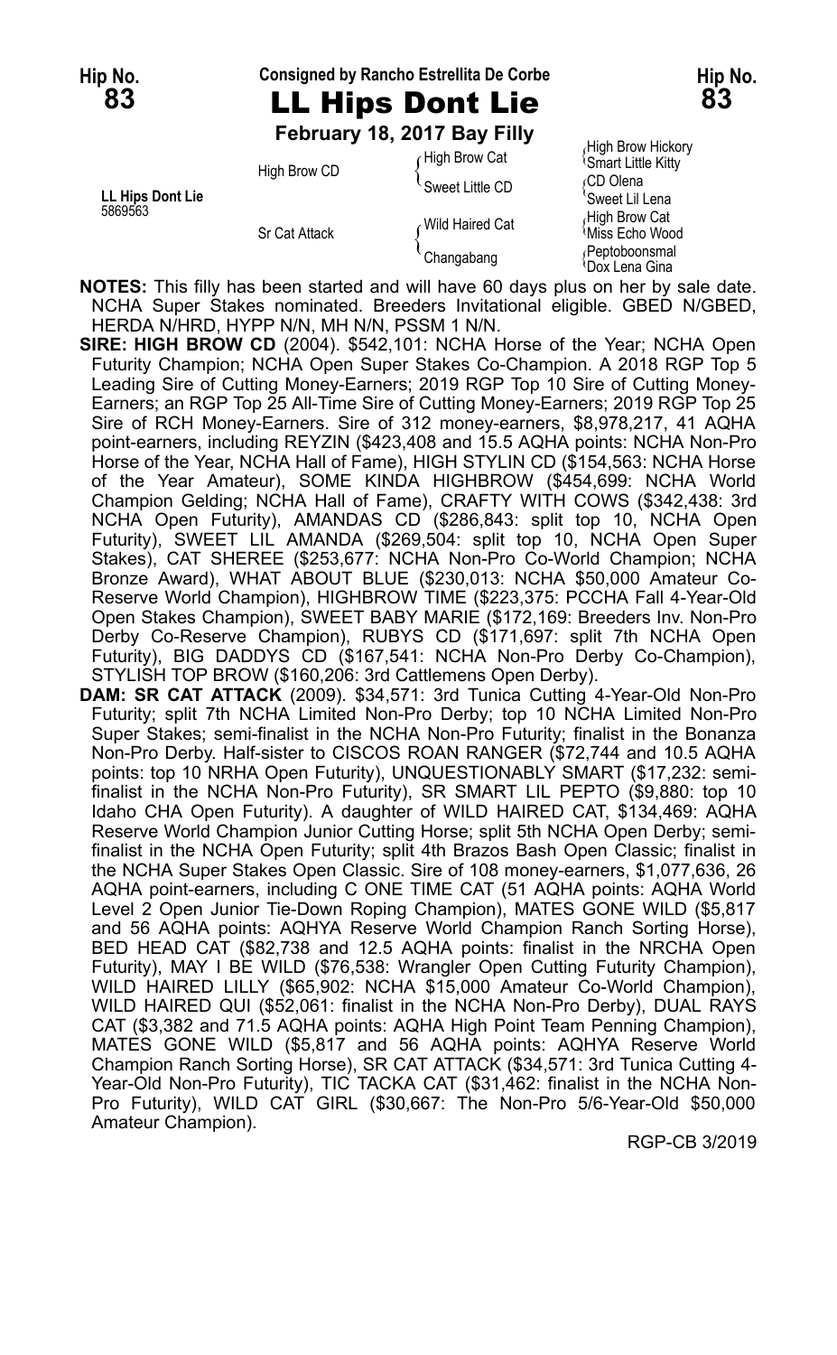**Hip No. 83**

**Consigned by Rancho Estrellita De Corbe**

# LL Hips Dont Lie

**February 18, 2017 Bay Filly**

**LL Hips Dont Lie**
5869563

| | | |
|---|---|---|
| High Brow CD | High Brow Cat | High Brow Hickory / Smart Little Kitty |
| | Sweet Little CD | CD Olena / Sweet Lil Lena |
| Sr Cat Attack | Wild Haired Cat | High Brow Cat / Miss Echo Wood |
| | Changabang | Peptoboonsmal / Dox Lena Gina |

**NOTES:** This filly has been started and will have 60 days plus on her by sale date. NCHA Super Stakes nominated. Breeders Invitational eligible. GBED N/GBED, HERDA N/HRD, HYPP N/N, MH N/N, PSSM 1 N/N.

**SIRE: HIGH BROW CD** (2004). $542,101: NCHA Horse of the Year; NCHA Open Futurity Champion; NCHA Open Super Stakes Co-Champion. A 2018 RGP Top 5 Leading Sire of Cutting Money-Earners; 2019 RGP Top 10 Sire of Cutting Money-Earners; an RGP Top 25 All-Time Sire of Cutting Money-Earners; 2019 RGP Top 25 Sire of RCH Money-Earners. Sire of 312 money-earners, $8,978,217, 41 AQHA point-earners, including REYZIN ($423,408 and 15.5 AQHA points: NCHA Non-Pro Horse of the Year, NCHA Hall of Fame), HIGH STYLIN CD ($154,563: NCHA Horse of the Year Amateur), SOME KINDA HIGHBROW ($454,699: NCHA World Champion Gelding; NCHA Hall of Fame), CRAFTY WITH COWS ($342,438: 3rd NCHA Open Futurity), AMANDAS CD ($286,843: split top 10, NCHA Open Futurity), SWEET LIL AMANDA ($269,504: split top 10, NCHA Open Super Stakes), CAT SHEREE ($253,677: NCHA Non-Pro Co-World Champion; NCHA Bronze Award), WHAT ABOUT BLUE ($230,013: NCHA $50,000 Amateur Co-Reserve World Champion), HIGHBROW TIME ($223,375: PCCHA Fall 4-Year-Old Open Stakes Champion), SWEET BABY MARIE ($172,169: Breeders Inv. Non-Pro Derby Co-Reserve Champion), RUBYS CD ($171,697: split 7th NCHA Open Futurity), BIG DADDYS CD ($167,541: NCHA Non-Pro Derby Co-Champion), STYLISH TOP BROW ($160,206: 3rd Cattlemens Open Derby).

**DAM: SR CAT ATTACK** (2009). $34,571: 3rd Tunica Cutting 4-Year-Old Non-Pro Futurity; split 7th NCHA Limited Non-Pro Derby; top 10 NCHA Limited Non-Pro Super Stakes; semi-finalist in the NCHA Non-Pro Futurity; finalist in the Bonanza Non-Pro Derby. Half-sister to CISCOS ROAN RANGER ($72,744 and 10.5 AQHA points: top 10 NRHA Open Futurity), UNQUESTIONABLY SMART ($17,232: semi-finalist in the NCHA Non-Pro Futurity), SR SMART LIL PEPTO ($9,880: top 10 Idaho CHA Open Futurity). A daughter of WILD HAIRED CAT, $134,469: AQHA Reserve World Champion Junior Cutting Horse; split 5th NCHA Open Derby; semi-finalist in the NCHA Open Futurity; split 4th Brazos Bash Open Classic; finalist in the NCHA Super Stakes Open Classic. Sire of 108 money-earners, $1,077,636, 26 AQHA point-earners, including C ONE TIME CAT (51 AQHA points: AQHA World Level 2 Open Junior Tie-Down Roping Champion), MATES GONE WILD ($5,817 and 56 AQHA points: AQHYA Reserve World Champion Ranch Sorting Horse), BED HEAD CAT ($82,738 and 12.5 AQHA points: finalist in the NRCHA Open Futurity), MAY I BE WILD ($76,538: Wrangler Open Cutting Futurity Champion), WILD HAIRED LILLY ($65,902: NCHA $15,000 Amateur Co-World Champion), WILD HAIRED QUI ($52,061: finalist in the NCHA Non-Pro Derby), DUAL RAYS CAT ($3,382 and 71.5 AQHA points: AQHA High Point Team Penning Champion), MATES GONE WILD ($5,817 and 56 AQHA points: AQHYA Reserve World Champion Ranch Sorting Horse), SR CAT ATTACK ($34,571: 3rd Tunica Cutting 4-Year-Old Non-Pro Futurity), TIC TACKA CAT ($31,462: finalist in the NCHA Non-Pro Futurity), WILD CAT GIRL ($30,667: The Non-Pro 5/6-Year-Old $50,000 Amateur Champion).

RGP-CB 3/2019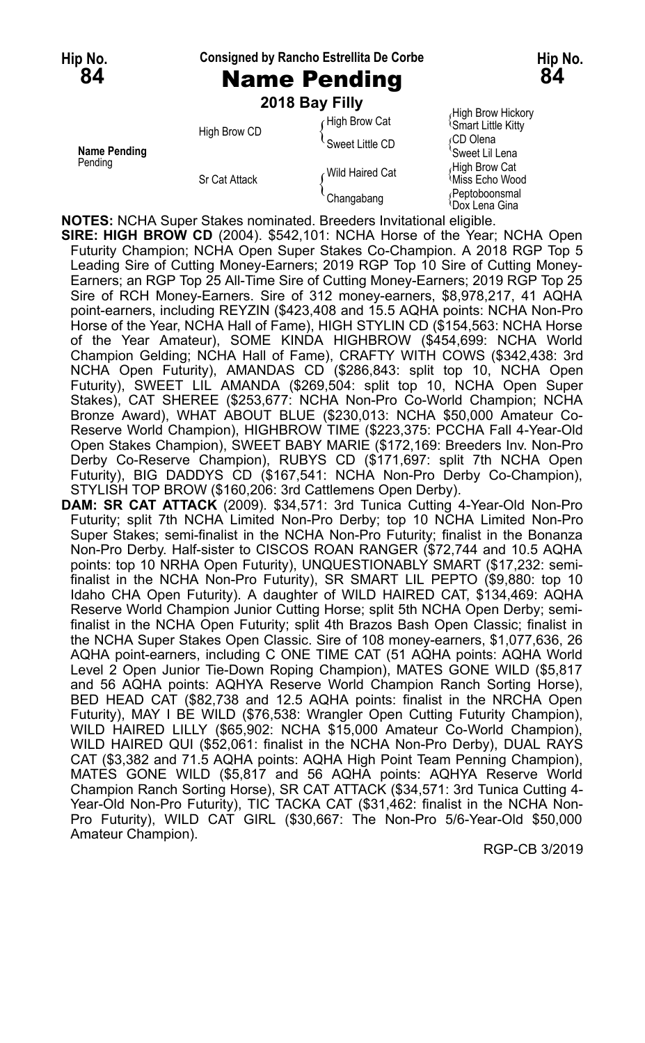**Hip No. 84** — **Consigned by Rancho Estrellita De Corbe** — **Hip No. 84**

# Name Pending

**2018 Bay Filly**

| | | | |
|---|---|---|---|
| **Name Pending** Pending | High Brow CD | High Brow Cat | High Brow Hickory |
| | | | Smart Little Kitty |
| | | Sweet Little CD | CD Olena |
| | | | Sweet Lil Lena |
| | Sr Cat Attack | Wild Haired Cat | High Brow Cat |
| | | | Miss Echo Wood |
| | | Changabang | Peptoboonsmal |
| | | | Dox Lena Gina |

**NOTES:** NCHA Super Stakes nominated. Breeders Invitational eligible.

**SIRE: HIGH BROW CD** (2004). $542,101: NCHA Horse of the Year; NCHA Open Futurity Champion; NCHA Open Super Stakes Co-Champion. A 2018 RGP Top 5 Leading Sire of Cutting Money-Earners; 2019 RGP Top 10 Sire of Cutting Money-Earners; an RGP Top 25 All-Time Sire of Cutting Money-Earners; 2019 RGP Top 25 Sire of RCH Money-Earners. Sire of 312 money-earners, $8,978,217, 41 AQHA point-earners, including REYZIN ($423,408 and 15.5 AQHA points: NCHA Non-Pro Horse of the Year, NCHA Hall of Fame), HIGH STYLIN CD ($154,563: NCHA Horse of the Year Amateur), SOME KINDA HIGHBROW ($454,699: NCHA World Champion Gelding; NCHA Hall of Fame), CRAFTY WITH COWS ($342,438: 3rd NCHA Open Futurity), AMANDAS CD ($286,843: split top 10, NCHA Open Futurity), SWEET LIL AMANDA ($269,504: split top 10, NCHA Open Super Stakes), CAT SHEREE ($253,677: NCHA Non-Pro Co-World Champion; NCHA Bronze Award), WHAT ABOUT BLUE ($230,013: NCHA $50,000 Amateur Co-Reserve World Champion), HIGHBROW TIME ($223,375: PCCHA Fall 4-Year-Old Open Stakes Champion), SWEET BABY MARIE ($172,169: Breeders Inv. Non-Pro Derby Co-Reserve Champion), RUBYS CD ($171,697: split 7th NCHA Open Futurity), BIG DADDYS CD ($167,541: NCHA Non-Pro Derby Co-Champion), STYLISH TOP BROW ($160,206: 3rd Cattlemens Open Derby).

**DAM: SR CAT ATTACK** (2009). $34,571: 3rd Tunica Cutting 4-Year-Old Non-Pro Futurity; split 7th NCHA Limited Non-Pro Derby; top 10 NCHA Limited Non-Pro Super Stakes; semi-finalist in the NCHA Non-Pro Futurity; finalist in the Bonanza Non-Pro Derby. Half-sister to CISCOS ROAN RANGER ($72,744 and 10.5 AQHA points: top 10 NRHA Open Futurity), UNQUESTIONABLY SMART ($17,232: semi-finalist in the NCHA Non-Pro Futurity), SR SMART LIL PEPTO ($9,880: top 10 Idaho CHA Open Futurity). A daughter of WILD HAIRED CAT, $134,469: AQHA Reserve World Champion Junior Cutting Horse; split 5th NCHA Open Derby; semi-finalist in the NCHA Open Futurity; split 4th Brazos Bash Open Classic; finalist in the NCHA Super Stakes Open Classic. Sire of 108 money-earners, $1,077,636, 26 AQHA point-earners, including C ONE TIME CAT (51 AQHA points: AQHA World Level 2 Open Junior Tie-Down Roping Champion), MATES GONE WILD ($5,817 and 56 AQHA points: AQHYA Reserve World Champion Ranch Sorting Horse), BED HEAD CAT ($82,738 and 12.5 AQHA points: finalist in the NRCHA Open Futurity), MAY I BE WILD ($76,538: Wrangler Open Cutting Futurity Champion), WILD HAIRED LILLY ($65,902: NCHA $15,000 Amateur Co-World Champion), WILD HAIRED QUI ($52,061: finalist in the NCHA Non-Pro Derby), DUAL RAYS CAT ($3,382 and 71.5 AQHA points: AQHA High Point Team Penning Champion), MATES GONE WILD ($5,817 and 56 AQHA points: AQHYA Reserve World Champion Ranch Sorting Horse), SR CAT ATTACK ($34,571: 3rd Tunica Cutting 4-Year-Old Non-Pro Futurity), TIC TACKA CAT ($31,462: finalist in the NCHA Non-Pro Futurity), WILD CAT GIRL ($30,667: The Non-Pro 5/6-Year-Old $50,000 Amateur Champion).

RGP-CB 3/2019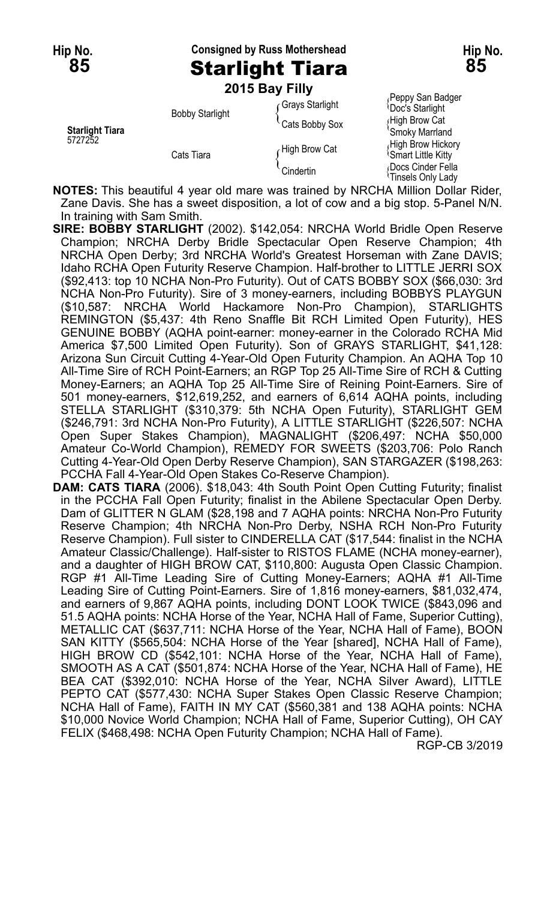**Hip No. 85** — Consigned by Russ Mothershead — **Hip No. 85**

# Starlight Tiara

**2015 Bay Filly**

| | | | |
|---|---|---|---|
| | Bobby Starlight | Grays Starlight | Peppy San Badger |
| | | | Doc's Starlight |
| | | Cats Bobby Sox | High Brow Cat |
| **Starlight Tiara** 5727252 | | | Smoky Marrland |
| | Cats Tiara | High Brow Cat | High Brow Hickory |
| | | | Smart Little Kitty |
| | | Cindertin | Docs Cinder Fella |
| | | | Tinsels Only Lady |

**NOTES:** This beautiful 4 year old mare was trained by NRCHA Million Dollar Rider, Zane Davis. She has a sweet disposition, a lot of cow and a big stop. 5-Panel N/N. In training with Sam Smith.

**SIRE: BOBBY STARLIGHT** (2002). $142,054: NRCHA World Bridle Open Reserve Champion; NRCHA Derby Bridle Spectacular Open Reserve Champion; 4th NRCHA Open Derby; 3rd NRCHA World's Greatest Horseman with Zane DAVIS; Idaho RCHA Open Futurity Reserve Champion. Half-brother to LITTLE JERRI SOX ($92,413: top 10 NCHA Non-Pro Futurity). Out of CATS BOBBY SOX ($66,030: 3rd NCHA Non-Pro Futurity). Sire of 3 money-earners, including BOBBYS PLAYGUN ($10,587: NRCHA World Hackamore Non-Pro Champion), STARLIGHTS REMINGTON ($5,437: 4th Reno Snaffle Bit RCH Limited Open Futurity), HES GENUINE BOBBY (AQHA point-earner: money-earner in the Colorado RCHA Mid America $7,500 Limited Open Futurity). Son of GRAYS STARLIGHT, $41,128: Arizona Sun Circuit Cutting 4-Year-Old Open Futurity Champion. An AQHA Top 10 All-Time Sire of RCH Point-Earners; an RGP Top 25 All-Time Sire of RCH & Cutting Money-Earners; an AQHA Top 25 All-Time Sire of Reining Point-Earners. Sire of 501 money-earners, $12,619,252, and earners of 6,614 AQHA points, including STELLA STARLIGHT ($310,379: 5th NCHA Open Futurity), STARLIGHT GEM ($246,791: 3rd NCHA Non-Pro Futurity), A LITTLE STARLIGHT ($226,507: NCHA Open Super Stakes Champion), MAGNALIGHT ($206,497: NCHA $50,000 Amateur Co-World Champion), REMEDY FOR SWEETS ($203,706: Polo Ranch Cutting 4-Year-Old Open Derby Reserve Champion), SAN STARGAZER ($198,263: PCCHA Fall 4-Year-Old Open Stakes Co-Reserve Champion).

**DAM: CATS TIARA** (2006). $18,043: 4th South Point Open Cutting Futurity; finalist in the PCCHA Fall Open Futurity; finalist in the Abilene Spectacular Open Derby. Dam of GLITTER N GLAM ($28,198 and 7 AQHA points: NRCHA Non-Pro Futurity Reserve Champion; 4th NRCHA Non-Pro Derby, NSHA RCH Non-Pro Futurity Reserve Champion). Full sister to CINDERELLA CAT ($17,544: finalist in the NCHA Amateur Classic/Challenge). Half-sister to RISTOS FLAME (NCHA money-earner), and a daughter of HIGH BROW CAT, $110,800: Augusta Open Classic Champion. RGP #1 All-Time Leading Sire of Cutting Money-Earners; AQHA #1 All-Time Leading Sire of Cutting Point-Earners. Sire of 1,816 money-earners, $81,032,474, and earners of 9,867 AQHA points, including DONT LOOK TWICE ($843,096 and 51.5 AQHA points: NCHA Horse of the Year, NCHA Hall of Fame, Superior Cutting), METALLIC CAT ($637,711: NCHA Horse of the Year, NCHA Hall of Fame), BOON SAN KITTY ($565,504: NCHA Horse of the Year [shared], NCHA Hall of Fame), HIGH BROW CD ($542,101: NCHA Horse of the Year, NCHA Hall of Fame), SMOOTH AS A CAT ($501,874: NCHA Horse of the Year, NCHA Hall of Fame), HE BEA CAT ($392,010: NCHA Horse of the Year, NCHA Silver Award), LITTLE PEPTO CAT ($577,430: NCHA Super Stakes Open Classic Reserve Champion; NCHA Hall of Fame), FAITH IN MY CAT ($560,381 and 138 AQHA points: NCHA $10,000 Novice World Champion; NCHA Hall of Fame, Superior Cutting), OH CAY FELIX ($468,498: NCHA Open Futurity Champion; NCHA Hall of Fame).

RGP-CB 3/2019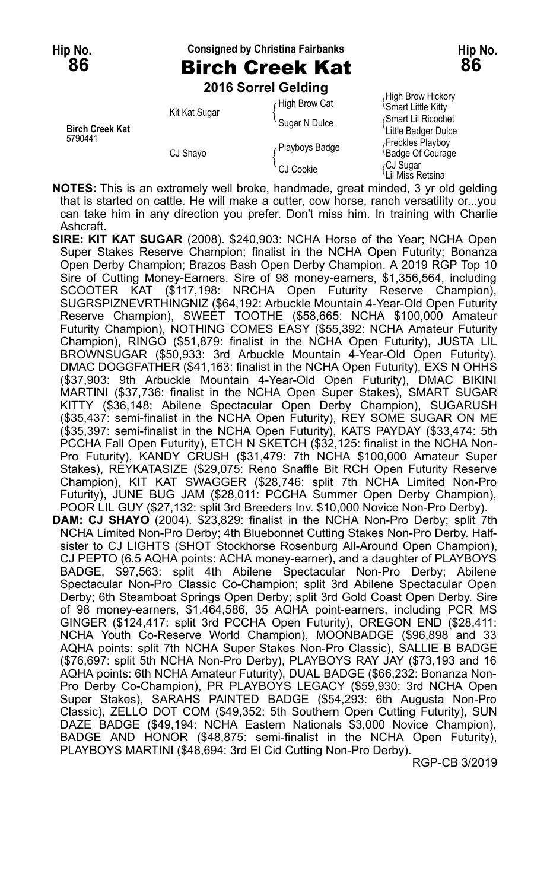**Hip No. 86** — Consigned by Christina Fairbanks — **Hip No. 86**

# Birch Creek Kat

**2016 Sorrel Gelding**

| | | | |
|---|---|---|---|
| **Birch Creek Kat** 5790441 | Kit Kat Sugar | High Brow Cat | High Brow Hickory |
| | | | Smart Little Kitty |
| | | Sugar N Dulce | Smart Lil Ricochet |
| | | | Little Badger Dulce |
| | CJ Shayo | Playboys Badge | Freckles Playboy |
| | | | Badge Of Courage |
| | | CJ Cookie | CJ Sugar |
| | | | Lil Miss Retsina |

**NOTES:** This is an extremely well broke, handmade, great minded, 3 yr old gelding that is started on cattle. He will make a cutter, cow horse, ranch versatility or...you can take him in any direction you prefer. Don't miss him. In training with Charlie Ashcraft.

**SIRE: KIT KAT SUGAR** (2008). $240,903: NCHA Horse of the Year; NCHA Open Super Stakes Reserve Champion; finalist in the NCHA Open Futurity; Bonanza Open Derby Champion; Brazos Bash Open Derby Champion. A 2019 RGP Top 10 Sire of Cutting Money-Earners. Sire of 98 money-earners, $1,356,564, including SCOOTER KAT ($117,198: NRCHA Open Futurity Reserve Champion), SUGRSPIZNEVRTHINGNIZ ($64,192: Arbuckle Mountain 4-Year-Old Open Futurity Reserve Champion), SWEET TOOTHE ($58,665: NCHA $100,000 Amateur Futurity Champion), NOTHING COMES EASY ($55,392: NCHA Amateur Futurity Champion), RINGO ($51,879: finalist in the NCHA Open Futurity), JUSTA LIL BROWNSUGAR ($50,933: 3rd Arbuckle Mountain 4-Year-Old Open Futurity), DMAC DOGGFATHER ($41,163: finalist in the NCHA Open Futurity), EXS N OHHS ($37,903: 9th Arbuckle Mountain 4-Year-Old Open Futurity), DMAC BIKINI MARTINI ($37,736: finalist in the NCHA Open Super Stakes), SMART SUGAR KITTY ($36,148: Abilene Spectacular Open Derby Champion), SUGARUSH ($35,437: semi-finalist in the NCHA Open Futurity), REY SOME SUGAR ON ME ($35,397: semi-finalist in the NCHA Open Futurity), KATS PAYDAY ($33,474: 5th PCCHA Fall Open Futurity), ETCH N SKETCH ($32,125: finalist in the NCHA Non-Pro Futurity), KANDY CRUSH ($31,479: 7th NCHA $100,000 Amateur Super Stakes), REYKATASIZE ($29,075: Reno Snaffle Bit RCH Open Futurity Reserve Champion), KIT KAT SWAGGER ($28,746: split 7th NCHA Limited Non-Pro Futurity), JUNE BUG JAM ($28,011: PCCHA Summer Open Derby Champion), POOR LIL GUY ($27,132: split 3rd Breeders Inv. $10,000 Novice Non-Pro Derby).

**DAM: CJ SHAYO** (2004). $23,829: finalist in the NCHA Non-Pro Derby; split 7th NCHA Limited Non-Pro Derby; 4th Bluebonnet Cutting Stakes Non-Pro Derby. Half-sister to CJ LIGHTS (SHOT Stockhorse Rosenburg All-Around Open Champion), CJ PEPTO (6.5 AQHA points: ACHA money-earner), and a daughter of PLAYBOYS BADGE, $97,563: split 4th Abilene Spectacular Non-Pro Derby; Abilene Spectacular Non-Pro Classic Co-Champion; split 3rd Abilene Spectacular Open Derby; 6th Steamboat Springs Open Derby; split 3rd Gold Coast Open Derby. Sire of 98 money-earners, $1,464,586, 35 AQHA point-earners, including PCR MS GINGER ($124,417: split 3rd PCCHA Open Futurity), OREGON END ($28,411: NCHA Youth Co-Reserve World Champion), MOONBADGE ($96,898 and 33 AQHA points: split 7th NCHA Super Stakes Non-Pro Classic), SALLIE B BADGE ($76,697: split 5th NCHA Non-Pro Derby), PLAYBOYS RAY JAY ($73,193 and 16 AQHA points: 6th NCHA Amateur Futurity), DUAL BADGE ($66,232: Bonanza Non-Pro Derby Co-Champion), PR PLAYBOYS LEGACY ($59,930: 3rd NCHA Open Super Stakes), SARAHS PAINTED BADGE ($54,293: 6th Augusta Non-Pro Classic), ZELLO DOT COM ($49,352: 5th Southern Open Cutting Futurity), SUN DAZE BADGE ($49,194: NCHA Eastern Nationals $3,000 Novice Champion), BADGE AND HONOR ($48,875: semi-finalist in the NCHA Open Futurity), PLAYBOYS MARTINI ($48,694: 3rd El Cid Cutting Non-Pro Derby).

RGP-CB 3/2019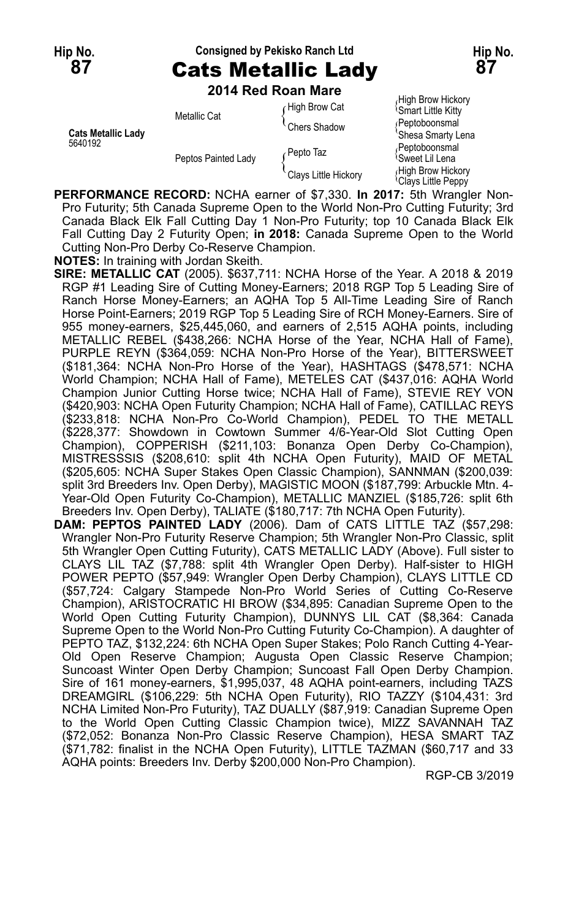Hip No. **87** — Consigned by Pekisko Ranch Ltd — Hip No. **87**

# Cats Metallic Lady

**2014 Red Roan Mare**

| | | | |
|---|---|---|---|
| **Cats Metallic Lady** 5640192 | Metallic Cat | High Brow Cat | High Brow Hickory |
| | | | Smart Little Kitty |
| | | Chers Shadow | Peptoboonsmal |
| | | | Shesa Smarty Lena |
| | Peptos Painted Lady | Pepto Taz | Peptoboonsmal |
| | | | Sweet Lil Lena |
| | | Clays Little Hickory | High Brow Hickory |
| | | | Clays Little Peppy |

**PERFORMANCE RECORD:** NCHA earner of $7,330. **In 2017:** 5th Wrangler Non-Pro Futurity; 5th Canada Supreme Open to the World Non-Pro Cutting Futurity; 3rd Canada Black Elk Fall Cutting Day 1 Non-Pro Futurity; top 10 Canada Black Elk Fall Cutting Day 2 Futurity Open; **in 2018:** Canada Supreme Open to the World Cutting Non-Pro Derby Co-Reserve Champion.

**NOTES:** In training with Jordan Skeith.

**SIRE: METALLIC CAT** (2005). $637,711: NCHA Horse of the Year. A 2018 & 2019 RGP #1 Leading Sire of Cutting Money-Earners; 2018 RGP Top 5 Leading Sire of Ranch Horse Money-Earners; an AQHA Top 5 All-Time Leading Sire of Ranch Horse Point-Earners; 2019 RGP Top 5 Leading Sire of RCH Money-Earners. Sire of 955 money-earners, $25,445,060, and earners of 2,515 AQHA points, including METALLIC REBEL ($438,266: NCHA Horse of the Year, NCHA Hall of Fame), PURPLE REYN ($364,059: NCHA Non-Pro Horse of the Year), BITTERSWEET ($181,364: NCHA Non-Pro Horse of the Year), HASHTAGS ($478,571: NCHA World Champion; NCHA Hall of Fame), METELES CAT ($437,016: AQHA World Champion Junior Cutting Horse twice; NCHA Hall of Fame), STEVIE REY VON ($420,903: NCHA Open Futurity Champion; NCHA Hall of Fame), CATILLAC REYS ($233,818: NCHA Non-Pro Co-World Champion), PEDEL TO THE METALL ($228,377: Showdown in Cowtown Summer 4/6-Year-Old Slot Cutting Open Champion), COPPERISH ($211,103: Bonanza Open Derby Co-Champion), MISTRESSSIS ($208,610: split 4th NCHA Open Futurity), MAID OF METAL ($205,605: NCHA Super Stakes Open Classic Champion), SANNMAN ($200,039: split 3rd Breeders Inv. Open Derby), MAGISTIC MOON ($187,799: Arbuckle Mtn. 4-Year-Old Open Futurity Co-Champion), METALLIC MANZIEL ($185,726: split 6th Breeders Inv. Open Derby), TALIATE ($180,717: 7th NCHA Open Futurity).

**DAM: PEPTOS PAINTED LADY** (2006). Dam of CATS LITTLE TAZ ($57,298: Wrangler Non-Pro Futurity Reserve Champion; 5th Wrangler Non-Pro Classic, split 5th Wrangler Open Cutting Futurity), CATS METALLIC LADY (Above). Full sister to CLAYS LIL TAZ ($7,788: split 4th Wrangler Open Derby). Half-sister to HIGH POWER PEPTO ($57,949: Wrangler Open Derby Champion), CLAYS LITTLE CD ($57,724: Calgary Stampede Non-Pro World Series of Cutting Co-Reserve Champion), ARISTOCRATIC HI BROW ($34,895: Canadian Supreme Open to the World Open Cutting Futurity Champion), DUNNYS LIL CAT ($8,364: Canada Supreme Open to the World Non-Pro Cutting Futurity Co-Champion). A daughter of PEPTO TAZ, $132,224: 6th NCHA Open Super Stakes; Polo Ranch Cutting 4-Year-Old Open Reserve Champion; Augusta Open Classic Reserve Champion; Suncoast Winter Open Derby Champion; Suncoast Fall Open Derby Champion. Sire of 161 money-earners, $1,995,037, 48 AQHA point-earners, including TAZS DREAMGIRL ($106,229: 5th NCHA Open Futurity), RIO TAZZY ($104,431: 3rd NCHA Limited Non-Pro Futurity), TAZ DUALLY ($87,919: Canadian Supreme Open to the World Open Cutting Classic Champion twice), MIZZ SAVANNAH TAZ ($72,052: Bonanza Non-Pro Classic Reserve Champion), HESA SMART TAZ ($71,782: finalist in the NCHA Open Futurity), LITTLE TAZMAN ($60,717 and 33 AQHA points: Breeders Inv. Derby $200,000 Non-Pro Champion).

RGP-CB 3/2019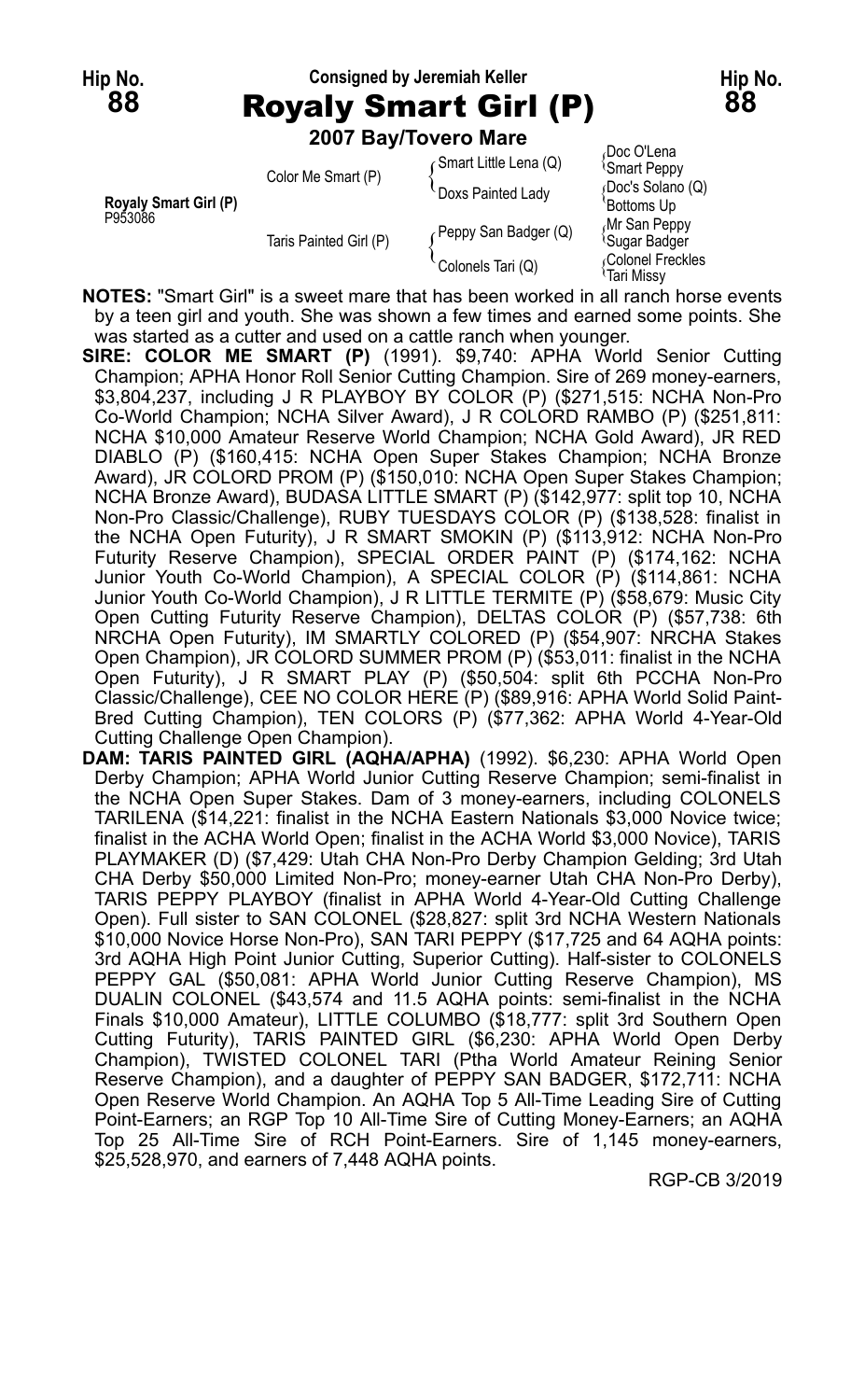**Hip No. 88** — Consigned by Jeremiah Keller — **Hip No. 88**

# Royaly Smart Girl (P)

**2007 Bay/Tovero Mare**

| | | | |
|---|---|---|---|
| Royaly Smart Girl (P) P953086 | Color Me Smart (P) | Smart Little Lena (Q) | Doc O'Lena |
| | | | Smart Peppy |
| | | Doxs Painted Lady | Doc's Solano (Q) |
| | | | Bottoms Up |
| | Taris Painted Girl (P) | Peppy San Badger (Q) | Mr San Peppy |
| | | | Sugar Badger |
| | | Colonels Tari (Q) | Colonel Freckles |
| | | | Tari Missy |

**NOTES:** "Smart Girl" is a sweet mare that has been worked in all ranch horse events by a teen girl and youth. She was shown a few times and earned some points. She was started as a cutter and used on a cattle ranch when younger.

**SIRE: COLOR ME SMART (P)** (1991). $9,740: APHA World Senior Cutting Champion; APHA Honor Roll Senior Cutting Champion. Sire of 269 money-earners, $3,804,237, including J R PLAYBOY BY COLOR (P) ($271,515: NCHA Non-Pro Co-World Champion; NCHA Silver Award), J R COLORD RAMBO (P) ($251,811: NCHA $10,000 Amateur Reserve World Champion; NCHA Gold Award), JR RED DIABLO (P) ($160,415: NCHA Open Super Stakes Champion; NCHA Bronze Award), JR COLORD PROM (P) ($150,010: NCHA Open Super Stakes Champion; NCHA Bronze Award), BUDASA LITTLE SMART (P) ($142,977: split top 10, NCHA Non-Pro Classic/Challenge), RUBY TUESDAYS COLOR (P) ($138,528: finalist in the NCHA Open Futurity), J R SMART SMOKIN (P) ($113,912: NCHA Non-Pro Futurity Reserve Champion), SPECIAL ORDER PAINT (P) ($174,162: NCHA Junior Youth Co-World Champion), A SPECIAL COLOR (P) ($114,861: NCHA Junior Youth Co-World Champion), J R LITTLE TERMITE (P) ($58,679: Music City Open Cutting Futurity Reserve Champion), DELTAS COLOR (P) ($57,738: 6th NRCHA Open Futurity), IM SMARTLY COLORED (P) ($54,907: NRCHA Stakes Open Champion), JR COLORD SUMMER PROM (P) ($53,011: finalist in the NCHA Open Futurity), J R SMART PLAY (P) ($50,504: split 6th PCCHA Non-Pro Classic/Challenge), CEE NO COLOR HERE (P) ($89,916: APHA World Solid Paint-Bred Cutting Champion), TEN COLORS (P) ($77,362: APHA World 4-Year-Old Cutting Challenge Open Champion).

**DAM: TARIS PAINTED GIRL (AQHA/APHA)** (1992). $6,230: APHA World Open Derby Champion; APHA World Junior Cutting Reserve Champion; semi-finalist in the NCHA Open Super Stakes. Dam of 3 money-earners, including COLONELS TARILENA ($14,221: finalist in the NCHA Eastern Nationals $3,000 Novice twice; finalist in the ACHA World Open; finalist in the ACHA World $3,000 Novice), TARIS PLAYMAKER (D) ($7,429: Utah CHA Non-Pro Derby Champion Gelding; 3rd Utah CHA Derby $50,000 Limited Non-Pro; money-earner Utah CHA Non-Pro Derby), TARIS PEPPY PLAYBOY (finalist in APHA World 4-Year-Old Cutting Challenge Open). Full sister to SAN COLONEL ($28,827: split 3rd NCHA Western Nationals $10,000 Novice Horse Non-Pro), SAN TARI PEPPY ($17,725 and 64 AQHA points: 3rd AQHA High Point Junior Cutting, Superior Cutting). Half-sister to COLONELS PEPPY GAL ($50,081: APHA World Junior Cutting Reserve Champion), MS DUALIN COLONEL ($43,574 and 11.5 AQHA points: semi-finalist in the NCHA Finals $10,000 Amateur), LITTLE COLUMBO ($18,777: split 3rd Southern Open Cutting Futurity), TARIS PAINTED GIRL ($6,230: APHA World Open Derby Champion), TWISTED COLONEL TARI (Ptha World Amateur Reining Senior Reserve Champion), and a daughter of PEPPY SAN BADGER, $172,711: NCHA Open Reserve World Champion. An AQHA Top 5 All-Time Leading Sire of Cutting Point-Earners; an RGP Top 10 All-Time Sire of Cutting Money-Earners; an AQHA Top 25 All-Time Sire of RCH Point-Earners. Sire of 1,145 money-earners, $25,528,970, and earners of 7,448 AQHA points.

RGP-CB 3/2019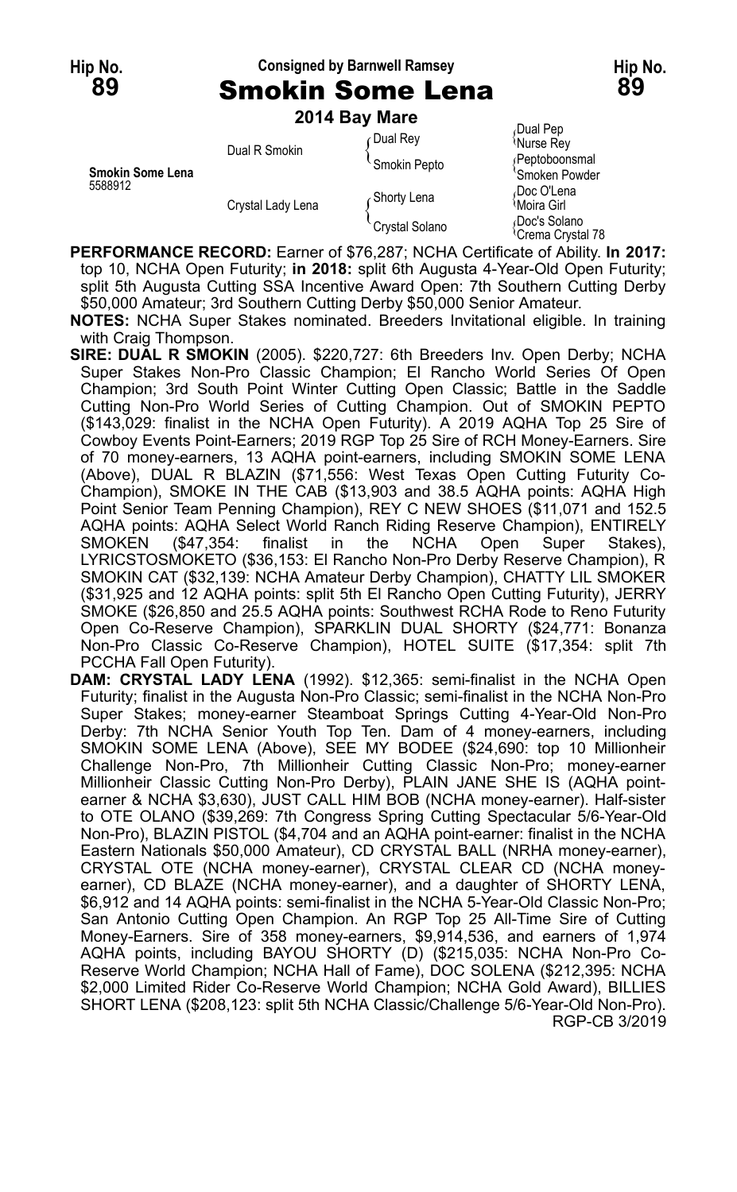Hip No. **89** — Consigned by Barnwell Ramsey — Hip No. **89**

# Smokin Some Lena

**2014 Bay Mare**

| | | | |
|---|---|---|---|
| **Smokin Some Lena** 5588912 | Dual R Smokin | Dual Rey | Dual Pep |
| | | | Nurse Rey |
| | | Smokin Pepto | Peptoboonsmal |
| | | | Smoken Powder |
| | Crystal Lady Lena | Shorty Lena | Doc O'Lena |
| | | | Moira Girl |
| | | Crystal Solano | Doc's Solano |
| | | | Crema Crystal 78 |

**PERFORMANCE RECORD:** Earner of $76,287; NCHA Certificate of Ability. **In 2017:** top 10, NCHA Open Futurity; **in 2018:** split 6th Augusta 4-Year-Old Open Futurity; split 5th Augusta Cutting SSA Incentive Award Open: 7th Southern Cutting Derby $50,000 Amateur; 3rd Southern Cutting Derby $50,000 Senior Amateur.

**NOTES:** NCHA Super Stakes nominated. Breeders Invitational eligible. In training with Craig Thompson.

**SIRE: DUAL R SMOKIN** (2005). $220,727: 6th Breeders Inv. Open Derby; NCHA Super Stakes Non-Pro Classic Champion; El Rancho World Series Of Open Champion; 3rd South Point Winter Cutting Open Classic; Battle in the Saddle Cutting Non-Pro World Series of Cutting Champion. Out of SMOKIN PEPTO ($143,029: finalist in the NCHA Open Futurity). A 2019 AQHA Top 25 Sire of Cowboy Events Point-Earners; 2019 RGP Top 25 Sire of RCH Money-Earners. Sire of 70 money-earners, 13 AQHA point-earners, including SMOKIN SOME LENA (Above), DUAL R BLAZIN ($71,556: West Texas Open Cutting Futurity Co-Champion), SMOKE IN THE CAB ($13,903 and 38.5 AQHA points: AQHA High Point Senior Team Penning Champion), REY C NEW SHOES ($11,071 and 152.5 AQHA points: AQHA Select World Ranch Riding Reserve Champion), ENTIRELY SMOKEN ($47,354: finalist in the NCHA Open Super Stakes), LYRICSTOSMOKETO ($36,153: El Rancho Non-Pro Derby Reserve Champion), R SMOKIN CAT ($32,139: NCHA Amateur Derby Champion), CHATTY LIL SMOKER ($31,925 and 12 AQHA points: split 5th El Rancho Open Cutting Futurity), JERRY SMOKE ($26,850 and 25.5 AQHA points: Southwest RCHA Rode to Reno Futurity Open Co-Reserve Champion), SPARKLIN DUAL SHORTY ($24,771: Bonanza Non-Pro Classic Co-Reserve Champion), HOTEL SUITE ($17,354: split 7th PCCHA Fall Open Futurity).

**DAM: CRYSTAL LADY LENA** (1992). $12,365: semi-finalist in the NCHA Open Futurity; finalist in the Augusta Non-Pro Classic; semi-finalist in the NCHA Non-Pro Super Stakes; money-earner Steamboat Springs Cutting 4-Year-Old Non-Pro Derby: 7th NCHA Senior Youth Top Ten. Dam of 4 money-earners, including SMOKIN SOME LENA (Above), SEE MY BODEE ($24,690: top 10 Millionheir Challenge Non-Pro, 7th Millionheir Cutting Classic Non-Pro; money-earner Millionheir Classic Cutting Non-Pro Derby), PLAIN JANE SHE IS (AQHA point-earner & NCHA $3,630), JUST CALL HIM BOB (NCHA money-earner). Half-sister to OTE OLANO ($39,269: 7th Congress Spring Cutting Spectacular 5/6-Year-Old Non-Pro), BLAZIN PISTOL ($4,704 and an AQHA point-earner: finalist in the NCHA Eastern Nationals $50,000 Amateur), CD CRYSTAL BALL (NRHA money-earner), CRYSTAL OTE (NCHA money-earner), CRYSTAL CLEAR CD (NCHA money-earner), CD BLAZE (NCHA money-earner), and a daughter of SHORTY LENA, $6,912 and 14 AQHA points: semi-finalist in the NCHA 5-Year-Old Classic Non-Pro; San Antonio Cutting Open Champion. An RGP Top 25 All-Time Sire of Cutting Money-Earners. Sire of 358 money-earners, $9,914,536, and earners of 1,974 AQHA points, including BAYOU SHORTY (D) ($215,035: NCHA Non-Pro Co-Reserve World Champion; NCHA Hall of Fame), DOC SOLENA ($212,395: NCHA $2,000 Limited Rider Co-Reserve World Champion; NCHA Gold Award), BILLIES SHORT LENA ($208,123: split 5th NCHA Classic/Challenge 5/6-Year-Old Non-Pro).

RGP-CB 3/2019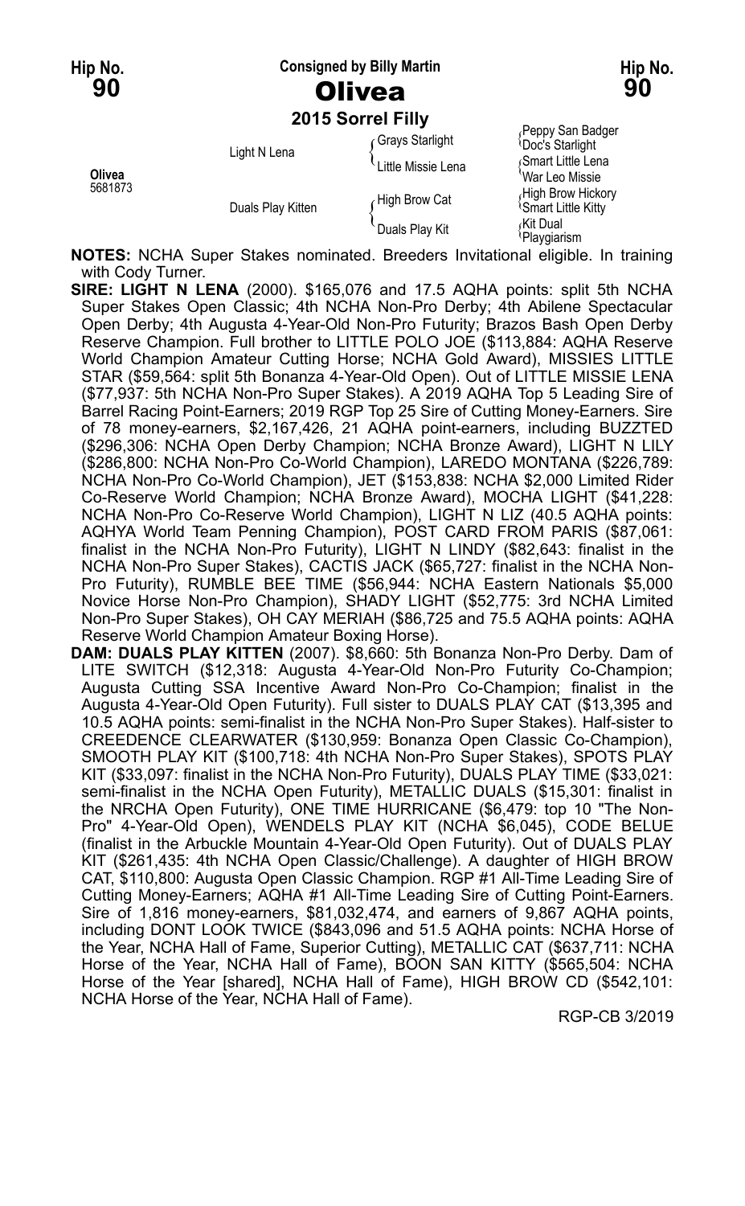**Hip No. 90**

**Consigned by Billy Martin**

# Olivea

**2015 Sorrel Filly**

| | | | |
|---|---|---|---|
| Olivea 5681873 | Light N Lena | Grays Starlight | Peppy San Badger |
| | | | Doc's Starlight |
| | | Little Missie Lena | Smart Little Lena |
| | | | War Leo Missie |
| | Duals Play Kitten | High Brow Cat | High Brow Hickory |
| | | | Smart Little Kitty |
| | | Duals Play Kit | Kit Dual |
| | | | Playgiarism |

**NOTES:** NCHA Super Stakes nominated. Breeders Invitational eligible. In training with Cody Turner.

**SIRE: LIGHT N LENA** (2000). $165,076 and 17.5 AQHA points: split 5th NCHA Super Stakes Open Classic; 4th NCHA Non-Pro Derby; 4th Abilene Spectacular Open Derby; 4th Augusta 4-Year-Old Non-Pro Futurity; Brazos Bash Open Derby Reserve Champion. Full brother to LITTLE POLO JOE ($113,884: AQHA Reserve World Champion Amateur Cutting Horse; NCHA Gold Award), MISSIES LITTLE STAR ($59,564: split 5th Bonanza 4-Year-Old Open). Out of LITTLE MISSIE LENA ($77,937: 5th NCHA Non-Pro Super Stakes). A 2019 AQHA Top 5 Leading Sire of Barrel Racing Point-Earners; 2019 RGP Top 25 Sire of Cutting Money-Earners. Sire of 78 money-earners, $2,167,426, 21 AQHA point-earners, including BUZZTED ($296,306: NCHA Open Derby Champion; NCHA Bronze Award), LIGHT N LILY ($286,800: NCHA Non-Pro Co-World Champion), LAREDO MONTANA ($226,789: NCHA Non-Pro Co-World Champion), JET ($153,838: NCHA $2,000 Limited Rider Co-Reserve World Champion; NCHA Bronze Award), MOCHA LIGHT ($41,228: NCHA Non-Pro Co-Reserve World Champion), LIGHT N LIZ (40.5 AQHA points: AQHYA World Team Penning Champion), POST CARD FROM PARIS ($87,061: finalist in the NCHA Non-Pro Futurity), LIGHT N LINDY ($82,643: finalist in the NCHA Non-Pro Super Stakes), CACTIS JACK ($65,727: finalist in the NCHA Non-Pro Futurity), RUMBLE BEE TIME ($56,944: NCHA Eastern Nationals $5,000 Novice Horse Non-Pro Champion), SHADY LIGHT ($52,775: 3rd NCHA Limited Non-Pro Super Stakes), OH CAY MERIAH ($86,725 and 75.5 AQHA points: AQHA Reserve World Champion Amateur Boxing Horse).

**DAM: DUALS PLAY KITTEN** (2007). $8,660: 5th Bonanza Non-Pro Derby. Dam of LITE SWITCH ($12,318: Augusta 4-Year-Old Non-Pro Futurity Co-Champion; Augusta Cutting SSA Incentive Award Non-Pro Co-Champion; finalist in the Augusta 4-Year-Old Open Futurity). Full sister to DUALS PLAY CAT ($13,395 and 10.5 AQHA points: semi-finalist in the NCHA Non-Pro Super Stakes). Half-sister to CREEDENCE CLEARWATER ($130,959: Bonanza Open Classic Co-Champion), SMOOTH PLAY KIT ($100,718: 4th NCHA Non-Pro Super Stakes), SPOTS PLAY KIT ($33,097: finalist in the NCHA Non-Pro Futurity), DUALS PLAY TIME ($33,021: semi-finalist in the NCHA Open Futurity), METALLIC DUALS ($15,301: finalist in the NRCHA Open Futurity), ONE TIME HURRICANE ($6,479: top 10 "The Non-Pro" 4-Year-Old Open), WENDELS PLAY KIT (NCHA $6,045), CODE BELUE (finalist in the Arbuckle Mountain 4-Year-Old Open Futurity). Out of DUALS PLAY KIT ($261,435: 4th NCHA Open Classic/Challenge). A daughter of HIGH BROW CAT, $110,800: Augusta Open Classic Champion. RGP #1 All-Time Leading Sire of Cutting Money-Earners; AQHA #1 All-Time Leading Sire of Cutting Point-Earners. Sire of 1,816 money-earners, $81,032,474, and earners of 9,867 AQHA points, including DONT LOOK TWICE ($843,096 and 51.5 AQHA points: NCHA Horse of the Year, NCHA Hall of Fame, Superior Cutting), METALLIC CAT ($637,711: NCHA Horse of the Year, NCHA Hall of Fame), BOON SAN KITTY ($565,504: NCHA Horse of the Year [shared], NCHA Hall of Fame), HIGH BROW CD ($542,101: NCHA Horse of the Year, NCHA Hall of Fame).

RGP-CB 3/2019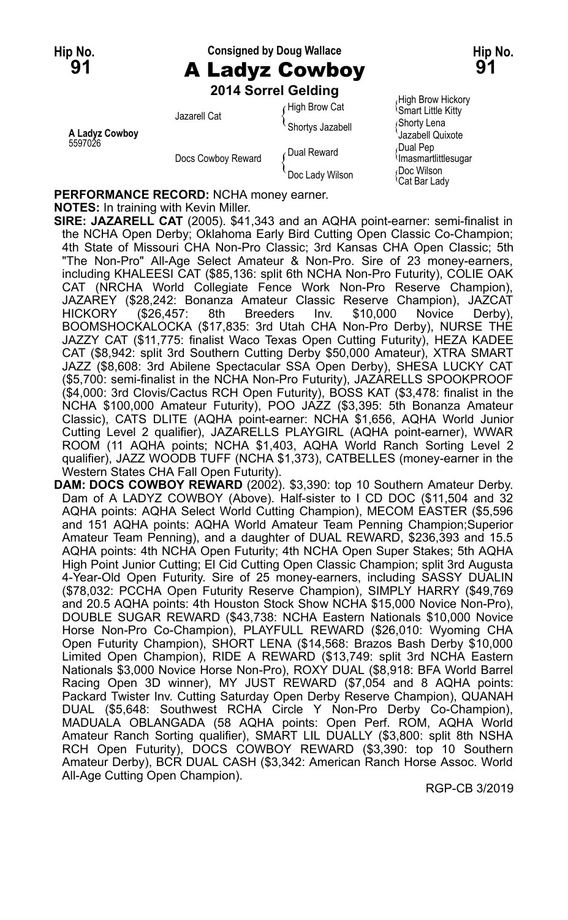**Hip No. 91** | Consigned by Doug Wallace | **Hip No. 91**

# A Ladyz Cowboy

## 2014 Sorrel Gelding

| | | | |
|---|---|---|---|
| A Ladyz Cowboy 5597026 | Jazarell Cat | High Brow Cat | High Brow Hickory |
| | | | Smart Little Kitty |
| | | Shortys Jazabell | Shorty Lena |
| | | | Jazabell Quixote |
| | Docs Cowboy Reward | Dual Reward | Dual Pep |
| | | | Imasmartlittlesugar |
| | | Doc Lady Wilson | Doc Wilson |
| | | | Cat Bar Lady |

**PERFORMANCE RECORD:** NCHA money earner.

**NOTES:** In training with Kevin Miller.

**SIRE: JAZARELL CAT** (2005). $41,343 and an AQHA point-earner: semi-finalist in the NCHA Open Derby; Oklahoma Early Bird Cutting Open Classic Co-Champion; 4th State of Missouri CHA Non-Pro Classic; 3rd Kansas CHA Open Classic; 5th "The Non-Pro" All-Age Select Amateur & Non-Pro. Sire of 23 money-earners, including KHALEESI CAT ($85,136: split 6th NCHA Non-Pro Futurity), COLIE OAK CAT (NRCHA World Collegiate Fence Work Non-Pro Reserve Champion), JAZAREY ($28,242: Bonanza Amateur Classic Reserve Champion), JAZCAT HICKORY ($26,457: 8th Breeders Inv. $10,000 Novice Derby), BOOMSHOCKALOCKA ($17,835: 3rd Utah CHA Non-Pro Derby), NURSE THE JAZZY CAT ($11,775: finalist Waco Texas Open Cutting Futurity), HEZA KADEE CAT ($8,942: split 3rd Southern Cutting Derby $50,000 Amateur), XTRA SMART JAZZ ($8,608: 3rd Abilene Spectacular SSA Open Derby), SHESA LUCKY CAT ($5,700: semi-finalist in the NCHA Non-Pro Futurity), JAZARELLS SPOOKPROOF ($4,000: 3rd Clovis/Cactus RCH Open Futurity), BOSS KAT ($3,478: finalist in the NCHA $100,000 Amateur Futurity), POO JAZZ ($3,395: 5th Bonanza Amateur Classic), CATS DLITE (AQHA point-earner: NCHA $1,656, AQHA World Junior Cutting Level 2 qualifier), JAZARELLS PLAYGIRL (AQHA point-earner), WWAR ROOM (11 AQHA points; NCHA $1,403, AQHA World Ranch Sorting Level 2 qualifier), JAZZ WOODB TUFF (NCHA $1,373), CATBELLES (money-earner in the Western States CHA Fall Open Futurity).

**DAM: DOCS COWBOY REWARD** (2002). $3,390: top 10 Southern Amateur Derby. Dam of A LADYZ COWBOY (Above). Half-sister to I CD DOC ($11,504 and 32 AQHA points: AQHA Select World Cutting Champion), MECOM EASTER ($5,596 and 151 AQHA points: AQHA World Amateur Team Penning Champion;Superior Amateur Team Penning), and a daughter of DUAL REWARD, $236,393 and 15.5 AQHA points: 4th NCHA Open Futurity; 4th NCHA Open Super Stakes; 5th AQHA High Point Junior Cutting; El Cid Cutting Open Classic Champion; split 3rd Augusta 4-Year-Old Open Futurity. Sire of 25 money-earners, including SASSY DUALIN ($78,032: PCCHA Open Futurity Reserve Champion), SIMPLY HARRY ($49,769 and 20.5 AQHA points: 4th Houston Stock Show NCHA $15,000 Novice Non-Pro), DOUBLE SUGAR REWARD ($43,738: NCHA Eastern Nationals $10,000 Novice Horse Non-Pro Co-Champion), PLAYFULL REWARD ($26,010: Wyoming CHA Open Futurity Champion), SHORT LENA ($14,568: Brazos Bash Derby $10,000 Limited Open Champion), RIDE A REWARD ($13,749: split 3rd NCHA Eastern Nationals $3,000 Novice Horse Non-Pro), ROXY DUAL ($8,918: BFA World Barrel Racing Open 3D winner), MY JUST REWARD ($7,054 and 8 AQHA points: Packard Twister Inv. Cutting Saturday Open Derby Reserve Champion), QUANAH DUAL ($5,648: Southwest RCHA Circle Y Non-Pro Derby Co-Champion), MADUALA OBLANGADA (58 AQHA points: Open Perf. ROM, AQHA World Amateur Ranch Sorting qualifier), SMART LIL DUALLY ($3,800: split 8th NSHA RCH Open Futurity), DOCS COWBOY REWARD ($3,390: top 10 Southern Amateur Derby), BCR DUAL CASH ($3,342: American Ranch Horse Assoc. World All-Age Cutting Open Champion).

RGP-CB 3/2019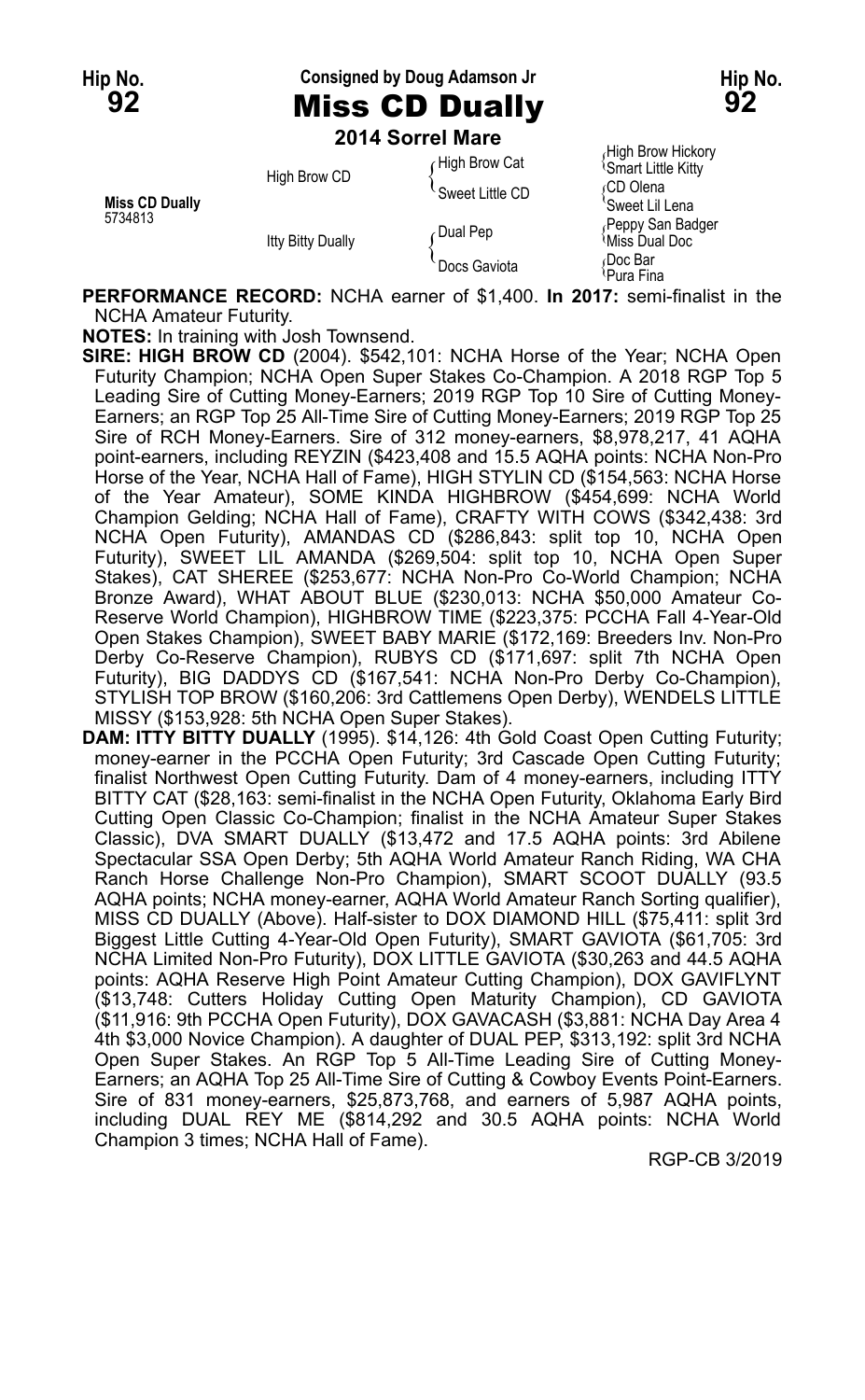Hip No. **92**

Consigned by Doug Adamson Jr

# Miss CD Dually

Hip No. **92**

**2014 Sorrel Mare**

| | | | |
|---|---|---|---|
| **Miss CD Dually** 5734813 | High Brow CD | High Brow Cat | High Brow Hickory |
| | | | Smart Little Kitty |
| | | Sweet Little CD | CD Olena |
| | | | Sweet Lil Lena |
| | Itty Bitty Dually | Dual Pep | Peppy San Badger |
| | | | Miss Dual Doc |
| | | Docs Gaviota | Doc Bar |
| | | | Pura Fina |

**PERFORMANCE RECORD:** NCHA earner of $1,400. **In 2017:** semi-finalist in the NCHA Amateur Futurity.

**NOTES:** In training with Josh Townsend.

**SIRE: HIGH BROW CD** (2004). $542,101: NCHA Horse of the Year; NCHA Open Futurity Champion; NCHA Open Super Stakes Co-Champion. A 2018 RGP Top 5 Leading Sire of Cutting Money-Earners; 2019 RGP Top 10 Sire of Cutting Money-Earners; an RGP Top 25 All-Time Sire of Cutting Money-Earners; 2019 RGP Top 25 Sire of RCH Money-Earners. Sire of 312 money-earners, $8,978,217, 41 AQHA point-earners, including REYZIN ($423,408 and 15.5 AQHA points: NCHA Non-Pro Horse of the Year, NCHA Hall of Fame), HIGH STYLIN CD ($154,563: NCHA Horse of the Year Amateur), SOME KINDA HIGHBROW ($454,699: NCHA World Champion Gelding; NCHA Hall of Fame), CRAFTY WITH COWS ($342,438: 3rd NCHA Open Futurity), AMANDAS CD ($286,843: split top 10, NCHA Open Futurity), SWEET LIL AMANDA ($269,504: split top 10, NCHA Open Super Stakes), CAT SHEREE ($253,677: NCHA Non-Pro Co-World Champion; NCHA Bronze Award), WHAT ABOUT BLUE ($230,013: NCHA $50,000 Amateur Co-Reserve World Champion), HIGHBROW TIME ($223,375: PCCHA Fall 4-Year-Old Open Stakes Champion), SWEET BABY MARIE ($172,169: Breeders Inv. Non-Pro Derby Co-Reserve Champion), RUBYS CD ($171,697: split 7th NCHA Open Futurity), BIG DADDYS CD ($167,541: NCHA Non-Pro Derby Co-Champion), STYLISH TOP BROW ($160,206: 3rd Cattlemens Open Derby), WENDELS LITTLE MISSY ($153,928: 5th NCHA Open Super Stakes).

**DAM: ITTY BITTY DUALLY** (1995). $14,126: 4th Gold Coast Open Cutting Futurity; money-earner in the PCCHA Open Futurity; 3rd Cascade Open Cutting Futurity; finalist Northwest Open Cutting Futurity. Dam of 4 money-earners, including ITTY BITTY CAT ($28,163: semi-finalist in the NCHA Open Futurity, Oklahoma Early Bird Cutting Open Classic Co-Champion; finalist in the NCHA Amateur Super Stakes Classic), DVA SMART DUALLY ($13,472 and 17.5 AQHA points: 3rd Abilene Spectacular SSA Open Derby; 5th AQHA World Amateur Ranch Riding, WA CHA Ranch Horse Challenge Non-Pro Champion), SMART SCOOT DUALLY (93.5 AQHA points; NCHA money-earner, AQHA World Amateur Ranch Sorting qualifier), MISS CD DUALLY (Above). Half-sister to DOX DIAMOND HILL ($75,411: split 3rd Biggest Little Cutting 4-Year-Old Open Futurity), SMART GAVIOTA ($61,705: 3rd NCHA Limited Non-Pro Futurity), DOX LITTLE GAVIOTA ($30,263 and 44.5 AQHA points: AQHA Reserve High Point Amateur Cutting Champion), DOX GAVIFLYNT ($13,748: Cutters Holiday Cutting Open Maturity Champion), CD GAVIOTA ($11,916: 9th PCCHA Open Futurity), DOX GAVACASH ($3,881: NCHA Day Area 4 4th $3,000 Novice Champion). A daughter of DUAL PEP, $313,192: split 3rd NCHA Open Super Stakes. An RGP Top 5 All-Time Leading Sire of Cutting Money-Earners; an AQHA Top 25 All-Time Sire of Cutting & Cowboy Events Point-Earners. Sire of 831 money-earners, $25,873,768, and earners of 5,987 AQHA points, including DUAL REY ME ($814,292 and 30.5 AQHA points: NCHA World Champion 3 times; NCHA Hall of Fame).

RGP-CB 3/2019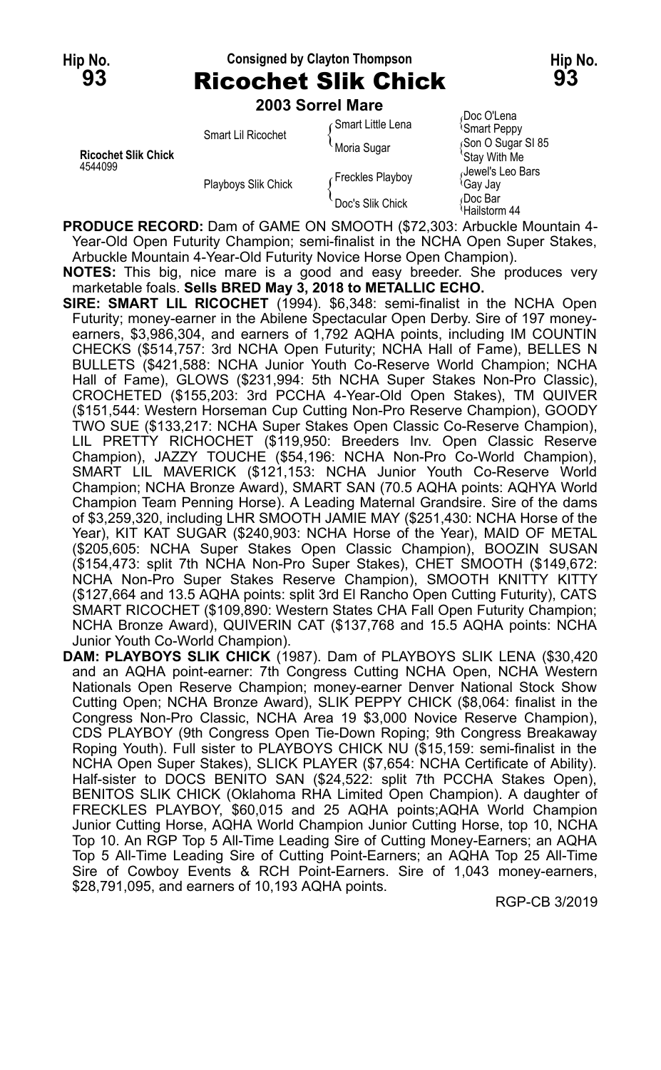**Hip No. 93** — Consigned by Clayton Thompson — **Hip No. 93**

# Ricochet Slik Chick

**2003 Sorrel Mare**

| | | | |
|---|---|---|---|
| | Smart Lil Ricochet | Smart Little Lena | Doc O'Lena |
| | | | Smart Peppy |
| | | Moria Sugar | Son O Sugar Sl 85 |
| **Ricochet Slik Chick** 4544099 | | | Stay With Me |
| | Playboys Slik Chick | Freckles Playboy | Jewel's Leo Bars |
| | | | Gay Jay |
| | | Doc's Slik Chick | Doc Bar |
| | | | Hailstorm 44 |

**PRODUCE RECORD:** Dam of GAME ON SMOOTH ($72,303: Arbuckle Mountain 4-Year-Old Open Futurity Champion; semi-finalist in the NCHA Open Super Stakes, Arbuckle Mountain 4-Year-Old Futurity Novice Horse Open Champion).

**NOTES:** This big, nice mare is a good and easy breeder. She produces very marketable foals. **Sells BRED May 3, 2018 to METALLIC ECHO.**

**SIRE: SMART LIL RICOCHET** (1994). $6,348: semi-finalist in the NCHA Open Futurity; money-earner in the Abilene Spectacular Open Derby. Sire of 197 money-earners, $3,986,304, and earners of 1,792 AQHA points, including IM COUNTIN CHECKS ($514,757: 3rd NCHA Open Futurity; NCHA Hall of Fame), BELLES N BULLETS ($421,588: NCHA Junior Youth Co-Reserve World Champion; NCHA Hall of Fame), GLOWS ($231,994: 5th NCHA Super Stakes Non-Pro Classic), CROCHETED ($155,203: 3rd PCCHA 4-Year-Old Open Stakes), TM QUIVER ($151,544: Western Horseman Cup Cutting Non-Pro Reserve Champion), GOODY TWO SUE ($133,217: NCHA Super Stakes Open Classic Co-Reserve Champion), LIL PRETTY RICHOCHET ($119,950: Breeders Inv. Open Classic Reserve Champion), JAZZY TOUCHE ($54,196: NCHA Non-Pro Co-World Champion), SMART LIL MAVERICK ($121,153: NCHA Junior Youth Co-Reserve World Champion; NCHA Bronze Award), SMART SAN (70.5 AQHA points: AQHYA World Champion Team Penning Horse). A Leading Maternal Grandsire. Sire of the dams of $3,259,320, including LHR SMOOTH JAMIE MAY ($251,430: NCHA Horse of the Year), KIT KAT SUGAR ($240,903: NCHA Horse of the Year), MAID OF METAL ($205,605: NCHA Super Stakes Open Classic Champion), BOOZIN SUSAN ($154,473: split 7th NCHA Non-Pro Super Stakes), CHET SMOOTH ($149,672: NCHA Non-Pro Super Stakes Reserve Champion), SMOOTH KNITTY KITTY ($127,664 and 13.5 AQHA points: split 3rd El Rancho Open Cutting Futurity), CATS SMART RICOCHET ($109,890: Western States CHA Fall Open Futurity Champion; NCHA Bronze Award), QUIVERIN CAT ($137,768 and 15.5 AQHA points: NCHA Junior Youth Co-World Champion).

**DAM: PLAYBOYS SLIK CHICK** (1987). Dam of PLAYBOYS SLIK LENA ($30,420 and an AQHA point-earner: 7th Congress Cutting NCHA Open, NCHA Western Nationals Open Reserve Champion; money-earner Denver National Stock Show Cutting Open; NCHA Bronze Award), SLIK PEPPY CHICK ($8,064: finalist in the Congress Non-Pro Classic, NCHA Area 19 $3,000 Novice Reserve Champion), CDS PLAYBOY (9th Congress Open Tie-Down Roping; 9th Congress Breakaway Roping Youth). Full sister to PLAYBOYS CHICK NU ($15,159: semi-finalist in the NCHA Open Super Stakes), SLICK PLAYER ($7,654: NCHA Certificate of Ability). Half-sister to DOCS BENITO SAN ($24,522: split 7th PCCHA Stakes Open), BENITOS SLIK CHICK (Oklahoma RHA Limited Open Champion). A daughter of FRECKLES PLAYBOY, $60,015 and 25 AQHA points;AQHA World Champion Junior Cutting Horse, AQHA World Champion Junior Cutting Horse, top 10, NCHA Top 10. An RGP Top 5 All-Time Leading Sire of Cutting Money-Earners; an AQHA Top 5 All-Time Leading Sire of Cutting Point-Earners; an AQHA Top 25 All-Time Sire of Cowboy Events & RCH Point-Earners. Sire of 1,043 money-earners, $28,791,095, and earners of 10,193 AQHA points.

RGP-CB 3/2019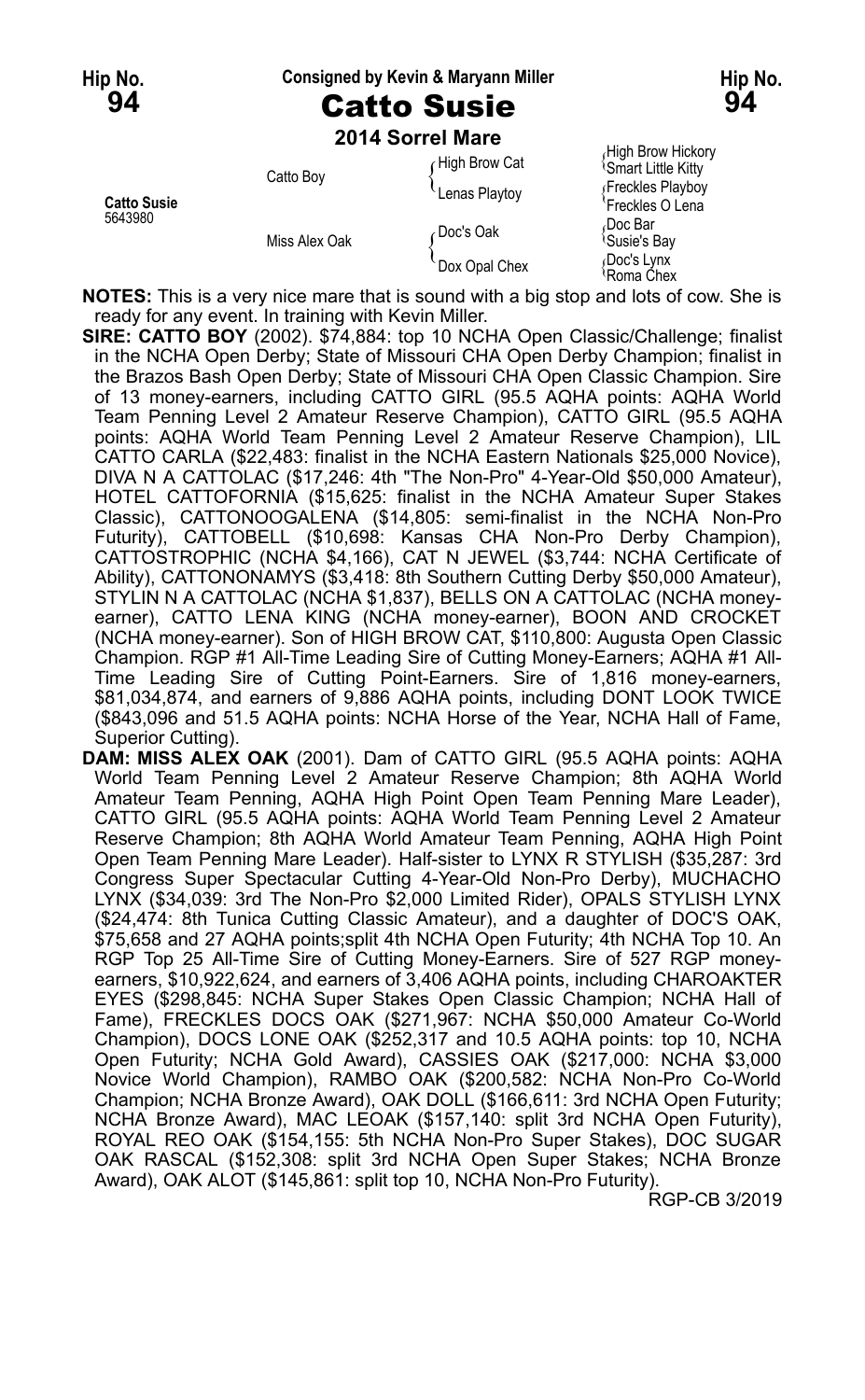**Hip No. 94** — Consigned by Kevin & Maryann Miller — **Hip No. 94**

# Catto Susie

**2014 Sorrel Mare**

| | | | |
|---|---|---|---|
| **Catto Susie** 5643980 | Catto Boy | High Brow Cat | High Brow Hickory |
| | | | Smart Little Kitty |
| | | Lenas Playtoy | Freckles Playboy |
| | | | Freckles O Lena |
| | Miss Alex Oak | Doc's Oak | Doc Bar |
| | | | Susie's Bay |
| | | Dox Opal Chex | Doc's Lynx |
| | | | Roma Chex |

**NOTES:** This is a very nice mare that is sound with a big stop and lots of cow. She is ready for any event. In training with Kevin Miller.

**SIRE: CATTO BOY** (2002). $74,884: top 10 NCHA Open Classic/Challenge; finalist in the NCHA Open Derby; State of Missouri CHA Open Derby Champion; finalist in the Brazos Bash Open Derby; State of Missouri CHA Open Classic Champion. Sire of 13 money-earners, including CATTO GIRL (95.5 AQHA points: AQHA World Team Penning Level 2 Amateur Reserve Champion), CATTO GIRL (95.5 AQHA points: AQHA World Team Penning Level 2 Amateur Reserve Champion), LIL CATTO CARLA ($22,483: finalist in the NCHA Eastern Nationals $25,000 Novice), DIVA N A CATTOLAC ($17,246: 4th "The Non-Pro" 4-Year-Old $50,000 Amateur), HOTEL CATTOFORNIA ($15,625: finalist in the NCHA Amateur Super Stakes Classic), CATTONOOGALENA ($14,805: semi-finalist in the NCHA Non-Pro Futurity), CATTOBELL ($10,698: Kansas CHA Non-Pro Derby Champion), CATTOSTROPHIC (NCHA $4,166), CAT N JEWEL ($3,744: NCHA Certificate of Ability), CATTONONAMYS ($3,418: 8th Southern Cutting Derby $50,000 Amateur), STYLIN N A CATTOLAC (NCHA $1,837), BELLS ON A CATTOLAC (NCHA money-earner), CATTO LENA KING (NCHA money-earner), BOON AND CROCKET (NCHA money-earner). Son of HIGH BROW CAT, $110,800: Augusta Open Classic Champion. RGP #1 All-Time Leading Sire of Cutting Money-Earners; AQHA #1 All-Time Leading Sire of Cutting Point-Earners. Sire of 1,816 money-earners, $81,034,874, and earners of 9,886 AQHA points, including DONT LOOK TWICE ($843,096 and 51.5 AQHA points: NCHA Horse of the Year, NCHA Hall of Fame, Superior Cutting).

**DAM: MISS ALEX OAK** (2001). Dam of CATTO GIRL (95.5 AQHA points: AQHA World Team Penning Level 2 Amateur Reserve Champion; 8th AQHA World Amateur Team Penning, AQHA High Point Open Team Penning Mare Leader), CATTO GIRL (95.5 AQHA points: AQHA World Team Penning Level 2 Amateur Reserve Champion; 8th AQHA World Amateur Team Penning, AQHA High Point Open Team Penning Mare Leader). Half-sister to LYNX R STYLISH ($35,287: 3rd Congress Super Spectacular Cutting 4-Year-Old Non-Pro Derby), MUCHACHO LYNX ($34,039: 3rd The Non-Pro $2,000 Limited Rider), OPALS STYLISH LYNX ($24,474: 8th Tunica Cutting Classic Amateur), and a daughter of DOC'S OAK, $75,658 and 27 AQHA points;split 4th NCHA Open Futurity; 4th NCHA Top 10. An RGP Top 25 All-Time Sire of Cutting Money-Earners. Sire of 527 RGP money-earners, $10,922,624, and earners of 3,406 AQHA points, including CHAROAKTER EYES ($298,845: NCHA Super Stakes Open Classic Champion; NCHA Hall of Fame), FRECKLES DOCS OAK ($271,967: NCHA $50,000 Amateur Co-World Champion), DOCS LONE OAK ($252,317 and 10.5 AQHA points: top 10, NCHA Open Futurity; NCHA Gold Award), CASSIES OAK ($217,000: NCHA $3,000 Novice World Champion), RAMBO OAK ($200,582: NCHA Non-Pro Co-World Champion; NCHA Bronze Award), OAK DOLL ($166,611: 3rd NCHA Open Futurity; NCHA Bronze Award), MAC LEOAK ($157,140: split 3rd NCHA Open Futurity), ROYAL REO OAK ($154,155: 5th NCHA Non-Pro Super Stakes), DOC SUGAR OAK RASCAL ($152,308: split 3rd NCHA Open Super Stakes; NCHA Bronze Award), OAK ALOT ($145,861: split top 10, NCHA Non-Pro Futurity).

RGP-CB 3/2019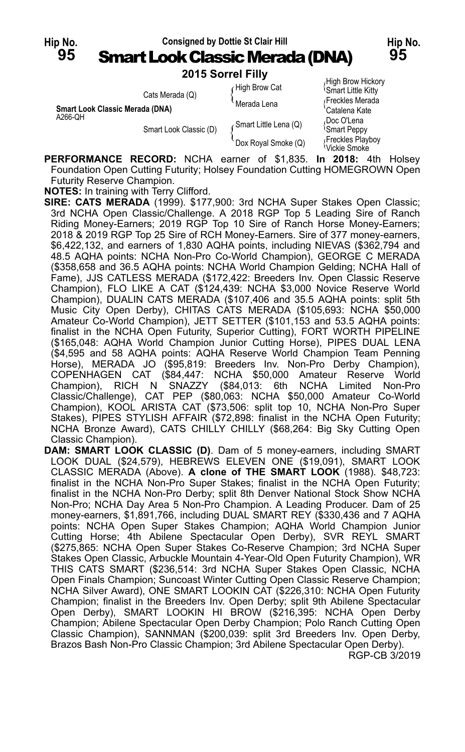Hip No. **95**

Consigned by Dottie St Clair Hill

# Smart Look Classic Merada (DNA)

Hip No. **95**

**2015 Sorrel Filly**

| | | | |
|---|---|---|---|
| | Cats Merada (Q) | High Brow Cat | High Brow Hickory |
| | | | Smart Little Kitty |
| | | Merada Lena | Freckles Merada |
| **Smart Look Classic Merada (DNA)** | | | Catalena Kate |
| A266-QH | Smart Look Classic (D) | Smart Little Lena (Q) | Doc O'Lena |
| | | | Smart Peppy |
| | | Dox Royal Smoke (Q) | Freckles Playboy |
| | | | Vickie Smoke |

**PERFORMANCE RECORD:** NCHA earner of $1,835. **In 2018:** 4th Holsey Foundation Open Cutting Futurity; Holsey Foundation Cutting HOMEGROWN Open Futurity Reserve Champion.

**NOTES:** In training with Terry Clifford.

**SIRE: CATS MERADA** (1999). $177,900: 3rd NCHA Super Stakes Open Classic; 3rd NCHA Open Classic/Challenge. A 2018 RGP Top 5 Leading Sire of Ranch Riding Money-Earners; 2019 RGP Top 10 Sire of Ranch Horse Money-Earners; 2018 & 2019 RGP Top 25 Sire of RCH Money-Earners. Sire of 377 money-earners, $6,422,132, and earners of 1,830 AQHA points, including NIEVAS ($362,794 and 48.5 AQHA points: NCHA Non-Pro Co-World Champion), GEORGE C MERADA ($358,658 and 36.5 AQHA points: NCHA World Champion Gelding; NCHA Hall of Fame), JJS CATLESS MERADA ($172,422: Breeders Inv. Open Classic Reserve Champion), FLO LIKE A CAT ($124,439: NCHA $3,000 Novice Reserve World Champion), DUALIN CATS MERADA ($107,406 and 35.5 AQHA points: split 5th Music City Open Derby), CHITAS CATS MERADA ($105,693: NCHA $50,000 Amateur Co-World Champion), JETT SETTER ($101,153 and 53.5 AQHA points: finalist in the NCHA Open Futurity, Superior Cutting), FORT WORTH PIPELINE ($165,048: AQHA World Champion Junior Cutting Horse), PIPES DUAL LENA ($4,595 and 58 AQHA points: AQHA Reserve World Champion Team Penning Horse), MERADA JO ($95,819: Breeders Inv. Non-Pro Derby Champion), COPENHAGEN CAT ($84,447: NCHA $50,000 Amateur Reserve World Champion), RICH N SNAZZY ($84,013: 6th NCHA Limited Non-Pro Classic/Challenge), CAT PEP ($80,063: NCHA $50,000 Amateur Co-World Champion), KOOL ARISTA CAT ($73,506: split top 10, NCHA Non-Pro Super Stakes), PIPES STYLISH AFFAIR ($72,898: finalist in the NCHA Open Futurity; NCHA Bronze Award), CATS CHILLY CHILLY ($68,264: Big Sky Cutting Open Classic Champion).

**DAM: SMART LOOK CLASSIC (D)**. Dam of 5 money-earners, including SMART LOOK DUAL ($24,579), HEBREWS ELEVEN ONE ($19,091), SMART LOOK CLASSIC MERADA (Above). **A clone of THE SMART LOOK** (1988). $48,723: finalist in the NCHA Non-Pro Super Stakes; finalist in the NCHA Open Futurity; finalist in the NCHA Non-Pro Derby; split 8th Denver National Stock Show NCHA Non-Pro; NCHA Day Area 5 Non-Pro Champion. A Leading Producer. Dam of 25 money-earners, $1,891,766, including DUAL SMART REY ($330,436 and 7 AQHA points: NCHA Open Super Stakes Champion; AQHA World Champion Junior Cutting Horse; 4th Abilene Spectacular Open Derby), SVR REYL SMART ($275,865: NCHA Open Super Stakes Co-Reserve Champion; 3rd NCHA Super Stakes Open Classic, Arbuckle Mountain 4-Year-Old Open Futurity Champion), WR THIS CATS SMART ($236,514: 3rd NCHA Super Stakes Open Classic, NCHA Open Finals Champion; Suncoast Winter Cutting Open Classic Reserve Champion; NCHA Silver Award), ONE SMART LOOKIN CAT ($226,310: NCHA Open Futurity Champion; finalist in the Breeders Inv. Open Derby; split 9th Abilene Spectacular Open Derby), SMART LOOKIN HI BROW ($216,395: NCHA Open Derby Champion; Abilene Spectacular Open Derby Champion; Polo Ranch Cutting Open Classic Champion), SANNMAN ($200,039: split 3rd Breeders Inv. Open Derby, Brazos Bash Non-Pro Classic Champion; 3rd Abilene Spectacular Open Derby).

RGP-CB 3/2019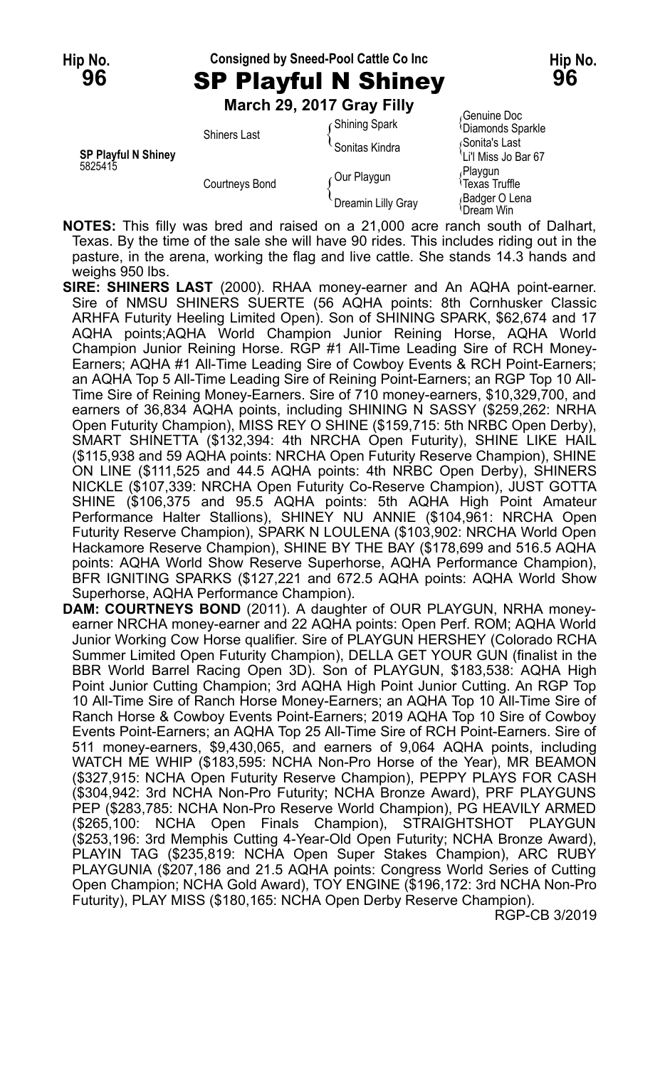**Hip No. 96** — Consigned by Sneed-Pool Cattle Co Inc — **Hip No. 96**

# SP Playful N Shiney

**March 29, 2017 Gray Filly**

**SP Playful N Shiney** 5825415

| | | | |
|---|---|---|---|
| | Shiners Last | Shining Spark | Genuine Doc |
| | | | Diamonds Sparkle |
| | | Sonitas Kindra | Sonita's Last |
| | | | Li'l Miss Jo Bar 67 |
| | Courtneys Bond | Our Playgun | Playgun |
| | | | Texas Truffle |
| | | Dreamin Lilly Gray | Badger O Lena |
| | | | Dream Win |

**NOTES:** This filly was bred and raised on a 21,000 acre ranch south of Dalhart, Texas. By the time of the sale she will have 90 rides. This includes riding out in the pasture, in the arena, working the flag and live cattle. She stands 14.3 hands and weighs 950 lbs.

**SIRE: SHINERS LAST** (2000). RHAA money-earner and An AQHA point-earner. Sire of NMSU SHINERS SUERTE (56 AQHA points: 8th Cornhusker Classic ARHFA Futurity Heeling Limited Open). Son of SHINING SPARK, $62,674 and 17 AQHA points;AQHA World Champion Junior Reining Horse, AQHA World Champion Junior Reining Horse. RGP #1 All-Time Leading Sire of RCH Money-Earners; AQHA #1 All-Time Leading Sire of Cowboy Events & RCH Point-Earners; an AQHA Top 5 All-Time Leading Sire of Reining Point-Earners; an RGP Top 10 All-Time Sire of Reining Money-Earners. Sire of 710 money-earners, $10,329,700, and earners of 36,834 AQHA points, including SHINING N SASSY ($259,262: NRHA Open Futurity Champion), MISS REY O SHINE ($159,715: 5th NRBC Open Derby), SMART SHINETTA ($132,394: 4th NRCHA Open Futurity), SHINE LIKE HAIL ($115,938 and 59 AQHA points: NRCHA Open Futurity Reserve Champion), SHINE ON LINE ($111,525 and 44.5 AQHA points: 4th NRBC Open Derby), SHINERS NICKLE ($107,339: NRCHA Open Futurity Co-Reserve Champion), JUST GOTTA SHINE ($106,375 and 95.5 AQHA points: 5th AQHA High Point Amateur Performance Halter Stallions), SHINEY NU ANNIE ($104,961: NRCHA Open Futurity Reserve Champion), SPARK N LOULENA ($103,902: NRCHA World Open Hackamore Reserve Champion), SHINE BY THE BAY ($178,699 and 516.5 AQHA points: AQHA World Show Reserve Superhorse, AQHA Performance Champion), BFR IGNITING SPARKS ($127,221 and 672.5 AQHA points: AQHA World Show Superhorse, AQHA Performance Champion).

**DAM: COURTNEYS BOND** (2011). A daughter of OUR PLAYGUN, NRHA money-earner NRCHA money-earner and 22 AQHA points: Open Perf. ROM; AQHA World Junior Working Cow Horse qualifier. Sire of PLAYGUN HERSHEY (Colorado RCHA Summer Limited Open Futurity Champion), DELLA GET YOUR GUN (finalist in the BBR World Barrel Racing Open 3D). Son of PLAYGUN, $183,538: AQHA High Point Junior Cutting Champion; 3rd AQHA High Point Junior Cutting. An RGP Top 10 All-Time Sire of Ranch Horse Money-Earners; an AQHA Top 10 All-Time Sire of Cowboy Events Point-Earners; 2019 AQHA Top 10 Sire of Cowboy Events Point-Earners; an AQHA Top 25 All-Time Sire of RCH Point-Earners. Sire of 511 money-earners, $9,430,065, and earners of 9,064 AQHA points, including WATCH ME WHIP ($183,595: NCHA Non-Pro Horse of the Year), MR BEAMON ($327,915: NCHA Open Futurity Reserve Champion), PEPPY PLAYS FOR CASH ($304,942: 3rd NCHA Non-Pro Futurity; NCHA Bronze Award), PRF PLAYGUNS PEP ($283,785: NCHA Non-Pro Reserve World Champion), PG HEAVILY ARMED ($265,100: NCHA Open Finals Champion), STRAIGHTSHOT PLAYGUN ($253,196: 3rd Memphis Cutting 4-Year-Old Open Futurity; NCHA Bronze Award), PLAYIN TAG ($235,819: NCHA Open Super Stakes Champion), ARC RUBY PLAYGUNIA ($207,186 and 21.5 AQHA points: Congress World Series of Cutting Open Champion; NCHA Gold Award), TOY ENGINE ($196,172: 3rd NCHA Non-Pro Futurity), PLAY MISS ($180,165: NCHA Open Derby Reserve Champion).

RGP-CB 3/2019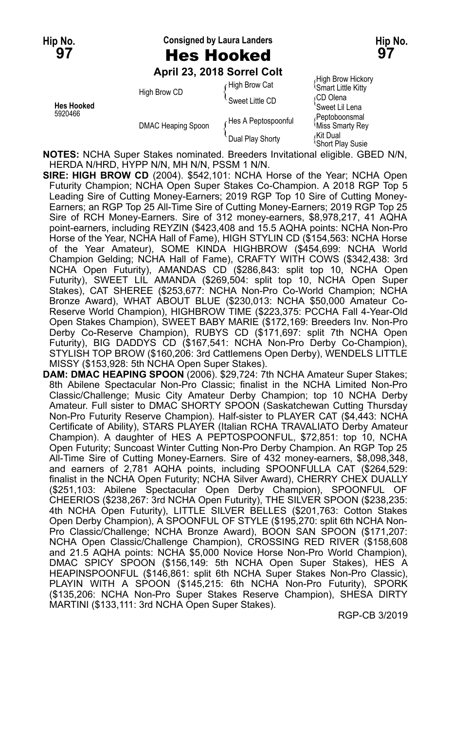Hip No. **97**

Consigned by Laura Landers

# Hes Hooked

**April 23, 2018 Sorrel Colt**

| | | | |
|---|---|---|---|
| **Hes Hooked** 5920466 | High Brow CD | High Brow Cat | High Brow Hickory |
| | | | Smart Little Kitty |
| | | Sweet Little CD | CD Olena |
| | | | Sweet Lil Lena |
| | DMAC Heaping Spoon | Hes A Peptospoonful | Peptoboonsmal |
| | | | Miss Smarty Rey |
| | | Dual Play Shorty | Kit Dual |
| | | | Short Play Susie |

**NOTES:** NCHA Super Stakes nominated. Breeders Invitational eligible. GBED N/N, HERDA N/HRD, HYPP N/N, MH N/N, PSSM 1 N/N.

**SIRE: HIGH BROW CD** (2004). $542,101: NCHA Horse of the Year; NCHA Open Futurity Champion; NCHA Open Super Stakes Co-Champion. A 2018 RGP Top 5 Leading Sire of Cutting Money-Earners; 2019 RGP Top 10 Sire of Cutting Money-Earners; an RGP Top 25 All-Time Sire of Cutting Money-Earners; 2019 RGP Top 25 Sire of RCH Money-Earners. Sire of 312 money-earners, $8,978,217, 41 AQHA point-earners, including REYZIN ($423,408 and 15.5 AQHA points: NCHA Non-Pro Horse of the Year, NCHA Hall of Fame), HIGH STYLIN CD ($154,563: NCHA Horse of the Year Amateur), SOME KINDA HIGHBROW ($454,699: NCHA World Champion Gelding; NCHA Hall of Fame), CRAFTY WITH COWS ($342,438: 3rd NCHA Open Futurity), AMANDAS CD ($286,843: split top 10, NCHA Open Futurity), SWEET LIL AMANDA ($269,504: split top 10, NCHA Open Super Stakes), CAT SHEREE ($253,677: NCHA Non-Pro Co-World Champion; NCHA Bronze Award), WHAT ABOUT BLUE ($230,013: NCHA $50,000 Amateur Co-Reserve World Champion), HIGHBROW TIME ($223,375: PCCHA Fall 4-Year-Old Open Stakes Champion), SWEET BABY MARIE ($172,169: Breeders Inv. Non-Pro Derby Co-Reserve Champion), RUBYS CD ($171,697: split 7th NCHA Open Futurity), BIG DADDYS CD ($167,541: NCHA Non-Pro Derby Co-Champion), STYLISH TOP BROW ($160,206: 3rd Cattlemens Open Derby), WENDELS LITTLE MISSY ($153,928: 5th NCHA Open Super Stakes).

**DAM: DMAC HEAPING SPOON** (2006). $29,724: 7th NCHA Amateur Super Stakes; 8th Abilene Spectacular Non-Pro Classic; finalist in the NCHA Limited Non-Pro Classic/Challenge; Music City Amateur Derby Champion; top 10 NCHA Derby Amateur. Full sister to DMAC SHORTY SPOON (Saskatchewan Cutting Thursday Non-Pro Futurity Reserve Champion). Half-sister to PLAYER CAT ($4,443: NCHA Certificate of Ability), STARS PLAYER (Italian RCHA TRAVALIATO Derby Amateur Champion). A daughter of HES A PEPTOSPOONFUL, $72,851: top 10, NCHA Open Futurity; Suncoast Winter Cutting Non-Pro Derby Champion. An RGP Top 25 All-Time Sire of Cutting Money-Earners. Sire of 432 money-earners, $8,098,348, and earners of 2,781 AQHA points, including SPOONFULLA CAT ($264,529: finalist in the NCHA Open Futurity; NCHA Silver Award), CHERRY CHEX DUALLY ($251,103: Abilene Spectacular Open Derby Champion), SPOONFUL OF CHEERIOS ($238,267: 3rd NCHA Open Futurity), THE SILVER SPOON ($238,235: 4th NCHA Open Futurity), LITTLE SILVER BELLES ($201,763: Cotton Stakes Open Derby Champion), A SPOONFUL OF STYLE ($195,270: split 6th NCHA Non-Pro Classic/Challenge; NCHA Bronze Award), BOON SAN SPOON ($171,207: NCHA Open Classic/Challenge Champion), CROSSING RED RIVER ($158,608 and 21.5 AQHA points: NCHA $5,000 Novice Horse Non-Pro World Champion), DMAC SPICY SPOON ($156,149: 5th NCHA Open Super Stakes), HES A HEAPINSPOONFUL ($146,861: split 6th NCHA Super Stakes Non-Pro Classic), PLAYIN WITH A SPOON ($145,215: 6th NCHA Non-Pro Futurity), SPORK ($135,206: NCHA Non-Pro Super Stakes Reserve Champion), SHESA DIRTY MARTINI ($133,111: 3rd NCHA Open Super Stakes).

RGP-CB 3/2019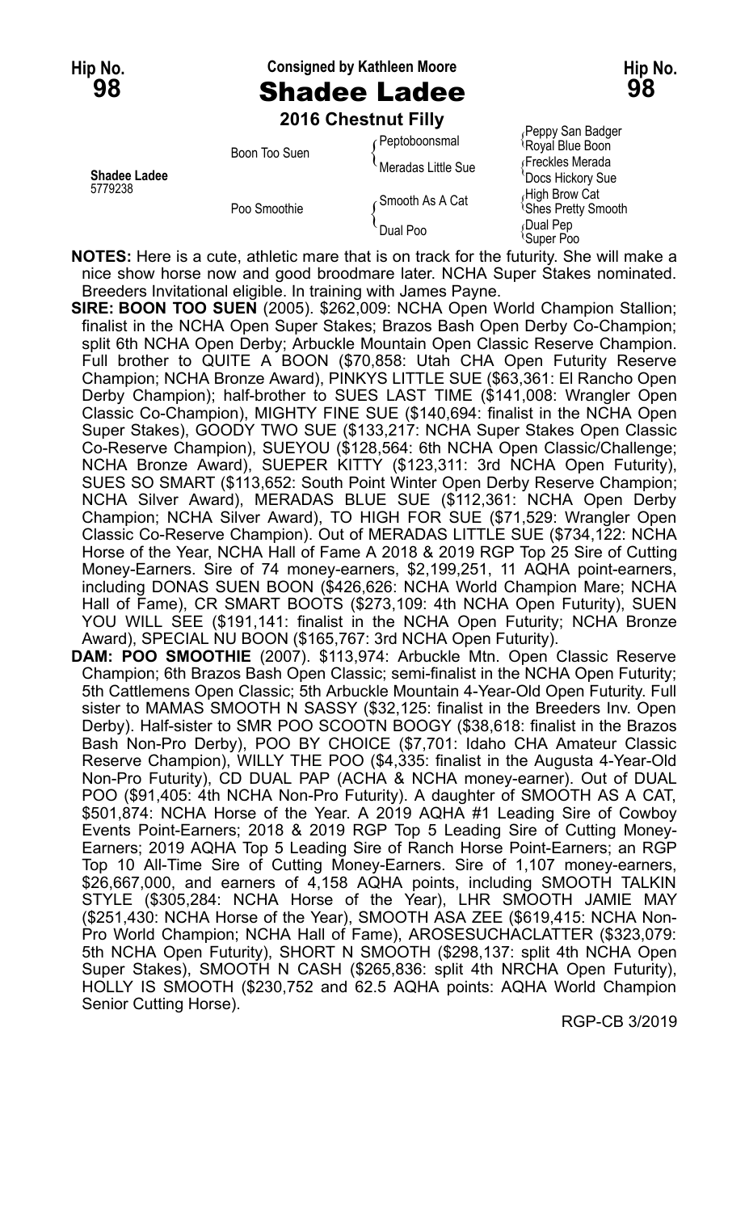**Hip No. 98** — Consigned by Kathleen Moore — **Hip No. 98**

# Shadee Ladee

**2016 Chestnut Filly**

| | | | |
|---|---|---|---|
| **Shadee Ladee** 5779238 | Boon Too Suen | Peptoboonsmal | Peppy San Badger |
| | | | Royal Blue Boon |
| | | Meradas Little Sue | Freckles Merada |
| | | | Docs Hickory Sue |
| | Poo Smoothie | Smooth As A Cat | High Brow Cat |
| | | | Shes Pretty Smooth |
| | | Dual Poo | Dual Pep |
| | | | Super Poo |

**NOTES:** Here is a cute, athletic mare that is on track for the futurity. She will make a nice show horse now and good broodmare later. NCHA Super Stakes nominated. Breeders Invitational eligible. In training with James Payne.

**SIRE: BOON TOO SUEN** (2005). $262,009: NCHA Open World Champion Stallion; finalist in the NCHA Open Super Stakes; Brazos Bash Open Derby Co-Champion; split 6th NCHA Open Derby; Arbuckle Mountain Open Classic Reserve Champion. Full brother to QUITE A BOON ($70,858: Utah CHA Open Futurity Reserve Champion; NCHA Bronze Award), PINKYS LITTLE SUE ($63,361: El Rancho Open Derby Champion); half-brother to SUES LAST TIME ($141,008: Wrangler Open Classic Co-Champion), MIGHTY FINE SUE ($140,694: finalist in the NCHA Open Super Stakes), GOODY TWO SUE ($133,217: NCHA Super Stakes Open Classic Co-Reserve Champion), SUEYOU ($128,564: 6th NCHA Open Classic/Challenge; NCHA Bronze Award), SUEPER KITTY ($123,311: 3rd NCHA Open Futurity), SUES SO SMART ($113,652: South Point Winter Open Derby Reserve Champion; NCHA Silver Award), MERADAS BLUE SUE ($112,361: NCHA Open Derby Champion; NCHA Silver Award), TO HIGH FOR SUE ($71,529: Wrangler Open Classic Co-Reserve Champion). Out of MERADAS LITTLE SUE ($734,122: NCHA Horse of the Year, NCHA Hall of Fame A 2018 & 2019 RGP Top 25 Sire of Cutting Money-Earners. Sire of 74 money-earners, $2,199,251, 11 AQHA point-earners, including DONAS SUEN BOON ($426,626: NCHA World Champion Mare; NCHA Hall of Fame), CR SMART BOOTS ($273,109: 4th NCHA Open Futurity), SUEN YOU WILL SEE ($191,141: finalist in the NCHA Open Futurity; NCHA Bronze Award), SPECIAL NU BOON ($165,767: 3rd NCHA Open Futurity).

**DAM: POO SMOOTHIE** (2007). $113,974: Arbuckle Mtn. Open Classic Reserve Champion; 6th Brazos Bash Open Classic; semi-finalist in the NCHA Open Futurity; 5th Cattlemens Open Classic; 5th Arbuckle Mountain 4-Year-Old Open Futurity. Full sister to MAMAS SMOOTH N SASSY ($32,125: finalist in the Breeders Inv. Open Derby). Half-sister to SMR POO SCOOTN BOOGY ($38,618: finalist in the Brazos Bash Non-Pro Derby), POO BY CHOICE ($7,701: Idaho CHA Amateur Classic Reserve Champion), WILLY THE POO ($4,335: finalist in the Augusta 4-Year-Old Non-Pro Futurity), CD DUAL PAP (ACHA & NCHA money-earner). Out of DUAL POO ($91,405: 4th NCHA Non-Pro Futurity). A daughter of SMOOTH AS A CAT, $501,874: NCHA Horse of the Year. A 2019 AQHA #1 Leading Sire of Cowboy Events Point-Earners; 2018 & 2019 RGP Top 5 Leading Sire of Cutting Money-Earners; 2019 AQHA Top 5 Leading Sire of Ranch Horse Point-Earners; an RGP Top 10 All-Time Sire of Cutting Money-Earners. Sire of 1,107 money-earners, $26,667,000, and earners of 4,158 AQHA points, including SMOOTH TALKIN STYLE ($305,284: NCHA Horse of the Year), LHR SMOOTH JAMIE MAY ($251,430: NCHA Horse of the Year), SMOOTH ASA ZEE ($619,415: NCHA Non-Pro World Champion; NCHA Hall of Fame), AROSESUCHACLATTER ($323,079: 5th NCHA Open Futurity), SHORT N SMOOTH ($298,137: split 4th NCHA Open Super Stakes), SMOOTH N CASH ($265,836: split 4th NRCHA Open Futurity), HOLLY IS SMOOTH ($230,752 and 62.5 AQHA points: AQHA World Champion Senior Cutting Horse).

RGP-CB 3/2019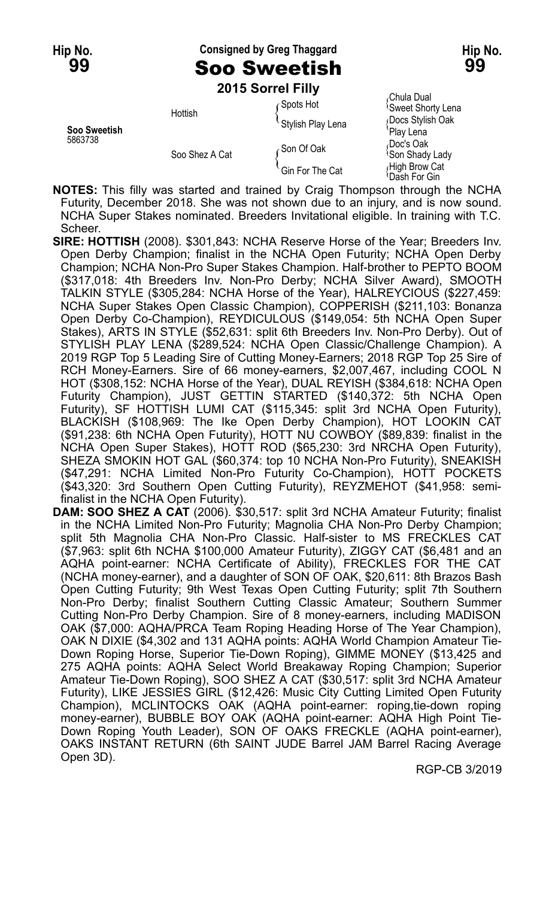**Hip No. 99** — Consigned by Greg Thaggard — **Hip No. 99**

# Soo Sweetish

**2015 Sorrel Filly**

| | | | |
|---|---|---|---|
| **Soo Sweetish** 5863738 | Hottish | Spots Hot | Chula Dual / Sweet Shorty Lena |
| | | Stylish Play Lena | Docs Stylish Oak / Play Lena |
| | Soo Shez A Cat | Son Of Oak | Doc's Oak / Son Shady Lady |
| | | Gin For The Cat | High Brow Cat / Dash For Gin |

**NOTES:** This filly was started and trained by Craig Thompson through the NCHA Futurity, December 2018. She was not shown due to an injury, and is now sound. NCHA Super Stakes nominated. Breeders Invitational eligible. In training with T.C. Scheer.

**SIRE: HOTTISH** (2008). $301,843: NCHA Reserve Horse of the Year; Breeders Inv. Open Derby Champion; finalist in the NCHA Open Futurity; NCHA Open Derby Champion; NCHA Non-Pro Super Stakes Champion. Half-brother to PEPTO BOOM ($317,018: 4th Breeders Inv. Non-Pro Derby; NCHA Silver Award), SMOOTH TALKIN STYLE ($305,284: NCHA Horse of the Year), HALREYCIOUS ($227,459: NCHA Super Stakes Open Classic Champion), COPPERISH ($211,103: Bonanza Open Derby Co-Champion), REYDICULOUS ($149,054: 5th NCHA Open Super Stakes), ARTS IN STYLE ($52,631: split 6th Breeders Inv. Non-Pro Derby). Out of STYLISH PLAY LENA ($289,524: NCHA Open Classic/Challenge Champion). A 2019 RGP Top 5 Leading Sire of Cutting Money-Earners; 2018 RGP Top 25 Sire of RCH Money-Earners. Sire of 66 money-earners, $2,007,467, including COOL N HOT ($308,152: NCHA Horse of the Year), DUAL REYISH ($384,618: NCHA Open Futurity Champion), JUST GETTIN STARTED ($140,372: 5th NCHA Open Futurity), SF HOTTISH LUMI CAT ($115,345: split 3rd NCHA Open Futurity), BLACKISH ($108,969: The Ike Open Derby Champion), HOT LOOKIN CAT ($91,238: 6th NCHA Open Futurity), HOTT NU COWBOY ($89,839: finalist in the NCHA Open Super Stakes), HOTT ROD ($65,230: 3rd NRCHA Open Futurity), SHEZA SMOKIN HOT GAL ($60,374: top 10 NCHA Non-Pro Futurity), SNEAKISH ($47,291: NCHA Limited Non-Pro Futurity Co-Champion), HOTT POCKETS ($43,320: 3rd Southern Open Cutting Futurity), REYZMEHOT ($41,958: semi-finalist in the NCHA Open Futurity).

**DAM: SOO SHEZ A CAT** (2006). $30,517: split 3rd NCHA Amateur Futurity; finalist in the NCHA Limited Non-Pro Futurity; Magnolia CHA Non-Pro Derby Champion; split 5th Magnolia CHA Non-Pro Classic. Half-sister to MS FRECKLES CAT ($7,963: split 6th NCHA $100,000 Amateur Futurity), ZIGGY CAT ($6,481 and an AQHA point-earner: NCHA Certificate of Ability), FRECKLES FOR THE CAT (NCHA money-earner), and a daughter of SON OF OAK, $20,611: 8th Brazos Bash Open Cutting Futurity; 9th West Texas Open Cutting Futurity; split 7th Southern Non-Pro Derby; finalist Southern Cutting Classic Amateur; Southern Summer Cutting Non-Pro Derby Champion. Sire of 8 money-earners, including MADISON OAK ($7,000: AQHA/PRCA Team Roping Heading Horse of The Year Champion), OAK N DIXIE ($4,302 and 131 AQHA points: AQHA World Champion Amateur Tie-Down Roping Horse, Superior Tie-Down Roping), GIMME MONEY ($13,425 and 275 AQHA points: AQHA Select World Breakaway Roping Champion; Superior Amateur Tie-Down Roping), SOO SHEZ A CAT ($30,517: split 3rd NCHA Amateur Futurity), LIKE JESSIES GIRL ($12,426: Music City Cutting Limited Open Futurity Champion), MCLINTOCKS OAK (AQHA point-earner: roping,tie-down roping money-earner), BUBBLE BOY OAK (AQHA point-earner: AQHA High Point Tie-Down Roping Youth Leader), SON OF OAKS FRECKLE (AQHA point-earner), OAKS INSTANT RETURN (6th SAINT JUDE Barrel JAM Barrel Racing Average Open 3D).

RGP-CB 3/2019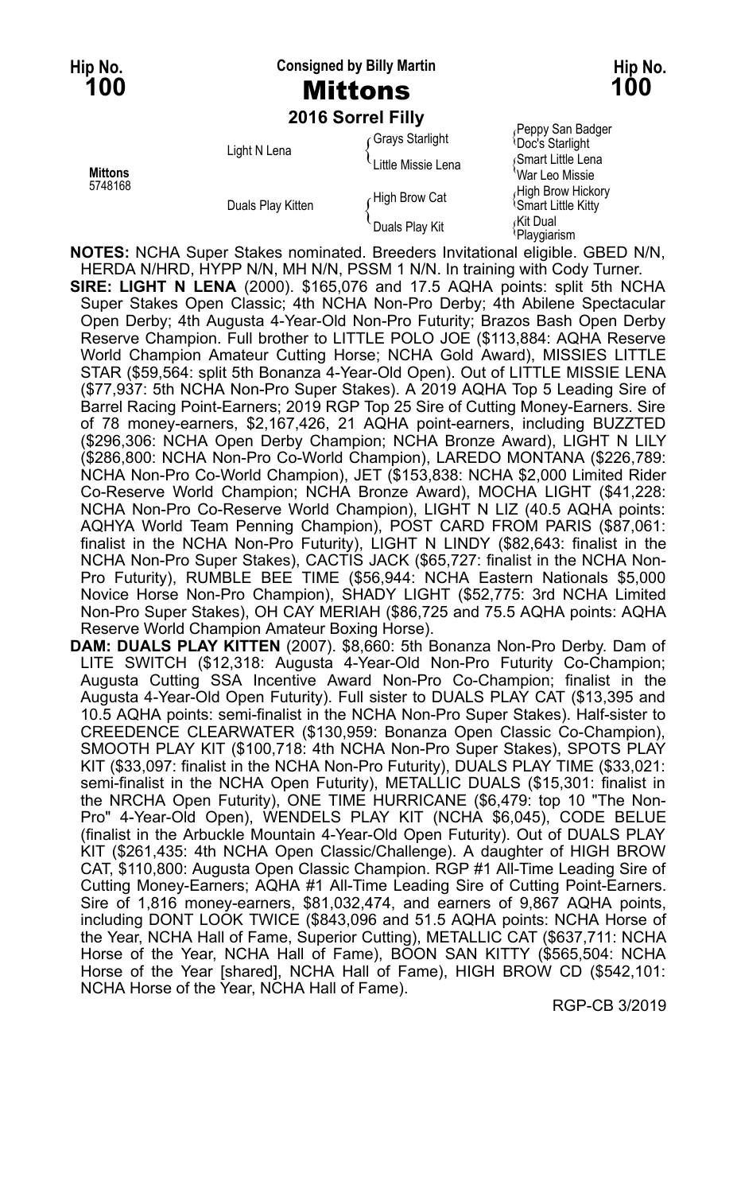Hip No. **100**

Consigned by Billy Martin

# Mittons

Hip No. **100**

**2016 Sorrel Filly**

| | | | |
|---|---|---|---|
| **Mittons** 5748168 | Light N Lena | Grays Starlight | Peppy San Badger |
| | | | Doc's Starlight |
| | | Little Missie Lena | Smart Little Lena |
| | | | War Leo Missie |
| | Duals Play Kitten | High Brow Cat | High Brow Hickory |
| | | | Smart Little Kitty |
| | | Duals Play Kit | Kit Dual |
| | | | Playgiarism |

**NOTES:** NCHA Super Stakes nominated. Breeders Invitational eligible. GBED N/N, HERDA N/HRD, HYPP N/N, MH N/N, PSSM 1 N/N. In training with Cody Turner.

**SIRE: LIGHT N LENA** (2000). $165,076 and 17.5 AQHA points: split 5th NCHA Super Stakes Open Classic; 4th NCHA Non-Pro Derby; 4th Abilene Spectacular Open Derby; 4th Augusta 4-Year-Old Non-Pro Futurity; Brazos Bash Open Derby Reserve Champion. Full brother to LITTLE POLO JOE ($113,884: AQHA Reserve World Champion Amateur Cutting Horse; NCHA Gold Award), MISSIES LITTLE STAR ($59,564: split 5th Bonanza 4-Year-Old Open). Out of LITTLE MISSIE LENA ($77,937: 5th NCHA Non-Pro Super Stakes). A 2019 AQHA Top 5 Leading Sire of Barrel Racing Point-Earners; 2019 RGP Top 25 Sire of Cutting Money-Earners. Sire of 78 money-earners, $2,167,426, 21 AQHA point-earners, including BUZZTED ($296,306: NCHA Open Derby Champion; NCHA Bronze Award), LIGHT N LILY ($286,800: NCHA Non-Pro Co-World Champion), LAREDO MONTANA ($226,789: NCHA Non-Pro Co-World Champion), JET ($153,838: NCHA $2,000 Limited Rider Co-Reserve World Champion; NCHA Bronze Award), MOCHA LIGHT ($41,228: NCHA Non-Pro Co-Reserve World Champion), LIGHT N LIZ (40.5 AQHA points: AQHYA World Team Penning Champion), POST CARD FROM PARIS ($87,061: finalist in the NCHA Non-Pro Futurity), LIGHT N LINDY ($82,643: finalist in the NCHA Non-Pro Super Stakes), CACTIS JACK ($65,727: finalist in the NCHA Non-Pro Futurity), RUMBLE BEE TIME ($56,944: NCHA Eastern Nationals $5,000 Novice Horse Non-Pro Champion), SHADY LIGHT ($52,775: 3rd NCHA Limited Non-Pro Super Stakes), OH CAY MERIAH ($86,725 and 75.5 AQHA points: AQHA Reserve World Champion Amateur Boxing Horse).

**DAM: DUALS PLAY KITTEN** (2007). $8,660: 5th Bonanza Non-Pro Derby. Dam of LITE SWITCH ($12,318: Augusta 4-Year-Old Non-Pro Futurity Co-Champion; Augusta Cutting SSA Incentive Award Non-Pro Co-Champion; finalist in the Augusta 4-Year-Old Open Futurity). Full sister to DUALS PLAY CAT ($13,395 and 10.5 AQHA points: semi-finalist in the NCHA Non-Pro Super Stakes). Half-sister to CREEDENCE CLEARWATER ($130,959: Bonanza Open Classic Co-Champion), SMOOTH PLAY KIT ($100,718: 4th NCHA Non-Pro Super Stakes), SPOTS PLAY KIT ($33,097: finalist in the NCHA Non-Pro Futurity), DUALS PLAY TIME ($33,021: semi-finalist in the NCHA Open Futurity), METALLIC DUALS ($15,301: finalist in the NRCHA Open Futurity), ONE TIME HURRICANE ($6,479: top 10 "The Non-Pro" 4-Year-Old Open), WENDELS PLAY KIT (NCHA $6,045), CODE BELUE (finalist in the Arbuckle Mountain 4-Year-Old Open Futurity). Out of DUALS PLAY KIT ($261,435: 4th NCHA Open Classic/Challenge). A daughter of HIGH BROW CAT, $110,800: Augusta Open Classic Champion. RGP #1 All-Time Leading Sire of Cutting Money-Earners; AQHA #1 All-Time Leading Sire of Cutting Point-Earners. Sire of 1,816 money-earners, $81,032,474, and earners of 9,867 AQHA points, including DONT LOOK TWICE ($843,096 and 51.5 AQHA points: NCHA Horse of the Year, NCHA Hall of Fame, Superior Cutting), METALLIC CAT ($637,711: NCHA Horse of the Year, NCHA Hall of Fame), BOON SAN KITTY ($565,504: NCHA Horse of the Year [shared], NCHA Hall of Fame), HIGH BROW CD ($542,101: NCHA Horse of the Year, NCHA Hall of Fame).

RGP-CB 3/2019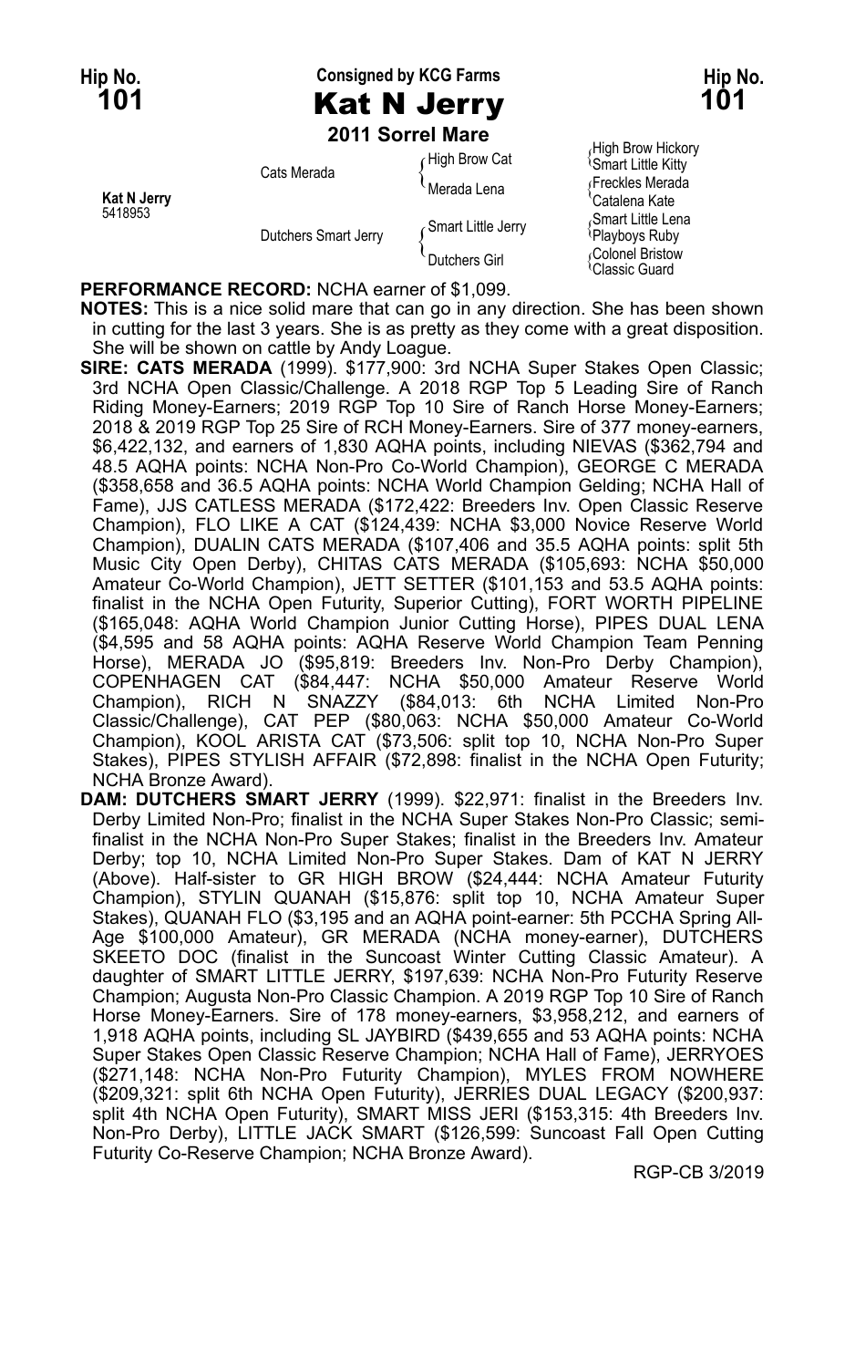Hip No. **101** — Consigned by KCG Farms — Hip No. **101**

# Kat N Jerry

**2011 Sorrel Mare**

| | | | |
|---|---|---|---|
| Kat N Jerry 5418953 | Cats Merada | High Brow Cat | High Brow Hickory |
| | | | Smart Little Kitty |
| | | Merada Lena | Freckles Merada |
| | | | Catalena Kate |
| | Dutchers Smart Jerry | Smart Little Jerry | Smart Little Lena |
| | | | Playboys Ruby |
| | | Dutchers Girl | Colonel Bristow |
| | | | Classic Guard |

**PERFORMANCE RECORD:** NCHA earner of $1,099.

**NOTES:** This is a nice solid mare that can go in any direction. She has been shown in cutting for the last 3 years. She is as pretty as they come with a great disposition. She will be shown on cattle by Andy Loague.

**SIRE: CATS MERADA** (1999). $177,900: 3rd NCHA Super Stakes Open Classic; 3rd NCHA Open Classic/Challenge. A 2018 RGP Top 5 Leading Sire of Ranch Riding Money-Earners; 2019 RGP Top 10 Sire of Ranch Horse Money-Earners; 2018 & 2019 RGP Top 25 Sire of RCH Money-Earners. Sire of 377 money-earners, $6,422,132, and earners of 1,830 AQHA points, including NIEVAS ($362,794 and 48.5 AQHA points: NCHA Non-Pro Co-World Champion), GEORGE C MERADA ($358,658 and 36.5 AQHA points: NCHA World Champion Gelding; NCHA Hall of Fame), JJS CATLESS MERADA ($172,422: Breeders Inv. Open Classic Reserve Champion), FLO LIKE A CAT ($124,439: NCHA $3,000 Novice Reserve World Champion), DUALIN CATS MERADA ($107,406 and 35.5 AQHA points: split 5th Music City Open Derby), CHITAS CATS MERADA ($105,693: NCHA $50,000 Amateur Co-World Champion), JETT SETTER ($101,153 and 53.5 AQHA points: finalist in the NCHA Open Futurity, Superior Cutting), FORT WORTH PIPELINE ($165,048: AQHA World Champion Junior Cutting Horse), PIPES DUAL LENA ($4,595 and 58 AQHA points: AQHA Reserve World Champion Team Penning Horse), MERADA JO ($95,819: Breeders Inv. Non-Pro Derby Champion), COPENHAGEN CAT ($84,447: NCHA $50,000 Amateur Reserve World Champion), RICH N SNAZZY ($84,013: 6th NCHA Limited Non-Pro Classic/Challenge), CAT PEP ($80,063: NCHA $50,000 Amateur Co-World Champion), KOOL ARISTA CAT ($73,506: split top 10, NCHA Non-Pro Super Stakes), PIPES STYLISH AFFAIR ($72,898: finalist in the NCHA Open Futurity; NCHA Bronze Award).

**DAM: DUTCHERS SMART JERRY** (1999). $22,971: finalist in the Breeders Inv. Derby Limited Non-Pro; finalist in the NCHA Super Stakes Non-Pro Classic; semi-finalist in the NCHA Non-Pro Super Stakes; finalist in the Breeders Inv. Amateur Derby; top 10, NCHA Limited Non-Pro Super Stakes. Dam of KAT N JERRY (Above). Half-sister to GR HIGH BROW ($24,444: NCHA Amateur Futurity Champion), STYLIN QUANAH ($15,876: split top 10, NCHA Amateur Super Stakes), QUANAH FLO ($3,195 and an AQHA point-earner: 5th PCCHA Spring All-Age $100,000 Amateur), GR MERADA (NCHA money-earner), DUTCHERS SKEETO DOC (finalist in the Suncoast Winter Cutting Classic Amateur). A daughter of SMART LITTLE JERRY, $197,639: NCHA Non-Pro Futurity Reserve Champion; Augusta Non-Pro Classic Champion. A 2019 RGP Top 10 Sire of Ranch Horse Money-Earners. Sire of 178 money-earners, $3,958,212, and earners of 1,918 AQHA points, including SL JAYBIRD ($439,655 and 53 AQHA points: NCHA Super Stakes Open Classic Reserve Champion; NCHA Hall of Fame), JERRYOES ($271,148: NCHA Non-Pro Futurity Champion), MYLES FROM NOWHERE ($209,321: split 6th NCHA Open Futurity), JERRIES DUAL LEGACY ($200,937: split 4th NCHA Open Futurity), SMART MISS JERI ($153,315: 4th Breeders Inv. Non-Pro Derby), LITTLE JACK SMART ($126,599: Suncoast Fall Open Cutting Futurity Co-Reserve Champion; NCHA Bronze Award).

RGP-CB 3/2019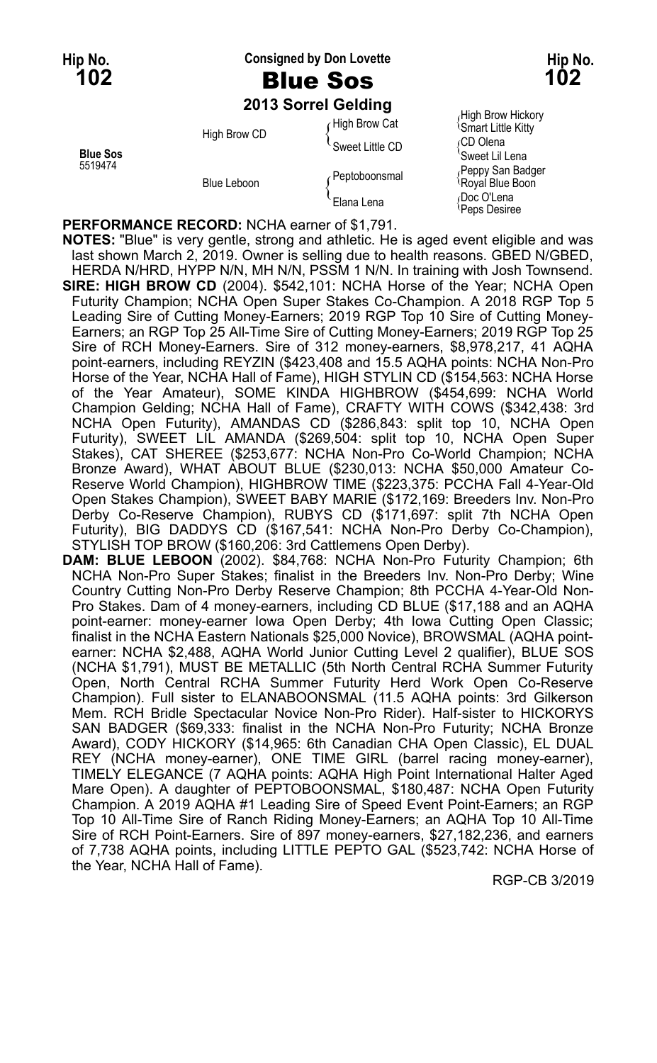**Hip No. 102** — Consigned by Don Lovette — **Hip No. 102**

# Blue Sos

**2013 Sorrel Gelding**

| | | | |
|---|---|---|---|
| **Blue Sos** 5519474 | High Brow CD | High Brow Cat | High Brow Hickory |
| | | | Smart Little Kitty |
| | | Sweet Little CD | CD Olena |
| | | | Sweet Lil Lena |
| | Blue Leboon | Peptoboonsmal | Peppy San Badger |
| | | | Royal Blue Boon |
| | | Elana Lena | Doc O'Lena |
| | | | Peps Desiree |

**PERFORMANCE RECORD:** NCHA earner of $1,791.

**NOTES:** "Blue" is very gentle, strong and athletic. He is aged event eligible and was last shown March 2, 2019. Owner is selling due to health reasons. GBED N/GBED, HERDA N/HRD, HYPP N/N, MH N/N, PSSM 1 N/N. In training with Josh Townsend.

**SIRE: HIGH BROW CD** (2004). $542,101: NCHA Horse of the Year; NCHA Open Futurity Champion; NCHA Open Super Stakes Co-Champion. A 2018 RGP Top 5 Leading Sire of Cutting Money-Earners; 2019 RGP Top 10 Sire of Cutting Money-Earners; an RGP Top 25 All-Time Sire of Cutting Money-Earners; 2019 RGP Top 25 Sire of RCH Money-Earners. Sire of 312 money-earners, $8,978,217, 41 AQHA point-earners, including REYZIN ($423,408 and 15.5 AQHA points: NCHA Non-Pro Horse of the Year, NCHA Hall of Fame), HIGH STYLIN CD ($154,563: NCHA Horse of the Year Amateur), SOME KINDA HIGHBROW ($454,699: NCHA World Champion Gelding; NCHA Hall of Fame), CRAFTY WITH COWS ($342,438: 3rd NCHA Open Futurity), AMANDAS CD ($286,843: split top 10, NCHA Open Futurity), SWEET LIL AMANDA ($269,504: split top 10, NCHA Open Super Stakes), CAT SHEREE ($253,677: NCHA Non-Pro Co-World Champion; NCHA Bronze Award), WHAT ABOUT BLUE ($230,013: NCHA $50,000 Amateur Co-Reserve World Champion), HIGHBROW TIME ($223,375: PCCHA Fall 4-Year-Old Open Stakes Champion), SWEET BABY MARIE ($172,169: Breeders Inv. Non-Pro Derby Co-Reserve Champion), RUBYS CD ($171,697: split 7th NCHA Open Futurity), BIG DADDYS CD ($167,541: NCHA Non-Pro Derby Co-Champion), STYLISH TOP BROW ($160,206: 3rd Cattlemens Open Derby).

**DAM: BLUE LEBOON** (2002). $84,768: NCHA Non-Pro Futurity Champion; 6th NCHA Non-Pro Super Stakes; finalist in the Breeders Inv. Non-Pro Derby; Wine Country Cutting Non-Pro Derby Reserve Champion; 8th PCCHA 4-Year-Old Non-Pro Stakes. Dam of 4 money-earners, including CD BLUE ($17,188 and an AQHA point-earner: money-earner Iowa Open Derby; 4th Iowa Cutting Open Classic; finalist in the NCHA Eastern Nationals $25,000 Novice), BROWSMAL (AQHA point-earner: NCHA $2,488, AQHA World Junior Cutting Level 2 qualifier), BLUE SOS (NCHA $1,791), MUST BE METALLIC (5th North Central RCHA Summer Futurity Open, North Central RCHA Summer Futurity Herd Work Open Co-Reserve Champion). Full sister to ELANABOONSMAL (11.5 AQHA points: 3rd Gilkerson Mem. RCH Bridle Spectacular Novice Non-Pro Rider). Half-sister to HICKORYS SAN BADGER ($69,333: finalist in the NCHA Non-Pro Futurity; NCHA Bronze Award), CODY HICKORY ($14,965: 6th Canadian CHA Open Classic), EL DUAL REY (NCHA money-earner), ONE TIME GIRL (barrel racing money-earner), TIMELY ELEGANCE (7 AQHA points: AQHA High Point International Halter Aged Mare Open). A daughter of PEPTOBOONSMAL, $180,487: NCHA Open Futurity Champion. A 2019 AQHA #1 Leading Sire of Speed Event Point-Earners; an RGP Top 10 All-Time Sire of Ranch Riding Money-Earners; an AQHA Top 10 All-Time Sire of RCH Point-Earners. Sire of 897 money-earners, $27,182,236, and earners of 7,738 AQHA points, including LITTLE PEPTO GAL ($523,742: NCHA Horse of the Year, NCHA Hall of Fame).

RGP-CB 3/2019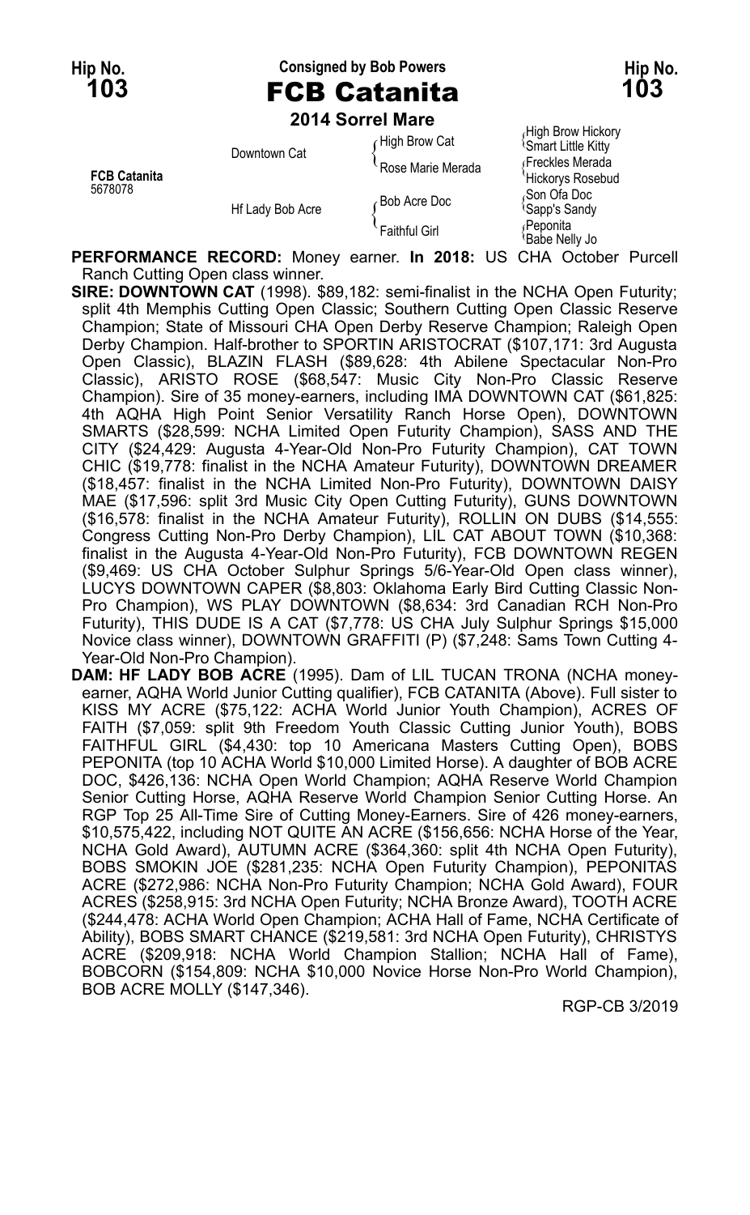Hip No. **103**

Consigned by Bob Powers

# FCB Catanita

Hip No. **103**

**2014 Sorrel Mare**

| | | | |
|---|---|---|---|
| **FCB Catanita** 5678078 | Downtown Cat | High Brow Cat | High Brow Hickory |
| | | | Smart Little Kitty |
| | | Rose Marie Merada | Freckles Merada |
| | | | Hickorys Rosebud |
| | Hf Lady Bob Acre | Bob Acre Doc | Son Ofa Doc |
| | | | Sapp's Sandy |
| | | Faithful Girl | Peponita |
| | | | Babe Nelly Jo |

**PERFORMANCE RECORD:** Money earner. **In 2018:** US CHA October Purcell Ranch Cutting Open class winner.

**SIRE: DOWNTOWN CAT** (1998). $89,182: semi-finalist in the NCHA Open Futurity; split 4th Memphis Cutting Open Classic; Southern Cutting Open Classic Reserve Champion; State of Missouri CHA Open Derby Reserve Champion; Raleigh Open Derby Champion. Half-brother to SPORTIN ARISTOCRAT ($107,171: 3rd Augusta Open Classic), BLAZIN FLASH ($89,628: 4th Abilene Spectacular Non-Pro Classic), ARISTO ROSE ($68,547: Music City Non-Pro Classic Reserve Champion). Sire of 35 money-earners, including IMA DOWNTOWN CAT ($61,825: 4th AQHA High Point Senior Versatility Ranch Horse Open), DOWNTOWN SMARTS ($28,599: NCHA Limited Open Futurity Champion), SASS AND THE CITY ($24,429: Augusta 4-Year-Old Non-Pro Futurity Champion), CAT TOWN CHIC ($19,778: finalist in the NCHA Amateur Futurity), DOWNTOWN DREAMER ($18,457: finalist in the NCHA Limited Non-Pro Futurity), DOWNTOWN DAISY MAE ($17,596: split 3rd Music City Open Cutting Futurity), GUNS DOWNTOWN ($16,578: finalist in the NCHA Amateur Futurity), ROLLIN ON DUBS ($14,555: Congress Cutting Non-Pro Derby Champion), LIL CAT ABOUT TOWN ($10,368: finalist in the Augusta 4-Year-Old Non-Pro Futurity), FCB DOWNTOWN REGEN ($9,469: US CHA October Sulphur Springs 5/6-Year-Old Open class winner), LUCYS DOWNTOWN CAPER ($8,803: Oklahoma Early Bird Cutting Classic Non-Pro Champion), WS PLAY DOWNTOWN ($8,634: 3rd Canadian RCH Non-Pro Futurity), THIS DUDE IS A CAT ($7,778: US CHA July Sulphur Springs $15,000 Novice class winner), DOWNTOWN GRAFFITI (P) ($7,248: Sams Town Cutting 4-Year-Old Non-Pro Champion).

**DAM: HF LADY BOB ACRE** (1995). Dam of LIL TUCAN TRONA (NCHA money-earner, AQHA World Junior Cutting qualifier), FCB CATANITA (Above). Full sister to KISS MY ACRE ($75,122: ACHA World Junior Youth Champion), ACRES OF FAITH ($7,059: split 9th Freedom Youth Classic Cutting Junior Youth), BOBS FAITHFUL GIRL ($4,430: top 10 Americana Masters Cutting Open), BOBS PEPONITA (top 10 ACHA World $10,000 Limited Horse). A daughter of BOB ACRE DOC, $426,136: NCHA Open World Champion; AQHA Reserve World Champion Senior Cutting Horse, AQHA Reserve World Champion Senior Cutting Horse. An RGP Top 25 All-Time Sire of Cutting Money-Earners. Sire of 426 money-earners, $10,575,422, including NOT QUITE AN ACRE ($156,656: NCHA Horse of the Year, NCHA Gold Award), AUTUMN ACRE ($364,360: split 4th NCHA Open Futurity), BOBS SMOKIN JOE ($281,235: NCHA Open Futurity Champion), PEPONITAS ACRE ($272,986: NCHA Non-Pro Futurity Champion; NCHA Gold Award), FOUR ACRES ($258,915: 3rd NCHA Open Futurity; NCHA Bronze Award), TOOTH ACRE ($244,478: ACHA World Open Champion; ACHA Hall of Fame, NCHA Certificate of Ability), BOBS SMART CHANCE ($219,581: 3rd NCHA Open Futurity), CHRISTYS ACRE ($209,918: NCHA World Champion Stallion; NCHA Hall of Fame), BOBCORN ($154,809: NCHA $10,000 Novice Horse Non-Pro World Champion), BOB ACRE MOLLY ($147,346).

RGP-CB 3/2019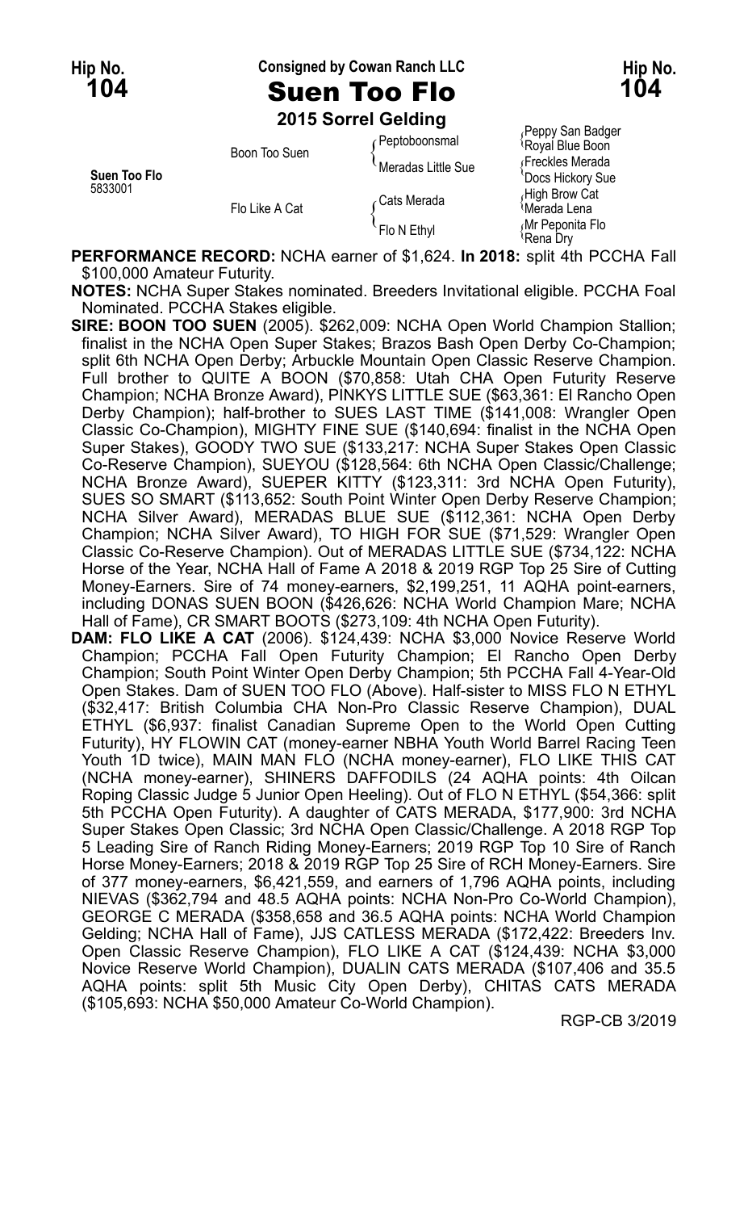Hip No. **104**

Consigned by Cowan Ranch LLC

# Suen Too Flo

**2015 Sorrel Gelding**

| | | | |
|---|---|---|---|
| Suen Too Flo 5833001 | Boon Too Suen | Peptoboonsmal | Peppy San Badger |
| | | | Royal Blue Boon |
| | | Meradas Little Sue | Freckles Merada |
| | | | Docs Hickory Sue |
| | Flo Like A Cat | Cats Merada | High Brow Cat |
| | | | Merada Lena |
| | | Flo N Ethyl | Mr Peponita Flo |
| | | | Rena Dry |

**PERFORMANCE RECORD:** NCHA earner of $1,624. **In 2018:** split 4th PCCHA Fall $100,000 Amateur Futurity.

**NOTES:** NCHA Super Stakes nominated. Breeders Invitational eligible. PCCHA Foal Nominated. PCCHA Stakes eligible.

**SIRE: BOON TOO SUEN** (2005). $262,009: NCHA Open World Champion Stallion; finalist in the NCHA Open Super Stakes; Brazos Bash Open Derby Co-Champion; split 6th NCHA Open Derby; Arbuckle Mountain Open Classic Reserve Champion. Full brother to QUITE A BOON ($70,858: Utah CHA Open Futurity Reserve Champion; NCHA Bronze Award), PINKYS LITTLE SUE ($63,361: El Rancho Open Derby Champion); half-brother to SUES LAST TIME ($141,008: Wrangler Open Classic Co-Champion), MIGHTY FINE SUE ($140,694: finalist in the NCHA Open Super Stakes), GOODY TWO SUE ($133,217: NCHA Super Stakes Open Classic Co-Reserve Champion), SUEYOU ($128,564: 6th NCHA Open Classic/Challenge; NCHA Bronze Award), SUEPER KITTY ($123,311: 3rd NCHA Open Futurity), SUES SO SMART ($113,652: South Point Winter Open Derby Reserve Champion; NCHA Silver Award), MERADAS BLUE SUE ($112,361: NCHA Open Derby Champion; NCHA Silver Award), TO HIGH FOR SUE ($71,529: Wrangler Open Classic Co-Reserve Champion). Out of MERADAS LITTLE SUE ($734,122: NCHA Horse of the Year, NCHA Hall of Fame A 2018 & 2019 RGP Top 25 Sire of Cutting Money-Earners. Sire of 74 money-earners, $2,199,251, 11 AQHA point-earners, including DONAS SUEN BOON ($426,626: NCHA World Champion Mare; NCHA Hall of Fame), CR SMART BOOTS ($273,109: 4th NCHA Open Futurity).

**DAM: FLO LIKE A CAT** (2006). $124,439: NCHA $3,000 Novice Reserve World Champion; PCCHA Fall Open Futurity Champion; El Rancho Open Derby Champion; South Point Winter Open Derby Champion; 5th PCCHA Fall 4-Year-Old Open Stakes. Dam of SUEN TOO FLO (Above). Half-sister to MISS FLO N ETHYL ($32,417: British Columbia CHA Non-Pro Classic Reserve Champion), DUAL ETHYL ($6,937: finalist Canadian Supreme Open to the World Open Cutting Futurity), HY FLOWIN CAT (money-earner NBHA Youth World Barrel Racing Teen Youth 1D twice), MAIN MAN FLO (NCHA money-earner), FLO LIKE THIS CAT (NCHA money-earner), SHINERS DAFFODILS (24 AQHA points: 4th Oilcan Roping Classic Judge 5 Junior Open Heeling). Out of FLO N ETHYL ($54,366: split 5th PCCHA Open Futurity). A daughter of CATS MERADA, $177,900: 3rd NCHA Super Stakes Open Classic; 3rd NCHA Open Classic/Challenge. A 2018 RGP Top 5 Leading Sire of Ranch Riding Money-Earners; 2019 RGP Top 10 Sire of Ranch Horse Money-Earners; 2018 & 2019 RGP Top 25 Sire of RCH Money-Earners. Sire of 377 money-earners, $6,421,559, and earners of 1,796 AQHA points, including NIEVAS ($362,794 and 48.5 AQHA points: NCHA Non-Pro Co-World Champion), GEORGE C MERADA ($358,658 and 36.5 AQHA points: NCHA World Champion Gelding; NCHA Hall of Fame), JJS CATLESS MERADA ($172,422: Breeders Inv. Open Classic Reserve Champion), FLO LIKE A CAT ($124,439: NCHA $3,000 Novice Reserve World Champion), DUALIN CATS MERADA ($107,406 and 35.5 AQHA points: split 5th Music City Open Derby), CHITAS CATS MERADA ($105,693: NCHA $50,000 Amateur Co-World Champion).

RGP-CB 3/2019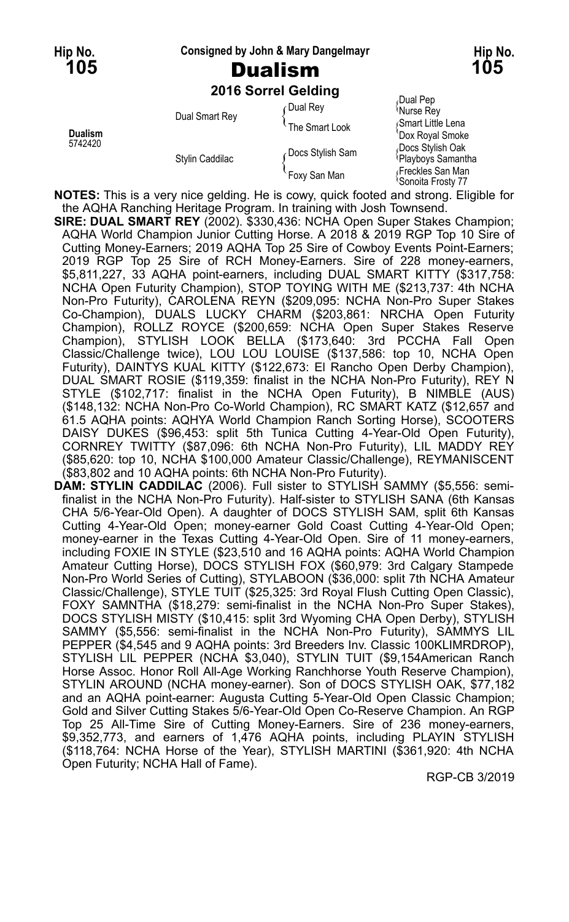**Hip No. 105** — Consigned by John & Mary Dangelmayr — **Hip No. 105**

# Dualism

### 2016 Sorrel Gelding

| | | | |
|---|---|---|---|
| **Dualism** 5742420 | Dual Smart Rey | Dual Rey | Dual Pep |
| | | | Nurse Rey |
| | | The Smart Look | Smart Little Lena |
| | | | Dox Royal Smoke |
| | Stylin Caddilac | Docs Stylish Sam | Docs Stylish Oak |
| | | | Playboys Samantha |
| | | Foxy San Man | Freckles San Man |
| | | | Sonoita Frosty 77 |

**NOTES:** This is a very nice gelding. He is cowy, quick footed and strong. Eligible for the AQHA Ranching Heritage Program. In training with Josh Townsend.

**SIRE: DUAL SMART REY** (2002). $330,436: NCHA Open Super Stakes Champion; AQHA World Champion Junior Cutting Horse. A 2018 & 2019 RGP Top 10 Sire of Cutting Money-Earners; 2019 AQHA Top 25 Sire of Cowboy Events Point-Earners; 2019 RGP Top 25 Sire of RCH Money-Earners. Sire of 228 money-earners, $5,811,227, 33 AQHA point-earners, including DUAL SMART KITTY ($317,758: NCHA Open Futurity Champion), STOP TOYING WITH ME ($213,737: 4th NCHA Non-Pro Futurity), CAROLENA REYN ($209,095: NCHA Non-Pro Super Stakes Co-Champion), DUALS LUCKY CHARM ($203,861: NRCHA Open Futurity Champion), ROLLZ ROYCE ($200,659: NCHA Open Super Stakes Reserve Champion), STYLISH LOOK BELLA ($173,640: 3rd PCCHA Fall Open Classic/Challenge twice), LOU LOU LOUISE ($137,586: top 10, NCHA Open Futurity), DAINTYS KUAL KITTY ($122,673: El Rancho Open Derby Champion), DUAL SMART ROSIE ($119,359: finalist in the NCHA Non-Pro Futurity), REY N STYLE ($102,717: finalist in the NCHA Open Futurity), B NIMBLE (AUS) ($148,132: NCHA Non-Pro Co-World Champion), RC SMART KATZ ($12,657 and 61.5 AQHA points: AQHYA World Champion Ranch Sorting Horse), SCOOTERS DAISY DUKES ($96,453: split 5th Tunica Cutting 4-Year-Old Open Futurity), CORNREY TWITTY ($87,096: 6th NCHA Non-Pro Futurity), LIL MADDY REY ($85,620: top 10, NCHA $100,000 Amateur Classic/Challenge), REYMANISCENT ($83,802 and 10 AQHA points: 6th NCHA Non-Pro Futurity).

**DAM: STYLIN CADDILAC** (2006). Full sister to STYLISH SAMMY ($5,556: semi-finalist in the NCHA Non-Pro Futurity). Half-sister to STYLISH SANA (6th Kansas CHA 5/6-Year-Old Open). A daughter of DOCS STYLISH SAM, split 6th Kansas Cutting 4-Year-Old Open; money-earner Gold Coast Cutting 4-Year-Old Open; money-earner in the Texas Cutting 4-Year-Old Open. Sire of 11 money-earners, including FOXIE IN STYLE ($23,510 and 16 AQHA points: AQHA World Champion Amateur Cutting Horse), DOCS STYLISH FOX ($60,979: 3rd Calgary Stampede Non-Pro World Series of Cutting), STYLABOON ($36,000: split 7th NCHA Amateur Classic/Challenge), STYLE TUIT ($25,325: 3rd Royal Flush Cutting Open Classic), FOXY SAMNTHA ($18,279: semi-finalist in the NCHA Non-Pro Super Stakes), DOCS STYLISH MISTY ($10,415: split 3rd Wyoming CHA Open Derby), STYLISH SAMMY ($5,556: semi-finalist in the NCHA Non-Pro Futurity), SAMMYS LIL PEPPER ($4,545 and 9 AQHA points: 3rd Breeders Inv. Classic 100KLIMRDROP), STYLISH LIL PEPPER (NCHA $3,040), STYLIN TUIT ($9,154American Ranch Horse Assoc. Honor Roll All-Age Working Ranchhorse Youth Reserve Champion), STYLIN AROUND (NCHA money-earner). Son of DOCS STYLISH OAK, $77,182 and an AQHA point-earner: Augusta Cutting 5-Year-Old Open Classic Champion; Gold and Silver Cutting Stakes 5/6-Year-Old Open Co-Reserve Champion. An RGP Top 25 All-Time Sire of Cutting Money-Earners. Sire of 236 money-earners, $9,352,773, and earners of 1,476 AQHA points, including PLAYIN STYLISH ($118,764: NCHA Horse of the Year), STYLISH MARTINI ($361,920: 4th NCHA Open Futurity; NCHA Hall of Fame).

RGP-CB 3/2019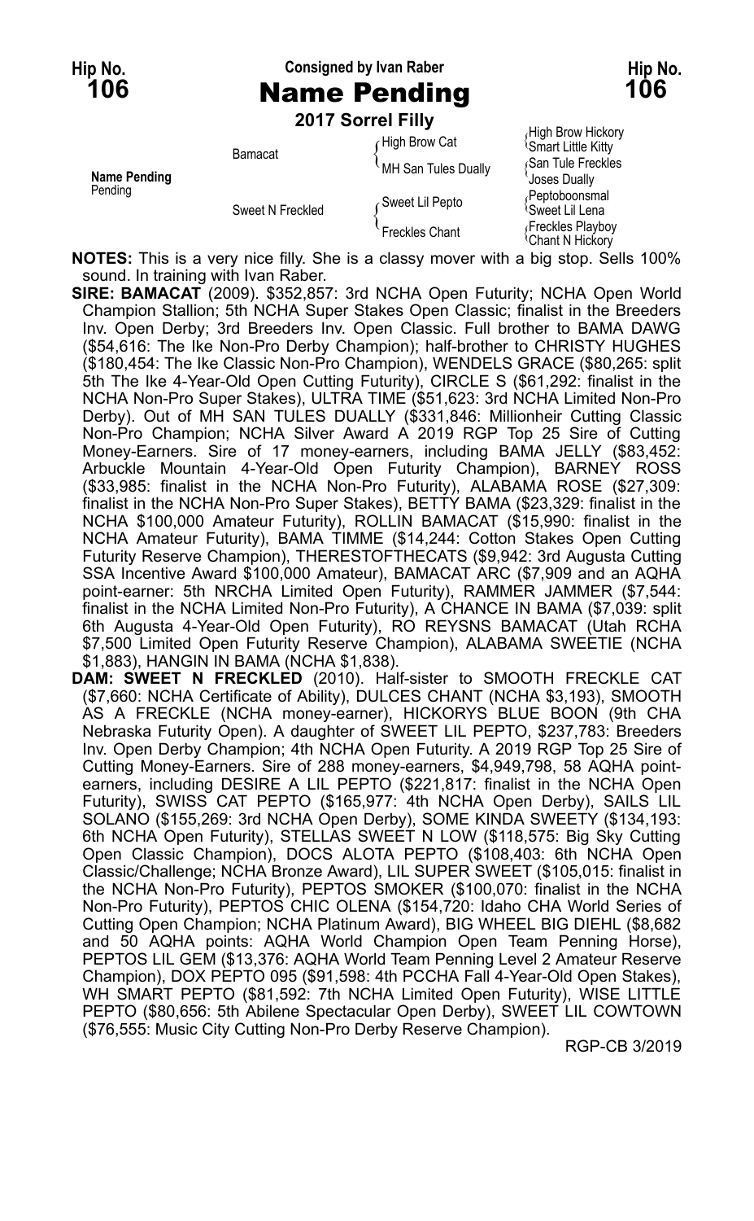**Hip No. 106** — Consigned by Ivan Raber — **Hip No. 106**

# Name Pending

**2017 Sorrel Filly**

| | | | |
|---|---|---|---|
| **Name Pending** Pending | Bamacat | High Brow Cat | High Brow Hickory / Smart Little Kitty |
| | | MH San Tules Dually | San Tule Freckles / Joses Dually |
| | Sweet N Freckled | Sweet Lil Pepto | Peptoboonsmal / Sweet Lil Lena |
| | | Freckles Chant | Freckles Playboy / Chant N Hickory |

**NOTES:** This is a very nice filly. She is a classy mover with a big stop. Sells 100% sound. In training with Ivan Raber.

**SIRE: BAMACAT** (2009). $352,857: 3rd NCHA Open Futurity; NCHA Open World Champion Stallion; 5th NCHA Super Stakes Open Classic; finalist in the Breeders Inv. Open Derby; 3rd Breeders Inv. Open Classic. Full brother to BAMA DAWG ($54,616: The Ike Non-Pro Derby Champion); half-brother to CHRISTY HUGHES ($180,454: The Ike Classic Non-Pro Champion), WENDELS GRACE ($80,265: split 5th The Ike 4-Year-Old Open Cutting Futurity), CIRCLE S ($61,292: finalist in the NCHA Non-Pro Super Stakes), ULTRA TIME ($51,623: 3rd NCHA Limited Non-Pro Derby). Out of MH SAN TULES DUALLY ($331,846: Millionheir Cutting Classic Non-Pro Champion; NCHA Silver Award A 2019 RGP Top 25 Sire of Cutting Money-Earners. Sire of 17 money-earners, including BAMA JELLY ($83,452: Arbuckle Mountain 4-Year-Old Open Futurity Champion), BARNEY ROSS ($33,985: finalist in the NCHA Non-Pro Futurity), ALABAMA ROSE ($27,309: finalist in the NCHA Non-Pro Super Stakes), BETTY BAMA ($23,329: finalist in the NCHA $100,000 Amateur Futurity), ROLLIN BAMACAT ($15,990: finalist in the NCHA Amateur Futurity), BAMA TIMME ($14,244: Cotton Stakes Open Cutting Futurity Reserve Champion), THERESTOFTHECATS ($9,942: 3rd Augusta Cutting SSA Incentive Award $100,000 Amateur), BAMACAT ARC ($7,909 and an AQHA point-earner: 5th NRCHA Limited Open Futurity), RAMMER JAMMER ($7,544: finalist in the NCHA Limited Non-Pro Futurity), A CHANCE IN BAMA ($7,039: split 6th Augusta 4-Year-Old Open Futurity), RO REYSNS BAMACAT (Utah RCHA $7,500 Limited Open Futurity Reserve Champion), ALABAMA SWEETIE (NCHA $1,883), HANGIN IN BAMA (NCHA $1,838).

**DAM: SWEET N FRECKLED** (2010). Half-sister to SMOOTH FRECKLE CAT ($7,660: NCHA Certificate of Ability), DULCES CHANT (NCHA $3,193), SMOOTH AS A FRECKLE (NCHA money-earner), HICKORYS BLUE BOON (9th CHA Nebraska Futurity Open). A daughter of SWEET LIL PEPTO, $237,783: Breeders Inv. Open Derby Champion; 4th NCHA Open Futurity. A 2019 RGP Top 25 Sire of Cutting Money-Earners. Sire of 288 money-earners, $4,949,798, 58 AQHA point-earners, including DESIRE A LIL PEPTO ($221,817: finalist in the NCHA Open Futurity), SWISS CAT PEPTO ($165,977: 4th NCHA Open Derby), SAILS LIL SOLANO ($155,269: 3rd NCHA Open Derby), SOME KINDA SWEETY ($134,193: 6th NCHA Open Futurity), STELLAS SWEET N LOW ($118,575: Big Sky Cutting Open Classic Champion), DOCS ALOTA PEPTO ($108,403: 6th NCHA Open Classic/Challenge; NCHA Bronze Award), LIL SUPER SWEET ($105,015: finalist in the NCHA Non-Pro Futurity), PEPTOS SMOKER ($100,070: finalist in the NCHA Non-Pro Futurity), PEPTOS CHIC OLENA ($154,720: Idaho CHA World Series of Cutting Open Champion; NCHA Platinum Award), BIG WHEEL BIG DIEHL ($8,682 and 50 AQHA points: AQHA World Champion Open Team Penning Horse), PEPTOS LIL GEM ($13,376: AQHA World Team Penning Level 2 Amateur Reserve Champion), DOX PEPTO 095 ($91,598: 4th PCCHA Fall 4-Year-Old Open Stakes), WH SMART PEPTO ($81,592: 7th NCHA Limited Open Futurity), WISE LITTLE PEPTO ($80,656: 5th Abilene Spectacular Open Derby), SWEET LIL COWTOWN ($76,555: Music City Cutting Non-Pro Derby Reserve Champion).

RGP-CB 3/2019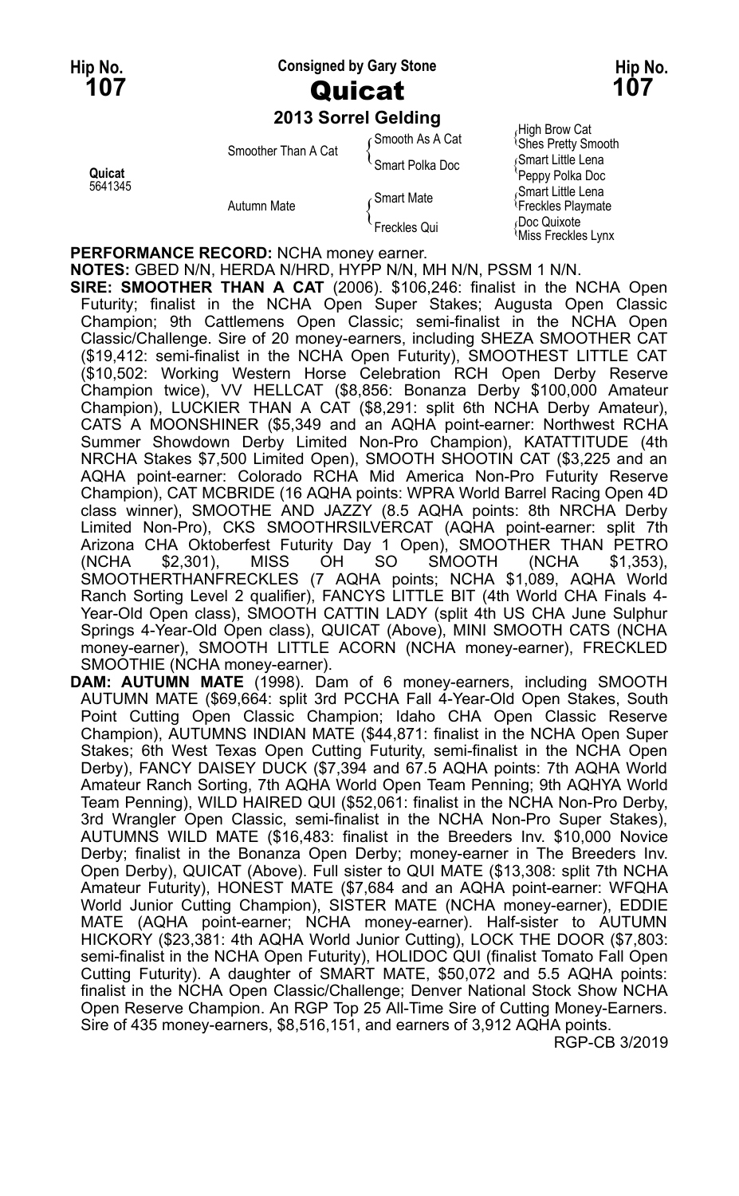Hip No. **107** — Consigned by Gary Stone — Hip No. **107**

# Quicat

**2013 Sorrel Gelding**

| | | | |
|---|---|---|---|
| Quicat 5641345 | Smoother Than A Cat | Smooth As A Cat | High Brow Cat |
| | | | Shes Pretty Smooth |
| | | Smart Polka Doc | Smart Little Lena |
| | | | Peppy Polka Doc |
| | Autumn Mate | Smart Mate | Smart Little Lena |
| | | | Freckles Playmate |
| | | Freckles Qui | Doc Quixote |
| | | | Miss Freckles Lynx |

**PERFORMANCE RECORD:** NCHA money earner.

**NOTES:** GBED N/N, HERDA N/HRD, HYPP N/N, MH N/N, PSSM 1 N/N.

**SIRE: SMOOTHER THAN A CAT** (2006). $106,246: finalist in the NCHA Open Futurity; finalist in the NCHA Open Super Stakes; Augusta Open Classic Champion; 9th Cattlemens Open Classic; semi-finalist in the NCHA Open Classic/Challenge. Sire of 20 money-earners, including SHEZA SMOOTHER CAT ($19,412: semi-finalist in the NCHA Open Futurity), SMOOTHEST LITTLE CAT ($10,502: Working Western Horse Celebration RCH Open Derby Reserve Champion twice), VV HELLCAT ($8,856: Bonanza Derby $100,000 Amateur Champion), LUCKIER THAN A CAT ($8,291: split 6th NCHA Derby Amateur), CATS A MOONSHINER ($5,349 and an AQHA point-earner: Northwest RCHA Summer Showdown Derby Limited Non-Pro Champion), KATATTITUDE (4th NRCHA Stakes $7,500 Limited Open), SMOOTH SHOOTIN CAT ($3,225 and an AQHA point-earner: Colorado RCHA Mid America Non-Pro Futurity Reserve Champion), CAT MCBRIDE (16 AQHA points: WPRA World Barrel Racing Open 4D class winner), SMOOTHE AND JAZZY (8.5 AQHA points: 8th NRCHA Derby Limited Non-Pro), CKS SMOOTHRSILVERCAT (AQHA point-earner: split 7th Arizona CHA Oktoberfest Futurity Day 1 Open), SMOOTHER THAN PETRO (NCHA $2,301), MISS OH SO SMOOTH (NCHA $1,353), SMOOTHERTHANFRECKLES (7 AQHA points; NCHA $1,089, AQHA World Ranch Sorting Level 2 qualifier), FANCYS LITTLE BIT (4th World CHA Finals 4-Year-Old Open class), SMOOTH CATTIN LADY (split 4th US CHA June Sulphur Springs 4-Year-Old Open class), QUICAT (Above), MINI SMOOTH CATS (NCHA money-earner), SMOOTH LITTLE ACORN (NCHA money-earner), FRECKLED SMOOTHIE (NCHA money-earner).

**DAM: AUTUMN MATE** (1998). Dam of 6 money-earners, including SMOOTH AUTUMN MATE ($69,664: split 3rd PCCHA Fall 4-Year-Old Open Stakes, South Point Cutting Open Classic Champion; Idaho CHA Open Classic Reserve Champion), AUTUMNS INDIAN MATE ($44,871: finalist in the NCHA Open Super Stakes; 6th West Texas Open Cutting Futurity, semi-finalist in the NCHA Open Derby), FANCY DAISEY DUCK ($7,394 and 67.5 AQHA points: 7th AQHA World Amateur Ranch Sorting, 7th AQHA World Open Team Penning; 9th AQHYA World Team Penning), WILD HAIRED QUI ($52,061: finalist in the NCHA Non-Pro Derby, 3rd Wrangler Open Classic, semi-finalist in the NCHA Non-Pro Super Stakes), AUTUMNS WILD MATE ($16,483: finalist in the Breeders Inv. $10,000 Novice Derby; finalist in the Bonanza Open Derby; money-earner in The Breeders Inv. Open Derby), QUICAT (Above). Full sister to QUI MATE ($13,308: split 7th NCHA Amateur Futurity), HONEST MATE ($7,684 and an AQHA point-earner: WFQHA World Junior Cutting Champion), SISTER MATE (NCHA money-earner), EDDIE MATE (AQHA point-earner; NCHA money-earner). Half-sister to AUTUMN HICKORY ($23,381: 4th AQHA World Junior Cutting), LOCK THE DOOR ($7,803: semi-finalist in the NCHA Open Futurity), HOLIDOC QUI (finalist Tomato Fall Open Cutting Futurity). A daughter of SMART MATE, $50,072 and 5.5 AQHA points: finalist in the NCHA Open Classic/Challenge; Denver National Stock Show NCHA Open Reserve Champion. An RGP Top 25 All-Time Sire of Cutting Money-Earners. Sire of 435 money-earners, $8,516,151, and earners of 3,912 AQHA points.

RGP-CB 3/2019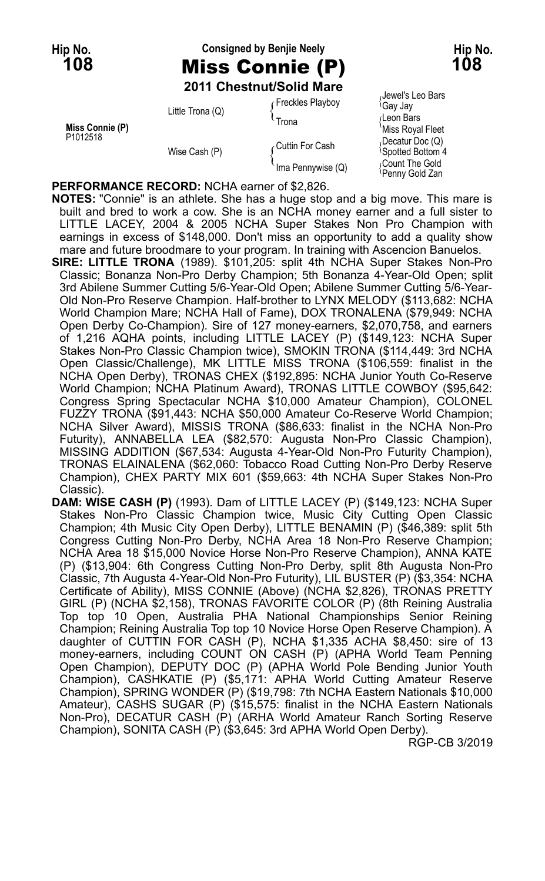**Hip No. 108** — Consigned by Benjie Neely

# Miss Connie (P)

**2011 Chestnut/Solid Mare**

| | | | |
|---|---|---|---|
| | | Freckles Playboy | Jewel's Leo Bars |
| | Little Trona (Q) | | Gay Jay |
| | | Trona | Leon Bars |
| **Miss Connie (P)** P1012518 | | | Miss Royal Fleet |
| | | Cuttin For Cash | Decatur Doc (Q) |
| | Wise Cash (P) | | Spotted Bottom 4 |
| | | Ima Pennywise (Q) | Count The Gold |
| | | | Penny Gold Zan |

**PERFORMANCE RECORD:** NCHA earner of $2,826.

**NOTES:** "Connie" is an athlete. She has a huge stop and a big move. This mare is built and bred to work a cow. She is an NCHA money earner and a full sister to LITTLE LACEY, 2004 & 2005 NCHA Super Stakes Non Pro Champion with earnings in excess of $148,000. Don't miss an opportunity to add a quality show mare and future broodmare to your program. In training with Ascencion Banuelos.

**SIRE: LITTLE TRONA** (1989). $101,205: split 4th NCHA Super Stakes Non-Pro Classic; Bonanza Non-Pro Derby Champion; 5th Bonanza 4-Year-Old Open; split 3rd Abilene Summer Cutting 5/6-Year-Old Open; Abilene Summer Cutting 5/6-Year-Old Non-Pro Reserve Champion. Half-brother to LYNX MELODY ($113,682: NCHA World Champion Mare; NCHA Hall of Fame), DOX TRONALENA ($79,949: NCHA Open Derby Co-Champion). Sire of 127 money-earners, $2,070,758, and earners of 1,216 AQHA points, including LITTLE LACEY (P) ($149,123: NCHA Super Stakes Non-Pro Classic Champion twice), SMOKIN TRONA ($114,449: 3rd NCHA Open Classic/Challenge), MK LITTLE MISS TRONA ($106,559: finalist in the NCHA Open Derby), TRONAS CHEX ($192,895: NCHA Junior Youth Co-Reserve World Champion; NCHA Platinum Award), TRONAS LITTLE COWBOY ($95,642: Congress Spring Spectacular NCHA $10,000 Amateur Champion), COLONEL FUZZY TRONA ($91,443: NCHA $50,000 Amateur Co-Reserve World Champion; NCHA Silver Award), MISSIS TRONA ($86,633: finalist in the NCHA Non-Pro Futurity), ANNABELLA LEA ($82,570: Augusta Non-Pro Classic Champion), MISSING ADDITION ($67,534: Augusta 4-Year-Old Non-Pro Futurity Champion), TRONAS ELAINALENA ($62,060: Tobacco Road Cutting Non-Pro Derby Reserve Champion), CHEX PARTY MIX 601 ($59,663: 4th NCHA Super Stakes Non-Pro Classic).

**DAM: WISE CASH (P)** (1993). Dam of LITTLE LACEY (P) ($149,123: NCHA Super Stakes Non-Pro Classic Champion twice, Music City Cutting Open Classic Champion; 4th Music City Open Derby), LITTLE BENAMIN (P) ($46,389: split 5th Congress Cutting Non-Pro Derby, NCHA Area 18 Non-Pro Reserve Champion; NCHA Area 18 $15,000 Novice Horse Non-Pro Reserve Champion), ANNA KATE (P) ($13,904: 6th Congress Cutting Non-Pro Derby, split 8th Augusta Non-Pro Classic, 7th Augusta 4-Year-Old Non-Pro Futurity), LIL BUSTER (P) ($3,354: NCHA Certificate of Ability), MISS CONNIE (Above) (NCHA $2,826), TRONAS PRETTY GIRL (P) (NCHA $2,158), TRONAS FAVORITE COLOR (P) (8th Reining Australia Top top 10 Open, Australia PHA National Championships Senior Reining Champion; Reining Australia Top top 10 Novice Horse Open Reserve Champion). A daughter of CUTTIN FOR CASH (P), NCHA $1,335 ACHA $8,450: sire of 13 money-earners, including COUNT ON CASH (P) (APHA World Team Penning Open Champion), DEPUTY DOC (P) (APHA World Pole Bending Junior Youth Champion), CASHKATIE (P) ($5,171: APHA World Cutting Amateur Reserve Champion), SPRING WONDER (P) ($19,798: 7th NCHA Eastern Nationals $10,000 Amateur), CASHS SUGAR (P) ($15,575: finalist in the NCHA Eastern Nationals Non-Pro), DECATUR CASH (P) (ARHA World Amateur Ranch Sorting Reserve Champion), SONITA CASH (P) ($3,645: 3rd APHA World Open Derby).

RGP-CB 3/2019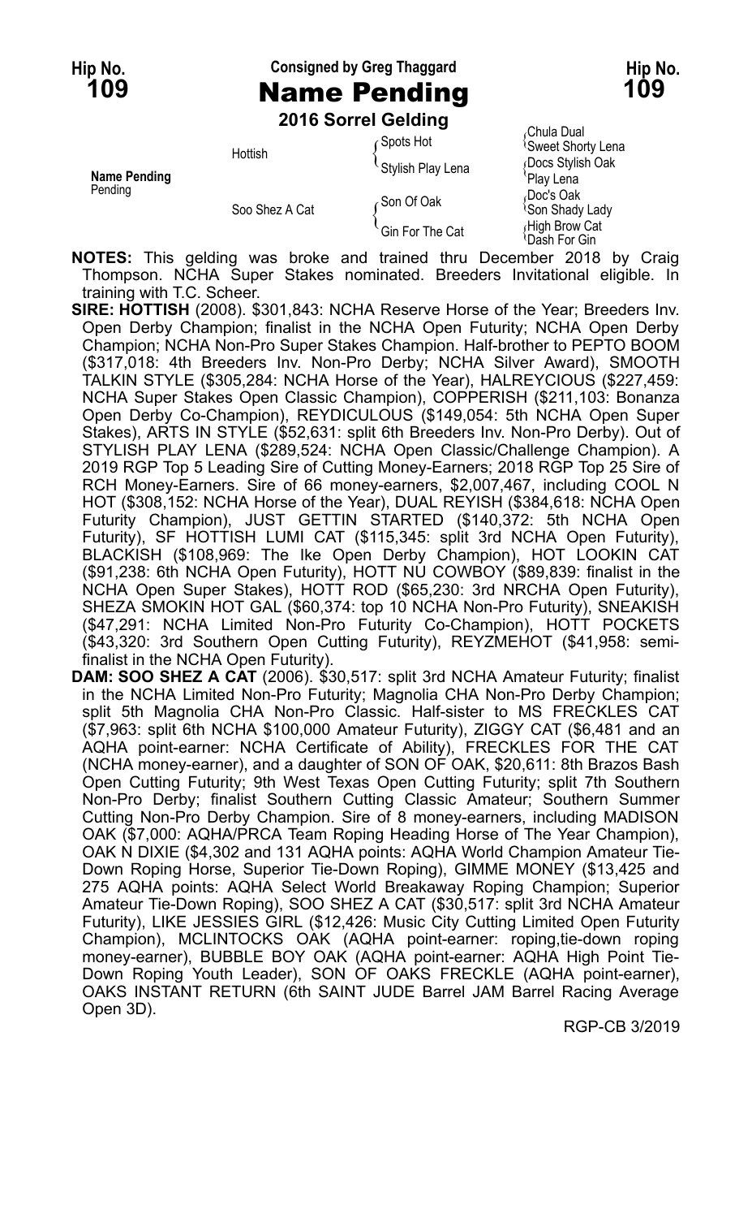**Hip No. 109** — Consigned by Greg Thaggard — **Hip No. 109**

# Name Pending

**2016 Sorrel Gelding**

| | | | |
|---|---|---|---|
| **Name Pending** Pending | Hottish | Spots Hot | Chula Dual |
| | | | Sweet Shorty Lena |
| | | Stylish Play Lena | Docs Stylish Oak |
| | | | Play Lena |
| | Soo Shez A Cat | Son Of Oak | Doc's Oak |
| | | | Son Shady Lady |
| | | Gin For The Cat | High Brow Cat |
| | | | Dash For Gin |

**NOTES:** This gelding was broke and trained thru December 2018 by Craig Thompson. NCHA Super Stakes nominated. Breeders Invitational eligible. In training with T.C. Scheer.

**SIRE: HOTTISH** (2008). $301,843: NCHA Reserve Horse of the Year; Breeders Inv. Open Derby Champion; finalist in the NCHA Open Futurity; NCHA Open Derby Champion; NCHA Non-Pro Super Stakes Champion. Half-brother to PEPTO BOOM ($317,018: 4th Breeders Inv. Non-Pro Derby; NCHA Silver Award), SMOOTH TALKIN STYLE ($305,284: NCHA Horse of the Year), HALREYCIOUS ($227,459: NCHA Super Stakes Open Classic Champion), COPPERISH ($211,103: Bonanza Open Derby Co-Champion), REYDICULOUS ($149,054: 5th NCHA Open Super Stakes), ARTS IN STYLE ($52,631: split 6th Breeders Inv. Non-Pro Derby). Out of STYLISH PLAY LENA ($289,524: NCHA Open Classic/Challenge Champion). A 2019 RGP Top 5 Leading Sire of Cutting Money-Earners; 2018 RGP Top 25 Sire of RCH Money-Earners. Sire of 66 money-earners, $2,007,467, including COOL N HOT ($308,152: NCHA Horse of the Year), DUAL REYISH ($384,618: NCHA Open Futurity Champion), JUST GETTIN STARTED ($140,372: 5th NCHA Open Futurity), SF HOTTISH LUMI CAT ($115,345: split 3rd NCHA Open Futurity), BLACKISH ($108,969: The Ike Open Derby Champion), HOT LOOKIN CAT ($91,238: 6th NCHA Open Futurity), HOTT NU COWBOY ($89,839: finalist in the NCHA Open Super Stakes), HOTT ROD ($65,230: 3rd NRCHA Open Futurity), SHEZA SMOKIN HOT GAL ($60,374: top 10 NCHA Non-Pro Futurity), SNEAKISH ($47,291: NCHA Limited Non-Pro Futurity Co-Champion), HOTT POCKETS ($43,320: 3rd Southern Open Cutting Futurity), REYZMEHOT ($41,958: semi-finalist in the NCHA Open Futurity).

**DAM: SOO SHEZ A CAT** (2006). $30,517: split 3rd NCHA Amateur Futurity; finalist in the NCHA Limited Non-Pro Futurity; Magnolia CHA Non-Pro Derby Champion; split 5th Magnolia CHA Non-Pro Classic. Half-sister to MS FRECKLES CAT ($7,963: split 6th NCHA $100,000 Amateur Futurity), ZIGGY CAT ($6,481 and an AQHA point-earner: NCHA Certificate of Ability), FRECKLES FOR THE CAT (NCHA money-earner), and a daughter of SON OF OAK, $20,611: 8th Brazos Bash Open Cutting Futurity; 9th West Texas Open Cutting Futurity; split 7th Southern Non-Pro Derby; finalist Southern Cutting Classic Amateur; Southern Summer Cutting Non-Pro Derby Champion. Sire of 8 money-earners, including MADISON OAK ($7,000: AQHA/PRCA Team Roping Heading Horse of The Year Champion), OAK N DIXIE ($4,302 and 131 AQHA points: AQHA World Champion Amateur Tie-Down Roping Horse, Superior Tie-Down Roping), GIMME MONEY ($13,425 and 275 AQHA points: AQHA Select World Breakaway Roping Champion; Superior Amateur Tie-Down Roping), SOO SHEZ A CAT ($30,517: split 3rd NCHA Amateur Futurity), LIKE JESSIES GIRL ($12,426: Music City Cutting Limited Open Futurity Champion), MCLINTOCKS OAK (AQHA point-earner: roping,tie-down roping money-earner), BUBBLE BOY OAK (AQHA point-earner: AQHA High Point Tie-Down Roping Youth Leader), SON OF OAKS FRECKLE (AQHA point-earner), OAKS INSTANT RETURN (6th SAINT JUDE Barrel JAM Barrel Racing Average Open 3D).

RGP-CB 3/2019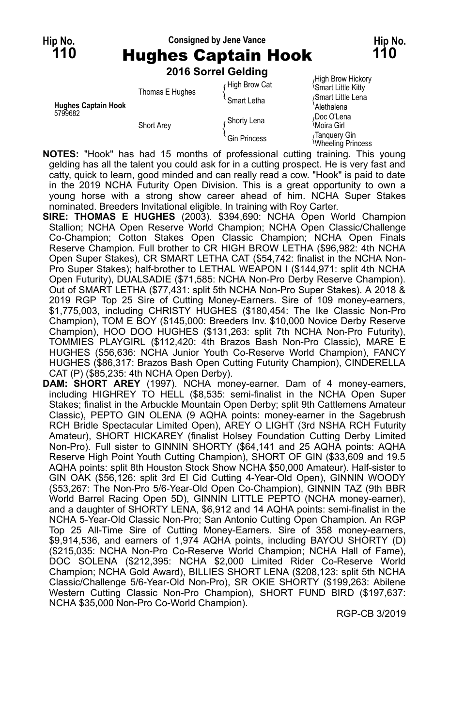Hip No. **110**

Consigned by Jene Vance

# Hughes Captain Hook

**2016 Sorrel Gelding**

| | | | |
|---|---|---|---|
| **Hughes Captain Hook** 5799682 | Thomas E Hughes | High Brow Cat | High Brow Hickory |
| | | | Smart Little Kitty |
| | | Smart Letha | Smart Little Lena |
| | | | Alethalena |
| | Short Arey | Shorty Lena | Doc O'Lena |
| | | | Moira Girl |
| | | Gin Princess | Tanquery Gin |
| | | | Wheeling Princess |

**NOTES:** "Hook" has had 15 months of professional cutting training. This young gelding has all the talent you could ask for in a cutting prospect. He is very fast and catty, quick to learn, good minded and can really read a cow. "Hook" is paid to date in the 2019 NCHA Futurity Open Division. This is a great opportunity to own a young horse with a strong show career ahead of him. NCHA Super Stakes nominated. Breeders Invitational eligible. In training with Roy Carter.

**SIRE: THOMAS E HUGHES** (2003). $394,690: NCHA Open World Champion Stallion; NCHA Open Reserve World Champion; NCHA Open Classic/Challenge Co-Champion; Cotton Stakes Open Classic Champion; NCHA Open Finals Reserve Champion. Full brother to CR HIGH BROW LETHA ($96,982: 4th NCHA Open Super Stakes), CR SMART LETHA CAT ($54,742: finalist in the NCHA Non-Pro Super Stakes); half-brother to LETHAL WEAPON I ($144,971: split 4th NCHA Open Futurity), DUALSADIE ($71,585: NCHA Non-Pro Derby Reserve Champion). Out of SMART LETHA ($77,431: split 5th NCHA Non-Pro Super Stakes). A 2018 & 2019 RGP Top 25 Sire of Cutting Money-Earners. Sire of 109 money-earners, $1,775,003, including CHRISTY HUGHES ($180,454: The Ike Classic Non-Pro Champion), TOM E BOY ($145,000: Breeders Inv. $10,000 Novice Derby Reserve Champion), HOO DOO HUGHES ($131,263: split 7th NCHA Non-Pro Futurity), TOMMIES PLAYGIRL ($112,420: 4th Brazos Bash Non-Pro Classic), MARE E HUGHES ($56,636: NCHA Junior Youth Co-Reserve World Champion), FANCY HUGHES ($86,317: Brazos Bash Open Cutting Futurity Champion), CINDERELLA CAT (P) ($85,235: 4th NCHA Open Derby).

**DAM: SHORT AREY** (1997). NCHA money-earner. Dam of 4 money-earners, including HIGHREY TO HELL ($8,535: semi-finalist in the NCHA Open Super Stakes; finalist in the Arbuckle Mountain Open Derby; split 9th Cattlemens Amateur Classic), PEPTO GIN OLENA (9 AQHA points: money-earner in the Sagebrush RCH Bridle Spectacular Limited Open), AREY O LIGHT (3rd NSHA RCH Futurity Amateur), SHORT HICKAREY (finalist Holsey Foundation Cutting Derby Limited Non-Pro). Full sister to GINNIN SHORTY ($64,141 and 25 AQHA points: AQHA Reserve High Point Youth Cutting Champion), SHORT OF GIN ($33,609 and 19.5 AQHA points: split 8th Houston Stock Show NCHA $50,000 Amateur). Half-sister to GIN OAK ($56,126: split 3rd El Cid Cutting 4-Year-Old Open), GINNIN WOODY ($53,267: The Non-Pro 5/6-Year-Old Open Co-Champion), GINNIN TAZ (9th BBR World Barrel Racing Open 5D), GINNIN LITTLE PEPTO (NCHA money-earner), and a daughter of SHORTY LENA, $6,912 and 14 AQHA points: semi-finalist in the NCHA 5-Year-Old Classic Non-Pro; San Antonio Cutting Open Champion. An RGP Top 25 All-Time Sire of Cutting Money-Earners. Sire of 358 money-earners, $9,914,536, and earners of 1,974 AQHA points, including BAYOU SHORTY (D) ($215,035: NCHA Non-Pro Co-Reserve World Champion; NCHA Hall of Fame), DOC SOLENA ($212,395: NCHA $2,000 Limited Rider Co-Reserve World Champion; NCHA Gold Award), BILLIES SHORT LENA ($208,123: split 5th NCHA Classic/Challenge 5/6-Year-Old Non-Pro), SR OKIE SHORTY ($199,263: Abilene Western Cutting Classic Non-Pro Champion), SHORT FUND BIRD ($197,637: NCHA $35,000 Non-Pro Co-World Champion).

RGP-CB 3/2019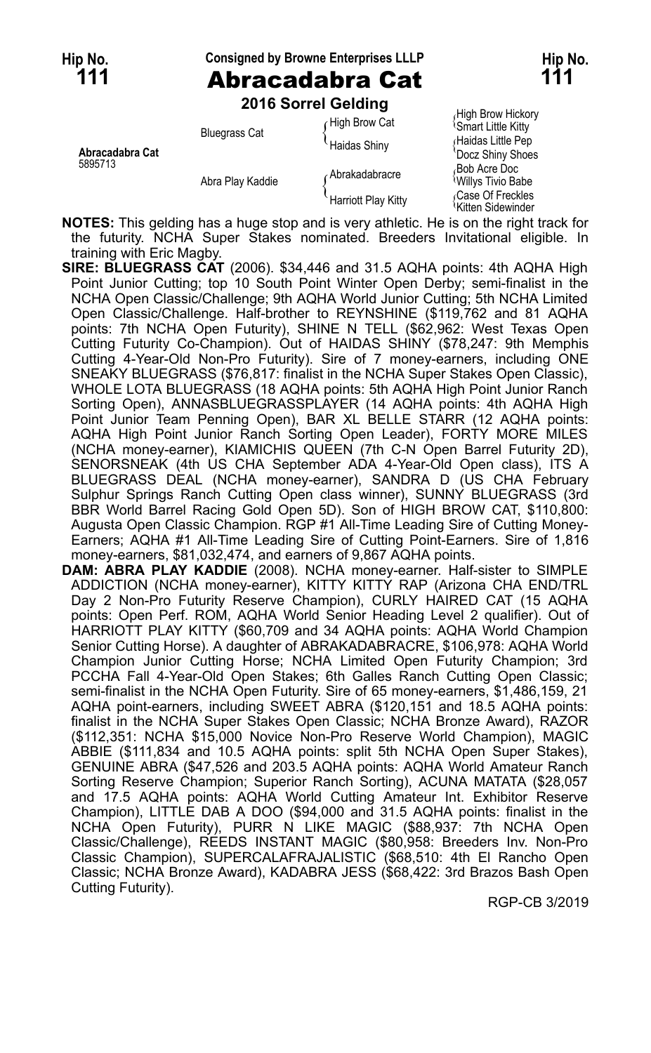**Hip No. 111** — Consigned by Browne Enterprises LLLP — **Hip No. 111**

# Abracadabra Cat

**2016 Sorrel Gelding**

| | | | |
|---|---|---|---|
| **Abracadabra Cat** 5895713 | Bluegrass Cat | High Brow Cat | High Brow Hickory |
| | | | Smart Little Kitty |
| | | Haidas Shiny | Haidas Little Pep |
| | | | Docz Shiny Shoes |
| | Abra Play Kaddie | Abrakadabracre | Bob Acre Doc |
| | | | Willys Tivio Babe |
| | | Harriott Play Kitty | Case Of Freckles |
| | | | Kitten Sidewinder |

**NOTES:** This gelding has a huge stop and is very athletic. He is on the right track for the futurity. NCHA Super Stakes nominated. Breeders Invitational eligible. In training with Eric Magby.

**SIRE: BLUEGRASS CAT** (2006). $34,446 and 31.5 AQHA points: 4th AQHA High Point Junior Cutting; top 10 South Point Winter Open Derby; semi-finalist in the NCHA Open Classic/Challenge; 9th AQHA World Junior Cutting; 5th NCHA Limited Open Classic/Challenge. Half-brother to REYNSHINE ($119,762 and 81 AQHA points: 7th NCHA Open Futurity), SHINE N TELL ($62,962: West Texas Open Cutting Futurity Co-Champion). Out of HAIDAS SHINY ($78,247: 9th Memphis Cutting 4-Year-Old Non-Pro Futurity). Sire of 7 money-earners, including ONE SNEAKY BLUEGRASS ($76,817: finalist in the NCHA Super Stakes Open Classic), WHOLE LOTA BLUEGRASS (18 AQHA points: 5th AQHA High Point Junior Ranch Sorting Open), ANNASBLUEGRASSPLAYER (14 AQHA points: 4th AQHA High Point Junior Team Penning Open), BAR XL BELLE STARR (12 AQHA points: AQHA High Point Junior Ranch Sorting Open Leader), FORTY MORE MILES (NCHA money-earner), KIAMICHIS QUEEN (7th C-N Open Barrel Futurity 2D), SENORSNEAK (4th US CHA September ADA 4-Year-Old Open class), ITS A BLUEGRASS DEAL (NCHA money-earner), SANDRA D (US CHA February Sulphur Springs Ranch Cutting Open class winner), SUNNY BLUEGRASS (3rd BBR World Barrel Racing Gold Open 5D). Son of HIGH BROW CAT, $110,800: Augusta Open Classic Champion. RGP #1 All-Time Leading Sire of Cutting Money-Earners; AQHA #1 All-Time Leading Sire of Cutting Point-Earners. Sire of 1,816 money-earners, $81,032,474, and earners of 9,867 AQHA points.

**DAM: ABRA PLAY KADDIE** (2008). NCHA money-earner. Half-sister to SIMPLE ADDICTION (NCHA money-earner), KITTY KITTY RAP (Arizona CHA END/TRL Day 2 Non-Pro Futurity Reserve Champion), CURLY HAIRED CAT (15 AQHA points: Open Perf. ROM, AQHA World Senior Heading Level 2 qualifier). Out of HARRIOTT PLAY KITTY ($60,709 and 34 AQHA points: AQHA World Champion Senior Cutting Horse). A daughter of ABRAKADABRACRE, $106,978: AQHA World Champion Junior Cutting Horse; NCHA Limited Open Futurity Champion; 3rd PCCHA Fall 4-Year-Old Open Stakes; 6th Galles Ranch Cutting Open Classic; semi-finalist in the NCHA Open Futurity. Sire of 65 money-earners, $1,486,159, 21 AQHA point-earners, including SWEET ABRA ($120,151 and 18.5 AQHA points: finalist in the NCHA Super Stakes Open Classic; NCHA Bronze Award), RAZOR ($112,351: NCHA $15,000 Novice Non-Pro Reserve World Champion), MAGIC ABBIE ($111,834 and 10.5 AQHA points: split 5th NCHA Open Super Stakes), GENUINE ABRA ($47,526 and 203.5 AQHA points: AQHA World Amateur Ranch Sorting Reserve Champion; Superior Ranch Sorting), ACUNA MATATA ($28,057 and 17.5 AQHA points: AQHA World Cutting Amateur Int. Exhibitor Reserve Champion), LITTLE DAB A DOO ($94,000 and 31.5 AQHA points: finalist in the NCHA Open Futurity), PURR N LIKE MAGIC ($88,937: 7th NCHA Open Classic/Challenge), REEDS INSTANT MAGIC ($80,958: Breeders Inv. Non-Pro Classic Champion), SUPERCALAFRAJALISTIC ($68,510: 4th El Rancho Open Classic; NCHA Bronze Award), KADABRA JESS ($68,422: 3rd Brazos Bash Open Cutting Futurity).

RGP-CB 3/2019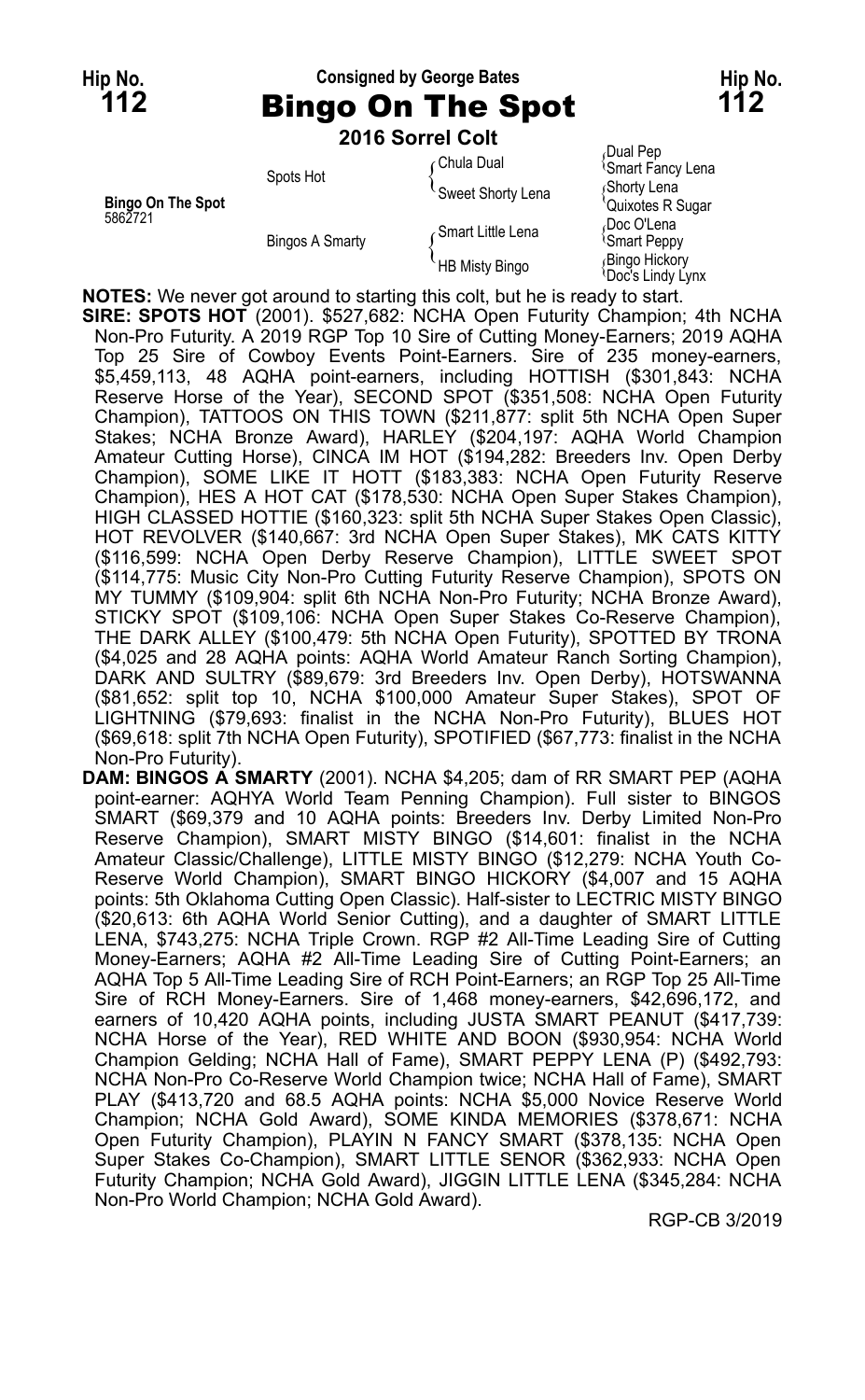Hip No. **112**

Consigned by George Bates

# Bingo On The Spot

Hip No. **112**

**2016 Sorrel Colt**

| | | | |
|---|---|---|---|
| **Bingo On The Spot** 5862721 | Spots Hot | Chula Dual | Dual Pep |
| | | | Smart Fancy Lena |
| | | Sweet Shorty Lena | Shorty Lena |
| | | | Quixotes R Sugar |
| | Bingos A Smarty | Smart Little Lena | Doc O'Lena |
| | | | Smart Peppy |
| | | HB Misty Bingo | Bingo Hickory |
| | | | Doc's Lindy Lynx |

**NOTES:** We never got around to starting this colt, but he is ready to start.

**SIRE: SPOTS HOT** (2001). $527,682: NCHA Open Futurity Champion; 4th NCHA Non-Pro Futurity. A 2019 RGP Top 10 Sire of Cutting Money-Earners; 2019 AQHA Top 25 Sire of Cowboy Events Point-Earners. Sire of 235 money-earners, $5,459,113, 48 AQHA point-earners, including HOTTISH ($301,843: NCHA Reserve Horse of the Year), SECOND SPOT ($351,508: NCHA Open Futurity Champion), TATTOOS ON THIS TOWN ($211,877: split 5th NCHA Open Super Stakes; NCHA Bronze Award), HARLEY ($204,197: AQHA World Champion Amateur Cutting Horse), CINCA IM HOT ($194,282: Breeders Inv. Open Derby Champion), SOME LIKE IT HOTT ($183,383: NCHA Open Futurity Reserve Champion), HES A HOT CAT ($178,530: NCHA Open Super Stakes Champion), HIGH CLASSED HOTTIE ($160,323: split 5th NCHA Super Stakes Open Classic), HOT REVOLVER ($140,667: 3rd NCHA Open Super Stakes), MK CATS KITTY ($116,599: NCHA Open Derby Reserve Champion), LITTLE SWEET SPOT ($114,775: Music City Non-Pro Cutting Futurity Reserve Champion), SPOTS ON MY TUMMY ($109,904: split 6th NCHA Non-Pro Futurity; NCHA Bronze Award), STICKY SPOT ($109,106: NCHA Open Super Stakes Co-Reserve Champion), THE DARK ALLEY ($100,479: 5th NCHA Open Futurity), SPOTTED BY TRONA ($4,025 and 28 AQHA points: AQHA World Amateur Ranch Sorting Champion), DARK AND SULTRY ($89,679: 3rd Breeders Inv. Open Derby), HOTSWANNA ($81,652: split top 10, NCHA $100,000 Amateur Super Stakes), SPOT OF LIGHTNING ($79,693: finalist in the NCHA Non-Pro Futurity), BLUES HOT ($69,618: split 7th NCHA Open Futurity), SPOTIFIED ($67,773: finalist in the NCHA Non-Pro Futurity).

**DAM: BINGOS A SMARTY** (2001). NCHA $4,205; dam of RR SMART PEP (AQHA point-earner: AQHYA World Team Penning Champion). Full sister to BINGOS SMART ($69,379 and 10 AQHA points: Breeders Inv. Derby Limited Non-Pro Reserve Champion), SMART MISTY BINGO ($14,601: finalist in the NCHA Amateur Classic/Challenge), LITTLE MISTY BINGO ($12,279: NCHA Youth Co-Reserve World Champion), SMART BINGO HICKORY ($4,007 and 15 AQHA points: 5th Oklahoma Cutting Open Classic). Half-sister to LECTRIC MISTY BINGO ($20,613: 6th AQHA World Senior Cutting), and a daughter of SMART LITTLE LENA, $743,275: NCHA Triple Crown. RGP #2 All-Time Leading Sire of Cutting Money-Earners; AQHA #2 All-Time Leading Sire of Cutting Point-Earners; an AQHA Top 5 All-Time Leading Sire of RCH Point-Earners; an RGP Top 25 All-Time Sire of RCH Money-Earners. Sire of 1,468 money-earners, $42,696,172, and earners of 10,420 AQHA points, including JUSTA SMART PEANUT ($417,739: NCHA Horse of the Year), RED WHITE AND BOON ($930,954: NCHA World Champion Gelding; NCHA Hall of Fame), SMART PEPPY LENA (P) ($492,793: NCHA Non-Pro Co-Reserve World Champion twice; NCHA Hall of Fame), SMART PLAY ($413,720 and 68.5 AQHA points: NCHA $5,000 Novice Reserve World Champion; NCHA Gold Award), SOME KINDA MEMORIES ($378,671: NCHA Open Futurity Champion), PLAYIN N FANCY SMART ($378,135: NCHA Open Super Stakes Co-Champion), SMART LITTLE SENOR ($362,933: NCHA Open Futurity Champion; NCHA Gold Award), JIGGIN LITTLE LENA ($345,284: NCHA Non-Pro World Champion; NCHA Gold Award).

RGP-CB 3/2019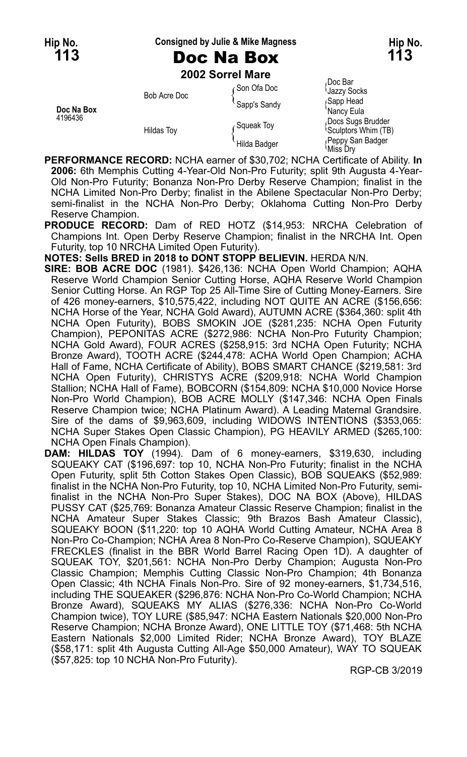Hip No. **113** — Consigned by Julie & Mike Magness — Hip No. **113**

# Doc Na Box

**2002 Sorrel Mare**

| | | | |
|---|---|---|---|
| **Doc Na Box** 4196436 | Bob Acre Doc | Son Ofa Doc | Doc Bar |
| | | | Jazzy Socks |
| | | Sapp's Sandy | Sapp Head |
| | | | Nancy Eula |
| | Hildas Toy | Squeak Toy | Docs Sugs Brudder |
| | | | Sculptors Whim (TB) |
| | | Hilda Badger | Peppy San Badger |
| | | | Miss Dry |

**PERFORMANCE RECORD:** NCHA earner of $30,702; NCHA Certificate of Ability. **In 2006:** 6th Memphis Cutting 4-Year-Old Non-Pro Futurity; split 9th Augusta 4-Year-Old Non-Pro Futurity; Bonanza Non-Pro Derby Reserve Champion; finalist in the NCHA Limited Non-Pro Derby; finalist in the Abilene Spectacular Non-Pro Derby; semi-finalist in the NCHA Non-Pro Derby; Oklahoma Cutting Non-Pro Derby Reserve Champion.

**PRODUCE RECORD:** Dam of RED HOTZ ($14,953: NRCHA Celebration of Champions Int. Open Derby Reserve Champion; finalist in the NRCHA Int. Open Futurity, top 10 NRCHA Limited Open Futurity).

**NOTES: Sells BRED in 2018 to DONT STOPP BELIEVIN.** HERDA N/N.

**SIRE: BOB ACRE DOC** (1981). $426,136: NCHA Open World Champion; AQHA Reserve World Champion Senior Cutting Horse, AQHA Reserve World Champion Senior Cutting Horse. An RGP Top 25 All-Time Sire of Cutting Money-Earners. Sire of 426 money-earners, $10,575,422, including NOT QUITE AN ACRE ($156,656: NCHA Horse of the Year, NCHA Gold Award), AUTUMN ACRE ($364,360: split 4th NCHA Open Futurity), BOBS SMOKIN JOE ($281,235: NCHA Open Futurity Champion), PEPONITAS ACRE ($272,986: NCHA Non-Pro Futurity Champion; NCHA Gold Award), FOUR ACRES ($258,915: 3rd NCHA Open Futurity; NCHA Bronze Award), TOOTH ACRE ($244,478: ACHA World Open Champion; ACHA Hall of Fame, NCHA Certificate of Ability), BOBS SMART CHANCE ($219,581: 3rd NCHA Open Futurity), CHRISTYS ACRE ($209,918: NCHA World Champion Stallion; NCHA Hall of Fame), BOBCORN ($154,809: NCHA $10,000 Novice Horse Non-Pro World Champion), BOB ACRE MOLLY ($147,346: NCHA Open Finals Reserve Champion twice; NCHA Platinum Award). A Leading Maternal Grandsire. Sire of the dams of $9,963,609, including WIDOWS INTENTIONS ($353,065: NCHA Super Stakes Open Classic Champion), PG HEAVILY ARMED ($265,100: NCHA Open Finals Champion).

**DAM: HILDAS TOY** (1994). Dam of 6 money-earners, $319,630, including SQUEAKY CAT ($196,697: top 10, NCHA Non-Pro Futurity; finalist in the NCHA Open Futurity, split 5th Cotton Stakes Open Classic), BOB SQUEAKS ($52,989: finalist in the NCHA Non-Pro Futurity, top 10, NCHA Limited Non-Pro Futurity, semi-finalist in the NCHA Non-Pro Super Stakes), DOC NA BOX (Above), HILDAS PUSSY CAT ($25,769: Bonanza Amateur Classic Reserve Champion; finalist in the NCHA Amateur Super Stakes Classic; 9th Brazos Bash Amateur Classic), SQUEAKY BOON ($11,220: top 10 AQHA World Cutting Amateur, NCHA Area 8 Non-Pro Co-Champion; NCHA Area 8 Non-Pro Co-Reserve Champion), SQUEAKY FRECKLES (finalist in the BBR World Barrel Racing Open 1D). A daughter of SQUEAK TOY, $201,561: NCHA Non-Pro Derby Champion; Augusta Non-Pro Classic Champion; Memphis Cutting Classic Non-Pro Champion; 4th Bonanza Open Classic; 4th NCHA Finals Non-Pro. Sire of 92 money-earners, $1,734,516, including THE SQUEAKER ($296,876: NCHA Non-Pro Co-World Champion; NCHA Bronze Award), SQUEAKS MY ALIAS ($276,336: NCHA Non-Pro Co-World Champion twice), TOY LURE ($85,947: NCHA Eastern Nationals $20,000 Non-Pro Reserve Champion; NCHA Bronze Award), ONE LITTLE TOY ($71,468: 5th NCHA Eastern Nationals $2,000 Limited Rider; NCHA Bronze Award), TOY BLAZE ($58,171: split 4th Augusta Cutting All-Age $50,000 Amateur), WAY TO SQUEAK ($57,825: top 10 NCHA Non-Pro Futurity).

RGP-CB 3/2019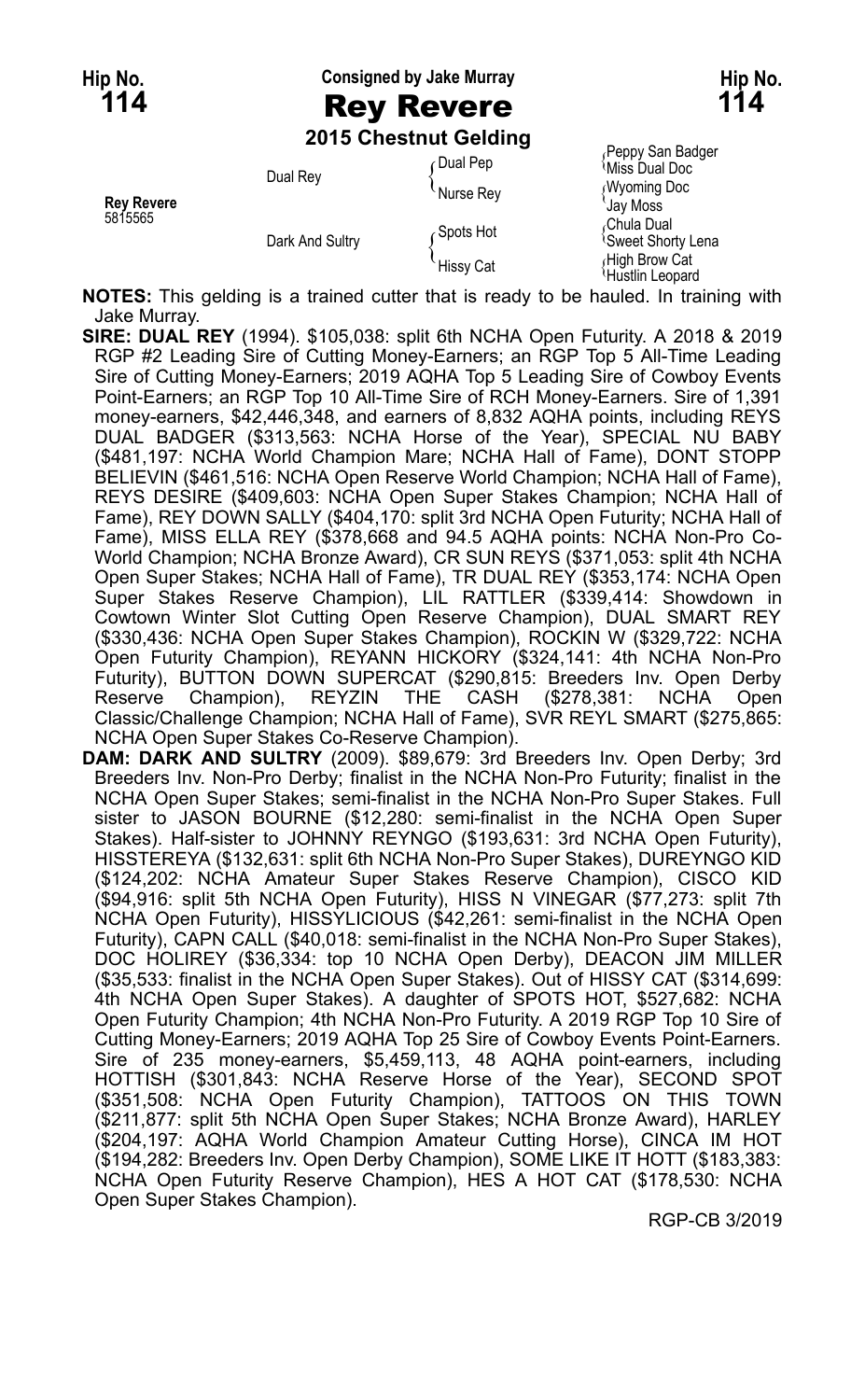Hip No. **114** — Consigned by Jake Murray — Hip No. **114**

# Rey Revere

**2015 Chestnut Gelding**

| | | | |
|---|---|---|---|
| **Rey Revere** 5815565 | Dual Rey | Dual Pep | Peppy San Badger |
| | | | Miss Dual Doc |
| | | Nurse Rey | Wyoming Doc |
| | | | Jay Moss |
| | Dark And Sultry | Spots Hot | Chula Dual |
| | | | Sweet Shorty Lena |
| | | Hissy Cat | High Brow Cat |
| | | | Hustlin Leopard |

**NOTES:** This gelding is a trained cutter that is ready to be hauled. In training with Jake Murray.

**SIRE: DUAL REY** (1994). $105,038: split 6th NCHA Open Futurity. A 2018 & 2019 RGP #2 Leading Sire of Cutting Money-Earners; an RGP Top 5 All-Time Leading Sire of Cutting Money-Earners; 2019 AQHA Top 5 Leading Sire of Cowboy Events Point-Earners; an RGP Top 10 All-Time Sire of RCH Money-Earners. Sire of 1,391 money-earners, $42,446,348, and earners of 8,832 AQHA points, including REYS DUAL BADGER ($313,563: NCHA Horse of the Year), SPECIAL NU BABY ($481,197: NCHA World Champion Mare; NCHA Hall of Fame), DONT STOPP BELIEVIN ($461,516: NCHA Open Reserve World Champion; NCHA Hall of Fame), REYS DESIRE ($409,603: NCHA Open Super Stakes Champion; NCHA Hall of Fame), REY DOWN SALLY ($404,170: split 3rd NCHA Open Futurity; NCHA Hall of Fame), MISS ELLA REY ($378,668 and 94.5 AQHA points: NCHA Non-Pro Co-World Champion; NCHA Bronze Award), CR SUN REYS ($371,053: split 4th NCHA Open Super Stakes; NCHA Hall of Fame), TR DUAL REY ($353,174: NCHA Open Super Stakes Reserve Champion), LIL RATTLER ($339,414: Showdown in Cowtown Winter Slot Cutting Open Reserve Champion), DUAL SMART REY ($330,436: NCHA Open Super Stakes Champion), ROCKIN W ($329,722: NCHA Open Futurity Champion), REYANN HICKORY ($324,141: 4th NCHA Non-Pro Futurity), BUTTON DOWN SUPERCAT ($290,815: Breeders Inv. Open Derby Reserve Champion), REYZIN THE CASH ($278,381: NCHA Open Classic/Challenge Champion; NCHA Hall of Fame), SVR REYL SMART ($275,865: NCHA Open Super Stakes Co-Reserve Champion).

**DAM: DARK AND SULTRY** (2009). $89,679: 3rd Breeders Inv. Open Derby; 3rd Breeders Inv. Non-Pro Derby; finalist in the NCHA Non-Pro Futurity; finalist in the NCHA Open Super Stakes; semi-finalist in the NCHA Non-Pro Super Stakes. Full sister to JASON BOURNE ($12,280: semi-finalist in the NCHA Open Super Stakes). Half-sister to JOHNNY REYNGO ($193,631: 3rd NCHA Open Futurity), HISSTEREYA ($132,631: split 6th NCHA Non-Pro Super Stakes), DUREYNGO KID ($124,202: NCHA Amateur Super Stakes Reserve Champion), CISCO KID ($94,916: split 5th NCHA Open Futurity), HISS N VINEGAR ($77,273: split 7th NCHA Open Futurity), HISSYLICIOUS ($42,261: semi-finalist in the NCHA Open Futurity), CAPN CALL ($40,018: semi-finalist in the NCHA Non-Pro Super Stakes), DOC HOLIREY ($36,334: top 10 NCHA Open Derby), DEACON JIM MILLER ($35,533: finalist in the NCHA Open Super Stakes). Out of HISSY CAT ($314,699: 4th NCHA Open Super Stakes). A daughter of SPOTS HOT, $527,682: NCHA Open Futurity Champion; 4th NCHA Non-Pro Futurity. A 2019 RGP Top 10 Sire of Cutting Money-Earners; 2019 AQHA Top 25 Sire of Cowboy Events Point-Earners. Sire of 235 money-earners, $5,459,113, 48 AQHA point-earners, including HOTTISH ($301,843: NCHA Reserve Horse of the Year), SECOND SPOT ($351,508: NCHA Open Futurity Champion), TATTOOS ON THIS TOWN ($211,877: split 5th NCHA Open Super Stakes; NCHA Bronze Award), HARLEY ($204,197: AQHA World Champion Amateur Cutting Horse), CINCA IM HOT ($194,282: Breeders Inv. Open Derby Champion), SOME LIKE IT HOTT ($183,383: NCHA Open Futurity Reserve Champion), HES A HOT CAT ($178,530: NCHA Open Super Stakes Champion).

RGP-CB 3/2019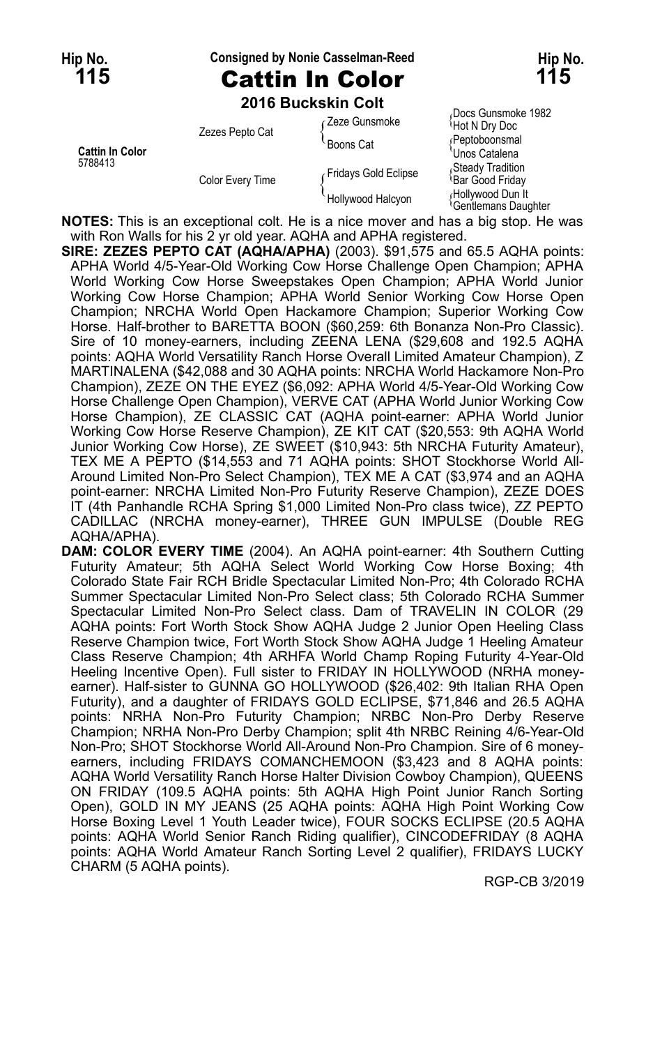**Hip No. 115**

Consigned by Nonie Casselman-Reed

# Cattin In Color

**2016 Buckskin Colt**

| | | | |
|---|---|---|---|
| **Cattin In Color** 5788413 | Zezes Pepto Cat | Zeze Gunsmoke | Docs Gunsmoke 1982 |
| | | | Hot N Dry Doc |
| | | Boons Cat | Peptoboonsmal |
| | | | Unos Catalena |
| | Color Every Time | Fridays Gold Eclipse | Steady Tradition |
| | | | Bar Good Friday |
| | | Hollywood Halcyon | Hollywood Dun It |
| | | | Gentlemans Daughter |

**NOTES:** This is an exceptional colt. He is a nice mover and has a big stop. He was with Ron Walls for his 2 yr old year. AQHA and APHA registered.

**SIRE: ZEZES PEPTO CAT (AQHA/APHA)** (2003). $91,575 and 65.5 AQHA points: APHA World 4/5-Year-Old Working Cow Horse Challenge Open Champion; APHA World Working Cow Horse Sweepstakes Open Champion; APHA World Junior Working Cow Horse Champion; APHA World Senior Working Cow Horse Open Champion; NRCHA World Open Hackamore Champion; Superior Working Cow Horse. Half-brother to BARETTA BOON ($60,259: 6th Bonanza Non-Pro Classic). Sire of 10 money-earners, including ZEENA LENA ($29,608 and 192.5 AQHA points: AQHA World Versatility Ranch Horse Overall Limited Amateur Champion), Z MARTINALENA ($42,088 and 30 AQHA points: NRCHA World Hackamore Non-Pro Champion), ZEZE ON THE EYEZ ($6,092: APHA World 4/5-Year-Old Working Cow Horse Challenge Open Champion), VERVE CAT (APHA World Junior Working Cow Horse Champion), ZE CLASSIC CAT (AQHA point-earner: APHA World Junior Working Cow Horse Reserve Champion), ZE KIT CAT ($20,553: 9th AQHA World Junior Working Cow Horse), ZE SWEET ($10,943: 5th NRCHA Futurity Amateur), TEX ME A PEPTO ($14,553 and 71 AQHA points: SHOT Stockhorse World All-Around Limited Non-Pro Select Champion), TEX ME A CAT ($3,974 and an AQHA point-earner: NRCHA Limited Non-Pro Futurity Reserve Champion), ZEZE DOES IT (4th Panhandle RCHA Spring $1,000 Limited Non-Pro class twice), ZZ PEPTO CADILLAC (NRCHA money-earner), THREE GUN IMPULSE (Double REG AQHA/APHA).

**DAM: COLOR EVERY TIME** (2004). An AQHA point-earner: 4th Southern Cutting Futurity Amateur; 5th AQHA Select World Working Cow Horse Boxing; 4th Colorado State Fair RCH Bridle Spectacular Limited Non-Pro; 4th Colorado RCHA Summer Spectacular Limited Non-Pro Select class; 5th Colorado RCHA Summer Spectacular Limited Non-Pro Select class. Dam of TRAVELIN IN COLOR (29 AQHA points: Fort Worth Stock Show AQHA Judge 2 Junior Open Heeling Class Reserve Champion twice, Fort Worth Stock Show AQHA Judge 1 Heeling Amateur Class Reserve Champion; 4th ARHFA World Champ Roping Futurity 4-Year-Old Heeling Incentive Open). Full sister to FRIDAY IN HOLLYWOOD (NRHA money-earner). Half-sister to GUNNA GO HOLLYWOOD ($26,402: 9th Italian RHA Open Futurity), and a daughter of FRIDAYS GOLD ECLIPSE, $71,846 and 26.5 AQHA points: NRHA Non-Pro Futurity Champion; NRBC Non-Pro Derby Reserve Champion; NRHA Non-Pro Derby Champion; split 4th NRBC Reining 4/6-Year-Old Non-Pro; SHOT Stockhorse World All-Around Non-Pro Champion. Sire of 6 money-earners, including FRIDAYS COMANCHEMOON ($3,423 and 8 AQHA points: AQHA World Versatility Ranch Horse Halter Division Cowboy Champion), QUEENS ON FRIDAY (109.5 AQHA points: 5th AQHA High Point Junior Ranch Sorting Open), GOLD IN MY JEANS (25 AQHA points: AQHA High Point Working Cow Horse Boxing Level 1 Youth Leader twice), FOUR SOCKS ECLIPSE (20.5 AQHA points: AQHA World Senior Ranch Riding qualifier), CINCODEFRIDAY (8 AQHA points: AQHA World Amateur Ranch Sorting Level 2 qualifier), FRIDAYS LUCKY CHARM (5 AQHA points).

RGP-CB 3/2019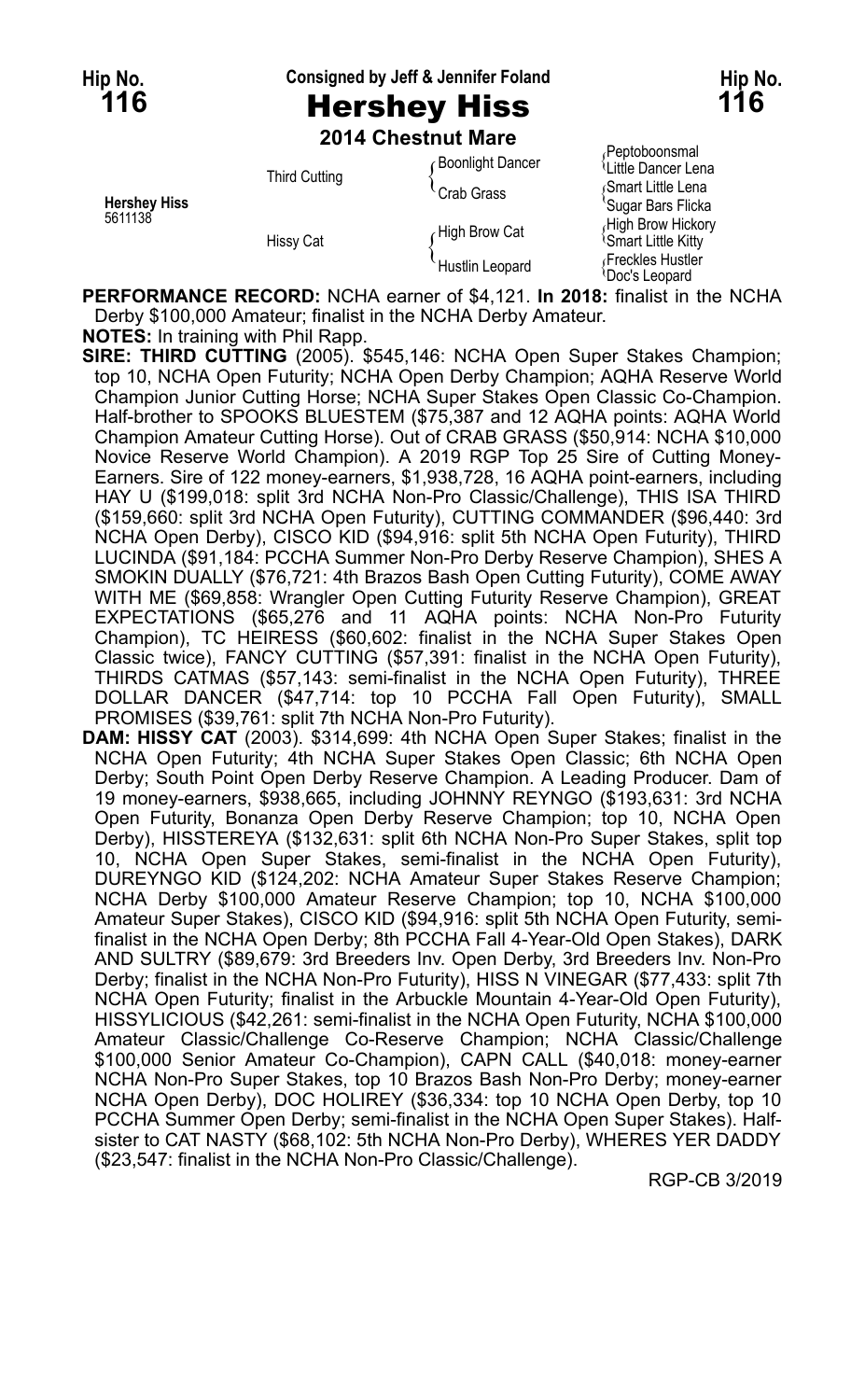**Hip No. 116** — Consigned by Jeff & Jennifer Foland — **Hip No. 116**

# Hershey Hiss

**2014 Chestnut Mare**

| | | | |
|---|---|---|---|
| **Hershey Hiss** 5611138 | Third Cutting | Boonlight Dancer | Peptoboonsmal |
| | | | Little Dancer Lena |
| | | Crab Grass | Smart Little Lena |
| | | | Sugar Bars Flicka |
| | Hissy Cat | High Brow Cat | High Brow Hickory |
| | | | Smart Little Kitty |
| | | Hustlin Leopard | Freckles Hustler |
| | | | Doc's Leopard |

**PERFORMANCE RECORD:** NCHA earner of $4,121. **In 2018:** finalist in the NCHA Derby $100,000 Amateur; finalist in the NCHA Derby Amateur.

**NOTES:** In training with Phil Rapp.

**SIRE: THIRD CUTTING** (2005). $545,146: NCHA Open Super Stakes Champion; top 10, NCHA Open Futurity; NCHA Open Derby Champion; AQHA Reserve World Champion Junior Cutting Horse; NCHA Super Stakes Open Classic Co-Champion. Half-brother to SPOOKS BLUESTEM ($75,387 and 12 AQHA points: AQHA World Champion Amateur Cutting Horse). Out of CRAB GRASS ($50,914: NCHA $10,000 Novice Reserve World Champion). A 2019 RGP Top 25 Sire of Cutting Money-Earners. Sire of 122 money-earners, $1,938,728, 16 AQHA point-earners, including HAY U ($199,018: split 3rd NCHA Non-Pro Classic/Challenge), THIS ISA THIRD ($159,660: split 3rd NCHA Open Futurity), CUTTING COMMANDER ($96,440: 3rd NCHA Open Derby), CISCO KID ($94,916: split 5th NCHA Open Futurity), THIRD LUCINDA ($91,184: PCCHA Summer Non-Pro Derby Reserve Champion), SHES A SMOKIN DUALLY ($76,721: 4th Brazos Bash Open Cutting Futurity), COME AWAY WITH ME ($69,858: Wrangler Open Cutting Futurity Reserve Champion), GREAT EXPECTATIONS ($65,276 and 11 AQHA points: NCHA Non-Pro Futurity Champion), TC HEIRESS ($60,602: finalist in the NCHA Super Stakes Open Classic twice), FANCY CUTTING ($57,391: finalist in the NCHA Open Futurity), THIRDS CATMAS ($57,143: semi-finalist in the NCHA Open Futurity), THREE DOLLAR DANCER ($47,714: top 10 PCCHA Fall Open Futurity), SMALL PROMISES ($39,761: split 7th NCHA Non-Pro Futurity).

**DAM: HISSY CAT** (2003). $314,699: 4th NCHA Open Super Stakes; finalist in the NCHA Open Futurity; 4th NCHA Super Stakes Open Classic; 6th NCHA Open Derby; South Point Open Derby Reserve Champion. A Leading Producer. Dam of 19 money-earners, $938,665, including JOHNNY REYNGO ($193,631: 3rd NCHA Open Futurity, Bonanza Open Derby Reserve Champion; top 10, NCHA Open Derby), HISSTEREYA ($132,631: split 6th NCHA Non-Pro Super Stakes, split top 10, NCHA Open Super Stakes, semi-finalist in the NCHA Open Futurity), DUREYNGO KID ($124,202: NCHA Amateur Super Stakes Reserve Champion; NCHA Derby $100,000 Amateur Reserve Champion; top 10, NCHA $100,000 Amateur Super Stakes), CISCO KID ($94,916: split 5th NCHA Open Futurity, semi-finalist in the NCHA Open Derby; 8th PCCHA Fall 4-Year-Old Open Stakes), DARK AND SULTRY ($89,679: 3rd Breeders Inv. Open Derby, 3rd Breeders Inv. Non-Pro Derby; finalist in the NCHA Non-Pro Futurity), HISS N VINEGAR ($77,433: split 7th NCHA Open Futurity; finalist in the Arbuckle Mountain 4-Year-Old Open Futurity), HISSYLICIOUS ($42,261: semi-finalist in the NCHA Open Futurity, NCHA $100,000 Amateur Classic/Challenge Co-Reserve Champion; NCHA Classic/Challenge $100,000 Senior Amateur Co-Champion), CAPN CALL ($40,018: money-earner NCHA Non-Pro Super Stakes, top 10 Brazos Bash Non-Pro Derby; money-earner NCHA Open Derby), DOC HOLIREY ($36,334: top 10 NCHA Open Derby, top 10 PCCHA Summer Open Derby; semi-finalist in the NCHA Open Super Stakes). Half-sister to CAT NASTY ($68,102: 5th NCHA Non-Pro Derby), WHERES YER DADDY ($23,547: finalist in the NCHA Non-Pro Classic/Challenge).

RGP-CB 3/2019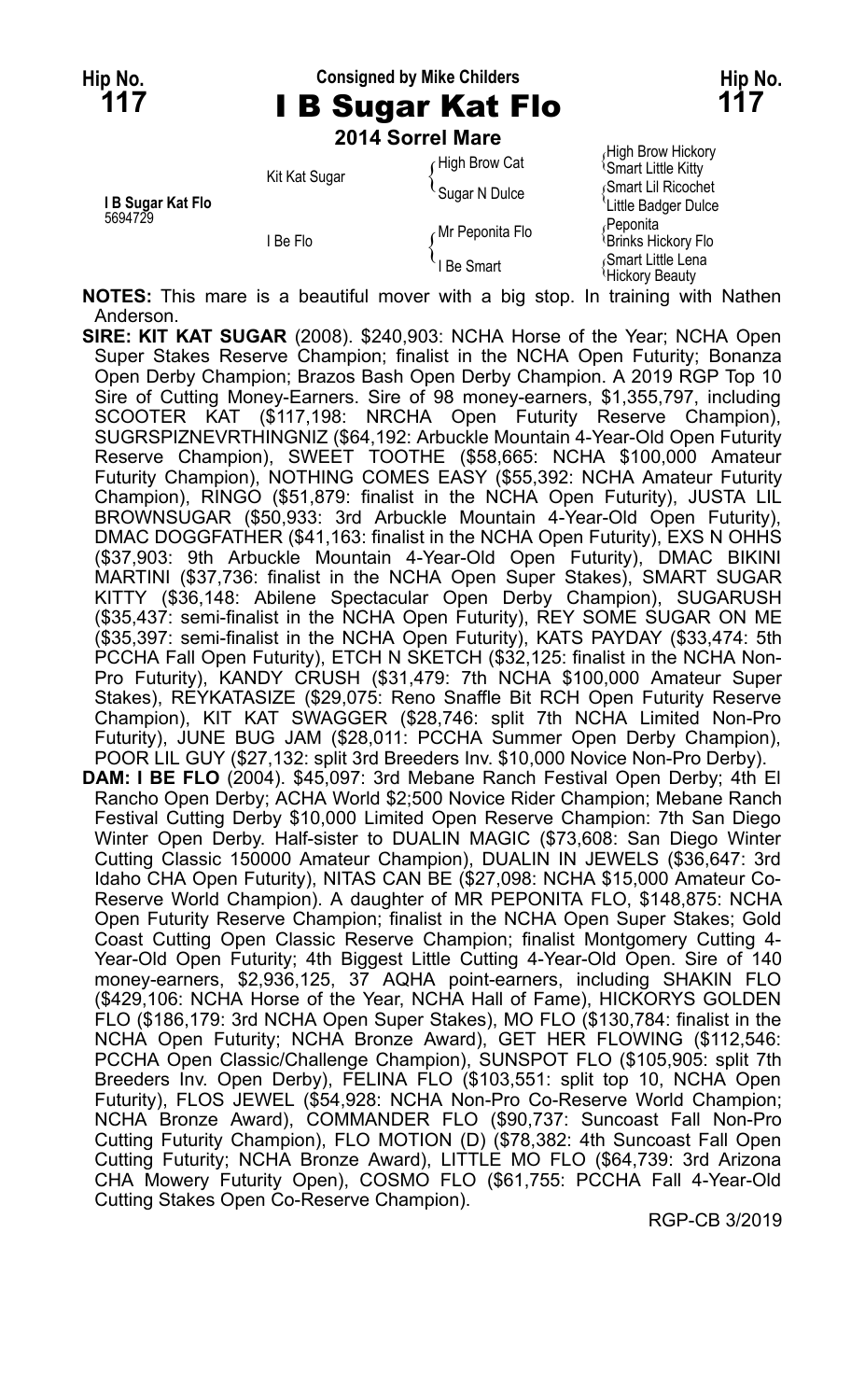**Hip No. 117** — Consigned by Mike Childers — **Hip No. 117**

# I B Sugar Kat Flo

**2014 Sorrel Mare**

| | | | |
|---|---|---|---|
| I B Sugar Kat Flo 5694729 | Kit Kat Sugar | High Brow Cat | High Brow Hickory |
| | | | Smart Little Kitty |
| | | Sugar N Dulce | Smart Lil Ricochet |
| | | | Little Badger Dulce |
| | I Be Flo | Mr Peponita Flo | Peponita |
| | | | Brinks Hickory Flo |
| | | I Be Smart | Smart Little Lena |
| | | | Hickory Beauty |

**NOTES:** This mare is a beautiful mover with a big stop. In training with Nathen Anderson.

**SIRE: KIT KAT SUGAR** (2008). $240,903: NCHA Horse of the Year; NCHA Open Super Stakes Reserve Champion; finalist in the NCHA Open Futurity; Bonanza Open Derby Champion; Brazos Bash Open Derby Champion. A 2019 RGP Top 10 Sire of Cutting Money-Earners. Sire of 98 money-earners, $1,355,797, including SCOOTER KAT ($117,198: NRCHA Open Futurity Reserve Champion), SUGRSPIZNEVRTHINGNIZ ($64,192: Arbuckle Mountain 4-Year-Old Open Futurity Reserve Champion), SWEET TOOTHE ($58,665: NCHA $100,000 Amateur Futurity Champion), NOTHING COMES EASY ($55,392: NCHA Amateur Futurity Champion), RINGO ($51,879: finalist in the NCHA Open Futurity), JUSTA LIL BROWNSUGAR ($50,933: 3rd Arbuckle Mountain 4-Year-Old Open Futurity), DMAC DOGGFATHER ($41,163: finalist in the NCHA Open Futurity), EXS N OHHS ($37,903: 9th Arbuckle Mountain 4-Year-Old Open Futurity), DMAC BIKINI MARTINI ($37,736: finalist in the NCHA Open Super Stakes), SMART SUGAR KITTY ($36,148: Abilene Spectacular Open Derby Champion), SUGARUSH ($35,437: semi-finalist in the NCHA Open Futurity), REY SOME SUGAR ON ME ($35,397: semi-finalist in the NCHA Open Futurity), KATS PAYDAY ($33,474: 5th PCCHA Fall Open Futurity), ETCH N SKETCH ($32,125: finalist in the NCHA Non-Pro Futurity), KANDY CRUSH ($31,479: 7th NCHA $100,000 Amateur Super Stakes), REYKATASIZE ($29,075: Reno Snaffle Bit RCH Open Futurity Reserve Champion), KIT KAT SWAGGER ($28,746: split 7th NCHA Limited Non-Pro Futurity), JUNE BUG JAM ($28,011: PCCHA Summer Open Derby Champion), POOR LIL GUY ($27,132: split 3rd Breeders Inv. $10,000 Novice Non-Pro Derby).

**DAM: I BE FLO** (2004). $45,097: 3rd Mebane Ranch Festival Open Derby; 4th El Rancho Open Derby; ACHA World $2;500 Novice Rider Champion; Mebane Ranch Festival Cutting Derby $10,000 Limited Open Reserve Champion: 7th San Diego Winter Open Derby. Half-sister to DUALIN MAGIC ($73,608: San Diego Winter Cutting Classic 150000 Amateur Champion), DUALIN IN JEWELS ($36,647: 3rd Idaho CHA Open Futurity), NITAS CAN BE ($27,098: NCHA $15,000 Amateur Co-Reserve World Champion). A daughter of MR PEPONITA FLO, $148,875: NCHA Open Futurity Reserve Champion; finalist in the NCHA Open Super Stakes; Gold Coast Cutting Open Classic Reserve Champion; finalist Montgomery Cutting 4-Year-Old Open Futurity; 4th Biggest Little Cutting 4-Year-Old Open. Sire of 140 money-earners, $2,936,125, 37 AQHA point-earners, including SHAKIN FLO ($429,106: NCHA Horse of the Year, NCHA Hall of Fame), HICKORYS GOLDEN FLO ($186,179: 3rd NCHA Open Super Stakes), MO FLO ($130,784: finalist in the NCHA Open Futurity; NCHA Bronze Award), GET HER FLOWING ($112,546: PCCHA Open Classic/Challenge Champion), SUNSPOT FLO ($105,905: split 7th Breeders Inv. Open Derby), FELINA FLO ($103,551: split top 10, NCHA Open Futurity), FLOS JEWEL ($54,928: NCHA Non-Pro Co-Reserve World Champion; NCHA Bronze Award), COMMANDER FLO ($90,737: Suncoast Fall Non-Pro Cutting Futurity Champion), FLO MOTION (D) ($78,382: 4th Suncoast Fall Open Cutting Futurity; NCHA Bronze Award), LITTLE MO FLO ($64,739: 3rd Arizona CHA Mowery Futurity Open), COSMO FLO ($61,755: PCCHA Fall 4-Year-Old Cutting Stakes Open Co-Reserve Champion).

RGP-CB 3/2019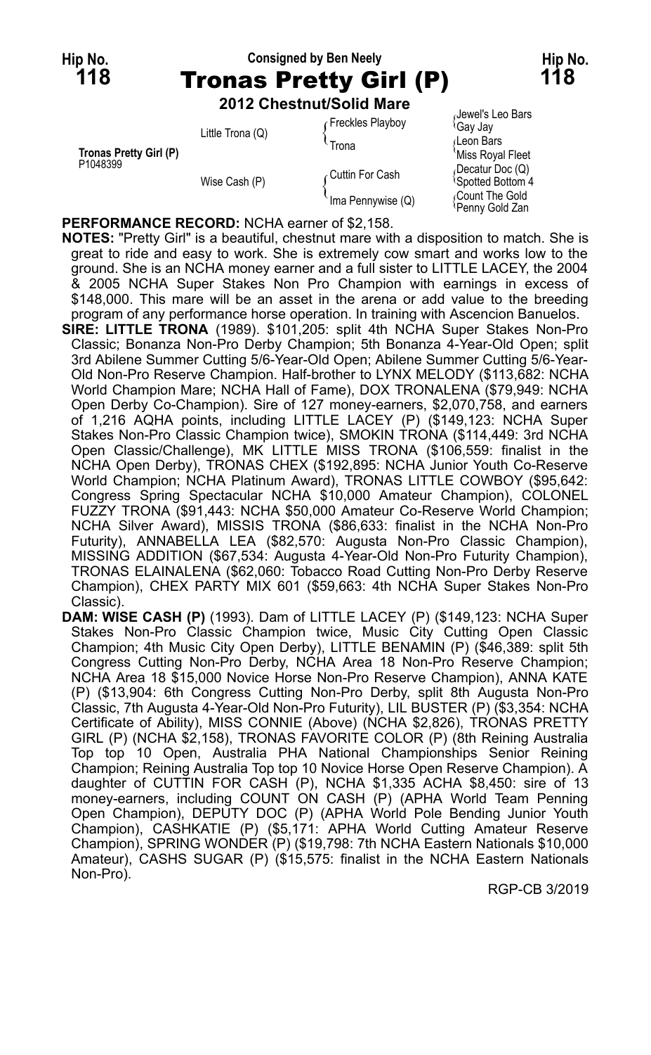Hip No. **118** — Consigned by Ben Neely — Hip No. **118**

# Tronas Pretty Girl (P)

**2012 Chestnut/Solid Mare**

| | | | |
|---|---|---|---|
| **Tronas Pretty Girl (P)** P1048399 | Little Trona (Q) | Freckles Playboy | Jewel's Leo Bars |
| | | | Gay Jay |
| | | Trona | Leon Bars |
| | | | Miss Royal Fleet |
| | Wise Cash (P) | Cuttin For Cash | Decatur Doc (Q) |
| | | | Spotted Bottom 4 |
| | | Ima Pennywise (Q) | Count The Gold |
| | | | Penny Gold Zan |

**PERFORMANCE RECORD:** NCHA earner of $2,158.

**NOTES:** "Pretty Girl" is a beautiful, chestnut mare with a disposition to match. She is great to ride and easy to work. She is extremely cow smart and works low to the ground. She is an NCHA money earner and a full sister to LITTLE LACEY, the 2004 & 2005 NCHA Super Stakes Non Pro Champion with earnings in excess of $148,000. This mare will be an asset in the arena or add value to the breeding program of any performance horse operation. In training with Ascencion Banuelos.

**SIRE: LITTLE TRONA** (1989). $101,205: split 4th NCHA Super Stakes Non-Pro Classic; Bonanza Non-Pro Derby Champion; 5th Bonanza 4-Year-Old Open; split 3rd Abilene Summer Cutting 5/6-Year-Old Open; Abilene Summer Cutting 5/6-Year-Old Non-Pro Reserve Champion. Half-brother to LYNX MELODY ($113,682: NCHA World Champion Mare; NCHA Hall of Fame), DOX TRONALENA ($79,949: NCHA Open Derby Co-Champion). Sire of 127 money-earners, $2,070,758, and earners of 1,216 AQHA points, including LITTLE LACEY (P) ($149,123: NCHA Super Stakes Non-Pro Classic Champion twice), SMOKIN TRONA ($114,449: 3rd NCHA Open Classic/Challenge), MK LITTLE MISS TRONA ($106,559: finalist in the NCHA Open Derby), TRONAS CHEX ($192,895: NCHA Junior Youth Co-Reserve World Champion; NCHA Platinum Award), TRONAS LITTLE COWBOY ($95,642: Congress Spring Spectacular NCHA $10,000 Amateur Champion), COLONEL FUZZY TRONA ($91,443: NCHA $50,000 Amateur Co-Reserve World Champion; NCHA Silver Award), MISSIS TRONA ($86,633: finalist in the NCHA Non-Pro Futurity), ANNABELLA LEA ($82,570: Augusta Non-Pro Classic Champion), MISSING ADDITION ($67,534: Augusta 4-Year-Old Non-Pro Futurity Champion), TRONAS ELAINALENA ($62,060: Tobacco Road Cutting Non-Pro Derby Reserve Champion), CHEX PARTY MIX 601 ($59,663: 4th NCHA Super Stakes Non-Pro Classic).

**DAM: WISE CASH (P)** (1993). Dam of LITTLE LACEY (P) ($149,123: NCHA Super Stakes Non-Pro Classic Champion twice, Music City Cutting Open Classic Champion; 4th Music City Open Derby), LITTLE BENAMIN (P) ($46,389: split 5th Congress Cutting Non-Pro Derby, NCHA Area 18 Non-Pro Reserve Champion; NCHA Area 18 $15,000 Novice Horse Non-Pro Reserve Champion), ANNA KATE (P) ($13,904: 6th Congress Cutting Non-Pro Derby, split 8th Augusta Non-Pro Classic, 7th Augusta 4-Year-Old Non-Pro Futurity), LIL BUSTER (P) ($3,354: NCHA Certificate of Ability), MISS CONNIE (Above) (NCHA $2,826), TRONAS PRETTY GIRL (P) (NCHA $2,158), TRONAS FAVORITE COLOR (P) (8th Reining Australia Top top 10 Open, Australia PHA National Championships Senior Reining Champion; Reining Australia Top top 10 Novice Horse Open Reserve Champion). A daughter of CUTTIN FOR CASH (P), NCHA $1,335 ACHA $8,450: sire of 13 money-earners, including COUNT ON CASH (P) (APHA World Team Penning Open Champion), DEPUTY DOC (P) (APHA World Pole Bending Junior Youth Champion), CASHKATIE (P) ($5,171: APHA World Cutting Amateur Reserve Champion), SPRING WONDER (P) ($19,798: 7th NCHA Eastern Nationals $10,000 Amateur), CASHS SUGAR (P) ($15,575: finalist in the NCHA Eastern Nationals Non-Pro).

RGP-CB 3/2019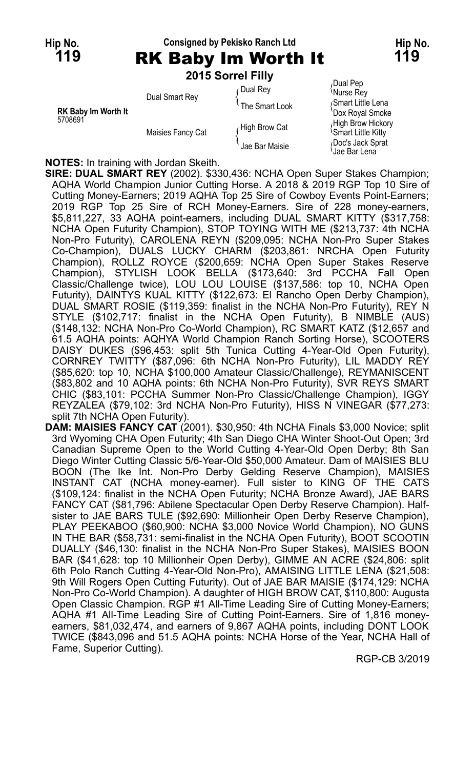Hip No. **119**

Consigned by Pekisko Ranch Ltd

# RK Baby Im Worth It

Hip No. **119**

**2015 Sorrel Filly**

| | | | |
|---|---|---|---|
| **RK Baby Im Worth It** 5708691 | Dual Smart Rey | Dual Rey | Dual Pep |
| | | | Nurse Rey |
| | | The Smart Look | Smart Little Lena |
| | | | Dox Royal Smoke |
| | Maisies Fancy Cat | High Brow Cat | High Brow Hickory |
| | | | Smart Little Kitty |
| | | Jae Bar Maisie | Doc's Jack Sprat |
| | | | Jae Bar Lena |

**NOTES:** In training with Jordan Skeith.

**SIRE: DUAL SMART REY** (2002). $330,436: NCHA Open Super Stakes Champion; AQHA World Champion Junior Cutting Horse. A 2018 & 2019 RGP Top 10 Sire of Cutting Money-Earners; 2019 AQHA Top 25 Sire of Cowboy Events Point-Earners; 2019 RGP Top 25 Sire of RCH Money-Earners. Sire of 228 money-earners, $5,811,227, 33 AQHA point-earners, including DUAL SMART KITTY ($317,758: NCHA Open Futurity Champion), STOP TOYING WITH ME ($213,737: 4th NCHA Non-Pro Futurity), CAROLENA REYN ($209,095: NCHA Non-Pro Super Stakes Co-Champion), DUALS LUCKY CHARM ($203,861: NRCHA Open Futurity Champion), ROLLZ ROYCE ($200,659: NCHA Open Super Stakes Reserve Champion), STYLISH LOOK BELLA ($173,640: 3rd PCCHA Fall Open Classic/Challenge twice), LOU LOU LOUISE ($137,586: top 10, NCHA Open Futurity), DAINTYS KUAL KITTY ($122,673: El Rancho Open Derby Champion), DUAL SMART ROSIE ($119,359: finalist in the NCHA Non-Pro Futurity), REY N STYLE ($102,717: finalist in the NCHA Open Futurity), B NIMBLE (AUS) ($148,132: NCHA Non-Pro Co-World Champion), RC SMART KATZ ($12,657 and 61.5 AQHA points: AQHYA World Champion Ranch Sorting Horse), SCOOTERS DAISY DUKES ($96,453: split 5th Tunica Cutting 4-Year-Old Open Futurity), CORNREY TWITTY ($87,096: 6th NCHA Non-Pro Futurity), LIL MADDY REY ($85,620: top 10, NCHA $100,000 Amateur Classic/Challenge), REYMANISCENT ($83,802 and 10 AQHA points: 6th NCHA Non-Pro Futurity), SVR REYS SMART CHIC ($83,101: PCCHA Summer Non-Pro Classic/Challenge Champion), IGGY REYZALEA ($79,102: 3rd NCHA Non-Pro Futurity), HISS N VINEGAR ($77,273: split 7th NCHA Open Futurity).

**DAM: MAISIES FANCY CAT** (2001). $30,950: 4th NCHA Finals $3,000 Novice; split 3rd Wyoming CHA Open Futurity; 4th San Diego CHA Winter Shoot-Out Open; 3rd Canadian Supreme Open to the World Cutting 4-Year-Old Open Derby; 8th San Diego Winter Cutting Classic 5/6-Year-Old $50,000 Amateur. Dam of MAISIES BLU BOON (The Ike Int. Non-Pro Derby Gelding Reserve Champion), MAISIES INSTANT CAT (NCHA money-earner). Full sister to KING OF THE CATS ($109,124: finalist in the NCHA Open Futurity; NCHA Bronze Award), JAE BARS FANCY CAT ($81,796: Abilene Spectacular Open Derby Reserve Champion). Half-sister to JAE BARS TULE ($92,690: Millionheir Open Derby Reserve Champion), PLAY PEEKABOO ($60,900: NCHA $3,000 Novice World Champion), NO GUNS IN THE BAR ($58,731: semi-finalist in the NCHA Open Futurity), BOOT SCOOTIN DUALLY ($46,130: finalist in the NCHA Non-Pro Super Stakes), MAISIES BOON BAR ($41,628: top 10 Millionheir Open Derby), GIMME AN ACRE ($24,806: split 6th Polo Ranch Cutting 4-Year-Old Non-Pro), AMAISING LITTLE LENA ($21,508: 9th Will Rogers Open Cutting Futurity). Out of JAE BAR MAISIE ($174,129: NCHA Non-Pro Co-World Champion). A daughter of HIGH BROW CAT, $110,800: Augusta Open Classic Champion. RGP #1 All-Time Leading Sire of Cutting Money-Earners; AQHA #1 All-Time Leading Sire of Cutting Point-Earners. Sire of 1,816 money-earners, $81,032,474, and earners of 9,867 AQHA points, including DONT LOOK TWICE ($843,096 and 51.5 AQHA points: NCHA Horse of the Year, NCHA Hall of Fame, Superior Cutting).

RGP-CB 3/2019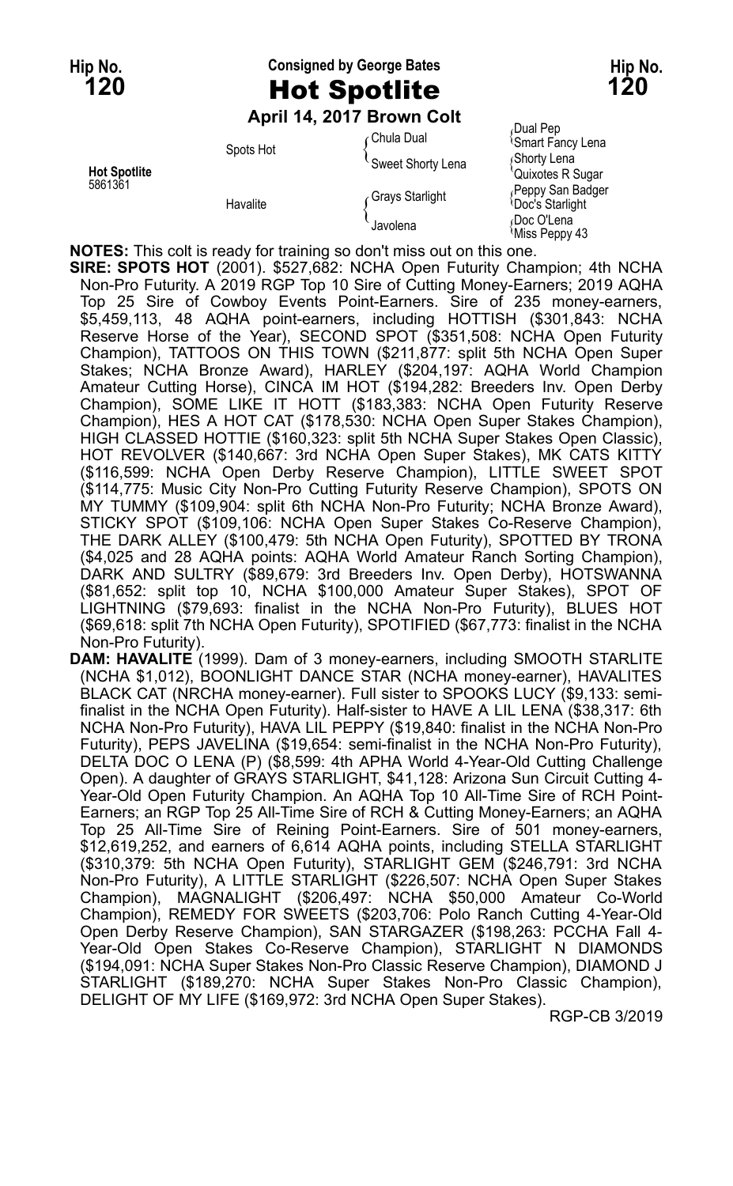**Hip No. 120** — Consigned by George Bates — **Hip No. 120**

# Hot Spotlite

**April 14, 2017 Brown Colt**

| | | | |
|---|---|---|---|
| **Hot Spotlite** 5861361 | Spots Hot | Chula Dual | Dual Pep |
| | | | Smart Fancy Lena |
| | | Sweet Shorty Lena | Shorty Lena |
| | | | Quixotes R Sugar |
| | Havalite | Grays Starlight | Peppy San Badger |
| | | | Doc's Starlight |
| | | Javolena | Doc O'Lena |
| | | | Miss Peppy 43 |

**NOTES:** This colt is ready for training so don't miss out on this one.

**SIRE: SPOTS HOT** (2001). $527,682: NCHA Open Futurity Champion; 4th NCHA Non-Pro Futurity. A 2019 RGP Top 10 Sire of Cutting Money-Earners; 2019 AQHA Top 25 Sire of Cowboy Events Point-Earners. Sire of 235 money-earners, $5,459,113, 48 AQHA point-earners, including HOTTISH ($301,843: NCHA Reserve Horse of the Year), SECOND SPOT ($351,508: NCHA Open Futurity Champion), TATTOOS ON THIS TOWN ($211,877: split 5th NCHA Open Super Stakes; NCHA Bronze Award), HARLEY ($204,197: AQHA World Champion Amateur Cutting Horse), CINCA IM HOT ($194,282: Breeders Inv. Open Derby Champion), SOME LIKE IT HOTT ($183,383: NCHA Open Futurity Reserve Champion), HES A HOT CAT ($178,530: NCHA Open Super Stakes Champion), HIGH CLASSED HOTTIE ($160,323: split 5th NCHA Super Stakes Open Classic), HOT REVOLVER ($140,667: 3rd NCHA Open Super Stakes), MK CATS KITTY ($116,599: NCHA Open Derby Reserve Champion), LITTLE SWEET SPOT ($114,775: Music City Non-Pro Cutting Futurity Reserve Champion), SPOTS ON MY TUMMY ($109,904: split 6th NCHA Non-Pro Futurity; NCHA Bronze Award), STICKY SPOT ($109,106: NCHA Open Super Stakes Co-Reserve Champion), THE DARK ALLEY ($100,479: 5th NCHA Open Futurity), SPOTTED BY TRONA ($4,025 and 28 AQHA points: AQHA World Amateur Ranch Sorting Champion), DARK AND SULTRY ($89,679: 3rd Breeders Inv. Open Derby), HOTSWANNA ($81,652: split top 10, NCHA $100,000 Amateur Super Stakes), SPOT OF LIGHTNING ($79,693: finalist in the NCHA Non-Pro Futurity), BLUES HOT ($69,618: split 7th NCHA Open Futurity), SPOTIFIED ($67,773: finalist in the NCHA Non-Pro Futurity).

**DAM: HAVALITE** (1999). Dam of 3 money-earners, including SMOOTH STARLITE (NCHA $1,012), BOONLIGHT DANCE STAR (NCHA money-earner), HAVALITES BLACK CAT (NRCHA money-earner). Full sister to SPOOKS LUCY ($9,133: semi-finalist in the NCHA Open Futurity). Half-sister to HAVE A LIL LENA ($38,317: 6th NCHA Non-Pro Futurity), HAVA LIL PEPPY ($19,840: finalist in the NCHA Non-Pro Futurity), PEPS JAVELINA ($19,654: semi-finalist in the NCHA Non-Pro Futurity), DELTA DOC O LENA (P) ($8,599: 4th APHA World 4-Year-Old Cutting Challenge Open). A daughter of GRAYS STARLIGHT, $41,128: Arizona Sun Circuit Cutting 4-Year-Old Open Futurity Champion. An AQHA Top 10 All-Time Sire of RCH Point-Earners; an RGP Top 25 All-Time Sire of RCH & Cutting Money-Earners; an AQHA Top 25 All-Time Sire of Reining Point-Earners. Sire of 501 money-earners, $12,619,252, and earners of 6,614 AQHA points, including STELLA STARLIGHT ($310,379: 5th NCHA Open Futurity), STARLIGHT GEM ($246,791: 3rd NCHA Non-Pro Futurity), A LITTLE STARLIGHT ($226,507: NCHA Open Super Stakes Champion), MAGNALIGHT ($206,497: NCHA $50,000 Amateur Co-World Champion), REMEDY FOR SWEETS ($203,706: Polo Ranch Cutting 4-Year-Old Open Derby Reserve Champion), SAN STARGAZER ($198,263: PCCHA Fall 4-Year-Old Open Stakes Co-Reserve Champion), STARLIGHT N DIAMONDS ($194,091: NCHA Super Stakes Non-Pro Classic Reserve Champion), DIAMOND J STARLIGHT ($189,270: NCHA Super Stakes Non-Pro Classic Champion), DELIGHT OF MY LIFE ($169,972: 3rd NCHA Open Super Stakes).

RGP-CB 3/2019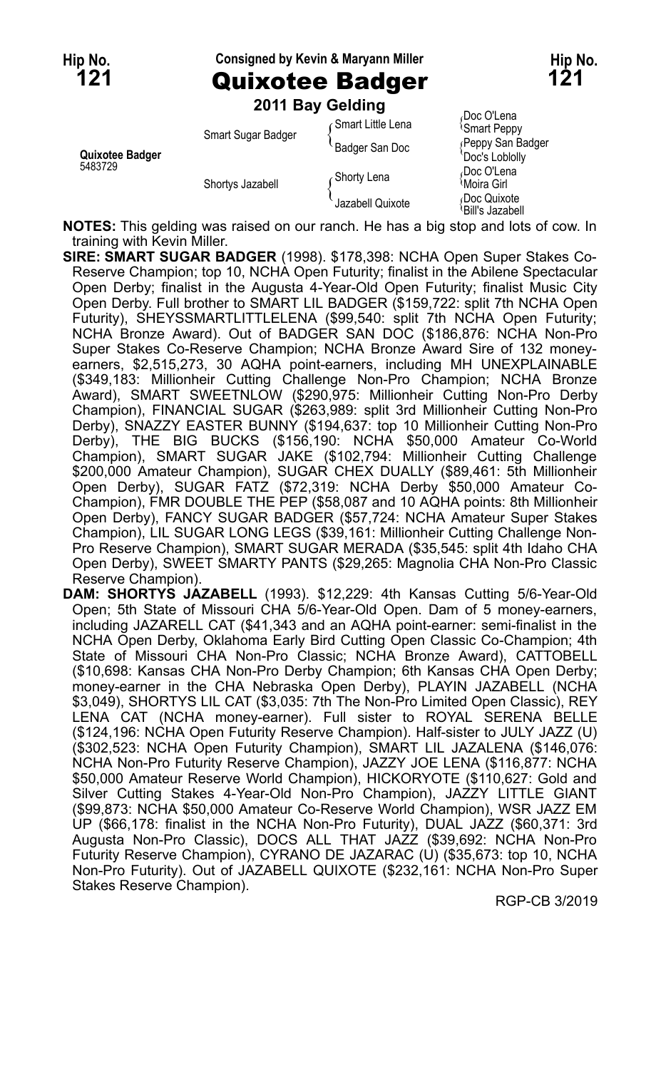**Hip No. 121** — Consigned by Kevin & Maryann Miller — **Hip No. 121**

# Quixotee Badger

**2011 Bay Gelding**

| | | | |
|---|---|---|---|
| | | Smart Little Lena | Doc O'Lena |
| | Smart Sugar Badger | | Smart Peppy |
| | | Badger San Doc | Peppy San Badger |
| **Quixotee Badger** 5483729 | | | Doc's Loblolly |
| | | Shorty Lena | Doc O'Lena |
| | Shortys Jazabell | | Moira Girl |
| | | Jazabell Quixote | Doc Quixote |
| | | | Bill's Jazabell |

**NOTES:** This gelding was raised on our ranch. He has a big stop and lots of cow. In training with Kevin Miller.

**SIRE: SMART SUGAR BADGER** (1998). $178,398: NCHA Open Super Stakes Co-Reserve Champion; top 10, NCHA Open Futurity; finalist in the Abilene Spectacular Open Derby; finalist in the Augusta 4-Year-Old Open Futurity; finalist Music City Open Derby. Full brother to SMART LIL BADGER ($159,722: split 7th NCHA Open Futurity), SHEYSSMARTLITTLELENA ($99,540: split 7th NCHA Open Futurity; NCHA Bronze Award). Out of BADGER SAN DOC ($186,876: NCHA Non-Pro Super Stakes Co-Reserve Champion; NCHA Bronze Award Sire of 132 money-earners, $2,515,273, 30 AQHA point-earners, including MH UNEXPLAINABLE ($349,183: Millionheir Cutting Challenge Non-Pro Champion; NCHA Bronze Award), SMART SWEETNLOW ($290,975: Millionheir Cutting Non-Pro Derby Champion), FINANCIAL SUGAR ($263,989: split 3rd Millionheir Cutting Non-Pro Derby), SNAZZY EASTER BUNNY ($194,637: top 10 Millionheir Cutting Non-Pro Derby), THE BIG BUCKS ($156,190: NCHA $50,000 Amateur Co-World Champion), SMART SUGAR JAKE ($102,794: Millionheir Cutting Challenge $200,000 Amateur Champion), SUGAR CHEX DUALLY ($89,461: 5th Millionheir Open Derby), SUGAR FATZ ($72,319: NCHA Derby $50,000 Amateur Co-Champion), FMR DOUBLE THE PEP ($58,087 and 10 AQHA points: 8th Millionheir Open Derby), FANCY SUGAR BADGER ($57,724: NCHA Amateur Super Stakes Champion), LIL SUGAR LONG LEGS ($39,161: Millionheir Cutting Challenge Non-Pro Reserve Champion), SMART SUGAR MERADA ($35,545: split 4th Idaho CHA Open Derby), SWEET SMARTY PANTS ($29,265: Magnolia CHA Non-Pro Classic Reserve Champion).

**DAM: SHORTYS JAZABELL** (1993). $12,229: 4th Kansas Cutting 5/6-Year-Old Open; 5th State of Missouri CHA 5/6-Year-Old Open. Dam of 5 money-earners, including JAZARELL CAT ($41,343 and an AQHA point-earner: semi-finalist in the NCHA Open Derby, Oklahoma Early Bird Cutting Open Classic Co-Champion; 4th State of Missouri CHA Non-Pro Classic; NCHA Bronze Award), CATTOBELL ($10,698: Kansas CHA Non-Pro Derby Champion; 6th Kansas CHA Open Derby; money-earner in the CHA Nebraska Open Derby), PLAYIN JAZABELL (NCHA $3,049), SHORTYS LIL CAT ($3,035: 7th The Non-Pro Limited Open Classic), REY LENA CAT (NCHA money-earner). Full sister to ROYAL SERENA BELLE ($124,196: NCHA Open Futurity Reserve Champion). Half-sister to JULY JAZZ (U) ($302,523: NCHA Open Futurity Champion), SMART LIL JAZALENA ($146,076: NCHA Non-Pro Futurity Reserve Champion), JAZZY JOE LENA ($116,877: NCHA $50,000 Amateur Reserve World Champion), HICKORYOTE ($110,627: Gold and Silver Cutting Stakes 4-Year-Old Non-Pro Champion), JAZZY LITTLE GIANT ($99,873: NCHA $50,000 Amateur Co-Reserve World Champion), WSR JAZZ EM UP ($66,178: finalist in the NCHA Non-Pro Futurity), DUAL JAZZ ($60,371: 3rd Augusta Non-Pro Classic), DOCS ALL THAT JAZZ ($39,692: NCHA Non-Pro Futurity Reserve Champion), CYRANO DE JAZARAC (U) ($35,673: top 10, NCHA Non-Pro Futurity). Out of JAZABELL QUIXOTE ($232,161: NCHA Non-Pro Super Stakes Reserve Champion).

RGP-CB 3/2019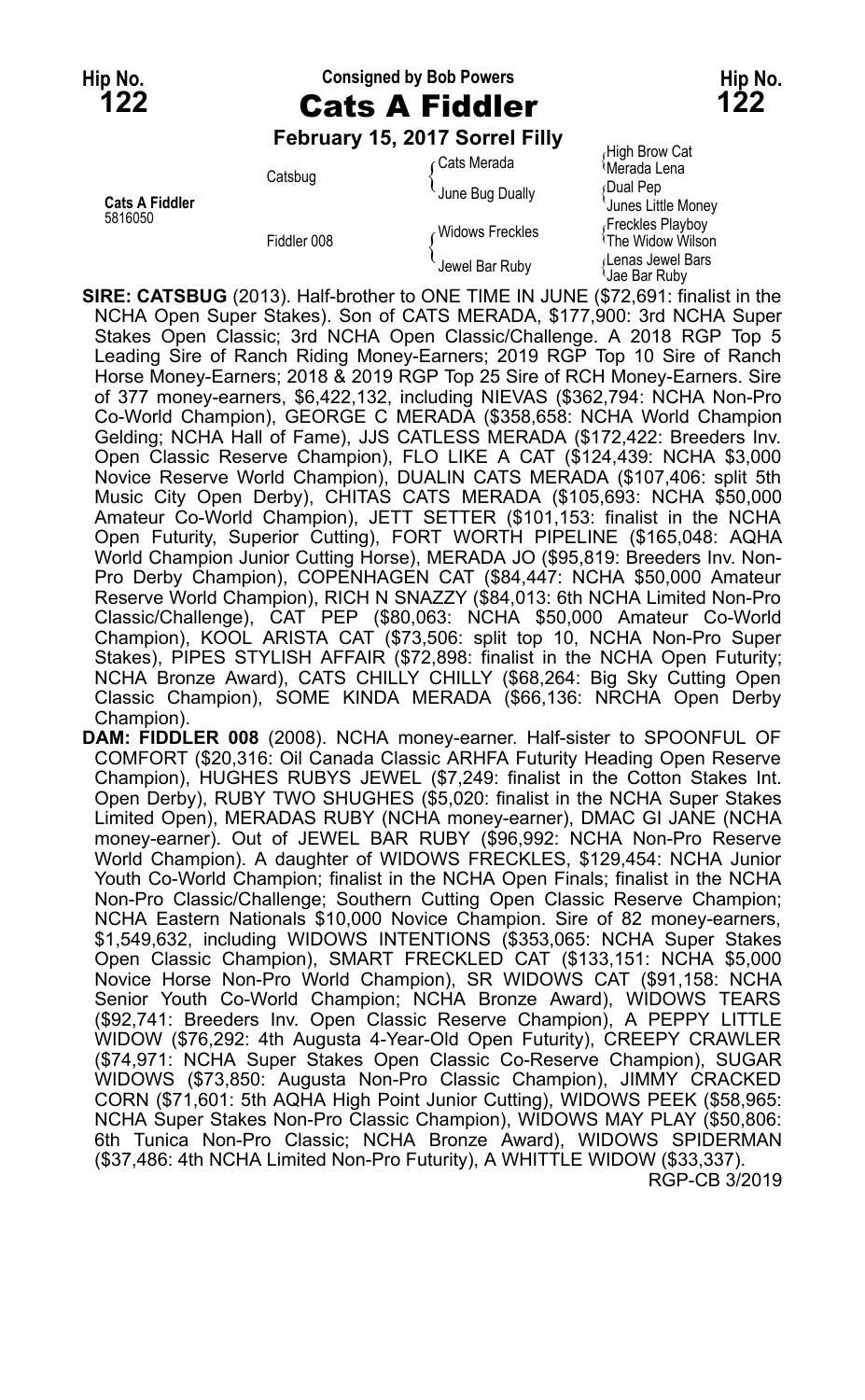Hip No. **122**

Consigned by Bob Powers

# Cats A Fiddler

Hip No. **122**

**February 15, 2017 Sorrel Filly**

| | | | |
|---|---|---|---|
| **Cats A Fiddler** 5816050 | Catsbug | Cats Merada | High Brow Cat |
| | | | Merada Lena |
| | | June Bug Dually | Dual Pep |
| | | | Junes Little Money |
| | Fiddler 008 | Widows Freckles | Freckles Playboy |
| | | | The Widow Wilson |
| | | Jewel Bar Ruby | Lenas Jewel Bars |
| | | | Jae Bar Ruby |

**SIRE: CATSBUG** (2013). Half-brother to ONE TIME IN JUNE ($72,691: finalist in the NCHA Open Super Stakes). Son of CATS MERADA, $177,900: 3rd NCHA Super Stakes Open Classic; 3rd NCHA Open Classic/Challenge. A 2018 RGP Top 5 Leading Sire of Ranch Riding Money-Earners; 2019 RGP Top 10 Sire of Ranch Horse Money-Earners; 2018 & 2019 RGP Top 25 Sire of RCH Money-Earners. Sire of 377 money-earners, $6,422,132, including NIEVAS ($362,794: NCHA Non-Pro Co-World Champion), GEORGE C MERADA ($358,658: NCHA World Champion Gelding; NCHA Hall of Fame), JJS CATLESS MERADA ($172,422: Breeders Inv. Open Classic Reserve Champion), FLO LIKE A CAT ($124,439: NCHA $3,000 Novice Reserve World Champion), DUALIN CATS MERADA ($107,406: split 5th Music City Open Derby), CHITAS CATS MERADA ($105,693: NCHA $50,000 Amateur Co-World Champion), JETT SETTER ($101,153: finalist in the NCHA Open Futurity, Superior Cutting), FORT WORTH PIPELINE ($165,048: AQHA World Champion Junior Cutting Horse), MERADA JO ($95,819: Breeders Inv. Non-Pro Derby Champion), COPENHAGEN CAT ($84,447: NCHA $50,000 Amateur Reserve World Champion), RICH N SNAZZY ($84,013: 6th NCHA Limited Non-Pro Classic/Challenge), CAT PEP ($80,063: NCHA $50,000 Amateur Co-World Champion), KOOL ARISTA CAT ($73,506: split top 10, NCHA Non-Pro Super Stakes), PIPES STYLISH AFFAIR ($72,898: finalist in the NCHA Open Futurity; NCHA Bronze Award), CATS CHILLY CHILLY ($68,264: Big Sky Cutting Open Classic Champion), SOME KINDA MERADA ($66,136: NRCHA Open Derby Champion).

**DAM: FIDDLER 008** (2008). NCHA money-earner. Half-sister to SPOONFUL OF COMFORT ($20,316: Oil Canada Classic ARHFA Futurity Heading Open Reserve Champion), HUGHES RUBYS JEWEL ($7,249: finalist in the Cotton Stakes Int. Open Derby), RUBY TWO SHUGHES ($5,020: finalist in the NCHA Super Stakes Limited Open), MERADAS RUBY (NCHA money-earner), DMAC GI JANE (NCHA money-earner). Out of JEWEL BAR RUBY ($96,992: NCHA Non-Pro Reserve World Champion). A daughter of WIDOWS FRECKLES, $129,454: NCHA Junior Youth Co-World Champion; finalist in the NCHA Open Finals; finalist in the NCHA Non-Pro Classic/Challenge; Southern Cutting Open Classic Reserve Champion; NCHA Eastern Nationals $10,000 Novice Champion. Sire of 82 money-earners, $1,549,632, including WIDOWS INTENTIONS ($353,065: NCHA Super Stakes Open Classic Champion), SMART FRECKLED CAT ($133,151: NCHA $5,000 Novice Horse Non-Pro World Champion), SR WIDOWS CAT ($91,158: NCHA Senior Youth Co-World Champion; NCHA Bronze Award), WIDOWS TEARS ($92,741: Breeders Inv. Open Classic Reserve Champion), A PEPPY LITTLE WIDOW ($76,292: 4th Augusta 4-Year-Old Open Futurity), CREEPY CRAWLER ($74,971: NCHA Super Stakes Open Classic Co-Reserve Champion), SUGAR WIDOWS ($73,850: Augusta Non-Pro Classic Champion), JIMMY CRACKED CORN ($71,601: 5th AQHA High Point Junior Cutting), WIDOWS PEEK ($58,965: NCHA Super Stakes Non-Pro Classic Champion), WIDOWS MAY PLAY ($50,806: 6th Tunica Non-Pro Classic; NCHA Bronze Award), WIDOWS SPIDERMAN ($37,486: 4th NCHA Limited Non-Pro Futurity), A WHITTLE WIDOW ($33,337).

RGP-CB 3/2019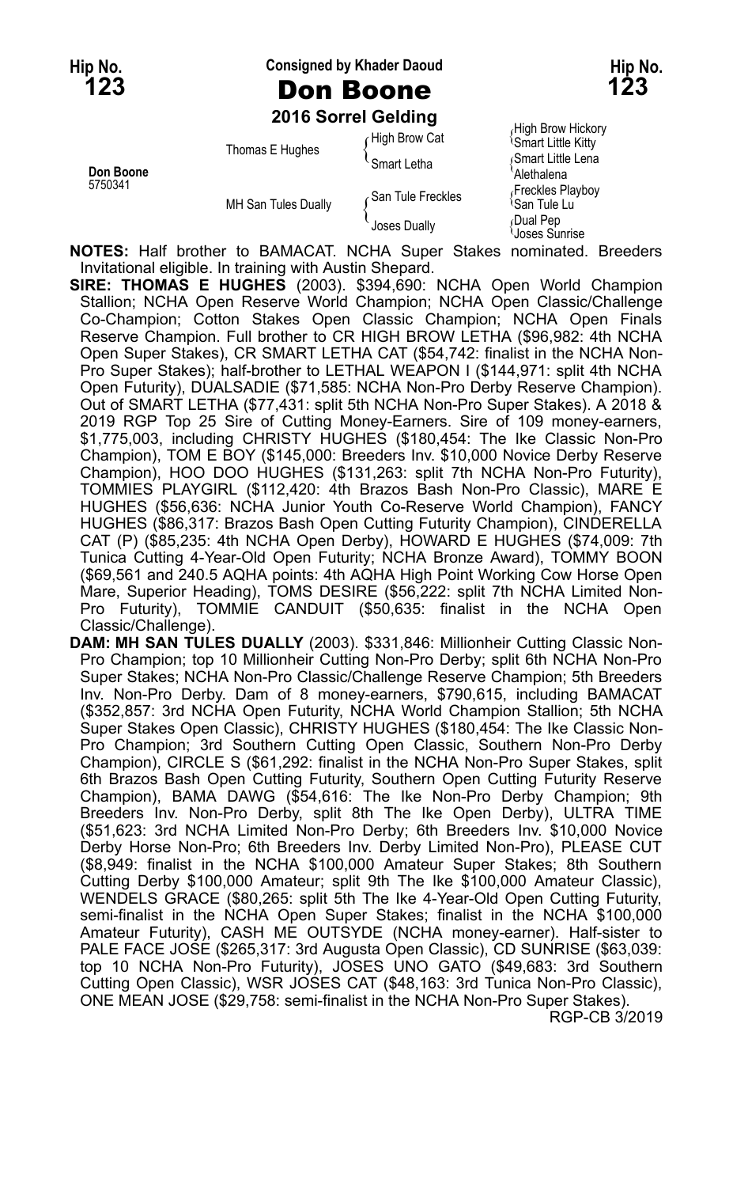Hip No. **123**

Consigned by Khader Daoud

# Don Boone

**2016 Sorrel Gelding**

Hip No. **123**

| | | | |
|---|---|---|---|
| **Don Boone** 5750341 | Thomas E Hughes | High Brow Cat | High Brow Hickory |
| | | | Smart Little Kitty |
| | | Smart Letha | Smart Little Lena |
| | | | Alethalena |
| | MH San Tules Dually | San Tule Freckles | Freckles Playboy |
| | | | San Tule Lu |
| | | Joses Dually | Dual Pep |
| | | | Joses Sunrise |

**NOTES:** Half brother to BAMACAT. NCHA Super Stakes nominated. Breeders Invitational eligible. In training with Austin Shepard.

**SIRE: THOMAS E HUGHES** (2003). $394,690: NCHA Open World Champion Stallion; NCHA Open Reserve World Champion; NCHA Open Classic/Challenge Co-Champion; Cotton Stakes Open Classic Champion; NCHA Open Finals Reserve Champion. Full brother to CR HIGH BROW LETHA ($96,982: 4th NCHA Open Super Stakes), CR SMART LETHA CAT ($54,742: finalist in the NCHA Non-Pro Super Stakes); half-brother to LETHAL WEAPON I ($144,971: split 4th NCHA Open Futurity), DUALSADIE ($71,585: NCHA Non-Pro Derby Reserve Champion). Out of SMART LETHA ($77,431: split 5th NCHA Non-Pro Super Stakes). A 2018 & 2019 RGP Top 25 Sire of Cutting Money-Earners. Sire of 109 money-earners, $1,775,003, including CHRISTY HUGHES ($180,454: The Ike Classic Non-Pro Champion), TOM E BOY ($145,000: Breeders Inv. $10,000 Novice Derby Reserve Champion), HOO DOO HUGHES ($131,263: split 7th NCHA Non-Pro Futurity), TOMMIES PLAYGIRL ($112,420: 4th Brazos Bash Non-Pro Classic), MARE E HUGHES ($56,636: NCHA Junior Youth Co-Reserve World Champion), FANCY HUGHES ($86,317: Brazos Bash Open Cutting Futurity Champion), CINDERELLA CAT (P) ($85,235: 4th NCHA Open Derby), HOWARD E HUGHES ($74,009: 7th Tunica Cutting 4-Year-Old Open Futurity; NCHA Bronze Award), TOMMY BOON ($69,561 and 240.5 AQHA points: 4th AQHA High Point Working Cow Horse Open Mare, Superior Heading), TOMS DESIRE ($56,222: split 7th NCHA Limited Non-Pro Futurity), TOMMIE CANDUIT ($50,635: finalist in the NCHA Open Classic/Challenge).

**DAM: MH SAN TULES DUALLY** (2003). $331,846: Millionheir Cutting Classic Non-Pro Champion; top 10 Millionheir Cutting Non-Pro Derby; split 6th NCHA Non-Pro Super Stakes; NCHA Non-Pro Classic/Challenge Reserve Champion; 5th Breeders Inv. Non-Pro Derby. Dam of 8 money-earners, $790,615, including BAMACAT ($352,857: 3rd NCHA Open Futurity, NCHA World Champion Stallion; 5th NCHA Super Stakes Open Classic), CHRISTY HUGHES ($180,454: The Ike Classic Non-Pro Champion; 3rd Southern Cutting Open Classic, Southern Non-Pro Derby Champion), CIRCLE S ($61,292: finalist in the NCHA Non-Pro Super Stakes, split 6th Brazos Bash Open Cutting Futurity, Southern Open Cutting Futurity Reserve Champion), BAMA DAWG ($54,616: The Ike Non-Pro Derby Champion; 9th Breeders Inv. Non-Pro Derby, split 8th The Ike Open Derby), ULTRA TIME ($51,623: 3rd NCHA Limited Non-Pro Derby; 6th Breeders Inv. $10,000 Novice Derby Horse Non-Pro; 6th Breeders Inv. Derby Limited Non-Pro), PLEASE CUT ($8,949: finalist in the NCHA $100,000 Amateur Super Stakes; 8th Southern Cutting Derby $100,000 Amateur; split 9th The Ike $100,000 Amateur Classic), WENDELS GRACE ($80,265: split 5th The Ike 4-Year-Old Open Cutting Futurity, semi-finalist in the NCHA Open Super Stakes; finalist in the NCHA $100,000 Amateur Futurity), CASH ME OUTSYDE (NCHA money-earner). Half-sister to PALE FACE JOSE ($265,317: 3rd Augusta Open Classic), CD SUNRISE ($63,039: top 10 NCHA Non-Pro Futurity), JOSES UNO GATO ($49,683: 3rd Southern Cutting Open Classic), WSR JOSES CAT ($48,163: 3rd Tunica Non-Pro Classic), ONE MEAN JOSE ($29,758: semi-finalist in the NCHA Non-Pro Super Stakes).

RGP-CB 3/2019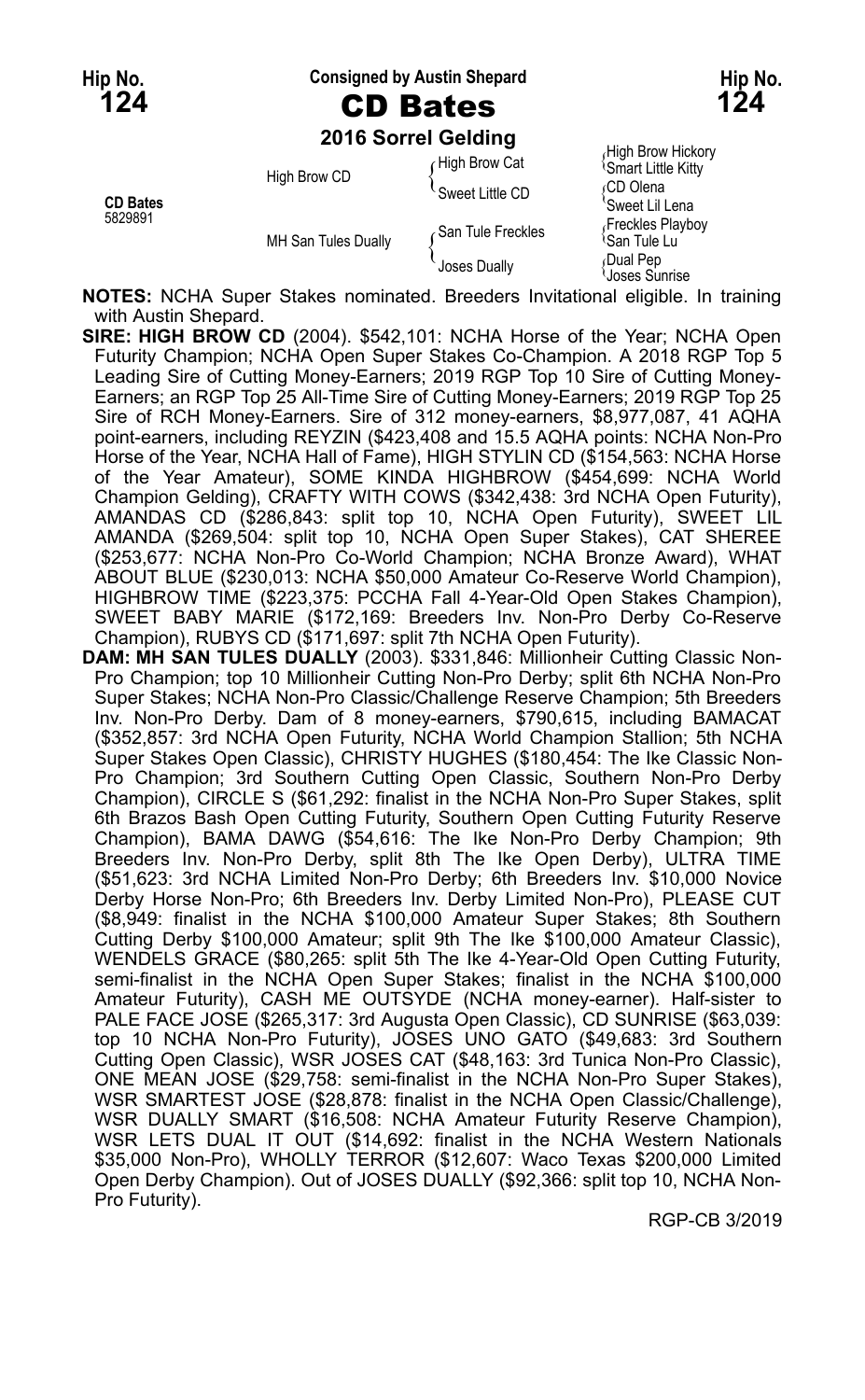Hip No. **124**

Consigned by Austin Shepard

# CD Bates

**2016 Sorrel Gelding**

| | | | |
|---|---|---|---|
| **CD Bates** 5829891 | High Brow CD | High Brow Cat | High Brow Hickory / Smart Little Kitty |
| | | Sweet Little CD | CD Olena / Sweet Lil Lena |
| | MH San Tules Dually | San Tule Freckles | Freckles Playboy / San Tule Lu |
| | | Joses Dually | Dual Pep / Joses Sunrise |

**NOTES:** NCHA Super Stakes nominated. Breeders Invitational eligible. In training with Austin Shepard.

**SIRE: HIGH BROW CD** (2004). $542,101: NCHA Horse of the Year; NCHA Open Futurity Champion; NCHA Open Super Stakes Co-Champion. A 2018 RGP Top 5 Leading Sire of Cutting Money-Earners; 2019 RGP Top 10 Sire of Cutting Money-Earners; an RGP Top 25 All-Time Sire of Cutting Money-Earners; 2019 RGP Top 25 Sire of RCH Money-Earners. Sire of 312 money-earners, $8,977,087, 41 AQHA point-earners, including REYZIN ($423,408 and 15.5 AQHA points: NCHA Non-Pro Horse of the Year, NCHA Hall of Fame), HIGH STYLIN CD ($154,563: NCHA Horse of the Year Amateur), SOME KINDA HIGHBROW ($454,699: NCHA World Champion Gelding), CRAFTY WITH COWS ($342,438: 3rd NCHA Open Futurity), AMANDAS CD ($286,843: split top 10, NCHA Open Futurity), SWEET LIL AMANDA ($269,504: split top 10, NCHA Open Super Stakes), CAT SHEREE ($253,677: NCHA Non-Pro Co-World Champion; NCHA Bronze Award), WHAT ABOUT BLUE ($230,013: NCHA $50,000 Amateur Co-Reserve World Champion), HIGHBROW TIME ($223,375: PCCHA Fall 4-Year-Old Open Stakes Champion), SWEET BABY MARIE ($172,169: Breeders Inv. Non-Pro Derby Co-Reserve Champion), RUBYS CD ($171,697: split 7th NCHA Open Futurity).

**DAM: MH SAN TULES DUALLY** (2003). $331,846: Millionheir Cutting Classic Non-Pro Champion; top 10 Millionheir Cutting Non-Pro Derby; split 6th NCHA Non-Pro Super Stakes; NCHA Non-Pro Classic/Challenge Reserve Champion; 5th Breeders Inv. Non-Pro Derby. Dam of 8 money-earners, $790,615, including BAMACAT ($352,857: 3rd NCHA Open Futurity, NCHA World Champion Stallion; 5th NCHA Super Stakes Open Classic), CHRISTY HUGHES ($180,454: The Ike Classic Non-Pro Champion; 3rd Southern Cutting Open Classic, Southern Non-Pro Derby Champion), CIRCLE S ($61,292: finalist in the NCHA Non-Pro Super Stakes, split 6th Brazos Bash Open Cutting Futurity, Southern Open Cutting Futurity Reserve Champion), BAMA DAWG ($54,616: The Ike Non-Pro Derby Champion; 9th Breeders Inv. Non-Pro Derby, split 8th The Ike Open Derby), ULTRA TIME ($51,623: 3rd NCHA Limited Non-Pro Derby; 6th Breeders Inv. $10,000 Novice Derby Horse Non-Pro; 6th Breeders Inv. Derby Limited Non-Pro), PLEASE CUT ($8,949: finalist in the NCHA $100,000 Amateur Super Stakes; 8th Southern Cutting Derby $100,000 Amateur; split 9th The Ike $100,000 Amateur Classic), WENDELS GRACE ($80,265: split 5th The Ike 4-Year-Old Open Cutting Futurity, semi-finalist in the NCHA Open Super Stakes; finalist in the NCHA $100,000 Amateur Futurity), CASH ME OUTSYDE (NCHA money-earner). Half-sister to PALE FACE JOSE ($265,317: 3rd Augusta Open Classic), CD SUNRISE ($63,039: top 10 NCHA Non-Pro Futurity), JOSES UNO GATO ($49,683: 3rd Southern Cutting Open Classic), WSR JOSES CAT ($48,163: 3rd Tunica Non-Pro Classic), ONE MEAN JOSE ($29,758: semi-finalist in the NCHA Non-Pro Super Stakes), WSR SMARTEST JOSE ($28,878: finalist in the NCHA Open Classic/Challenge), WSR DUALLY SMART ($16,508: NCHA Amateur Futurity Reserve Champion), WSR LETS DUAL IT OUT ($14,692: finalist in the NCHA Western Nationals $35,000 Non-Pro), WHOLLY TERROR ($12,607: Waco Texas $200,000 Limited Open Derby Champion). Out of JOSES DUALLY ($92,366: split top 10, NCHA Non-Pro Futurity).

RGP-CB 3/2019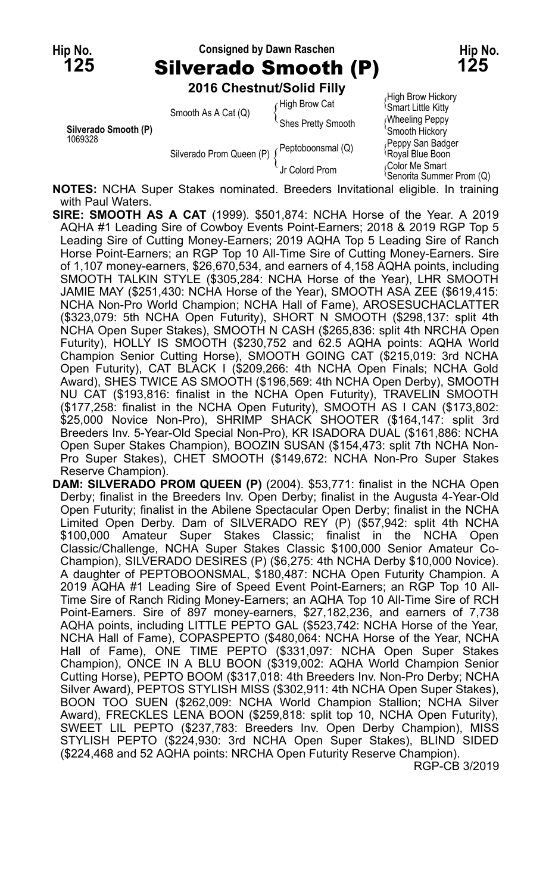Hip No. **125**

Consigned by Dawn Raschen

# Silverado Smooth (P)

**2016 Chestnut/Solid Filly**

| | | | |
|---|---|---|---|
| **Silverado Smooth (P)** 1069328 | Smooth As A Cat (Q) | High Brow Cat | High Brow Hickory |
| | | | Smart Little Kitty |
| | | Shes Pretty Smooth | Wheeling Peppy |
| | | | Smooth Hickory |
| | Silverado Prom Queen (P) | Peptoboonsmal (Q) | Peppy San Badger |
| | | | Royal Blue Boon |
| | | Jr Colord Prom | Color Me Smart |
| | | | Senorita Summer Prom (Q) |

**NOTES:** NCHA Super Stakes nominated. Breeders Invitational eligible. In training with Paul Waters.

**SIRE: SMOOTH AS A CAT** (1999). $501,874: NCHA Horse of the Year. A 2019 AQHA #1 Leading Sire of Cowboy Events Point-Earners; 2018 & 2019 RGP Top 5 Leading Sire of Cutting Money-Earners; 2019 AQHA Top 5 Leading Sire of Ranch Horse Point-Earners; an RGP Top 10 All-Time Sire of Cutting Money-Earners. Sire of 1,107 money-earners, $26,670,534, and earners of 4,158 AQHA points, including SMOOTH TALKIN STYLE ($305,284: NCHA Horse of the Year), LHR SMOOTH JAMIE MAY ($251,430: NCHA Horse of the Year), SMOOTH ASA ZEE ($619,415: NCHA Non-Pro World Champion; NCHA Hall of Fame), AROSESUCHACLATTER ($323,079: 5th NCHA Open Futurity), SHORT N SMOOTH ($298,137: split 4th NCHA Open Super Stakes), SMOOTH N CASH ($265,836: split 4th NRCHA Open Futurity), HOLLY IS SMOOTH ($230,752 and 62.5 AQHA points: AQHA World Champion Senior Cutting Horse), SMOOTH GOING CAT ($215,019: 3rd NCHA Open Futurity), CAT BLACK I ($209,266: 4th NCHA Open Finals; NCHA Gold Award), SHES TWICE AS SMOOTH ($196,569: 4th NCHA Open Derby), SMOOTH NU CAT ($193,816: finalist in the NCHA Open Futurity), TRAVELIN SMOOTH ($177,258: finalist in the NCHA Open Futurity), SMOOTH AS I CAN ($173,802: $25,000 Novice Non-Pro), SHRIMP SHACK SHOOTER ($164,147: split 3rd Breeders Inv. 5-Year-Old Special Non-Pro), KR ISADORA DUAL ($161,886: NCHA Open Super Stakes Champion), BOOZIN SUSAN ($154,473: split 7th NCHA Non-Pro Super Stakes), CHET SMOOTH ($149,672: NCHA Non-Pro Super Stakes Reserve Champion).

**DAM: SILVERADO PROM QUEEN (P)** (2004). $53,771: finalist in the NCHA Open Derby; finalist in the Breeders Inv. Open Derby; finalist in the Augusta 4-Year-Old Open Futurity; finalist in the Abilene Spectacular Open Derby; finalist in the NCHA Limited Open Derby. Dam of SILVERADO REY (P) ($57,942: split 4th NCHA $100,000 Amateur Super Stakes Classic; finalist in the NCHA Open Classic/Challenge, NCHA Super Stakes Classic $100,000 Senior Amateur Co-Champion), SILVERADO DESIRES (P) ($6,275: 4th NCHA Derby $10,000 Novice). A daughter of PEPTOBOONSMAL, $180,487: NCHA Open Futurity Champion. A 2019 AQHA #1 Leading Sire of Speed Event Point-Earners; an RGP Top 10 All-Time Sire of Ranch Riding Money-Earners; an AQHA Top 10 All-Time Sire of RCH Point-Earners. Sire of 897 money-earners, $27,182,236, and earners of 7,738 AQHA points, including LITTLE PEPTO GAL ($523,742: NCHA Horse of the Year, NCHA Hall of Fame), COPASPEPTO ($480,064: NCHA Horse of the Year, NCHA Hall of Fame), ONE TIME PEPTO ($331,097: NCHA Open Super Stakes Champion), ONCE IN A BLU BOON ($319,002: AQHA World Champion Senior Cutting Horse), PEPTO BOOM ($317,018: 4th Breeders Inv. Non-Pro Derby; NCHA Silver Award), PEPTOS STYLISH MISS ($302,911: 4th NCHA Open Super Stakes), BOON TOO SUEN ($262,009: NCHA World Champion Stallion; NCHA Silver Award), FRECKLES LENA BOON ($259,818: split top 10, NCHA Open Futurity), SWEET LIL PEPTO ($237,783: Breeders Inv. Open Derby Champion), MISS STYLISH PEPTO ($224,930: 3rd NCHA Open Super Stakes), BLIND SIDED ($224,468 and 52 AQHA points: NRCHA Open Futurity Reserve Champion).

RGP-CB 3/2019